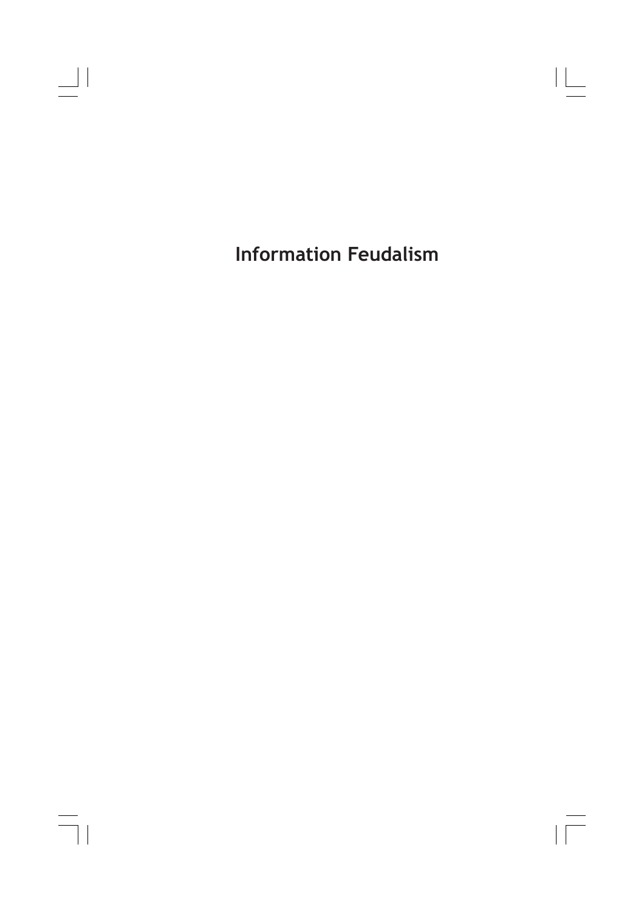# Information Feudalism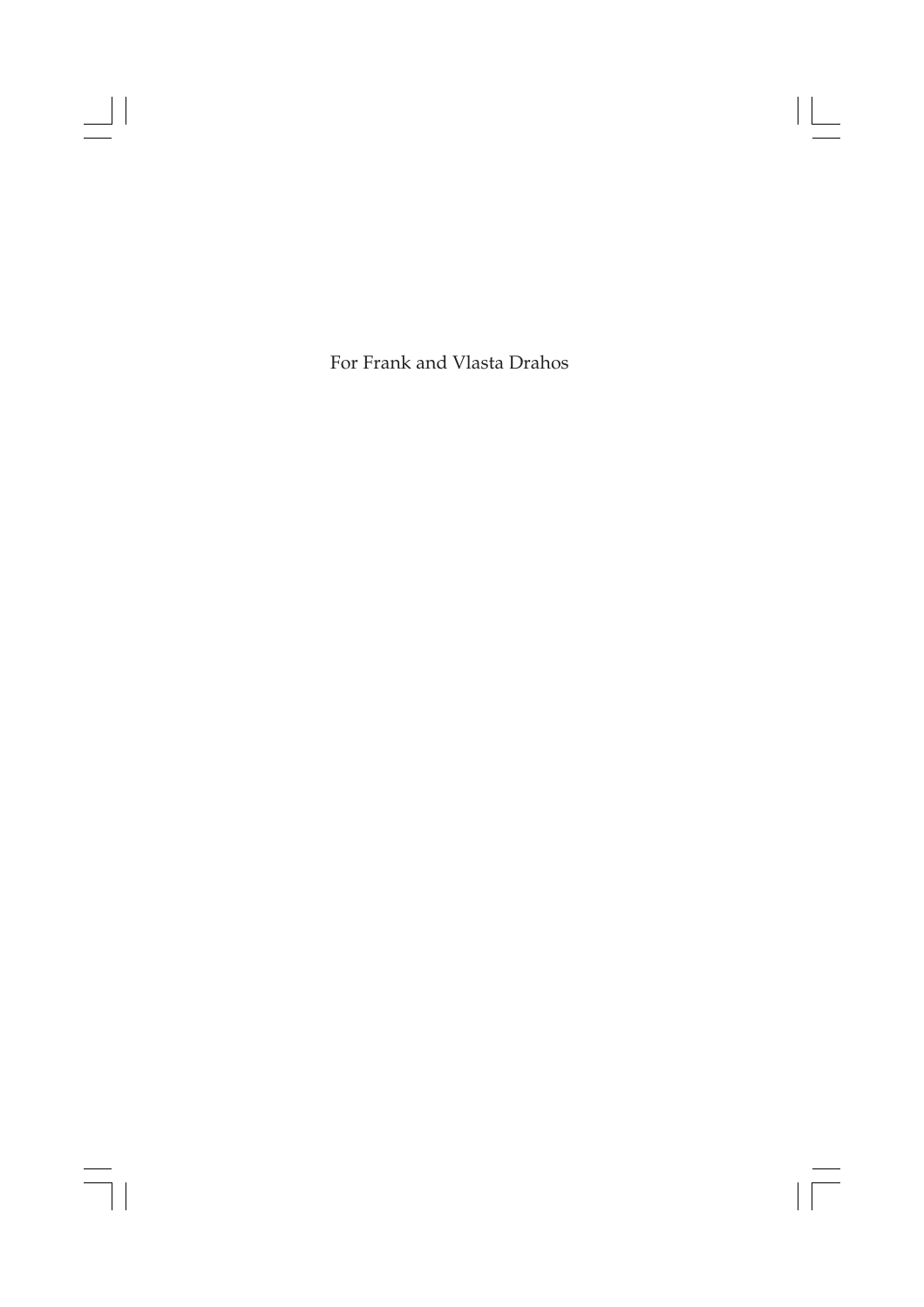For Frank and Vlasta Drahos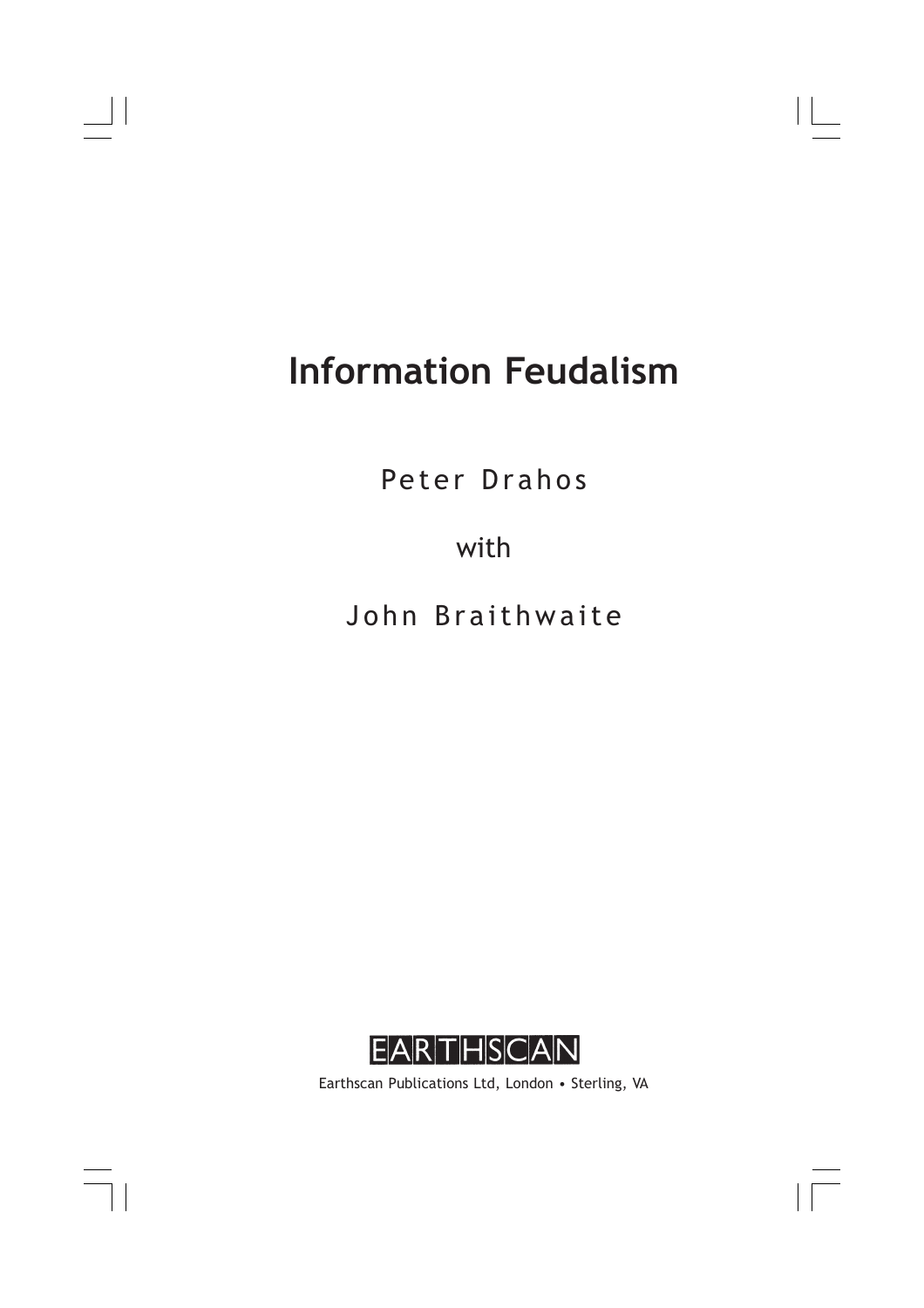# Information Feudalism

Peter Drahos

with

John Braithwaite

EARTHSCAN

Earthscan Publications Ltd, London • Sterling, VA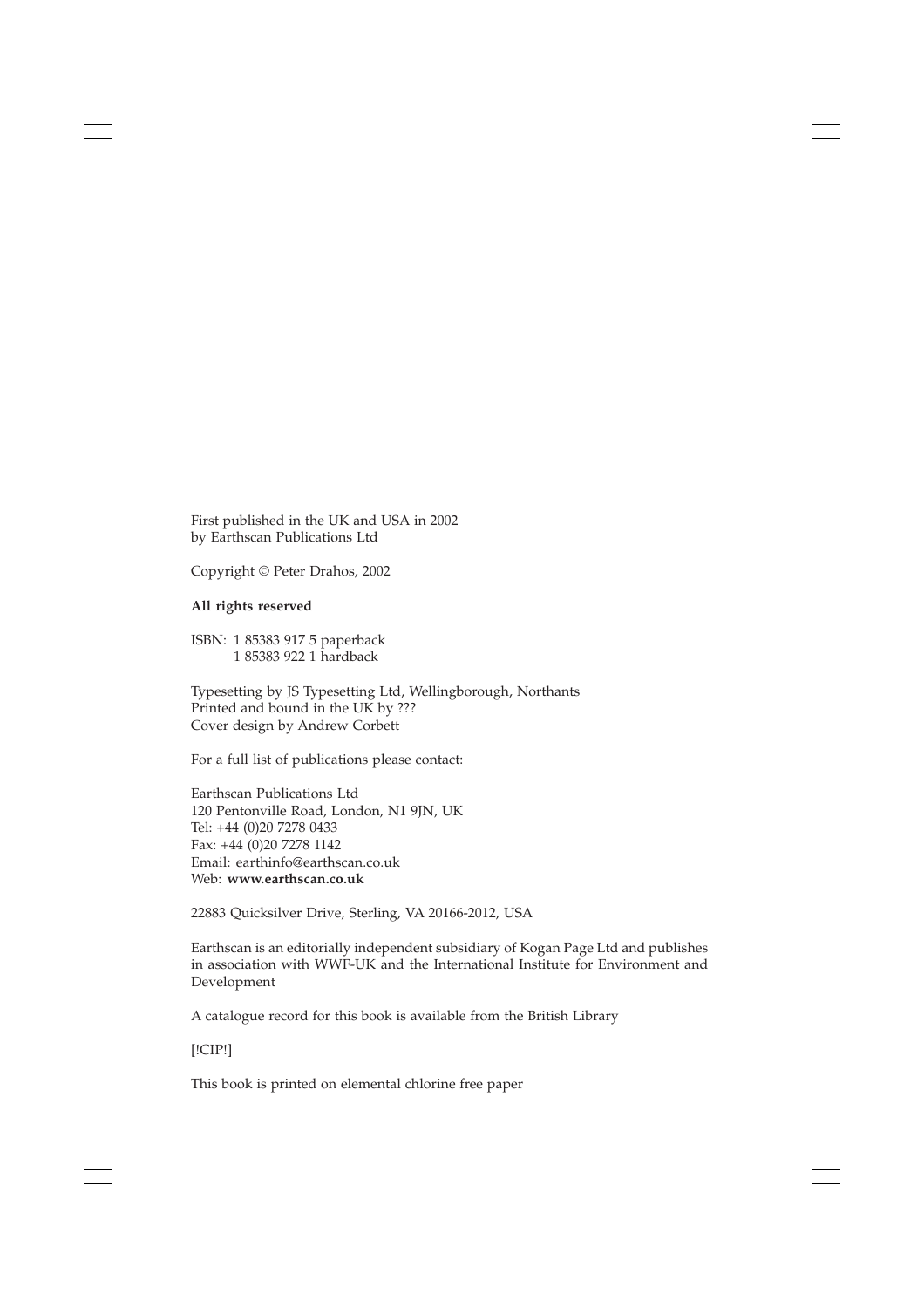First published in the UK and USA in 2002
by Earthscan Publications Ltd

Copyright © Peter Drahos, 2002

**All rights reserved**

ISBN: 1 85383 917 5 paperback
1 85383 922 1 hardback

Typesetting by JS Typesetting Ltd, Wellingborough, Northants
Printed and bound in the UK by ???
Cover design by Andrew Corbett

For a full list of publications please contact:

Earthscan Publications Ltd
120 Pentonville Road, London, N1 9JN, UK
Tel: +44 (0)20 7278 0433
Fax: +44 (0)20 7278 1142
Email: earthinfo@earthscan.co.uk
Web: **www.earthscan.co.uk**

22883 Quicksilver Drive, Sterling, VA 20166-2012, USA

Earthscan is an editorially independent subsidiary of Kogan Page Ltd and publishes in association with WWF-UK and the International Institute for Environment and Development

A catalogue record for this book is available from the British Library

[!CIP!]

This book is printed on elemental chlorine free paper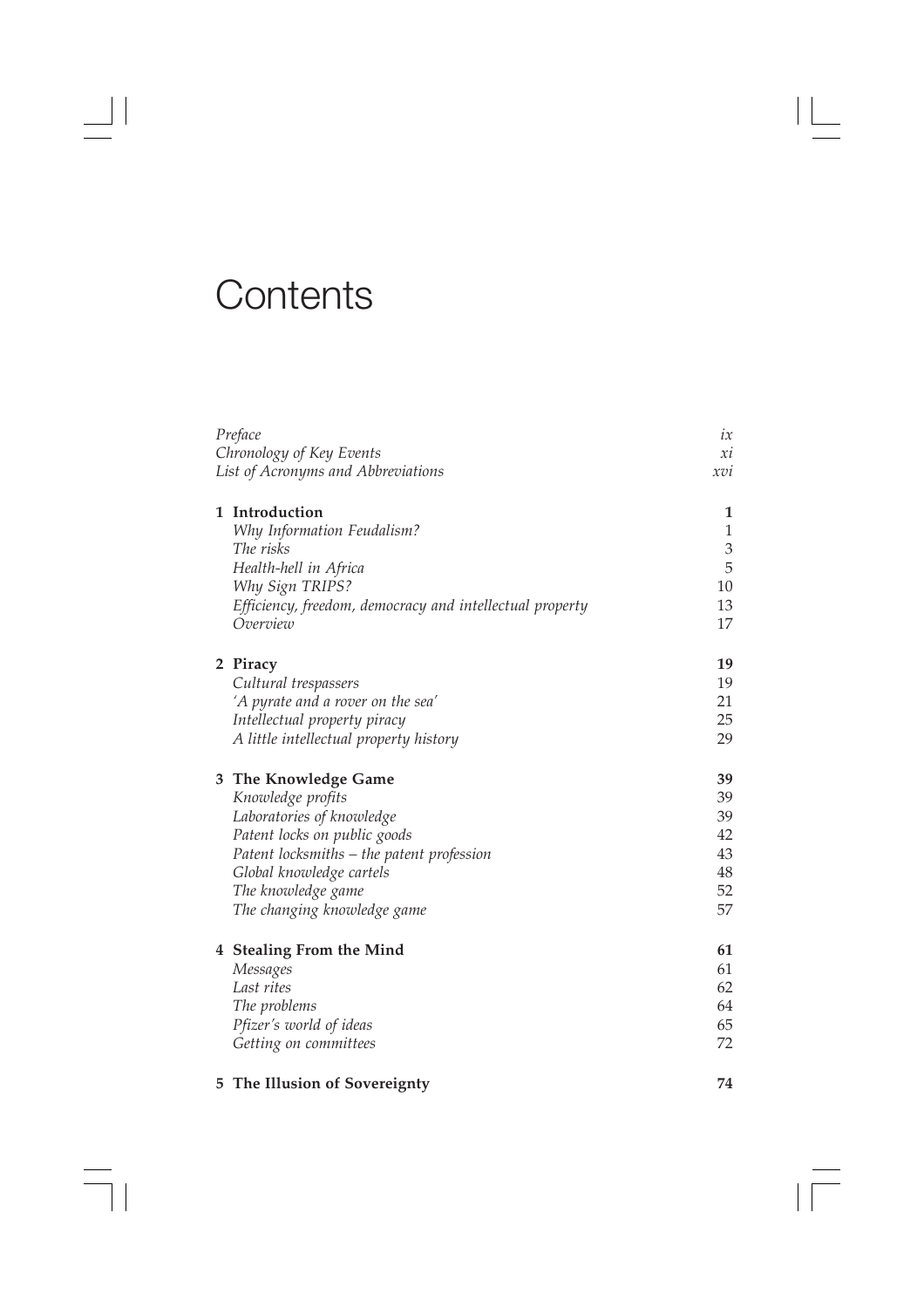# Contents

*Preface* ix
*Chronology of Key Events* xi
*List of Acronyms and Abbreviations* xvi

**1 Introduction** **1**
*Why Information Feudalism?* 1
*The risks* 3
*Health-hell in Africa* 5
*Why Sign TRIPS?* 10
*Efficiency, freedom, democracy and intellectual property* 13
*Overview* 17

**2 Piracy** **19**
*Cultural trespassers* 19
*'A pyrate and a rover on the sea'* 21
*Intellectual property piracy* 25
*A little intellectual property history* 29

**3 The Knowledge Game** **39**
*Knowledge profits* 39
*Laboratories of knowledge* 39
*Patent locks on public goods* 42
*Patent locksmiths – the patent profession* 43
*Global knowledge cartels* 48
*The knowledge game* 52
*The changing knowledge game* 57

**4 Stealing From the Mind** **61**
*Messages* 61
*Last rites* 62
*The problems* 64
*Pfizer's world of ideas* 65
*Getting on committees* 72

**5 The Illusion of Sovereignty** **74**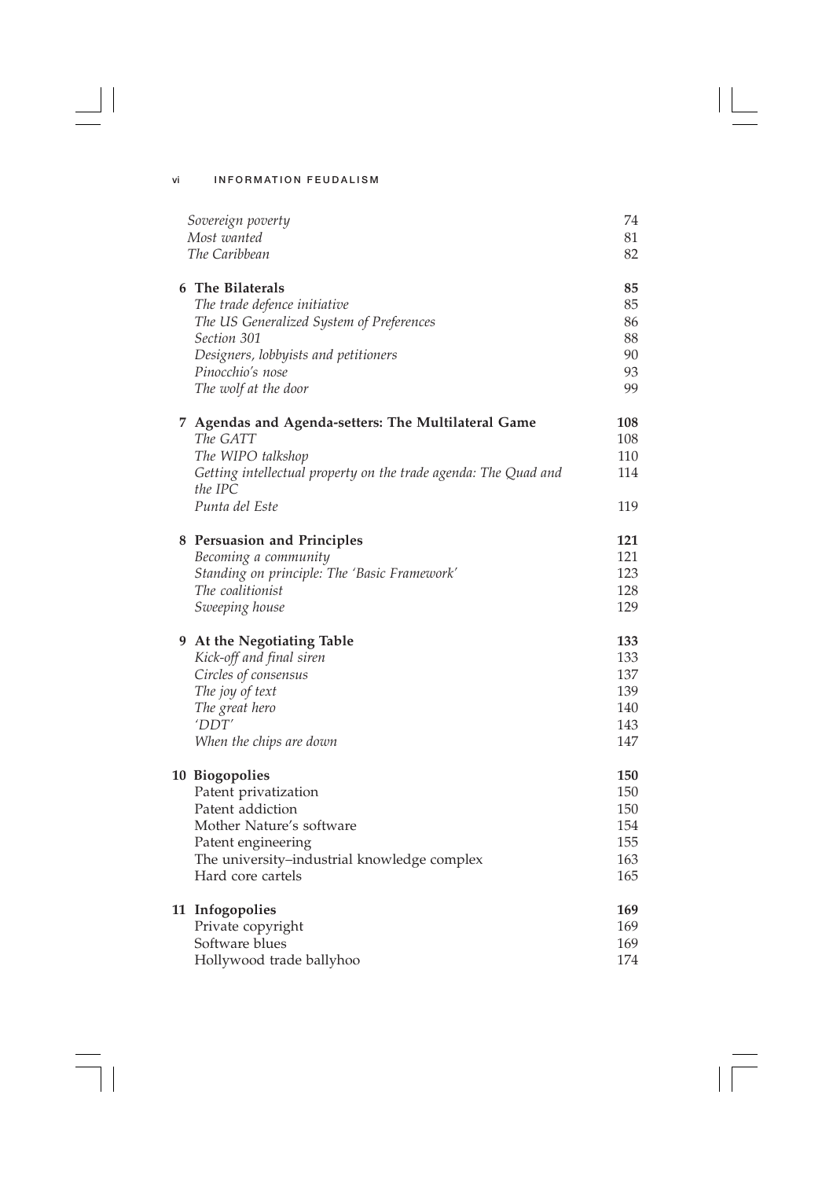| | |
|---|---|
| *Sovereign poverty* | 74 |
| *Most wanted* | 81 |
| *The Caribbean* | 82 |
| **6 The Bilaterals** | **85** |
| *The trade defence initiative* | 85 |
| *The US Generalized System of Preferences* | 86 |
| *Section 301* | 88 |
| *Designers, lobbyists and petitioners* | 90 |
| *Pinocchio's nose* | 93 |
| *The wolf at the door* | 99 |
| **7 Agendas and Agenda-setters: The Multilateral Game** | **108** |
| *The GATT* | 108 |
| *The WIPO talkshop* | 110 |
| *Getting intellectual property on the trade agenda: The Quad and the IPC* | 114 |
| *Punta del Este* | 119 |
| **8 Persuasion and Principles** | **121** |
| *Becoming a community* | 121 |
| *Standing on principle: The 'Basic Framework'* | 123 |
| *The coalitionist* | 128 |
| *Sweeping house* | 129 |
| **9 At the Negotiating Table** | **133** |
| *Kick-off and final siren* | 133 |
| *Circles of consensus* | 137 |
| *The joy of text* | 139 |
| *The great hero* | 140 |
| *'DDT'* | 143 |
| *When the chips are down* | 147 |
| **10 Biogopolies** | **150** |
| Patent privatization | 150 |
| Patent addiction | 150 |
| Mother Nature's software | 154 |
| Patent engineering | 155 |
| The university–industrial knowledge complex | 163 |
| Hard core cartels | 165 |
| **11 Infogopolies** | **169** |
| Private copyright | 169 |
| Software blues | 169 |
| Hollywood trade ballyhoo | 174 |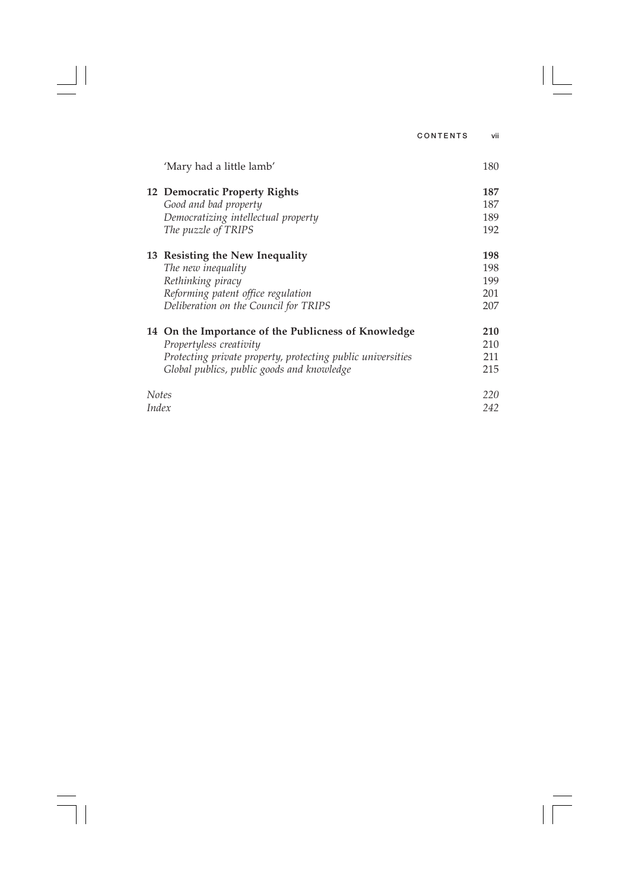'Mary had a little lamb' 180

**12 Democratic Property Rights** **187**
*Good and bad property* 187
*Democratizing intellectual property* 189
*The puzzle of TRIPS* 192

**13 Resisting the New Inequality** **198**
*The new inequality* 198
*Rethinking piracy* 199
*Reforming patent office regulation* 201
*Deliberation on the Council for TRIPS* 207

**14 On the Importance of the Publicness of Knowledge** **210**
*Propertyless creativity* 210
*Protecting private property, protecting public universities* 211
*Global publics, public goods and knowledge* 215

*Notes* *220*
*Index* *242*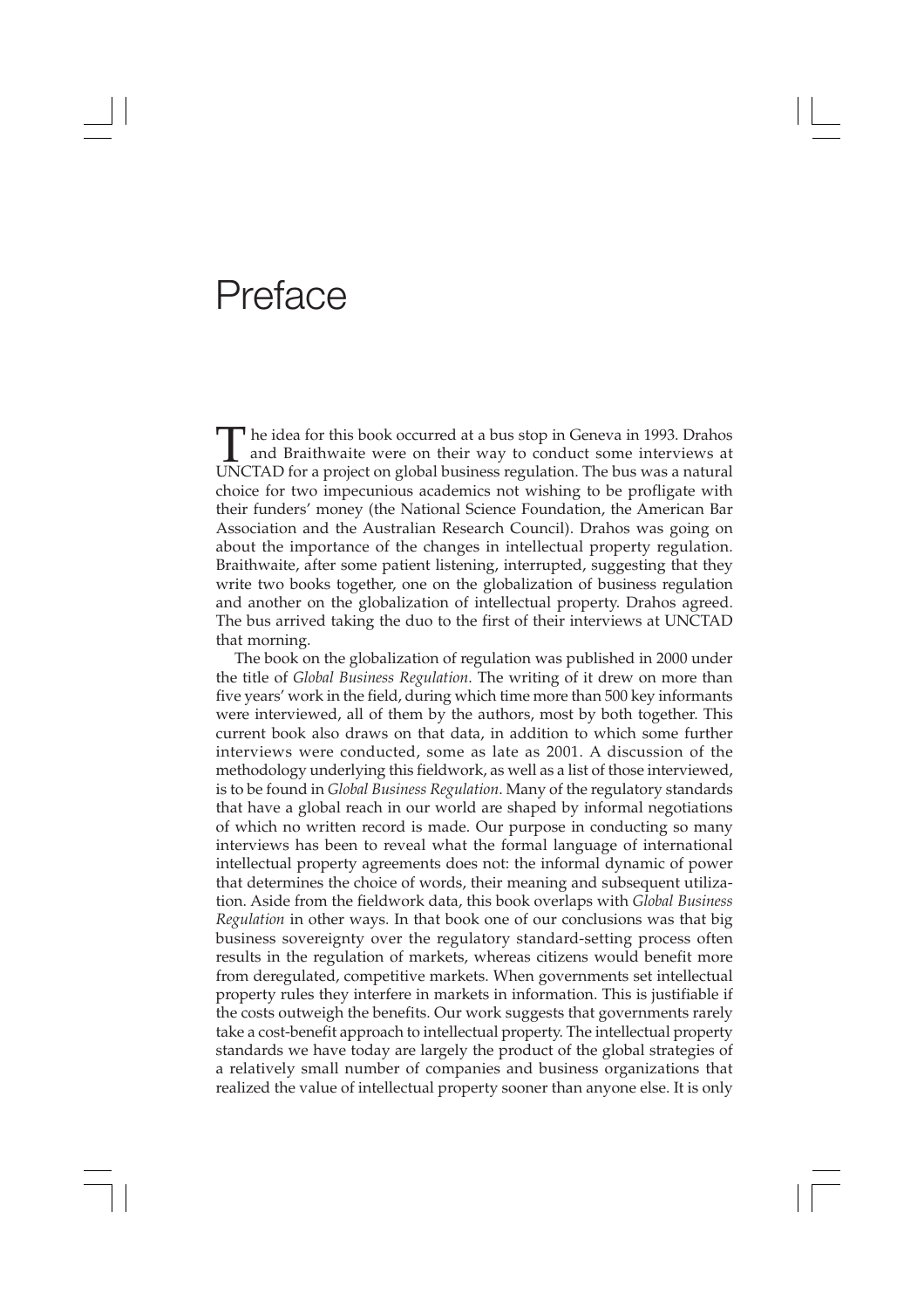# Preface

The idea for this book occurred at a bus stop in Geneva in 1993. Drahos and Braithwaite were on their way to conduct some interviews at UNCTAD for a project on global business regulation. The bus was a natural choice for two impecunious academics not wishing to be profligate with their funders' money (the National Science Foundation, the American Bar Association and the Australian Research Council). Drahos was going on about the importance of the changes in intellectual property regulation. Braithwaite, after some patient listening, interrupted, suggesting that they write two books together, one on the globalization of business regulation and another on the globalization of intellectual property. Drahos agreed. The bus arrived taking the duo to the first of their interviews at UNCTAD that morning.

The book on the globalization of regulation was published in 2000 under the title of *Global Business Regulation*. The writing of it drew on more than five years' work in the field, during which time more than 500 key informants were interviewed, all of them by the authors, most by both together. This current book also draws on that data, in addition to which some further interviews were conducted, some as late as 2001. A discussion of the methodology underlying this fieldwork, as well as a list of those interviewed, is to be found in *Global Business Regulation*. Many of the regulatory standards that have a global reach in our world are shaped by informal negotiations of which no written record is made. Our purpose in conducting so many interviews has been to reveal what the formal language of international intellectual property agreements does not: the informal dynamic of power that determines the choice of words, their meaning and subsequent utilization. Aside from the fieldwork data, this book overlaps with *Global Business Regulation* in other ways. In that book one of our conclusions was that big business sovereignty over the regulatory standard-setting process often results in the regulation of markets, whereas citizens would benefit more from deregulated, competitive markets. When governments set intellectual property rules they interfere in markets in information. This is justifiable if the costs outweigh the benefits. Our work suggests that governments rarely take a cost-benefit approach to intellectual property. The intellectual property standards we have today are largely the product of the global strategies of a relatively small number of companies and business organizations that realized the value of intellectual property sooner than anyone else. It is only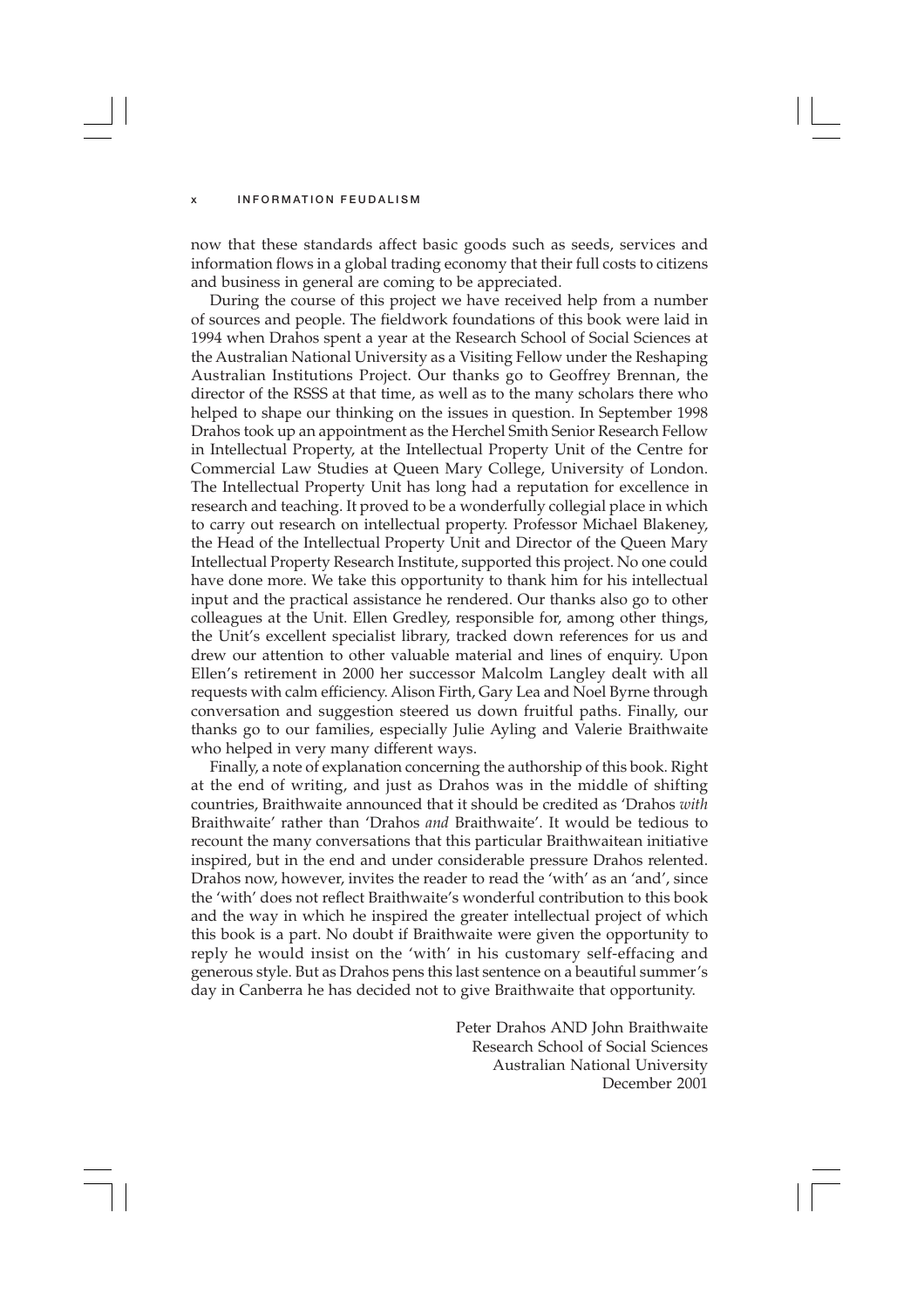now that these standards affect basic goods such as seeds, services and information flows in a global trading economy that their full costs to citizens and business in general are coming to be appreciated.

During the course of this project we have received help from a number of sources and people. The fieldwork foundations of this book were laid in 1994 when Drahos spent a year at the Research School of Social Sciences at the Australian National University as a Visiting Fellow under the Reshaping Australian Institutions Project. Our thanks go to Geoffrey Brennan, the director of the RSSS at that time, as well as to the many scholars there who helped to shape our thinking on the issues in question. In September 1998 Drahos took up an appointment as the Herchel Smith Senior Research Fellow in Intellectual Property, at the Intellectual Property Unit of the Centre for Commercial Law Studies at Queen Mary College, University of London. The Intellectual Property Unit has long had a reputation for excellence in research and teaching. It proved to be a wonderfully collegial place in which to carry out research on intellectual property. Professor Michael Blakeney, the Head of the Intellectual Property Unit and Director of the Queen Mary Intellectual Property Research Institute, supported this project. No one could have done more. We take this opportunity to thank him for his intellectual input and the practical assistance he rendered. Our thanks also go to other colleagues at the Unit. Ellen Gredley, responsible for, among other things, the Unit's excellent specialist library, tracked down references for us and drew our attention to other valuable material and lines of enquiry. Upon Ellen's retirement in 2000 her successor Malcolm Langley dealt with all requests with calm efficiency. Alison Firth, Gary Lea and Noel Byrne through conversation and suggestion steered us down fruitful paths. Finally, our thanks go to our families, especially Julie Ayling and Valerie Braithwaite who helped in very many different ways.

Finally, a note of explanation concerning the authorship of this book. Right at the end of writing, and just as Drahos was in the middle of shifting countries, Braithwaite announced that it should be credited as 'Drahos *with* Braithwaite' rather than 'Drahos *and* Braithwaite'. It would be tedious to recount the many conversations that this particular Braithwaitean initiative inspired, but in the end and under considerable pressure Drahos relented. Drahos now, however, invites the reader to read the 'with' as an 'and', since the 'with' does not reflect Braithwaite's wonderful contribution to this book and the way in which he inspired the greater intellectual project of which this book is a part. No doubt if Braithwaite were given the opportunity to reply he would insist on the 'with' in his customary self-effacing and generous style. But as Drahos pens this last sentence on a beautiful summer's day in Canberra he has decided not to give Braithwaite that opportunity.

Peter Drahos AND John Braithwaite
Research School of Social Sciences
Australian National University
December 2001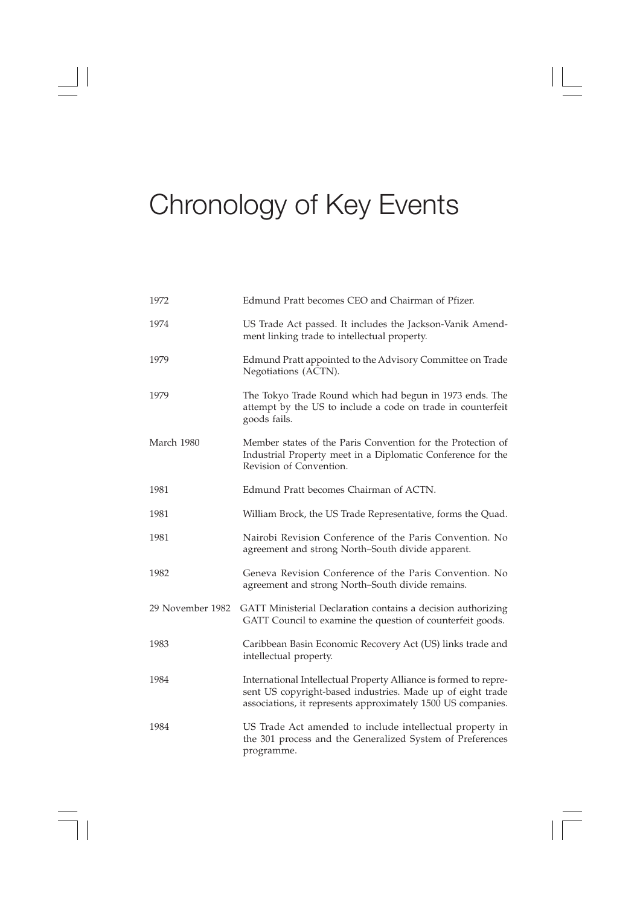# Chronology of Key Events

| | |
|---|---|
| 1972 | Edmund Pratt becomes CEO and Chairman of Pfizer. |
| 1974 | US Trade Act passed. It includes the Jackson-Vanik Amendment linking trade to intellectual property. |
| 1979 | Edmund Pratt appointed to the Advisory Committee on Trade Negotiations (ACTN). |
| 1979 | The Tokyo Trade Round which had begun in 1973 ends. The attempt by the US to include a code on trade in counterfeit goods fails. |
| March 1980 | Member states of the Paris Convention for the Protection of Industrial Property meet in a Diplomatic Conference for the Revision of Convention. |
| 1981 | Edmund Pratt becomes Chairman of ACTN. |
| 1981 | William Brock, the US Trade Representative, forms the Quad. |
| 1981 | Nairobi Revision Conference of the Paris Convention. No agreement and strong North–South divide apparent. |
| 1982 | Geneva Revision Conference of the Paris Convention. No agreement and strong North–South divide remains. |
| 29 November 1982 | GATT Ministerial Declaration contains a decision authorizing GATT Council to examine the question of counterfeit goods. |
| 1983 | Caribbean Basin Economic Recovery Act (US) links trade and intellectual property. |
| 1984 | International Intellectual Property Alliance is formed to represent US copyright-based industries. Made up of eight trade associations, it represents approximately 1500 US companies. |
| 1984 | US Trade Act amended to include intellectual property in the 301 process and the Generalized System of Preferences programme. |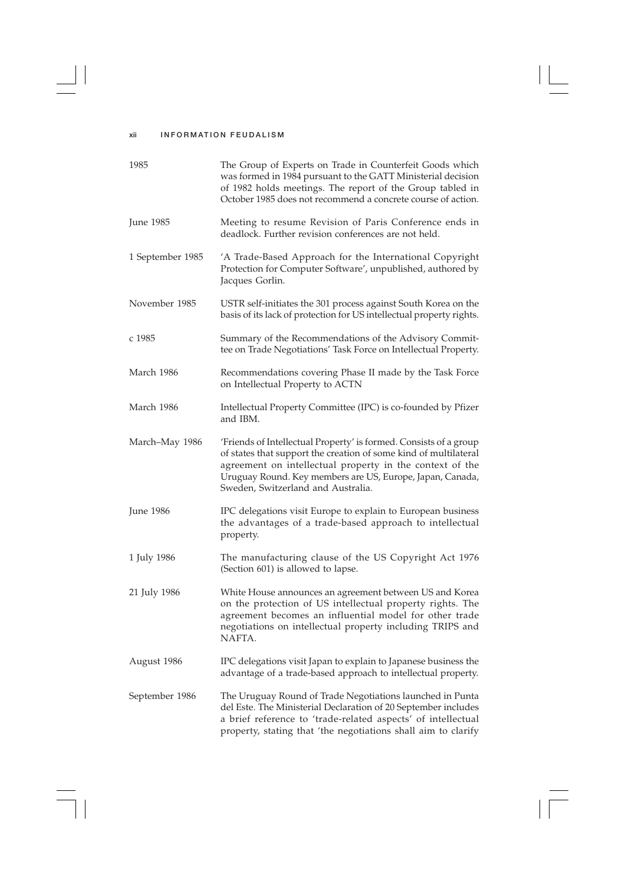| | |
|---|---|
| 1985 | The Group of Experts on Trade in Counterfeit Goods which was formed in 1984 pursuant to the GATT Ministerial decision of 1982 holds meetings. The report of the Group tabled in October 1985 does not recommend a concrete course of action. |
| June 1985 | Meeting to resume Revision of Paris Conference ends in deadlock. Further revision conferences are not held. |
| 1 September 1985 | 'A Trade-Based Approach for the International Copyright Protection for Computer Software', unpublished, authored by Jacques Gorlin. |
| November 1985 | USTR self-initiates the 301 process against South Korea on the basis of its lack of protection for US intellectual property rights. |
| c 1985 | Summary of the Recommendations of the Advisory Committee on Trade Negotiations' Task Force on Intellectual Property. |
| March 1986 | Recommendations covering Phase II made by the Task Force on Intellectual Property to ACTN |
| March 1986 | Intellectual Property Committee (IPC) is co-founded by Pfizer and IBM. |
| March–May 1986 | 'Friends of Intellectual Property' is formed. Consists of a group of states that support the creation of some kind of multilateral agreement on intellectual property in the context of the Uruguay Round. Key members are US, Europe, Japan, Canada, Sweden, Switzerland and Australia. |
| June 1986 | IPC delegations visit Europe to explain to European business the advantages of a trade-based approach to intellectual property. |
| 1 July 1986 | The manufacturing clause of the US Copyright Act 1976 (Section 601) is allowed to lapse. |
| 21 July 1986 | White House announces an agreement between US and Korea on the protection of US intellectual property rights. The agreement becomes an influential model for other trade negotiations on intellectual property including TRIPS and NAFTA. |
| August 1986 | IPC delegations visit Japan to explain to Japanese business the advantage of a trade-based approach to intellectual property. |
| September 1986 | The Uruguay Round of Trade Negotiations launched in Punta del Este. The Ministerial Declaration of 20 September includes a brief reference to 'trade-related aspects' of intellectual property, stating that 'the negotiations shall aim to clarify |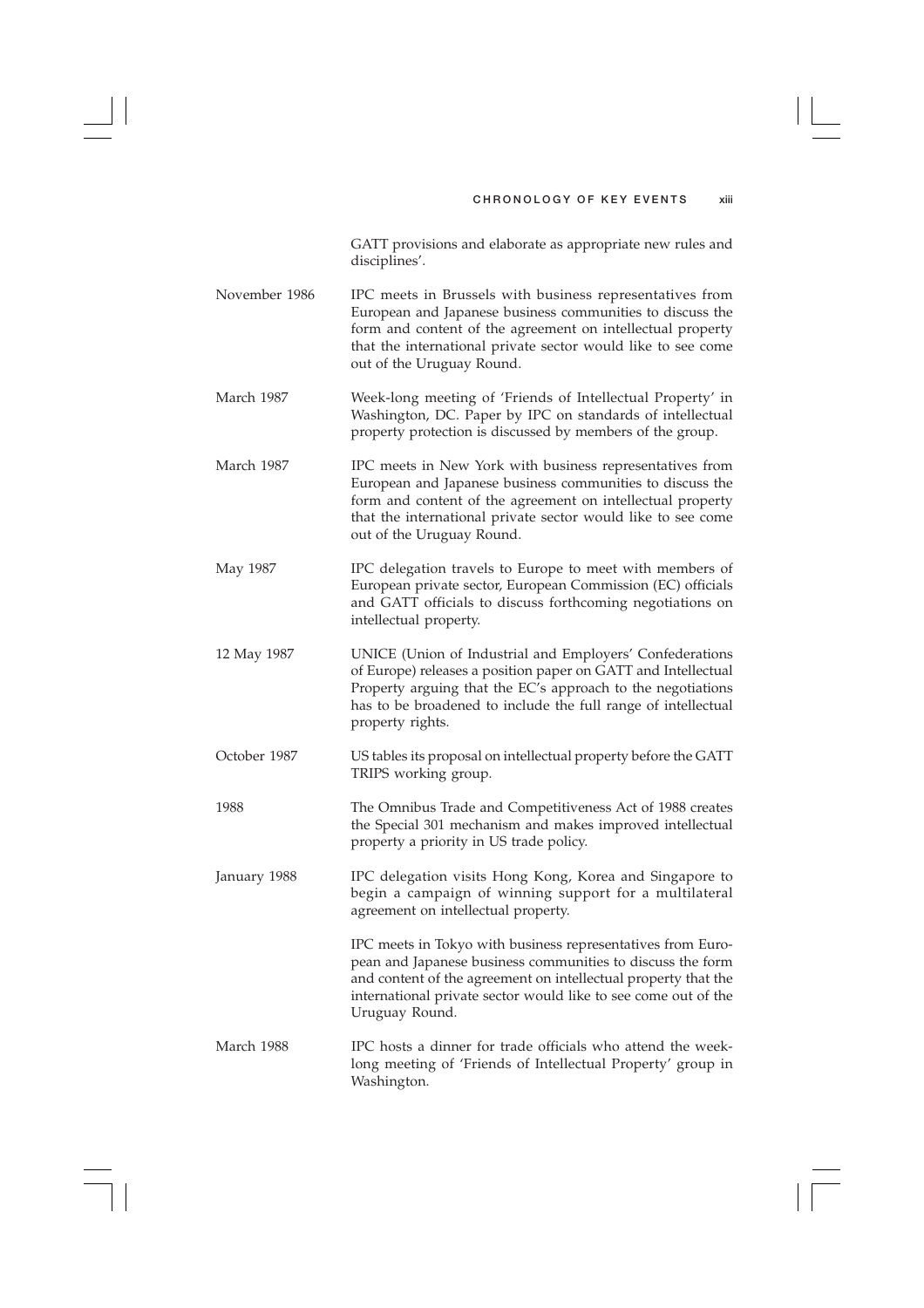GATT provisions and elaborate as appropriate new rules and disciplines'.

| | |
|---|---|
| November 1986 | IPC meets in Brussels with business representatives from European and Japanese business communities to discuss the form and content of the agreement on intellectual property that the international private sector would like to see come out of the Uruguay Round. |
| March 1987 | Week-long meeting of 'Friends of Intellectual Property' in Washington, DC. Paper by IPC on standards of intellectual property protection is discussed by members of the group. |
| March 1987 | IPC meets in New York with business representatives from European and Japanese business communities to discuss the form and content of the agreement on intellectual property that the international private sector would like to see come out of the Uruguay Round. |
| May 1987 | IPC delegation travels to Europe to meet with members of European private sector, European Commission (EC) officials and GATT officials to discuss forthcoming negotiations on intellectual property. |
| 12 May 1987 | UNICE (Union of Industrial and Employers' Confederations of Europe) releases a position paper on GATT and Intellectual Property arguing that the EC's approach to the negotiations has to be broadened to include the full range of intellectual property rights. |
| October 1987 | US tables its proposal on intellectual property before the GATT TRIPS working group. |
| 1988 | The Omnibus Trade and Competitiveness Act of 1988 creates the Special 301 mechanism and makes improved intellectual property a priority in US trade policy. |
| January 1988 | IPC delegation visits Hong Kong, Korea and Singapore to begin a campaign of winning support for a multilateral agreement on intellectual property. |
| | IPC meets in Tokyo with business representatives from European and Japanese business communities to discuss the form and content of the agreement on intellectual property that the international private sector would like to see come out of the Uruguay Round. |
| March 1988 | IPC hosts a dinner for trade officials who attend the week-long meeting of 'Friends of Intellectual Property' group in Washington. |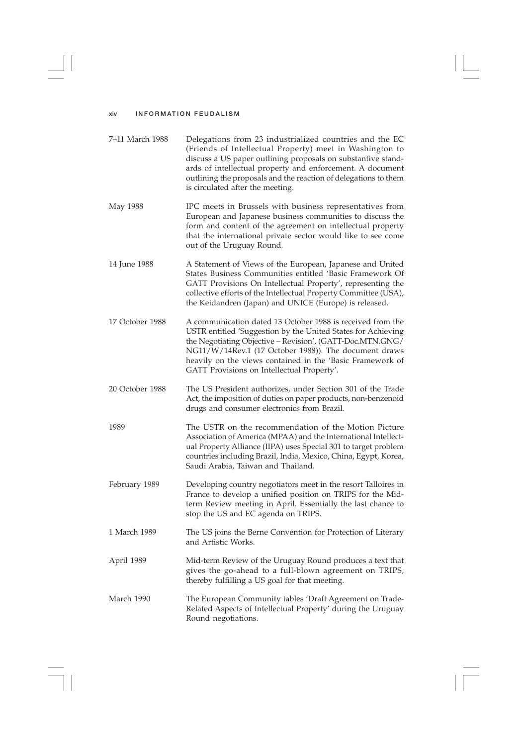| | |
|---|---|
| 7–11 March 1988 | Delegations from 23 industrialized countries and the EC (Friends of Intellectual Property) meet in Washington to discuss a US paper outlining proposals on substantive standards of intellectual property and enforcement. A document outlining the proposals and the reaction of delegations to them is circulated after the meeting. |
| May 1988 | IPC meets in Brussels with business representatives from European and Japanese business communities to discuss the form and content of the agreement on intellectual property that the international private sector would like to see come out of the Uruguay Round. |
| 14 June 1988 | A Statement of Views of the European, Japanese and United States Business Communities entitled 'Basic Framework Of GATT Provisions On Intellectual Property', representing the collective efforts of the Intellectual Property Committee (USA), the Keidandren (Japan) and UNICE (Europe) is released. |
| 17 October 1988 | A communication dated 13 October 1988 is received from the USTR entitled 'Suggestion by the United States for Achieving the Negotiating Objective – Revision', (GATT-Doc.MTN.GNG/NG11/W/14Rev.1 (17 October 1988)). The document draws heavily on the views contained in the 'Basic Framework of GATT Provisions on Intellectual Property'. |
| 20 October 1988 | The US President authorizes, under Section 301 of the Trade Act, the imposition of duties on paper products, non-benzenoid drugs and consumer electronics from Brazil. |
| 1989 | The USTR on the recommendation of the Motion Picture Association of America (MPAA) and the International Intellectual Property Alliance (IIPA) uses Special 301 to target problem countries including Brazil, India, Mexico, China, Egypt, Korea, Saudi Arabia, Taiwan and Thailand. |
| February 1989 | Developing country negotiators meet in the resort Talloires in France to develop a unified position on TRIPS for the Mid-term Review meeting in April. Essentially the last chance to stop the US and EC agenda on TRIPS. |
| 1 March 1989 | The US joins the Berne Convention for Protection of Literary and Artistic Works. |
| April 1989 | Mid-term Review of the Uruguay Round produces a text that gives the go-ahead to a full-blown agreement on TRIPS, thereby fulfilling a US goal for that meeting. |
| March 1990 | The European Community tables 'Draft Agreement on Trade-Related Aspects of Intellectual Property' during the Uruguay Round negotiations. |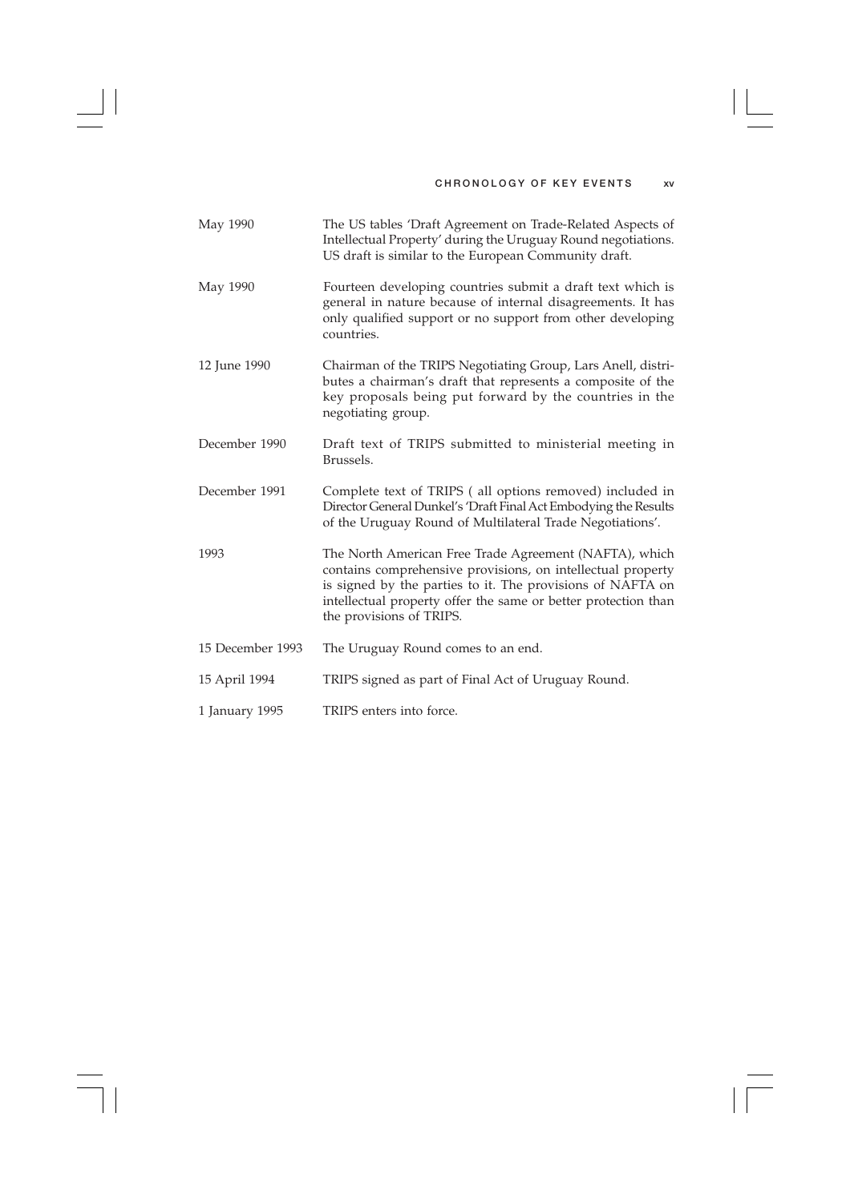| | |
|---|---|
| May 1990 | The US tables 'Draft Agreement on Trade-Related Aspects of Intellectual Property' during the Uruguay Round negotiations. US draft is similar to the European Community draft. |
| May 1990 | Fourteen developing countries submit a draft text which is general in nature because of internal disagreements. It has only qualified support or no support from other developing countries. |
| 12 June 1990 | Chairman of the TRIPS Negotiating Group, Lars Anell, distributes a chairman's draft that represents a composite of the key proposals being put forward by the countries in the negotiating group. |
| December 1990 | Draft text of TRIPS submitted to ministerial meeting in Brussels. |
| December 1991 | Complete text of TRIPS ( all options removed) included in Director General Dunkel's 'Draft Final Act Embodying the Results of the Uruguay Round of Multilateral Trade Negotiations'. |
| 1993 | The North American Free Trade Agreement (NAFTA), which contains comprehensive provisions, on intellectual property is signed by the parties to it. The provisions of NAFTA on intellectual property offer the same or better protection than the provisions of TRIPS. |
| 15 December 1993 | The Uruguay Round comes to an end. |
| 15 April 1994 | TRIPS signed as part of Final Act of Uruguay Round. |
| 1 January 1995 | TRIPS enters into force. |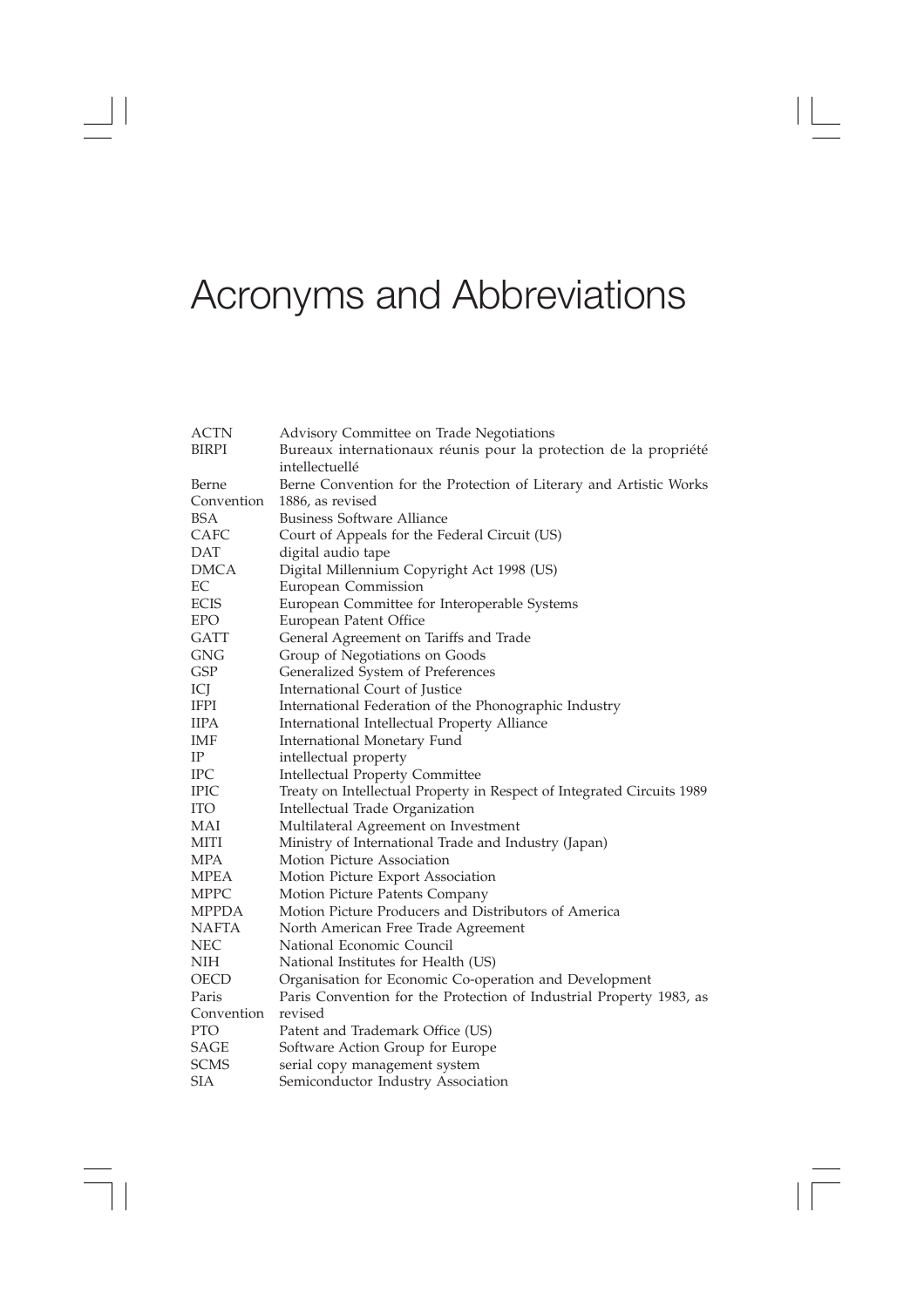# Acronyms and Abbreviations

| | |
|---|---|
| ACTN | Advisory Committee on Trade Negotiations |
| BIRPI | Bureaux internationaux réunis pour la protection de la propriété intellectuellé |
| Berne Convention | Berne Convention for the Protection of Literary and Artistic Works 1886, as revised |
| BSA | Business Software Alliance |
| CAFC | Court of Appeals for the Federal Circuit (US) |
| DAT | digital audio tape |
| DMCA | Digital Millennium Copyright Act 1998 (US) |
| EC | European Commission |
| ECIS | European Committee for Interoperable Systems |
| EPO | European Patent Office |
| GATT | General Agreement on Tariffs and Trade |
| GNG | Group of Negotiations on Goods |
| GSP | Generalized System of Preferences |
| ICJ | International Court of Justice |
| IFPI | International Federation of the Phonographic Industry |
| IIPA | International Intellectual Property Alliance |
| IMF | International Monetary Fund |
| IP | intellectual property |
| IPC | Intellectual Property Committee |
| IPIC | Treaty on Intellectual Property in Respect of Integrated Circuits 1989 |
| ITO | Intellectual Trade Organization |
| MAI | Multilateral Agreement on Investment |
| MITI | Ministry of International Trade and Industry (Japan) |
| MPA | Motion Picture Association |
| MPEA | Motion Picture Export Association |
| MPPC | Motion Picture Patents Company |
| MPPDA | Motion Picture Producers and Distributors of America |
| NAFTA | North American Free Trade Agreement |
| NEC | National Economic Council |
| NIH | National Institutes for Health (US) |
| OECD | Organisation for Economic Co-operation and Development |
| Paris Convention | Paris Convention for the Protection of Industrial Property 1983, as revised |
| PTO | Patent and Trademark Office (US) |
| SAGE | Software Action Group for Europe |
| SCMS | serial copy management system |
| SIA | Semiconductor Industry Association |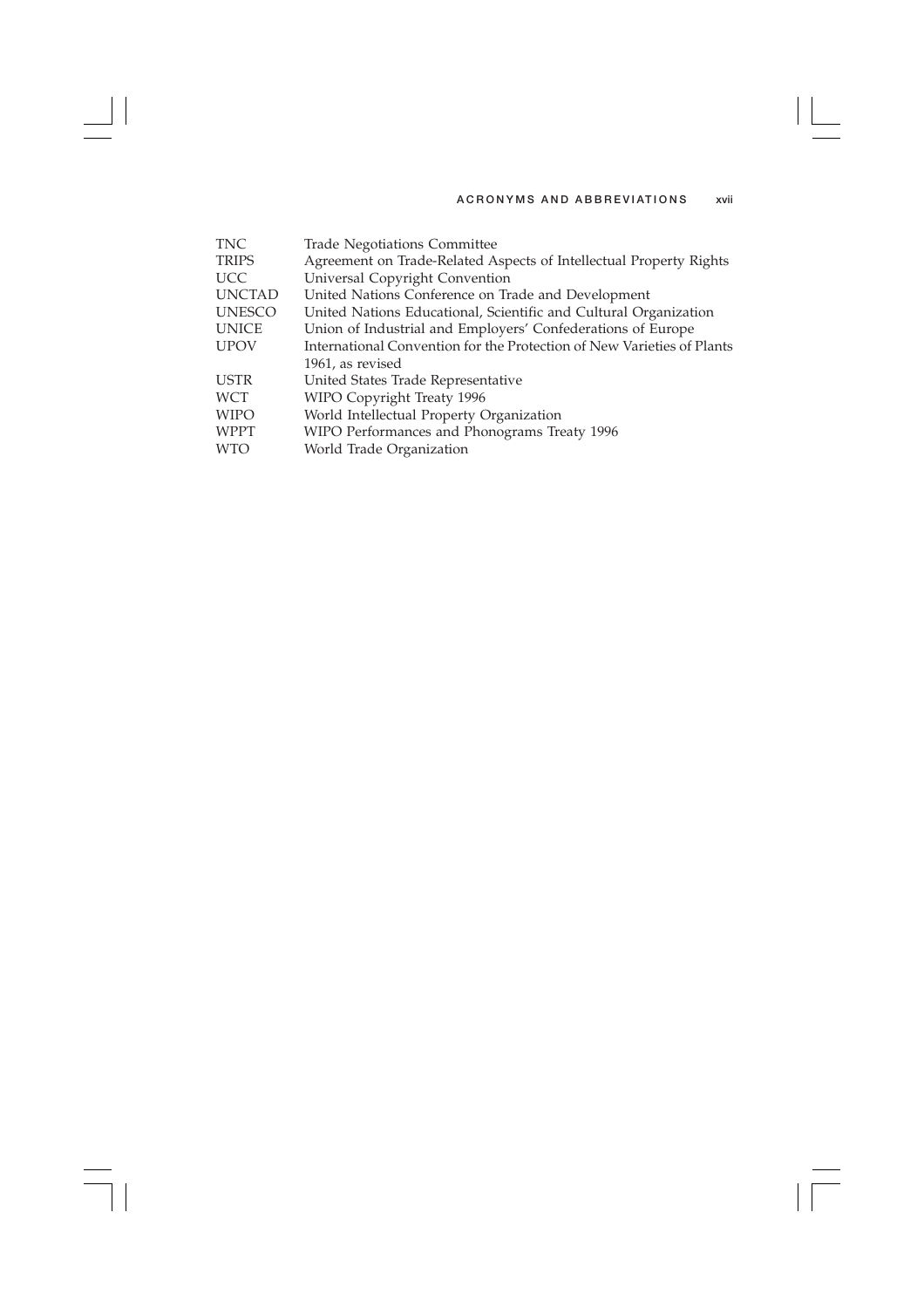| | |
|---|---|
| TNC | Trade Negotiations Committee |
| TRIPS | Agreement on Trade-Related Aspects of Intellectual Property Rights |
| UCC | Universal Copyright Convention |
| UNCTAD | United Nations Conference on Trade and Development |
| UNESCO | United Nations Educational, Scientific and Cultural Organization |
| UNICE | Union of Industrial and Employers' Confederations of Europe |
| UPOV | International Convention for the Protection of New Varieties of Plants 1961, as revised |
| USTR | United States Trade Representative |
| WCT | WIPO Copyright Treaty 1996 |
| WIPO | World Intellectual Property Organization |
| WPPT | WIPO Performances and Phonograms Treaty 1996 |
| WTO | World Trade Organization |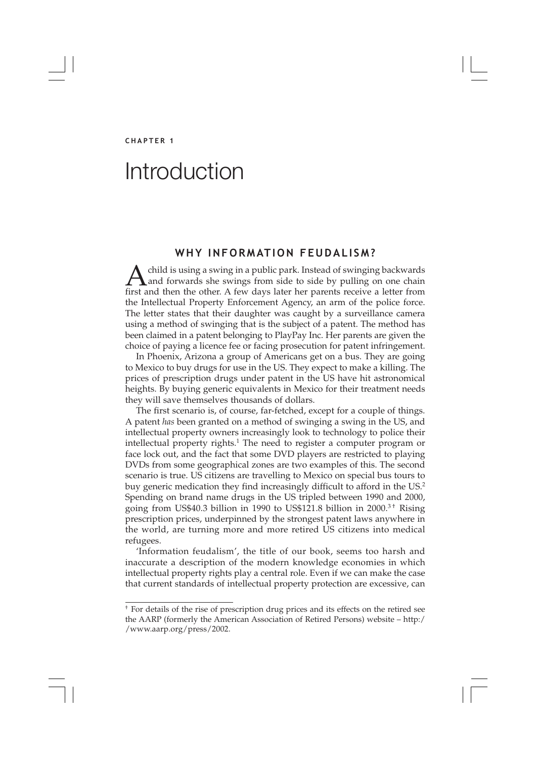CHAPTER 1

# Introduction

## WHY INFORMATION FEUDALISM?

A child is using a swing in a public park. Instead of swinging backwards and forwards she swings from side to side by pulling on one chain first and then the other. A few days later her parents receive a letter from the Intellectual Property Enforcement Agency, an arm of the police force. The letter states that their daughter was caught by a surveillance camera using a method of swinging that is the subject of a patent. The method has been claimed in a patent belonging to PlayPay Inc. Her parents are given the choice of paying a licence fee or facing prosecution for patent infringement.

In Phoenix, Arizona a group of Americans get on a bus. They are going to Mexico to buy drugs for use in the US. They expect to make a killing. The prices of prescription drugs under patent in the US have hit astronomical heights. By buying generic equivalents in Mexico for their treatment needs they will save themselves thousands of dollars.

The first scenario is, of course, far-fetched, except for a couple of things. A patent *has* been granted on a method of swinging a swing in the US, and intellectual property owners increasingly look to technology to police their intellectual property rights.[1] The need to register a computer program or face lock out, and the fact that some DVD players are restricted to playing DVDs from some geographical zones are two examples of this. The second scenario is true. US citizens are travelling to Mexico on special bus tours to buy generic medication they find increasingly difficult to afford in the US.[2] Spending on brand name drugs in the US tripled between 1990 and 2000, going from US$40.3 billion in 1990 to US$121.8 billion in 2000.[3†] Rising prescription prices, underpinned by the strongest patent laws anywhere in the world, are turning more and more retired US citizens into medical refugees.

'Information feudalism', the title of our book, seems too harsh and inaccurate a description of the modern knowledge economies in which intellectual property rights play a central role. Even if we can make the case that current standards of intellectual property protection are excessive, can

---

† For details of the rise of prescription drug prices and its effects on the retired see the AARP (formerly the American Association of Retired Persons) website – http://www.aarp.org/press/2002.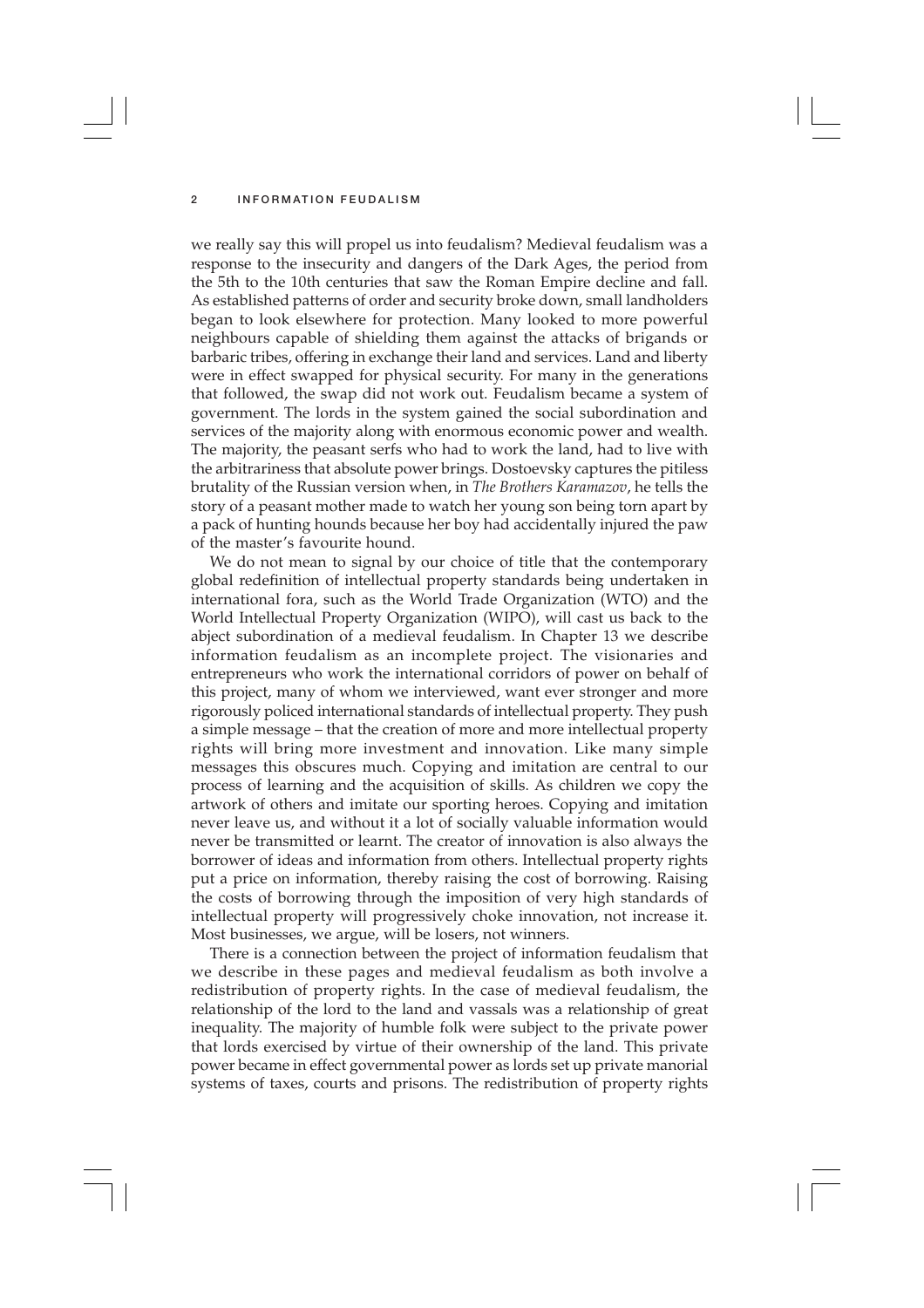we really say this will propel us into feudalism? Medieval feudalism was a response to the insecurity and dangers of the Dark Ages, the period from the 5th to the 10th centuries that saw the Roman Empire decline and fall. As established patterns of order and security broke down, small landholders began to look elsewhere for protection. Many looked to more powerful neighbours capable of shielding them against the attacks of brigands or barbaric tribes, offering in exchange their land and services. Land and liberty were in effect swapped for physical security. For many in the generations that followed, the swap did not work out. Feudalism became a system of government. The lords in the system gained the social subordination and services of the majority along with enormous economic power and wealth. The majority, the peasant serfs who had to work the land, had to live with the arbitrariness that absolute power brings. Dostoevsky captures the pitiless brutality of the Russian version when, in *The Brothers Karamazov*, he tells the story of a peasant mother made to watch her young son being torn apart by a pack of hunting hounds because her boy had accidentally injured the paw of the master's favourite hound.

We do not mean to signal by our choice of title that the contemporary global redefinition of intellectual property standards being undertaken in international fora, such as the World Trade Organization (WTO) and the World Intellectual Property Organization (WIPO), will cast us back to the abject subordination of a medieval feudalism. In Chapter 13 we describe information feudalism as an incomplete project. The visionaries and entrepreneurs who work the international corridors of power on behalf of this project, many of whom we interviewed, want ever stronger and more rigorously policed international standards of intellectual property. They push a simple message – that the creation of more and more intellectual property rights will bring more investment and innovation. Like many simple messages this obscures much. Copying and imitation are central to our process of learning and the acquisition of skills. As children we copy the artwork of others and imitate our sporting heroes. Copying and imitation never leave us, and without it a lot of socially valuable information would never be transmitted or learnt. The creator of innovation is also always the borrower of ideas and information from others. Intellectual property rights put a price on information, thereby raising the cost of borrowing. Raising the costs of borrowing through the imposition of very high standards of intellectual property will progressively choke innovation, not increase it. Most businesses, we argue, will be losers, not winners.

There is a connection between the project of information feudalism that we describe in these pages and medieval feudalism as both involve a redistribution of property rights. In the case of medieval feudalism, the relationship of the lord to the land and vassals was a relationship of great inequality. The majority of humble folk were subject to the private power that lords exercised by virtue of their ownership of the land. This private power became in effect governmental power as lords set up private manorial systems of taxes, courts and prisons. The redistribution of property rights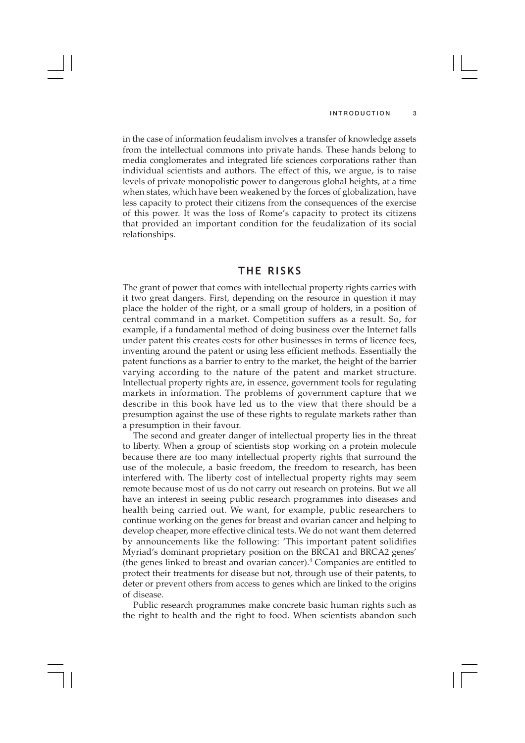in the case of information feudalism involves a transfer of knowledge assets from the intellectual commons into private hands. These hands belong to media conglomerates and integrated life sciences corporations rather than individual scientists and authors. The effect of this, we argue, is to raise levels of private monopolistic power to dangerous global heights, at a time when states, which have been weakened by the forces of globalization, have less capacity to protect their citizens from the consequences of the exercise of this power. It was the loss of Rome's capacity to protect its citizens that provided an important condition for the feudalization of its social relationships.

## THE RISKS

The grant of power that comes with intellectual property rights carries with it two great dangers. First, depending on the resource in question it may place the holder of the right, or a small group of holders, in a position of central command in a market. Competition suffers as a result. So, for example, if a fundamental method of doing business over the Internet falls under patent this creates costs for other businesses in terms of licence fees, inventing around the patent or using less efficient methods. Essentially the patent functions as a barrier to entry to the market, the height of the barrier varying according to the nature of the patent and market structure. Intellectual property rights are, in essence, government tools for regulating markets in information. The problems of government capture that we describe in this book have led us to the view that there should be a presumption against the use of these rights to regulate markets rather than a presumption in their favour.

The second and greater danger of intellectual property lies in the threat to liberty. When a group of scientists stop working on a protein molecule because there are too many intellectual property rights that surround the use of the molecule, a basic freedom, the freedom to research, has been interfered with. The liberty cost of intellectual property rights may seem remote because most of us do not carry out research on proteins. But we all have an interest in seeing public research programmes into diseases and health being carried out. We want, for example, public researchers to continue working on the genes for breast and ovarian cancer and helping to develop cheaper, more effective clinical tests. We do not want them deterred by announcements like the following: 'This important patent solidifies Myriad's dominant proprietary position on the BRCA1 and BRCA2 genes' (the genes linked to breast and ovarian cancer).[4] Companies are entitled to protect their treatments for disease but not, through use of their patents, to deter or prevent others from access to genes which are linked to the origins of disease.

Public research programmes make concrete basic human rights such as the right to health and the right to food. When scientists abandon such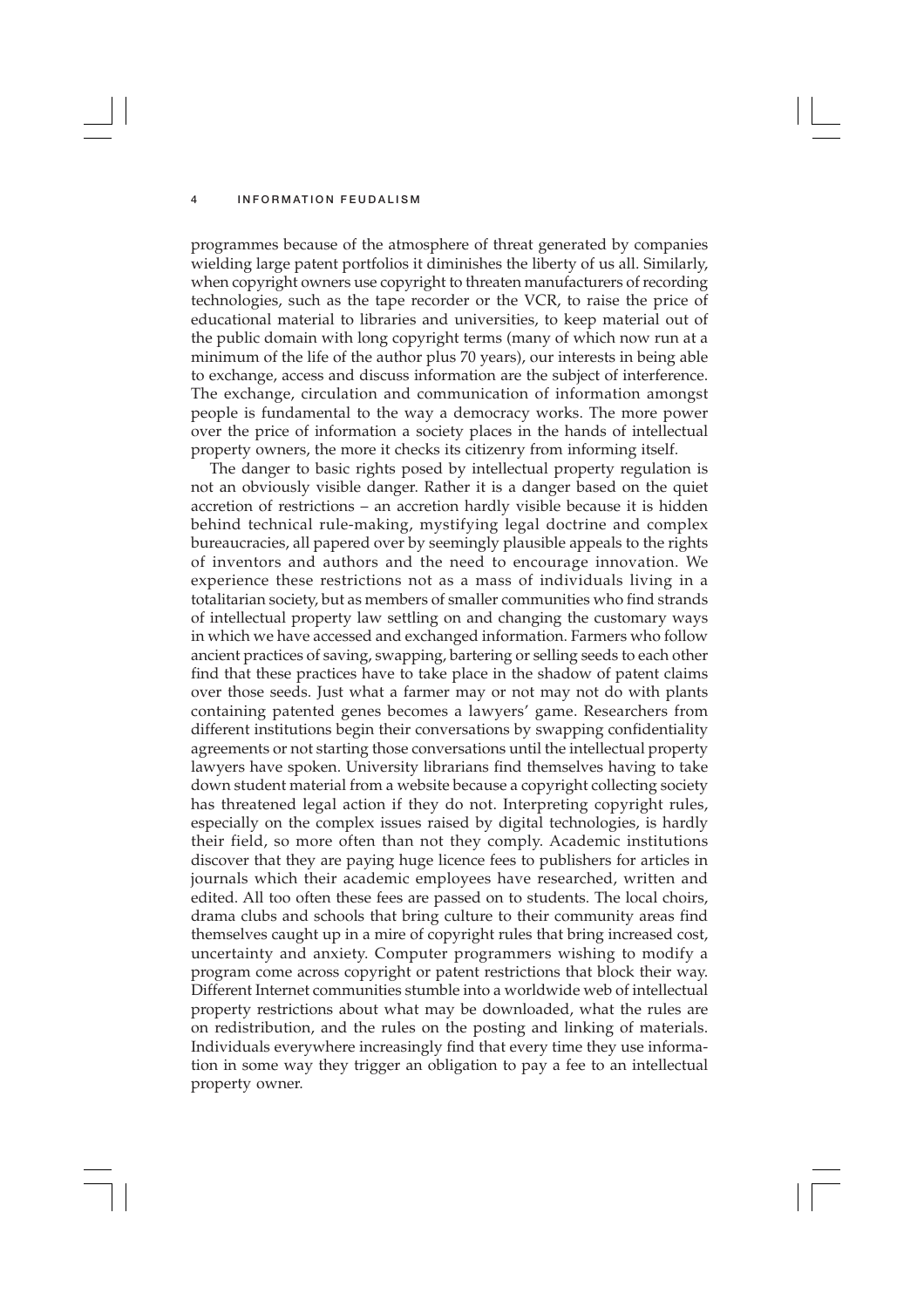programmes because of the atmosphere of threat generated by companies wielding large patent portfolios it diminishes the liberty of us all. Similarly, when copyright owners use copyright to threaten manufacturers of recording technologies, such as the tape recorder or the VCR, to raise the price of educational material to libraries and universities, to keep material out of the public domain with long copyright terms (many of which now run at a minimum of the life of the author plus 70 years), our interests in being able to exchange, access and discuss information are the subject of interference. The exchange, circulation and communication of information amongst people is fundamental to the way a democracy works. The more power over the price of information a society places in the hands of intellectual property owners, the more it checks its citizenry from informing itself.

The danger to basic rights posed by intellectual property regulation is not an obviously visible danger. Rather it is a danger based on the quiet accretion of restrictions – an accretion hardly visible because it is hidden behind technical rule-making, mystifying legal doctrine and complex bureaucracies, all papered over by seemingly plausible appeals to the rights of inventors and authors and the need to encourage innovation. We experience these restrictions not as a mass of individuals living in a totalitarian society, but as members of smaller communities who find strands of intellectual property law settling on and changing the customary ways in which we have accessed and exchanged information. Farmers who follow ancient practices of saving, swapping, bartering or selling seeds to each other find that these practices have to take place in the shadow of patent claims over those seeds. Just what a farmer may or not may not do with plants containing patented genes becomes a lawyers' game. Researchers from different institutions begin their conversations by swapping confidentiality agreements or not starting those conversations until the intellectual property lawyers have spoken. University librarians find themselves having to take down student material from a website because a copyright collecting society has threatened legal action if they do not. Interpreting copyright rules, especially on the complex issues raised by digital technologies, is hardly their field, so more often than not they comply. Academic institutions discover that they are paying huge licence fees to publishers for articles in journals which their academic employees have researched, written and edited. All too often these fees are passed on to students. The local choirs, drama clubs and schools that bring culture to their community areas find themselves caught up in a mire of copyright rules that bring increased cost, uncertainty and anxiety. Computer programmers wishing to modify a program come across copyright or patent restrictions that block their way. Different Internet communities stumble into a worldwide web of intellectual property restrictions about what may be downloaded, what the rules are on redistribution, and the rules on the posting and linking of materials. Individuals everywhere increasingly find that every time they use information in some way they trigger an obligation to pay a fee to an intellectual property owner.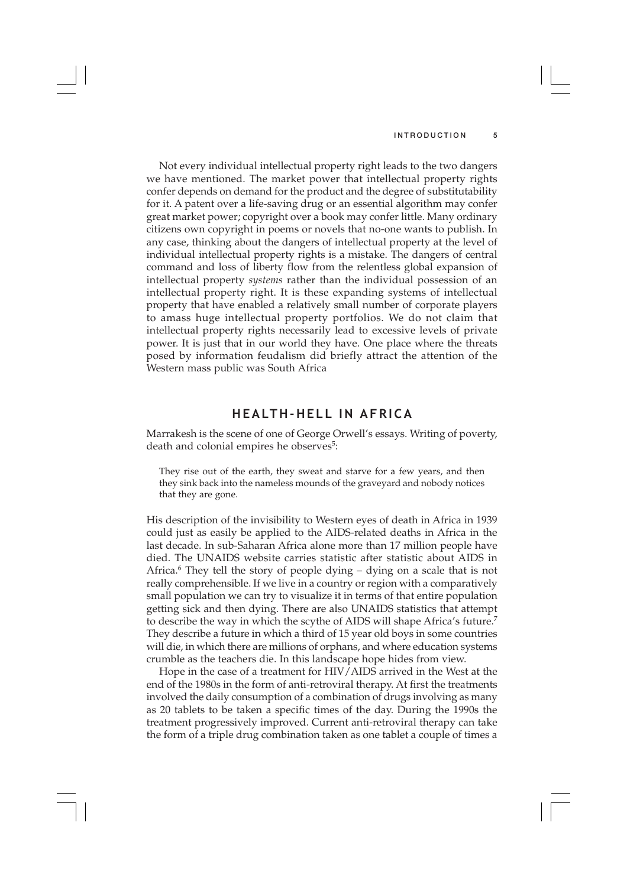Not every individual intellectual property right leads to the two dangers we have mentioned. The market power that intellectual property rights confer depends on demand for the product and the degree of substitutability for it. A patent over a life-saving drug or an essential algorithm may confer great market power; copyright over a book may confer little. Many ordinary citizens own copyright in poems or novels that no-one wants to publish. In any case, thinking about the dangers of intellectual property at the level of individual intellectual property rights is a mistake. The dangers of central command and loss of liberty flow from the relentless global expansion of intellectual property *systems* rather than the individual possession of an intellectual property right. It is these expanding systems of intellectual property that have enabled a relatively small number of corporate players to amass huge intellectual property portfolios. We do not claim that intellectual property rights necessarily lead to excessive levels of private power. It is just that in our world they have. One place where the threats posed by information feudalism did briefly attract the attention of the Western mass public was South Africa

## HEALTH-HELL IN AFRICA

Marrakesh is the scene of one of George Orwell's essays. Writing of poverty, death and colonial empires he observes[5]:

> They rise out of the earth, they sweat and starve for a few years, and then they sink back into the nameless mounds of the graveyard and nobody notices that they are gone.

His description of the invisibility to Western eyes of death in Africa in 1939 could just as easily be applied to the AIDS-related deaths in Africa in the last decade. In sub-Saharan Africa alone more than 17 million people have died. The UNAIDS website carries statistic after statistic about AIDS in Africa.[6] They tell the story of people dying – dying on a scale that is not really comprehensible. If we live in a country or region with a comparatively small population we can try to visualize it in terms of that entire population getting sick and then dying. There are also UNAIDS statistics that attempt to describe the way in which the scythe of AIDS will shape Africa's future.[7] They describe a future in which a third of 15 year old boys in some countries will die, in which there are millions of orphans, and where education systems crumble as the teachers die. In this landscape hope hides from view.

Hope in the case of a treatment for HIV/AIDS arrived in the West at the end of the 1980s in the form of anti-retroviral therapy. At first the treatments involved the daily consumption of a combination of drugs involving as many as 20 tablets to be taken a specific times of the day. During the 1990s the treatment progressively improved. Current anti-retroviral therapy can take the form of a triple drug combination taken as one tablet a couple of times a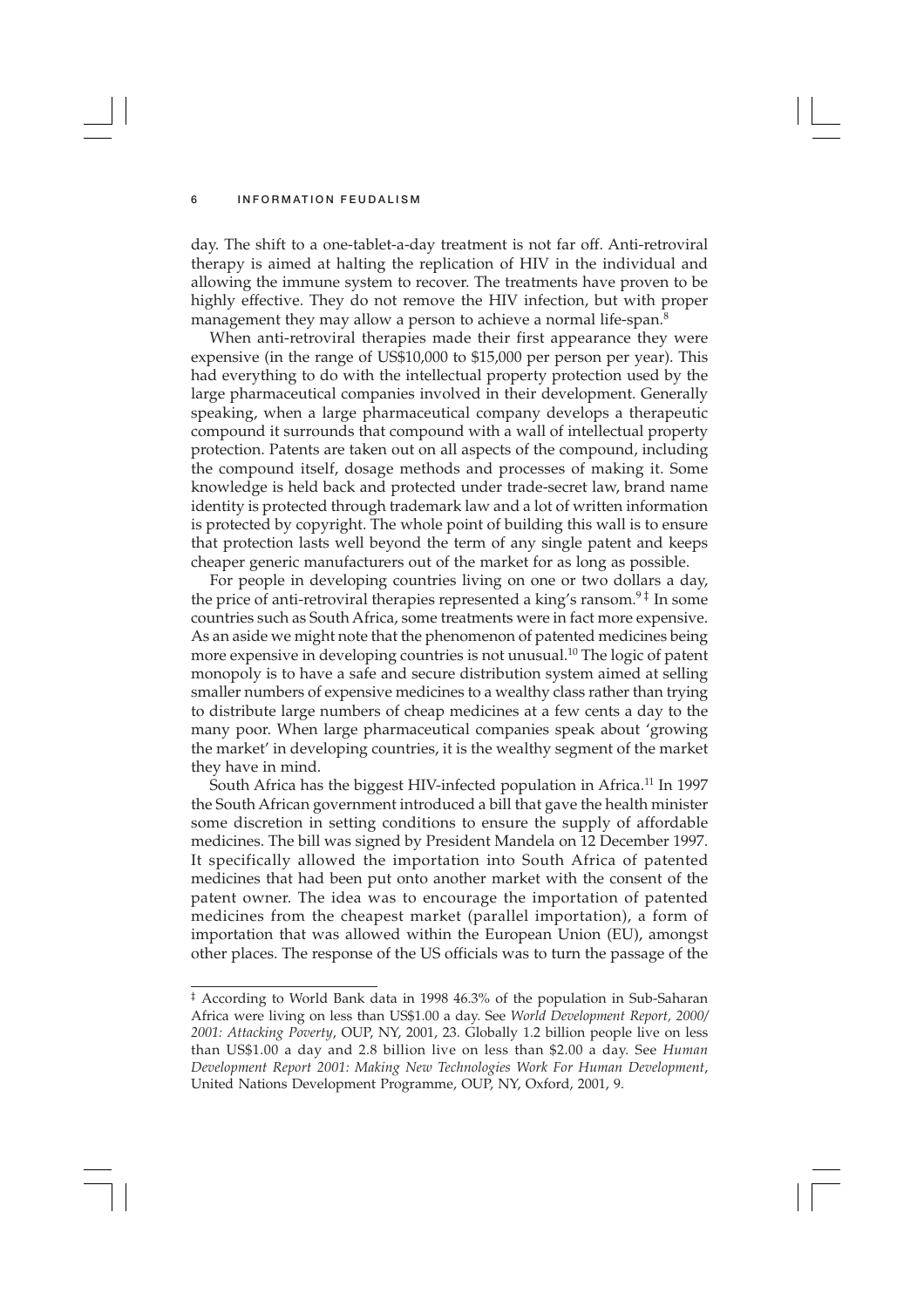day. The shift to a one-tablet-a-day treatment is not far off. Anti-retroviral therapy is aimed at halting the replication of HIV in the individual and allowing the immune system to recover. The treatments have proven to be highly effective. They do not remove the HIV infection, but with proper management they may allow a person to achieve a normal life-span.[8]

When anti-retroviral therapies made their first appearance they were expensive (in the range of US$10,000 to $15,000 per person per year). This had everything to do with the intellectual property protection used by the large pharmaceutical companies involved in their development. Generally speaking, when a large pharmaceutical company develops a therapeutic compound it surrounds that compound with a wall of intellectual property protection. Patents are taken out on all aspects of the compound, including the compound itself, dosage methods and processes of making it. Some knowledge is held back and protected under trade-secret law, brand name identity is protected through trademark law and a lot of written information is protected by copyright. The whole point of building this wall is to ensure that protection lasts well beyond the term of any single patent and keeps cheaper generic manufacturers out of the market for as long as possible.

For people in developing countries living on one or two dollars a day, the price of anti-retroviral therapies represented a king's ransom.[9] [‡] In some countries such as South Africa, some treatments were in fact more expensive. As an aside we might note that the phenomenon of patented medicines being more expensive in developing countries is not unusual.[10] The logic of patent monopoly is to have a safe and secure distribution system aimed at selling smaller numbers of expensive medicines to a wealthy class rather than trying to distribute large numbers of cheap medicines at a few cents a day to the many poor. When large pharmaceutical companies speak about 'growing the market' in developing countries, it is the wealthy segment of the market they have in mind.

South Africa has the biggest HIV-infected population in Africa.[11] In 1997 the South African government introduced a bill that gave the health minister some discretion in setting conditions to ensure the supply of affordable medicines. The bill was signed by President Mandela on 12 December 1997. It specifically allowed the importation into South Africa of patented medicines that had been put onto another market with the consent of the patent owner. The idea was to encourage the importation of patented medicines from the cheapest market (parallel importation), a form of importation that was allowed within the European Union (EU), amongst other places. The response of the US officials was to turn the passage of the

---

‡ According to World Bank data in 1998 46.3% of the population in Sub-Saharan Africa were living on less than US$1.00 a day. See *World Development Report, 2000/2001: Attacking Poverty*, OUP, NY, 2001, 23. Globally 1.2 billion people live on less than US$1.00 a day and 2.8 billion live on less than $2.00 a day. See *Human Development Report 2001: Making New Technologies Work For Human Development*, United Nations Development Programme, OUP, NY, Oxford, 2001, 9.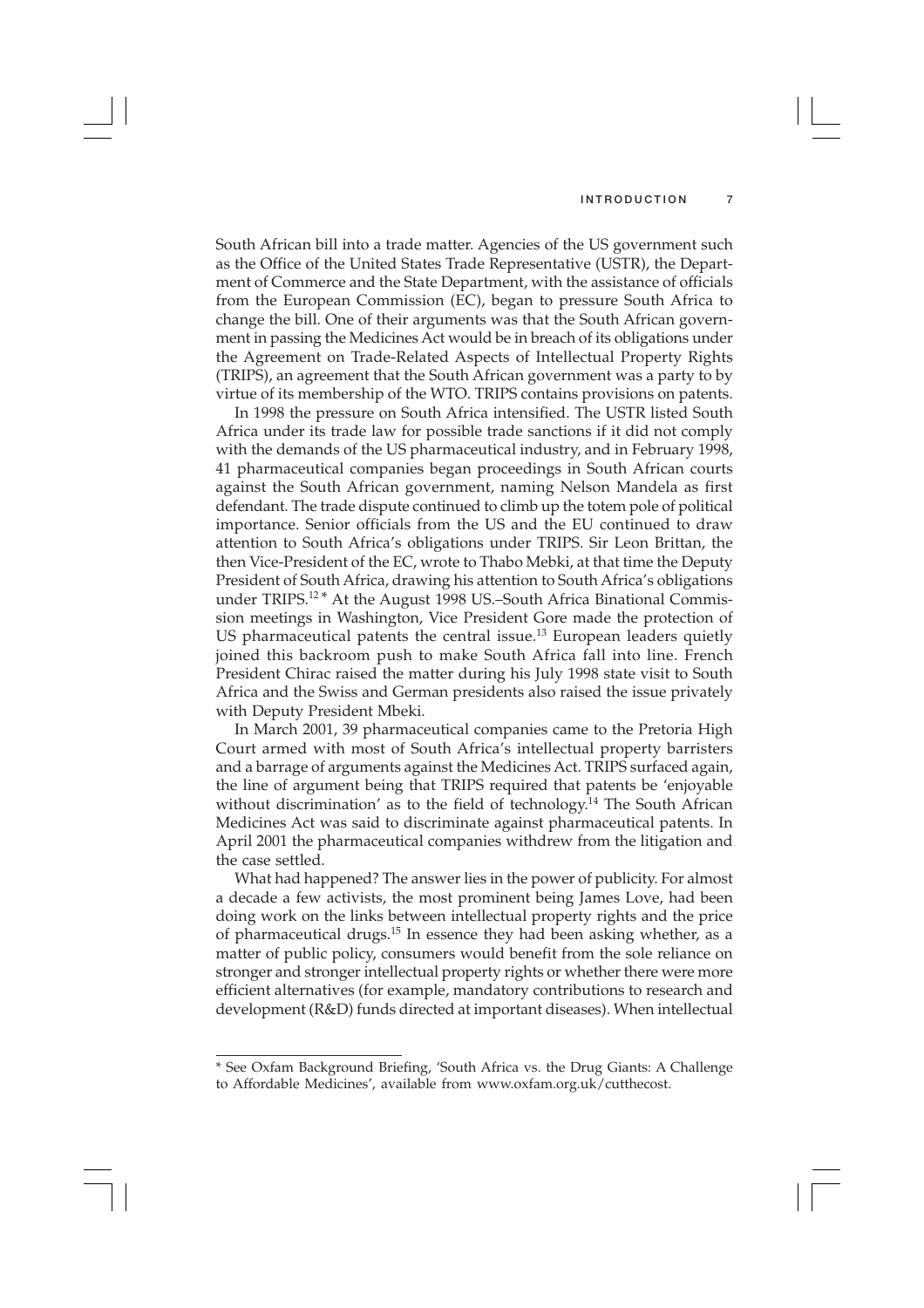South African bill into a trade matter. Agencies of the US government such as the Office of the United States Trade Representative (USTR), the Department of Commerce and the State Department, with the assistance of officials from the European Commission (EC), began to pressure South Africa to change the bill. One of their arguments was that the South African government in passing the Medicines Act would be in breach of its obligations under the Agreement on Trade-Related Aspects of Intellectual Property Rights (TRIPS), an agreement that the South African government was a party to by virtue of its membership of the WTO. TRIPS contains provisions on patents.

In 1998 the pressure on South Africa intensified. The USTR listed South Africa under its trade law for possible trade sanctions if it did not comply with the demands of the US pharmaceutical industry, and in February 1998, 41 pharmaceutical companies began proceedings in South African courts against the South African government, naming Nelson Mandela as first defendant. The trade dispute continued to climb up the totem pole of political importance. Senior officials from the US and the EU continued to draw attention to South Africa's obligations under TRIPS. Sir Leon Brittan, the then Vice-President of the EC, wrote to Thabo Mebki, at that time the Deputy President of South Africa, drawing his attention to South Africa's obligations under TRIPS.[12] * At the August 1998 US.–South Africa Binational Commission meetings in Washington, Vice President Gore made the protection of US pharmaceutical patents the central issue.[13] European leaders quietly joined this backroom push to make South Africa fall into line. French President Chirac raised the matter during his July 1998 state visit to South Africa and the Swiss and German presidents also raised the issue privately with Deputy President Mbeki.

In March 2001, 39 pharmaceutical companies came to the Pretoria High Court armed with most of South Africa's intellectual property barristers and a barrage of arguments against the Medicines Act. TRIPS surfaced again, the line of argument being that TRIPS required that patents be 'enjoyable without discrimination' as to the field of technology.[14] The South African Medicines Act was said to discriminate against pharmaceutical patents. In April 2001 the pharmaceutical companies withdrew from the litigation and the case settled.

What had happened? The answer lies in the power of publicity. For almost a decade a few activists, the most prominent being James Love, had been doing work on the links between intellectual property rights and the price of pharmaceutical drugs.[15] In essence they had been asking whether, as a matter of public policy, consumers would benefit from the sole reliance on stronger and stronger intellectual property rights or whether there were more efficient alternatives (for example, mandatory contributions to research and development (R&D) funds directed at important diseases). When intellectual

---

* See Oxfam Background Briefing, 'South Africa vs. the Drug Giants: A Challenge to Affordable Medicines', available from www.oxfam.org.uk/cutthecost.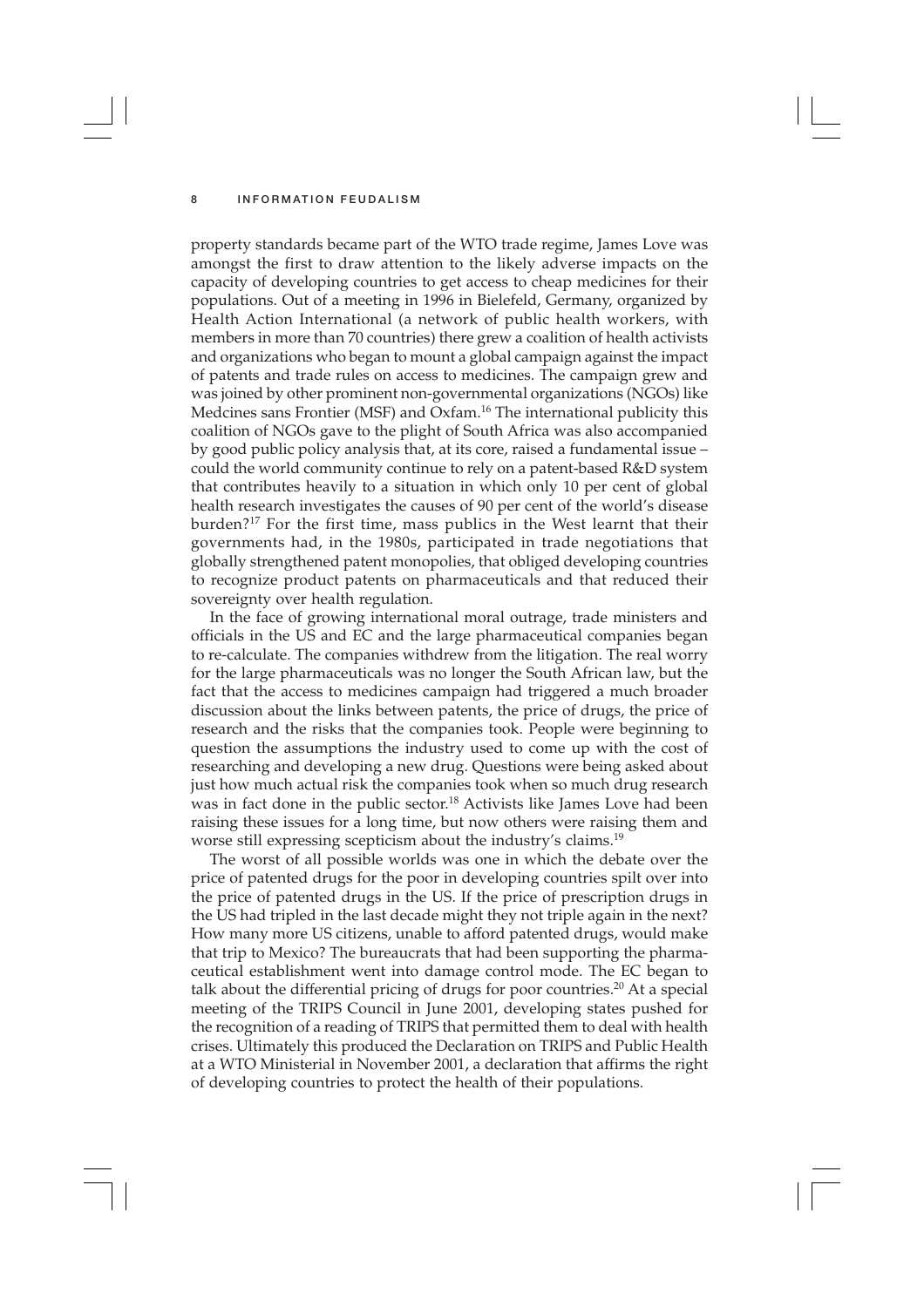property standards became part of the WTO trade regime, James Love was amongst the first to draw attention to the likely adverse impacts on the capacity of developing countries to get access to cheap medicines for their populations. Out of a meeting in 1996 in Bielefeld, Germany, organized by Health Action International (a network of public health workers, with members in more than 70 countries) there grew a coalition of health activists and organizations who began to mount a global campaign against the impact of patents and trade rules on access to medicines. The campaign grew and was joined by other prominent non-governmental organizations (NGOs) like Medcines sans Frontier (MSF) and Oxfam.[16] The international publicity this coalition of NGOs gave to the plight of South Africa was also accompanied by good public policy analysis that, at its core, raised a fundamental issue – could the world community continue to rely on a patent-based R&D system that contributes heavily to a situation in which only 10 per cent of global health research investigates the causes of 90 per cent of the world's disease burden?[17] For the first time, mass publics in the West learnt that their governments had, in the 1980s, participated in trade negotiations that globally strengthened patent monopolies, that obliged developing countries to recognize product patents on pharmaceuticals and that reduced their sovereignty over health regulation.

In the face of growing international moral outrage, trade ministers and officials in the US and EC and the large pharmaceutical companies began to re-calculate. The companies withdrew from the litigation. The real worry for the large pharmaceuticals was no longer the South African law, but the fact that the access to medicines campaign had triggered a much broader discussion about the links between patents, the price of drugs, the price of research and the risks that the companies took. People were beginning to question the assumptions the industry used to come up with the cost of researching and developing a new drug. Questions were being asked about just how much actual risk the companies took when so much drug research was in fact done in the public sector.[18] Activists like James Love had been raising these issues for a long time, but now others were raising them and worse still expressing scepticism about the industry's claims.[19]

The worst of all possible worlds was one in which the debate over the price of patented drugs for the poor in developing countries spilt over into the price of patented drugs in the US. If the price of prescription drugs in the US had tripled in the last decade might they not triple again in the next? How many more US citizens, unable to afford patented drugs, would make that trip to Mexico? The bureaucrats that had been supporting the pharmaceutical establishment went into damage control mode. The EC began to talk about the differential pricing of drugs for poor countries.[20] At a special meeting of the TRIPS Council in June 2001, developing states pushed for the recognition of a reading of TRIPS that permitted them to deal with health crises. Ultimately this produced the Declaration on TRIPS and Public Health at a WTO Ministerial in November 2001, a declaration that affirms the right of developing countries to protect the health of their populations.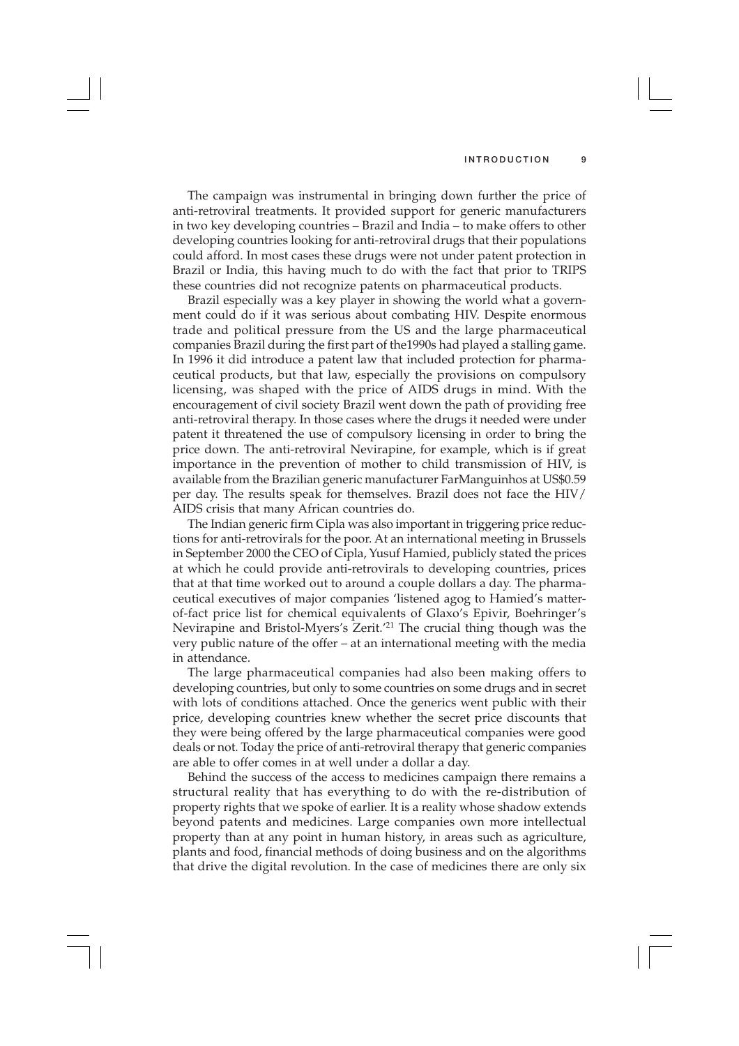The campaign was instrumental in bringing down further the price of anti-retroviral treatments. It provided support for generic manufacturers in two key developing countries – Brazil and India – to make offers to other developing countries looking for anti-retroviral drugs that their populations could afford. In most cases these drugs were not under patent protection in Brazil or India, this having much to do with the fact that prior to TRIPS these countries did not recognize patents on pharmaceutical products.

Brazil especially was a key player in showing the world what a government could do if it was serious about combating HIV. Despite enormous trade and political pressure from the US and the large pharmaceutical companies Brazil during the first part of the1990s had played a stalling game. In 1996 it did introduce a patent law that included protection for pharmaceutical products, but that law, especially the provisions on compulsory licensing, was shaped with the price of AIDS drugs in mind. With the encouragement of civil society Brazil went down the path of providing free anti-retroviral therapy. In those cases where the drugs it needed were under patent it threatened the use of compulsory licensing in order to bring the price down. The anti-retroviral Nevirapine, for example, which is if great importance in the prevention of mother to child transmission of HIV, is available from the Brazilian generic manufacturer FarManguinhos at US$0.59 per day. The results speak for themselves. Brazil does not face the HIV/AIDS crisis that many African countries do.

The Indian generic firm Cipla was also important in triggering price reductions for anti-retrovirals for the poor. At an international meeting in Brussels in September 2000 the CEO of Cipla, Yusuf Hamied, publicly stated the prices at which he could provide anti-retrovirals to developing countries, prices that at that time worked out to around a couple dollars a day. The pharmaceutical executives of major companies 'listened agog to Hamied's matter-of-fact price list for chemical equivalents of Glaxo's Epivir, Boehringer's Nevirapine and Bristol-Myers's Zerit.'[21] The crucial thing though was the very public nature of the offer – at an international meeting with the media in attendance.

The large pharmaceutical companies had also been making offers to developing countries, but only to some countries on some drugs and in secret with lots of conditions attached. Once the generics went public with their price, developing countries knew whether the secret price discounts that they were being offered by the large pharmaceutical companies were good deals or not. Today the price of anti-retroviral therapy that generic companies are able to offer comes in at well under a dollar a day.

Behind the success of the access to medicines campaign there remains a structural reality that has everything to do with the re-distribution of property rights that we spoke of earlier. It is a reality whose shadow extends beyond patents and medicines. Large companies own more intellectual property than at any point in human history, in areas such as agriculture, plants and food, financial methods of doing business and on the algorithms that drive the digital revolution. In the case of medicines there are only six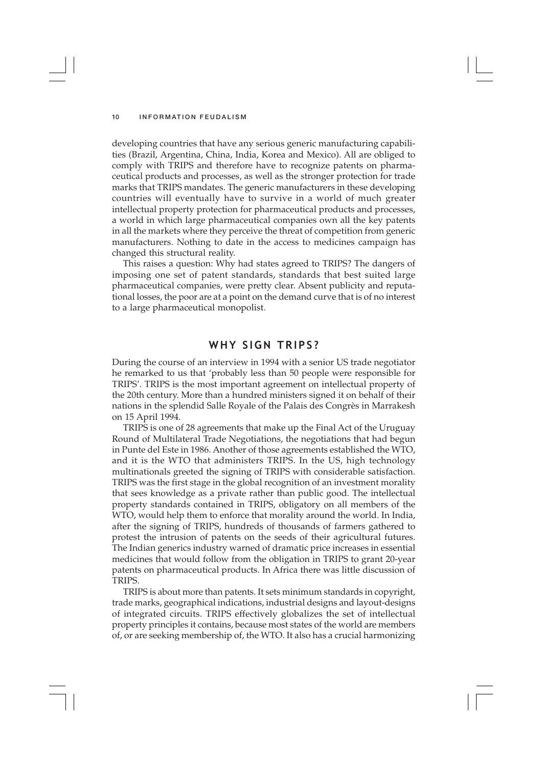developing countries that have any serious generic manufacturing capabilities (Brazil, Argentina, China, India, Korea and Mexico). All are obliged to comply with TRIPS and therefore have to recognize patents on pharmaceutical products and processes, as well as the stronger protection for trade marks that TRIPS mandates. The generic manufacturers in these developing countries will eventually have to survive in a world of much greater intellectual property protection for pharmaceutical products and processes, a world in which large pharmaceutical companies own all the key patents in all the markets where they perceive the threat of competition from generic manufacturers. Nothing to date in the access to medicines campaign has changed this structural reality.

This raises a question: Why had states agreed to TRIPS? The dangers of imposing one set of patent standards, standards that best suited large pharmaceutical companies, were pretty clear. Absent publicity and reputational losses, the poor are at a point on the demand curve that is of no interest to a large pharmaceutical monopolist.

## WHY SIGN TRIPS?

During the course of an interview in 1994 with a senior US trade negotiator he remarked to us that 'probably less than 50 people were responsible for TRIPS'. TRIPS is the most important agreement on intellectual property of the 20th century. More than a hundred ministers signed it on behalf of their nations in the splendid Salle Royale of the Palais des Congrès in Marrakesh on 15 April 1994.

TRIPS is one of 28 agreements that make up the Final Act of the Uruguay Round of Multilateral Trade Negotiations, the negotiations that had begun in Punte del Este in 1986. Another of those agreements established the WTO, and it is the WTO that administers TRIPS. In the US, high technology multinationals greeted the signing of TRIPS with considerable satisfaction. TRIPS was the first stage in the global recognition of an investment morality that sees knowledge as a private rather than public good. The intellectual property standards contained in TRIPS, obligatory on all members of the WTO, would help them to enforce that morality around the world. In India, after the signing of TRIPS, hundreds of thousands of farmers gathered to protest the intrusion of patents on the seeds of their agricultural futures. The Indian generics industry warned of dramatic price increases in essential medicines that would follow from the obligation in TRIPS to grant 20-year patents on pharmaceutical products. In Africa there was little discussion of TRIPS.

TRIPS is about more than patents. It sets minimum standards in copyright, trade marks, geographical indications, industrial designs and layout-designs of integrated circuits. TRIPS effectively globalizes the set of intellectual property principles it contains, because most states of the world are members of, or are seeking membership of, the WTO. It also has a crucial harmonizing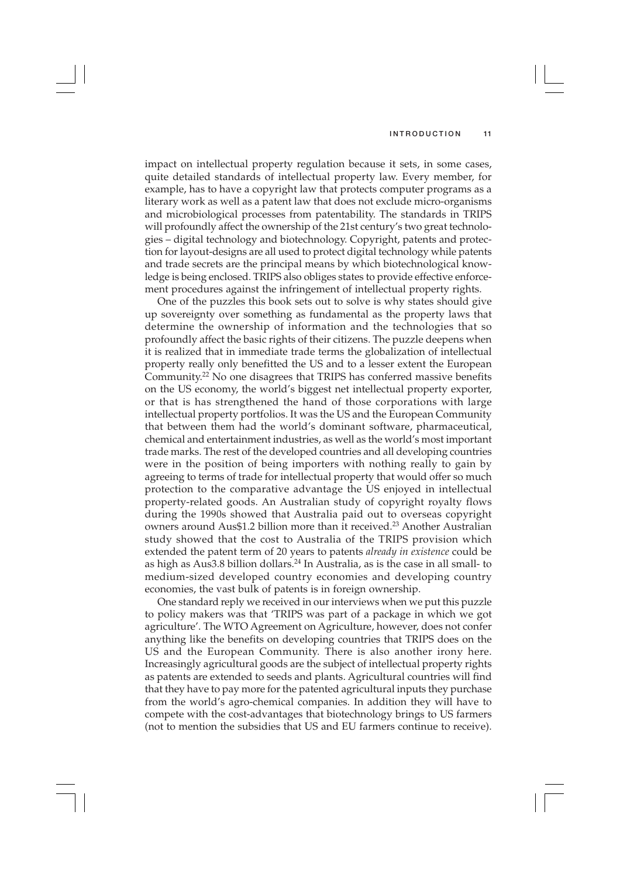impact on intellectual property regulation because it sets, in some cases, quite detailed standards of intellectual property law. Every member, for example, has to have a copyright law that protects computer programs as a literary work as well as a patent law that does not exclude micro-organisms and microbiological processes from patentability. The standards in TRIPS will profoundly affect the ownership of the 21st century's two great technologies – digital technology and biotechnology. Copyright, patents and protection for layout-designs are all used to protect digital technology while patents and trade secrets are the principal means by which biotechnological knowledge is being enclosed. TRIPS also obliges states to provide effective enforcement procedures against the infringement of intellectual property rights.

One of the puzzles this book sets out to solve is why states should give up sovereignty over something as fundamental as the property laws that determine the ownership of information and the technologies that so profoundly affect the basic rights of their citizens. The puzzle deepens when it is realized that in immediate trade terms the globalization of intellectual property really only benefitted the US and to a lesser extent the European Community.[22] No one disagrees that TRIPS has conferred massive benefits on the US economy, the world's biggest net intellectual property exporter, or that is has strengthened the hand of those corporations with large intellectual property portfolios. It was the US and the European Community that between them had the world's dominant software, pharmaceutical, chemical and entertainment industries, as well as the world's most important trade marks. The rest of the developed countries and all developing countries were in the position of being importers with nothing really to gain by agreeing to terms of trade for intellectual property that would offer so much protection to the comparative advantage the US enjoyed in intellectual property-related goods. An Australian study of copyright royalty flows during the 1990s showed that Australia paid out to overseas copyright owners around Aus$1.2 billion more than it received.[23] Another Australian study showed that the cost to Australia of the TRIPS provision which extended the patent term of 20 years to patents *already in existence* could be as high as Aus3.8 billion dollars.[24] In Australia, as is the case in all small- to medium-sized developed country economies and developing country economies, the vast bulk of patents is in foreign ownership.

One standard reply we received in our interviews when we put this puzzle to policy makers was that 'TRIPS was part of a package in which we got agriculture'. The WTO Agreement on Agriculture, however, does not confer anything like the benefits on developing countries that TRIPS does on the US and the European Community. There is also another irony here. Increasingly agricultural goods are the subject of intellectual property rights as patents are extended to seeds and plants. Agricultural countries will find that they have to pay more for the patented agricultural inputs they purchase from the world's agro-chemical companies. In addition they will have to compete with the cost-advantages that biotechnology brings to US farmers (not to mention the subsidies that US and EU farmers continue to receive).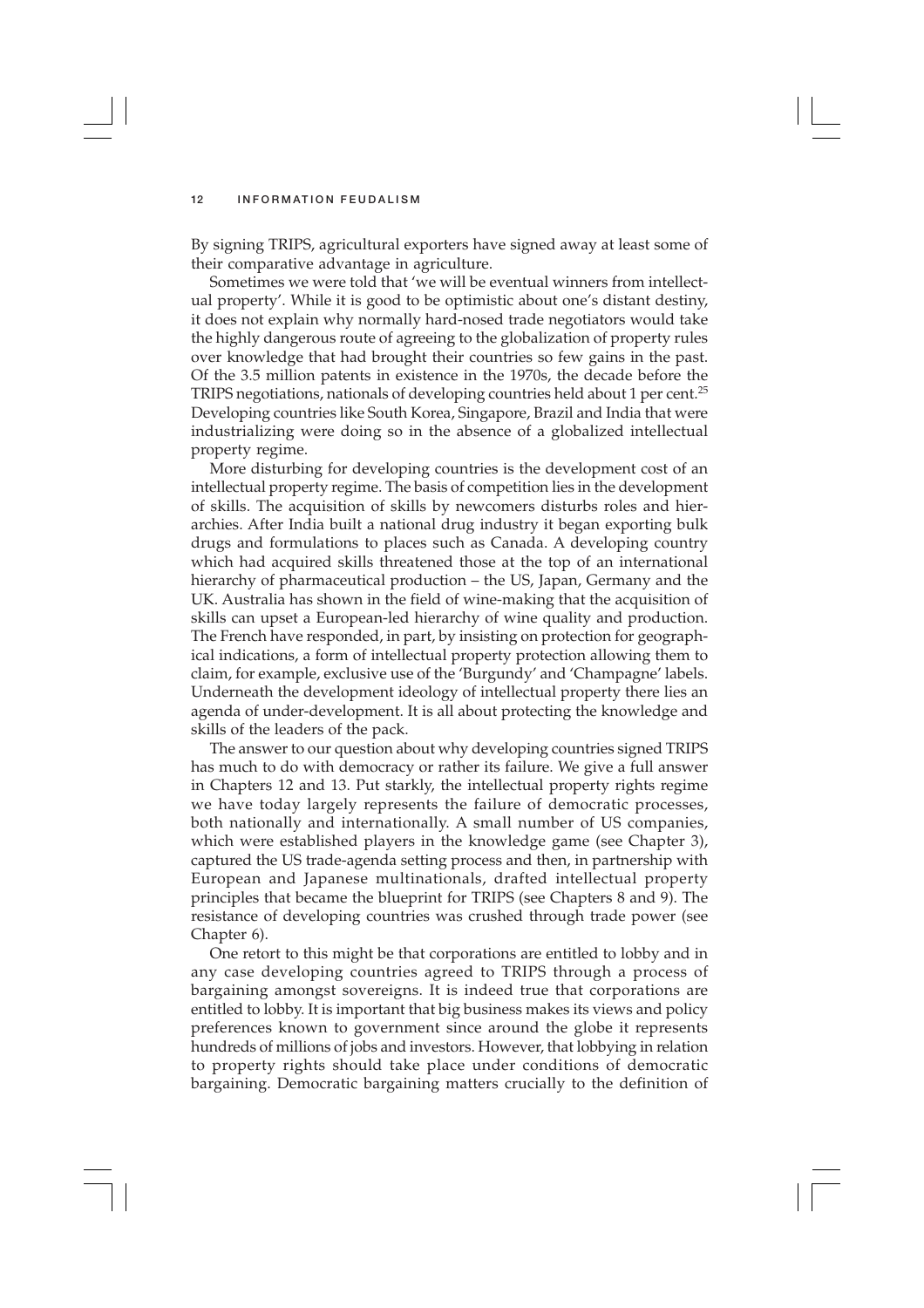By signing TRIPS, agricultural exporters have signed away at least some of their comparative advantage in agriculture.

Sometimes we were told that 'we will be eventual winners from intellectual property'. While it is good to be optimistic about one's distant destiny, it does not explain why normally hard-nosed trade negotiators would take the highly dangerous route of agreeing to the globalization of property rules over knowledge that had brought their countries so few gains in the past. Of the 3.5 million patents in existence in the 1970s, the decade before the TRIPS negotiations, nationals of developing countries held about 1 per cent.[25] Developing countries like South Korea, Singapore, Brazil and India that were industrializing were doing so in the absence of a globalized intellectual property regime.

More disturbing for developing countries is the development cost of an intellectual property regime. The basis of competition lies in the development of skills. The acquisition of skills by newcomers disturbs roles and hierarchies. After India built a national drug industry it began exporting bulk drugs and formulations to places such as Canada. A developing country which had acquired skills threatened those at the top of an international hierarchy of pharmaceutical production – the US, Japan, Germany and the UK. Australia has shown in the field of wine-making that the acquisition of skills can upset a European-led hierarchy of wine quality and production. The French have responded, in part, by insisting on protection for geographical indications, a form of intellectual property protection allowing them to claim, for example, exclusive use of the 'Burgundy' and 'Champagne' labels. Underneath the development ideology of intellectual property there lies an agenda of under-development. It is all about protecting the knowledge and skills of the leaders of the pack.

The answer to our question about why developing countries signed TRIPS has much to do with democracy or rather its failure. We give a full answer in Chapters 12 and 13. Put starkly, the intellectual property rights regime we have today largely represents the failure of democratic processes, both nationally and internationally. A small number of US companies, which were established players in the knowledge game (see Chapter 3), captured the US trade-agenda setting process and then, in partnership with European and Japanese multinationals, drafted intellectual property principles that became the blueprint for TRIPS (see Chapters 8 and 9). The resistance of developing countries was crushed through trade power (see Chapter 6).

One retort to this might be that corporations are entitled to lobby and in any case developing countries agreed to TRIPS through a process of bargaining amongst sovereigns. It is indeed true that corporations are entitled to lobby. It is important that big business makes its views and policy preferences known to government since around the globe it represents hundreds of millions of jobs and investors. However, that lobbying in relation to property rights should take place under conditions of democratic bargaining. Democratic bargaining matters crucially to the definition of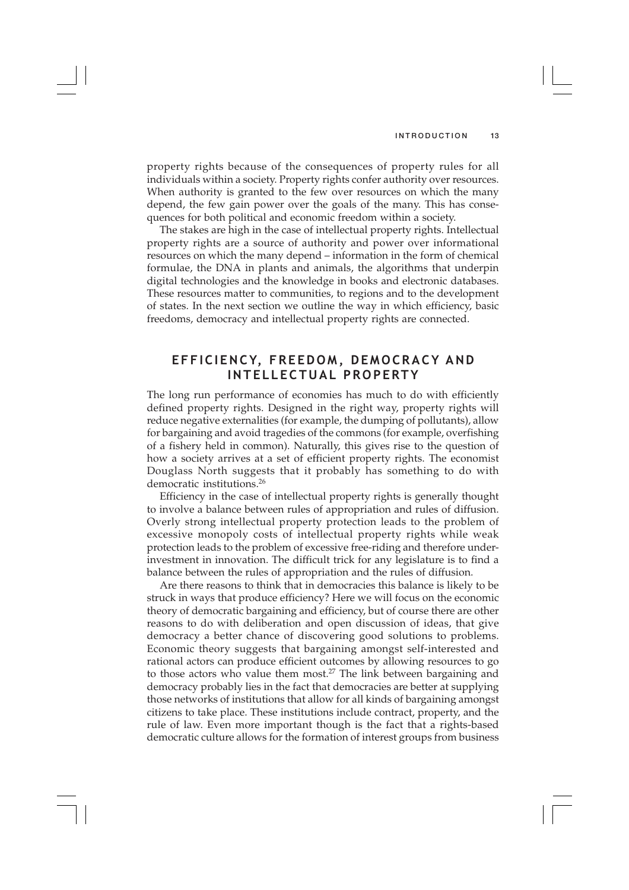property rights because of the consequences of property rules for all individuals within a society. Property rights confer authority over resources. When authority is granted to the few over resources on which the many depend, the few gain power over the goals of the many. This has consequences for both political and economic freedom within a society.

The stakes are high in the case of intellectual property rights. Intellectual property rights are a source of authority and power over informational resources on which the many depend – information in the form of chemical formulae, the DNA in plants and animals, the algorithms that underpin digital technologies and the knowledge in books and electronic databases. These resources matter to communities, to regions and to the development of states. In the next section we outline the way in which efficiency, basic freedoms, democracy and intellectual property rights are connected.

## EFFICIENCY, FREEDOM, DEMOCRACY AND INTELLECTUAL PROPERTY

The long run performance of economies has much to do with efficiently defined property rights. Designed in the right way, property rights will reduce negative externalities (for example, the dumping of pollutants), allow for bargaining and avoid tragedies of the commons (for example, overfishing of a fishery held in common). Naturally, this gives rise to the question of how a society arrives at a set of efficient property rights. The economist Douglass North suggests that it probably has something to do with democratic institutions.[26]

Efficiency in the case of intellectual property rights is generally thought to involve a balance between rules of appropriation and rules of diffusion. Overly strong intellectual property protection leads to the problem of excessive monopoly costs of intellectual property rights while weak protection leads to the problem of excessive free-riding and therefore underinvestment in innovation. The difficult trick for any legislature is to find a balance between the rules of appropriation and the rules of diffusion.

Are there reasons to think that in democracies this balance is likely to be struck in ways that produce efficiency? Here we will focus on the economic theory of democratic bargaining and efficiency, but of course there are other reasons to do with deliberation and open discussion of ideas, that give democracy a better chance of discovering good solutions to problems. Economic theory suggests that bargaining amongst self-interested and rational actors can produce efficient outcomes by allowing resources to go to those actors who value them most.[27] The link between bargaining and democracy probably lies in the fact that democracies are better at supplying those networks of institutions that allow for all kinds of bargaining amongst citizens to take place. These institutions include contract, property, and the rule of law. Even more important though is the fact that a rights-based democratic culture allows for the formation of interest groups from business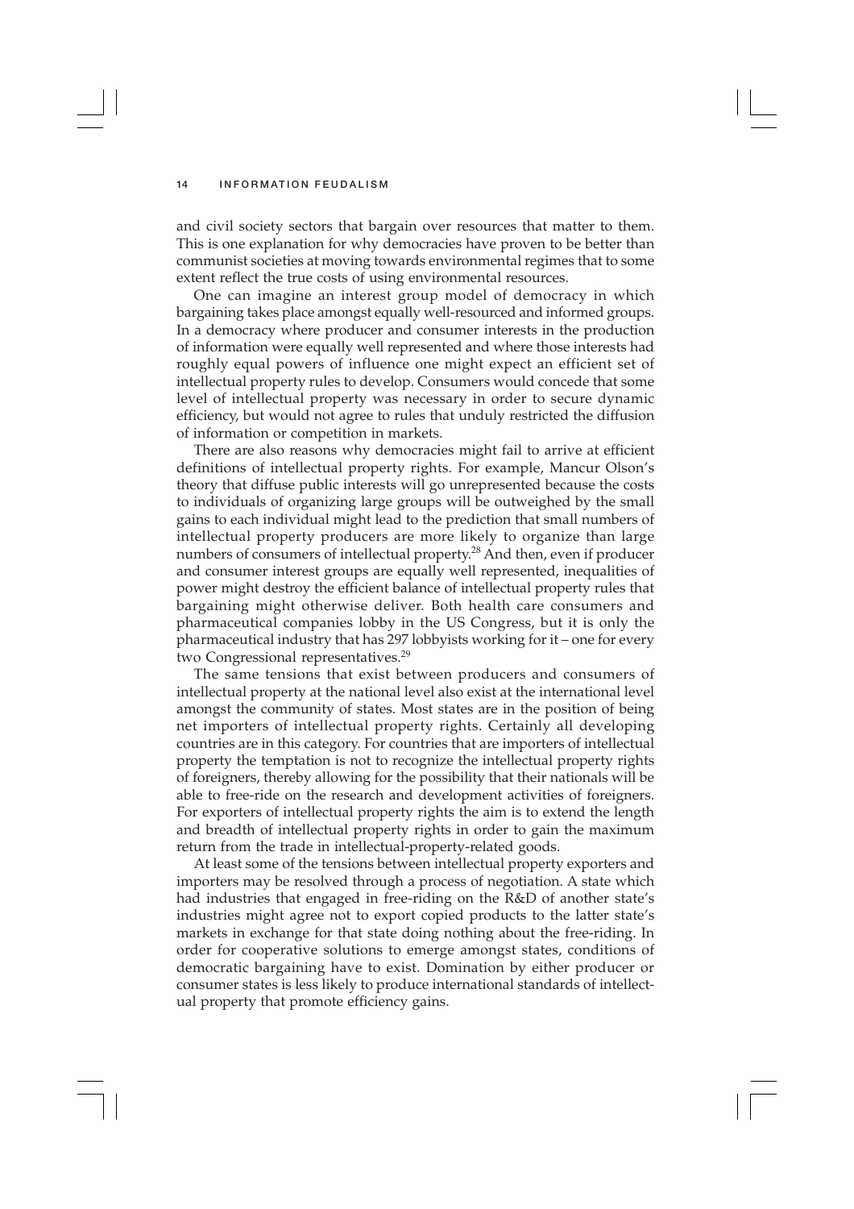and civil society sectors that bargain over resources that matter to them. This is one explanation for why democracies have proven to be better than communist societies at moving towards environmental regimes that to some extent reflect the true costs of using environmental resources.

One can imagine an interest group model of democracy in which bargaining takes place amongst equally well-resourced and informed groups. In a democracy where producer and consumer interests in the production of information were equally well represented and where those interests had roughly equal powers of influence one might expect an efficient set of intellectual property rules to develop. Consumers would concede that some level of intellectual property was necessary in order to secure dynamic efficiency, but would not agree to rules that unduly restricted the diffusion of information or competition in markets.

There are also reasons why democracies might fail to arrive at efficient definitions of intellectual property rights. For example, Mancur Olson's theory that diffuse public interests will go unrepresented because the costs to individuals of organizing large groups will be outweighed by the small gains to each individual might lead to the prediction that small numbers of intellectual property producers are more likely to organize than large numbers of consumers of intellectual property.[28] And then, even if producer and consumer interest groups are equally well represented, inequalities of power might destroy the efficient balance of intellectual property rules that bargaining might otherwise deliver. Both health care consumers and pharmaceutical companies lobby in the US Congress, but it is only the pharmaceutical industry that has 297 lobbyists working for it – one for every two Congressional representatives.[29]

The same tensions that exist between producers and consumers of intellectual property at the national level also exist at the international level amongst the community of states. Most states are in the position of being net importers of intellectual property rights. Certainly all developing countries are in this category. For countries that are importers of intellectual property the temptation is not to recognize the intellectual property rights of foreigners, thereby allowing for the possibility that their nationals will be able to free-ride on the research and development activities of foreigners. For exporters of intellectual property rights the aim is to extend the length and breadth of intellectual property rights in order to gain the maximum return from the trade in intellectual-property-related goods.

At least some of the tensions between intellectual property exporters and importers may be resolved through a process of negotiation. A state which had industries that engaged in free-riding on the R&D of another state's industries might agree not to export copied products to the latter state's markets in exchange for that state doing nothing about the free-riding. In order for cooperative solutions to emerge amongst states, conditions of democratic bargaining have to exist. Domination by either producer or consumer states is less likely to produce international standards of intellectual property that promote efficiency gains.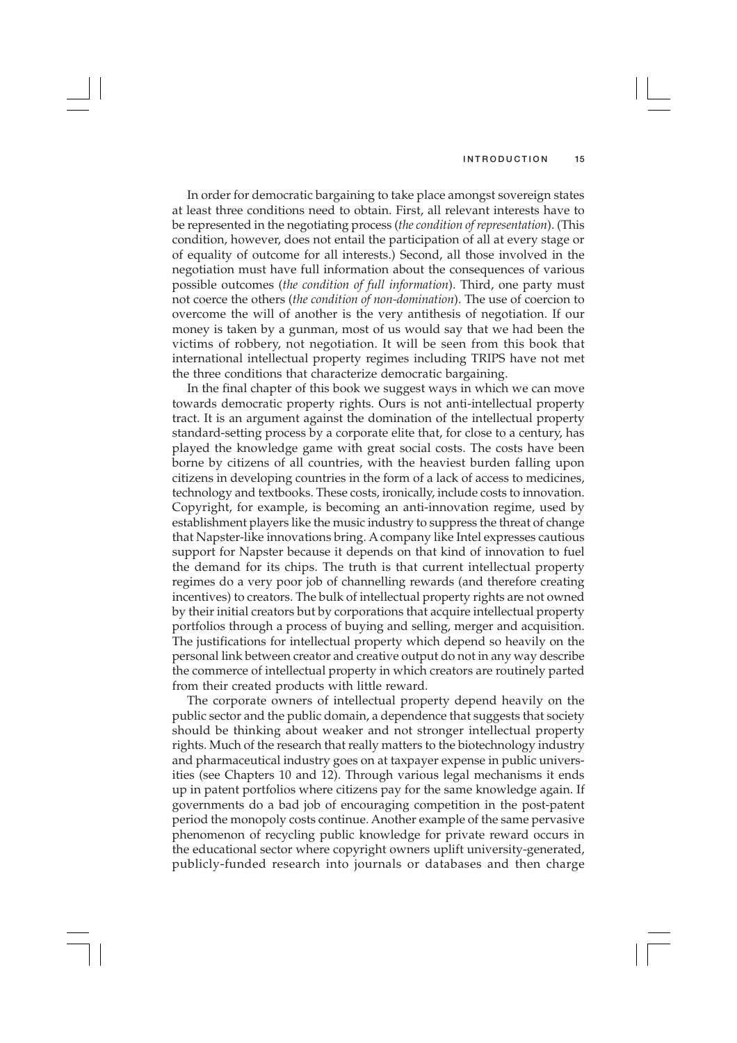In order for democratic bargaining to take place amongst sovereign states at least three conditions need to obtain. First, all relevant interests have to be represented in the negotiating process (*the condition of representation*). (This condition, however, does not entail the participation of all at every stage or of equality of outcome for all interests.) Second, all those involved in the negotiation must have full information about the consequences of various possible outcomes (*the condition of full information*). Third, one party must not coerce the others (*the condition of non-domination*). The use of coercion to overcome the will of another is the very antithesis of negotiation. If our money is taken by a gunman, most of us would say that we had been the victims of robbery, not negotiation. It will be seen from this book that international intellectual property regimes including TRIPS have not met the three conditions that characterize democratic bargaining.

In the final chapter of this book we suggest ways in which we can move towards democratic property rights. Ours is not anti-intellectual property tract. It is an argument against the domination of the intellectual property standard-setting process by a corporate elite that, for close to a century, has played the knowledge game with great social costs. The costs have been borne by citizens of all countries, with the heaviest burden falling upon citizens in developing countries in the form of a lack of access to medicines, technology and textbooks. These costs, ironically, include costs to innovation. Copyright, for example, is becoming an anti-innovation regime, used by establishment players like the music industry to suppress the threat of change that Napster-like innovations bring. A company like Intel expresses cautious support for Napster because it depends on that kind of innovation to fuel the demand for its chips. The truth is that current intellectual property regimes do a very poor job of channelling rewards (and therefore creating incentives) to creators. The bulk of intellectual property rights are not owned by their initial creators but by corporations that acquire intellectual property portfolios through a process of buying and selling, merger and acquisition. The justifications for intellectual property which depend so heavily on the personal link between creator and creative output do not in any way describe the commerce of intellectual property in which creators are routinely parted from their created products with little reward.

The corporate owners of intellectual property depend heavily on the public sector and the public domain, a dependence that suggests that society should be thinking about weaker and not stronger intellectual property rights. Much of the research that really matters to the biotechnology industry and pharmaceutical industry goes on at taxpayer expense in public universities (see Chapters 10 and 12). Through various legal mechanisms it ends up in patent portfolios where citizens pay for the same knowledge again. If governments do a bad job of encouraging competition in the post-patent period the monopoly costs continue. Another example of the same pervasive phenomenon of recycling public knowledge for private reward occurs in the educational sector where copyright owners uplift university-generated, publicly-funded research into journals or databases and then charge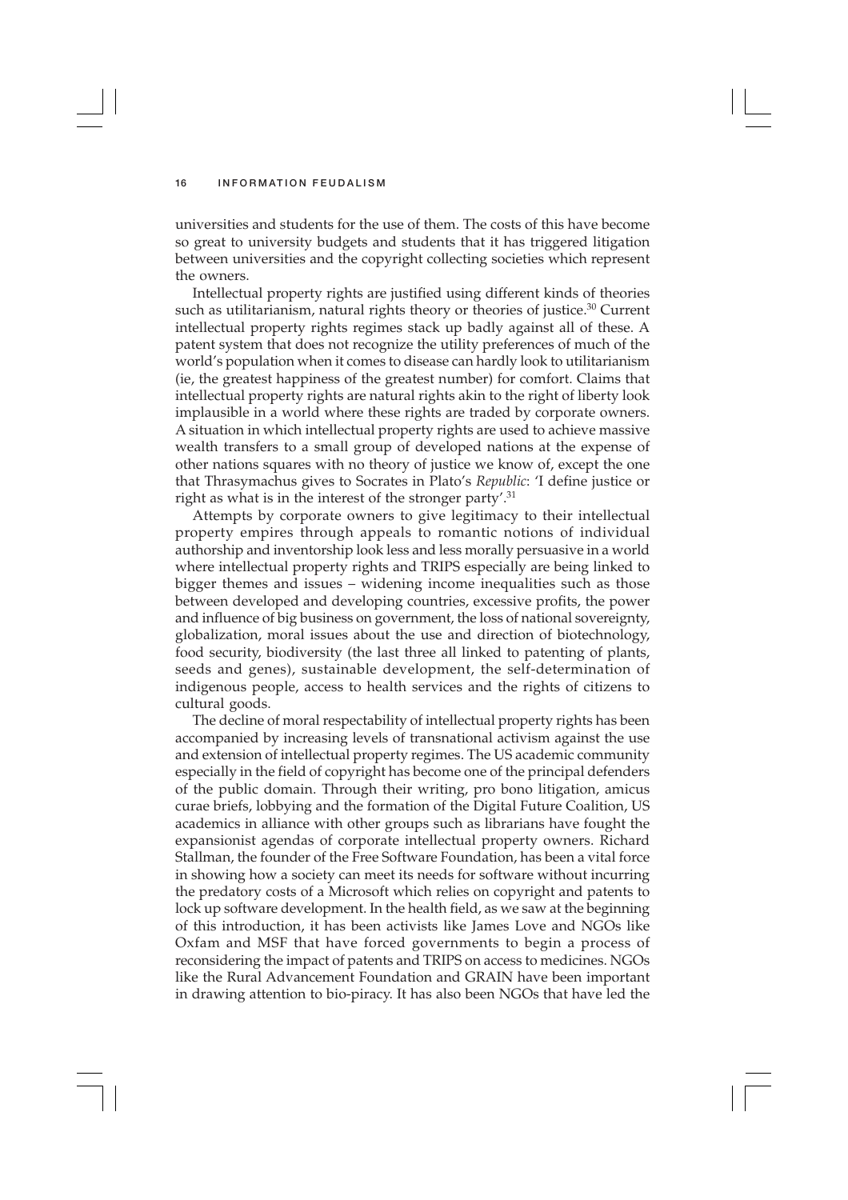universities and students for the use of them. The costs of this have become so great to university budgets and students that it has triggered litigation between universities and the copyright collecting societies which represent the owners.

Intellectual property rights are justified using different kinds of theories such as utilitarianism, natural rights theory or theories of justice.[30] Current intellectual property rights regimes stack up badly against all of these. A patent system that does not recognize the utility preferences of much of the world's population when it comes to disease can hardly look to utilitarianism (ie, the greatest happiness of the greatest number) for comfort. Claims that intellectual property rights are natural rights akin to the right of liberty look implausible in a world where these rights are traded by corporate owners. A situation in which intellectual property rights are used to achieve massive wealth transfers to a small group of developed nations at the expense of other nations squares with no theory of justice we know of, except the one that Thrasymachus gives to Socrates in Plato's *Republic*: 'I define justice or right as what is in the interest of the stronger party'.[31]

Attempts by corporate owners to give legitimacy to their intellectual property empires through appeals to romantic notions of individual authorship and inventorship look less and less morally persuasive in a world where intellectual property rights and TRIPS especially are being linked to bigger themes and issues – widening income inequalities such as those between developed and developing countries, excessive profits, the power and influence of big business on government, the loss of national sovereignty, globalization, moral issues about the use and direction of biotechnology, food security, biodiversity (the last three all linked to patenting of plants, seeds and genes), sustainable development, the self-determination of indigenous people, access to health services and the rights of citizens to cultural goods.

The decline of moral respectability of intellectual property rights has been accompanied by increasing levels of transnational activism against the use and extension of intellectual property regimes. The US academic community especially in the field of copyright has become one of the principal defenders of the public domain. Through their writing, pro bono litigation, amicus curae briefs, lobbying and the formation of the Digital Future Coalition, US academics in alliance with other groups such as librarians have fought the expansionist agendas of corporate intellectual property owners. Richard Stallman, the founder of the Free Software Foundation, has been a vital force in showing how a society can meet its needs for software without incurring the predatory costs of a Microsoft which relies on copyright and patents to lock up software development. In the health field, as we saw at the beginning of this introduction, it has been activists like James Love and NGOs like Oxfam and MSF that have forced governments to begin a process of reconsidering the impact of patents and TRIPS on access to medicines. NGOs like the Rural Advancement Foundation and GRAIN have been important in drawing attention to bio-piracy. It has also been NGOs that have led the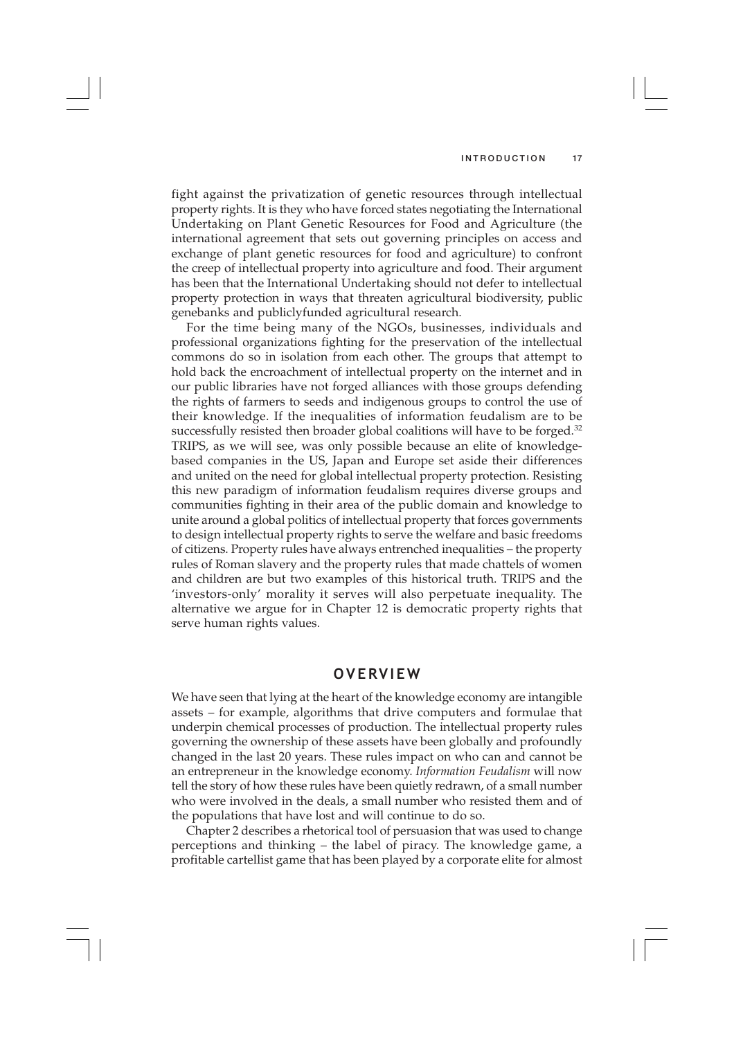fight against the privatization of genetic resources through intellectual property rights. It is they who have forced states negotiating the International Undertaking on Plant Genetic Resources for Food and Agriculture (the international agreement that sets out governing principles on access and exchange of plant genetic resources for food and agriculture) to confront the creep of intellectual property into agriculture and food. Their argument has been that the International Undertaking should not defer to intellectual property protection in ways that threaten agricultural biodiversity, public genebanks and publiclyfunded agricultural research.

For the time being many of the NGOs, businesses, individuals and professional organizations fighting for the preservation of the intellectual commons do so in isolation from each other. The groups that attempt to hold back the encroachment of intellectual property on the internet and in our public libraries have not forged alliances with those groups defending the rights of farmers to seeds and indigenous groups to control the use of their knowledge. If the inequalities of information feudalism are to be successfully resisted then broader global coalitions will have to be forged.[32] TRIPS, as we will see, was only possible because an elite of knowledge-based companies in the US, Japan and Europe set aside their differences and united on the need for global intellectual property protection. Resisting this new paradigm of information feudalism requires diverse groups and communities fighting in their area of the public domain and knowledge to unite around a global politics of intellectual property that forces governments to design intellectual property rights to serve the welfare and basic freedoms of citizens. Property rules have always entrenched inequalities – the property rules of Roman slavery and the property rules that made chattels of women and children are but two examples of this historical truth. TRIPS and the 'investors-only' morality it serves will also perpetuate inequality. The alternative we argue for in Chapter 12 is democratic property rights that serve human rights values.

## OVERVIEW

We have seen that lying at the heart of the knowledge economy are intangible assets – for example, algorithms that drive computers and formulae that underpin chemical processes of production. The intellectual property rules governing the ownership of these assets have been globally and profoundly changed in the last 20 years. These rules impact on who can and cannot be an entrepreneur in the knowledge economy. *Information Feudalism* will now tell the story of how these rules have been quietly redrawn, of a small number who were involved in the deals, a small number who resisted them and of the populations that have lost and will continue to do so.

Chapter 2 describes a rhetorical tool of persuasion that was used to change perceptions and thinking – the label of piracy. The knowledge game, a profitable cartellist game that has been played by a corporate elite for almost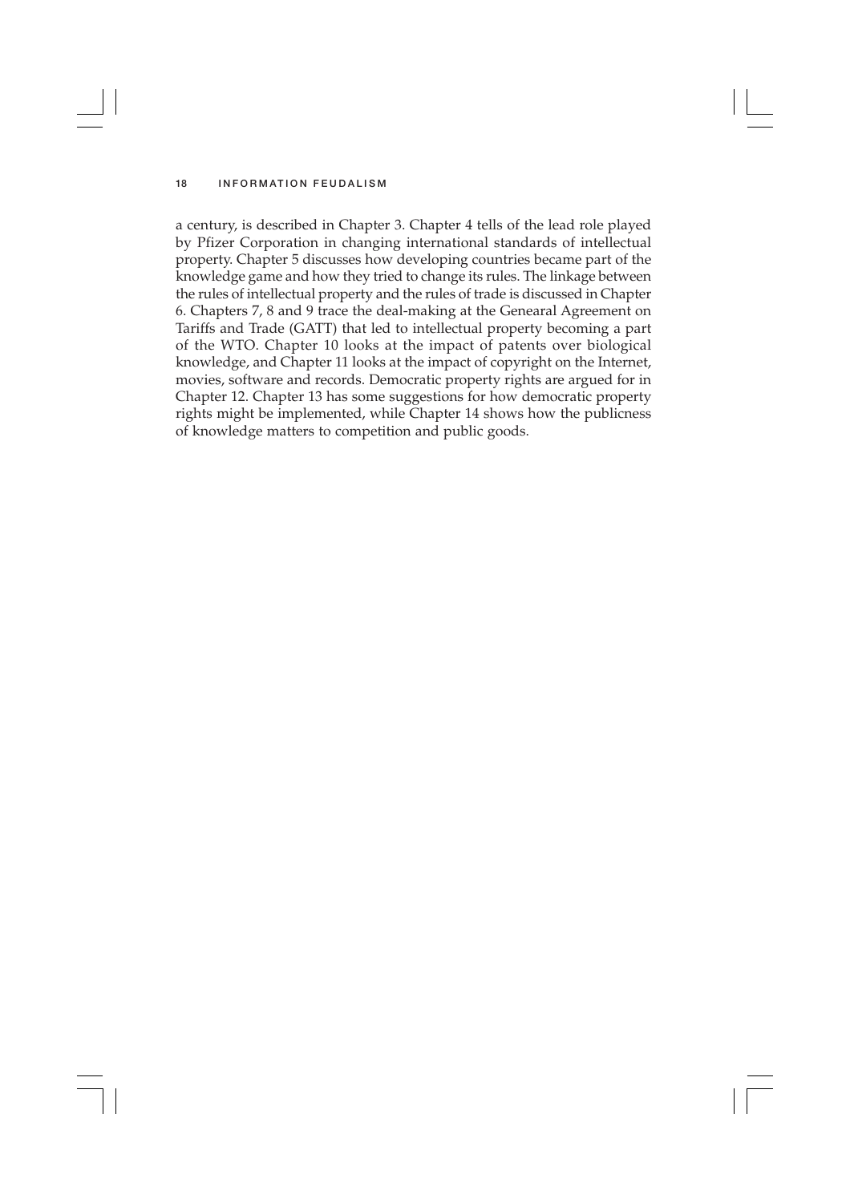a century, is described in Chapter 3. Chapter 4 tells of the lead role played by Pfizer Corporation in changing international standards of intellectual property. Chapter 5 discusses how developing countries became part of the knowledge game and how they tried to change its rules. The linkage between the rules of intellectual property and the rules of trade is discussed in Chapter 6. Chapters 7, 8 and 9 trace the deal-making at the Genearal Agreement on Tariffs and Trade (GATT) that led to intellectual property becoming a part of the WTO. Chapter 10 looks at the impact of patents over biological knowledge, and Chapter 11 looks at the impact of copyright on the Internet, movies, software and records. Democratic property rights are argued for in Chapter 12. Chapter 13 has some suggestions for how democratic property rights might be implemented, while Chapter 14 shows how the publicness of knowledge matters to competition and public goods.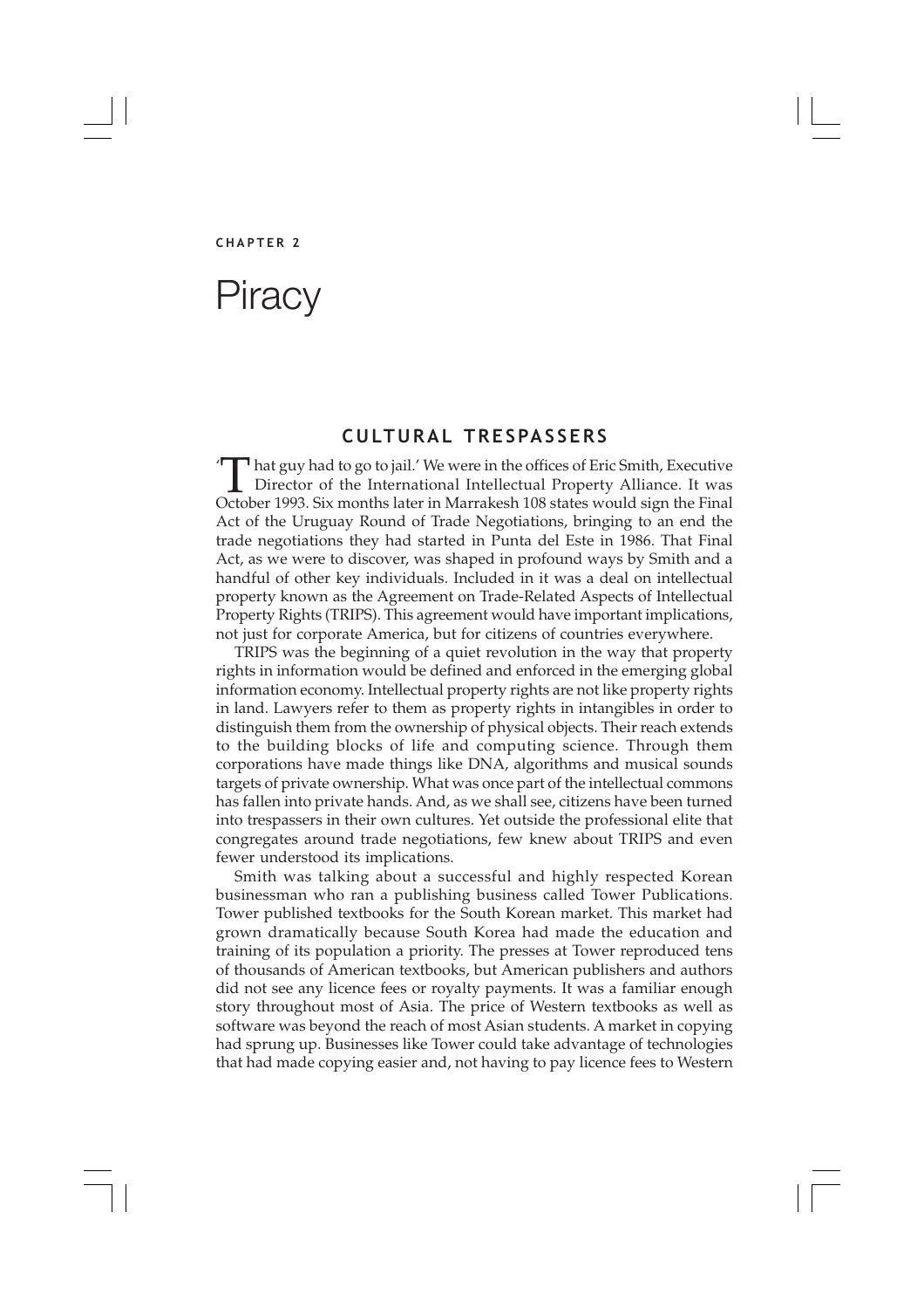CHAPTER 2

# Piracy

## CULTURAL TRESPASSERS

'That guy had to go to jail.' We were in the offices of Eric Smith, Executive Director of the International Intellectual Property Alliance. It was October 1993. Six months later in Marrakesh 108 states would sign the Final Act of the Uruguay Round of Trade Negotiations, bringing to an end the trade negotiations they had started in Punta del Este in 1986. That Final Act, as we were to discover, was shaped in profound ways by Smith and a handful of other key individuals. Included in it was a deal on intellectual property known as the Agreement on Trade-Related Aspects of Intellectual Property Rights (TRIPS). This agreement would have important implications, not just for corporate America, but for citizens of countries everywhere.

TRIPS was the beginning of a quiet revolution in the way that property rights in information would be defined and enforced in the emerging global information economy. Intellectual property rights are not like property rights in land. Lawyers refer to them as property rights in intangibles in order to distinguish them from the ownership of physical objects. Their reach extends to the building blocks of life and computing science. Through them corporations have made things like DNA, algorithms and musical sounds targets of private ownership. What was once part of the intellectual commons has fallen into private hands. And, as we shall see, citizens have been turned into trespassers in their own cultures. Yet outside the professional elite that congregates around trade negotiations, few knew about TRIPS and even fewer understood its implications.

Smith was talking about a successful and highly respected Korean businessman who ran a publishing business called Tower Publications. Tower published textbooks for the South Korean market. This market had grown dramatically because South Korea had made the education and training of its population a priority. The presses at Tower reproduced tens of thousands of American textbooks, but American publishers and authors did not see any licence fees or royalty payments. It was a familiar enough story throughout most of Asia. The price of Western textbooks as well as software was beyond the reach of most Asian students. A market in copying had sprung up. Businesses like Tower could take advantage of technologies that had made copying easier and, not having to pay licence fees to Western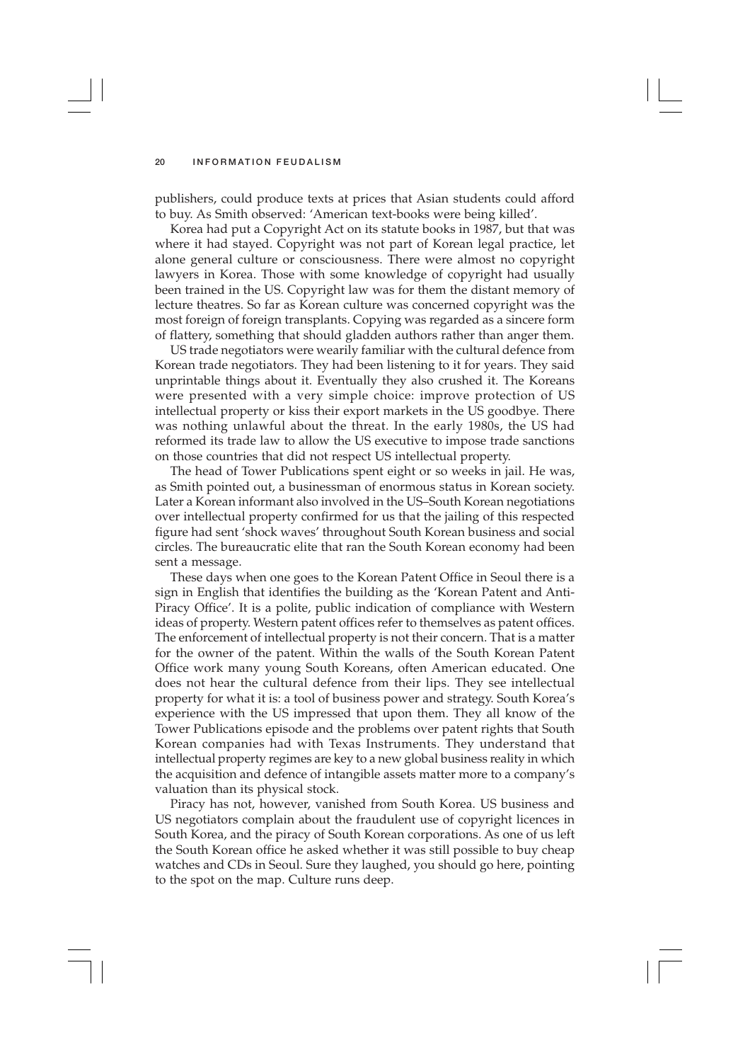publishers, could produce texts at prices that Asian students could afford to buy. As Smith observed: 'American text-books were being killed'.

Korea had put a Copyright Act on its statute books in 1987, but that was where it had stayed. Copyright was not part of Korean legal practice, let alone general culture or consciousness. There were almost no copyright lawyers in Korea. Those with some knowledge of copyright had usually been trained in the US. Copyright law was for them the distant memory of lecture theatres. So far as Korean culture was concerned copyright was the most foreign of foreign transplants. Copying was regarded as a sincere form of flattery, something that should gladden authors rather than anger them.

US trade negotiators were wearily familiar with the cultural defence from Korean trade negotiators. They had been listening to it for years. They said unprintable things about it. Eventually they also crushed it. The Koreans were presented with a very simple choice: improve protection of US intellectual property or kiss their export markets in the US goodbye. There was nothing unlawful about the threat. In the early 1980s, the US had reformed its trade law to allow the US executive to impose trade sanctions on those countries that did not respect US intellectual property.

The head of Tower Publications spent eight or so weeks in jail. He was, as Smith pointed out, a businessman of enormous status in Korean society. Later a Korean informant also involved in the US–South Korean negotiations over intellectual property confirmed for us that the jailing of this respected figure had sent 'shock waves' throughout South Korean business and social circles. The bureaucratic elite that ran the South Korean economy had been sent a message.

These days when one goes to the Korean Patent Office in Seoul there is a sign in English that identifies the building as the 'Korean Patent and Anti-Piracy Office'. It is a polite, public indication of compliance with Western ideas of property. Western patent offices refer to themselves as patent offices. The enforcement of intellectual property is not their concern. That is a matter for the owner of the patent. Within the walls of the South Korean Patent Office work many young South Koreans, often American educated. One does not hear the cultural defence from their lips. They see intellectual property for what it is: a tool of business power and strategy. South Korea's experience with the US impressed that upon them. They all know of the Tower Publications episode and the problems over patent rights that South Korean companies had with Texas Instruments. They understand that intellectual property regimes are key to a new global business reality in which the acquisition and defence of intangible assets matter more to a company's valuation than its physical stock.

Piracy has not, however, vanished from South Korea. US business and US negotiators complain about the fraudulent use of copyright licences in South Korea, and the piracy of South Korean corporations. As one of us left the South Korean office he asked whether it was still possible to buy cheap watches and CDs in Seoul. Sure they laughed, you should go here, pointing to the spot on the map. Culture runs deep.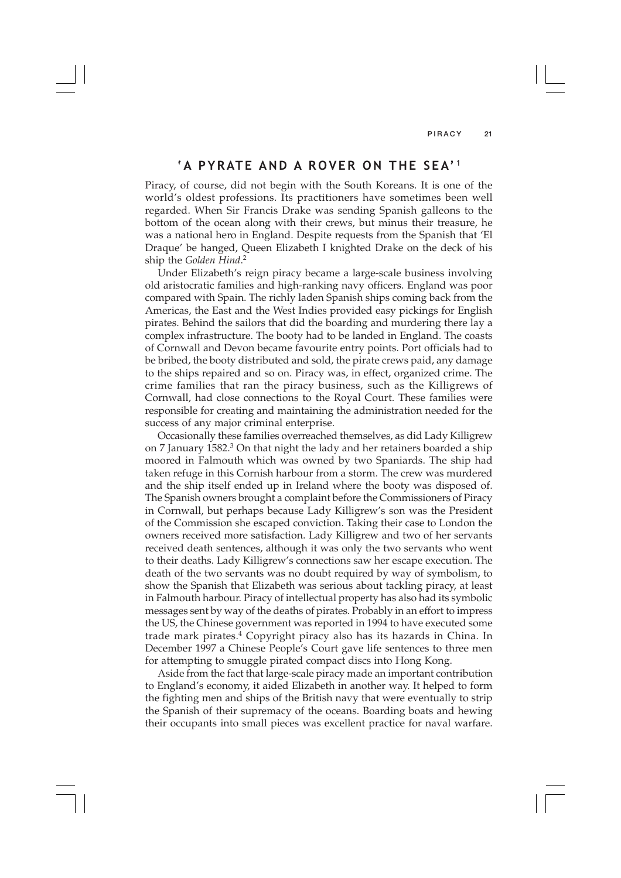## 'A PYRATE AND A ROVER ON THE SEA'[1]

Piracy, of course, did not begin with the South Koreans. It is one of the world's oldest professions. Its practitioners have sometimes been well regarded. When Sir Francis Drake was sending Spanish galleons to the bottom of the ocean along with their crews, but minus their treasure, he was a national hero in England. Despite requests from the Spanish that 'El Draque' be hanged, Queen Elizabeth I knighted Drake on the deck of his ship the *Golden Hind*.[2]

Under Elizabeth's reign piracy became a large-scale business involving old aristocratic families and high-ranking navy officers. England was poor compared with Spain. The richly laden Spanish ships coming back from the Americas, the East and the West Indies provided easy pickings for English pirates. Behind the sailors that did the boarding and murdering there lay a complex infrastructure. The booty had to be landed in England. The coasts of Cornwall and Devon became favourite entry points. Port officials had to be bribed, the booty distributed and sold, the pirate crews paid, any damage to the ships repaired and so on. Piracy was, in effect, organized crime. The crime families that ran the piracy business, such as the Killigrews of Cornwall, had close connections to the Royal Court. These families were responsible for creating and maintaining the administration needed for the success of any major criminal enterprise.

Occasionally these families overreached themselves, as did Lady Killigrew on 7 January 1582.[3] On that night the lady and her retainers boarded a ship moored in Falmouth which was owned by two Spaniards. The ship had taken refuge in this Cornish harbour from a storm. The crew was murdered and the ship itself ended up in Ireland where the booty was disposed of. The Spanish owners brought a complaint before the Commissioners of Piracy in Cornwall, but perhaps because Lady Killigrew's son was the President of the Commission she escaped conviction. Taking their case to London the owners received more satisfaction. Lady Killigrew and two of her servants received death sentences, although it was only the two servants who went to their deaths. Lady Killigrew's connections saw her escape execution. The death of the two servants was no doubt required by way of symbolism, to show the Spanish that Elizabeth was serious about tackling piracy, at least in Falmouth harbour. Piracy of intellectual property has also had its symbolic messages sent by way of the deaths of pirates. Probably in an effort to impress the US, the Chinese government was reported in 1994 to have executed some trade mark pirates.[4] Copyright piracy also has its hazards in China. In December 1997 a Chinese People's Court gave life sentences to three men for attempting to smuggle pirated compact discs into Hong Kong.

Aside from the fact that large-scale piracy made an important contribution to England's economy, it aided Elizabeth in another way. It helped to form the fighting men and ships of the British navy that were eventually to strip the Spanish of their supremacy of the oceans. Boarding boats and hewing their occupants into small pieces was excellent practice for naval warfare.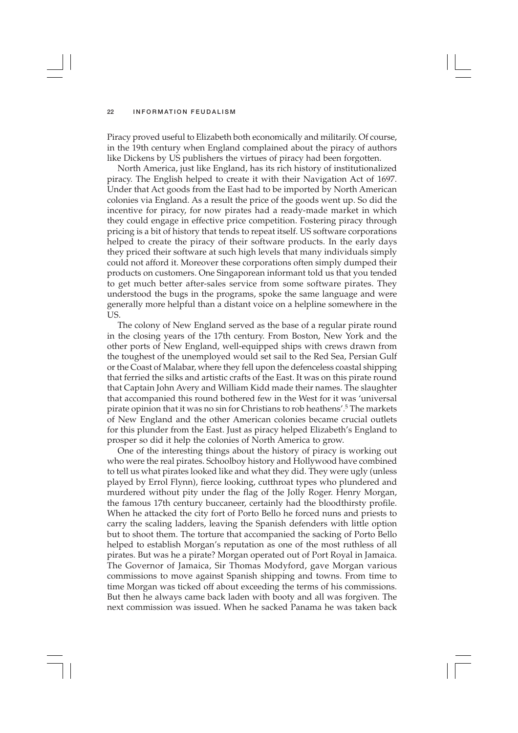Piracy proved useful to Elizabeth both economically and militarily. Of course, in the 19th century when England complained about the piracy of authors like Dickens by US publishers the virtues of piracy had been forgotten.

North America, just like England, has its rich history of institutionalized piracy. The English helped to create it with their Navigation Act of 1697. Under that Act goods from the East had to be imported by North American colonies via England. As a result the price of the goods went up. So did the incentive for piracy, for now pirates had a ready-made market in which they could engage in effective price competition. Fostering piracy through pricing is a bit of history that tends to repeat itself. US software corporations helped to create the piracy of their software products. In the early days they priced their software at such high levels that many individuals simply could not afford it. Moreover these corporations often simply dumped their products on customers. One Singaporean informant told us that you tended to get much better after-sales service from some software pirates. They understood the bugs in the programs, spoke the same language and were generally more helpful than a distant voice on a helpline somewhere in the US.

The colony of New England served as the base of a regular pirate round in the closing years of the 17th century. From Boston, New York and the other ports of New England, well-equipped ships with crews drawn from the toughest of the unemployed would set sail to the Red Sea, Persian Gulf or the Coast of Malabar, where they fell upon the defenceless coastal shipping that ferried the silks and artistic crafts of the East. It was on this pirate round that Captain John Avery and William Kidd made their names. The slaughter that accompanied this round bothered few in the West for it was 'universal pirate opinion that it was no sin for Christians to rob heathens'.[5] The markets of New England and the other American colonies became crucial outlets for this plunder from the East. Just as piracy helped Elizabeth's England to prosper so did it help the colonies of North America to grow.

One of the interesting things about the history of piracy is working out who were the real pirates. Schoolboy history and Hollywood have combined to tell us what pirates looked like and what they did. They were ugly (unless played by Errol Flynn), fierce looking, cutthroat types who plundered and murdered without pity under the flag of the Jolly Roger. Henry Morgan, the famous 17th century buccaneer, certainly had the bloodthirsty profile. When he attacked the city fort of Porto Bello he forced nuns and priests to carry the scaling ladders, leaving the Spanish defenders with little option but to shoot them. The torture that accompanied the sacking of Porto Bello helped to establish Morgan's reputation as one of the most ruthless of all pirates. But was he a pirate? Morgan operated out of Port Royal in Jamaica. The Governor of Jamaica, Sir Thomas Modyford, gave Morgan various commissions to move against Spanish shipping and towns. From time to time Morgan was ticked off about exceeding the terms of his commissions. But then he always came back laden with booty and all was forgiven. The next commission was issued. When he sacked Panama he was taken back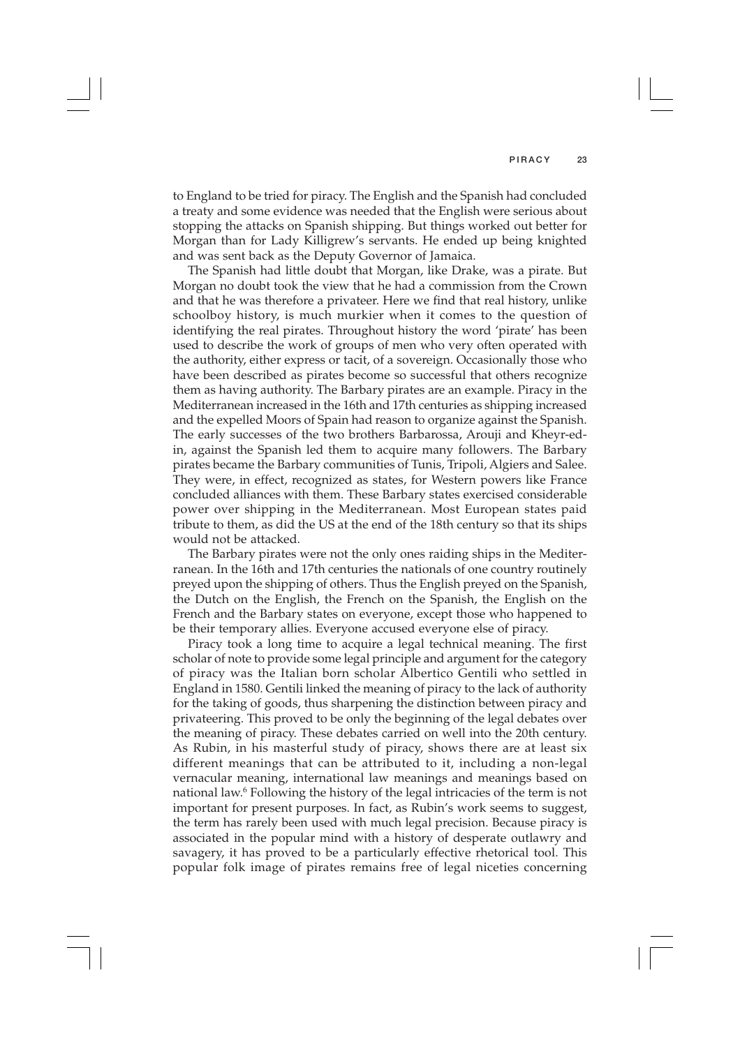to England to be tried for piracy. The English and the Spanish had concluded a treaty and some evidence was needed that the English were serious about stopping the attacks on Spanish shipping. But things worked out better for Morgan than for Lady Killigrew's servants. He ended up being knighted and was sent back as the Deputy Governor of Jamaica.

The Spanish had little doubt that Morgan, like Drake, was a pirate. But Morgan no doubt took the view that he had a commission from the Crown and that he was therefore a privateer. Here we find that real history, unlike schoolboy history, is much murkier when it comes to the question of identifying the real pirates. Throughout history the word 'pirate' has been used to describe the work of groups of men who very often operated with the authority, either express or tacit, of a sovereign. Occasionally those who have been described as pirates become so successful that others recognize them as having authority. The Barbary pirates are an example. Piracy in the Mediterranean increased in the 16th and 17th centuries as shipping increased and the expelled Moors of Spain had reason to organize against the Spanish. The early successes of the two brothers Barbarossa, Arouji and Kheyr-ed-in, against the Spanish led them to acquire many followers. The Barbary pirates became the Barbary communities of Tunis, Tripoli, Algiers and Salee. They were, in effect, recognized as states, for Western powers like France concluded alliances with them. These Barbary states exercised considerable power over shipping in the Mediterranean. Most European states paid tribute to them, as did the US at the end of the 18th century so that its ships would not be attacked.

The Barbary pirates were not the only ones raiding ships in the Mediterranean. In the 16th and 17th centuries the nationals of one country routinely preyed upon the shipping of others. Thus the English preyed on the Spanish, the Dutch on the English, the French on the Spanish, the English on the French and the Barbary states on everyone, except those who happened to be their temporary allies. Everyone accused everyone else of piracy.

Piracy took a long time to acquire a legal technical meaning. The first scholar of note to provide some legal principle and argument for the category of piracy was the Italian born scholar Albertico Gentili who settled in England in 1580. Gentili linked the meaning of piracy to the lack of authority for the taking of goods, thus sharpening the distinction between piracy and privateering. This proved to be only the beginning of the legal debates over the meaning of piracy. These debates carried on well into the 20th century. As Rubin, in his masterful study of piracy, shows there are at least six different meanings that can be attributed to it, including a non-legal vernacular meaning, international law meanings and meanings based on national law.[6] Following the history of the legal intricacies of the term is not important for present purposes. In fact, as Rubin's work seems to suggest, the term has rarely been used with much legal precision. Because piracy is associated in the popular mind with a history of desperate outlawry and savagery, it has proved to be a particularly effective rhetorical tool. This popular folk image of pirates remains free of legal niceties concerning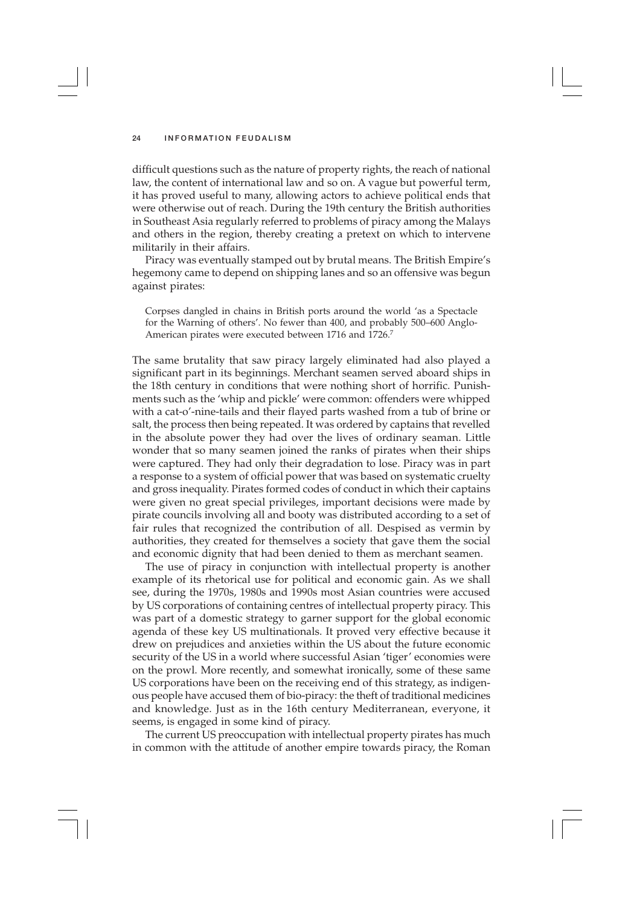difficult questions such as the nature of property rights, the reach of national law, the content of international law and so on. A vague but powerful term, it has proved useful to many, allowing actors to achieve political ends that were otherwise out of reach. During the 19th century the British authorities in Southeast Asia regularly referred to problems of piracy among the Malays and others in the region, thereby creating a pretext on which to intervene militarily in their affairs.

Piracy was eventually stamped out by brutal means. The British Empire's hegemony came to depend on shipping lanes and so an offensive was begun against pirates:

> Corpses dangled in chains in British ports around the world 'as a Spectacle for the Warning of others'. No fewer than 400, and probably 500–600 Anglo-American pirates were executed between 1716 and 1726.[7]

The same brutality that saw piracy largely eliminated had also played a significant part in its beginnings. Merchant seamen served aboard ships in the 18th century in conditions that were nothing short of horrific. Punishments such as the 'whip and pickle' were common: offenders were whipped with a cat-o'-nine-tails and their flayed parts washed from a tub of brine or salt, the process then being repeated. It was ordered by captains that revelled in the absolute power they had over the lives of ordinary seaman. Little wonder that so many seamen joined the ranks of pirates when their ships were captured. They had only their degradation to lose. Piracy was in part a response to a system of official power that was based on systematic cruelty and gross inequality. Pirates formed codes of conduct in which their captains were given no great special privileges, important decisions were made by pirate councils involving all and booty was distributed according to a set of fair rules that recognized the contribution of all. Despised as vermin by authorities, they created for themselves a society that gave them the social and economic dignity that had been denied to them as merchant seamen.

The use of piracy in conjunction with intellectual property is another example of its rhetorical use for political and economic gain. As we shall see, during the 1970s, 1980s and 1990s most Asian countries were accused by US corporations of containing centres of intellectual property piracy. This was part of a domestic strategy to garner support for the global economic agenda of these key US multinationals. It proved very effective because it drew on prejudices and anxieties within the US about the future economic security of the US in a world where successful Asian 'tiger' economies were on the prowl. More recently, and somewhat ironically, some of these same US corporations have been on the receiving end of this strategy, as indigenous people have accused them of bio-piracy: the theft of traditional medicines and knowledge. Just as in the 16th century Mediterranean, everyone, it seems, is engaged in some kind of piracy.

The current US preoccupation with intellectual property pirates has much in common with the attitude of another empire towards piracy, the Roman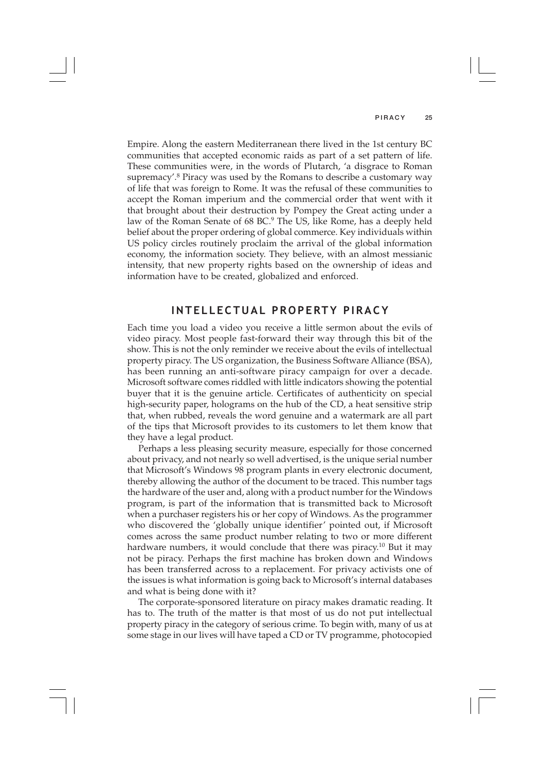Empire. Along the eastern Mediterranean there lived in the 1st century BC communities that accepted economic raids as part of a set pattern of life. These communities were, in the words of Plutarch, 'a disgrace to Roman supremacy'.[8] Piracy was used by the Romans to describe a customary way of life that was foreign to Rome. It was the refusal of these communities to accept the Roman imperium and the commercial order that went with it that brought about their destruction by Pompey the Great acting under a law of the Roman Senate of 68 BC.[9] The US, like Rome, has a deeply held belief about the proper ordering of global commerce. Key individuals within US policy circles routinely proclaim the arrival of the global information economy, the information society. They believe, with an almost messianic intensity, that new property rights based on the ownership of ideas and information have to be created, globalized and enforced.

## INTELLECTUAL PROPERTY PIRACY

Each time you load a video you receive a little sermon about the evils of video piracy. Most people fast-forward their way through this bit of the show. This is not the only reminder we receive about the evils of intellectual property piracy. The US organization, the Business Software Alliance (BSA), has been running an anti-software piracy campaign for over a decade. Microsoft software comes riddled with little indicators showing the potential buyer that it is the genuine article. Certificates of authenticity on special high-security paper, holograms on the hub of the CD, a heat sensitive strip that, when rubbed, reveals the word genuine and a watermark are all part of the tips that Microsoft provides to its customers to let them know that they have a legal product.

Perhaps a less pleasing security measure, especially for those concerned about privacy, and not nearly so well advertised, is the unique serial number that Microsoft's Windows 98 program plants in every electronic document, thereby allowing the author of the document to be traced. This number tags the hardware of the user and, along with a product number for the Windows program, is part of the information that is transmitted back to Microsoft when a purchaser registers his or her copy of Windows. As the programmer who discovered the 'globally unique identifier' pointed out, if Microsoft comes across the same product number relating to two or more different hardware numbers, it would conclude that there was piracy.[10] But it may not be piracy. Perhaps the first machine has broken down and Windows has been transferred across to a replacement. For privacy activists one of the issues is what information is going back to Microsoft's internal databases and what is being done with it?

The corporate-sponsored literature on piracy makes dramatic reading. It has to. The truth of the matter is that most of us do not put intellectual property piracy in the category of serious crime. To begin with, many of us at some stage in our lives will have taped a CD or TV programme, photocopied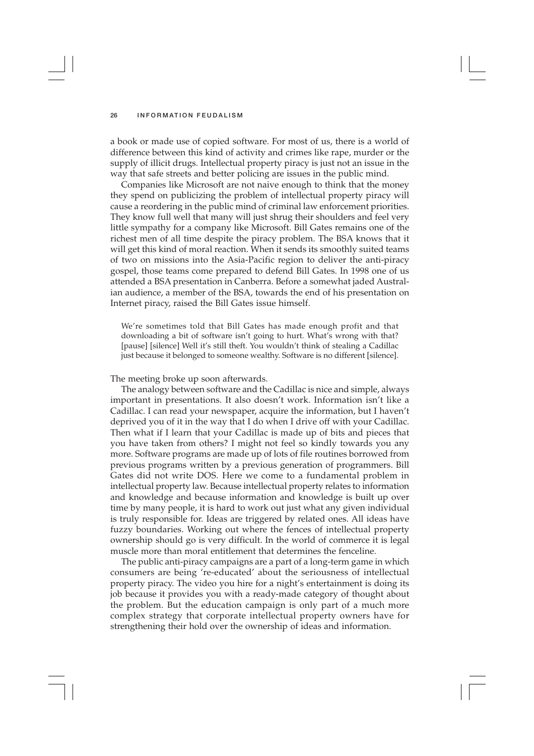a book or made use of copied software. For most of us, there is a world of difference between this kind of activity and crimes like rape, murder or the supply of illicit drugs. Intellectual property piracy is just not an issue in the way that safe streets and better policing are issues in the public mind.

Companies like Microsoft are not naive enough to think that the money they spend on publicizing the problem of intellectual property piracy will cause a reordering in the public mind of criminal law enforcement priorities. They know full well that many will just shrug their shoulders and feel very little sympathy for a company like Microsoft. Bill Gates remains one of the richest men of all time despite the piracy problem. The BSA knows that it will get this kind of moral reaction. When it sends its smoothly suited teams of two on missions into the Asia-Pacific region to deliver the anti-piracy gospel, those teams come prepared to defend Bill Gates. In 1998 one of us attended a BSA presentation in Canberra. Before a somewhat jaded Australian audience, a member of the BSA, towards the end of his presentation on Internet piracy, raised the Bill Gates issue himself.

> We're sometimes told that Bill Gates has made enough profit and that downloading a bit of software isn't going to hurt. What's wrong with that? [pause] [silence] Well it's still theft. You wouldn't think of stealing a Cadillac just because it belonged to someone wealthy. Software is no different [silence].

The meeting broke up soon afterwards.

The analogy between software and the Cadillac is nice and simple, always important in presentations. It also doesn't work. Information isn't like a Cadillac. I can read your newspaper, acquire the information, but I haven't deprived you of it in the way that I do when I drive off with your Cadillac. Then what if I learn that your Cadillac is made up of bits and pieces that you have taken from others? I might not feel so kindly towards you any more. Software programs are made up of lots of file routines borrowed from previous programs written by a previous generation of programmers. Bill Gates did not write DOS. Here we come to a fundamental problem in intellectual property law. Because intellectual property relates to information and knowledge and because information and knowledge is built up over time by many people, it is hard to work out just what any given individual is truly responsible for. Ideas are triggered by related ones. All ideas have fuzzy boundaries. Working out where the fences of intellectual property ownership should go is very difficult. In the world of commerce it is legal muscle more than moral entitlement that determines the fenceline.

The public anti-piracy campaigns are a part of a long-term game in which consumers are being 're-educated' about the seriousness of intellectual property piracy. The video you hire for a night's entertainment is doing its job because it provides you with a ready-made category of thought about the problem. But the education campaign is only part of a much more complex strategy that corporate intellectual property owners have for strengthening their hold over the ownership of ideas and information.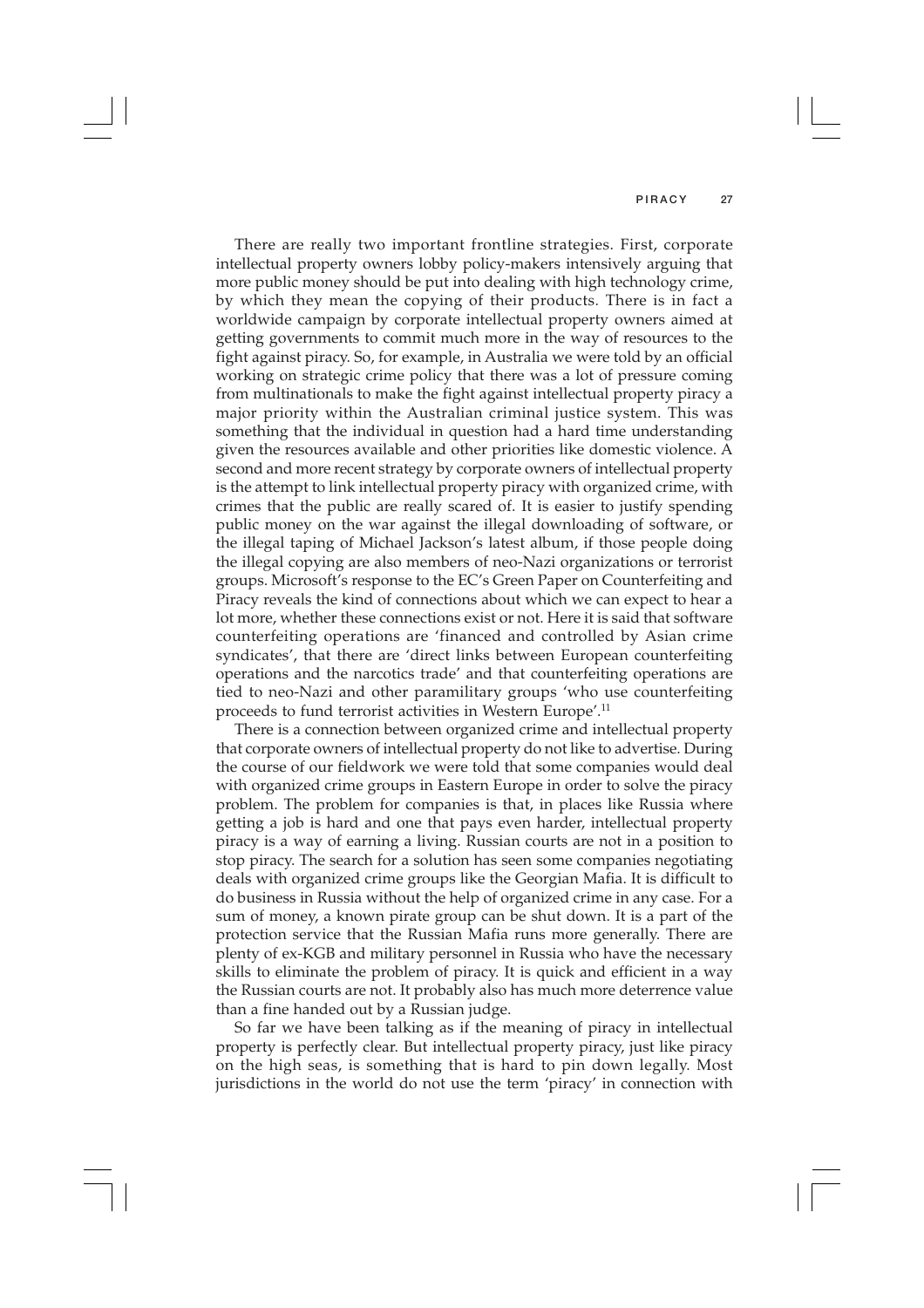There are really two important frontline strategies. First, corporate intellectual property owners lobby policy-makers intensively arguing that more public money should be put into dealing with high technology crime, by which they mean the copying of their products. There is in fact a worldwide campaign by corporate intellectual property owners aimed at getting governments to commit much more in the way of resources to the fight against piracy. So, for example, in Australia we were told by an official working on strategic crime policy that there was a lot of pressure coming from multinationals to make the fight against intellectual property piracy a major priority within the Australian criminal justice system. This was something that the individual in question had a hard time understanding given the resources available and other priorities like domestic violence. A second and more recent strategy by corporate owners of intellectual property is the attempt to link intellectual property piracy with organized crime, with crimes that the public are really scared of. It is easier to justify spending public money on the war against the illegal downloading of software, or the illegal taping of Michael Jackson's latest album, if those people doing the illegal copying are also members of neo-Nazi organizations or terrorist groups. Microsoft's response to the EC's Green Paper on Counterfeiting and Piracy reveals the kind of connections exist about which we can expect to hear a lot more, whether these connections exist or not. Here it is said that software counterfeiting operations are 'financed and controlled by Asian crime syndicates', that there are 'direct links between European counterfeiting operations and the narcotics trade' and that counterfeiting operations are tied to neo-Nazi and other paramilitary groups 'who use counterfeiting proceeds to fund terrorist activities in Western Europe'.[11]

There is a connection between organized crime and intellectual property that corporate owners of intellectual property do not like to advertise. During the course of our fieldwork we were told that some companies would deal with organized crime groups in Eastern Europe in order to solve the piracy problem. The problem for companies is that, in places like Russia where getting a job is hard and one that pays even harder, intellectual property piracy is a way of earning a living. Russian courts are not in a position to stop piracy. The search for a solution has seen some companies negotiating deals with organized crime groups like the Georgian Mafia. It is difficult to do business in Russia without the help of organized crime in any case. For a sum of money, a known pirate group can be shut down. It is a part of the protection service that the Russian Mafia runs more generally. There are plenty of ex-KGB and military personnel in Russia who have the necessary skills to eliminate the problem of piracy. It is quick and efficient in a way the Russian courts are not. It probably also has much more deterrence value than a fine handed out by a Russian judge.

So far we have been talking as if the meaning of piracy in intellectual property is perfectly clear. But intellectual property piracy, just like piracy on the high seas, is something that is hard to pin down legally. Most jurisdictions in the world do not use the term 'piracy' in connection with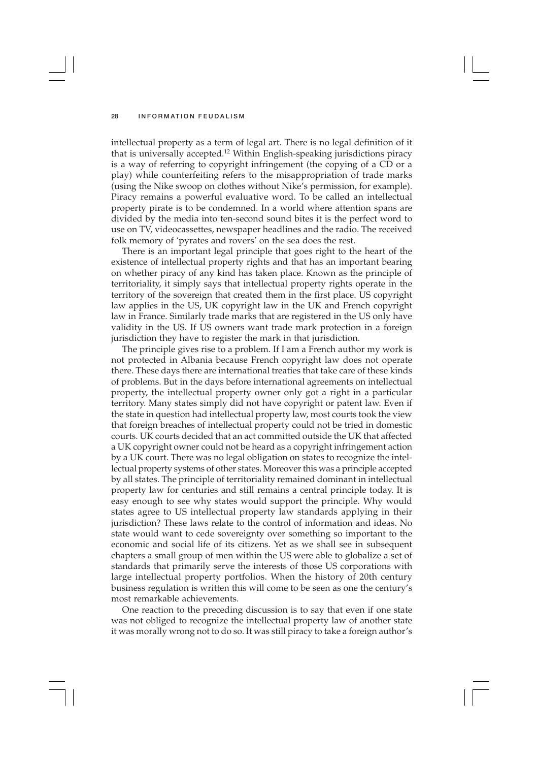intellectual property as a term of legal art. There is no legal definition of it that is universally accepted.[12] Within English-speaking jurisdictions piracy is a way of referring to copyright infringement (the copying of a CD or a play) while counterfeiting refers to the misappropriation of trade marks (using the Nike swoop on clothes without Nike's permission, for example). Piracy remains a powerful evaluative word. To be called an intellectual property pirate is to be condemned. In a world where attention spans are divided by the media into ten-second sound bites it is the perfect word to use on TV, videocassettes, newspaper headlines and the radio. The received folk memory of 'pyrates and rovers' on the sea does the rest.

There is an important legal principle that goes right to the heart of the existence of intellectual property rights and that has an important bearing on whether piracy of any kind has taken place. Known as the principle of territoriality, it simply says that intellectual property rights operate in the territory of the sovereign that created them in the first place. US copyright law applies in the US, UK copyright law in the UK and French copyright law in France. Similarly trade marks that are registered in the US only have validity in the US. If US owners want trade mark protection in a foreign jurisdiction they have to register the mark in that jurisdiction.

The principle gives rise to a problem. If I am a French author my work is not protected in Albania because French copyright law does not operate there. These days there are international treaties that take care of these kinds of problems. But in the days before international agreements on intellectual property, the intellectual property owner only got a right in a particular territory. Many states simply did not have copyright or patent law. Even if the state in question had intellectual property law, most courts took the view that foreign breaches of intellectual property could not be tried in domestic courts. UK courts decided that an act committed outside the UK that affected a UK copyright owner could not be heard as a copyright infringement action by a UK court. There was no legal obligation on states to recognize the intellectual property systems of other states. Moreover this was a principle accepted by all states. The principle of territoriality remained dominant in intellectual property law for centuries and still remains a central principle today. It is easy enough to see why states would support the principle. Why would states agree to US intellectual property law standards applying in their jurisdiction? These laws relate to the control of information and ideas. No state would want to cede sovereignty over something so important to the economic and social life of its citizens. Yet as we shall see in subsequent chapters a small group of men within the US were able to globalize a set of standards that primarily serve the interests of those US corporations with large intellectual property portfolios. When the history of 20th century business regulation is written this will come to be seen as one the century's most remarkable achievements.

One reaction to the preceding discussion is to say that even if one state was not obliged to recognize the intellectual property law of another state it was morally wrong not to do so. It was still piracy to take a foreign author's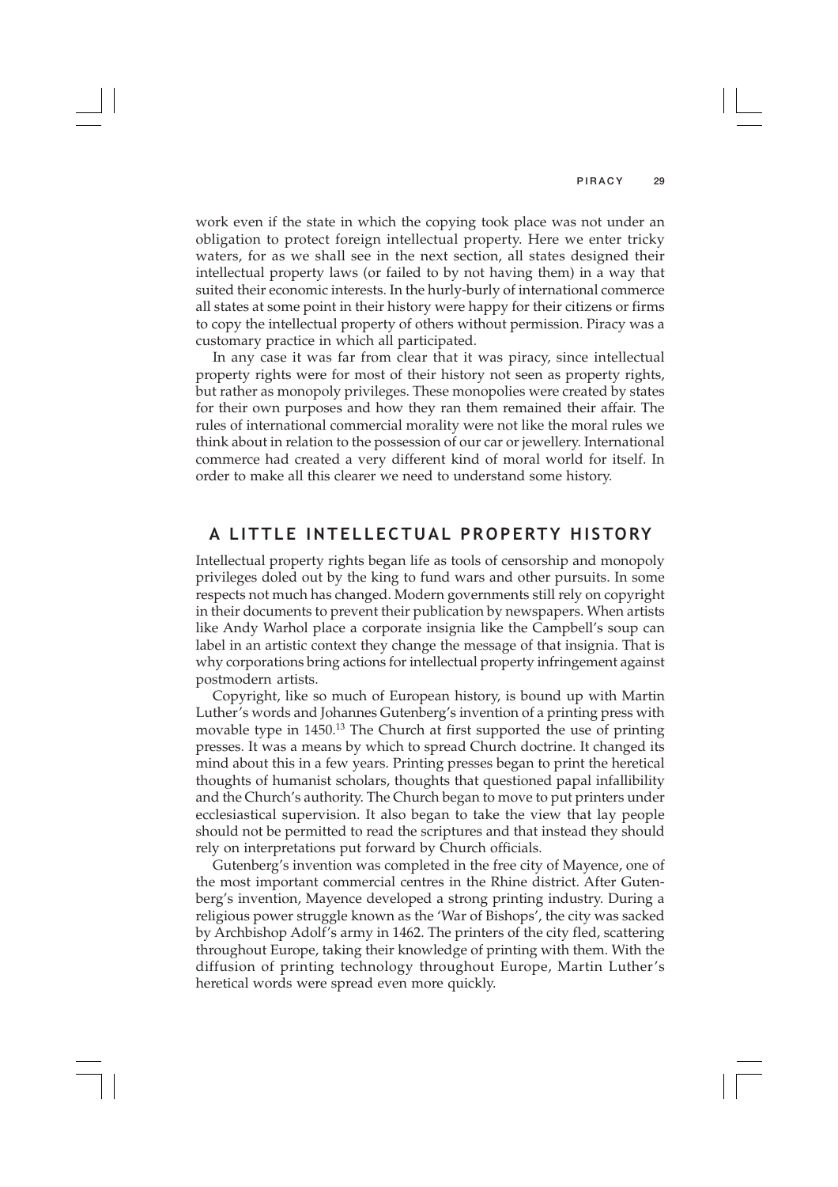work even if the state in which the copying took place was not under an obligation to protect foreign intellectual property. Here we enter tricky waters, for as we shall see in the next section, all states designed their intellectual property laws (or failed to by not having them) in a way that suited their economic interests. In the hurly-burly of international commerce all states at some point in their history were happy for their citizens or firms to copy the intellectual property of others without permission. Piracy was a customary practice in which all participated.

In any case it was far from clear that it was piracy, since intellectual property rights were for most of their history not seen as property rights, but rather as monopoly privileges. These monopolies were created by states for their own purposes and how they ran them remained their affair. The rules of international commercial morality were not like the moral rules we think about in relation to the possession of our car or jewellery. International commerce had created a very different kind of moral world for itself. In order to make all this clearer we need to understand some history.

## A LITTLE INTELLECTUAL PROPERTY HISTORY

Intellectual property rights began life as tools of censorship and monopoly privileges doled out by the king to fund wars and other pursuits. In some respects not much has changed. Modern governments still rely on copyright in their documents to prevent their publication by newspapers. When artists like Andy Warhol place a corporate insignia like the Campbell's soup can label in an artistic context they change the message of that insignia. That is why corporations bring actions for intellectual property infringement against postmodern artists.

Copyright, like so much of European history, is bound up with Martin Luther's words and Johannes Gutenberg's invention of a printing press with movable type in 1450.[13] The Church at first supported the use of printing presses. It was a means by which to spread Church doctrine. It changed its mind about this in a few years. Printing presses began to print the heretical thoughts of humanist scholars, thoughts that questioned papal infallibility and the Church's authority. The Church began to move to put printers under ecclesiastical supervision. It also began to take the view that lay people should not be permitted to read the scriptures and that instead they should rely on interpretations put forward by Church officials.

Gutenberg's invention was completed in the free city of Mayence, one of the most important commercial centres in the Rhine district. After Gutenberg's invention, Mayence developed a strong printing industry. During a religious power struggle known as the 'War of Bishops', the city was sacked by Archbishop Adolf's army in 1462. The printers of the city fled, scattering throughout Europe, taking their knowledge of printing with them. With the diffusion of printing technology throughout Europe, Martin Luther's heretical words were spread even more quickly.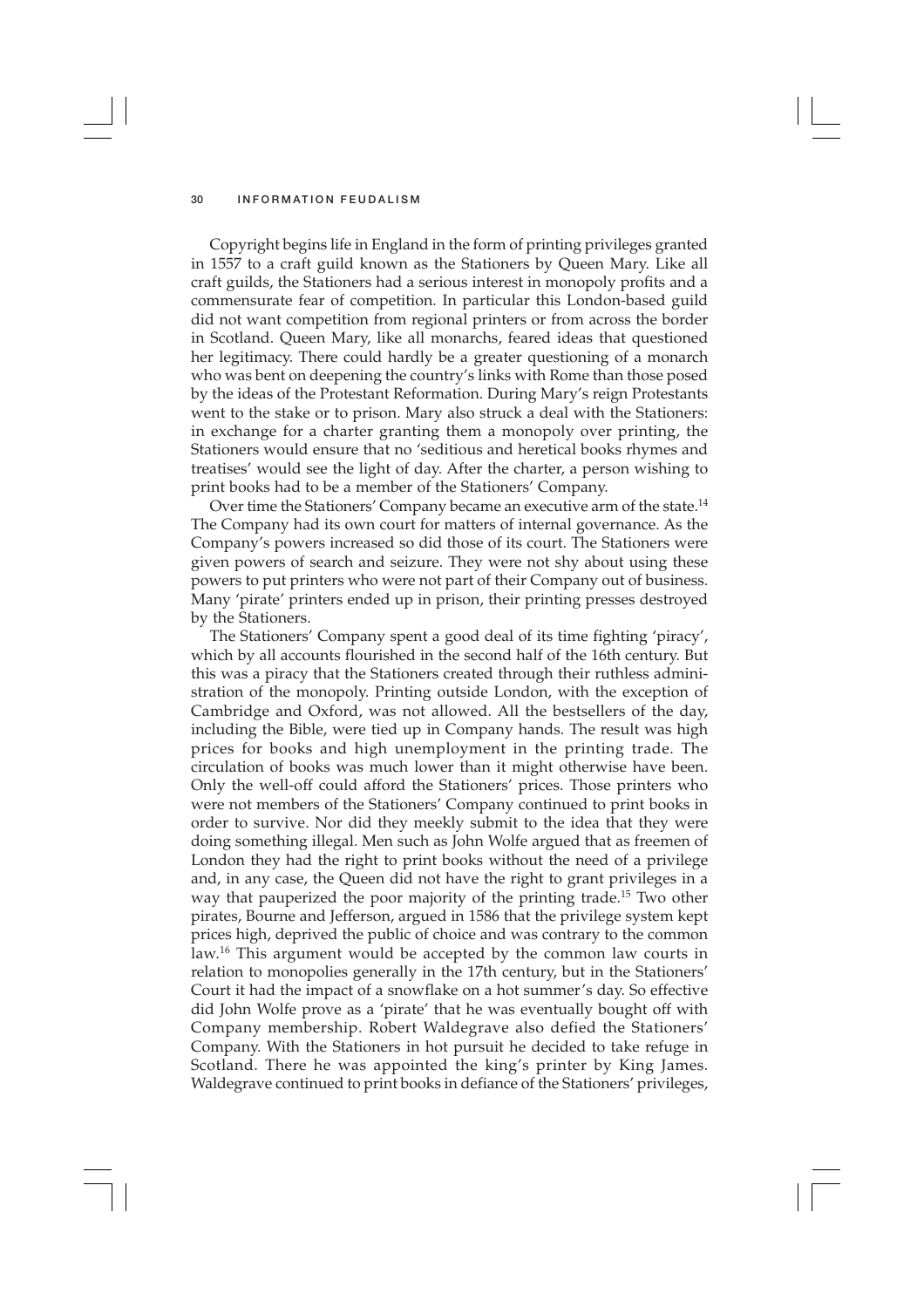Copyright begins life in England in the form of printing privileges granted in 1557 to a craft guild known as the Stationers by Queen Mary. Like all craft guilds, the Stationers had a serious interest in monopoly profits and a commensurate fear of competition. In particular this London-based guild did not want competition from regional printers or from across the border in Scotland. Queen Mary, like all monarchs, feared ideas that questioned her legitimacy. There could hardly be a greater questioning of a monarch who was bent on deepening the country's links with Rome than those posed by the ideas of the Protestant Reformation. During Mary's reign Protestants went to the stake or to prison. Mary also struck a deal with the Stationers: in exchange for a charter granting them a monopoly over printing, the Stationers would ensure that no 'seditious and heretical books rhymes and treatises' would see the light of day. After the charter, a person wishing to print books had to be a member of the Stationers' Company.

Over time the Stationers' Company became an executive arm of the state.[14] The Company had its own court for matters of internal governance. As the Company's powers increased so did those of its court. The Stationers were given powers of search and seizure. They were not shy about using these powers to put printers who were not part of their Company out of business. Many 'pirate' printers ended up in prison, their printing presses destroyed by the Stationers.

The Stationers' Company spent a good deal of its time fighting 'piracy', which by all accounts flourished in the second half of the 16th century. But this was a piracy that the Stationers created through their ruthless administration of the monopoly. Printing outside London, with the exception of Cambridge and Oxford, was not allowed. All the bestsellers of the day, including the Bible, were tied up in Company hands. The result was high prices for books and high unemployment in the printing trade. The circulation of books was much lower than it might otherwise have been. Only the well-off could afford the Stationers' prices. Those printers who were not members of the Stationers' Company continued to print books in order to survive. Nor did they meekly submit to the idea that they were doing something illegal. Men such as John Wolfe argued that as freemen of London they had the right to print books without the need of a privilege and, in any case, the Queen did not have the right to grant privileges in a way that pauperized the poor majority of the printing trade.[15] Two other pirates, Bourne and Jefferson, argued in 1586 that the privilege system kept prices high, deprived the public of choice and was contrary to the common law.[16] This argument would be accepted by the common law courts in relation to monopolies generally in the 17th century, but in the Stationers' Court it had the impact of a snowflake on a hot summer's day. So effective did John Wolfe prove as a 'pirate' that he was eventually bought off with Company membership. Robert Waldegrave also defied the Stationers' Company. With the Stationers in hot pursuit he decided to take refuge in Scotland. There he was appointed the king's printer by King James. Waldegrave continued to print books in defiance of the Stationers' privileges,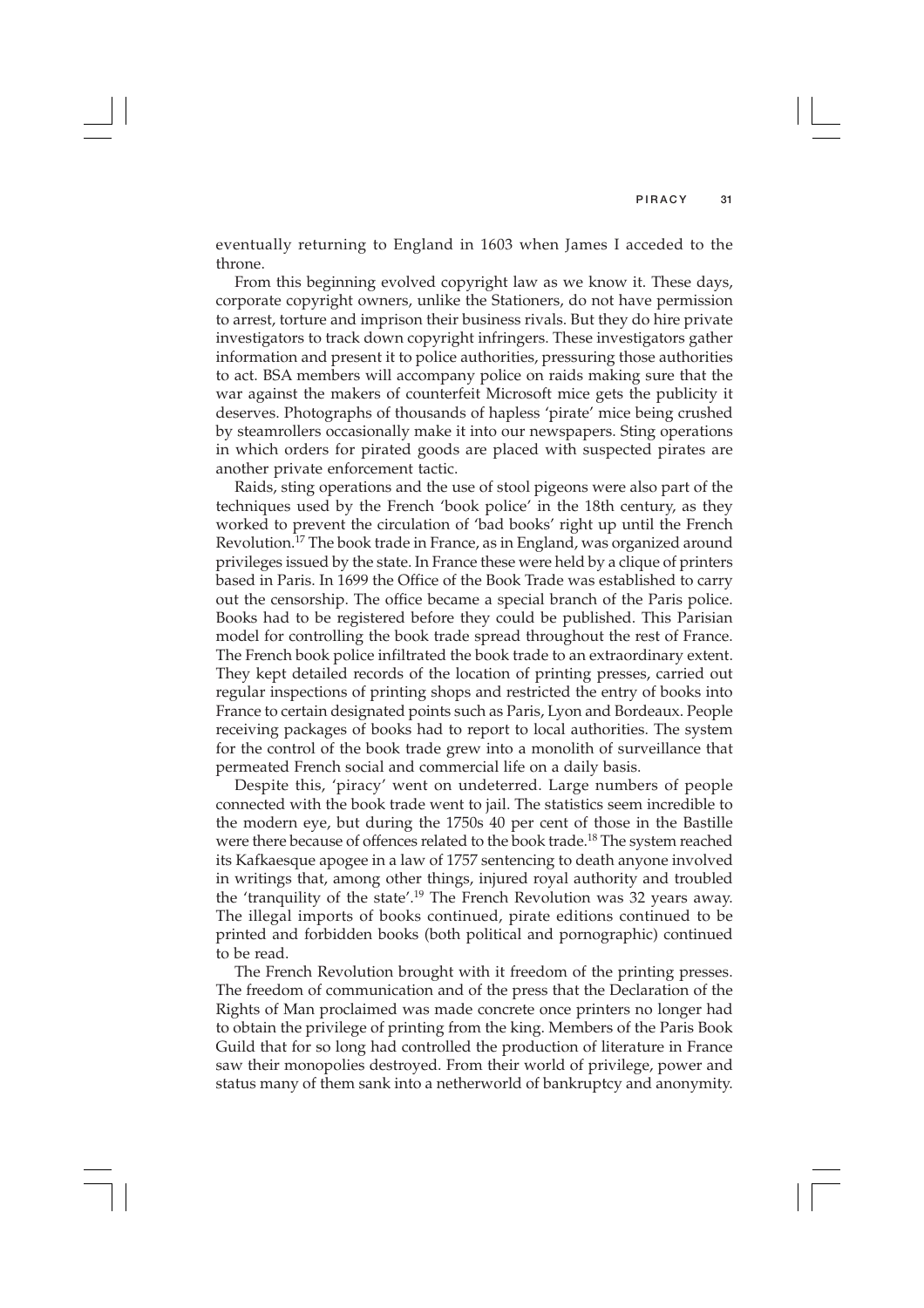eventually returning to England in 1603 when James I acceded to the throne.

From this beginning evolved copyright law as we know it. These days, corporate copyright owners, unlike the Stationers, do not have permission to arrest, torture and imprison their business rivals. But they do hire private investigators to track down copyright infringers. These investigators gather information and present it to police authorities, pressuring those authorities to act. BSA members will accompany police on raids making sure that the war against the makers of counterfeit Microsoft mice gets the publicity it deserves. Photographs of thousands of hapless 'pirate' mice being crushed by steamrollers occasionally make it into our newspapers. Sting operations in which orders for pirated goods are placed with suspected pirates are another private enforcement tactic.

Raids, sting operations and the use of stool pigeons were also part of the techniques used by the French 'book police' in the 18th century, as they worked to prevent the circulation of 'bad books' right up until the French Revolution.[17] The book trade in France, as in England, was organized around privileges issued by the state. In France these were held by a clique of printers based in Paris. In 1699 the Office of the Book Trade was established to carry out the censorship. The office became a special branch of the Paris police. Books had to be registered before they could be published. This Parisian model for controlling the book trade spread throughout the rest of France. The French book police infiltrated the book trade to an extraordinary extent. They kept detailed records of the location of printing presses, carried out regular inspections of printing shops and restricted the entry of books into France to certain designated points such as Paris, Lyon and Bordeaux. People receiving packages of books had to report to local authorities. The system for the control of the book trade grew into a monolith of surveillance that permeated French social and commercial life on a daily basis.

Despite this, 'piracy' went on undeterred. Large numbers of people connected with the book trade went to jail. The statistics seem incredible to the modern eye, but during the 1750s 40 per cent of those in the Bastille were there because of offences related to the book trade.[18] The system reached its Kafkaesque apogee in a law of 1757 sentencing to death anyone involved in writings that, among other things, injured royal authority and troubled the 'tranquility of the state'.[19] The French Revolution was 32 years away. The illegal imports of books continued, pirate editions continued to be printed and forbidden books (both political and pornographic) continued to be read.

The French Revolution brought with it freedom of the printing presses. The freedom of communication and of the press that the Declaration of the Rights of Man proclaimed was made concrete once printers no longer had to obtain the privilege of printing from the king. Members of the Paris Book Guild that for so long had controlled the production of literature in France saw their monopolies destroyed. From their world of privilege, power and status many of them sank into a netherworld of bankruptcy and anonymity.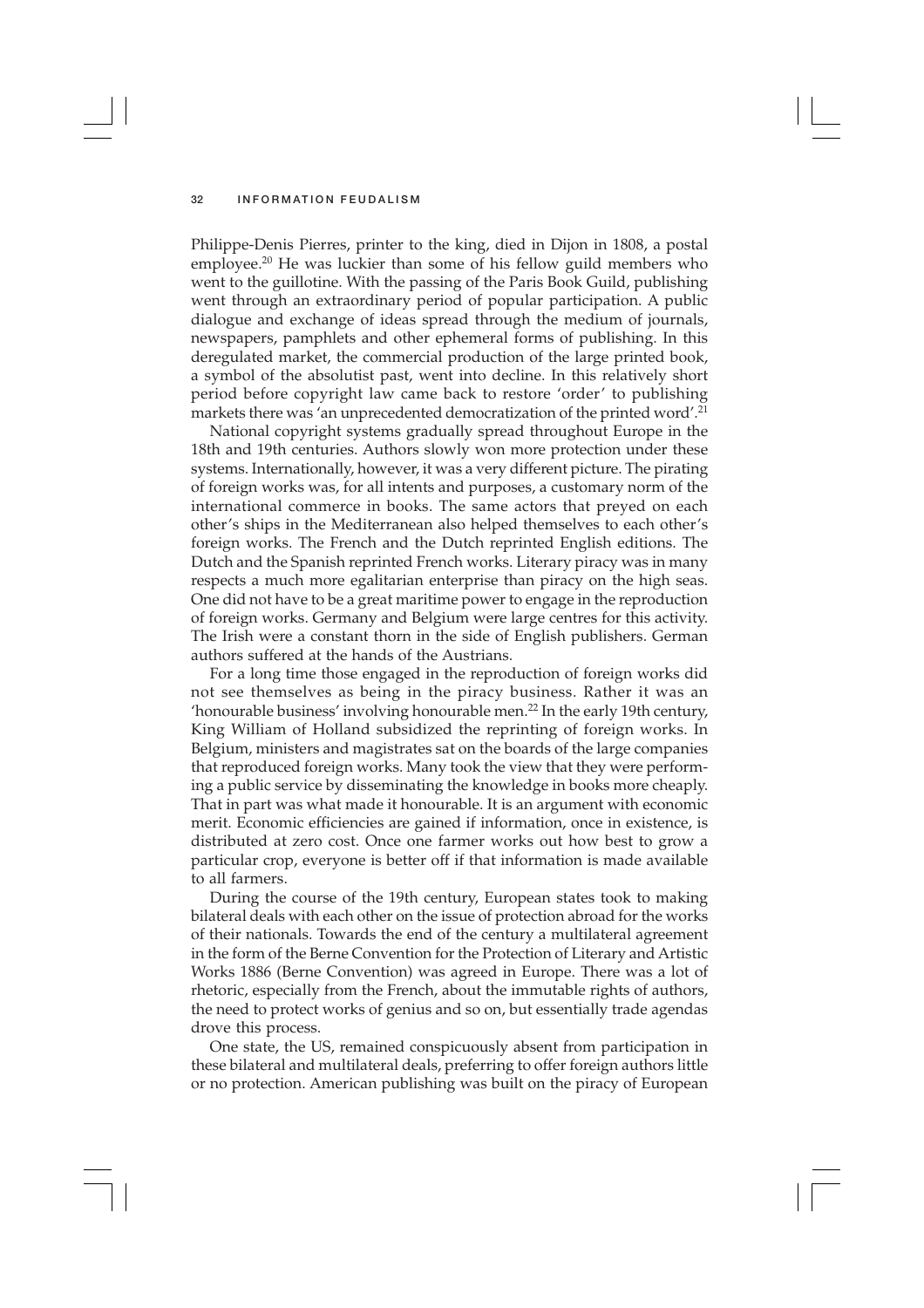Philippe-Denis Pierres, printer to the king, died in Dijon in 1808, a postal employee.[20] He was luckier than some of his fellow guild members who went to the guillotine. With the passing of the Paris Book Guild, publishing went through an extraordinary period of popular participation. A public dialogue and exchange of ideas spread through the medium of journals, newspapers, pamphlets and other ephemeral forms of publishing. In this deregulated market, the commercial production of the large printed book, a symbol of the absolutist past, went into decline. In this relatively short period before copyright law came back to restore 'order' to publishing markets there was 'an unprecedented democratization of the printed word'.[21]

National copyright systems gradually spread throughout Europe in the 18th and 19th centuries. Authors slowly won more protection under these systems. Internationally, however, it was a very different picture. The pirating of foreign works was, for all intents and purposes, a customary norm of the international commerce in books. The same actors that preyed on each other's ships in the Mediterranean also helped themselves to each other's foreign works. The French and the Dutch reprinted English editions. The Dutch and the Spanish reprinted French works. Literary piracy was in many respects a much more egalitarian enterprise than piracy on the high seas. One did not have to be a great maritime power to engage in the reproduction of foreign works. Germany and Belgium were large centres for this activity. The Irish were a constant thorn in the side of English publishers. German authors suffered at the hands of the Austrians.

For a long time those engaged in the reproduction of foreign works did not see themselves as being in the piracy business. Rather it was an 'honourable business' involving honourable men.[22] In the early 19th century, King William of Holland subsidized the reprinting of foreign works. In Belgium, ministers and magistrates sat on the boards of the large companies that reproduced foreign works. Many took the view that they were performing a public service by disseminating the knowledge in books more cheaply. That in part was what made it honourable. It is an argument with economic merit. Economic efficiencies are gained if information, once in existence, is distributed at zero cost. Once one farmer works out how best to grow a particular crop, everyone is better off if that information is made available to all farmers.

During the course of the 19th century, European states took to making bilateral deals with each other on the issue of protection abroad for the works of their nationals. Towards the end of the century a multilateral agreement in the form of the Berne Convention for the Protection of Literary and Artistic Works 1886 (Berne Convention) was agreed in Europe. There was a lot of rhetoric, especially from the French, about the immutable rights of authors, the need to protect works of genius and so on, but essentially trade agendas drove this process.

One state, the US, remained conspicuously absent from participation in these bilateral and multilateral deals, preferring to offer foreign authors little or no protection. American publishing was built on the piracy of European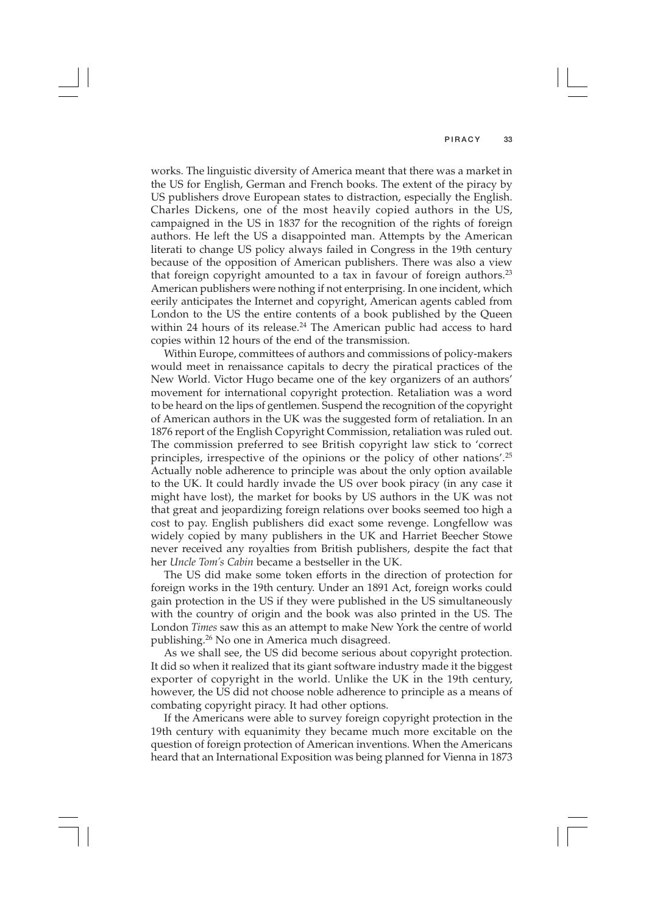works. The linguistic diversity of America meant that there was a market in the US for English, German and French books. The extent of the piracy by US publishers drove European states to distraction, especially the English. Charles Dickens, one of the most heavily copied authors in the US, campaigned in the US in 1837 for the recognition of the rights of foreign authors. He left the US a disappointed man. Attempts by the American literati to change US policy always failed in Congress in the 19th century because of the opposition of American publishers. There was also a view that foreign copyright amounted to a tax in favour of foreign authors.[23] American publishers were nothing if not enterprising. In one incident, which eerily anticipates the Internet and copyright, American agents cabled from London to the US the entire contents of a book published by the Queen within 24 hours of its release.[24] The American public had access to hard copies within 12 hours of the end of the transmission.

Within Europe, committees of authors and commissions of policy-makers would meet in renaissance capitals to decry the piratical practices of the New World. Victor Hugo became one of the key organizers of an authors' movement for international copyright protection. Retaliation was a word to be heard on the lips of gentlemen. Suspend the recognition of the copyright of American authors in the UK was the suggested form of retaliation. In an 1876 report of the English Copyright Commission, retaliation was ruled out. The commission preferred to see British copyright law stick to 'correct principles, irrespective of the opinions or the policy of other nations'.[25] Actually noble adherence to principle was about the only option available to the UK. It could hardly invade the US over book piracy (in any case it might have lost), the market for books by US authors in the UK was not that great and jeopardizing foreign relations over books seemed too high a cost to pay. English publishers did exact some revenge. Longfellow was widely copied by many publishers in the UK and Harriet Beecher Stowe never received any royalties from British publishers, despite the fact that her *Uncle Tom's Cabin* became a bestseller in the UK.

The US did make some token efforts in the direction of protection for foreign works in the 19th century. Under an 1891 Act, foreign works could gain protection in the US if they were published in the US simultaneously with the country of origin and the book was also printed in the US. The London *Times* saw this as an attempt to make New York the centre of world publishing.[26] No one in America much disagreed.

As we shall see, the US did become serious about copyright protection. It did so when it realized that its giant software industry made it the biggest exporter of copyright in the world. Unlike the UK in the 19th century, however, the US did not choose noble adherence to principle as a means of combating copyright piracy. It had other options.

If the Americans were able to survey foreign copyright protection in the 19th century with equanimity they became much more excitable on the question of foreign protection of American inventions. When the Americans heard that an International Exposition was being planned for Vienna in 1873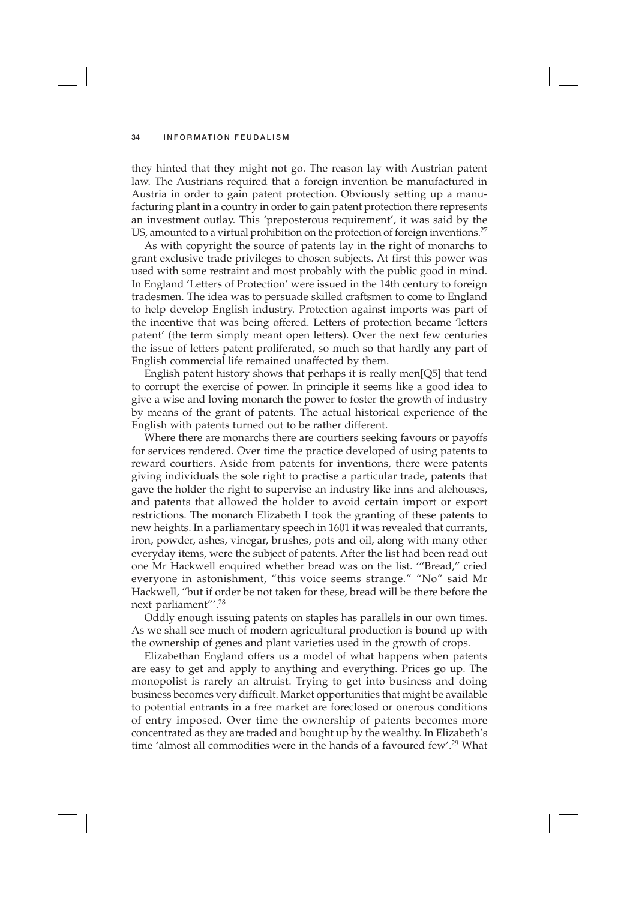they hinted that they might not go. The reason lay with Austrian patent law. The Austrians required that a foreign invention be manufactured in Austria in order to gain patent protection. Obviously setting up a manufacturing plant in a country in order to gain patent protection there represents an investment outlay. This 'preposterous requirement', it was said by the US, amounted to a virtual prohibition on the protection of foreign inventions.[27]

As with copyright the source of patents lay in the right of monarchs to grant exclusive trade privileges to chosen subjects. At first this power was used with some restraint and most probably with the public good in mind. In England 'Letters of Protection' were issued in the 14th century to foreign tradesmen. The idea was to persuade skilled craftsmen to come to England to help develop English industry. Protection against imports was part of the incentive that was being offered. Letters of protection became 'letters patent' (the term simply meant open letters). Over the next few centuries the issue of letters patent proliferated, so much so that hardly any part of English commercial life remained unaffected by them.

English patent history shows that perhaps it is really men[Q5] that tend to corrupt the exercise of power. In principle it seems like a good idea to give a wise and loving monarch the power to foster the growth of industry by means of the grant of patents. The actual historical experience of the English with patents turned out to be rather different.

Where there are monarchs there are courtiers seeking favours or payoffs for services rendered. Over time the practice developed of using patents to reward courtiers. Aside from patents for inventions, there were patents giving individuals the sole right to practise a particular trade, patents that gave the holder the right to supervise an industry like inns and alehouses, and patents that allowed the holder to avoid certain import or export restrictions. The monarch Elizabeth I took the granting of these patents to new heights. In a parliamentary speech in 1601 it was revealed that currants, iron, powder, ashes, vinegar, brushes, pots and oil, along with many other everyday items, were the subject of patents. After the list had been read out one Mr Hackwell enquired whether bread was on the list. '"Bread," cried everyone in astonishment, "this voice seems strange." "No" said Mr Hackwell, "but if order be not taken for these, bread will be there before the next parliament"'.[28]

Oddly enough issuing patents on staples has parallels in our own times. As we shall see much of modern agricultural production is bound up with the ownership of genes and plant varieties used in the growth of crops.

Elizabethan England offers us a model of what happens when patents are easy to get and apply to anything and everything. Prices go up. The monopolist is rarely an altruist. Trying to get into business and doing business becomes very difficult. Market opportunities that might be available to potential entrants in a free market are foreclosed or onerous conditions of entry imposed. Over time the ownership of patents becomes more concentrated as they are traded and bought up by the wealthy. In Elizabeth's time 'almost all commodities were in the hands of a favoured few'.[29] What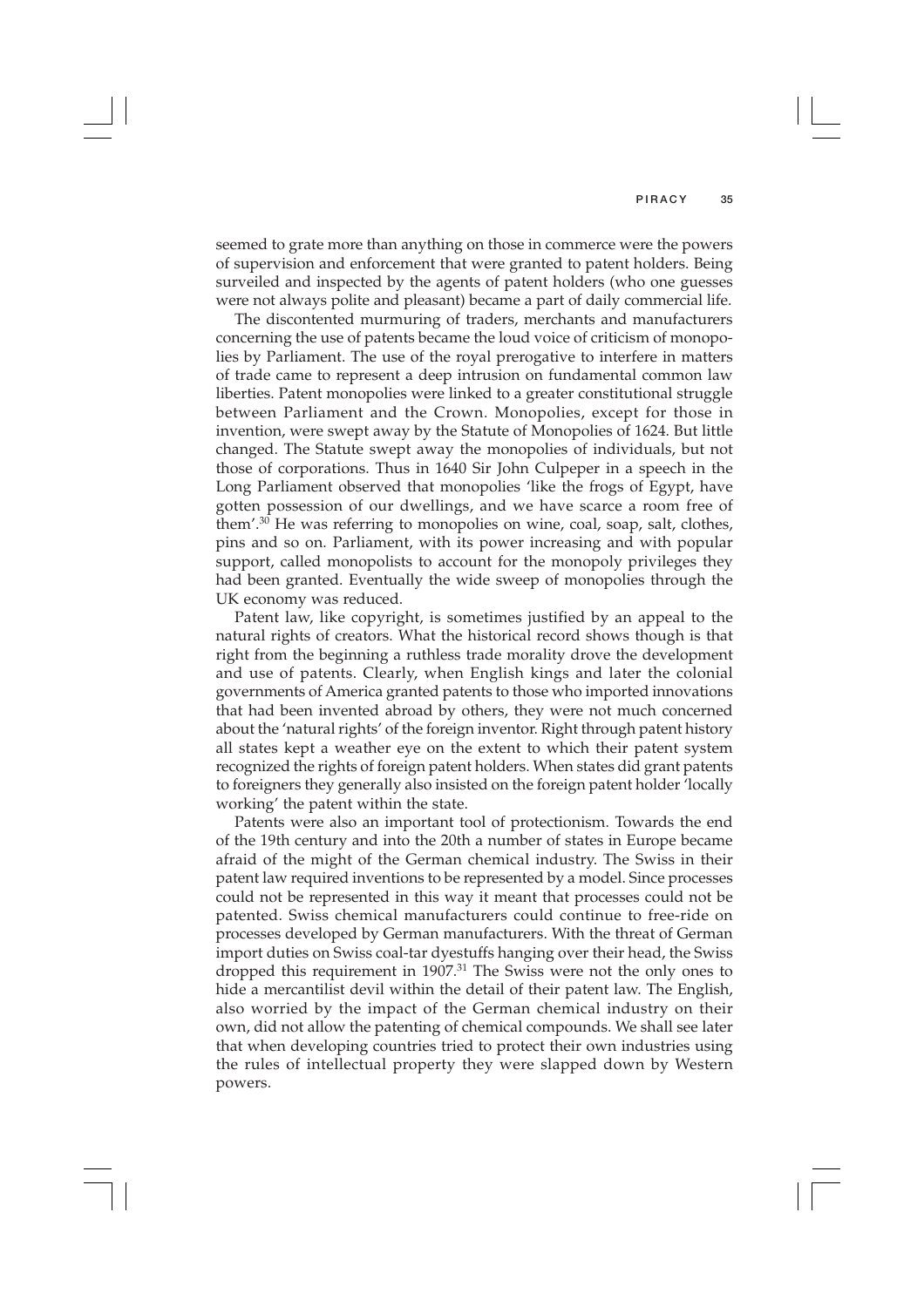seemed to grate more than anything on those in commerce were the powers of supervision and enforcement that were granted to patent holders. Being surveiled and inspected by the agents of patent holders (who one guesses were not always polite and pleasant) became a part of daily commercial life.

The discontented murmuring of traders, merchants and manufacturers concerning the use of patents became the loud voice of criticism of monopolies by Parliament. The use of the royal prerogative to interfere in matters of trade came to represent a deep intrusion on fundamental common law liberties. Patent monopolies were linked to a greater constitutional struggle between Parliament and the Crown. Monopolies, except for those in invention, were swept away by the Statute of Monopolies of 1624. But little changed. The Statute swept away the monopolies of individuals, but not those of corporations. Thus in 1640 Sir John Culpeper in a speech in the Long Parliament observed that monopolies 'like the frogs of Egypt, have gotten possession of our dwellings, and we have scarce a room free of them'.[30] He was referring to monopolies on wine, coal, soap, salt, clothes, pins and so on. Parliament, with its power increasing and with popular support, called monopolists to account for the monopoly privileges they had been granted. Eventually the wide sweep of monopolies through the UK economy was reduced.

Patent law, like copyright, is sometimes justified by an appeal to the natural rights of creators. What the historical record shows though is that right from the beginning a ruthless trade morality drove the development and use of patents. Clearly, when English kings and later the colonial governments of America granted patents to those who imported innovations that had been invented abroad by others, they were not much concerned about the 'natural rights' of the foreign inventor. Right through patent history all states kept a weather eye on the extent to which their patent system recognized the rights of foreign patent holders. When states did grant patents to foreigners they generally also insisted on the foreign patent holder 'locally working' the patent within the state.

Patents were also an important tool of protectionism. Towards the end of the 19th century and into the 20th a number of states in Europe became afraid of the might of the German chemical industry. The Swiss in their patent law required inventions to be represented by a model. Since processes could not be represented in this way it meant that processes could not be patented. Swiss chemical manufacturers could continue to free-ride on processes developed by German manufacturers. With the threat of German import duties on Swiss coal-tar dyestuffs hanging over their head, the Swiss dropped this requirement in 1907.[31] The Swiss were not the only ones to hide a mercantilist devil within the detail of their patent law. The English, also worried by the impact of the German chemical industry on their own, did not allow the patenting of chemical compounds. We shall see later that when developing countries tried to protect their own industries using the rules of intellectual property they were slapped down by Western powers.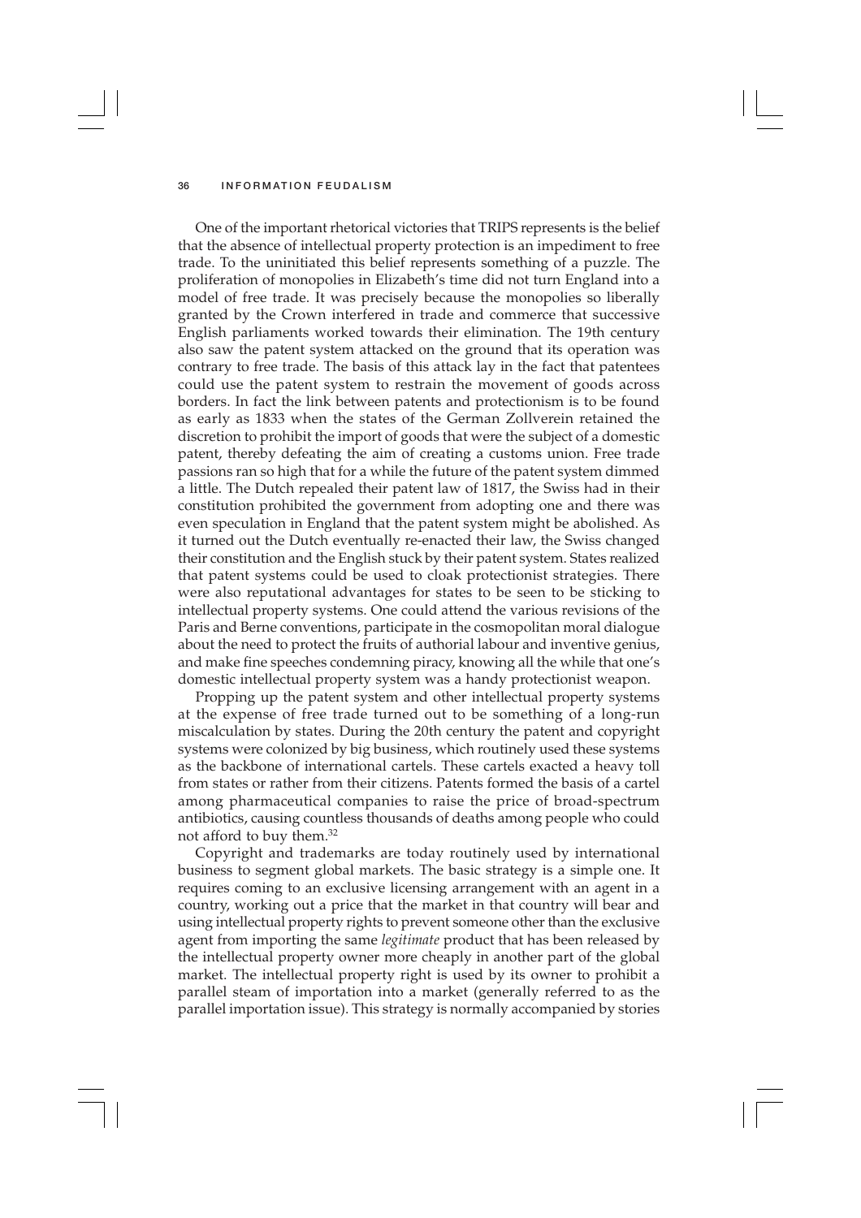One of the important rhetorical victories that TRIPS represents is the belief that the absence of intellectual property protection is an impediment to free trade. To the uninitiated this belief represents something of a puzzle. The proliferation of monopolies in Elizabeth's time did not turn England into a model of free trade. It was precisely because the monopolies so liberally granted by the Crown interfered in trade and commerce that successive English parliaments worked towards their elimination. The 19th century also saw the patent system attacked on the ground that its operation was contrary to free trade. The basis of this attack lay in the fact that patentees could use the patent system to restrain the movement of goods across borders. In fact the link between patents and protectionism is to be found as early as 1833 when the states of the German Zollverein retained the discretion to prohibit the import of goods that were the subject of a domestic patent, thereby defeating the aim of creating a customs union. Free trade passions ran so high that for a while the future of the patent system dimmed a little. The Dutch repealed their patent law of 1817, the Swiss had in their constitution prohibited the government from adopting one and there was even speculation in England that the patent system might be abolished. As it turned out the Dutch eventually re-enacted their law, the Swiss changed their constitution and the English stuck by their patent system. States realized that patent systems could be used to cloak protectionist strategies. There were also reputational advantages for states to be seen to be sticking to intellectual property systems. One could attend the various revisions of the Paris and Berne conventions, participate in the cosmopolitan moral dialogue about the need to protect the fruits of authorial labour and inventive genius, and make fine speeches condemning piracy, knowing all the while that one's domestic intellectual property system was a handy protectionist weapon.

Propping up the patent system and other intellectual property systems at the expense of free trade turned out to be something of a long-run miscalculation by states. During the 20th century the patent and copyright systems were colonized by big business, which routinely used these systems as the backbone of international cartels. These cartels exacted a heavy toll from states or rather from their citizens. Patents formed the basis of a cartel among pharmaceutical companies to raise the price of broad-spectrum antibiotics, causing countless thousands of deaths among people who could not afford to buy them.[32]

Copyright and trademarks are today routinely used by international business to segment global markets. The basic strategy is a simple one. It requires coming to an exclusive licensing arrangement with an agent in a country, working out a price that the market in that country will bear and using intellectual property rights to prevent someone other than the exclusive agent from importing the same *legitimate* product that has been released by the intellectual property owner more cheaply in another part of the global market. The intellectual property right is used by its owner to prohibit a parallel steam of importation into a market (generally referred to as the parallel importation issue). This strategy is normally accompanied by stories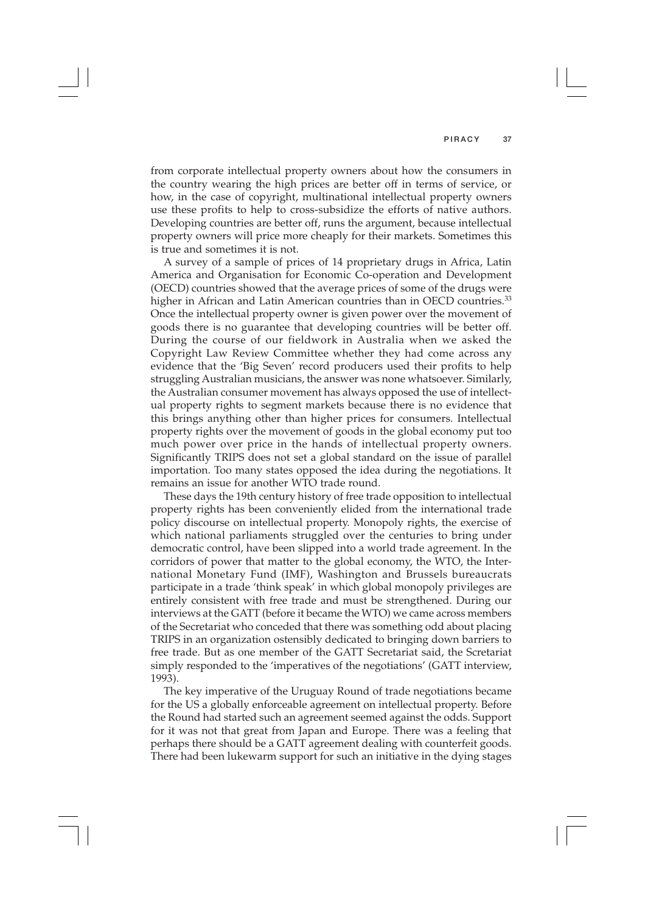from corporate intellectual property owners about how the consumers in the country wearing the high prices are better off in terms of service, or how, in the case of copyright, multinational intellectual property owners use these profits to help to cross-subsidize the efforts of native authors. Developing countries are better off, runs the argument, because intellectual property owners will price more cheaply for their markets. Sometimes this is true and sometimes it is not.

A survey of a sample of prices of 14 proprietary drugs in Africa, Latin America and Organisation for Economic Co-operation and Development (OECD) countries showed that the average prices of some of the drugs were higher in African and Latin American countries than in OECD countries.[33] Once the intellectual property owner is given power over the movement of goods there is no guarantee that developing countries will be better off. During the course of our fieldwork in Australia when we asked the Copyright Law Review Committee whether they had come across any evidence that the 'Big Seven' record producers used their profits to help struggling Australian musicians, the answer was none whatsoever. Similarly, the Australian consumer movement has always opposed the use of intellectual property rights to segment markets because there is no evidence that this brings anything other than higher prices for consumers. Intellectual property rights over the movement of goods in the global economy put too much power over price in the hands of intellectual property owners. Significantly TRIPS does not set a global standard on the issue of parallel importation. Too many states opposed the idea during the negotiations. It remains an issue for another WTO trade round.

These days the 19th century history of free trade opposition to intellectual property rights has been conveniently elided from the international trade policy discourse on intellectual property. Monopoly rights, the exercise of which national parliaments struggled over the centuries to bring under democratic control, have been slipped into a world trade agreement. In the corridors of power that matter to the global economy, the WTO, the International Monetary Fund (IMF), Washington and Brussels bureaucrats participate in a trade 'think speak' in which global monopoly privileges are entirely consistent with free trade and must be strengthened. During our interviews at the GATT (before it became the WTO) we came across members of the Secretariat who conceded that there was something odd about placing TRIPS in an organization ostensibly dedicated to bringing down barriers to free trade. But as one member of the GATT Secretariat said, the Scretariat simply responded to the 'imperatives of the negotiations' (GATT interview, 1993).

The key imperative of the Uruguay Round of trade negotiations became for the US a globally enforceable agreement on intellectual property. Before the Round had started such an agreement seemed against the odds. Support for it was not that great from Japan and Europe. There was a feeling that perhaps there should be a GATT agreement dealing with counterfeit goods. There had been lukewarm support for such an initiative in the dying stages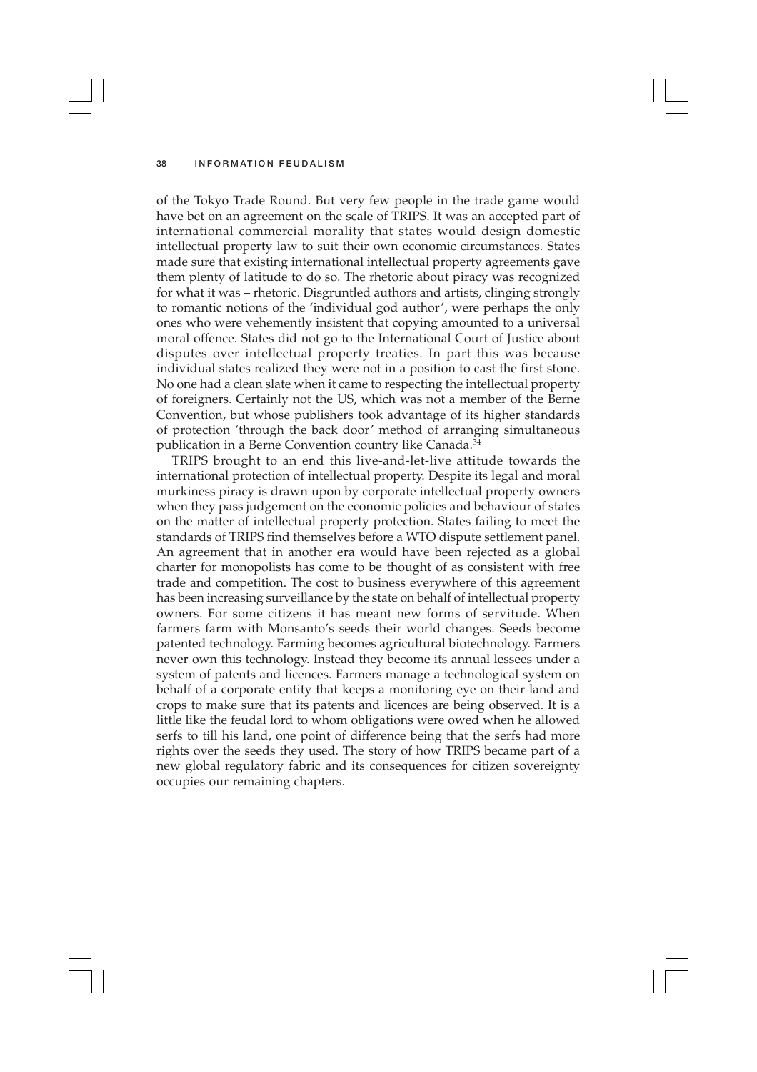of the Tokyo Trade Round. But very few people in the trade game would have bet on an agreement on the scale of TRIPS. It was an accepted part of international commercial morality that states would design domestic intellectual property law to suit their own economic circumstances. States made sure that existing international intellectual property agreements gave them plenty of latitude to do so. The rhetoric about piracy was recognized for what it was – rhetoric. Disgruntled authors and artists, clinging strongly to romantic notions of the 'individual god author', were perhaps the only ones who were vehemently insistent that copying amounted to a universal moral offence. States did not go to the International Court of Justice about disputes over intellectual property treaties. In part this was because individual states realized they were not in a position to cast the first stone. No one had a clean slate when it came to respecting the intellectual property of foreigners. Certainly not the US, which was not a member of the Berne Convention, but whose publishers took advantage of its higher standards of protection 'through the back door' method of arranging simultaneous publication in a Berne Convention country like Canada.[34]

TRIPS brought to an end this live-and-let-live attitude towards the international protection of intellectual property. Despite its legal and moral murkiness piracy is drawn upon by corporate intellectual property owners when they pass judgement on the economic policies and behaviour of states on the matter of intellectual property protection. States failing to meet the standards of TRIPS find themselves before a WTO dispute settlement panel. An agreement that in another era would have been rejected as a global charter for monopolists has come to be thought of as consistent with free trade and competition. The cost to business everywhere of this agreement has been increasing surveillance by the state on behalf of intellectual property owners. For some citizens it has meant new forms of servitude. When farmers farm with Monsanto's seeds their world changes. Seeds become patented technology. Farming becomes agricultural biotechnology. Farmers never own this technology. Instead they become its annual lessees under a system of patents and licences. Farmers manage a technological system on behalf of a corporate entity that keeps a monitoring eye on their land and crops to make sure that its patents and licences are being observed. It is a little like the feudal lord to whom obligations were owed when he allowed serfs to till his land, one point of difference being that the serfs had more rights over the seeds they used. The story of how TRIPS became part of a new global regulatory fabric and its consequences for citizen sovereignty occupies our remaining chapters.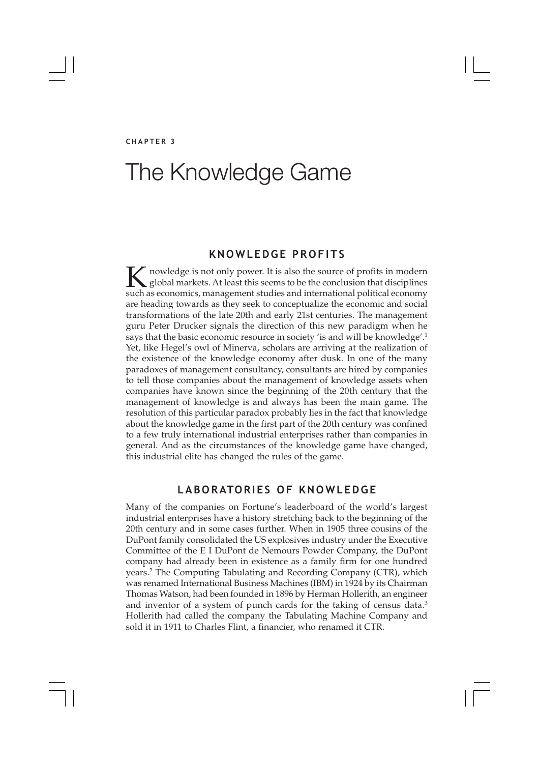CHAPTER 3

# The Knowledge Game

## KNOWLEDGE PROFITS

Knowledge is not only power. It is also the source of profits in modern global markets. At least this seems to be the conclusion that disciplines such as economics, management studies and international political economy are heading towards as they seek to conceptualize the economic and social transformations of the late 20th and early 21st centuries. The management guru Peter Drucker signals the direction of this new paradigm when he says that the basic economic resource in society 'is and will be knowledge'.[1] Yet, like Hegel's owl of Minerva, scholars are arriving at the realization of the existence of the knowledge economy after dusk. In one of the many paradoxes of management consultancy, consultants are hired by companies to tell those companies about the management of knowledge assets when companies have known since the beginning of the 20th century that the management of knowledge is and always has been the main game. The resolution of this particular paradox probably lies in the fact that knowledge about the knowledge game in the first part of the 20th century was confined to a few truly international industrial enterprises rather than companies in general. And as the circumstances of the knowledge game have changed, this industrial elite has changed the rules of the game.

## LABORATORIES OF KNOWLEDGE

Many of the companies on Fortune's leaderboard of the world's largest industrial enterprises have a history stretching back to the beginning of the 20th century and in some cases further. When in 1905 three cousins of the DuPont family consolidated the US explosives industry under the Executive Committee of the E I DuPont de Nemours Powder Company, the DuPont company had already been in existence as a family firm for one hundred years.[2] The Computing Tabulating and Recording Company (CTR), which was renamed International Business Machines (IBM) in 1924 by its Chairman Thomas Watson, had been founded in 1896 by Herman Hollerith, an engineer and inventor of a system of punch cards for the taking of census data.[3] Hollerith had called the company the Tabulating Machine Company and sold it in 1911 to Charles Flint, a financier, who renamed it CTR.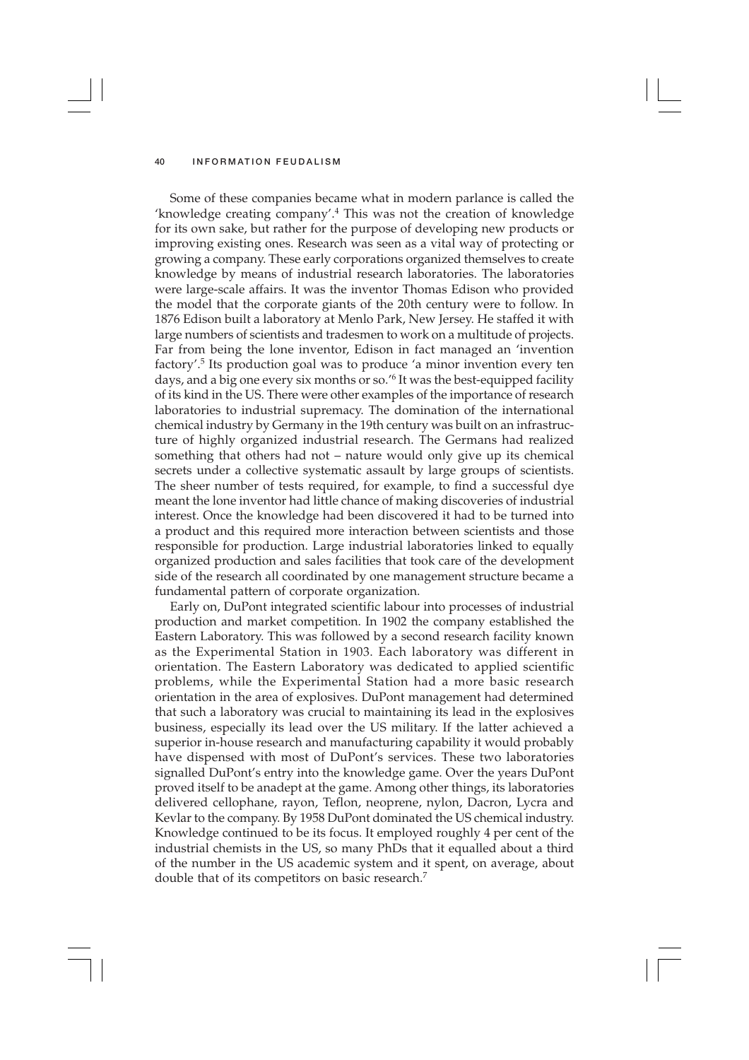Some of these companies became what in modern parlance is called the 'knowledge creating company'.[4] This was not the creation of knowledge for its own sake, but rather for the purpose of developing new products or improving existing ones. Research was seen as a vital way of protecting or growing a company. These early corporations organized themselves to create knowledge by means of industrial research laboratories. The laboratories were large-scale affairs. It was the inventor Thomas Edison who provided the model that the corporate giants of the 20th century were to follow. In 1876 Edison built a laboratory at Menlo Park, New Jersey. He staffed it with large numbers of scientists and tradesmen to work on a multitude of projects. Far from being the lone inventor, Edison in fact managed an 'invention factory'.[5] Its production goal was to produce 'a minor invention every ten days, and a big one every six months or so.'[6] It was the best-equipped facility of its kind in the US. There were other examples of the importance of research laboratories to industrial supremacy. The domination of the international chemical industry by Germany in the 19th century was built on an infrastructure of highly organized industrial research. The Germans had realized something that others had not – nature would only give up its chemical secrets under a collective systematic assault by large groups of scientists. The sheer number of tests required, for example, to find a successful dye meant the lone inventor had little chance of making discoveries of industrial interest. Once the knowledge had been discovered it had to be turned into a product and this required more interaction between scientists and those responsible for production. Large industrial laboratories linked to equally organized production and sales facilities that took care of the development side of the research all coordinated by one management structure became a fundamental pattern of corporate organization.

Early on, DuPont integrated scientific labour into processes of industrial production and market competition. In 1902 the company established the Eastern Laboratory. This was followed by a second research facility known as the Experimental Station in 1903. Each laboratory was different in orientation. The Eastern Laboratory was dedicated to applied scientific problems, while the Experimental Station had a more basic research orientation in the area of explosives. DuPont management had determined that such a laboratory was crucial to maintaining its lead in the explosives business, especially its lead over the US military. If the latter achieved a superior in-house research and manufacturing capability it would probably have dispensed with most of DuPont's services. These two laboratories signalled DuPont's entry into the knowledge game. Over the years DuPont proved itself to be anadept at the game. Among other things, its laboratories delivered cellophane, rayon, Teflon, neoprene, nylon, Dacron, Lycra and Kevlar to the company. By 1958 DuPont dominated the US chemical industry. Knowledge continued to be its focus. It employed roughly 4 per cent of the industrial chemists in the US, so many PhDs that it equalled about a third of the number in the US academic system and it spent, on average, about double that of its competitors on basic research.[7]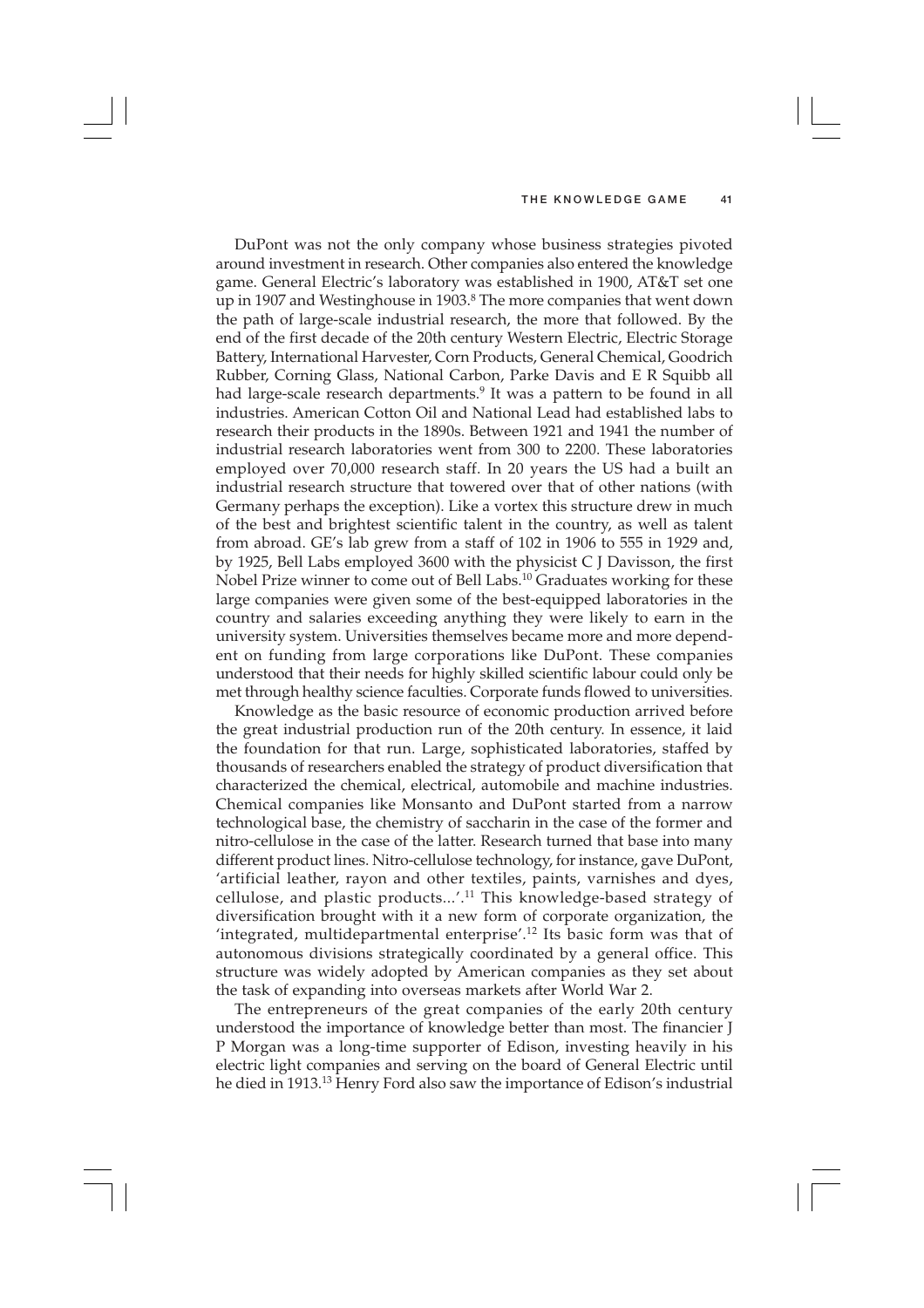DuPont was not the only company whose business strategies pivoted around investment in research. Other companies also entered the knowledge game. General Electric's laboratory was established in 1900, AT&T set one up in 1907 and Westinghouse in 1903.[8] The more companies that went down the path of large-scale industrial research, the more that followed. By the end of the first decade of the 20th century Western Electric, Electric Storage Battery, International Harvester, Corn Products, General Chemical, Goodrich Rubber, Corning Glass, National Carbon, Parke Davis and E R Squibb all had large-scale research departments.[9] It was a pattern to be found in all industries. American Cotton Oil and National Lead had established labs to research their products in the 1890s. Between 1921 and 1941 the number of industrial research laboratories went from 300 to 2200. These laboratories employed over 70,000 research staff. In 20 years the US had a built an industrial research structure that towered over that of other nations (with Germany perhaps the exception). Like a vortex this structure drew in much of the best and brightest scientific talent in the country, as well as talent from abroad. GE's lab grew from a staff of 102 in 1906 to 555 in 1929 and, by 1925, Bell Labs employed 3600 with the physicist C J Davisson, the first Nobel Prize winner to come out of Bell Labs.[10] Graduates working for these large companies were given some of the best-equipped laboratories in the country and salaries exceeding anything they were likely to earn in the university system. Universities themselves became more and more dependent on funding from large corporations like DuPont. These companies understood that their needs for highly skilled scientific labour could only be met through healthy science faculties. Corporate funds flowed to universities.

Knowledge as the basic resource of economic production arrived before the great industrial production run of the 20th century. In essence, it laid the foundation for that run. Large, sophisticated laboratories, staffed by thousands of researchers enabled the strategy of product diversification that characterized the chemical, electrical, automobile and machine industries. Chemical companies like Monsanto and DuPont started from a narrow technological base, the chemistry of saccharin in the case of the former and nitro-cellulose in the case of the latter. Research turned that base into many different product lines. Nitro-cellulose technology, for instance, gave DuPont, 'artificial leather, rayon and other textiles, paints, varnishes and dyes, cellulose, and plastic products...'.[11] This knowledge-based strategy of diversification brought with it a new form of corporate organization, the 'integrated, multidepartmental enterprise'.[12] Its basic form was that of autonomous divisions strategically coordinated by a general office. This structure was widely adopted by American companies as they set about the task of expanding into overseas markets after World War 2.

The entrepreneurs of the great companies of the early 20th century understood the importance of knowledge better than most. The financier J P Morgan was a long-time supporter of Edison, investing heavily in his electric light companies and serving on the board of General Electric until he died in 1913.[13] Henry Ford also saw the importance of Edison's industrial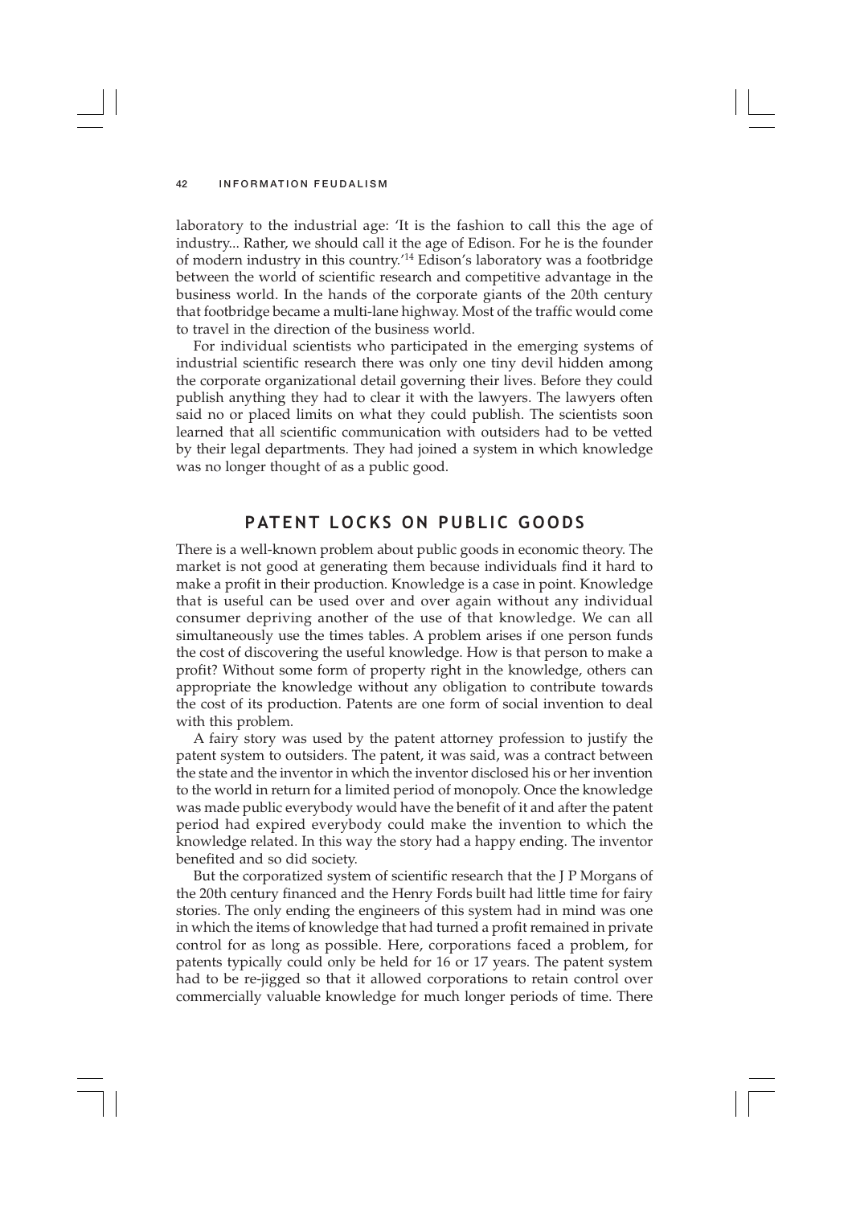laboratory to the industrial age: 'It is the fashion to call this the age of industry... Rather, we should call it the age of Edison. For he is the founder of modern industry in this country.'[14] Edison's laboratory was a footbridge between the world of scientific research and competitive advantage in the business world. In the hands of the corporate giants of the 20th century that footbridge became a multi-lane highway. Most of the traffic would come to travel in the direction of the business world.

For individual scientists who participated in the emerging systems of industrial scientific research there was only one tiny devil hidden among the corporate organizational detail governing their lives. Before they could publish anything they had to clear it with the lawyers. The lawyers often said no or placed limits on what they could publish. The scientists soon learned that all scientific communication with outsiders had to be vetted by their legal departments. They had joined a system in which knowledge was no longer thought of as a public good.

## PATENT LOCKS ON PUBLIC GOODS

There is a well-known problem about public goods in economic theory. The market is not good at generating them because individuals find it hard to make a profit in their production. Knowledge is a case in point. Knowledge that is useful can be used over and over again without any individual consumer depriving another of the use of that knowledge. We can all simultaneously use the times tables. A problem arises if one person funds the cost of discovering the useful knowledge. How is that person to make a profit? Without some form of property right in the knowledge, others can appropriate the knowledge without any obligation to contribute towards the cost of its production. Patents are one form of social invention to deal with this problem.

A fairy story was used by the patent attorney profession to justify the patent system to outsiders. The patent, it was said, was a contract between the state and the inventor in which the inventor disclosed his or her invention to the world in return for a limited period of monopoly. Once the knowledge was made public everybody would have the benefit of it and after the patent period had expired everybody could make the invention to which the knowledge related. In this way the story had a happy ending. The inventor benefited and so did society.

But the corporatized system of scientific research that the J P Morgans of the 20th century financed and the Henry Fords built had little time for fairy stories. The only ending the engineers of this system had in mind was one in which the items of knowledge that had turned a profit remained in private control for as long as possible. Here, corporations faced a problem, for patents typically could only be held for 16 or 17 years. The patent system had to be re-jigged so that it allowed corporations to retain control over commercially valuable knowledge for much longer periods of time. There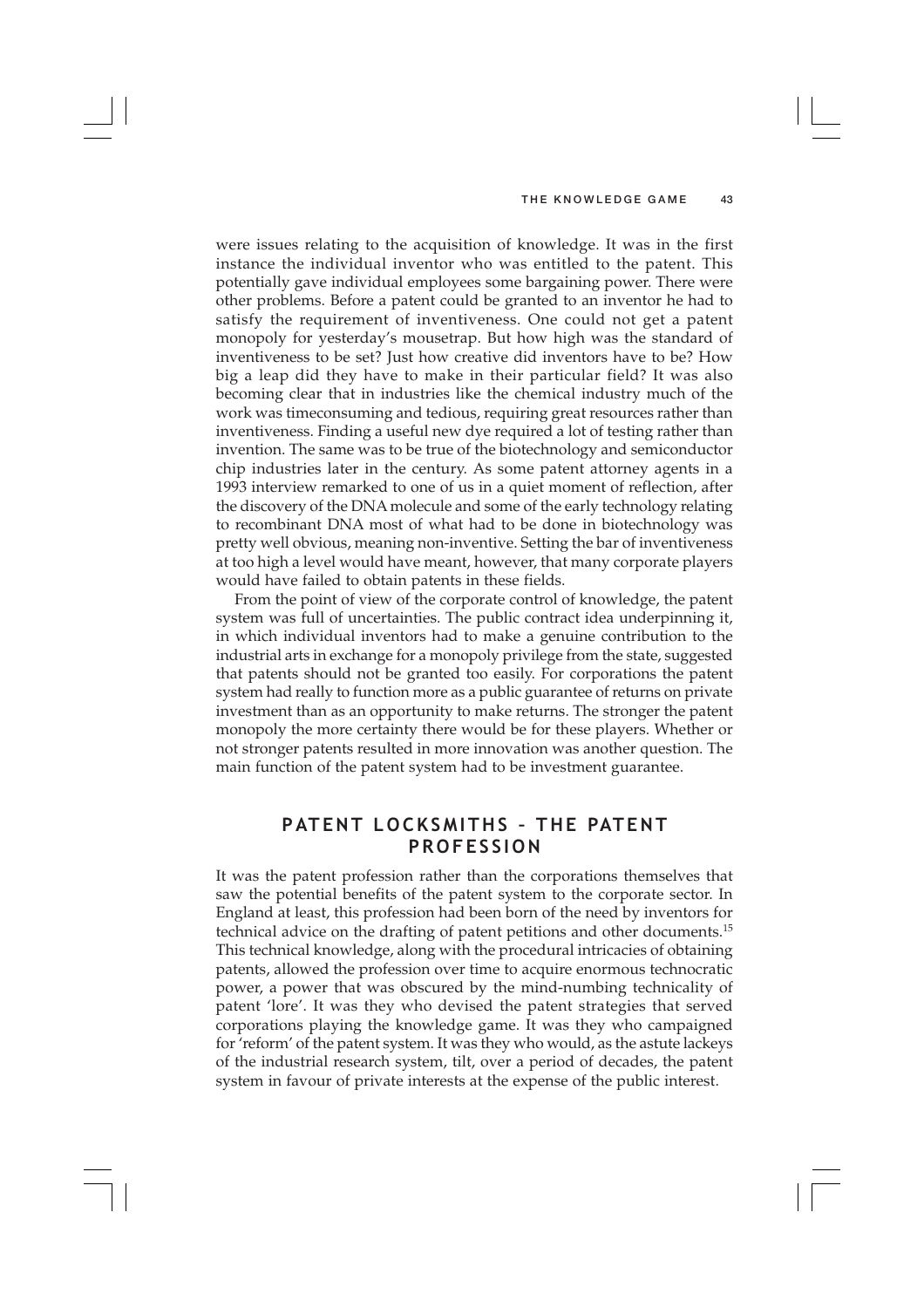were issues relating to the acquisition of knowledge. It was in the first instance the individual inventor who was entitled to the patent. This potentially gave individual employees some bargaining power. There were other problems. Before a patent could be granted to an inventor he had to satisfy the requirement of inventiveness. One could not get a patent monopoly for yesterday's mousetrap. But how high was the standard of inventiveness to be set? Just how creative did inventors have to be? How big a leap did they have to make in their particular field? It was also becoming clear that in industries like the chemical industry much of the work was timeconsuming and tedious, requiring great resources rather than inventiveness. Finding a useful new dye required a lot of testing rather than invention. The same was to be true of the biotechnology and semiconductor chip industries later in the century. As some patent attorney agents in a 1993 interview remarked to one of us in a quiet moment of reflection, after the discovery of the DNA molecule and some of the early technology relating to recombinant DNA most of what had to be done in biotechnology was pretty well obvious, meaning non-inventive. Setting the bar of inventiveness at too high a level would have meant, however, that many corporate players would have failed to obtain patents in these fields.

From the point of view of the corporate control of knowledge, the patent system was full of uncertainties. The public contract idea underpinning it, in which individual inventors had to make a genuine contribution to the industrial arts in exchange for a monopoly privilege from the state, suggested that patents should not be granted too easily. For corporations the patent system had really to function more as a public guarantee of returns on private investment than as an opportunity to make returns. The stronger the patent monopoly the more certainty there would be for these players. Whether or not stronger patents resulted in more innovation was another question. The main function of the patent system had to be investment guarantee.

## PATENT LOCKSMITHS – THE PATENT PROFESSION

It was the patent profession rather than the corporations themselves that saw the potential benefits of the patent system to the corporate sector. In England at least, this profession had been born of the need by inventors for technical advice on the drafting of patent petitions and other documents.[15] This technical knowledge, along with the procedural intricacies of obtaining patents, allowed the profession over time to acquire enormous technocratic power, a power that was obscured by the mind-numbing technicality of patent 'lore'. It was they who devised the patent strategies that served corporations playing the knowledge game. It was they who campaigned for 'reform' of the patent system. It was they who would, as the astute lackeys of the industrial research system, tilt, over a period of decades, the patent system in favour of private interests at the expense of the public interest.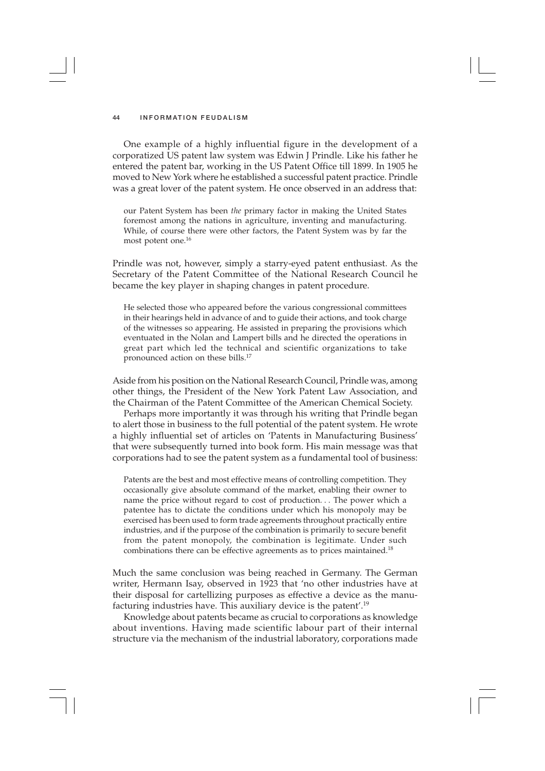One example of a highly influential figure in the development of a corporatized US patent law system was Edwin J Prindle. Like his father he entered the patent bar, working in the US Patent Office till 1899. In 1905 he moved to New York where he established a successful patent practice. Prindle was a great lover of the patent system. He once observed in an address that:

> our Patent System has been *the* primary factor in making the United States foremost among the nations in agriculture, inventing and manufacturing. While, of course there were other factors, the Patent System was by far the most potent one.[16]

Prindle was not, however, simply a starry-eyed patent enthusiast. As the Secretary of the Patent Committee of the National Research Council he became the key player in shaping changes in patent procedure.

> He selected those who appeared before the various congressional committees in their hearings held in advance of and to guide their actions, and took charge of the witnesses so appearing. He assisted in preparing the provisions which eventuated in the Nolan and Lampert bills and he directed the operations in great part which led the technical and scientific organizations to take pronounced action on these bills.[17]

Aside from his position on the National Research Council, Prindle was, among other things, the President of the New York Patent Law Association, and the Chairman of the Patent Committee of the American Chemical Society.

Perhaps more importantly it was through his writing that Prindle began to alert those in business to the full potential of the patent system. He wrote a highly influential set of articles on 'Patents in Manufacturing Business' that were subsequently turned into book form. His main message was that corporations had to see the patent system as a fundamental tool of business:

> Patents are the best and most effective means of controlling competition. They occasionally give absolute command of the market, enabling their owner to name the price without regard to cost of production. . . The power which a patentee has to dictate the conditions under which his monopoly may be exercised has been used to form trade agreements throughout practically entire industries, and if the purpose of the combination is primarily to secure benefit from the patent monopoly, the combination is legitimate. Under such combinations there can be effective agreements as to prices maintained.[18]

Much the same conclusion was being reached in Germany. The German writer, Hermann Isay, observed in 1923 that 'no other industries have at their disposal for cartellizing purposes as effective a device as the manufacturing industries have. This auxiliary device is the patent'.[19]

Knowledge about patents became as crucial to corporations as knowledge about inventions. Having made scientific labour part of their internal structure via the mechanism of the industrial laboratory, corporations made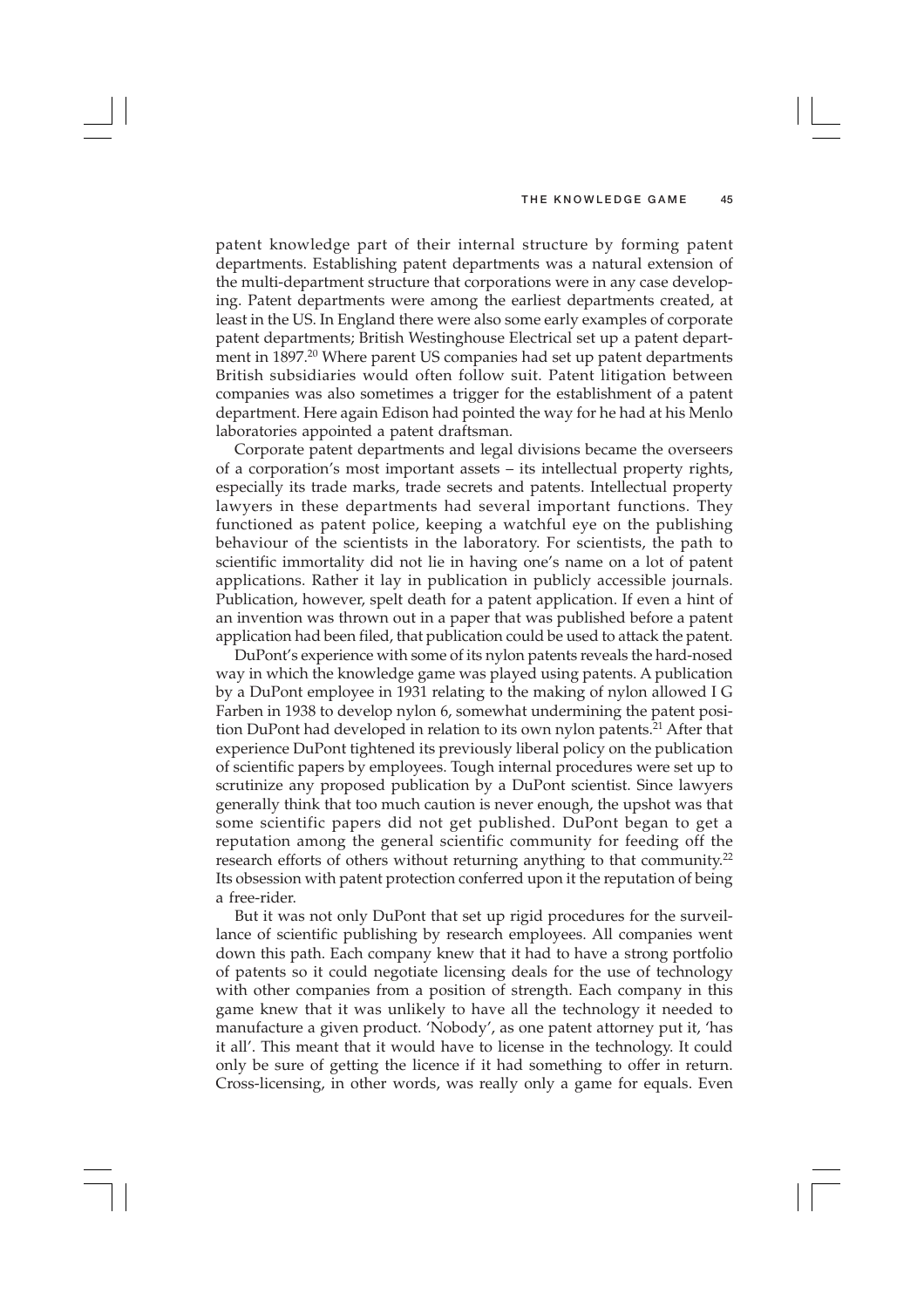patent knowledge part of their internal structure by forming patent departments. Establishing patent departments was a natural extension of the multi-department structure that corporations were in any case developing. Patent departments were among the earliest departments created, at least in the US. In England there were also some early examples of corporate patent departments; British Westinghouse Electrical set up a patent department in 1897.[20] Where parent US companies had set up patent departments British subsidiaries would often follow suit. Patent litigation between companies was also sometimes a trigger for the establishment of a patent department. Here again Edison had pointed the way for he had at his Menlo laboratories appointed a patent draftsman.

Corporate patent departments and legal divisions became the overseers of a corporation's most important assets – its intellectual property rights, especially its trade marks, trade secrets and patents. Intellectual property lawyers in these departments had several important functions. They functioned as patent police, keeping a watchful eye on the publishing behaviour of the scientists in the laboratory. For scientists, the path to scientific immortality did not lie in having one's name on a lot of patent applications. Rather it lay in publication in publicly accessible journals. Publication, however, spelt death for a patent application. If even a hint of an invention was thrown out in a paper that was published before a patent application had been filed, that publication could be used to attack the patent.

DuPont's experience with some of its nylon patents reveals the hard-nosed way in which the knowledge game was played using patents. A publication by a DuPont employee in 1931 relating to the making of nylon allowed I G Farben in 1938 to develop nylon 6, somewhat undermining the patent position DuPont had developed in relation to its own nylon patents.[21] After that experience DuPont tightened its previously liberal policy on the publication of scientific papers by employees. Tough internal procedures were set up to scrutinize any proposed publication by a DuPont scientist. Since lawyers generally think that too much caution is never enough, the upshot was that some scientific papers did not get published. DuPont began to get a reputation among the general scientific community for feeding off the research efforts of others without returning anything to that community.[22] Its obsession with patent protection conferred upon it the reputation of being a free-rider.

But it was not only DuPont that set up rigid procedures for the surveillance of scientific publishing by research employees. All companies went down this path. Each company knew that it had to have a strong portfolio of patents so it could negotiate licensing deals for the use of technology with other companies from a position of strength. Each company in this game knew that it was unlikely to have all the technology it needed to manufacture a given product. 'Nobody', as one patent attorney put it, 'has it all'. This meant that it would have to license in the technology. It could only be sure of getting the licence if it had something to offer in return. Cross-licensing, in other words, was really only a game for equals. Even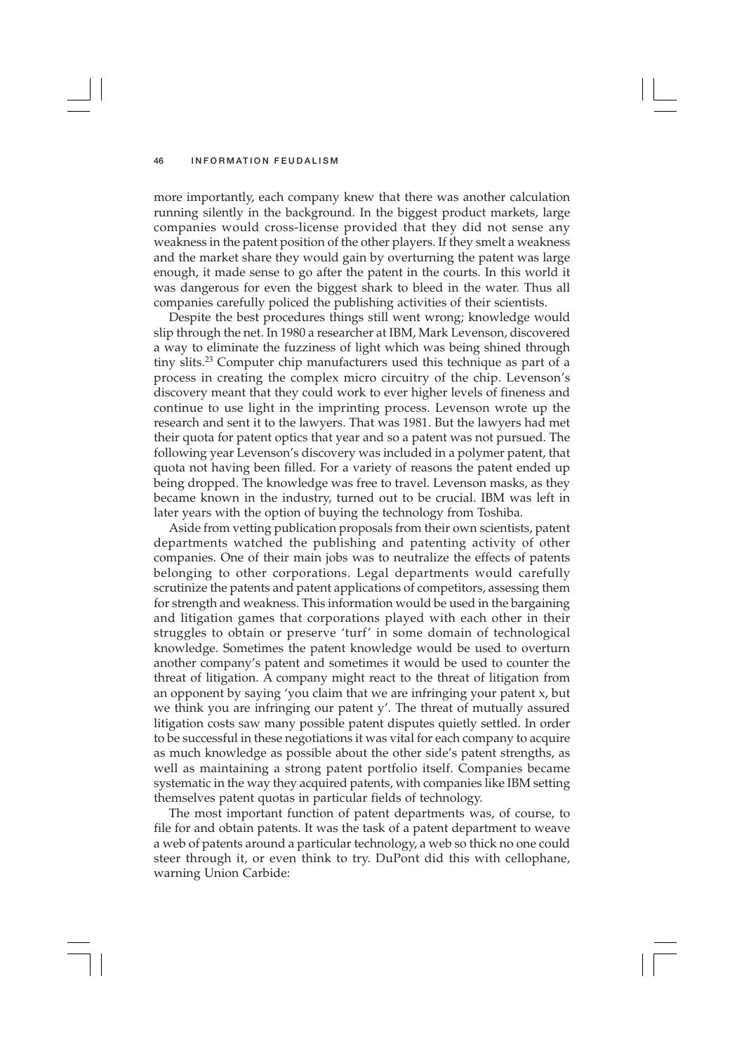more importantly, each company knew that there was another calculation running silently in the background. In the biggest product markets, large companies would cross-license provided that they did not sense any weakness in the patent position of the other players. If they smelt a weakness and the market share they would gain by overturning the patent was large enough, it made sense to go after the patent in the courts. In this world it was dangerous for even the biggest shark to bleed in the water. Thus all companies carefully policed the publishing activities of their scientists.

Despite the best procedures things still went wrong; knowledge would slip through the net. In 1980 a researcher at IBM, Mark Levenson, discovered a way to eliminate the fuzziness of light which was being shined through tiny slits.[23] Computer chip manufacturers used this technique as part of a process in creating the complex micro circuitry of the chip. Levenson's discovery meant that they could work to ever higher levels of fineness and continue to use light in the imprinting process. Levenson wrote up the research and sent it to the lawyers. That was 1981. But the lawyers had met their quota for patent optics that year and so a patent was not pursued. The following year Levenson's discovery was included in a polymer patent, that quota not having been filled. For a variety of reasons the patent ended up being dropped. The knowledge was free to travel. Levenson masks, as they became known in the industry, turned out to be crucial. IBM was left in later years with the option of buying the technology from Toshiba.

Aside from vetting publication proposals from their own scientists, patent departments watched the publishing and patenting activity of other companies. One of their main jobs was to neutralize the effects of patents belonging to other corporations. Legal departments would carefully scrutinize the patents and patent applications of competitors, assessing them for strength and weakness. This information would be used in the bargaining and litigation games that corporations played with each other in their struggles to obtain or preserve 'turf' in some domain of technological knowledge. Sometimes the patent knowledge would be used to overturn another company's patent and sometimes it would be used to counter the threat of litigation. A company might react to the threat of litigation from an opponent by saying 'you claim that we are infringing your patent x, but we think you are infringing our patent y'. The threat of mutually assured litigation costs saw many possible patent disputes quietly settled. In order to be successful in these negotiations it was vital for each company to acquire as much knowledge as possible about the other side's patent strengths, as well as maintaining a strong patent portfolio itself. Companies became systematic in the way they acquired patents, with companies like IBM setting themselves patent quotas in particular fields of technology.

The most important function of patent departments was, of course, to file for and obtain patents. It was the task of a patent department to weave a web of patents around a particular technology, a web so thick no one could steer through it, or even think to try. DuPont did this with cellophane, warning Union Carbide: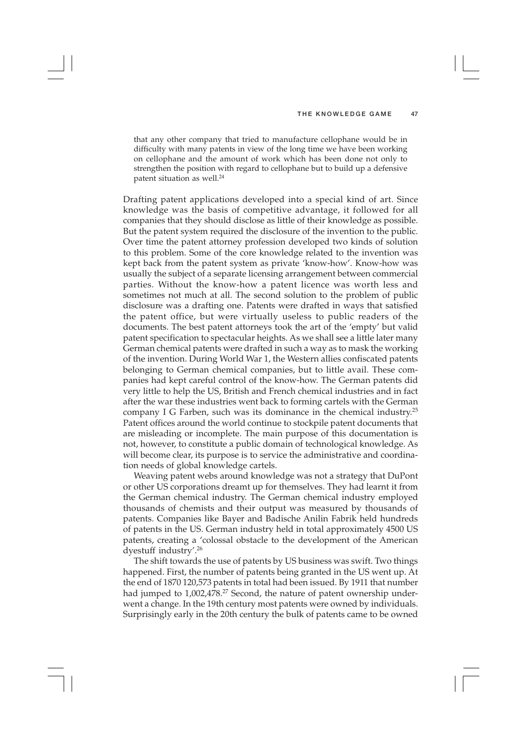> that any other company that tried to manufacture cellophane would be in difficulty with many patents in view of the long time we have been working on cellophane and the amount of work which has been done not only to strengthen the position with regard to cellophane but to build up a defensive patent situation as well.[24]

Drafting patent applications developed into a special kind of art. Since knowledge was the basis of competitive advantage, it followed for all companies that they should disclose as little of their knowledge as possible. But the patent system required the disclosure of the invention to the public. Over time the patent attorney profession developed two kinds of solution to this problem. Some of the core knowledge related to the invention was kept back from the patent system as private 'know-how'. Know-how was usually the subject of a separate licensing arrangement between commercial parties. Without the know-how a patent licence was worth less and sometimes not much at all. The second solution to the problem of public disclosure was a drafting one. Patents were drafted in ways that satisfied the patent office, but were virtually useless to public readers of the documents. The best patent attorneys took the art of the 'empty' but valid patent specification to spectacular heights. As we shall see a little later many German chemical patents were drafted in such a way as to mask the working of the invention. During World War 1, the Western allies confiscated patents belonging to German chemical companies, but to little avail. These companies had kept careful control of the know-how. The German patents did very little to help the US, British and French chemical industries and in fact after the war these industries went back to forming cartels with the German company I G Farben, such was its dominance in the chemical industry.[25] Patent offices around the world continue to stockpile patent documents that are misleading or incomplete. The main purpose of this documentation is not, however, to constitute a public domain of technological knowledge. As will become clear, its purpose is to service the administrative and coordination needs of global knowledge cartels.

Weaving patent webs around knowledge was not a strategy that DuPont or other US corporations dreamt up for themselves. They had learnt it from the German chemical industry. The German chemical industry employed thousands of chemists and their output was measured by thousands of patents. Companies like Bayer and Badische Anilin Fabrik held hundreds of patents in the US. German industry held in total approximately 4500 US patents, creating a 'colossal obstacle to the development of the American dyestuff industry'.[26]

The shift towards the use of patents by US business was swift. Two things happened. First, the number of patents being granted in the US went up. At the end of 1870 120,573 patents in total had been issued. By 1911 that number had jumped to 1,002,478.[27] Second, the nature of patent ownership underwent a change. In the 19th century most patents were owned by individuals. Surprisingly early in the 20th century the bulk of patents came to be owned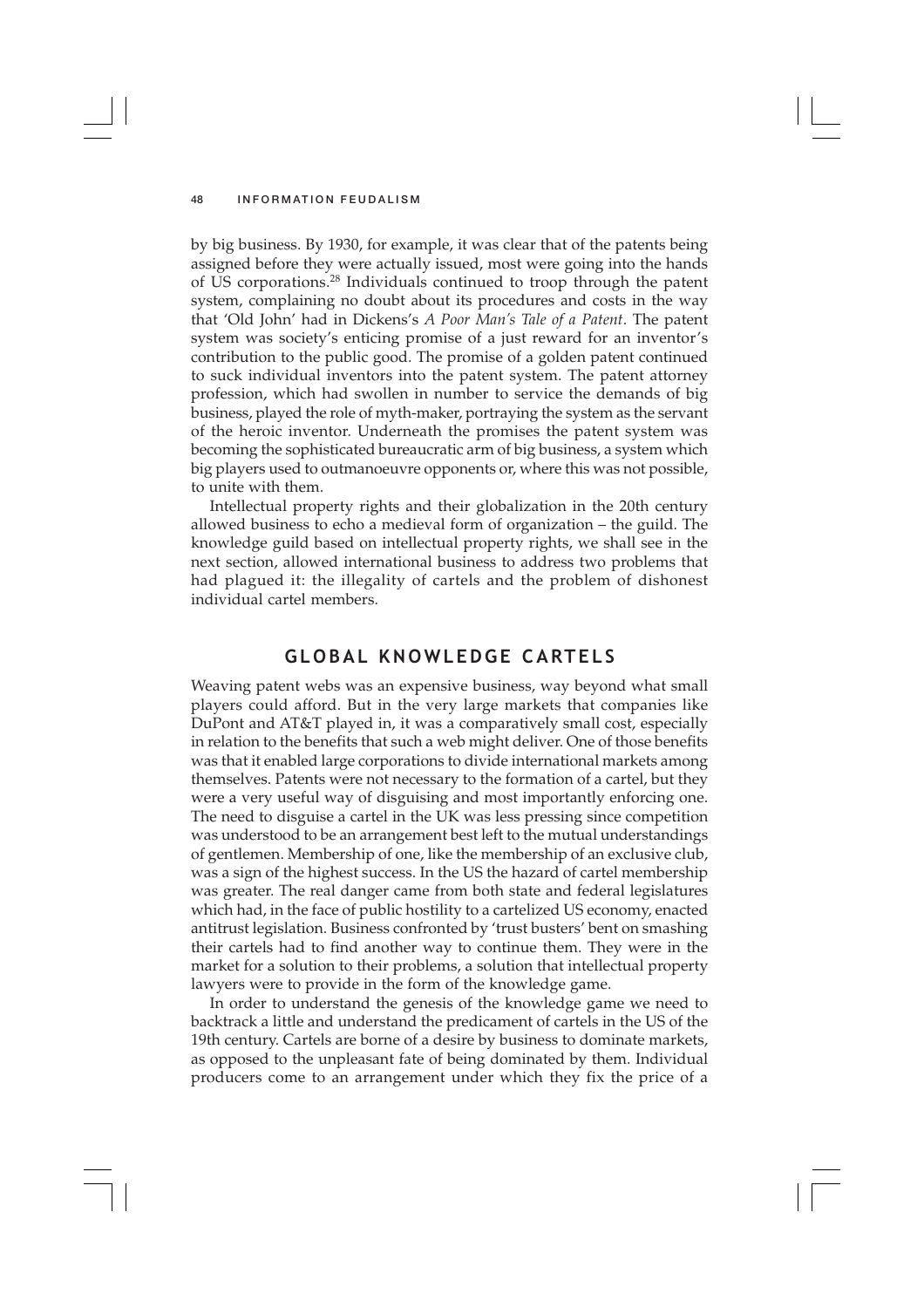by big business. By 1930, for example, it was clear that of the patents being assigned before they were actually issued, most were going into the hands of US corporations.[28] Individuals continued to troop through the patent system, complaining no doubt about its procedures and costs in the way that 'Old John' had in Dickens's *A Poor Man's Tale of a Patent*. The patent system was society's enticing promise of a just reward for an inventor's contribution to the public good. The promise of a golden patent continued to suck individual inventors into the patent system. The patent attorney profession, which had swollen in number to service the demands of big business, played the role of myth-maker, portraying the system as the servant of the heroic inventor. Underneath the promises the patent system was becoming the sophisticated bureaucratic arm of big business, a system which big players used to outmanoeuvre opponents or, where this was not possible, to unite with them.

Intellectual property rights and their globalization in the 20th century allowed business to echo a medieval form of organization – the guild. The knowledge guild based on intellectual property rights, we shall see in the next section, allowed international business to address two problems that had plagued it: the illegality of cartels and the problem of dishonest individual cartel members.

## GLOBAL KNOWLEDGE CARTELS

Weaving patent webs was an expensive business, way beyond what small players could afford. But in the very large markets that companies like DuPont and AT&T played in, it was a comparatively small cost, especially in relation to the benefits that such a web might deliver. One of those benefits was that it enabled large corporations to divide international markets among themselves. Patents were not necessary to the formation of a cartel, but they were a very useful way of disguising and most importantly enforcing one. The need to disguise a cartel in the UK was less pressing since competition was understood to be an arrangement best left to the mutual understandings of gentlemen. Membership of one, like the membership of an exclusive club, was a sign of the highest success. In the US the hazard of cartel membership was greater. The real danger came from both state and federal legislatures which had, in the face of public hostility to a cartelized US economy, enacted antitrust legislation. Business confronted by 'trust busters' bent on smashing their cartels had to find another way to continue them. They were in the market for a solution to their problems, a solution that intellectual property lawyers were to provide in the form of the knowledge game.

In order to understand the genesis of the knowledge game we need to backtrack a little and understand the predicament of cartels in the US of the 19th century. Cartels are borne of a desire by business to dominate markets, as opposed to the unpleasant fate of being dominated by them. Individual producers come to an arrangement under which they fix the price of a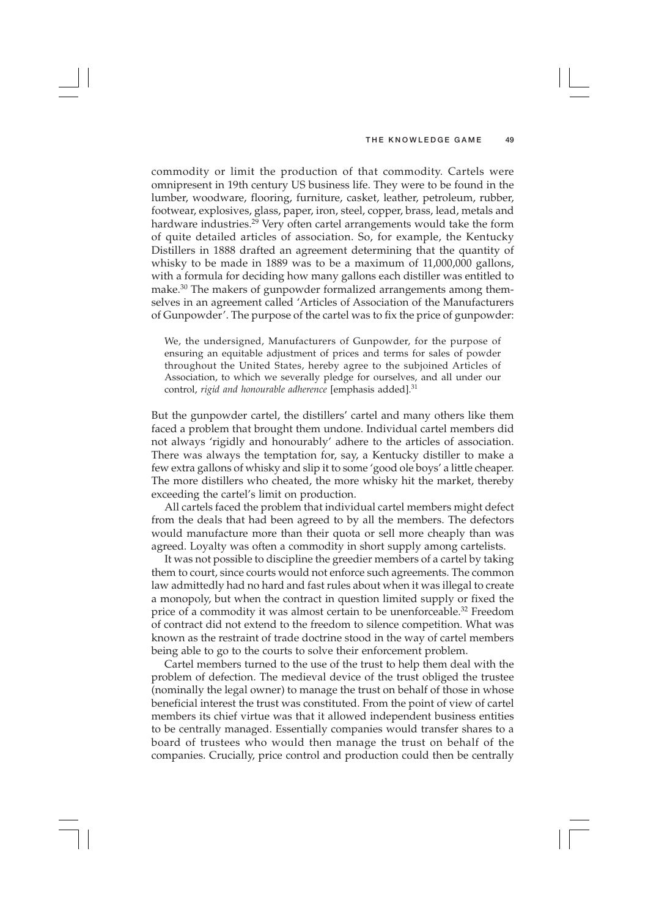commodity or limit the production of that commodity. Cartels were omnipresent in 19th century US business life. They were to be found in the lumber, woodware, flooring, furniture, casket, leather, petroleum, rubber, footwear, explosives, glass, paper, iron, steel, copper, brass, lead, metals and hardware industries.[29] Very often cartel arrangements would take the form of quite detailed articles of association. So, for example, the Kentucky Distillers in 1888 drafted an agreement determining that the quantity of whisky to be made in 1889 was to be a maximum of 11,000,000 gallons, with a formula for deciding how many gallons each distiller was entitled to make.[30] The makers of gunpowder formalized arrangements among themselves in an agreement called 'Articles of Association of the Manufacturers of Gunpowder'. The purpose of the cartel was to fix the price of gunpowder:

> We, the undersigned, Manufacturers of Gunpowder, for the purpose of ensuring an equitable adjustment of prices and terms for sales of powder throughout the United States, hereby agree to the subjoined Articles of Association, to which we severally pledge for ourselves, and all under our control, *rigid and honourable adherence* [emphasis added].[31]

But the gunpowder cartel, the distillers' cartel and many others like them faced a problem that brought them undone. Individual cartel members did not always 'rigidly and honourably' adhere to the articles of association. There was always the temptation for, say, a Kentucky distiller to make a few extra gallons of whisky and slip it to some 'good ole boys' a little cheaper. The more distillers who cheated, the more whisky hit the market, thereby exceeding the cartel's limit on production.

All cartels faced the problem that individual cartel members might defect from the deals that had been agreed to by all the members. The defectors would manufacture more than their quota or sell more cheaply than was agreed. Loyalty was often a commodity in short supply among cartelists.

It was not possible to discipline the greedier members of a cartel by taking them to court, since courts would not enforce such agreements. The common law admittedly had no hard and fast rules about when it was illegal to create a monopoly, but when the contract in question limited supply or fixed the price of a commodity it was almost certain to be unenforceable.[32] Freedom of contract did not extend to the freedom to silence competition. What was known as the restraint of trade doctrine stood in the way of cartel members being able to go to the courts to solve their enforcement problem.

Cartel members turned to the use of the trust to help them deal with the problem of defection. The medieval device of the trust obliged the trustee (nominally the legal owner) to manage the trust on behalf of those in whose beneficial interest the trust was constituted. From the point of view of cartel members its chief virtue was that it allowed independent business entities to be centrally managed. Essentially companies would transfer shares to a board of trustees who would then manage the trust on behalf of the companies. Crucially, price control and production could then be centrally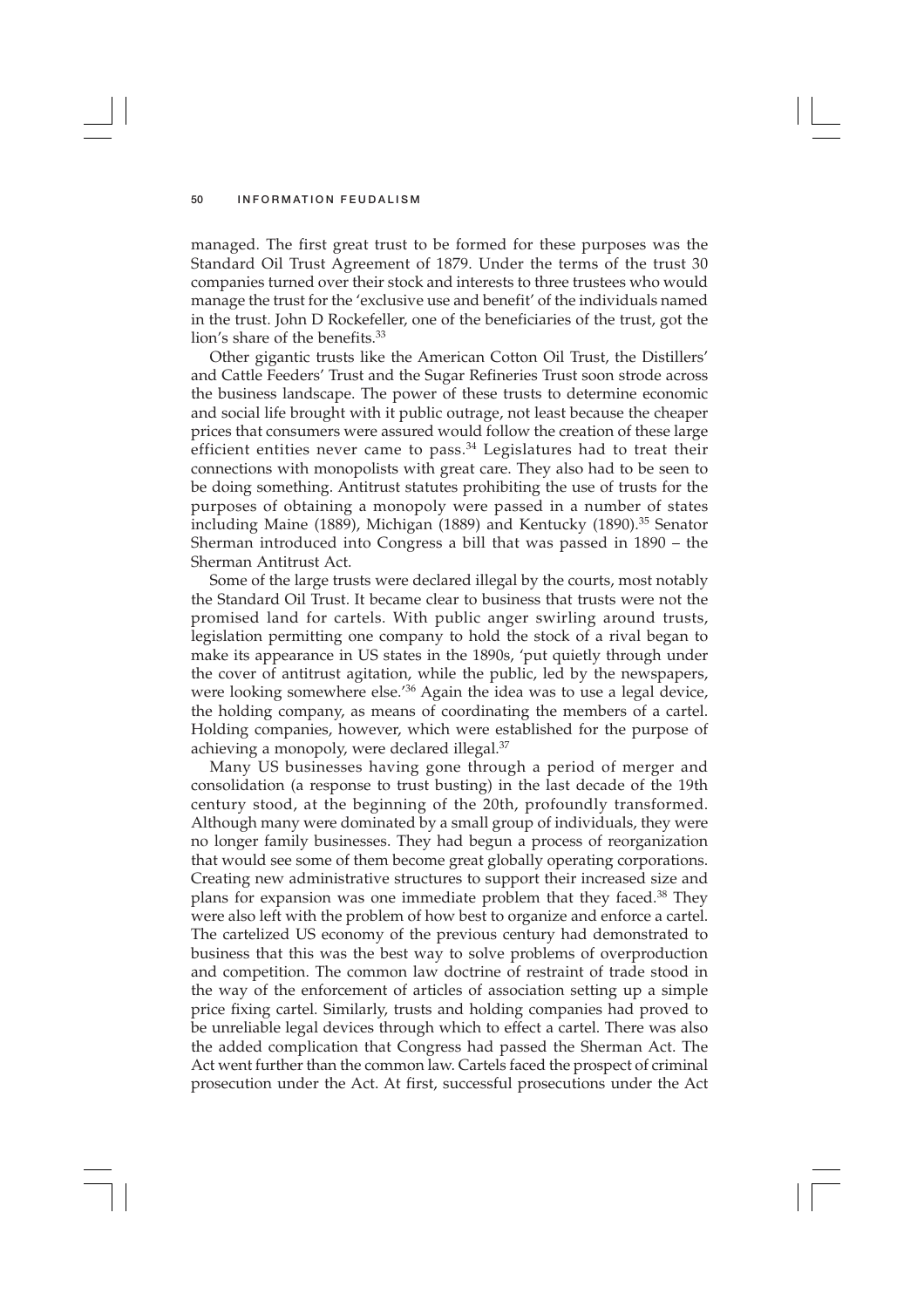managed. The first great trust to be formed for these purposes was the Standard Oil Trust Agreement of 1879. Under the terms of the trust 30 companies turned over their stock and interests to three trustees who would manage the trust for the 'exclusive use and benefit' of the individuals named in the trust. John D Rockefeller, one of the beneficiaries of the trust, got the lion's share of the benefits.[33]

Other gigantic trusts like the American Cotton Oil Trust, the Distillers' and Cattle Feeders' Trust and the Sugar Refineries Trust soon strode across the business landscape. The power of these trusts to determine economic and social life brought with it public outrage, not least because the cheaper prices that consumers were assured would follow the creation of these large efficient entities never came to pass.[34] Legislatures had to treat their connections with monopolists with great care. They also had to be seen to be doing something. Antitrust statutes prohibiting the use of trusts for the purposes of obtaining a monopoly were passed in a number of states including Maine (1889), Michigan (1889) and Kentucky (1890).[35] Senator Sherman introduced into Congress a bill that was passed in 1890 – the Sherman Antitrust Act.

Some of the large trusts were declared illegal by the courts, most notably the Standard Oil Trust. It became clear to business that trusts were not the promised land for cartels. With public anger swirling around trusts, legislation permitting one company to hold the stock of a rival began to make its appearance in US states in the 1890s, 'put quietly through under the cover of antitrust agitation, while the public, led by the newspapers, were looking somewhere else.'[36] Again the idea was to use a legal device, the holding company, as means of coordinating the members of a cartel. Holding companies, however, which were established for the purpose of achieving a monopoly, were declared illegal.[37]

Many US businesses having gone through a period of merger and consolidation (a response to trust busting) in the last decade of the 19th century stood, at the beginning of the 20th, profoundly transformed. Although many were dominated by a small group of individuals, they were no longer family businesses. They had begun a process of reorganization that would see some of them become great globally operating corporations. Creating new administrative structures to support their increased size and plans for expansion was one immediate problem that they faced.[38] They were also left with the problem of how best to organize and enforce a cartel. The cartelized US economy of the previous century had demonstrated to business that this was the best way to solve problems of overproduction and competition. The common law doctrine of restraint of trade stood in the way of the enforcement of articles of association setting up a simple price fixing cartel. Similarly, trusts and holding companies had proved to be unreliable legal devices through which to effect a cartel. There was also the added complication that Congress had passed the Sherman Act. The Act went further than the common law. Cartels faced the prospect of criminal prosecution under the Act. At first, successful prosecutions under the Act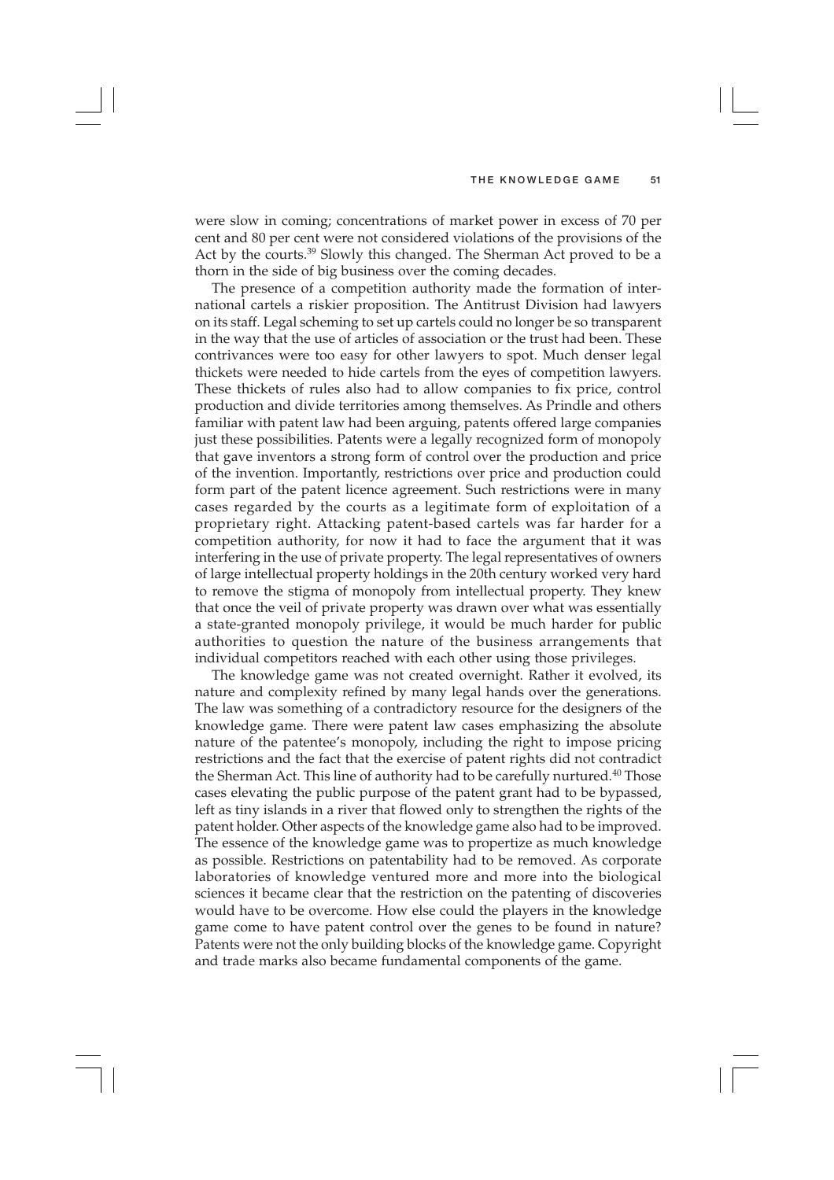were slow in coming; concentrations of market power in excess of 70 per cent and 80 per cent were not considered violations of the provisions of the Act by the courts.[39] Slowly this changed. The Sherman Act proved to be a thorn in the side of big business over the coming decades.

The presence of a competition authority made the formation of international cartels a riskier proposition. The Antitrust Division had lawyers on its staff. Legal scheming to set up cartels could no longer be so transparent in the way that the use of articles of association or the trust had been. These contrivances were too easy for other lawyers to spot. Much denser legal thickets were needed to hide cartels from the eyes of competition lawyers. These thickets of rules also had to allow companies to fix price, control production and divide territories among themselves. As Prindle and others familiar with patent law had been arguing, patents offered large companies just these possibilities. Patents were a legally recognized form of monopoly that gave inventors a strong form of control over the production and price of the invention. Importantly, restrictions over price and production could form part of the patent licence agreement. Such restrictions were in many cases regarded by the courts as a legitimate form of exploitation of a proprietary right. Attacking patent-based cartels was far harder for a competition authority, for now it had to face the argument that it was interfering in the use of private property. The legal representatives of owners of large intellectual property holdings in the 20th century worked very hard to remove the stigma of monopoly from intellectual property. They knew that once the veil of private property was drawn over what was essentially a state-granted monopoly privilege, it would be much harder for public authorities to question the nature of the business arrangements that individual competitors reached with each other using those privileges.

The knowledge game was not created overnight. Rather it evolved, its nature and complexity refined by many legal hands over the generations. The law was something of a contradictory resource for the designers of the knowledge game. There were patent law cases emphasizing the absolute nature of the patentee's monopoly, including the right to impose pricing restrictions and the fact that the exercise of patent rights did not contradict the Sherman Act. This line of authority had to be carefully nurtured.[40] Those cases elevating the public purpose of the patent grant had to be bypassed, left as tiny islands in a river that flowed only to strengthen the rights of the patent holder. Other aspects of the knowledge game also had to be improved. The essence of the knowledge game was to propertize as much knowledge as possible. Restrictions on patentability had to be removed. As corporate laboratories of knowledge ventured more and more into the biological sciences it became clear that the restriction on the patenting of discoveries would have to be overcome. How else could the players in the knowledge game come to have patent control over the genes to be found in nature? Patents were not the only building blocks of the knowledge game. Copyright and trade marks also became fundamental components of the game.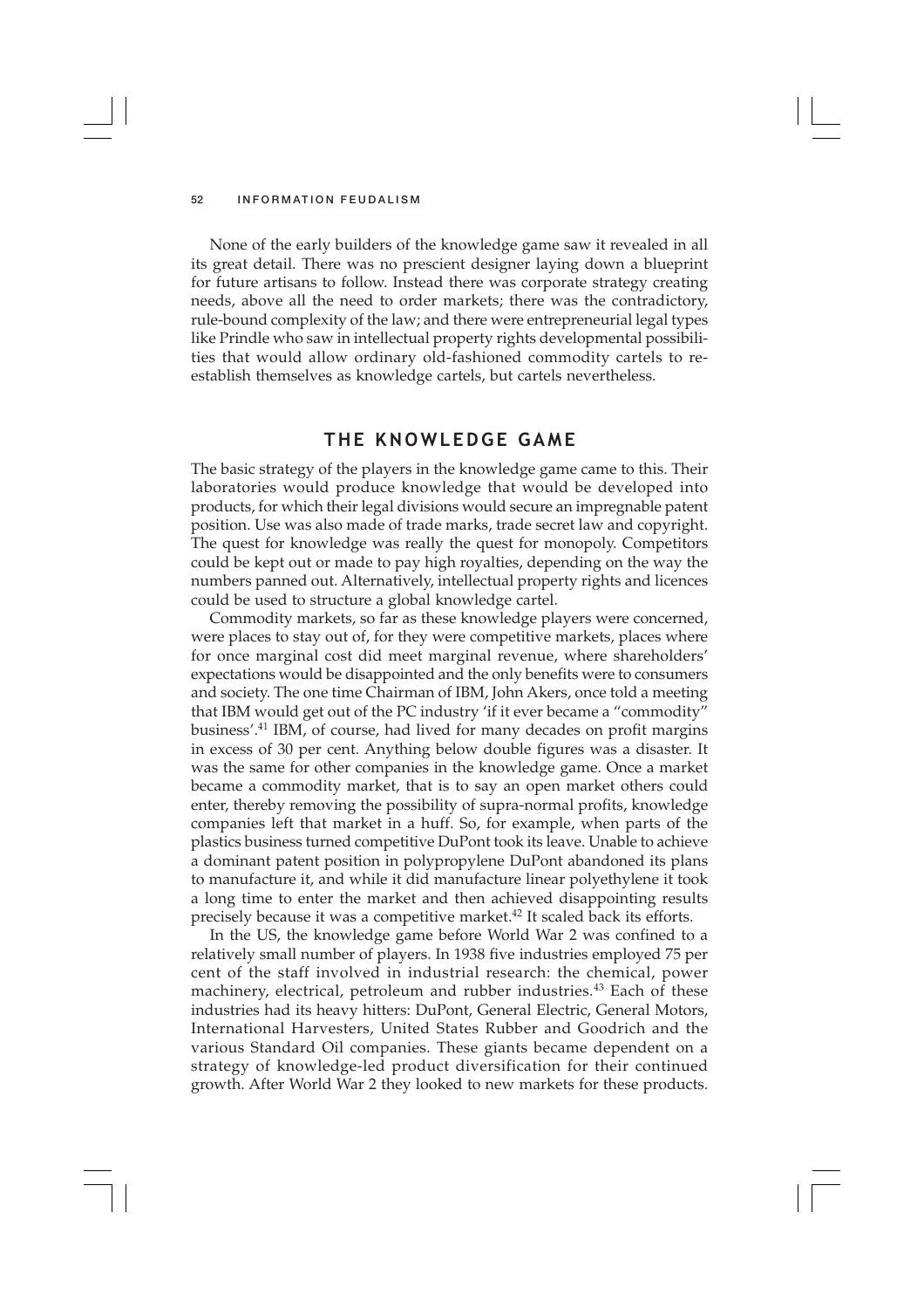None of the early builders of the knowledge game saw it revealed in all its great detail. There was no prescient designer laying down a blueprint for future artisans to follow. Instead there was corporate strategy creating needs, above all the need to order markets; there was the contradictory, rule-bound complexity of the law; and there were entrepreneurial legal types like Prindle who saw in intellectual property rights developmental possibilities that would allow ordinary old-fashioned commodity cartels to re-establish themselves as knowledge cartels, but cartels nevertheless.

## THE KNOWLEDGE GAME

The basic strategy of the players in the knowledge game came to this. Their laboratories would produce knowledge that would be developed into products, for which their legal divisions would secure an impregnable patent position. Use was also made of trade marks, trade secret law and copyright. The quest for knowledge was really the quest for monopoly. Competitors could be kept out or made to pay high royalties, depending on the way the numbers panned out. Alternatively, intellectual property rights and licences could be used to structure a global knowledge cartel.

Commodity markets, so far as these knowledge players were concerned, were places to stay out of, for they were competitive markets, places where for once marginal cost did meet marginal revenue, where shareholders' expectations would be disappointed and the only benefits were to consumers and society. The one time Chairman of IBM, John Akers, once told a meeting that IBM would get out of the PC industry 'if it ever became a "commodity" business'.[41] IBM, of course, had lived for many decades on profit margins in excess of 30 per cent. Anything below double figures was a disaster. It was the same for other companies in the knowledge game. Once a market became a commodity market, that is to say an open market others could enter, thereby removing the possibility of supra-normal profits, knowledge companies left that market in a huff. So, for example, when parts of the plastics business turned competitive DuPont took its leave. Unable to achieve a dominant patent position in polypropylene DuPont abandoned its plans to manufacture it, and while it did manufacture linear polyethylene it took a long time to enter the market and then achieved disappointing results precisely because it was a competitive market.[42] It scaled back its efforts.

In the US, the knowledge game before World War 2 was confined to a relatively small number of players. In 1938 five industries employed 75 per cent of the staff involved in industrial research: the chemical, power machinery, electrical, petroleum and rubber industries.[43] Each of these industries had its heavy hitters: DuPont, General Electric, General Motors, International Harvesters, United States Rubber and Goodrich and the various Standard Oil companies. These giants became dependent on a strategy of knowledge-led product diversification for their continued growth. After World War 2 they looked to new markets for these products.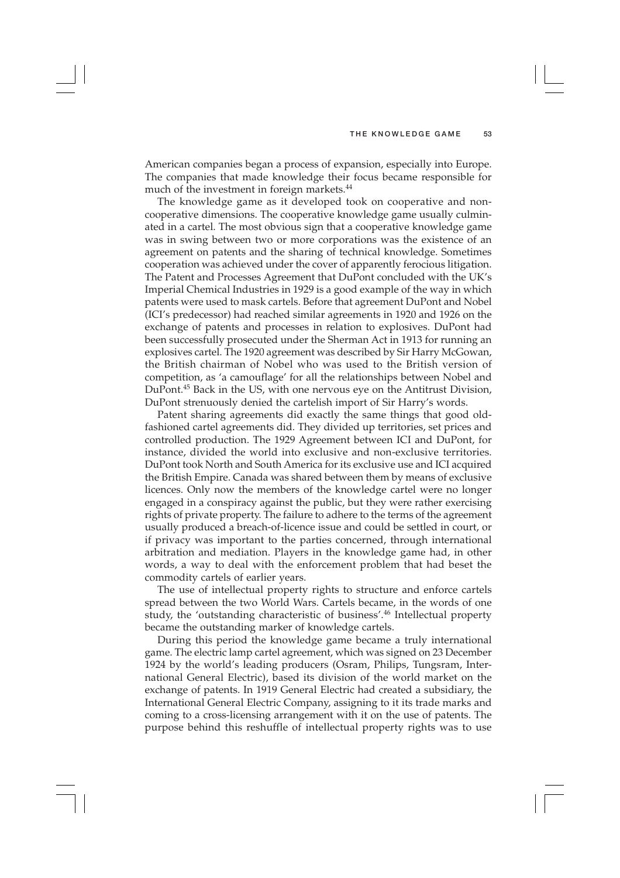American companies began a process of expansion, especially into Europe. The companies that made knowledge their focus became responsible for much of the investment in foreign markets.[44]

The knowledge game as it developed took on cooperative and non-cooperative dimensions. The cooperative knowledge game usually culminated in a cartel. The most obvious sign that a cooperative knowledge game was in swing between two or more corporations was the existence of an agreement on patents and the sharing of technical knowledge. Sometimes cooperation was achieved under the cover of apparently ferocious litigation. The Patent and Processes Agreement that DuPont concluded with the UK's Imperial Chemical Industries in 1929 is a good example of the way in which patents were used to mask cartels. Before that agreement DuPont and Nobel (ICI's predecessor) had reached similar agreements in 1920 and 1926 on the exchange of patents and processes in relation to explosives. DuPont had been successfully prosecuted under the Sherman Act in 1913 for running an explosives cartel. The 1920 agreement was described by Sir Harry McGowan, the British chairman of Nobel who was used to the British version of competition, as 'a camouflage' for all the relationships between Nobel and DuPont.[45] Back in the US, with one nervous eye on the Antitrust Division, DuPont strenuously denied the cartelish import of Sir Harry's words.

Patent sharing agreements did exactly the same things that good old-fashioned cartel agreements did. They divided up territories, set prices and controlled production. The 1929 Agreement between ICI and DuPont, for instance, divided the world into exclusive and non-exclusive territories. DuPont took North and South America for its exclusive use and ICI acquired the British Empire. Canada was shared between them by means of exclusive licences. Only now the members of the knowledge cartel were no longer engaged in a conspiracy against the public, but they were rather exercising rights of private property. The failure to adhere to the terms of the agreement usually produced a breach-of-licence issue and could be settled in court, or if privacy was important to the parties concerned, through international arbitration and mediation. Players in the knowledge game had, in other words, a way to deal with the enforcement problem that had beset the commodity cartels of earlier years.

The use of intellectual property rights to structure and enforce cartels spread between the two World Wars. Cartels became, in the words of one study, the 'outstanding characteristic of business'.[46] Intellectual property became the outstanding marker of knowledge cartels.

During this period the knowledge game became a truly international game. The electric lamp cartel agreement, which was signed on 23 December 1924 by the world's leading producers (Osram, Philips, Tungsram, International General Electric), based its division of the world market on the exchange of patents. In 1919 General Electric had created a subsidiary, the International General Electric Company, assigning to it its trade marks and coming to a cross-licensing arrangement with it on the use of patents. The purpose behind this reshuffle of intellectual property rights was to use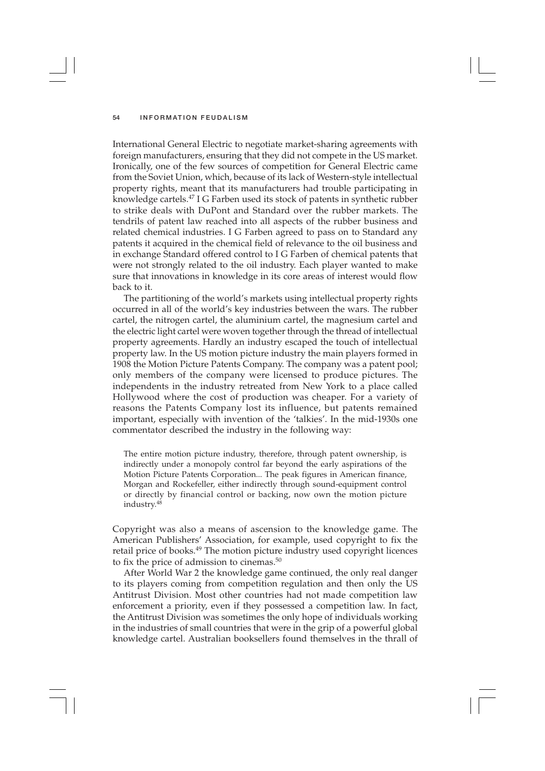International General Electric to negotiate market-sharing agreements with foreign manufacturers, ensuring that they did not compete in the US market. Ironically, one of the few sources of competition for General Electric came from the Soviet Union, which, because of its lack of Western-style intellectual property rights, meant that its manufacturers had trouble participating in knowledge cartels.[47] I G Farben used its stock of patents in synthetic rubber to strike deals with DuPont and Standard over the rubber markets. The tendrils of patent law reached into all aspects of the rubber business and related chemical industries. I G Farben agreed to pass on to Standard any patents it acquired in the chemical field of relevance to the oil business and in exchange Standard offered control to I G Farben of chemical patents that were not strongly related to the oil industry. Each player wanted to make sure that innovations in knowledge in its core areas of interest would flow back to it.

The partitioning of the world's markets using intellectual property rights occurred in all of the world's key industries between the wars. The rubber cartel, the nitrogen cartel, the aluminium cartel, the magnesium cartel and the electric light cartel were woven together through the thread of intellectual property agreements. Hardly an industry escaped the touch of intellectual property law. In the US motion picture industry the main players formed in 1908 the Motion Picture Patents Company. The company was a patent pool; only members of the company were licensed to produce pictures. The independents in the industry retreated from New York to a place called Hollywood where the cost of production was cheaper. For a variety of reasons the Patents Company lost its influence, but patents remained important, especially with invention of the 'talkies'. In the mid-1930s one commentator described the industry in the following way:

> The entire motion picture industry, therefore, through patent ownership, is indirectly under a monopoly control far beyond the early aspirations of the Motion Picture Patents Corporation... The peak figures in American finance, Morgan and Rockefeller, either indirectly through sound-equipment control or directly by financial control or backing, now own the motion picture industry.[48]

Copyright was also a means of ascension to the knowledge game. The American Publishers' Association, for example, used copyright to fix the retail price of books.[49] The motion picture industry used copyright licences to fix the price of admission to cinemas.[50]

After World War 2 the knowledge game continued, the only real danger to its players coming from competition regulation and then only the US Antitrust Division. Most other countries had not made competition law enforcement a priority, even if they possessed a competition law. In fact, the Antitrust Division was sometimes the only hope of individuals working in the industries of small countries that were in the grip of a powerful global knowledge cartel. Australian booksellers found themselves in the thrall of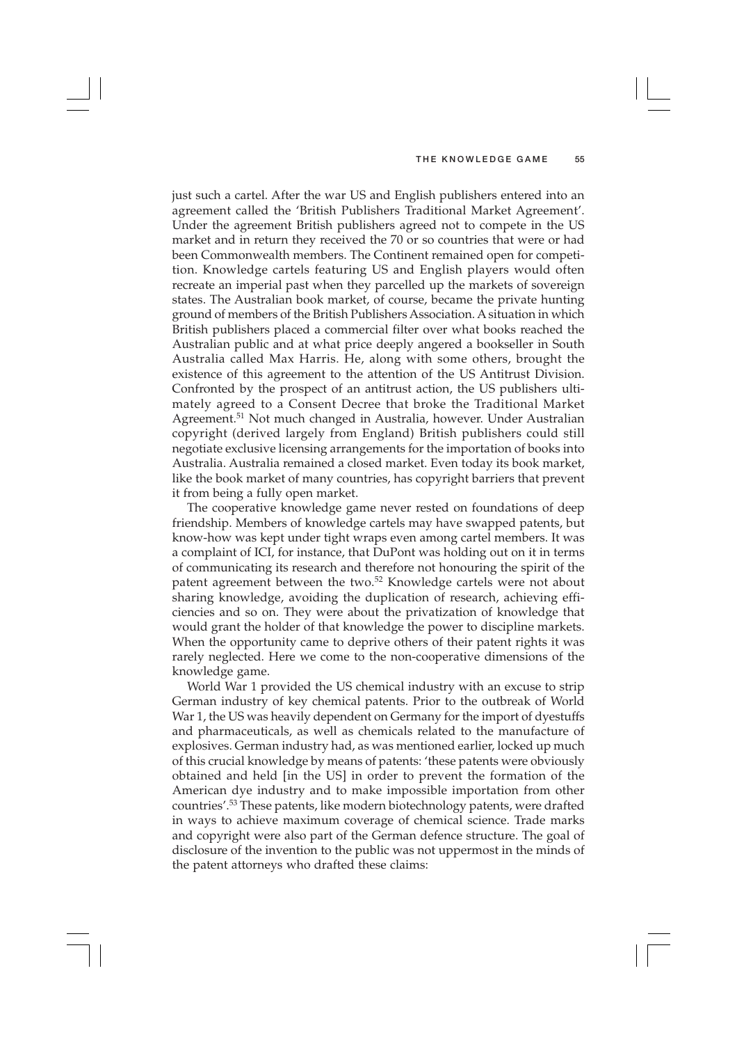just such a cartel. After the war US and English publishers entered into an agreement called the 'British Publishers Traditional Market Agreement'. Under the agreement British publishers agreed not to compete in the US market and in return they received the 70 or so countries that were or had been Commonwealth members. The Continent remained open for competition. Knowledge cartels featuring US and English players would often recreate an imperial past when they parcelled up the markets of sovereign states. The Australian book market, of course, became the private hunting ground of members of the British Publishers Association. A situation in which British publishers placed a commercial filter over what books reached the Australian public and at what price deeply angered a bookseller in South Australia called Max Harris. He, along with some others, brought the existence of this agreement to the attention of the US Antitrust Division. Confronted by the prospect of an antitrust action, the US publishers ultimately agreed to a Consent Decree that broke the Traditional Market Agreement.[51] Not much changed in Australia, however. Under Australian copyright (derived largely from England) British publishers could still negotiate exclusive licensing arrangements for the importation of books into Australia. Australia remained a closed market. Even today its book market, like the book market of many countries, has copyright barriers that prevent it from being a fully open market.

The cooperative knowledge game never rested on foundations of deep friendship. Members of knowledge cartels may have swapped patents, but know-how was kept under tight wraps even among cartel members. It was a complaint of ICI, for instance, that DuPont was holding out on it in terms of communicating its research and therefore not honouring the spirit of the patent agreement between the two.[52] Knowledge cartels were not about sharing knowledge, avoiding the duplication of research, achieving efficiencies and so on. They were about the privatization of knowledge that would grant the holder of that knowledge the power to discipline markets. When the opportunity came to deprive others of their patent rights it was rarely neglected. Here we come to the non-cooperative dimensions of the knowledge game.

World War 1 provided the US chemical industry with an excuse to strip German industry of key chemical patents. Prior to the outbreak of World War 1, the US was heavily dependent on Germany for the import of dyestuffs and pharmaceuticals, as well as chemicals related to the manufacture of explosives. German industry had, as was mentioned earlier, locked up much of this crucial knowledge by means of patents: 'these patents were obviously obtained and held [in the US] in order to prevent the formation of the American dye industry and to make impossible importation from other countries'.[53] These patents, like modern biotechnology patents, were drafted in ways to achieve maximum coverage of chemical science. Trade marks and copyright were also part of the German defence structure. The goal of disclosure of the invention to the public was not uppermost in the minds of the patent attorneys who drafted these claims: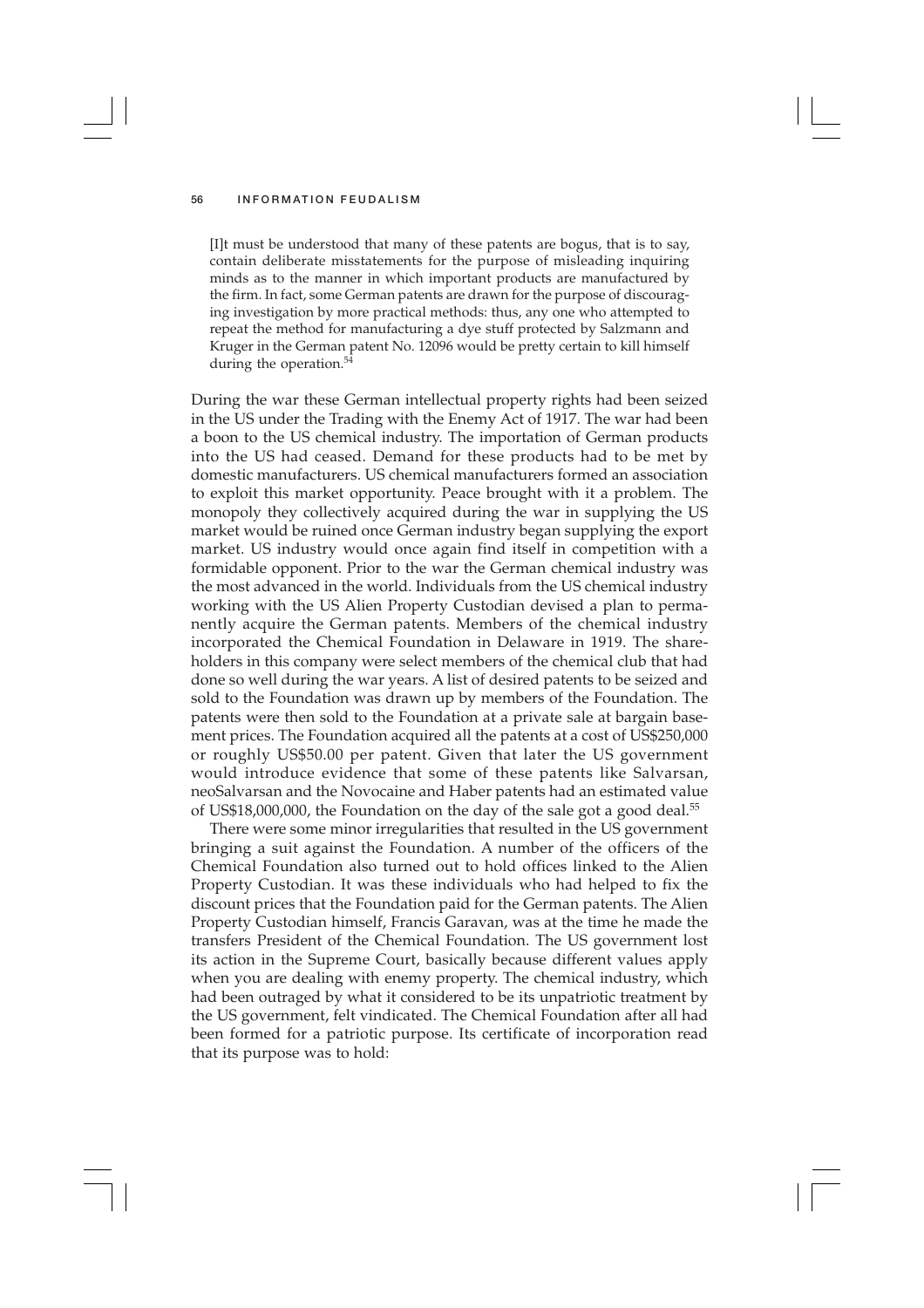> [I]t must be understood that many of these patents are bogus, that is to say, contain deliberate misstatements for the purpose of misleading inquiring minds as to the manner in which important products are manufactured by the firm. In fact, some German patents are drawn for the purpose of discouraging investigation by more practical methods: thus, any one who attempted to repeat the method for manufacturing a dye stuff protected by Salzmann and Kruger in the German patent No. 12096 would be pretty certain to kill himself during the operation.[54]

During the war these German intellectual property rights had been seized in the US under the Trading with the Enemy Act of 1917. The war had been a boon to the US chemical industry. The importation of German products into the US had ceased. Demand for these products had to be met by domestic manufacturers. US chemical manufacturers formed an association to exploit this market opportunity. Peace brought with it a problem. The monopoly they collectively acquired during the war in supplying the US market would be ruined once German industry began supplying the export market. US industry would once again find itself in competition with a formidable opponent. Prior to the war the German chemical industry was the most advanced in the world. Individuals from the US chemical industry working with the US Alien Property Custodian devised a plan to permanently acquire the German patents. Members of the chemical industry incorporated the Chemical Foundation in Delaware in 1919. The shareholders in this company were select members of the chemical club that had done so well during the war years. A list of desired patents to be seized and sold to the Foundation was drawn up by members of the Foundation. The patents were then sold to the Foundation at a private sale at bargain basement prices. The Foundation acquired all the patents at a cost of US$250,000 or roughly US$50.00 per patent. Given that later the US government would introduce evidence that some of these patents like Salvarsan, neoSalvarsan and the Novocaine and Haber patents had an estimated value of US$18,000,000, the Foundation on the day of the sale got a good deal.[55]

There were some minor irregularities that resulted in the US government bringing a suit against the Foundation. A number of the officers of the Chemical Foundation also turned out to hold offices linked to the Alien Property Custodian. It was these individuals who had helped to fix the discount prices that the Foundation paid for the German patents. The Alien Property Custodian himself, Francis Garavan, was at the time he made the transfers President of the Chemical Foundation. The US government lost its action in the Supreme Court, basically because different values apply when you are dealing with enemy property. The chemical industry, which had been outraged by what it considered to be its unpatriotic treatment by the US government, felt vindicated. The Chemical Foundation after all had been formed for a patriotic purpose. Its certificate of incorporation read that its purpose was to hold: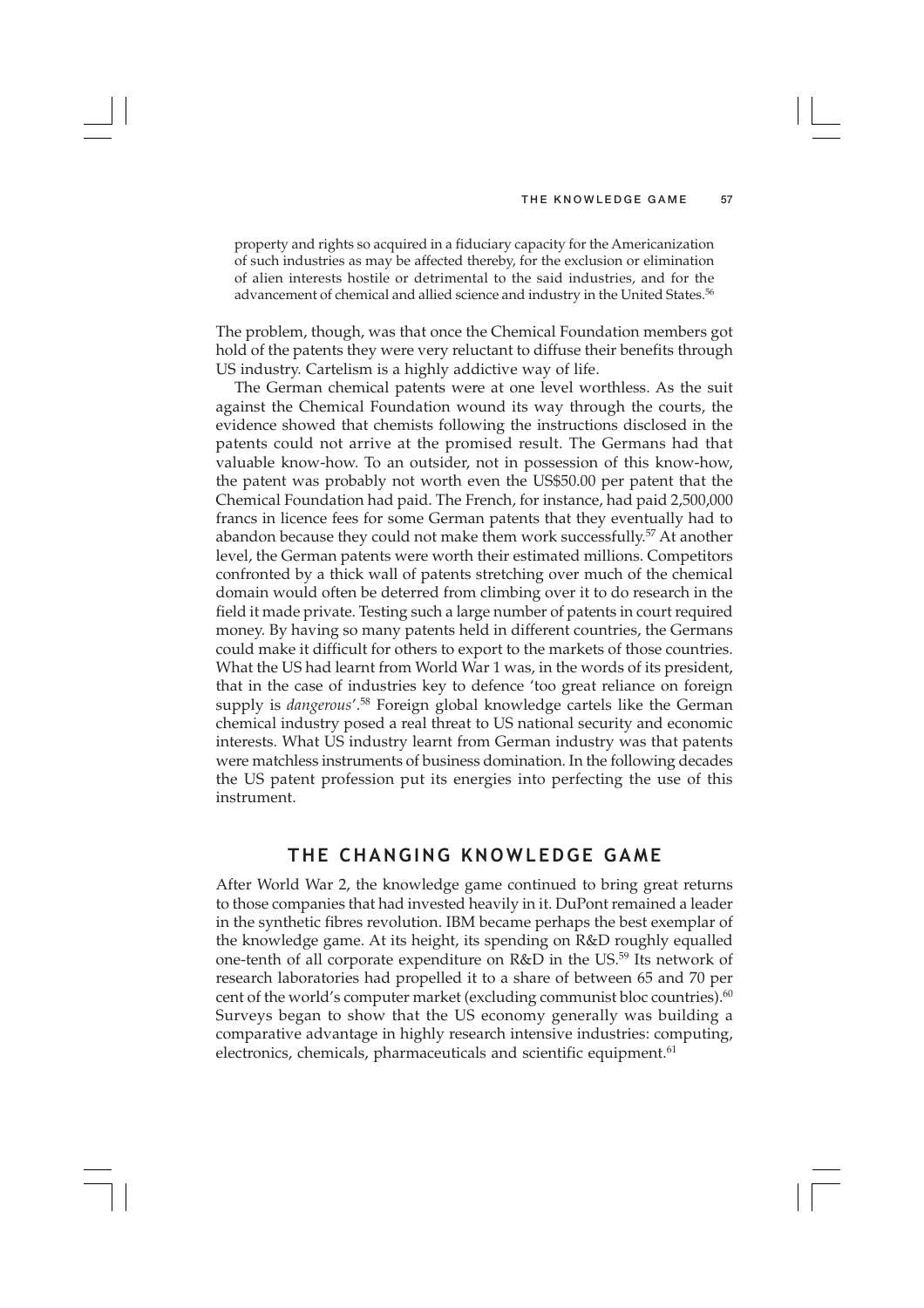> property and rights so acquired in a fiduciary capacity for the Americanization of such industries as may be affected thereby, for the exclusion or elimination of alien interests hostile or detrimental to the said industries, and for the advancement of chemical and allied science and industry in the United States.[56]

The problem, though, was that once the Chemical Foundation members got hold of the patents they were very reluctant to diffuse their benefits through US industry. Cartelism is a highly addictive way of life.

The German chemical patents were at one level worthless. As the suit against the Chemical Foundation wound its way through the courts, the evidence showed that chemists following the instructions disclosed in the patents could not arrive at the promised result. The Germans had that valuable know-how. To an outsider, not in possession of this know-how, the patent was probably not worth even the US$50.00 per patent that the Chemical Foundation had paid. The French, for instance, had paid 2,500,000 francs in licence fees for some German patents that they eventually had to abandon because they could not make them work successfully.[57] At another level, the German patents were worth their estimated millions. Competitors confronted by a thick wall of patents stretching over much of the chemical domain would often be deterred from climbing over it to do research in the field it made private. Testing such a large number of patents in court required money. By having so many patents held in different countries, the Germans could make it difficult for others to export to the markets of those countries. What the US had learnt from World War 1 was, in the words of its president, that in the case of industries key to defence 'too great reliance on foreign supply is *dangerous*'.[58] Foreign global knowledge cartels like the German chemical industry posed a real threat to US national security and economic interests. What US industry learnt from German industry was that patents were matchless instruments of business domination. In the following decades the US patent profession put its energies into perfecting the use of this instrument.

## THE CHANGING KNOWLEDGE GAME

After World War 2, the knowledge game continued to bring great returns to those companies that had invested heavily in it. DuPont remained a leader in the synthetic fibres revolution. IBM became perhaps the best exemplar of the knowledge game. At its height, its spending on R&D roughly equalled one-tenth of all corporate expenditure on R&D in the US.[59] Its network of research laboratories had propelled it to a share of between 65 and 70 per cent of the world's computer market (excluding communist bloc countries).[60] Surveys began to show that the US economy generally was building a comparative advantage in highly research intensive industries: computing, electronics, chemicals, pharmaceuticals and scientific equipment.[61]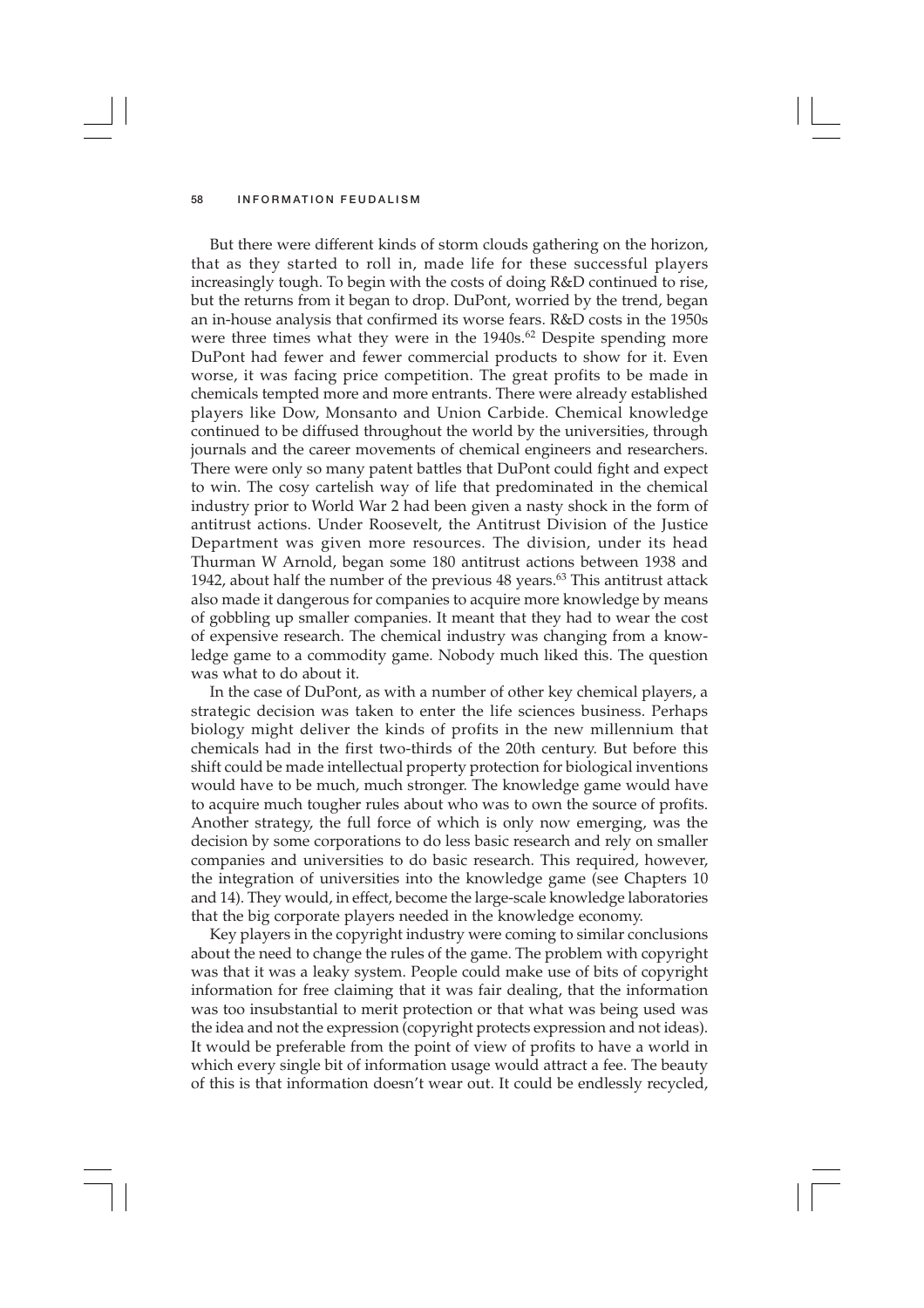But there were different kinds of storm clouds gathering on the horizon, that as they started to roll in, made life for these successful players increasingly tough. To begin with the costs of doing R&D continued to rise, but the returns from it began to drop. DuPont, worried by the trend, began an in-house analysis that confirmed its worse fears. R&D costs in the 1950s were three times what they were in the 1940s.[62] Despite spending more DuPont had fewer and fewer commercial products to show for it. Even worse, it was facing price competition. The great profits to be made in chemicals tempted more and more entrants. There were already established players like Dow, Monsanto and Union Carbide. Chemical knowledge continued to be diffused throughout the world by the universities, through journals and the career movements of chemical engineers and researchers. There were only so many patent battles that DuPont could fight and expect to win. The cosy cartelish way of life that predominated in the chemical industry prior to World War 2 had been given a nasty shock in the form of antitrust actions. Under Roosevelt, the Antitrust Division of the Justice Department was given more resources. The division, under its head Thurman W Arnold, began some 180 antitrust actions between 1938 and 1942, about half the number of the previous 48 years.[63] This antitrust attack also made it dangerous for companies to acquire more knowledge by means of gobbling up smaller companies. It meant that they had to wear the cost of expensive research. The chemical industry was changing from a knowledge game to a commodity game. Nobody much liked this. The question was what to do about it.

In the case of DuPont, as with a number of other key chemical players, a strategic decision was taken to enter the life sciences business. Perhaps biology might deliver the kinds of profits in the new millennium that chemicals had in the first two-thirds of the 20th century. But before this shift could be made intellectual property protection for biological inventions would have to be much, much stronger. The knowledge game would have to acquire much tougher rules about who was to own the source of profits. Another strategy, the full force of which is only now emerging, was the decision by some corporations to do less basic research and rely on smaller companies and universities to do basic research. This required, however, the integration of universities into the knowledge game (see Chapters 10 and 14). They would, in effect, become the large-scale knowledge laboratories that the big corporate players needed in the knowledge economy.

Key players in the copyright industry were coming to similar conclusions about the need to change the rules of the game. The problem with copyright was that it was a leaky system. People could make use of bits of copyright information for free claiming that it was fair dealing, that the information was too insubstantial to merit protection or that what was being used was the idea and not the expression (copyright protects expression and not ideas). It would be preferable from the point of view of profits to have a world in which every single bit of information usage would attract a fee. The beauty of this is that information doesn't wear out. It could be endlessly recycled,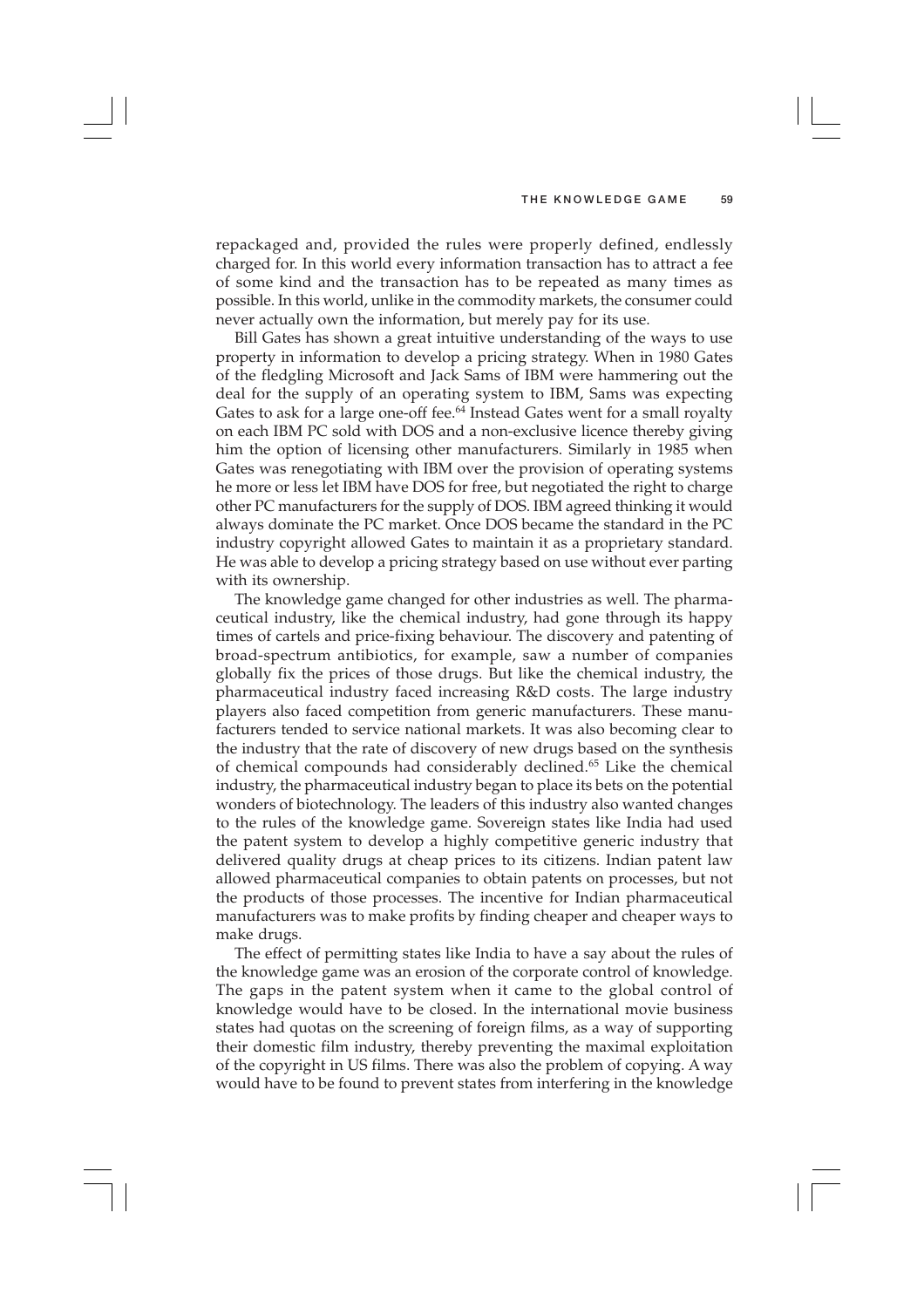repackaged and, provided the rules were properly defined, endlessly charged for. In this world every information transaction has to attract a fee of some kind and the transaction has to be repeated as many times as possible. In this world, unlike in the commodity markets, the consumer could never actually own the information, but merely pay for its use.

Bill Gates has shown a great intuitive understanding of the ways to use property in information to develop a pricing strategy. When in 1980 Gates of the fledgling Microsoft and Jack Sams of IBM were hammering out the deal for the supply of an operating system to IBM, Sams was expecting Gates to ask for a large one-off fee.[64] Instead Gates went for a small royalty on each IBM PC sold with DOS and a non-exclusive licence thereby giving him the option of licensing other manufacturers. Similarly in 1985 when Gates was renegotiating with IBM over the provision of operating systems he more or less let IBM have DOS for free, but negotiated the right to charge other PC manufacturers for the supply of DOS. IBM agreed thinking it would always dominate the PC market. Once DOS became the standard in the PC industry copyright allowed Gates to maintain it as a proprietary standard. He was able to develop a pricing strategy based on use without ever parting with its ownership.

The knowledge game changed for other industries as well. The pharmaceutical industry, like the chemical industry, had gone through its happy times of cartels and price-fixing behaviour. The discovery and patenting of broad-spectrum antibiotics, for example, saw a number of companies globally fix the prices of those drugs. But like the chemical industry, the pharmaceutical industry faced increasing R&D costs. The large industry players also faced competition from generic manufacturers. These manufacturers tended to service national markets. It was also becoming clear to the industry that the rate of discovery of new drugs based on the synthesis of chemical compounds had considerably declined.[65] Like the chemical industry, the pharmaceutical industry began to place its bets on the potential wonders of biotechnology. The leaders of this industry also wanted changes to the rules of the knowledge game. Sovereign states like India had used the patent system to develop a highly competitive generic industry that delivered quality drugs at cheap prices to its citizens. Indian patent law allowed pharmaceutical companies to obtain patents on processes, but not the products of those processes. The incentive for Indian pharmaceutical manufacturers was to make profits by finding cheaper and cheaper ways to make drugs.

The effect of permitting states like India to have a say about the rules of the knowledge game was an erosion of the corporate control of knowledge. The gaps in the patent system when it came to the global control of knowledge would have to be closed. In the international movie business states had quotas on the screening of foreign films, as a way of supporting their domestic film industry, thereby preventing the maximal exploitation of the copyright in US films. There was also the problem of copying. A way would have to be found to prevent states from interfering in the knowledge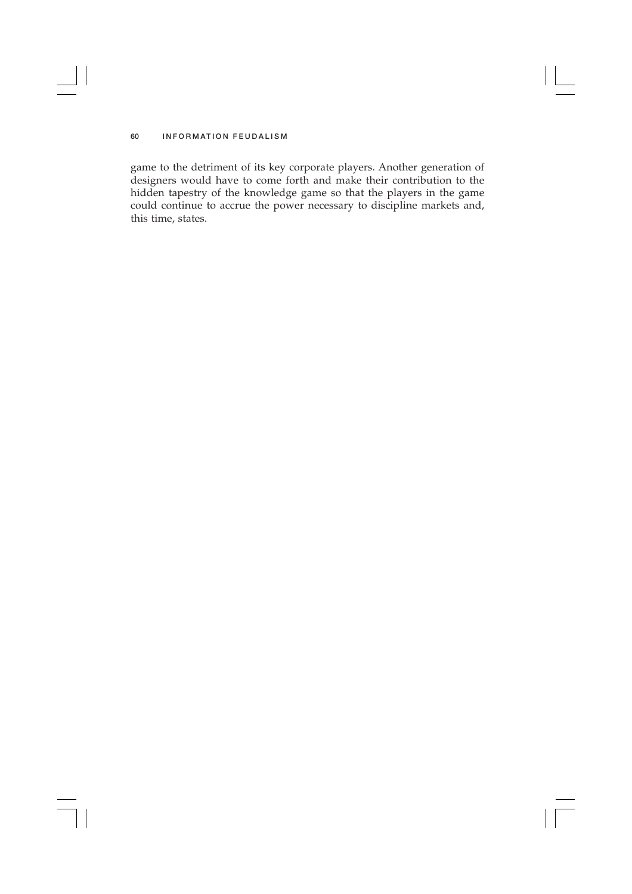game to the detriment of its key corporate players. Another generation of designers would have to come forth and make their contribution to the hidden tapestry of the knowledge game so that the players in the game could continue to accrue the power necessary to discipline markets and, this time, states.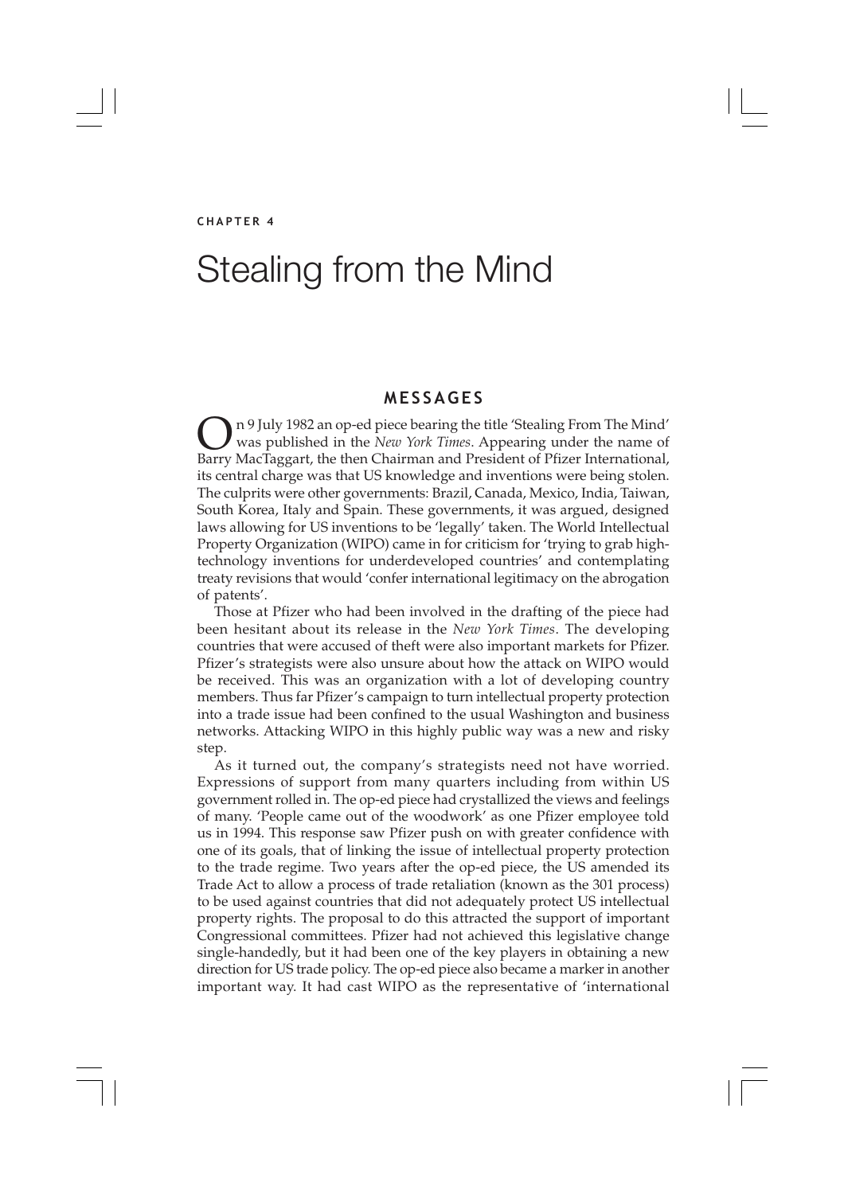CHAPTER 4

# Stealing from the Mind

## MESSAGES

On 9 July 1982 an op-ed piece bearing the title 'Stealing From The Mind' was published in the *New York Times*. Appearing under the name of Barry MacTaggart, the then Chairman and President of Pfizer International, its central charge was that US knowledge and inventions were being stolen. The culprits were other governments: Brazil, Canada, Mexico, India, Taiwan, South Korea, Italy and Spain. These governments, it was argued, designed laws allowing for US inventions to be 'legally' taken. The World Intellectual Property Organization (WIPO) came in for criticism for 'trying to grab high-technology inventions for underdeveloped countries' and contemplating treaty revisions that would 'confer international legitimacy on the abrogation of patents'.

Those at Pfizer who had been involved in the drafting of the piece had been hesitant about its release in the *New York Times*. The developing countries that were accused of theft were also important markets for Pfizer. Pfizer's strategists were also unsure about how the attack on WIPO would be received. This was an organization with a lot of developing country members. Thus far Pfizer's campaign to turn intellectual property protection into a trade issue had been confined to the usual Washington and business networks. Attacking WIPO in this highly public way was a new and risky step.

As it turned out, the company's strategists need not have worried. Expressions of support from many quarters including from within US government rolled in. The op-ed piece had crystallized the views and feelings of many. 'People came out of the woodwork' as one Pfizer employee told us in 1994. This response saw Pfizer push on with greater confidence with one of its goals, that of linking the issue of intellectual property protection to the trade regime. Two years after the op-ed piece, the US amended its Trade Act to allow a process of trade retaliation (known as the 301 process) to be used against countries that did not adequately protect US intellectual property rights. The proposal to do this attracted the support of important Congressional committees. Pfizer had not achieved this legislative change single-handedly, but it had been one of the key players in obtaining a new direction for US trade policy. The op-ed piece also became a marker in another important way. It had cast WIPO as the representative of 'international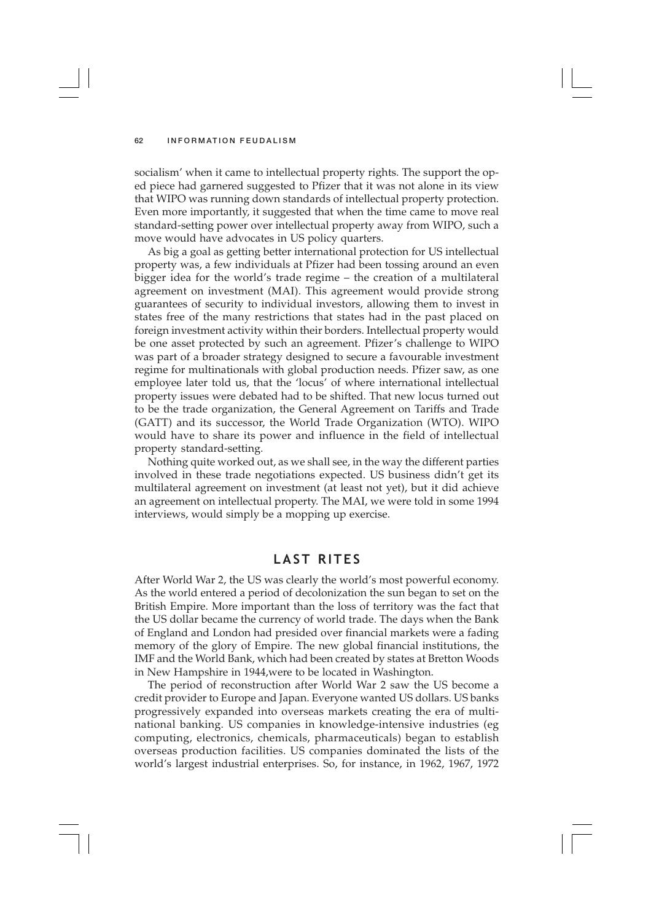socialism' when it came to intellectual property rights. The support the op-ed piece had garnered suggested to Pfizer that it was not alone in its view that WIPO was running down standards of intellectual property protection. Even more importantly, it suggested that when the time came to move real standard-setting power over intellectual property away from WIPO, such a move would have advocates in US policy quarters.

As big a goal as getting better international protection for US intellectual property was, a few individuals at Pfizer had been tossing around an even bigger idea for the world's trade regime – the creation of a multilateral agreement on investment (MAI). This agreement would provide strong guarantees of security to individual investors, allowing them to invest in states free of the many restrictions that states had in the past placed on foreign investment activity within their borders. Intellectual property would be one asset protected by such an agreement. Pfizer's challenge to WIPO was part of a broader strategy designed to secure a favourable investment regime for multinationals with global production needs. Pfizer saw, as one employee later told us, that the 'locus' of where international intellectual property issues were debated had to be shifted. That new locus turned out to be the trade organization, the General Agreement on Tariffs and Trade (GATT) and its successor, the World Trade Organization (WTO). WIPO would have to share its power and influence in the field of intellectual property standard-setting.

Nothing quite worked out, as we shall see, in the way the different parties involved in these trade negotiations expected. US business didn't get its multilateral agreement on investment (at least not yet), but it did achieve an agreement on intellectual property. The MAI, we were told in some 1994 interviews, would simply be a mopping up exercise.

## LAST RITES

After World War 2, the US was clearly the world's most powerful economy. As the world entered a period of decolonization the sun began to set on the British Empire. More important than the loss of territory was the fact that the US dollar became the currency of world trade. The days when the Bank of England and London had presided over financial markets were a fading memory of the glory of Empire. The new global financial institutions, the IMF and the World Bank, which had been created by states at Bretton Woods in New Hampshire in 1944,were to be located in Washington.

The period of reconstruction after World War 2 saw the US become a credit provider to Europe and Japan. Everyone wanted US dollars. US banks progressively expanded into overseas markets creating the era of multinational banking. US companies in knowledge-intensive industries (eg computing, electronics, chemicals, pharmaceuticals) began to establish overseas production facilities. US companies dominated the lists of the world's largest industrial enterprises. So, for instance, in 1962, 1967, 1972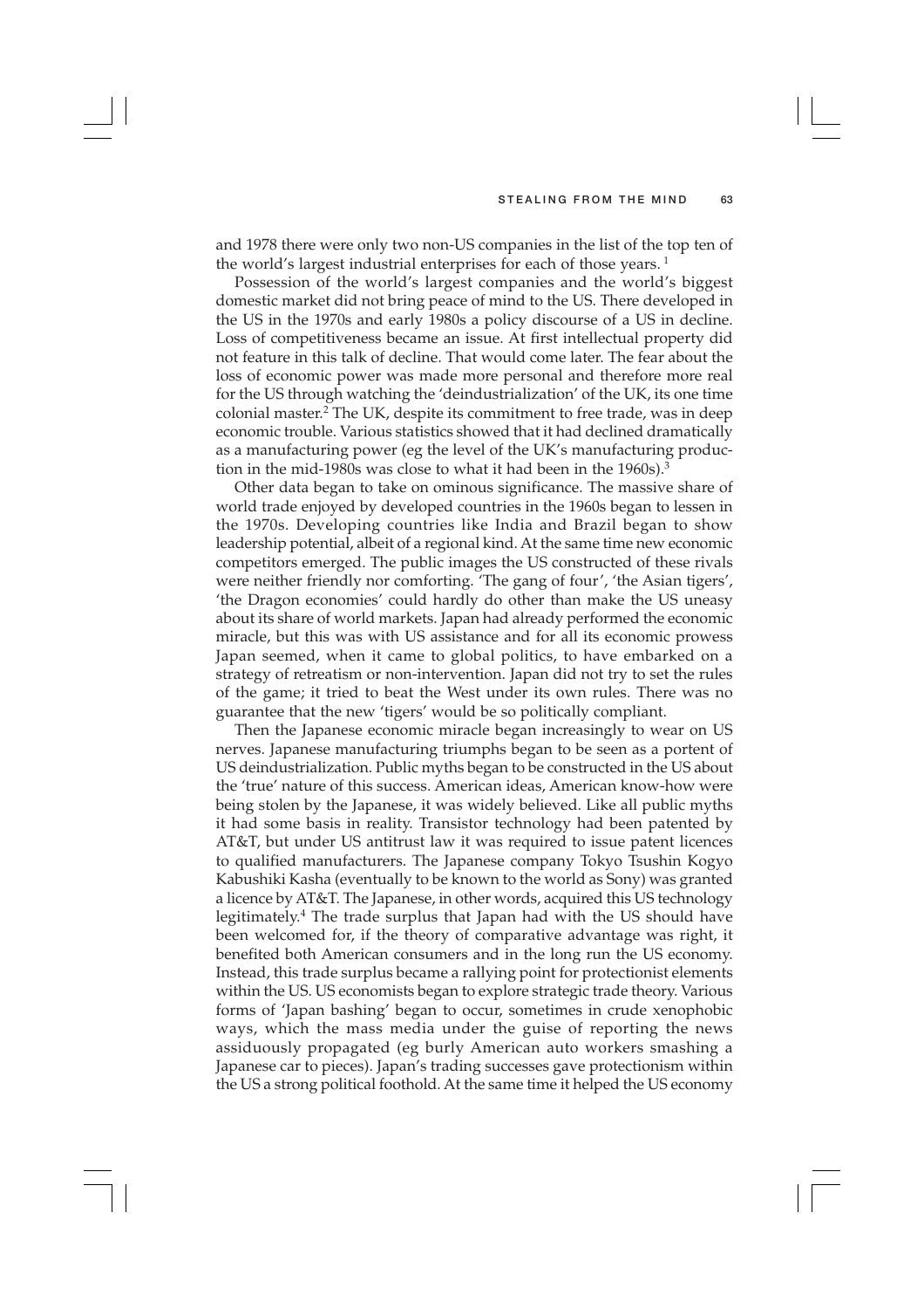and 1978 there were only two non-US companies in the list of the top ten of the world's largest industrial enterprises for each of those years. [1]

Possession of the world's largest companies and the world's biggest domestic market did not bring peace of mind to the US. There developed in the US in the 1970s and early 1980s a policy discourse of a US in decline. Loss of competitiveness became an issue. At first intellectual property did not feature in this talk of decline. That would come later. The fear about the loss of economic power was made more personal and therefore more real for the US through watching the 'deindustrialization' of the UK, its one time colonial master.[2] The UK, despite its commitment to free trade, was in deep economic trouble. Various statistics showed that it had declined dramatically as a manufacturing power (eg the level of the UK's manufacturing production in the mid-1980s was close to what it had been in the 1960s).[3]

Other data began to take on ominous significance. The massive share of world trade enjoyed by developed countries in the 1960s began to lessen in the 1970s. Developing countries like India and Brazil began to show leadership potential, albeit of a regional kind. At the same time new economic competitors emerged. The public images the US constructed of these rivals were neither friendly nor comforting. 'The gang of four', 'the Asian tigers', 'the Dragon economies' could hardly do other than make the US uneasy about its share of world markets. Japan had already performed the economic miracle, but this was with US assistance and for all its economic prowess Japan seemed, when it came to global politics, to have embarked on a strategy of retreatism or non-intervention. Japan did not try to set the rules of the game; it tried to beat the West under its own rules. There was no guarantee that the new 'tigers' would be so politically compliant.

Then the Japanese economic miracle began increasingly to wear on US nerves. Japanese manufacturing triumphs began to be seen as a portent of US deindustrialization. Public myths began to be constructed in the US about the 'true' nature of this success. American ideas, American know-how were being stolen by the Japanese, it was widely believed. Like all public myths it had some basis in reality. Transistor technology had been patented by AT&T, but under US antitrust law it was required to issue patent licences to qualified manufacturers. The Japanese company Tokyo Tsushin Kogyo Kabushiki Kasha (eventually to be known to the world as Sony) was granted a licence by AT&T. The Japanese, in other words, acquired this US technology legitimately.[4] The trade surplus that Japan had with the US should have been welcomed for, if the theory of comparative advantage was right, it benefited both American consumers and in the long run the US economy. Instead, this trade surplus became a rallying point for protectionist elements within the US. US economists began to explore strategic trade theory. Various forms of 'Japan bashing' began to occur, sometimes in crude xenophobic ways, which the mass media under the guise of reporting the news assiduously propagated (eg burly American auto workers smashing a Japanese car to pieces). Japan's trading successes gave protectionism within the US a strong political foothold. At the same time it helped the US economy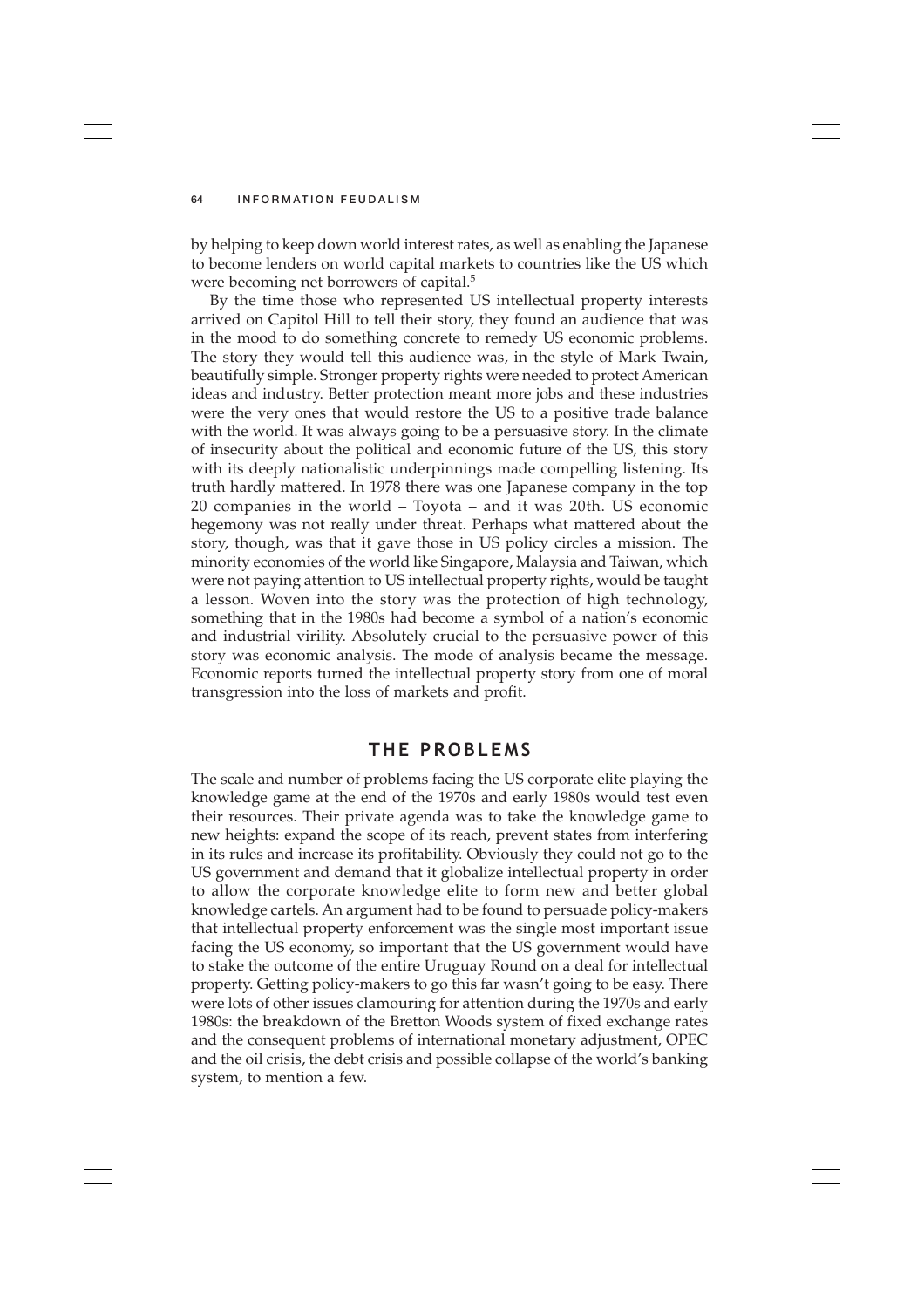by helping to keep down world interest rates, as well as enabling the Japanese to become lenders on world capital markets to countries like the US which were becoming net borrowers of capital.[5]

By the time those who represented US intellectual property interests arrived on Capitol Hill to tell their story, they found an audience that was in the mood to do something concrete to remedy US economic problems. The story they would tell this audience was, in the style of Mark Twain, beautifully simple. Stronger property rights were needed to protect American ideas and industry. Better protection meant more jobs and these industries were the very ones that would restore the US to a positive trade balance with the world. It was always going to be a persuasive story. In the climate of insecurity about the political and economic future of the US, this story with its deeply nationalistic underpinnings made compelling listening. Its truth hardly mattered. In 1978 there was one Japanese company in the top 20 companies in the world – Toyota – and it was 20th. US economic hegemony was not really under threat. Perhaps what mattered about the story, though, was that it gave those in US policy circles a mission. The minority economies of the world like Singapore, Malaysia and Taiwan, which were not paying attention to US intellectual property rights, would be taught a lesson. Woven into the story was the protection of high technology, something that in the 1980s had become a symbol of a nation's economic and industrial virility. Absolutely crucial to the persuasive power of this story was economic analysis. The mode of analysis became the message. Economic reports turned the intellectual property story from one of moral transgression into the loss of markets and profit.

## THE PROBLEMS

The scale and number of problems facing the US corporate elite playing the knowledge game at the end of the 1970s and early 1980s would test even their resources. Their private agenda was to take the knowledge game to new heights: expand the scope of its reach, prevent states from interfering in its rules and increase its profitability. Obviously they could not go to the US government and demand that it globalize intellectual property in order to allow the corporate knowledge elite to form new and better global knowledge cartels. An argument had to be found to persuade policy-makers that intellectual property enforcement was the single most important issue facing the US economy, so important that the US government would have to stake the outcome of the entire Uruguay Round on a deal for intellectual property. Getting policy-makers to go this far wasn't going to be easy. There were lots of other issues clamouring for attention during the 1970s and early 1980s: the breakdown of the Bretton Woods system of fixed exchange rates and the consequent problems of international monetary adjustment, OPEC and the oil crisis, the debt crisis and possible collapse of the world's banking system, to mention a few.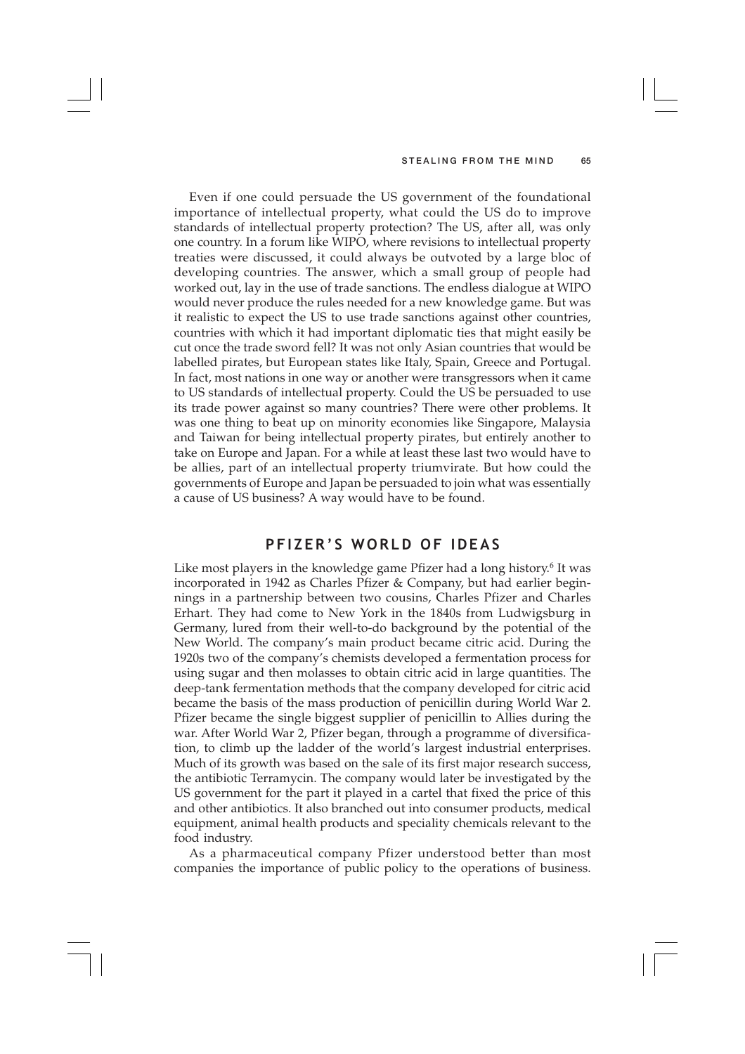Even if one could persuade the US government of the foundational importance of intellectual property, what could the US do to improve standards of intellectual property protection? The US, after all, was only one country. In a forum like WIPO, where revisions to intellectual property treaties were discussed, it could always be outvoted by a large bloc of developing countries. The answer, which a small group of people had worked out, lay in the use of trade sanctions. The endless dialogue at WIPO would never produce the rules needed for a new knowledge game. But was it realistic to expect the US to use trade sanctions against other countries, countries with which it had important diplomatic ties that might easily be cut once the trade sword fell? It was not only Asian countries that would be labelled pirates, but European states like Italy, Spain, Greece and Portugal. In fact, most nations in one way or another were transgressors when it came to US standards of intellectual property. Could the US be persuaded to use its trade power against so many countries? There were other problems. It was one thing to beat up on minority economies like Singapore, Malaysia and Taiwan for being intellectual property pirates, but entirely another to take on Europe and Japan. For a while at least these last two would have to be allies, part of an intellectual property triumvirate. But how could the governments of Europe and Japan be persuaded to join what was essentially a cause of US business? A way would have to be found.

## PFIZER'S WORLD OF IDEAS

Like most players in the knowledge game Pfizer had a long history.[6] It was incorporated in 1942 as Charles Pfizer & Company, but had earlier beginnings in a partnership between two cousins, Charles Pfizer and Charles Erhart. They had come to New York in the 1840s from Ludwigsburg in Germany, lured from their well-to-do background by the potential of the New World. The company's main product became citric acid. During the 1920s two of the company's chemists developed a fermentation process for using sugar and then molasses to obtain citric acid in large quantities. The deep-tank fermentation methods that the company developed for citric acid became the basis of the mass production of penicillin during World War 2. Pfizer became the single biggest supplier of penicillin to Allies during the war. After World War 2, Pfizer began, through a programme of diversification, to climb up the ladder of the world's largest industrial enterprises. Much of its growth was based on the sale of its first major research success, the antibiotic Terramycin. The company would later be investigated by the US government for the part it played in a cartel that fixed the price of this and other antibiotics. It also branched out into consumer products, medical equipment, animal health products and speciality chemicals relevant to the food industry.

As a pharmaceutical company Pfizer understood better than most companies the importance of public policy to the operations of business.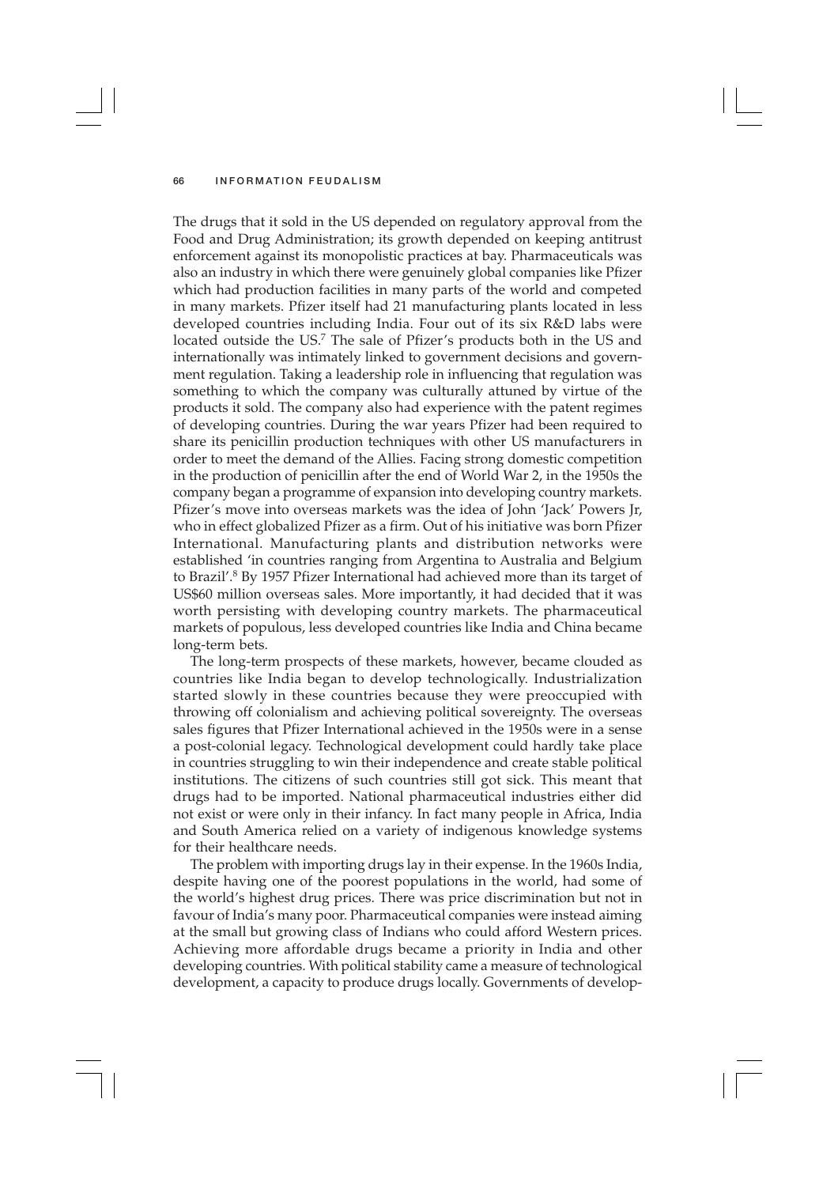The drugs that it sold in the US depended on regulatory approval from the Food and Drug Administration; its growth depended on keeping antitrust enforcement against its monopolistic practices at bay. Pharmaceuticals was also an industry in which there were genuinely global companies like Pfizer which had production facilities in many parts of the world and competed in many markets. Pfizer itself had 21 manufacturing plants located in less developed countries including India. Four out of its six R&D labs were located outside the US.[7] The sale of Pfizer's products both in the US and internationally was intimately linked to government decisions and government regulation. Taking a leadership role in influencing that regulation was something to which the company was culturally attuned by virtue of the products it sold. The company also had experience with the patent regimes of developing countries. During the war years Pfizer had been required to share its penicillin production techniques with other US manufacturers in order to meet the demand of the Allies. Facing strong domestic competition in the production of penicillin after the end of World War 2, in the 1950s the company began a programme of expansion into developing country markets. Pfizer's move into overseas markets was the idea of John 'Jack' Powers Jr, who in effect globalized Pfizer as a firm. Out of his initiative was born Pfizer International. Manufacturing plants and distribution networks were established 'in countries ranging from Argentina to Australia and Belgium to Brazil'.[8] By 1957 Pfizer International had achieved more than its target of US$60 million overseas sales. More importantly, it had decided that it was worth persisting with developing country markets. The pharmaceutical markets of populous, less developed countries like India and China became long-term bets.

The long-term prospects of these markets, however, became clouded as countries like India began to develop technologically. Industrialization started slowly in these countries because they were preoccupied with throwing off colonialism and achieving political sovereignty. The overseas sales figures that Pfizer International achieved in the 1950s were in a sense a post-colonial legacy. Technological development could hardly take place in countries struggling to win their independence and create stable political institutions. The citizens of such countries still got sick. This meant that drugs had to be imported. National pharmaceutical industries either did not exist or were only in their infancy. In fact many people in Africa, India and South America relied on a variety of indigenous knowledge systems for their healthcare needs.

The problem with importing drugs lay in their expense. In the 1960s India, despite having one of the poorest populations in the world, had some of the world's highest drug prices. There was price discrimination but not in favour of India's many poor. Pharmaceutical companies were instead aiming at the small but growing class of Indians who could afford Western prices. Achieving more affordable drugs became a priority in India and other developing countries. With political stability came a measure of technological development, a capacity to produce drugs locally. Governments of develop-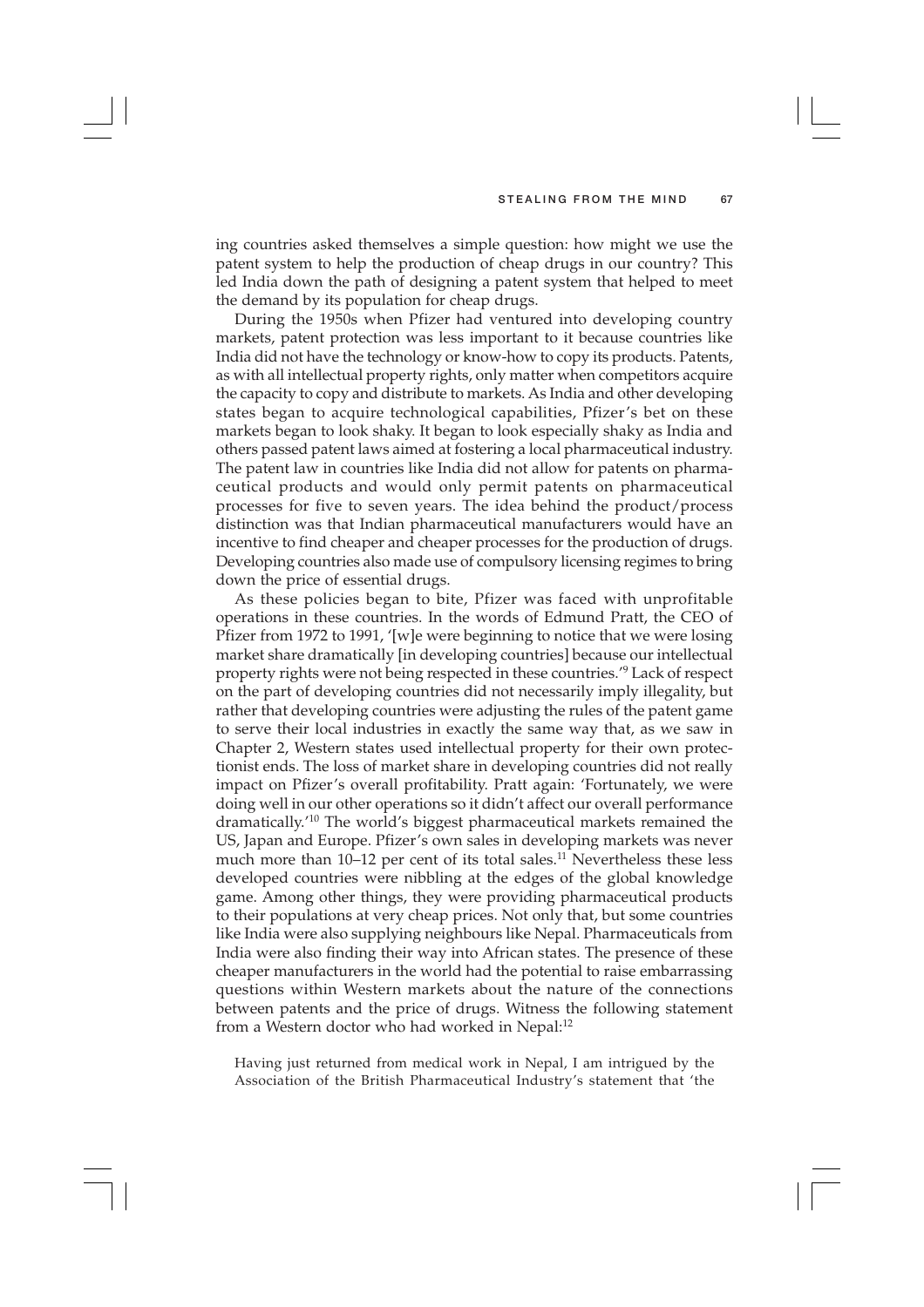ing countries asked themselves a simple question: how might we use the patent system to help the production of cheap drugs in our country? This led India down the path of designing a patent system that helped to meet the demand by its population for cheap drugs.

During the 1950s when Pfizer had ventured into developing country markets, patent protection was less important to it because countries like India did not have the technology or know-how to copy its products. Patents, as with all intellectual property rights, only matter when competitors acquire the capacity to copy and distribute to markets. As India and other developing states began to acquire technological capabilities, Pfizer's bet on these markets began to look shaky. It began to look especially shaky as India and others passed patent laws aimed at fostering a local pharmaceutical industry. The patent law in countries like India did not allow for patents on pharmaceutical products and would only permit patents on pharmaceutical processes for five to seven years. The idea behind the product/process distinction was that Indian pharmaceutical manufacturers would have an incentive to find cheaper and cheaper processes for the production of drugs. Developing countries also made use of compulsory licensing regimes to bring down the price of essential drugs.

As these policies began to bite, Pfizer was faced with unprofitable operations in these countries. In the words of Edmund Pratt, the CEO of Pfizer from 1972 to 1991, '[w]e were beginning to notice that we were losing market share dramatically [in developing countries] because our intellectual property rights were not being respected in these countries.'[9] Lack of respect on the part of developing countries did not necessarily imply illegality, but rather that developing countries were adjusting the rules of the patent game to serve their local industries in exactly the same way that, as we saw in Chapter 2, Western states used intellectual property for their own protectionist ends. The loss of market share in developing countries did not really impact on Pfizer's overall profitability. Pratt again: 'Fortunately, we were doing well in our other operations so it didn't affect our overall performance dramatically.'[10] The world's biggest pharmaceutical markets remained the US, Japan and Europe. Pfizer's own sales in developing markets was never much more than 10–12 per cent of its total sales.[11] Nevertheless these less developed countries were nibbling at the edges of the global knowledge game. Among other things, they were providing pharmaceutical products to their populations at very cheap prices. Not only that, but some countries like India were also supplying neighbours like Nepal. Pharmaceuticals from India were also finding their way into African states. The presence of these cheaper manufacturers in the world had the potential to raise embarrassing questions within Western markets about the nature of the connections between patents and the price of drugs. Witness the following statement from a Western doctor who had worked in Nepal:[12]

> Having just returned from medical work in Nepal, I am intrigued by the Association of the British Pharmaceutical Industry's statement that 'the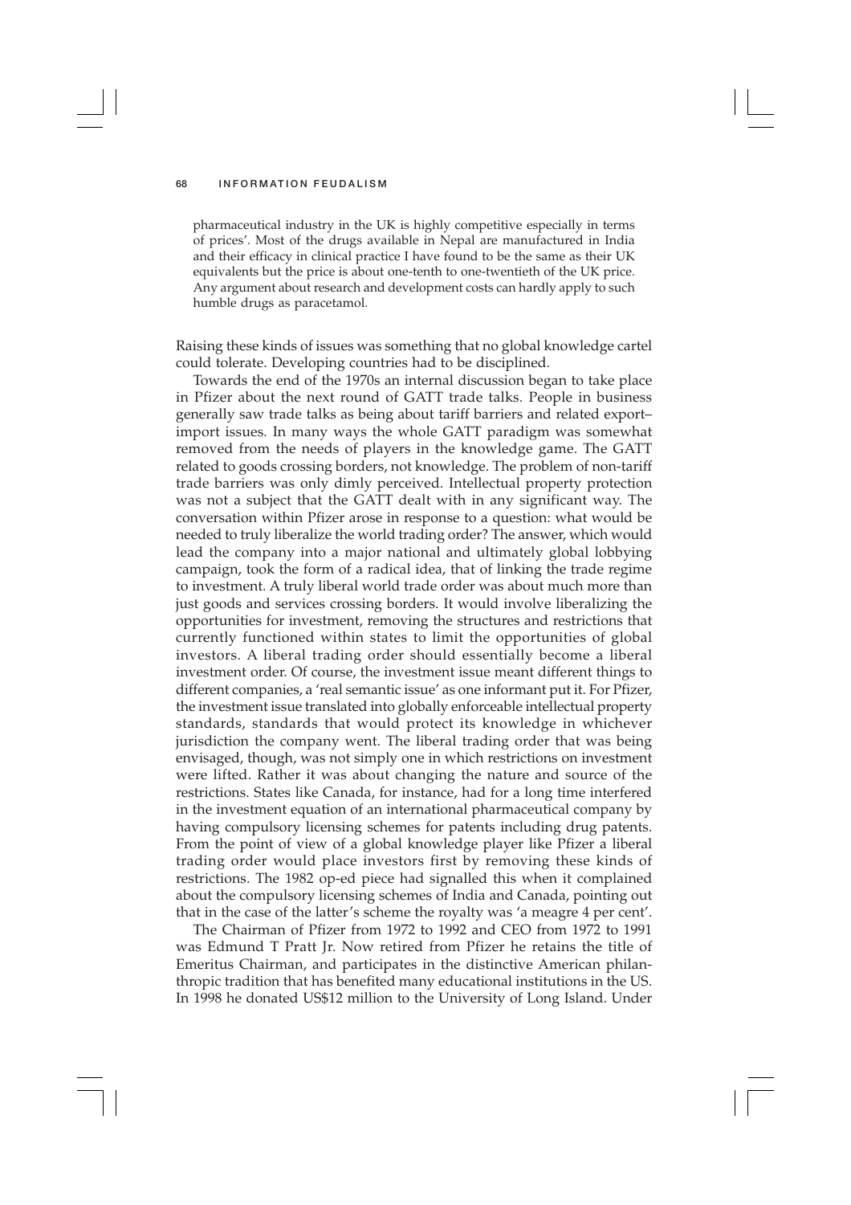pharmaceutical industry in the UK is highly competitive especially in terms of prices'. Most of the drugs available in Nepal are manufactured in India and their efficacy in clinical practice I have found to be the same as their UK equivalents but the price is about one-tenth to one-twentieth of the UK price. Any argument about research and development costs can hardly apply to such humble drugs as paracetamol.

Raising these kinds of issues was something that no global knowledge cartel could tolerate. Developing countries had to be disciplined.

Towards the end of the 1970s an internal discussion began to take place in Pfizer about the next round of GATT trade talks. People in business generally saw trade talks as being about tariff barriers and related export–import issues. In many ways the whole GATT paradigm was somewhat removed from the needs of players in the knowledge game. The GATT related to goods crossing borders, not knowledge. The problem of non-tariff trade barriers was only dimly perceived. Intellectual property protection was not a subject that the GATT dealt with in any significant way. The conversation within Pfizer arose in response to a question: what would be needed to truly liberalize the world trading order? The answer, which would lead the company into a major national and ultimately global lobbying campaign, took the form of a radical idea, that of linking the trade regime to investment. A truly liberal world trade order was about much more than just goods and services crossing borders. It would involve liberalizing the opportunities for investment, removing the structures and restrictions that currently functioned within states to limit the opportunities of global investors. A liberal trading order should essentially become a liberal investment order. Of course, the investment issue meant different things to different companies, a 'real semantic issue' as one informant put it. For Pfizer, the investment issue translated into globally enforceable intellectual property standards, standards that would protect its knowledge in whichever jurisdiction the company went. The liberal trading order that was being envisaged, though, was not simply one in which restrictions on investment were lifted. Rather it was about changing the nature and source of the restrictions. States like Canada, for instance, had for a long time interfered in the investment equation of an international pharmaceutical company by having compulsory licensing schemes for patents including drug patents. From the point of view of a global knowledge player like Pfizer a liberal trading order would place investors first by removing these kinds of restrictions. The 1982 op-ed piece had signalled this when it complained about the compulsory licensing schemes of India and Canada, pointing out that in the case of the latter's scheme the royalty was 'a meagre 4 per cent'.

The Chairman of Pfizer from 1972 to 1992 and CEO from 1972 to 1991 was Edmund T Pratt Jr. Now retired from Pfizer he retains the title of Emeritus Chairman, and participates in the distinctive American philanthropic tradition that has benefited many educational institutions in the US. In 1998 he donated US$12 million to the University of Long Island. Under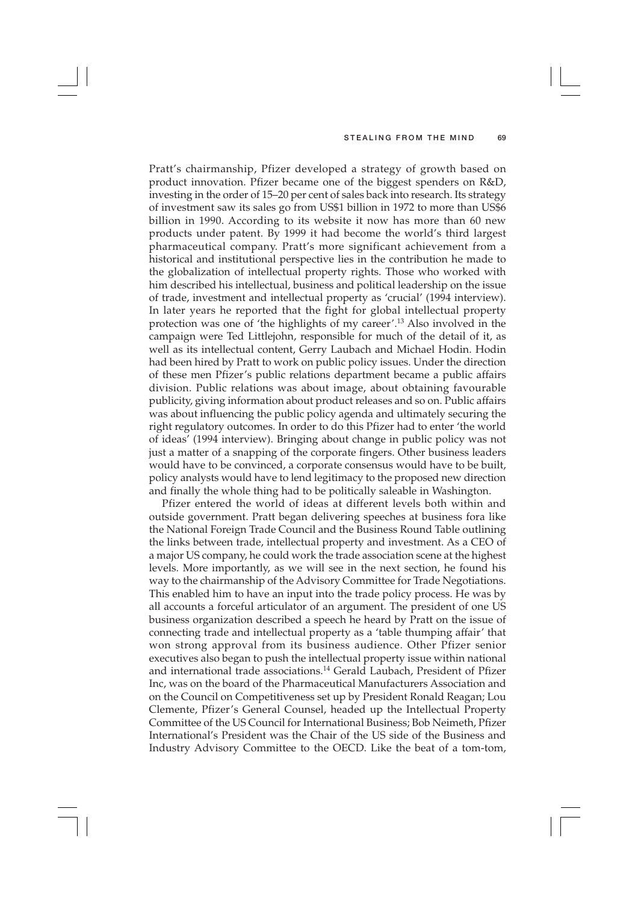Pratt's chairmanship, Pfizer developed a strategy of growth based on product innovation. Pfizer became one of the biggest spenders on R&D, investing in the order of 15–20 per cent of sales back into research. Its strategy of investment saw its sales go from US$1 billion in 1972 to more than US$6 billion in 1990. According to its website it now has more than 60 new products under patent. By 1999 it had become the world's third largest pharmaceutical company. Pratt's more significant achievement from a historical and institutional perspective lies in the contribution he made to the globalization of intellectual property rights. Those who worked with him described his intellectual, business and political leadership on the issue of trade, investment and intellectual property as 'crucial' (1994 interview). In later years he reported that the fight for global intellectual property protection was one of 'the highlights of my career'.[13] Also involved in the campaign were Ted Littlejohn, responsible for much of the detail of it, as well as its intellectual content, Gerry Laubach and Michael Hodin. Hodin had been hired by Pratt to work on public policy issues. Under the direction of these men Pfizer's public relations department became a public affairs division. Public relations was about image, about obtaining favourable publicity, giving information about product releases and so on. Public affairs was about influencing the public policy agenda and ultimately securing the right regulatory outcomes. In order to do this Pfizer had to enter 'the world of ideas' (1994 interview). Bringing about change in public policy was not just a matter of a snapping of the corporate fingers. Other business leaders would have to be convinced, a corporate consensus would have to be built, policy analysts would have to lend legitimacy to the proposed new direction and finally the whole thing had to be politically saleable in Washington.

Pfizer entered the world of ideas at different levels both within and outside government. Pratt began delivering speeches at business fora like the National Foreign Trade Council and the Business Round Table outlining the links between trade, intellectual property and investment. As a CEO of a major US company, he could work the trade association scene at the highest levels. More importantly, as we will see in the next section, he found his way to the chairmanship of the Advisory Committee for Trade Negotiations. This enabled him to have an input into the trade policy process. He was by all accounts a forceful articulator of an argument. The president of one US business organization described a speech he heard by Pratt on the issue of connecting trade and intellectual property as a 'table thumping affair' that won strong approval from its business audience. Other Pfizer senior executives also began to push the intellectual property issue within national and international trade associations.[14] Gerald Laubach, President of Pfizer Inc, was on the board of the Pharmaceutical Manufacturers Association and on the Council on Competitiveness set up by President Ronald Reagan; Lou Clemente, Pfizer's General Counsel, headed up the Intellectual Property Committee of the US Council for International Business; Bob Neimeth, Pfizer International's President was the Chair of the US side of the Business and Industry Advisory Committee to the OECD. Like the beat of a tom-tom,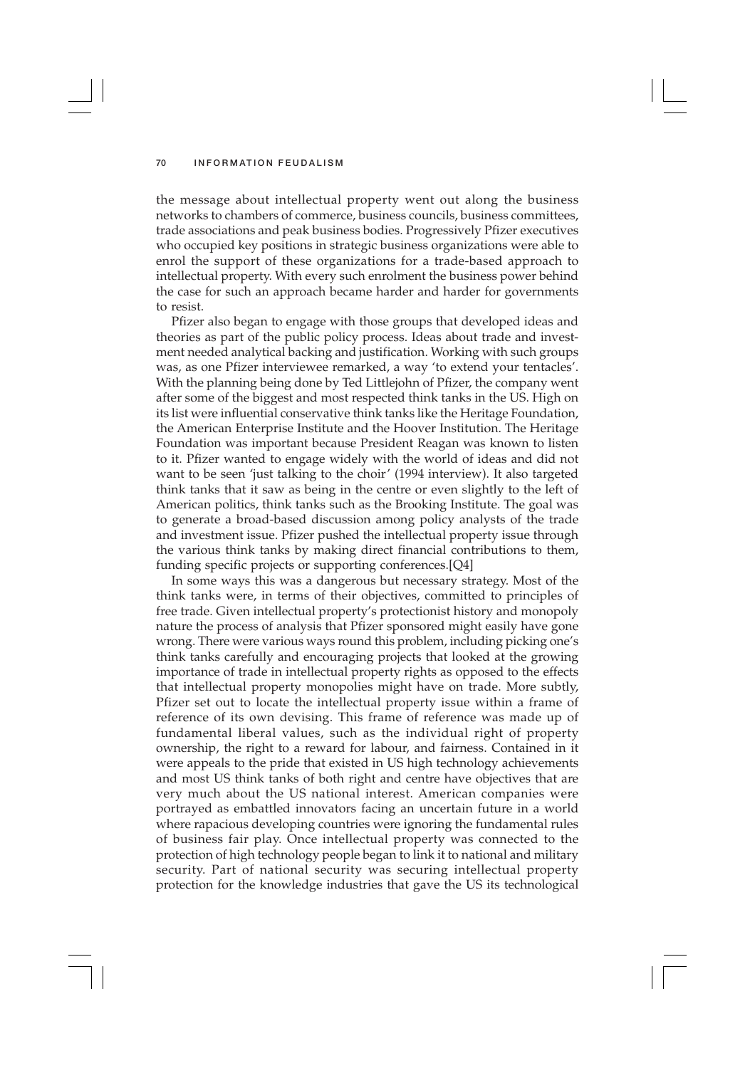the message about intellectual property went out along the business networks to chambers of commerce, business councils, business committees, trade associations and peak business bodies. Progressively Pfizer executives who occupied key positions in strategic business organizations were able to enrol the support of these organizations for a trade-based approach to intellectual property. With every such enrolment the business power behind the case for such an approach became harder and harder for governments to resist.

Pfizer also began to engage with those groups that developed ideas and theories as part of the public policy process. Ideas about trade and investment needed analytical backing and justification. Working with such groups was, as one Pfizer interviewee remarked, a way 'to extend your tentacles'. With the planning being done by Ted Littlejohn of Pfizer, the company went after some of the biggest and most respected think tanks in the US. High on its list were influential conservative think tanks like the Heritage Foundation, the American Enterprise Institute and the Hoover Institution. The Heritage Foundation was important because President Reagan was known to listen to it. Pfizer wanted to engage widely with the world of ideas and did not want to be seen 'just talking to the choir' (1994 interview). It also targeted think tanks that it saw as being in the centre or even slightly to the left of American politics, think tanks such as the Brooking Institute. The goal was to generate a broad-based discussion among policy analysts of the trade and investment issue. Pfizer pushed the intellectual property issue through the various think tanks by making direct financial contributions to them, funding specific projects or supporting conferences.[Q4]

In some ways this was a dangerous but necessary strategy. Most of the think tanks were, in terms of their objectives, committed to principles of free trade. Given intellectual property's protectionist history and monopoly nature the process of analysis that Pfizer sponsored might easily have gone wrong. There were various ways round this problem, including picking one's think tanks carefully and encouraging projects that looked at the growing importance of trade in intellectual property rights as opposed to the effects that intellectual property monopolies might have on trade. More subtly, Pfizer set out to locate the intellectual property issue within a frame of reference of its own devising. This frame of reference was made up of fundamental liberal values, such as the individual right of property ownership, the right to a reward for labour, and fairness. Contained in it were appeals to the pride that existed in US high technology achievements and most US think tanks of both right and centre have objectives that are very much about the US national interest. American companies were portrayed as embattled innovators facing an uncertain future in a world where rapacious developing countries were ignoring the fundamental rules of business fair play. Once intellectual property was connected to the protection of high technology people began to link it to national and military security. Part of national security was securing intellectual property protection for the knowledge industries that gave the US its technological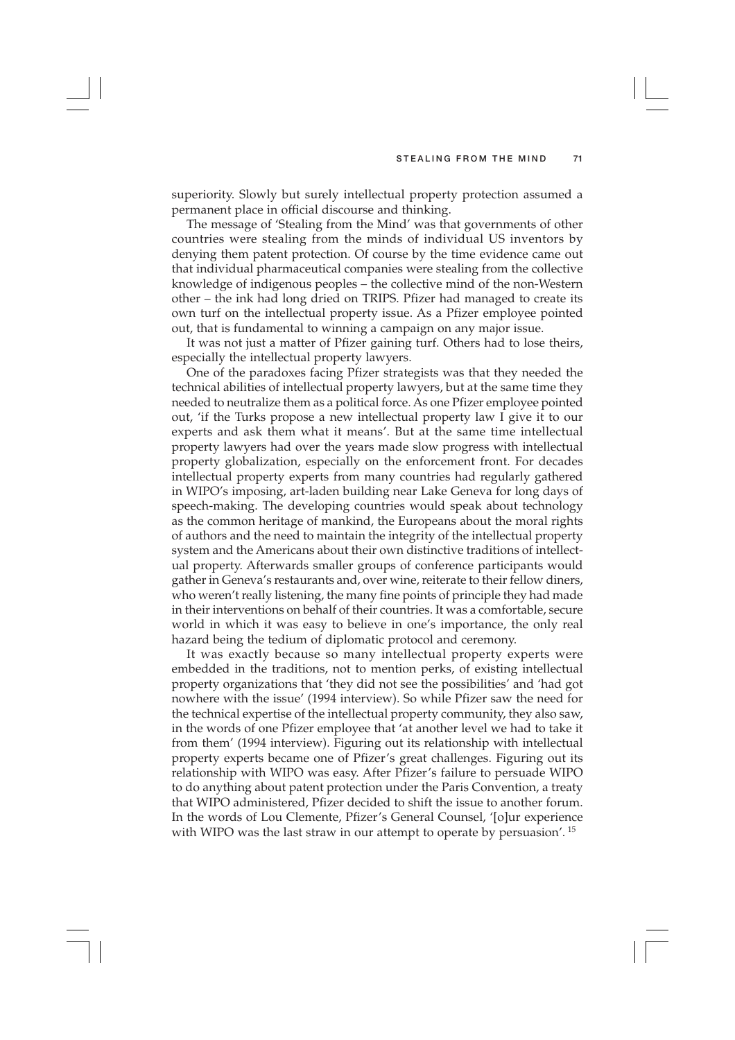superiority. Slowly but surely intellectual property protection assumed a permanent place in official discourse and thinking.

The message of 'Stealing from the Mind' was that governments of other countries were stealing from the minds of individual US inventors by denying them patent protection. Of course by the time evidence came out that individual pharmaceutical companies were stealing from the collective knowledge of indigenous peoples – the collective mind of the non-Western other – the ink had long dried on TRIPS. Pfizer had managed to create its own turf on the intellectual property issue. As a Pfizer employee pointed out, that is fundamental to winning a campaign on any major issue.

It was not just a matter of Pfizer gaining turf. Others had to lose theirs, especially the intellectual property lawyers.

One of the paradoxes facing Pfizer strategists was that they needed the technical abilities of intellectual property lawyers, but at the same time they needed to neutralize them as a political force. As one Pfizer employee pointed out, 'if the Turks propose a new intellectual property law I give it to our experts and ask them what it means'. But at the same time intellectual property lawyers had over the years made slow progress with intellectual property globalization, especially on the enforcement front. For decades intellectual property experts from many countries had regularly gathered in WIPO's imposing, art-laden building near Lake Geneva for long days of speech-making. The developing countries would speak about technology as the common heritage of mankind, the Europeans about the moral rights of authors and the need to maintain the integrity of the intellectual property system and the Americans about their own distinctive traditions of intellectual property. Afterwards smaller groups of conference participants would gather in Geneva's restaurants and, over wine, reiterate to their fellow diners, who weren't really listening, the many fine points of principle they had made in their interventions on behalf of their countries. It was a comfortable, secure world in which it was easy to believe in one's importance, the only real hazard being the tedium of diplomatic protocol and ceremony.

It was exactly because so many intellectual property experts were embedded in the traditions, not to mention perks, of existing intellectual property organizations that 'they did not see the possibilities' and 'had got nowhere with the issue' (1994 interview). So while Pfizer saw the need for the technical expertise of the intellectual property community, they also saw, in the words of one Pfizer employee that 'at another level we had to take it from them' (1994 interview). Figuring out its relationship with intellectual property experts became one of Pfizer's great challenges. Figuring out its relationship with WIPO was easy. After Pfizer's failure to persuade WIPO to do anything about patent protection under the Paris Convention, a treaty that WIPO administered, Pfizer decided to shift the issue to another forum. In the words of Lou Clemente, Pfizer's General Counsel, '[o]ur experience with WIPO was the last straw in our attempt to operate by persuasion'. [15]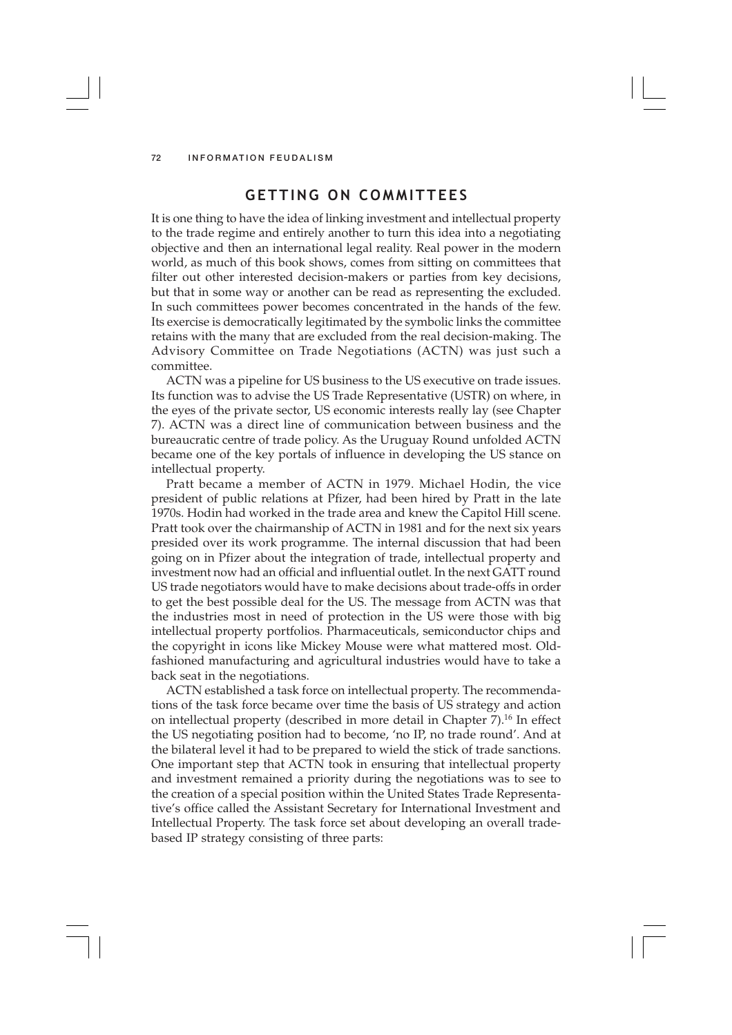## GETTING ON COMMITTEES

It is one thing to have the idea of linking investment and intellectual property to the trade regime and entirely another to turn this idea into a negotiating objective and then an international legal reality. Real power in the modern world, as much of this book shows, comes from sitting on committees that filter out other interested decision-makers or parties from key decisions, but that in some way or another can be read as representing the excluded. In such committees power becomes concentrated in the hands of the few. Its exercise is democratically legitimated by the symbolic links the committee retains with the many that are excluded from the real decision-making. The Advisory Committee on Trade Negotiations (ACTN) was just such a committee.

ACTN was a pipeline for US business to the US executive on trade issues. Its function was to advise the US Trade Representative (USTR) on where, in the eyes of the private sector, US economic interests really lay (see Chapter 7). ACTN was a direct line of communication between business and the bureaucratic centre of trade policy. As the Uruguay Round unfolded ACTN became one of the key portals of influence in developing the US stance on intellectual property.

Pratt became a member of ACTN in 1979. Michael Hodin, the vice president of public relations at Pfizer, had been hired by Pratt in the late 1970s. Hodin had worked in the trade area and knew the Capitol Hill scene. Pratt took over the chairmanship of ACTN in 1981 and for the next six years presided over its work programme. The internal discussion that had been going on in Pfizer about the integration of trade, intellectual property and investment now had an official and influential outlet. In the next GATT round US trade negotiators would have to make decisions about trade-offs in order to get the best possible deal for the US. The message from ACTN was that the industries most in need of protection in the US were those with big intellectual property portfolios. Pharmaceuticals, semiconductor chips and the copyright in icons like Mickey Mouse were what mattered most. Old-fashioned manufacturing and agricultural industries would have to take a back seat in the negotiations.

ACTN established a task force on intellectual property. The recommendations of the task force became over time the basis of US strategy and action on intellectual property (described in more detail in Chapter 7).[16] In effect the US negotiating position had to become, 'no IP, no trade round'. And at the bilateral level it had to be prepared to wield the stick of trade sanctions. One important step that ACTN took in ensuring that intellectual property and investment remained a priority during the negotiations was to see to the creation of a special position within the United States Trade Representative's office called the Assistant Secretary for International Investment and Intellectual Property. The task force set about developing an overall trade-based IP strategy consisting of three parts: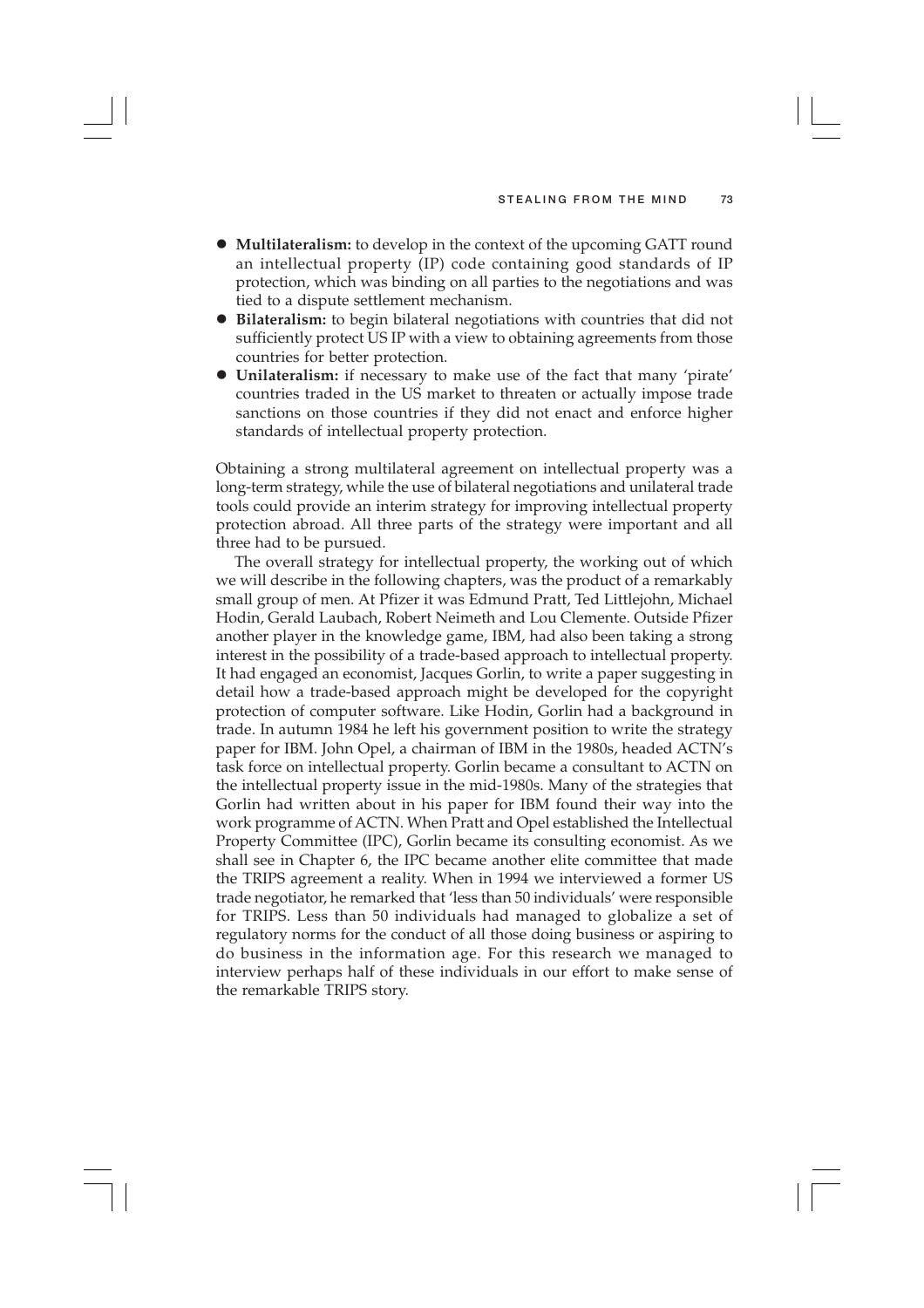- **Multilateralism:** to develop in the context of the upcoming GATT round an intellectual property (IP) code containing good standards of IP protection, which was binding on all parties to the negotiations and was tied to a dispute settlement mechanism.
- **Bilateralism:** to begin bilateral negotiations with countries that did not sufficiently protect US IP with a view to obtaining agreements from those countries for better protection.
- **Unilateralism:** if necessary to make use of the fact that many 'pirate' countries traded in the US market to threaten or actually impose trade sanctions on those countries if they did not enact and enforce higher standards of intellectual property protection.

Obtaining a strong multilateral agreement on intellectual property was a long-term strategy, while the use of bilateral negotiations and unilateral trade tools could provide an interim strategy for improving intellectual property protection abroad. All three parts of the strategy were important and all three had to be pursued.

The overall strategy for intellectual property, the working out of which we will describe in the following chapters, was the product of a remarkably small group of men. At Pfizer it was Edmund Pratt, Ted Littlejohn, Michael Hodin, Gerald Laubach, Robert Neimeth and Lou Clemente. Outside Pfizer another player in the knowledge game, IBM, had also been taking a strong interest in the possibility of a trade-based approach to intellectual property. It had engaged an economist, Jacques Gorlin, to write a paper suggesting in detail how a trade-based approach might be developed for the copyright protection of computer software. Like Hodin, Gorlin had a background in trade. In autumn 1984 he left his government position to write the strategy paper for IBM. John Opel, a chairman of IBM in the 1980s, headed ACTN's task force on intellectual property. Gorlin became a consultant to ACTN on the intellectual property issue in the mid-1980s. Many of the strategies that Gorlin had written about in his paper for IBM found their way into the work programme of ACTN. When Pratt and Opel established the Intellectual Property Committee (IPC), Gorlin became its consulting economist. As we shall see in Chapter 6, the IPC became another elite committee that made the TRIPS agreement a reality. When in 1994 we interviewed a former US trade negotiator, he remarked that 'less than 50 individuals' were responsible for TRIPS. Less than 50 individuals had managed to globalize a set of regulatory norms for the conduct of all those doing business or aspiring to do business in the information age. For this research we managed to interview perhaps half of these individuals in our effort to make sense of the remarkable TRIPS story.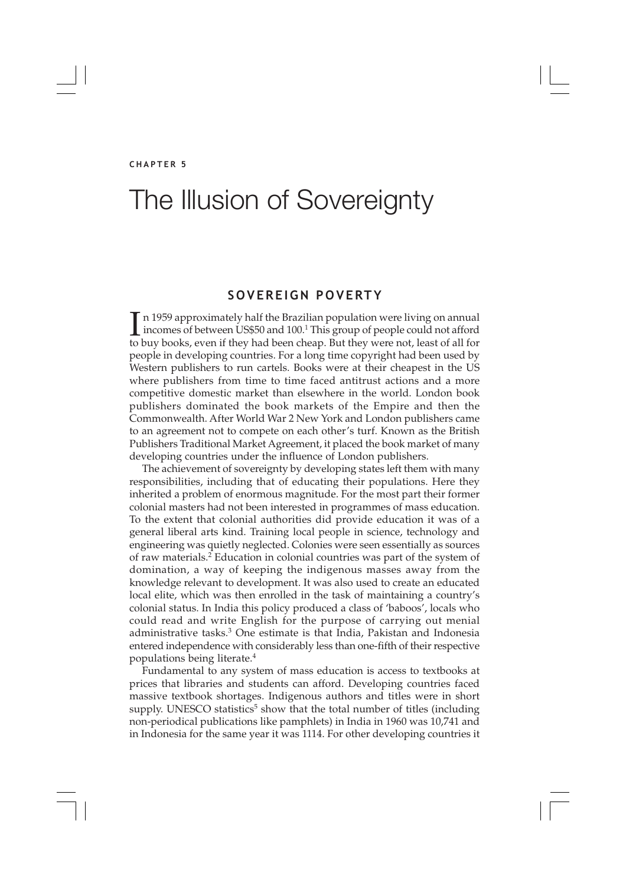CHAPTER 5

# The Illusion of Sovereignty

## SOVEREIGN POVERTY

In 1959 approximately half the Brazilian population were living on annual incomes of between US$50 and 100.[1] This group of people could not afford to buy books, even if they had been cheap. But they were not, least of all for people in developing countries. For a long time copyright had been used by Western publishers to run cartels. Books were at their cheapest in the US where publishers from time to time faced antitrust actions and a more competitive domestic market than elsewhere in the world. London book publishers dominated the book markets of the Empire and then the Commonwealth. After World War 2 New York and London publishers came to an agreement not to compete on each other's turf. Known as the British Publishers Traditional Market Agreement, it placed the book market of many developing countries under the influence of London publishers.

The achievement of sovereignty by developing states left them with many responsibilities, including that of educating their populations. Here they inherited a problem of enormous magnitude. For the most part their former colonial masters had not been interested in programmes of mass education. To the extent that colonial authorities did provide education it was of a general liberal arts kind. Training local people in science, technology and engineering was quietly neglected. Colonies were seen essentially as sources of raw materials.[2] Education in colonial countries was part of the system of domination, a way of keeping the indigenous masses away from the knowledge relevant to development. It was also used to create an educated local elite, which was then enrolled in the task of maintaining a country's colonial status. In India this policy produced a class of 'baboos', locals who could read and write English for the purpose of carrying out menial administrative tasks.[3] One estimate is that India, Pakistan and Indonesia entered independence with considerably less than one-fifth of their respective populations being literate.[4]

Fundamental to any system of mass education is access to textbooks at prices that libraries and students can afford. Developing countries faced massive textbook shortages. Indigenous authors and titles were in short supply. UNESCO statistics[5] show that the total number of titles (including non-periodical publications like pamphlets) in India in 1960 was 10,741 and in Indonesia for the same year it was 1114. For other developing countries it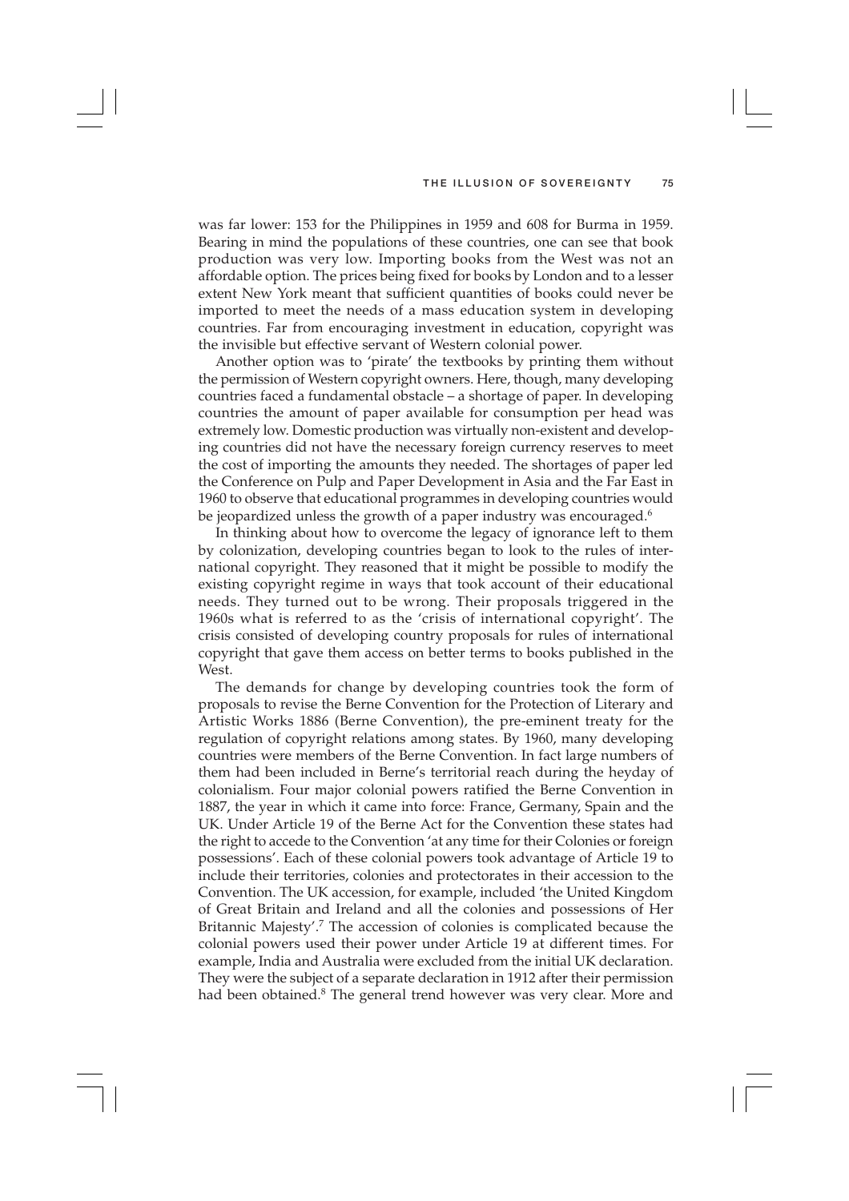was far lower: 153 for the Philippines in 1959 and 608 for Burma in 1959. Bearing in mind the populations of these countries, one can see that book production was very low. Importing books from the West was not an affordable option. The prices being fixed for books by London and to a lesser extent New York meant that sufficient quantities of books could never be imported to meet the needs of a mass education system in developing countries. Far from encouraging investment in education, copyright was the invisible but effective servant of Western colonial power.

Another option was to 'pirate' the textbooks by printing them without the permission of Western copyright owners. Here, though, many developing countries faced a fundamental obstacle – a shortage of paper. In developing countries the amount of paper available for consumption per head was extremely low. Domestic production was virtually non-existent and developing countries did not have the necessary foreign currency reserves to meet the cost of importing the amounts they needed. The shortages of paper led the Conference on Pulp and Paper Development in Asia and the Far East in 1960 to observe that educational programmes in developing countries would be jeopardized unless the growth of a paper industry was encouraged.[6]

In thinking about how to overcome the legacy of ignorance left to them by colonization, developing countries began to look to the rules of international copyright. They reasoned that it might be possible to modify the existing copyright regime in ways that took account of their educational needs. They turned out to be wrong. Their proposals triggered in the 1960s what is referred to as the 'crisis of international copyright'. The crisis consisted of developing country proposals for rules of international copyright that gave them access on better terms to books published in the West.

The demands for change by developing countries took the form of proposals to revise the Berne Convention for the Protection of Literary and Artistic Works 1886 (Berne Convention), the pre-eminent treaty for the regulation of copyright relations among states. By 1960, many developing countries were members of the Berne Convention. In fact large numbers of them had been included in Berne's territorial reach during the heyday of colonialism. Four major colonial powers ratified the Berne Convention in 1887, the year in which it came into force: France, Germany, Spain and the UK. Under Article 19 of the Berne Act for the Convention these states had the right to accede to the Convention 'at any time for their Colonies or foreign possessions'. Each of these colonial powers took advantage of Article 19 to include their territories, colonies and protectorates in their accession to the Convention. The UK accession, for example, included 'the United Kingdom of Great Britain and Ireland and all the colonies and possessions of Her Britannic Majesty'.[7] The accession of colonies is complicated because the colonial powers used their power under Article 19 at different times. For example, India and Australia were excluded from the initial UK declaration. They were the subject of a separate declaration in 1912 after their permission had been obtained.[8] The general trend however was very clear. More and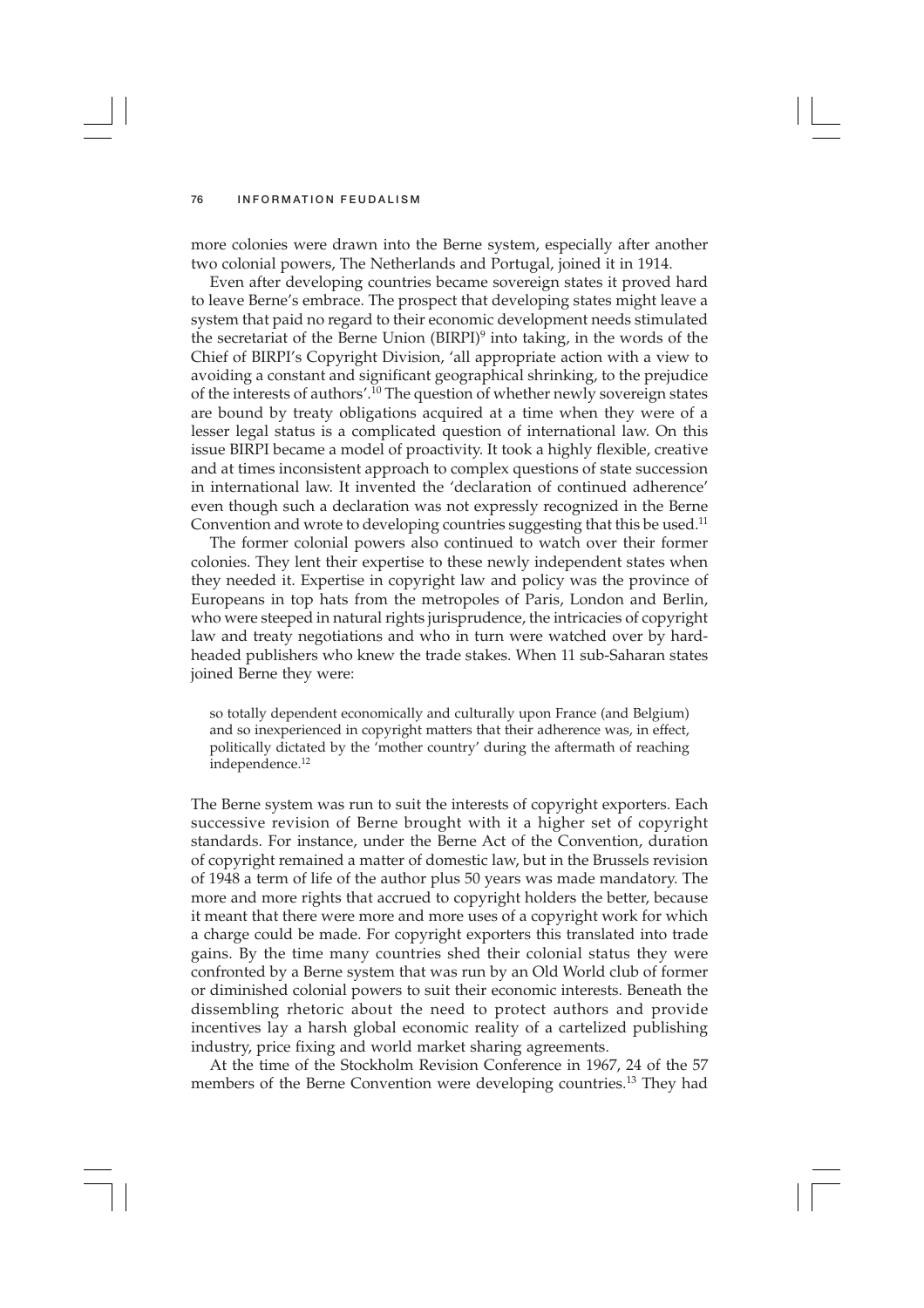more colonies were drawn into the Berne system, especially after another two colonial powers, The Netherlands and Portugal, joined it in 1914.

Even after developing countries became sovereign states it proved hard to leave Berne's embrace. The prospect that developing states might leave a system that paid no regard to their economic development needs stimulated the secretariat of the Berne Union (BIRPI)[9] into taking, in the words of the Chief of BIRPI's Copyright Division, 'all appropriate action with a view to avoiding a constant and significant geographical shrinking, to the prejudice of the interests of authors'.[10] The question of whether newly sovereign states are bound by treaty obligations acquired at a time when they were of a lesser legal status is a complicated question of international law. On this issue BIRPI became a model of proactivity. It took a highly flexible, creative and at times inconsistent approach to complex questions of state succession in international law. It invented the 'declaration of continued adherence' even though such a declaration was not expressly recognized in the Berne Convention and wrote to developing countries suggesting that this be used.[11]

The former colonial powers also continued to watch over their former colonies. They lent their expertise to these newly independent states when they needed it. Expertise in copyright law and policy was the province of Europeans in top hats from the metropoles of Paris, London and Berlin, who were steeped in natural rights jurisprudence, the intricacies of copyright law and treaty negotiations and who in turn were watched over by hard-headed publishers who knew the trade stakes. When 11 sub-Saharan states joined Berne they were:

> so totally dependent economically and culturally upon France (and Belgium) and so inexperienced in copyright matters that their adherence was, in effect, politically dictated by the 'mother country' during the aftermath of reaching independence.[12]

The Berne system was run to suit the interests of copyright exporters. Each successive revision of Berne brought with it a higher set of copyright standards. For instance, under the Berne Act of the Convention, duration of copyright remained a matter of domestic law, but in the Brussels revision of 1948 a term of life of the author plus 50 years was made mandatory. The more and more rights that accrued to copyright holders the better, because it meant that there were more and more uses of a copyright work for which a charge could be made. For copyright exporters this translated into trade gains. By the time many countries shed their colonial status they were confronted by a Berne system that was run by an Old World club of former or diminished colonial powers to suit their economic interests. Beneath the dissembling rhetoric about the need to protect authors and provide incentives lay a harsh global economic reality of a cartelized publishing industry, price fixing and world market sharing agreements.

At the time of the Stockholm Revision Conference in 1967, 24 of the 57 members of the Berne Convention were developing countries.[13] They had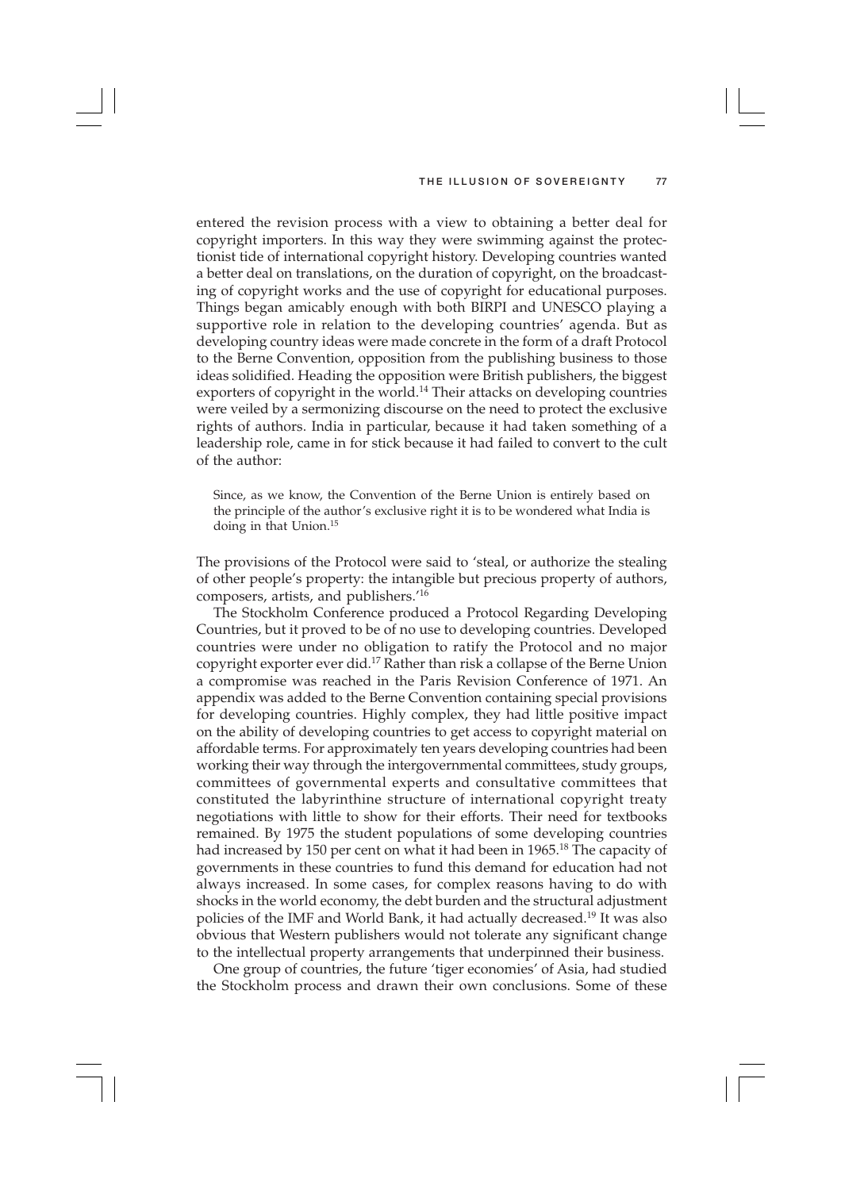entered the revision process with a view to obtaining a better deal for copyright importers. In this way they were swimming against the protectionist tide of international copyright history. Developing countries wanted a better deal on translations, on the duration of copyright, on the broadcasting of copyright works and the use of copyright for educational purposes. Things began amicably enough with both BIRPI and UNESCO playing a supportive role in relation to the developing countries' agenda. But as developing country ideas were made concrete in the form of a draft Protocol to the Berne Convention, opposition from the publishing business to those ideas solidified. Heading the opposition were British publishers, the biggest exporters of copyright in the world.[14] Their attacks on developing countries were veiled by a sermonizing discourse on the need to protect the exclusive rights of authors. India in particular, because it had taken something of a leadership role, came in for stick because it had failed to convert to the cult of the author:

> Since, as we know, the Convention of the Berne Union is entirely based on the principle of the author's exclusive right it is to be wondered what India is doing in that Union.[15]

The provisions of the Protocol were said to 'steal, or authorize the stealing of other people's property: the intangible but precious property of authors, composers, artists, and publishers.'[16]

The Stockholm Conference produced a Protocol Regarding Developing Countries, but it proved to be of no use to developing countries. Developed countries were under no obligation to ratify the Protocol and no major copyright exporter ever did.[17] Rather than risk a collapse of the Berne Union a compromise was reached in the Paris Revision Conference of 1971. An appendix was added to the Berne Convention containing special provisions for developing countries. Highly complex, they had little positive impact on the ability of developing countries to get access to copyright material on affordable terms. For approximately ten years developing countries had been working their way through the intergovernmental committees, study groups, committees of governmental experts and consultative committees that constituted the labyrinthine structure of international copyright treaty negotiations with little to show for their efforts. Their need for textbooks remained. By 1975 the student populations of some developing countries had increased by 150 per cent on what it had been in 1965.[18] The capacity of governments in these countries to fund this demand for education had not always increased. In some cases, for complex reasons having to do with shocks in the world economy, the debt burden and the structural adjustment policies of the IMF and World Bank, it had actually decreased.[19] It was also obvious that Western publishers would not tolerate any significant change to the intellectual property arrangements that underpinned their business.

One group of countries, the future 'tiger economies' of Asia, had studied the Stockholm process and drawn their own conclusions. Some of these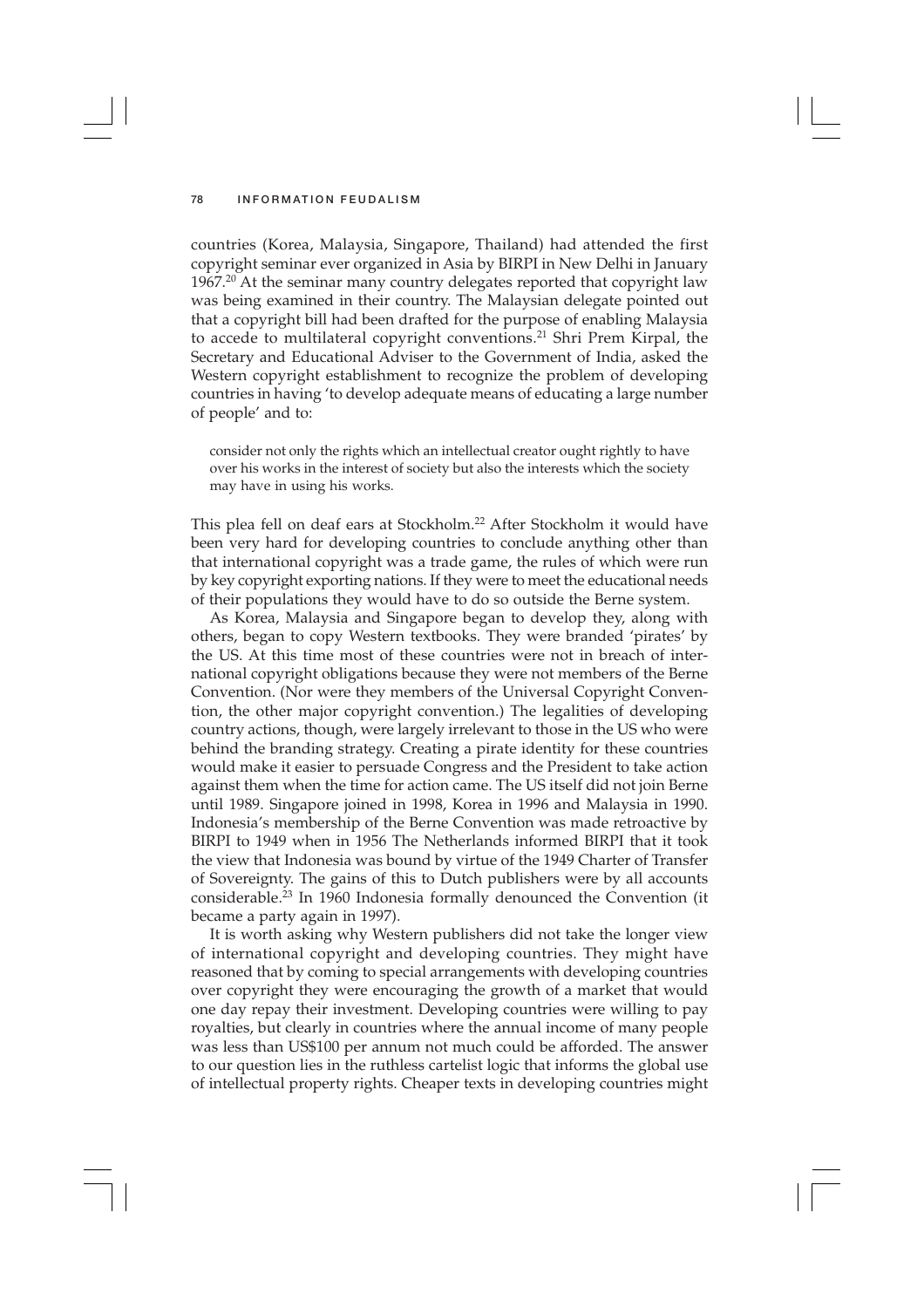countries (Korea, Malaysia, Singapore, Thailand) had attended the first copyright seminar ever organized in Asia by BIRPI in New Delhi in January 1967.[20] At the seminar many country delegates reported that copyright law was being examined in their country. The Malaysian delegate pointed out that a copyright bill had been drafted for the purpose of enabling Malaysia to accede to multilateral copyright conventions.[21] Shri Prem Kirpal, the Secretary and Educational Adviser to the Government of India, asked the Western copyright establishment to recognize the problem of developing countries in having 'to develop adequate means of educating a large number of people' and to:

> consider not only the rights which an intellectual creator ought rightly to have over his works in the interest of society but also the interests which the society may have in using his works.

This plea fell on deaf ears at Stockholm.[22] After Stockholm it would have been very hard for developing countries to conclude anything other than that international copyright was a trade game, the rules of which were run by key copyright exporting nations. If they were to meet the educational needs of their populations they would have to do so outside the Berne system.

As Korea, Malaysia and Singapore began to develop they, along with others, began to copy Western textbooks. They were branded 'pirates' by the US. At this time most of these countries were not in breach of international copyright obligations because they were not members of the Berne Convention. (Nor were they members of the Universal Copyright Convention, the other major copyright convention.) The legalities of developing country actions, though, were largely irrelevant to those in the US who were behind the branding strategy. Creating a pirate identity for these countries would make it easier to persuade Congress and the President to take action against them when the time for action came. The US itself did not join Berne until 1989. Singapore joined in 1998, Korea in 1996 and Malaysia in 1990. Indonesia's membership of the Berne Convention was made retroactive by BIRPI to 1949 when in 1956 The Netherlands informed BIRPI that it took the view that Indonesia was bound by virtue of the 1949 Charter of Transfer of Sovereignty. The gains of this to Dutch publishers were by all accounts considerable.[23] In 1960 Indonesia formally denounced the Convention (it became a party again in 1997).

It is worth asking why Western publishers did not take the longer view of international copyright and developing countries. They might have reasoned that by coming to special arrangements with developing countries over copyright they were encouraging the growth of a market that would one day repay their investment. Developing countries were willing to pay royalties, but clearly in countries where the annual income of many people was less than US$100 per annum not much could be afforded. The answer to our question lies in the ruthless cartelist logic that informs the global use of intellectual property rights. Cheaper texts in developing countries might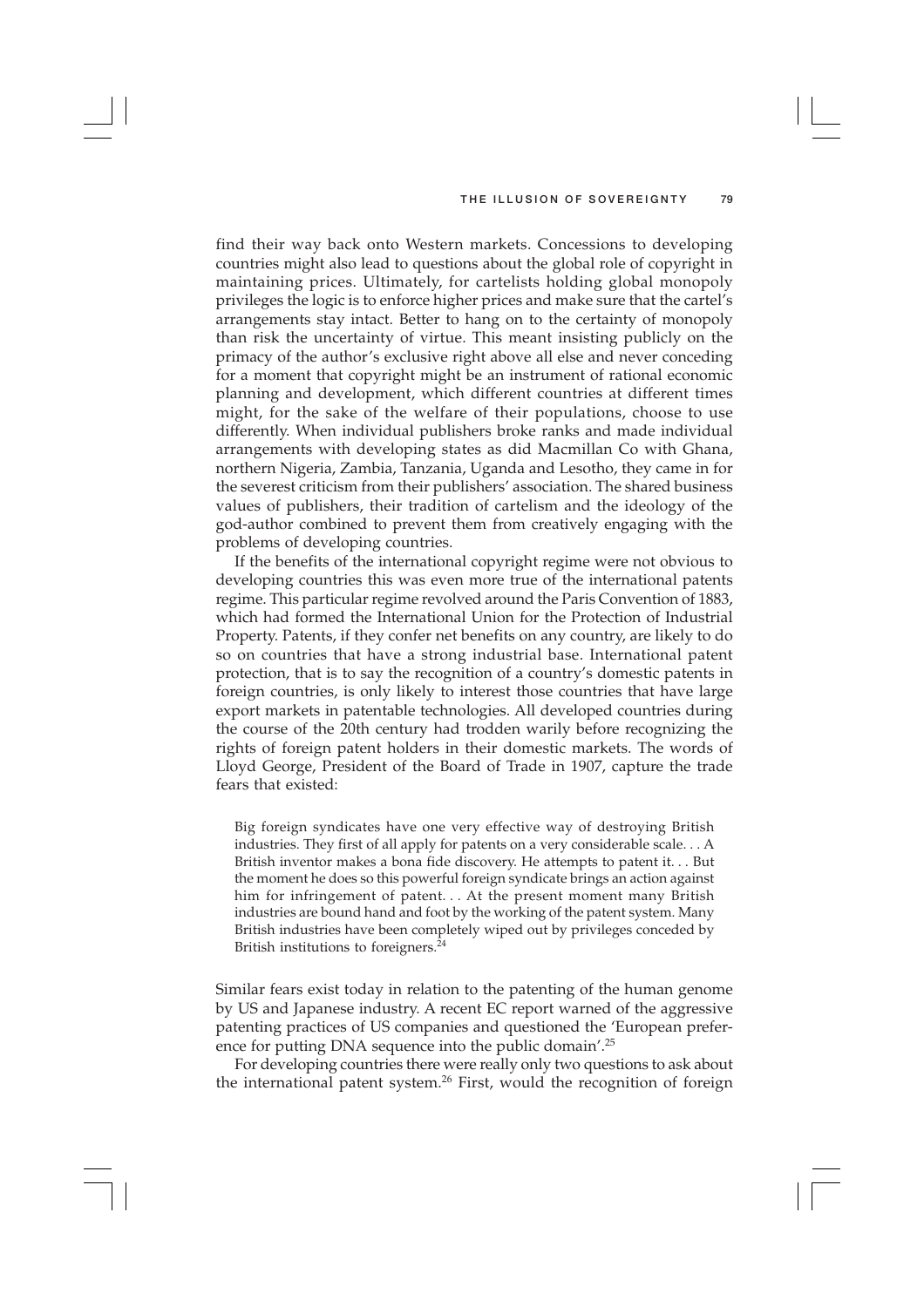find their way back onto Western markets. Concessions to developing countries might also lead to questions about the global role of copyright in maintaining prices. Ultimately, for cartelists holding global monopoly privileges the logic is to enforce higher prices and make sure that the cartel's arrangements stay intact. Better to hang on to the certainty of monopoly than risk the uncertainty of virtue. This meant insisting publicly on the primacy of the author's exclusive right above all else and never conceding for a moment that copyright might be an instrument of rational economic planning and development, which different countries at different times might, for the sake of the welfare of their populations, choose to use differently. When individual publishers broke ranks and made individual arrangements with developing states as did Macmillan Co with Ghana, northern Nigeria, Zambia, Tanzania, Uganda and Lesotho, they came in for the severest criticism from their publishers' association. The shared business values of publishers, their tradition of cartelism and the ideology of the god-author combined to prevent them from creatively engaging with the problems of developing countries.

If the benefits of the international copyright regime were not obvious to developing countries this was even more true of the international patents regime. This particular regime revolved around the Paris Convention of 1883, which had formed the International Union for the Protection of Industrial Property. Patents, if they confer net benefits on any country, are likely to do so on countries that have a strong industrial base. International patent protection, that is to say the recognition of a country's domestic patents in foreign countries, is only likely to interest those countries that have large export markets in patentable technologies. All developed countries during the course of the 20th century had trodden warily before recognizing the rights of foreign patent holders in their domestic markets. The words of Lloyd George, President of the Board of Trade in 1907, capture the trade fears that existed:

> Big foreign syndicates have one very effective way of destroying British industries. They first of all apply for patents on a very considerable scale. . . A British inventor makes a bona fide discovery. He attempts to patent it. . . But the moment he does so this powerful foreign syndicate brings an action against him for infringement of patent. . . At the present moment many British industries are bound hand and foot by the working of the patent system. Many British industries have been completely wiped out by privileges conceded by British institutions to foreigners.[24]

Similar fears exist today in relation to the patenting of the human genome by US and Japanese industry. A recent EC report warned of the aggressive patenting practices of US companies and questioned the 'European preference for putting DNA sequence into the public domain'.[25]

For developing countries there were really only two questions to ask about the international patent system.[26] First, would the recognition of foreign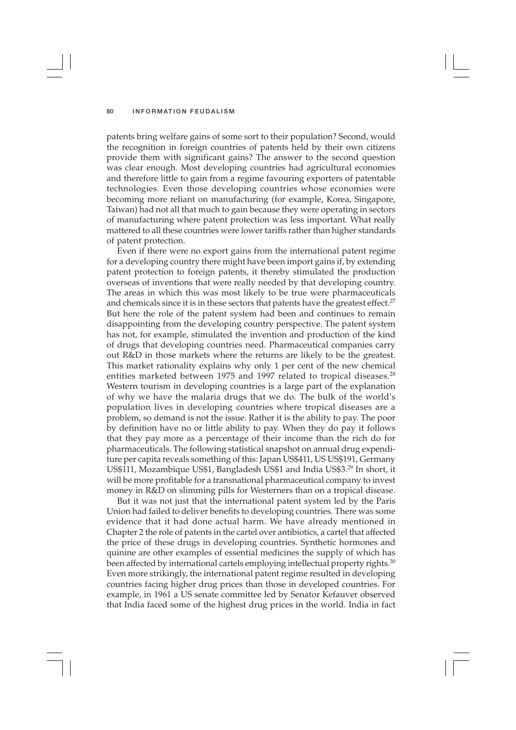patents bring welfare gains of some sort to their population? Second, would the recognition in foreign countries of patents held by their own citizens provide them with significant gains? The answer to the second question was clear enough. Most developing countries had agricultural economies and therefore little to gain from a regime favouring exporters of patentable technologies. Even those developing countries whose economies were becoming more reliant on manufacturing (for example, Korea, Singapore, Taiwan) had not all that much to gain because they were operating in sectors of manufacturing where patent protection was less important. What really mattered to all these countries were lower tariffs rather than higher standards of patent protection.

Even if there were no export gains from the international patent regime for a developing country there might have been import gains if, by extending patent protection to foreign patents, it thereby stimulated the production overseas of inventions that were really needed by that developing country. The areas in which this was most likely to be true were pharmaceuticals and chemicals since it is in these sectors that patents have the greatest effect.[27] But here the role of the patent system had been and continues to remain disappointing from the developing country perspective. The patent system has not, for example, stimulated the invention and production of the kind of drugs that developing countries need. Pharmaceutical companies carry out R&D in those markets where the returns are likely to be the greatest. This market rationality explains why only 1 per cent of the new chemical entities marketed between 1975 and 1997 related to tropical diseases.[28] Western tourism in developing countries is a large part of the explanation of why we have the malaria drugs that we do. The bulk of the world's population lives in developing countries where tropical diseases are a problem, so demand is not the issue. Rather it is the ability to pay. The poor by definition have no or little ability to pay. When they do pay it follows that they pay more as a percentage of their income than the rich do for pharmaceuticals. The following statistical snapshot on annual drug expenditure per capita reveals something of this: Japan US$411, US US$191, Germany US$111, Mozambique US$1, Bangladesh US$1 and India US$3.[29] In short, it will be more profitable for a transnational pharmaceutical company to invest money in R&D on slimming pills for Westerners than on a tropical disease.

But it was not just that the international patent system led by the Paris Union had failed to deliver benefits to developing countries. There was some evidence that it had done actual harm. We have already mentioned in Chapter 2 the role of patents in the cartel over antibiotics, a cartel that affected the price of these drugs in developing countries. Synthetic hormones and quinine are other examples of essential medicines the supply of which has been affected by international cartels employing intellectual property rights.[30] Even more strikingly, the international patent regime resulted in developing countries facing higher drug prices than those in developed countries. For example, in 1961 a US senate committee led by Senator Kefauver observed that India faced some of the highest drug prices in the world. India in fact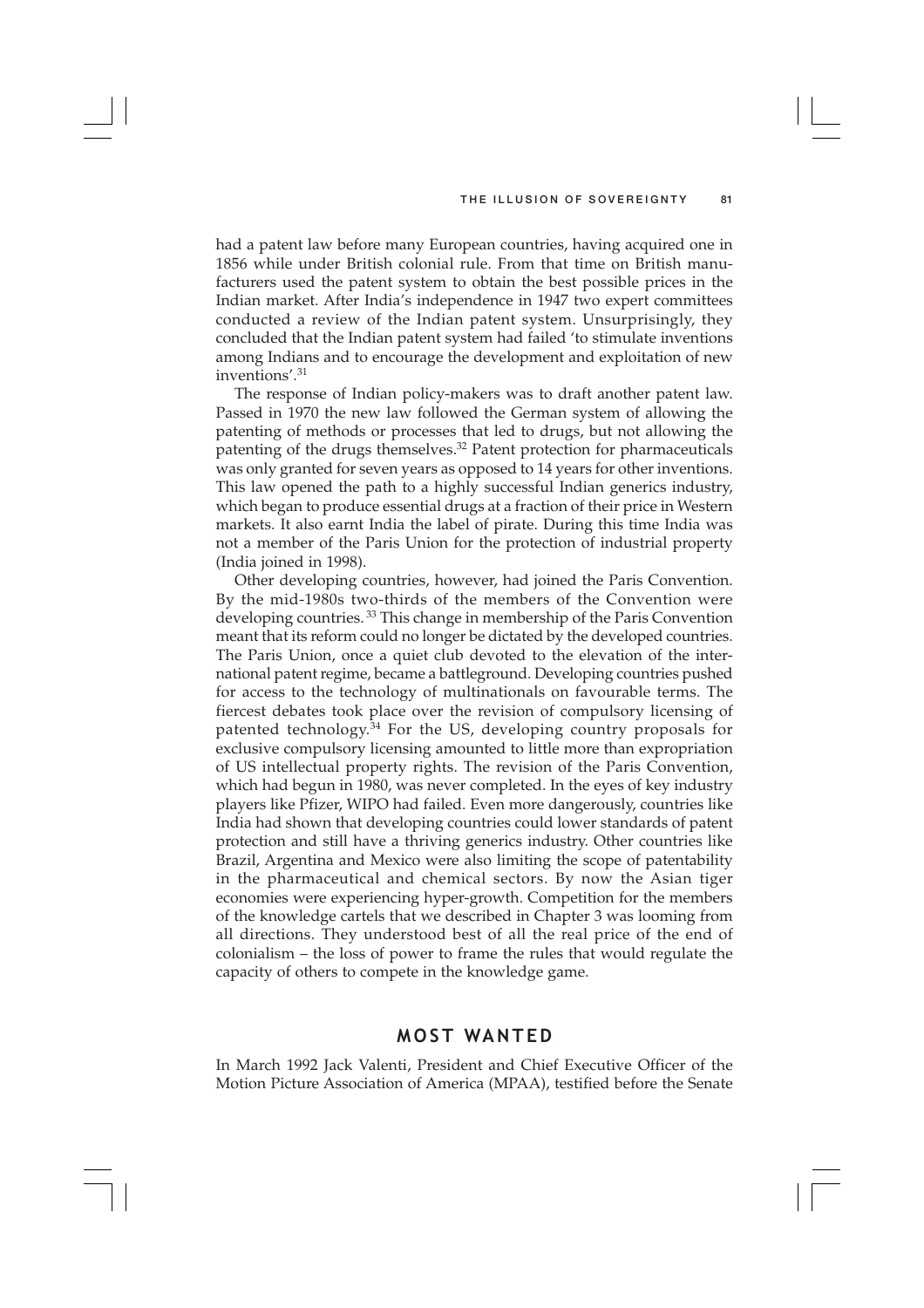had a patent law before many European countries, having acquired one in 1856 while under British colonial rule. From that time on British manufacturers used the patent system to obtain the best possible prices in the Indian market. After India's independence in 1947 two expert committees conducted a review of the Indian patent system. Unsurprisingly, they concluded that the Indian patent system had failed 'to stimulate inventions among Indians and to encourage the development and exploitation of new inventions'.[31]

The response of Indian policy-makers was to draft another patent law. Passed in 1970 the new law followed the German system of allowing the patenting of methods or processes that led to drugs, but not allowing the patenting of the drugs themselves.[32] Patent protection for pharmaceuticals was only granted for seven years as opposed to 14 years for other inventions. This law opened the path to a highly successful Indian generics industry, which began to produce essential drugs at a fraction of their price in Western markets. It also earnt India the label of pirate. During this time India was not a member of the Paris Union for the protection of industrial property (India joined in 1998).

Other developing countries, however, had joined the Paris Convention. By the mid-1980s two-thirds of the members of the Convention were developing countries.[33] This change in membership of the Paris Convention meant that its reform could no longer be dictated by the developed countries. The Paris Union, once a quiet club devoted to the elevation of the international patent regime, became a battleground. Developing countries pushed for access to the technology of multinationals on favourable terms. The fiercest debates took place over the revision of compulsory licensing of patented technology.[34] For the US, developing country proposals for exclusive compulsory licensing amounted to little more than expropriation of US intellectual property rights. The revision of the Paris Convention, which had begun in 1980, was never completed. In the eyes of key industry players like Pfizer, WIPO had failed. Even more dangerously, countries like India had shown that developing countries could lower standards of patent protection and still have a thriving generics industry. Other countries like Brazil, Argentina and Mexico were also limiting the scope of patentability in the pharmaceutical and chemical sectors. By now the Asian tiger economies were experiencing hyper-growth. Competition for the members of the knowledge cartels that we described in Chapter 3 was looming from all directions. They understood best of all the real price of the end of colonialism – the loss of power to frame the rules that would regulate the capacity of others to compete in the knowledge game.

## MOST WANTED

In March 1992 Jack Valenti, President and Chief Executive Officer of the Motion Picture Association of America (MPAA), testified before the Senate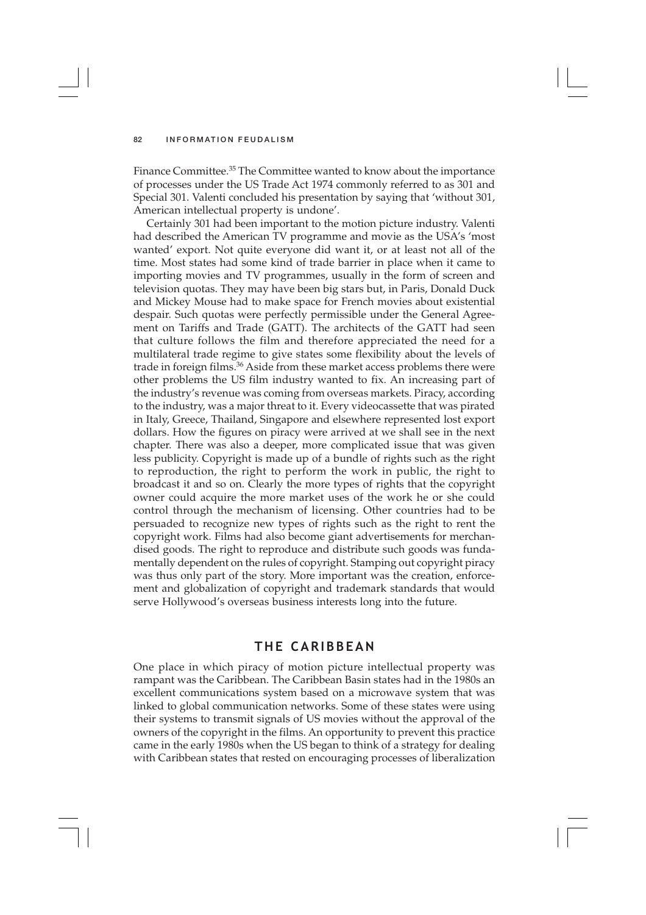Finance Committee.[35] The Committee wanted to know about the importance of processes under the US Trade Act 1974 commonly referred to as 301 and Special 301. Valenti concluded his presentation by saying that 'without 301, American intellectual property is undone'.

Certainly 301 had been important to the motion picture industry. Valenti had described the American TV programme and movie as the USA's 'most wanted' export. Not quite everyone did want it, or at least not all of the time. Most states had some kind of trade barrier in place when it came to importing movies and TV programmes, usually in the form of screen and television quotas. They may have been big stars but, in Paris, Donald Duck and Mickey Mouse had to make space for French movies about existential despair. Such quotas were perfectly permissible under the General Agreement on Tariffs and Trade (GATT). The architects of the GATT had seen that culture follows the film and therefore appreciated the need for a multilateral trade regime to give states some flexibility about the levels of trade in foreign films.[36] Aside from these market access problems there were other problems the US film industry wanted to fix. An increasing part of the industry's revenue was coming from overseas markets. Piracy, according to the industry, was a major threat to it. Every videocassette that was pirated in Italy, Greece, Thailand, Singapore and elsewhere represented lost export dollars. How the figures on piracy were arrived at we shall see in the next chapter. There was also a deeper, more complicated issue that was given less publicity. Copyright is made up of a bundle of rights such as the right to reproduction, the right to perform the work in public, the right to broadcast it and so on. Clearly the more types of rights that the copyright owner could acquire the more market uses of the work he or she could control through the mechanism of licensing. Other countries had to be persuaded to recognize new types of rights such as the right to rent the copyright work. Films had also become giant advertisements for merchandised goods. The right to reproduce and distribute such goods was fundamentally dependent on the rules of copyright. Stamping out copyright piracy was thus only part of the story. More important was the creation, enforcement and globalization of copyright and trademark standards that would serve Hollywood's overseas business interests long into the future.

## THE CARIBBEAN

One place in which piracy of motion picture intellectual property was rampant was the Caribbean. The Caribbean Basin states had in the 1980s an excellent communications system based on a microwave system that was linked to global communication networks. Some of these states were using their systems to transmit signals of US movies without the approval of the owners of the copyright in the films. An opportunity to prevent this practice came in the early 1980s when the US began to think of a strategy for dealing with Caribbean states that rested on encouraging processes of liberalization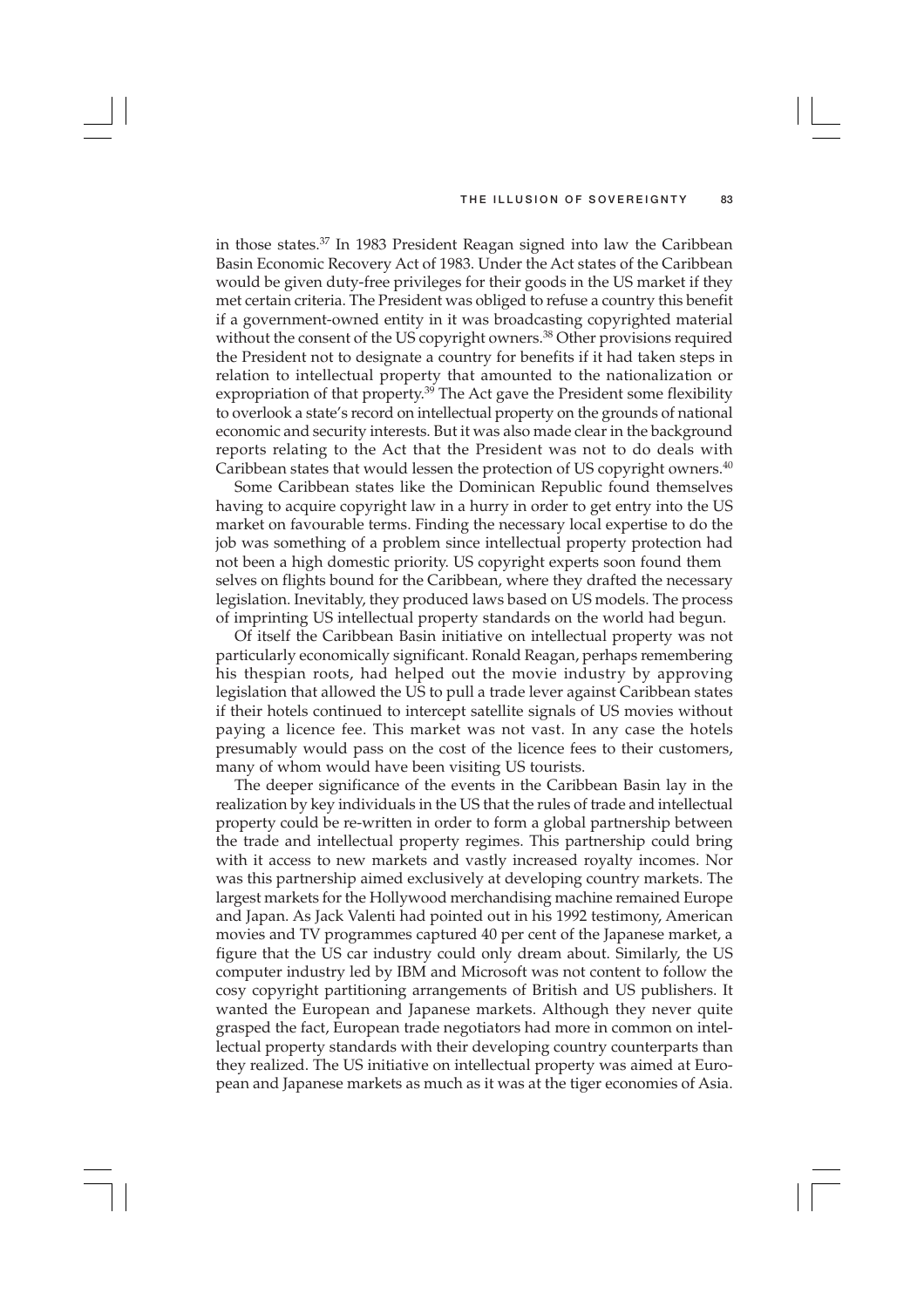in those states.[37] In 1983 President Reagan signed into law the Caribbean Basin Economic Recovery Act of 1983. Under the Act states of the Caribbean would be given duty-free privileges for their goods in the US market if they met certain criteria. The President was obliged to refuse a country this benefit if a government-owned entity in it was broadcasting copyrighted material without the consent of the US copyright owners.[38] Other provisions required the President not to designate a country for benefits if it had taken steps in relation to intellectual property that amounted to the nationalization or expropriation of that property.[39] The Act gave the President some flexibility to overlook a state's record on intellectual property on the grounds of national economic and security interests. But it was also made clear in the background reports relating to the Act that the President was not to do deals with Caribbean states that would lessen the protection of US copyright owners.[40]

Some Caribbean states like the Dominican Republic found themselves having to acquire copyright law in a hurry in order to get entry into the US market on favourable terms. Finding the necessary local expertise to do the job was something of a problem since intellectual property protection had not been a high domestic priority. US copyright experts soon found themselves on flights bound for the Caribbean, where they drafted the necessary legislation. Inevitably, they produced laws based on US models. The process of imprinting US intellectual property standards on the world had begun.

Of itself the Caribbean Basin initiative on intellectual property was not particularly economically significant. Ronald Reagan, perhaps remembering his thespian roots, had helped out the movie industry by approving legislation that allowed the US to pull a trade lever against Caribbean states if their hotels continued to intercept satellite signals of US movies without paying a licence fee. This market was not vast. In any case the hotels presumably would pass on the cost of the licence fees to their customers, many of whom would have been visiting US tourists.

The deeper significance of the events in the Caribbean Basin lay in the realization by key individuals in the US that the rules of trade and intellectual property could be re-written in order to form a global partnership between the trade and intellectual property regimes. This partnership could bring with it access to new markets and vastly increased royalty incomes. Nor was this partnership aimed exclusively at developing country markets. The largest markets for the Hollywood merchandising machine remained Europe and Japan. As Jack Valenti had pointed out in his 1992 testimony, American movies and TV programmes captured 40 per cent of the Japanese market, a figure that the US car industry could only dream about. Similarly, the US computer industry led by IBM and Microsoft was not content to follow the cosy copyright partitioning arrangements of British and US publishers. It wanted the European and Japanese markets. Although they never quite grasped the fact, European trade negotiators had more in common on intellectual property standards with their developing country counterparts than they realized. The US initiative on intellectual property was aimed at European and Japanese markets as much as it was at the tiger economies of Asia.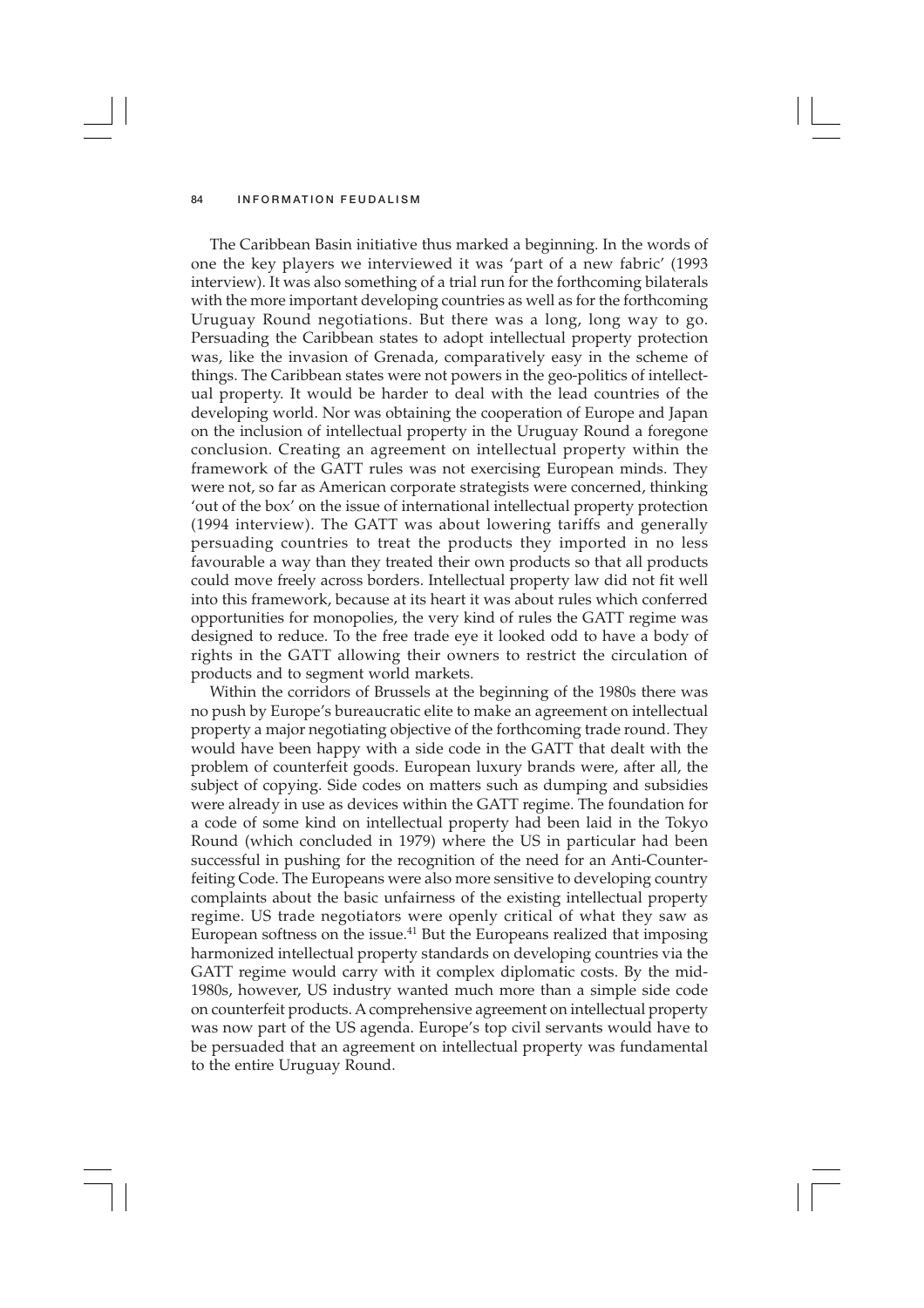The Caribbean Basin initiative thus marked a beginning. In the words of one the key players we interviewed it was 'part of a new fabric' (1993 interview). It was also something of a trial run for the forthcoming bilaterals with the more important developing countries as well as for the forthcoming Uruguay Round negotiations. But there was a long, long way to go. Persuading the Caribbean states to adopt intellectual property protection was, like the invasion of Grenada, comparatively easy in the scheme of things. The Caribbean states were not powers in the geo-politics of intellectual property. It would be harder to deal with the lead countries of the developing world. Nor was obtaining the cooperation of Europe and Japan on the inclusion of intellectual property in the Uruguay Round a foregone conclusion. Creating an agreement on intellectual property within the framework of the GATT rules was not exercising European minds. They were not, so far as American corporate strategists were concerned, thinking 'out of the box' on the issue of international intellectual property protection (1994 interview). The GATT was about lowering tariffs and generally persuading countries to treat the products they imported in no less favourable a way than they treated their own products so that all products could move freely across borders. Intellectual property law did not fit well into this framework, because at its heart it was about rules which conferred opportunities for monopolies, the very kind of rules the GATT regime was designed to reduce. To the free trade eye it looked odd to have a body of rights in the GATT allowing their owners to restrict the circulation of products and to segment world markets.

Within the corridors of Brussels at the beginning of the 1980s there was no push by Europe's bureaucratic elite to make an agreement on intellectual property a major negotiating objective of the forthcoming trade round. They would have been happy with a side code in the GATT that dealt with the problem of counterfeit goods. European luxury brands were, after all, the subject of copying. Side codes on matters such as dumping and subsidies were already in use as devices within the GATT regime. The foundation for a code of some kind on intellectual property had been laid in the Tokyo Round (which concluded in 1979) where the US in particular had been successful in pushing for the recognition of the need for an Anti-Counterfeiting Code. The Europeans were also more sensitive to developing country complaints about the basic unfairness of the existing intellectual property regime. US trade negotiators were openly critical of what they saw as European softness on the issue.[41] But the Europeans realized that imposing harmonized intellectual property standards on developing countries via the GATT regime would carry with it complex diplomatic costs. By the mid-1980s, however, US industry wanted much more than a simple side code on counterfeit products. A comprehensive agreement on intellectual property was now part of the US agenda. Europe's top civil servants would have to be persuaded that an agreement on intellectual property was fundamental to the entire Uruguay Round.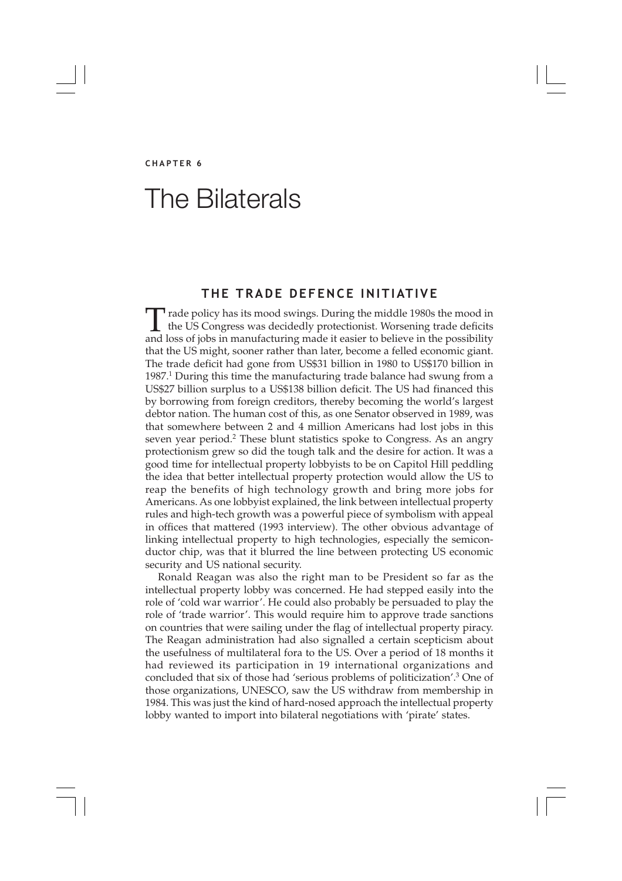CHAPTER 6

# The Bilaterals

## THE TRADE DEFENCE INITIATIVE

Trade policy has its mood swings. During the middle 1980s the mood in the US Congress was decidedly protectionist. Worsening trade deficits and loss of jobs in manufacturing made it easier to believe in the possibility that the US might, sooner rather than later, become a felled economic giant. The trade deficit had gone from US$31 billion in 1980 to US$170 billion in 1987.[1] During this time the manufacturing trade balance had swung from a US$27 billion surplus to a US$138 billion deficit. The US had financed this by borrowing from foreign creditors, thereby becoming the world's largest debtor nation. The human cost of this, as one Senator observed in 1989, was that somewhere between 2 and 4 million Americans had lost jobs in this seven year period.[2] These blunt statistics spoke to Congress. As an angry protectionism grew so did the tough talk and the desire for action. It was a good time for intellectual property lobbyists to be on Capitol Hill peddling the idea that better intellectual property protection would allow the US to reap the benefits of high technology growth and bring more jobs for Americans. As one lobbyist explained, the link between intellectual property rules and high-tech growth was a powerful piece of symbolism with appeal in offices that mattered (1993 interview). The other obvious advantage of linking intellectual property to high technologies, especially the semiconductor chip, was that it blurred the line between protecting US economic security and US national security.

Ronald Reagan was also the right man to be President so far as the intellectual property lobby was concerned. He had stepped easily into the role of 'cold war warrior'. He could also probably be persuaded to play the role of 'trade warrior'. This would require him to approve trade sanctions on countries that were sailing under the flag of intellectual property piracy. The Reagan administration had also signalled a certain scepticism about the usefulness of multilateral fora to the US. Over a period of 18 months it had reviewed its participation in 19 international organizations and concluded that six of those had 'serious problems of politicization'.[3] One of those organizations, UNESCO, saw the US withdraw from membership in 1984. This was just the kind of hard-nosed approach the intellectual property lobby wanted to import into bilateral negotiations with 'pirate' states.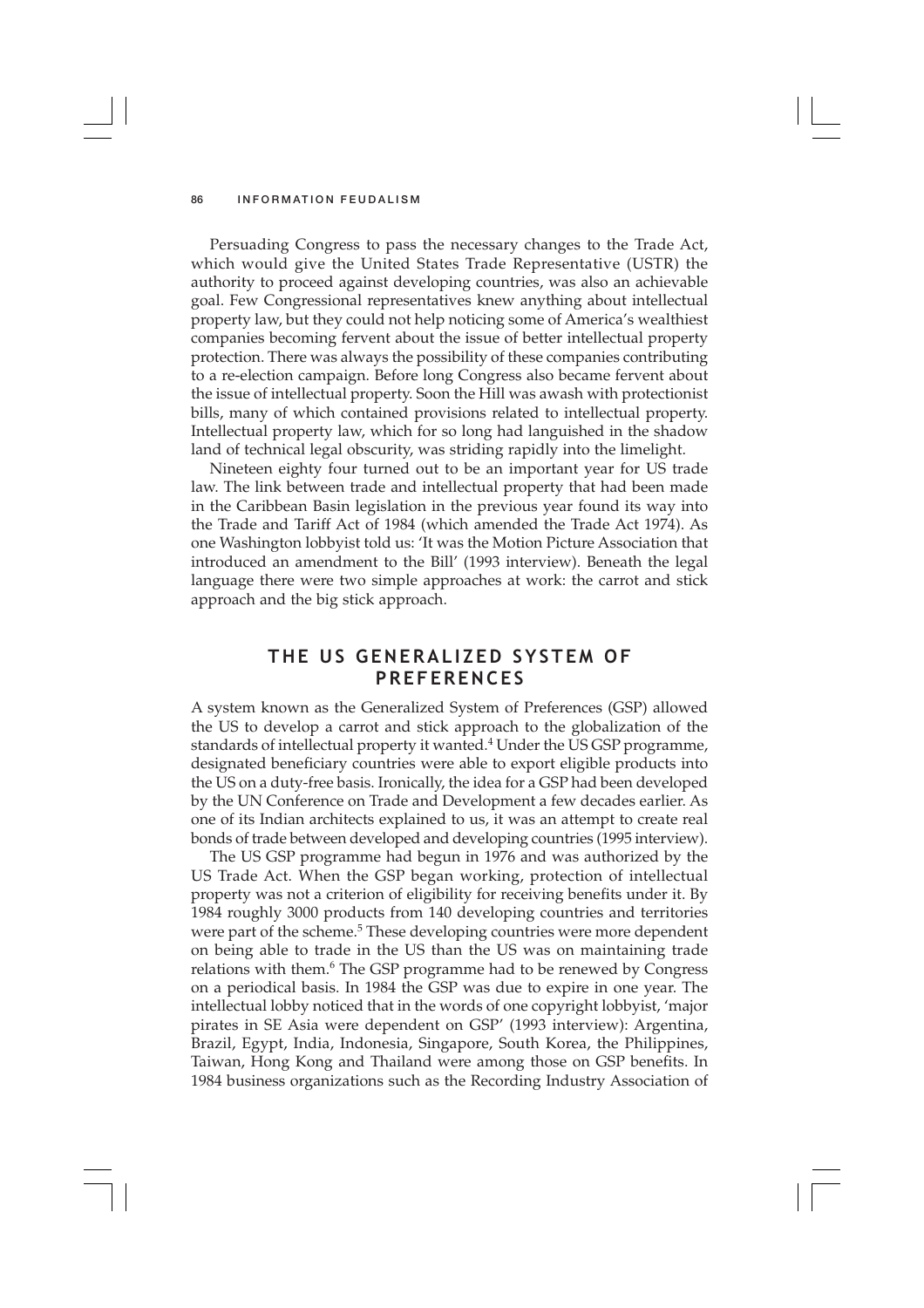Persuading Congress to pass the necessary changes to the Trade Act, which would give the United States Trade Representative (USTR) the authority to proceed against developing countries, was also an achievable goal. Few Congressional representatives knew anything about intellectual property law, but they could not help noticing some of America's wealthiest companies becoming fervent about the issue of better intellectual property protection. There was always the possibility of these companies contributing to a re-election campaign. Before long Congress also became fervent about the issue of intellectual property. Soon the Hill was awash with protectionist bills, many of which contained provisions related to intellectual property. Intellectual property law, which for so long had languished in the shadow land of technical legal obscurity, was striding rapidly into the limelight.

Nineteen eighty four turned out to be an important year for US trade law. The link between trade and intellectual property that had been made in the Caribbean Basin legislation in the previous year found its way into the Trade and Tariff Act of 1984 (which amended the Trade Act 1974). As one Washington lobbyist told us: 'It was the Motion Picture Association that introduced an amendment to the Bill' (1993 interview). Beneath the legal language there were two simple approaches at work: the carrot and stick approach and the big stick approach.

## THE US GENERALIZED SYSTEM OF PREFERENCES

A system known as the Generalized System of Preferences (GSP) allowed the US to develop a carrot and stick approach to the globalization of the standards of intellectual property it wanted.[4] Under the US GSP programme, designated beneficiary countries were able to export eligible products into the US on a duty-free basis. Ironically, the idea for a GSP had been developed by the UN Conference on Trade and Development a few decades earlier. As one of its Indian architects explained to us, it was an attempt to create real bonds of trade between developed and developing countries (1995 interview).

The US GSP programme had begun in 1976 and was authorized by the US Trade Act. When the GSP began working, protection of intellectual property was not a criterion of eligibility for receiving benefits under it. By 1984 roughly 3000 products from 140 developing countries and territories were part of the scheme.[5] These developing countries were more dependent on being able to trade in the US than the US was on maintaining trade relations with them.[6] The GSP programme had to be renewed by Congress on a periodical basis. In 1984 the GSP was due to expire in one year. The intellectual lobby noticed that in the words of one copyright lobbyist, 'major pirates in SE Asia were dependent on GSP' (1993 interview): Argentina, Brazil, Egypt, India, Indonesia, Singapore, South Korea, the Philippines, Taiwan, Hong Kong and Thailand were among those on GSP benefits. In 1984 business organizations such as the Recording Industry Association of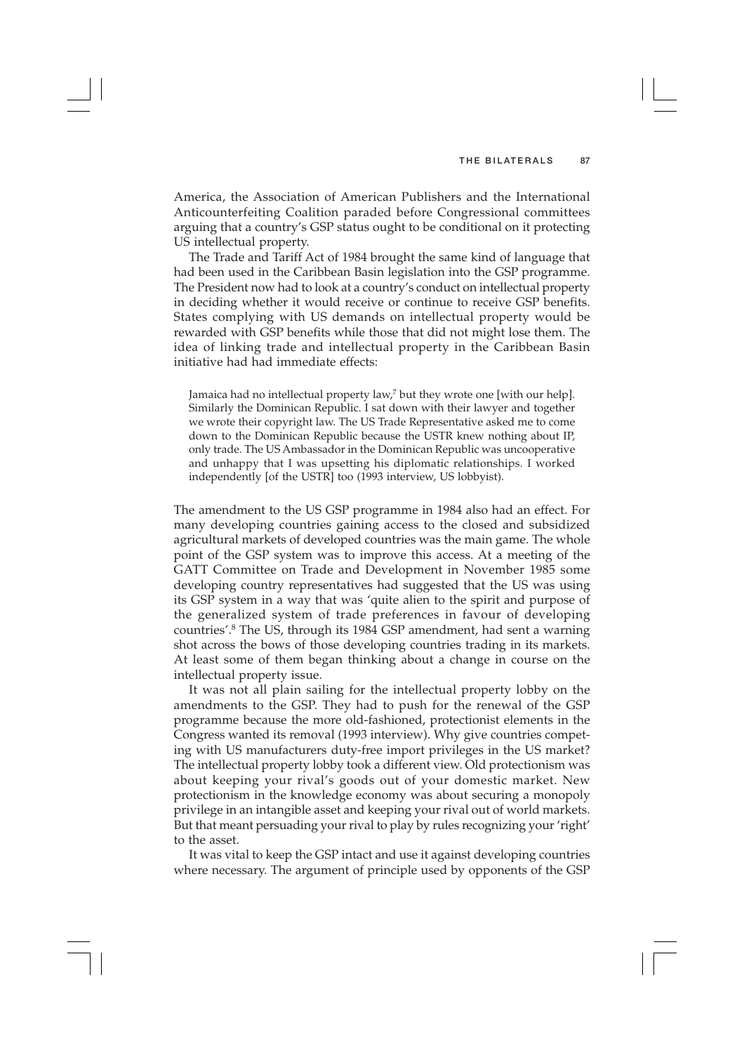America, the Association of American Publishers and the International Anticounterfeiting Coalition paraded before Congressional committees arguing that a country's GSP status ought to be conditional on it protecting US intellectual property.

The Trade and Tariff Act of 1984 brought the same kind of language that had been used in the Caribbean Basin legislation into the GSP programme. The President now had to look at a country's conduct on intellectual property in deciding whether it would receive or continue to receive GSP benefits. States complying with US demands on intellectual property would be rewarded with GSP benefits while those that did not might lose them. The idea of linking trade and intellectual property in the Caribbean Basin initiative had had immediate effects:

> Jamaica had no intellectual property law,[7] but they wrote one [with our help]. Similarly the Dominican Republic. I sat down with their lawyer and together we wrote their copyright law. The US Trade Representative asked me to come down to the Dominican Republic because the USTR knew nothing about IP, only trade. The US Ambassador in the Dominican Republic was uncooperative and unhappy that I was upsetting his diplomatic relationships. I worked independently [of the USTR] too (1993 interview, US lobbyist).

The amendment to the US GSP programme in 1984 also had an effect. For many developing countries gaining access to the closed and subsidized agricultural markets of developed countries was the main game. The whole point of the GSP system was to improve this access. At a meeting of the GATT Committee on Trade and Development in November 1985 some developing country representatives had suggested that the US was using its GSP system in a way that was 'quite alien to the spirit and purpose of the generalized system of trade preferences in favour of developing countries'.[8] The US, through its 1984 GSP amendment, had sent a warning shot across the bows of those developing countries trading in its markets. At least some of them began thinking about a change in course on the intellectual property issue.

It was not all plain sailing for the intellectual property lobby on the amendments to the GSP. They had to push for the renewal of the GSP programme because the more old-fashioned, protectionist elements in the Congress wanted its removal (1993 interview). Why give countries competing with US manufacturers duty-free import privileges in the US market? The intellectual property lobby took a different view. Old protectionism was about keeping your rival's goods out of your domestic market. New protectionism in the knowledge economy was about securing a monopoly privilege in an intangible asset and keeping your rival out of world markets. But that meant persuading your rival to play by rules recognizing your 'right' to the asset.

It was vital to keep the GSP intact and use it against developing countries where necessary. The argument of principle used by opponents of the GSP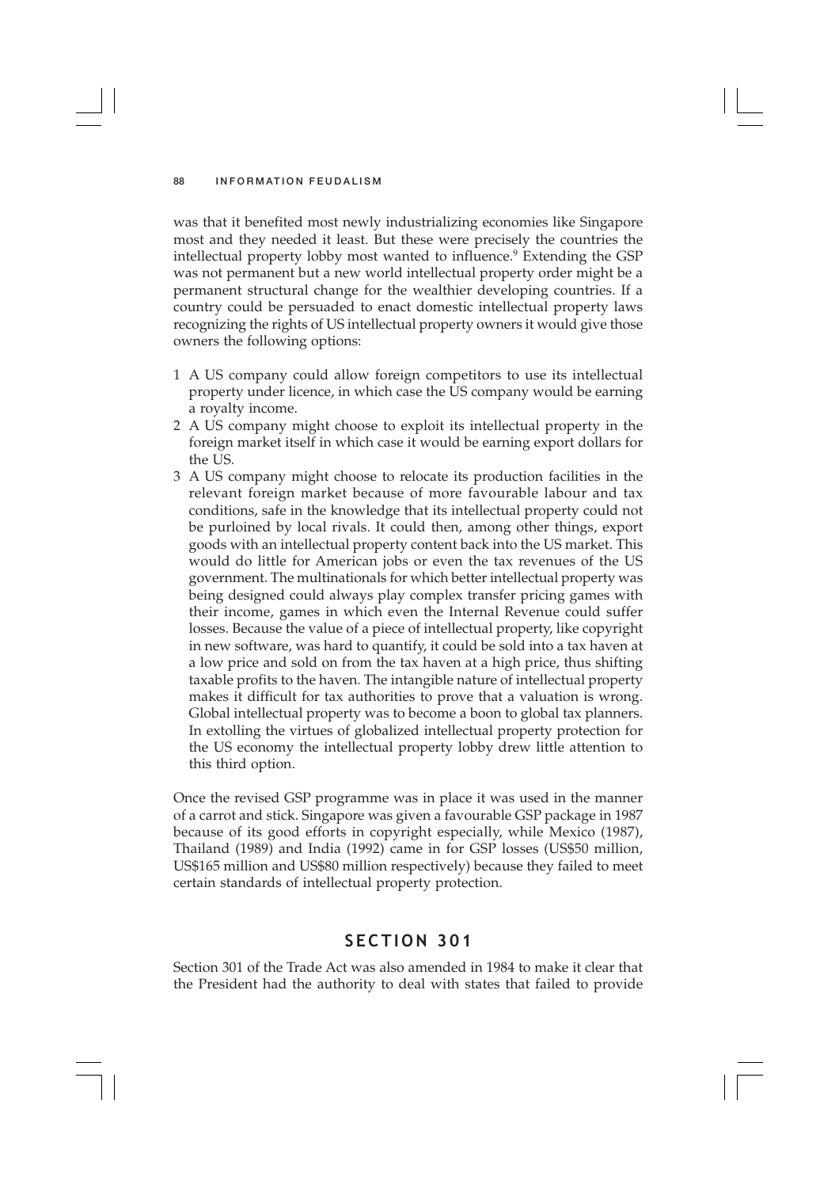was that it benefited most newly industrializing economies like Singapore most and they needed it least. But these were precisely the countries the intellectual property lobby most wanted to influence.[9] Extending the GSP was not permanent but a new world intellectual property order might be a permanent structural change for the wealthier developing countries. If a country could be persuaded to enact domestic intellectual property laws recognizing the rights of US intellectual property owners it would give those owners the following options:

1 A US company could allow foreign competitors to use its intellectual property under licence, in which case the US company would be earning a royalty income.
2 A US company might choose to exploit its intellectual property in the foreign market itself in which case it would be earning export dollars for the US.
3 A US company might choose to relocate its production facilities in the relevant foreign market because of more favourable labour and tax conditions, safe in the knowledge that its intellectual property could not be purloined by local rivals. It could then, among other things, export goods with an intellectual property content back into the US market. This would do little for American jobs or even the tax revenues of the US government. The multinationals for which better intellectual property was being designed could always play complex transfer pricing games with their income, games in which even the Internal Revenue could suffer losses. Because the value of a piece of intellectual property, like copyright in new software, was hard to quantify, it could be sold into a tax haven at a low price and sold on from the tax haven at a high price, thus shifting taxable profits to the haven. The intangible nature of intellectual property makes it difficult for tax authorities to prove that a valuation is wrong. Global intellectual property was to become a boon to global tax planners. In extolling the virtues of globalized intellectual property protection for the US economy the intellectual property lobby drew little attention to this third option.

Once the revised GSP programme was in place it was used in the manner of a carrot and stick. Singapore was given a favourable GSP package in 1987 because of its good efforts in copyright especially, while Mexico (1987), Thailand (1989) and India (1992) came in for GSP losses (US$50 million, US$165 million and US$80 million respectively) because they failed to meet certain standards of intellectual property protection.

## SECTION 301

Section 301 of the Trade Act was also amended in 1984 to make it clear that the President had the authority to deal with states that failed to provide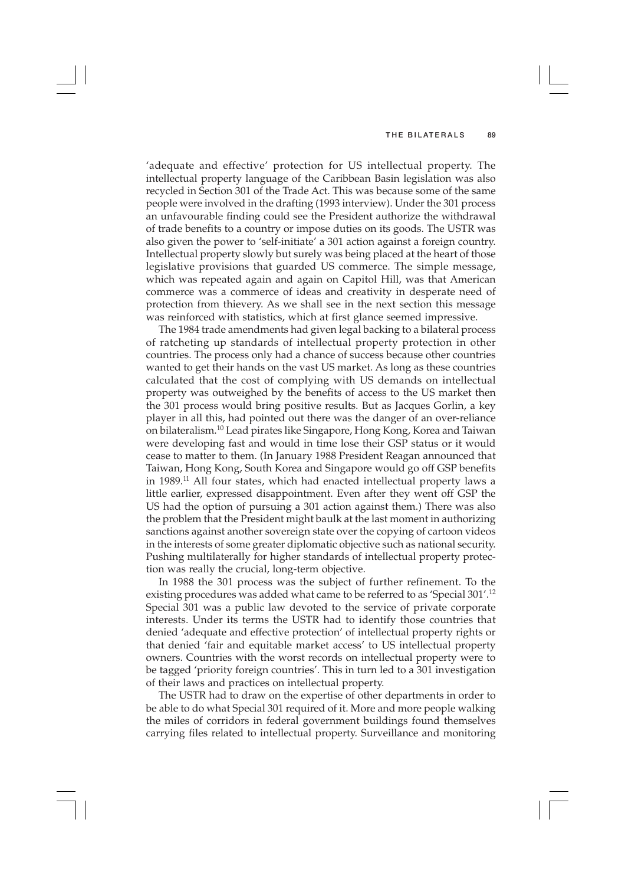'adequate and effective' protection for US intellectual property. The intellectual property language of the Caribbean Basin legislation was also recycled in Section 301 of the Trade Act. This was because some of the same people were involved in the drafting (1993 interview). Under the 301 process an unfavourable finding could see the President authorize the withdrawal of trade benefits to a country or impose duties on its goods. The USTR was also given the power to 'self-initiate' a 301 action against a foreign country. Intellectual property slowly but surely was being placed at the heart of those legislative provisions that guarded US commerce. The simple message, which was repeated again and again on Capitol Hill, was that American commerce was a commerce of ideas and creativity in desperate need of protection from thievery. As we shall see in the next section this message was reinforced with statistics, which at first glance seemed impressive.

The 1984 trade amendments had given legal backing to a bilateral process of ratcheting up standards of intellectual property protection in other countries. The process only had a chance of success because other countries wanted to get their hands on the vast US market. As long as these countries calculated that the cost of complying with US demands on intellectual property was outweighed by the benefits of access to the US market then the 301 process would bring positive results. But as Jacques Gorlin, a key player in all this, had pointed out there was the danger of an over-reliance on bilateralism.[10] Lead pirates like Singapore, Hong Kong, Korea and Taiwan were developing fast and would in time lose their GSP status or it would cease to matter to them. (In January 1988 President Reagan announced that Taiwan, Hong Kong, South Korea and Singapore would go off GSP benefits in 1989.[11] All four states, which had enacted intellectual property laws a little earlier, expressed disappointment. Even after they went off GSP the US had the option of pursuing a 301 action against them.) There was also the problem that the President might baulk at the last moment in authorizing sanctions against another sovereign state over the copying of cartoon videos in the interests of some greater diplomatic objective such as national security. Pushing multilaterally for higher standards of intellectual property protection was really the crucial, long-term objective.

In 1988 the 301 process was the subject of further refinement. To the existing procedures was added what came to be referred to as 'Special 301'.[12] Special 301 was a public law devoted to the service of private corporate interests. Under its terms the USTR had to identify those countries that denied 'adequate and effective protection' of intellectual property rights or that denied 'fair and equitable market access' to US intellectual property owners. Countries with the worst records on intellectual property were to be tagged 'priority foreign countries'. This in turn led to a 301 investigation of their laws and practices on intellectual property.

The USTR had to draw on the expertise of other departments in order to be able to do what Special 301 required of it. More and more people walking the miles of corridors in federal government buildings found themselves carrying files related to intellectual property. Surveillance and monitoring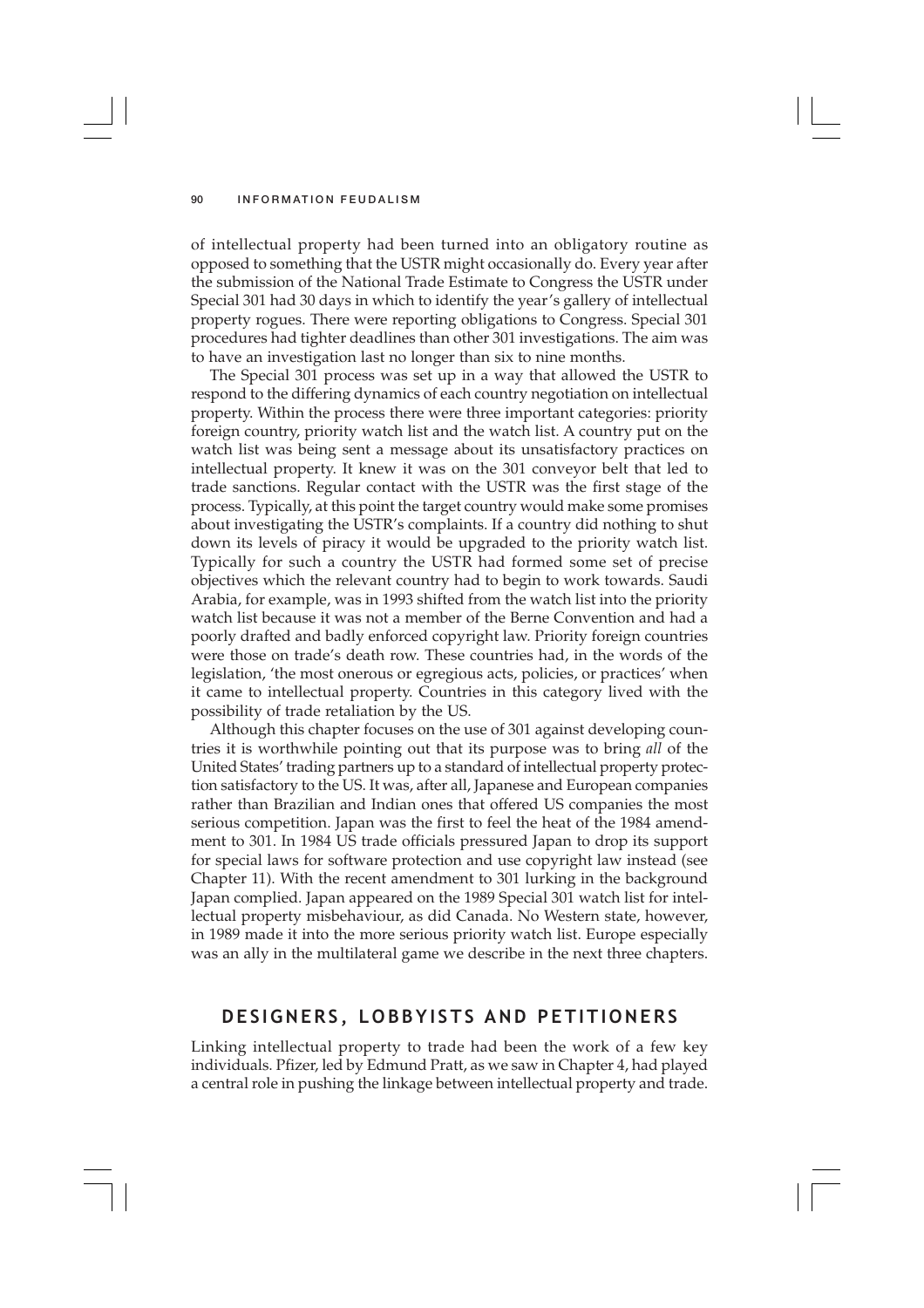of intellectual property had been turned into an obligatory routine as opposed to something that the USTR might occasionally do. Every year after the submission of the National Trade Estimate to Congress the USTR under Special 301 had 30 days in which to identify the year's gallery of intellectual property rogues. There were reporting obligations to Congress. Special 301 procedures had tighter deadlines than other 301 investigations. The aim was to have an investigation last no longer than six to nine months.

The Special 301 process was set up in a way that allowed the USTR to respond to the differing dynamics of each country negotiation on intellectual property. Within the process there were three important categories: priority foreign country, priority watch list and the watch list. A country put on the watch list was being sent a message about its unsatisfactory practices on intellectual property. It knew it was on the 301 conveyor belt that led to trade sanctions. Regular contact with the USTR was the first stage of the process. Typically, at this point the target country would make some promises about investigating the USTR's complaints. If a country did nothing to shut down its levels of piracy it would be upgraded to the priority watch list. Typically for such a country the USTR had formed some set of precise objectives which the relevant country had to begin to work towards. Saudi Arabia, for example, was in 1993 shifted from the watch list into the priority watch list because it was not a member of the Berne Convention and had a poorly drafted and badly enforced copyright law. Priority foreign countries were those on trade's death row. These countries had, in the words of the legislation, 'the most onerous or egregious acts, policies, or practices' when it came to intellectual property. Countries in this category lived with the possibility of trade retaliation by the US.

Although this chapter focuses on the use of 301 against developing countries it is worthwhile pointing out that its purpose was to bring *all* of the United States' trading partners up to a standard of intellectual property protection satisfactory to the US. It was, after all, Japanese and European companies rather than Brazilian and Indian ones that offered US companies the most serious competition. Japan was the first to feel the heat of the 1984 amendment to 301. In 1984 US trade officials pressured Japan to drop its support for special laws for software protection and use copyright law instead (see Chapter 11). With the recent amendment to 301 lurking in the background Japan complied. Japan appeared on the 1989 Special 301 watch list for intellectual property misbehaviour, as did Canada. No Western state, however, in 1989 made it into the more serious priority watch list. Europe especially was an ally in the multilateral game we describe in the next three chapters.

## DESIGNERS, LOBBYISTS AND PETITIONERS

Linking intellectual property to trade had been the work of a few key individuals. Pfizer, led by Edmund Pratt, as we saw in Chapter 4, had played a central role in pushing the linkage between intellectual property and trade.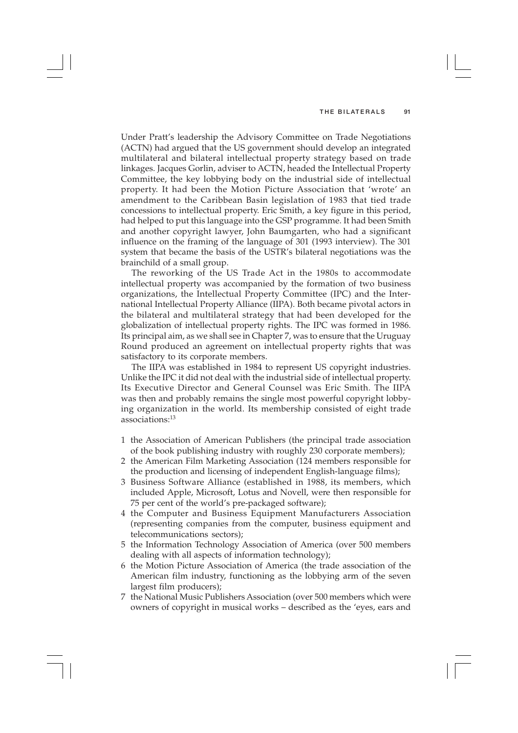Under Pratt's leadership the Advisory Committee on Trade Negotiations (ACTN) had argued that the US government should develop an integrated multilateral and bilateral intellectual property strategy based on trade linkages. Jacques Gorlin, adviser to ACTN, headed the Intellectual Property Committee, the key lobbying body on the industrial side of intellectual property. It had been the Motion Picture Association that 'wrote' an amendment to the Caribbean Basin legislation of 1983 that tied trade concessions to intellectual property. Eric Smith, a key figure in this period, had helped to put this language into the GSP programme. It had been Smith and another copyright lawyer, John Baumgarten, who had a significant influence on the framing of the language of 301 (1993 interview). The 301 system that became the basis of the USTR's bilateral negotiations was the brainchild of a small group.

The reworking of the US Trade Act in the 1980s to accommodate intellectual property was accompanied by the formation of two business organizations, the Intellectual Property Committee (IPC) and the International Intellectual Property Alliance (IIPA). Both became pivotal actors in the bilateral and multilateral strategy that had been developed for the globalization of intellectual property rights. The IPC was formed in 1986. Its principal aim, as we shall see in Chapter 7, was to ensure that the Uruguay Round produced an agreement on intellectual property rights that was satisfactory to its corporate members.

The IIPA was established in 1984 to represent US copyright industries. Unlike the IPC it did not deal with the industrial side of intellectual property. Its Executive Director and General Counsel was Eric Smith. The IIPA was then and probably remains the single most powerful copyright lobbying organization in the world. Its membership consisted of eight trade associations:[13]

1. the Association of American Publishers (the principal trade association of the book publishing industry with roughly 230 corporate members);
2. the American Film Marketing Association (124 members responsible for the production and licensing of independent English-language films);
3. Business Software Alliance (established in 1988, its members, which included Apple, Microsoft, Lotus and Novell, were then responsible for 75 per cent of the world's pre-packaged software);
4. the Computer and Business Equipment Manufacturers Association (representing companies from the computer, business equipment and telecommunications sectors);
5. the Information Technology Association of America (over 500 members dealing with all aspects of information technology);
6. the Motion Picture Association of America (the trade association of the American film industry, functioning as the lobbying arm of the seven largest film producers);
7. the National Music Publishers Association (over 500 members which were owners of copyright in musical works – described as the 'eyes, ears and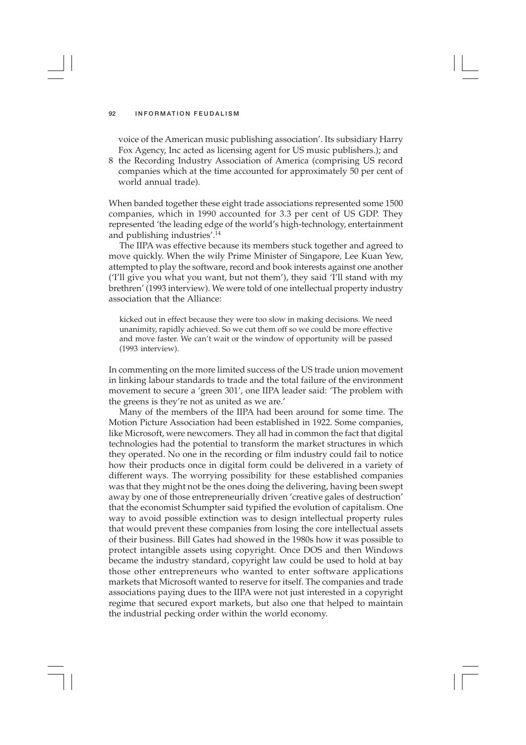voice of the American music publishing association'. Its subsidiary Harry Fox Agency, Inc acted as licensing agent for US music publishers.); and

8 the Recording Industry Association of America (comprising US record companies which at the time accounted for approximately 50 per cent of world annual trade).

When banded together these eight trade associations represented some 1500 companies, which in 1990 accounted for 3.3 per cent of US GDP. They represented 'the leading edge of the world's high-technology, entertainment and publishing industries'.[14]

The IIPA was effective because its members stuck together and agreed to move quickly. When the wily Prime Minister of Singapore, Lee Kuan Yew, attempted to play the software, record and book interests against one another ('I'll give you what you want, but not them'), they said 'I'll stand with my brethren' (1993 interview). We were told of one intellectual property industry association that the Alliance:

> kicked out in effect because they were too slow in making decisions. We need unanimity, rapidly achieved. So we cut them off so we could be more effective and move faster. We can't wait or the window of opportunity will be passed (1993 interview).

In commenting on the more limited success of the US trade union movement in linking labour standards to trade and the total failure of the environment movement to secure a 'green 301', one IIPA leader said: 'The problem with the greens is they're not as united as we are.'

Many of the members of the IIPA had been around for some time. The Motion Picture Association had been established in 1922. Some companies, like Microsoft, were newcomers. They all had in common the fact that digital technologies had the potential to transform the market structures in which they operated. No one in the recording or film industry could fail to notice how their products once in digital form could be delivered in a variety of different ways. The worrying possibility for these established companies was that they might not be the ones doing the delivering, having been swept away by one of those entrepreneurially driven 'creative gales of destruction' that the economist Schumpter said typified the evolution of capitalism. One way to avoid possible extinction was to design intellectual property rules that would prevent these companies from losing the core intellectual assets of their business. Bill Gates had showed in the 1980s how it was possible to protect intangible assets using copyright. Once DOS and then Windows became the industry standard, copyright law could be used to hold at bay those other entrepreneurs who wanted to enter software applications markets that Microsoft wanted to reserve for itself. The companies and trade associations paying dues to the IIPA were not just interested in a copyright regime that secured export markets, but also one that helped to maintain the industrial pecking order within the world economy.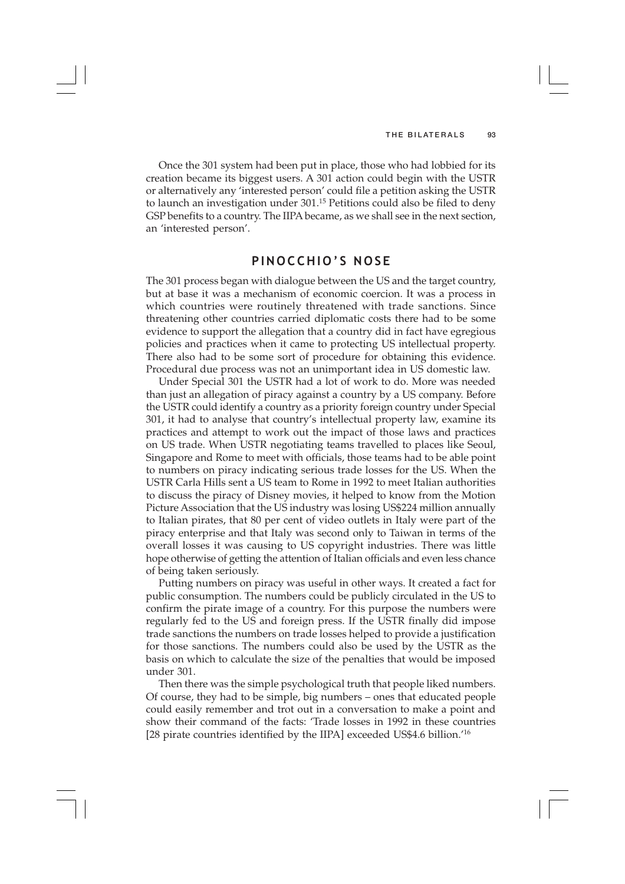Once the 301 system had been put in place, those who had lobbied for its creation became its biggest users. A 301 action could begin with the USTR or alternatively any 'interested person' could file a petition asking the USTR to launch an investigation under 301.[15] Petitions could also be filed to deny GSP benefits to a country. The IIPA became, as we shall see in the next section, an 'interested person'.

## PINOCCHIO'S NOSE

The 301 process began with dialogue between the US and the target country, but at base it was a mechanism of economic coercion. It was a process in which countries were routinely threatened with trade sanctions. Since threatening other countries carried diplomatic costs there had to be some evidence to support the allegation that a country did in fact have egregious policies and practices when it came to protecting US intellectual property. There also had to be some sort of procedure for obtaining this evidence. Procedural due process was not an unimportant idea in US domestic law.

Under Special 301 the USTR had a lot of work to do. More was needed than just an allegation of piracy against a country by a US company. Before the USTR could identify a country as a priority foreign country under Special 301, it had to analyse that country's intellectual property law, examine its practices and attempt to work out the impact of those laws and practices on US trade. When USTR negotiating teams travelled to places like Seoul, Singapore and Rome to meet with officials, those teams had to be able point to numbers on piracy indicating serious trade losses for the US. When the USTR Carla Hills sent a US team to Rome in 1992 to meet Italian authorities to discuss the piracy of Disney movies, it helped to know from the Motion Picture Association that the US industry was losing US$224 million annually to Italian pirates, that 80 per cent of video outlets in Italy were part of the piracy enterprise and that Italy was second only to Taiwan in terms of the overall losses it was causing to US copyright industries. There was little hope otherwise of getting the attention of Italian officials and even less chance of being taken seriously.

Putting numbers on piracy was useful in other ways. It created a fact for public consumption. The numbers could be publicly circulated in the US to confirm the pirate image of a country. For this purpose the numbers were regularly fed to the US and foreign press. If the USTR finally did impose trade sanctions the numbers on trade losses helped to provide a justification for those sanctions. The numbers could also be used by the USTR as the basis on which to calculate the size of the penalties that would be imposed under 301.

Then there was the simple psychological truth that people liked numbers. Of course, they had to be simple, big numbers – ones that educated people could easily remember and trot out in a conversation to make a point and show their command of the facts: 'Trade losses in 1992 in these countries [28 pirate countries identified by the IIPA] exceeded US$4.6 billion.'[16]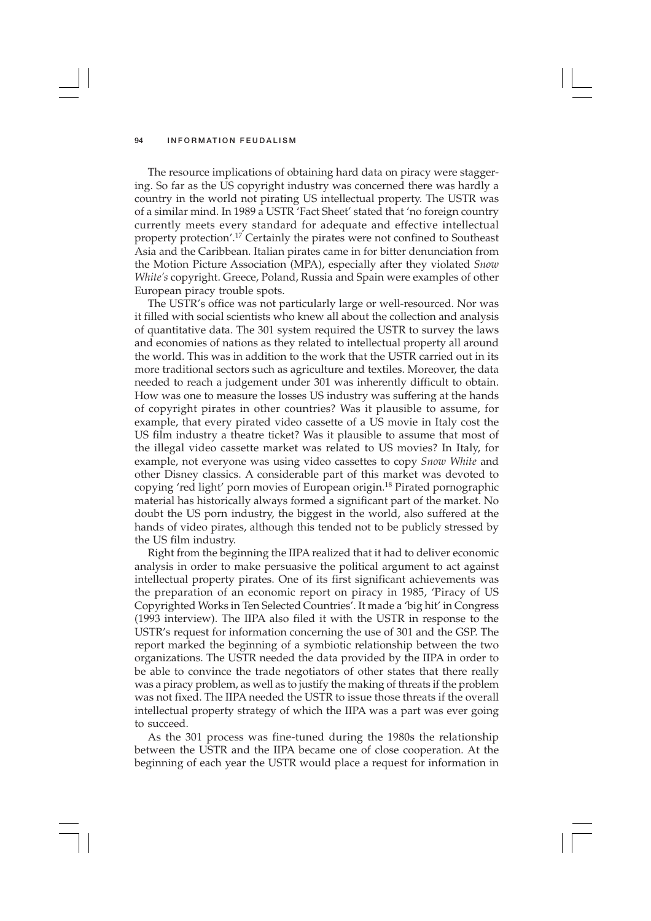The resource implications of obtaining hard data on piracy were staggering. So far as the US copyright industry was concerned there was hardly a country in the world not pirating US intellectual property. The USTR was of a similar mind. In 1989 a USTR 'Fact Sheet' stated that 'no foreign country currently meets every standard for adequate and effective intellectual property protection'.[17] Certainly the pirates were not confined to Southeast Asia and the Caribbean. Italian pirates came in for bitter denunciation from the Motion Picture Association (MPA), especially after they violated *Snow White's* copyright. Greece, Poland, Russia and Spain were examples of other European piracy trouble spots.

The USTR's office was not particularly large or well-resourced. Nor was it filled with social scientists who knew all about the collection and analysis of quantitative data. The 301 system required the USTR to survey the laws and economies of nations as they related to intellectual property all around the world. This was in addition to the work that the USTR carried out in its more traditional sectors such as agriculture and textiles. Moreover, the data needed to reach a judgement under 301 was inherently difficult to obtain. How was one to measure the losses US industry was suffering at the hands of copyright pirates in other countries? Was it plausible to assume, for example, that every pirated video cassette of a US movie in Italy cost the US film industry a theatre ticket? Was it plausible to assume that most of the illegal video cassette market was related to US movies? In Italy, for example, not everyone was using video cassettes to copy *Snow White* and other Disney classics. A considerable part of this market was devoted to copying 'red light' porn movies of European origin.[18] Pirated pornographic material has historically always formed a significant part of the market. No doubt the US porn industry, the biggest in the world, also suffered at the hands of video pirates, although this tended not to be publicly stressed by the US film industry.

Right from the beginning the IIPA realized that it had to deliver economic analysis in order to make persuasive the political argument to act against intellectual property pirates. One of its first significant achievements was the preparation of an economic report on piracy in 1985, 'Piracy of US Copyrighted Works in Ten Selected Countries'. It made a 'big hit' in Congress (1993 interview). The IIPA also filed it with the USTR in response to the USTR's request for information concerning the use of 301 and the GSP. The report marked the beginning of a symbiotic relationship between the two organizations. The USTR needed the data provided by the IIPA in order to be able to convince the trade negotiators of other states that there really was a piracy problem, as well as to justify the making of threats if the problem was not fixed. The IIPA needed the USTR to issue those threats if the overall intellectual property strategy of which the IIPA was a part was ever going to succeed.

As the 301 process was fine-tuned during the 1980s the relationship between the USTR and the IIPA became one of close cooperation. At the beginning of each year the USTR would place a request for information in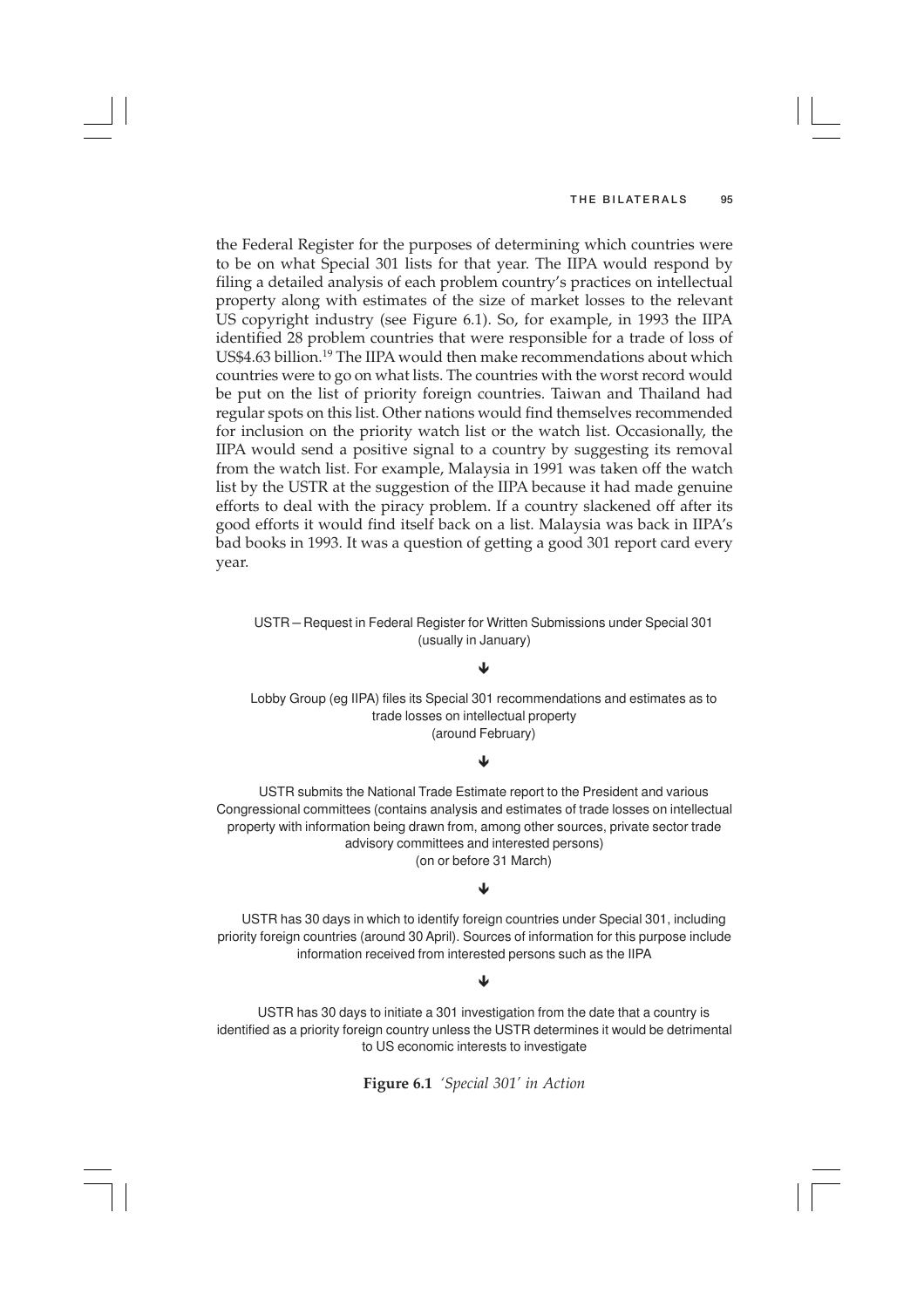the Federal Register for the purposes of determining which countries were to be on what Special 301 lists for that year. The IIPA would respond by filing a detailed analysis of each problem country's practices on intellectual property along with estimates of the size of market losses to the relevant US copyright industry (see Figure 6.1). So, for example, in 1993 the IIPA identified 28 problem countries that were responsible for a trade of loss of US$4.63 billion.[19] The IIPA would then make recommendations about which countries were to go on what lists. The countries with the worst record would be put on the list of priority foreign countries. Taiwan and Thailand had regular spots on this list. Other nations would find themselves recommended for inclusion on the priority watch list or the watch list. Occasionally, the IIPA would send a positive signal to a country by suggesting its removal from the watch list. For example, Malaysia in 1991 was taken off the watch list by the USTR at the suggestion of the IIPA because it had made genuine efforts to deal with the piracy problem. If a country slackened off after its good efforts it would find itself back on a list. Malaysia was back in IIPA's bad books in 1993. It was a question of getting a good 301 report card every year.

USTR – Request in Federal Register for Written Submissions under Special 301 (usually in January)

↓

Lobby Group (eg IIPA) files its Special 301 recommendations and estimates as to trade losses on intellectual property (around February)

↓

USTR submits the National Trade Estimate report to the President and various Congressional committees (contains analysis and estimates of trade losses on intellectual property with information being drawn from, among other sources, private sector trade advisory committees and interested persons) (on or before 31 March)

↓

USTR has 30 days in which to identify foreign countries under Special 301, including priority foreign countries (around 30 April). Sources of information for this purpose include information received from interested persons such as the IIPA

↓

USTR has 30 days to initiate a 301 investigation from the date that a country is identified as a priority foreign country unless the USTR determines it would be detrimental to US economic interests to investigate

**Figure 6.1** *'Special 301' in Action*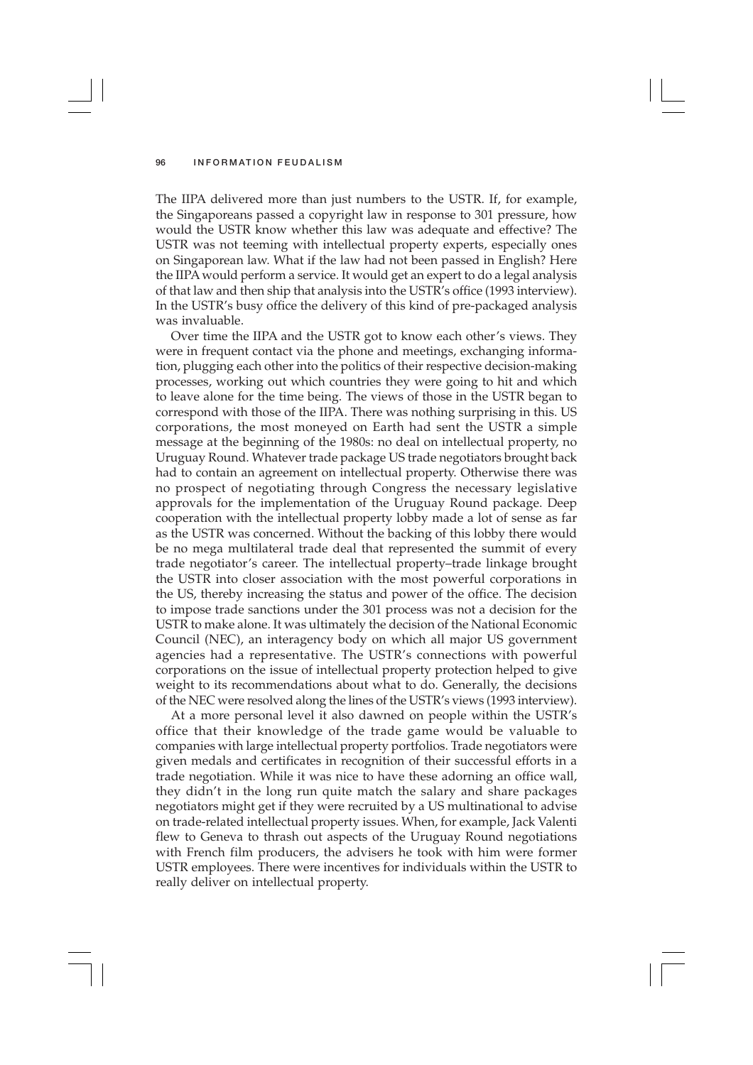The IIPA delivered more than just numbers to the USTR. If, for example, the Singaporeans passed a copyright law in response to 301 pressure, how would the USTR know whether this law was adequate and effective? The USTR was not teeming with intellectual property experts, especially ones on Singaporean law. What if the law had not been passed in English? Here the IIPA would perform a service. It would get an expert to do a legal analysis of that law and then ship that analysis into the USTR's office (1993 interview). In the USTR's busy office the delivery of this kind of pre-packaged analysis was invaluable.

Over time the IIPA and the USTR got to know each other's views. They were in frequent contact via the phone and meetings, exchanging information, plugging each other into the politics of their respective decision-making processes, working out which countries they were going to hit and which to leave alone for the time being. The views of those in the USTR began to correspond with those of the IIPA. There was nothing surprising in this. US corporations, the most moneyed on Earth had sent the USTR a simple message at the beginning of the 1980s: no deal on intellectual property, no Uruguay Round. Whatever trade package US trade negotiators brought back had to contain an agreement on intellectual property. Otherwise there was no prospect of negotiating through Congress the necessary legislative approvals for the implementation of the Uruguay Round package. Deep cooperation with the intellectual property lobby made a lot of sense as far as the USTR was concerned. Without the backing of this lobby there would be no mega multilateral trade deal that represented the summit of every trade negotiator's career. The intellectual property–trade linkage brought the USTR into closer association with the most powerful corporations in the US, thereby increasing the status and power of the office. The decision to impose trade sanctions under the 301 process was not a decision for the USTR to make alone. It was ultimately the decision of the National Economic Council (NEC), an interagency body on which all major US government agencies had a representative. The USTR's connections with powerful corporations on the issue of intellectual property protection helped to give weight to its recommendations about what to do. Generally, the decisions of the NEC were resolved along the lines of the USTR's views (1993 interview).

At a more personal level it also dawned on people within the USTR's office that their knowledge of the trade game would be valuable to companies with large intellectual property portfolios. Trade negotiators were given medals and certificates in recognition of their successful efforts in a trade negotiation. While it was nice to have these adorning an office wall, they didn't in the long run quite match the salary and share packages negotiators might get if they were recruited by a US multinational to advise on trade-related intellectual property issues. When, for example, Jack Valenti flew to Geneva to thrash out aspects of the Uruguay Round negotiations with French film producers, the advisers he took with him were former USTR employees. There were incentives for individuals within the USTR to really deliver on intellectual property.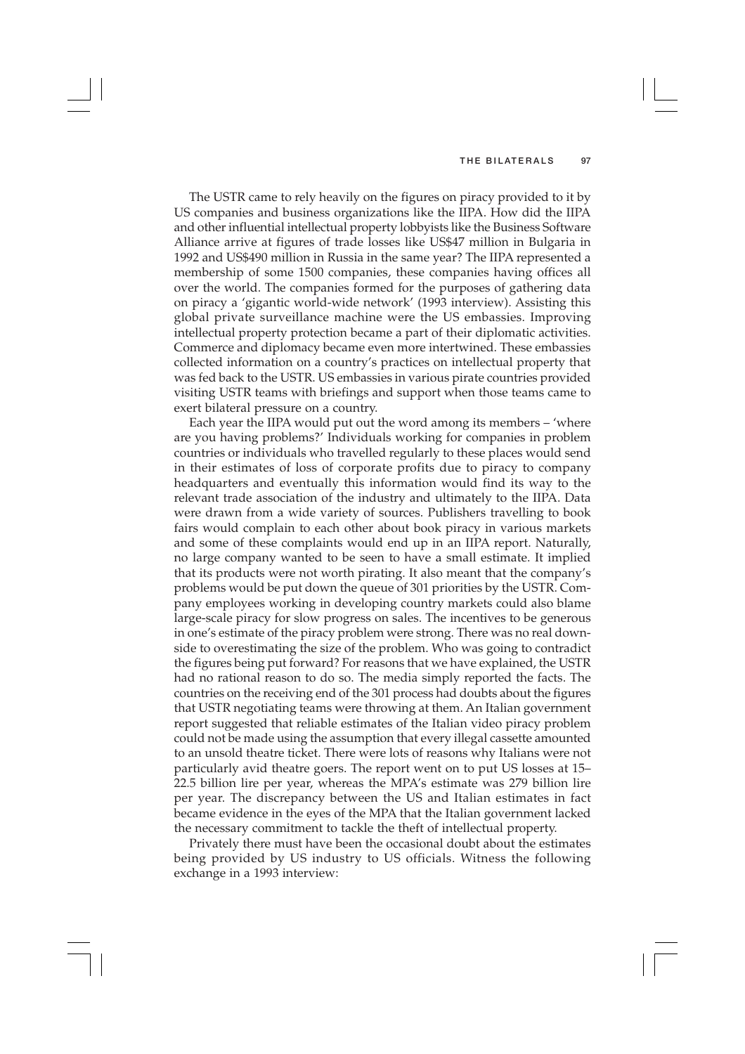The USTR came to rely heavily on the figures on piracy provided to it by US companies and business organizations like the IIPA. How did the IIPA and other influential intellectual property lobbyists like the Business Software Alliance arrive at figures of trade losses like US$47 million in Bulgaria in 1992 and US$490 million in Russia in the same year? The IIPA represented a membership of some 1500 companies, these companies having offices all over the world. The companies formed for the purposes of gathering data on piracy a 'gigantic world-wide network' (1993 interview). Assisting this global private surveillance machine were the US embassies. Improving intellectual property protection became a part of their diplomatic activities. Commerce and diplomacy became even more intertwined. These embassies collected information on a country's practices on intellectual property that was fed back to the USTR. US embassies in various pirate countries provided visiting USTR teams with briefings and support when those teams came to exert bilateral pressure on a country.

Each year the IIPA would put out the word among its members – 'where are you having problems?' Individuals working for companies in problem countries or individuals who travelled regularly to these places would send in their estimates of loss of corporate profits due to piracy to company headquarters and eventually this information would find its way to the relevant trade association of the industry and ultimately to the IIPA. Data were drawn from a wide variety of sources. Publishers travelling to book fairs would complain to each other about book piracy in various markets and some of these complaints would end up in an IIPA report. Naturally, no large company wanted to be seen to have a small estimate. It implied that its products were not worth pirating. It also meant that the company's problems would be put down the queue of 301 priorities by the USTR. Company employees working in developing country markets could also blame large-scale piracy for slow progress on sales. The incentives to be generous in one's estimate of the piracy problem were strong. There was no real downside to overestimating the size of the problem. Who was going to contradict the figures being put forward? For reasons that we have explained, the USTR had no rational reason to do so. The media simply reported the facts. The countries on the receiving end of the 301 process had doubts about the figures that USTR negotiating teams were throwing at them. An Italian government report suggested that reliable estimates of the Italian video piracy problem could not be made using the assumption that every illegal cassette amounted to an unsold theatre ticket. There were lots of reasons why Italians were not particularly avid theatre goers. The report went on to put US losses at 15–22.5 billion lire per year, whereas the MPA's estimate was 279 billion lire per year. The discrepancy between the US and Italian estimates in fact became evidence in the eyes of the MPA that the Italian government lacked the necessary commitment to tackle the theft of intellectual property.

Privately there must have been the occasional doubt about the estimates being provided by US industry to US officials. Witness the following exchange in a 1993 interview: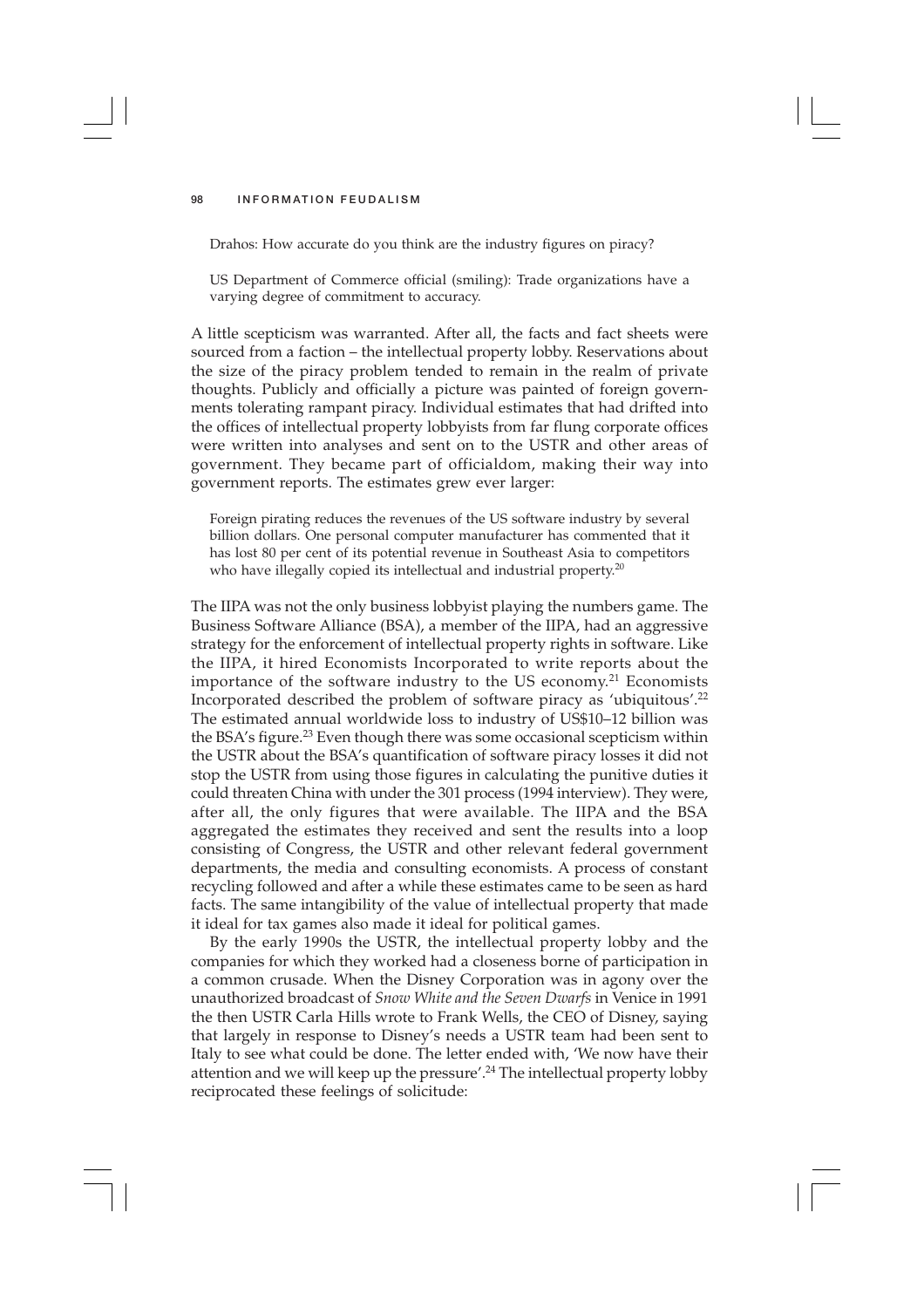> Drahos: How accurate do you think are the industry figures on piracy?
>
> US Department of Commerce official (smiling): Trade organizations have a varying degree of commitment to accuracy.

A little scepticism was warranted. After all, the facts and fact sheets were sourced from a faction – the intellectual property lobby. Reservations about the size of the piracy problem tended to remain in the realm of private thoughts. Publicly and officially a picture was painted of foreign governments tolerating rampant piracy. Individual estimates that had drifted into the offices of intellectual property lobbyists from far flung corporate offices were written into analyses and sent on to the USTR and other areas of government. They became part of officialdom, making their way into government reports. The estimates grew ever larger:

> Foreign pirating reduces the revenues of the US software industry by several billion dollars. One personal computer manufacturer has commented that it has lost 80 per cent of its potential revenue in Southeast Asia to competitors who have illegally copied its intellectual and industrial property.[20]

The IIPA was not the only business lobbyist playing the numbers game. The Business Software Alliance (BSA), a member of the IIPA, had an aggressive strategy for the enforcement of intellectual property rights in software. Like the IIPA, it hired Economists Incorporated to write reports about the importance of the software industry to the US economy.[21] Economists Incorporated described the problem of software piracy as 'ubiquitous'.[22] The estimated annual worldwide loss to industry of US$10–12 billion was the BSA's figure.[23] Even though there was some occasional scepticism within the USTR about the BSA's quantification of software piracy losses it did not stop the USTR from using those figures in calculating the punitive duties it could threaten China with under the 301 process (1994 interview). They were, after all, the only figures that were available. The IIPA and the BSA aggregated the estimates they received and sent the results into a loop consisting of Congress, the USTR and other relevant federal government departments, the media and consulting economists. A process of constant recycling followed and after a while these estimates came to be seen as hard facts. The same intangibility of the value of intellectual property that made it ideal for tax games also made it ideal for political games.

By the early 1990s the USTR, the intellectual property lobby and the companies for which they worked had a closeness borne of participation in a common crusade. When the Disney Corporation was in agony over the unauthorized broadcast of *Snow White and the Seven Dwarfs* in Venice in 1991 the then USTR Carla Hills wrote to Frank Wells, the CEO of Disney, saying that largely in response to Disney's needs a USTR team had been sent to Italy to see what could be done. The letter ended with, 'We now have their attention and we will keep up the pressure'.[24] The intellectual property lobby reciprocated these feelings of solicitude: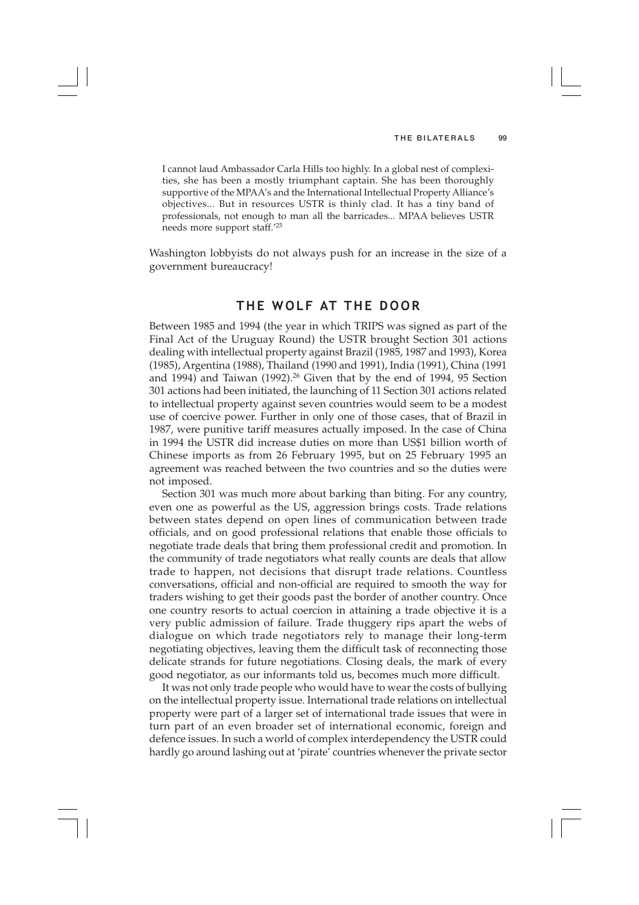> I cannot laud Ambassador Carla Hills too highly. In a global nest of complexities, she has been a mostly triumphant captain. She has been thoroughly supportive of the MPAA's and the International Intellectual Property Alliance's objectives... But in resources USTR is thinly clad. It has a tiny band of professionals, not enough to man all the barricades... MPAA believes USTR needs more support staff.'[25]

Washington lobbyists do not always push for an increase in the size of a government bureaucracy!

## THE WOLF AT THE DOOR

Between 1985 and 1994 (the year in which TRIPS was signed as part of the Final Act of the Uruguay Round) the USTR brought Section 301 actions dealing with intellectual property against Brazil (1985, 1987 and 1993), Korea (1985), Argentina (1988), Thailand (1990 and 1991), India (1991), China (1991 and 1994) and Taiwan (1992).[26] Given that by the end of 1994, 95 Section 301 actions had been initiated, the launching of 11 Section 301 actions related to intellectual property against seven countries would seem to be a modest use of coercive power. Further in only one of those cases, that of Brazil in 1987, were punitive tariff measures actually imposed. In the case of China in 1994 the USTR did increase duties on more than US$1 billion worth of Chinese imports as from 26 February 1995, but on 25 February 1995 an agreement was reached between the two countries and so the duties were not imposed.

Section 301 was much more about barking than biting. For any country, even one as powerful as the US, aggression brings costs. Trade relations between states depend on open lines of communication between trade officials, and on good professional relations that enable those officials to negotiate trade deals that bring them professional credit and promotion. In the community of trade negotiators what really counts are deals that allow trade to happen, not decisions that disrupt trade relations. Countless conversations, official and non-official are required to smooth the way for traders wishing to get their goods past the border of another country. Once one country resorts to actual coercion in attaining a trade objective it is a very public admission of failure. Trade thuggery rips apart the webs of dialogue on which trade negotiators rely to manage their long-term negotiating objectives, leaving them the difficult task of reconnecting those delicate strands for future negotiations. Closing deals, the mark of every good negotiator, as our informants told us, becomes much more difficult.

It was not only trade people who would have to wear the costs of bullying on the intellectual property issue. International trade relations on intellectual property were part of a larger set of international trade issues that were in turn part of an even broader set of international economic, foreign and defence issues. In such a world of complex interdependency the USTR could hardly go around lashing out at 'pirate' countries whenever the private sector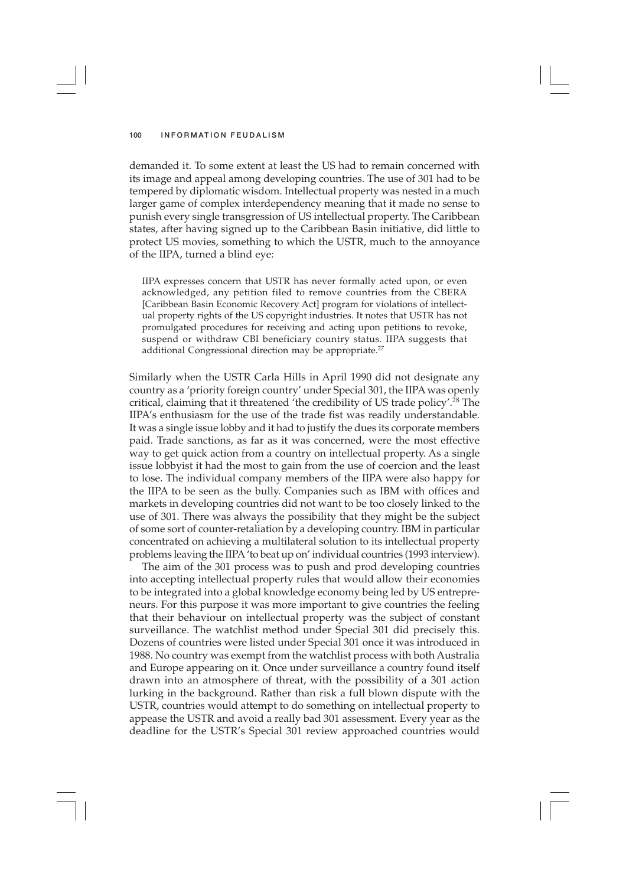demanded it. To some extent at least the US had to remain concerned with its image and appeal among developing countries. The use of 301 had to be tempered by diplomatic wisdom. Intellectual property was nested in a much larger game of complex interdependency meaning that it made no sense to punish every single transgression of US intellectual property. The Caribbean states, after having signed up to the Caribbean Basin initiative, did little to protect US movies, something to which the USTR, much to the annoyance of the IIPA, turned a blind eye:

> IIPA expresses concern that USTR has never formally acted upon, or even acknowledged, any petition filed to remove countries from the CBERA [Caribbean Basin Economic Recovery Act] program for violations of intellectual property rights of the US copyright industries. It notes that USTR has not promulgated procedures for receiving and acting upon petitions to revoke, suspend or withdraw CBI beneficiary country status. IIPA suggests that additional Congressional direction may be appropriate.[27]

Similarly when the USTR Carla Hills in April 1990 did not designate any country as a 'priority foreign country' under Special 301, the IIPA was openly critical, claiming that it threatened 'the credibility of US trade policy'.[28] The IIPA's enthusiasm for the use of the trade fist was readily understandable. It was a single issue lobby and it had to justify the dues its corporate members paid. Trade sanctions, as far as it was concerned, were the most effective way to get quick action from a country on intellectual property. As a single issue lobbyist it had the most to gain from the use of coercion and the least to lose. The individual company members of the IIPA were also happy for the IIPA to be seen as the bully. Companies such as IBM with offices and markets in developing countries did not want to be too closely linked to the use of 301. There was always the possibility that they might be the subject of some sort of counter-retaliation by a developing country. IBM in particular concentrated on achieving a multilateral solution to its intellectual property problems leaving the IIPA 'to beat up on' individual countries (1993 interview).

The aim of the 301 process was to push and prod developing countries into accepting intellectual property rules that would allow their economies to be integrated into a global knowledge economy being led by US entrepreneurs. For this purpose it was more important to give countries the feeling that their behaviour on intellectual property was the subject of constant surveillance. The watchlist method under Special 301 did precisely this. Dozens of countries were listed under Special 301 once it was introduced in 1988. No country was exempt from the watchlist process with both Australia and Europe appearing on it. Once under surveillance a country found itself drawn into an atmosphere of threat, with the possibility of a 301 action lurking in the background. Rather than risk a full blown dispute with the USTR, countries would attempt to do something on intellectual property to appease the USTR and avoid a really bad 301 assessment. Every year as the deadline for the USTR's Special 301 review approached countries would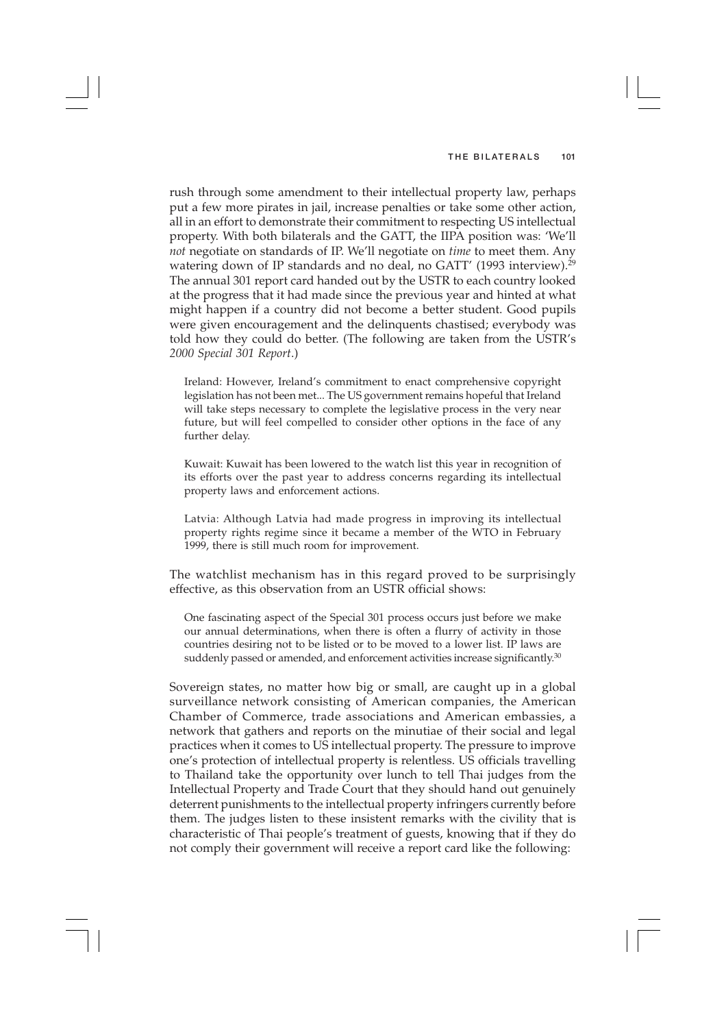rush through some amendment to their intellectual property law, perhaps put a few more pirates in jail, increase penalties or take some other action, all in an effort to demonstrate their commitment to respecting US intellectual property. With both bilaterals and the GATT, the IIPA position was: 'We'll *not* negotiate on standards of IP. We'll negotiate on *time* to meet them. Any watering down of IP standards and no deal, no GATT' (1993 interview).[29] The annual 301 report card handed out by the USTR to each country looked at the progress that it had made since the previous year and hinted at what might happen if a country did not become a better student. Good pupils were given encouragement and the delinquents chastised; everybody was told how they could do better. (The following are taken from the USTR's *2000 Special 301 Report*.)

> Ireland: However, Ireland's commitment to enact comprehensive copyright legislation has not been met... The US government remains hopeful that Ireland will take steps necessary to complete the legislative process in the very near future, but will feel compelled to consider other options in the face of any further delay.

> Kuwait: Kuwait has been lowered to the watch list this year in recognition of its efforts over the past year to address concerns regarding its intellectual property laws and enforcement actions.

> Latvia: Although Latvia had made progress in improving its intellectual property rights regime since it became a member of the WTO in February 1999, there is still much room for improvement.

The watchlist mechanism has in this regard proved to be surprisingly effective, as this observation from an USTR official shows:

> One fascinating aspect of the Special 301 process occurs just before we make our annual determinations, when there is often a flurry of activity in those countries desiring not to be listed or to be moved to a lower list. IP laws are suddenly passed or amended, and enforcement activities increase significantly.[30]

Sovereign states, no matter how big or small, are caught up in a global surveillance network consisting of American companies, the American Chamber of Commerce, trade associations and American embassies, a network that gathers and reports on the minutiae of their social and legal practices when it comes to US intellectual property. The pressure to improve one's protection of intellectual property is relentless. US officials travelling to Thailand take the opportunity over lunch to tell Thai judges from the Intellectual Property and Trade Court that they should hand out genuinely deterrent punishments to the intellectual property infringers currently before them. The judges listen to these insistent remarks with the civility that is characteristic of Thai people's treatment of guests, knowing that if they do not comply their government will receive a report card like the following: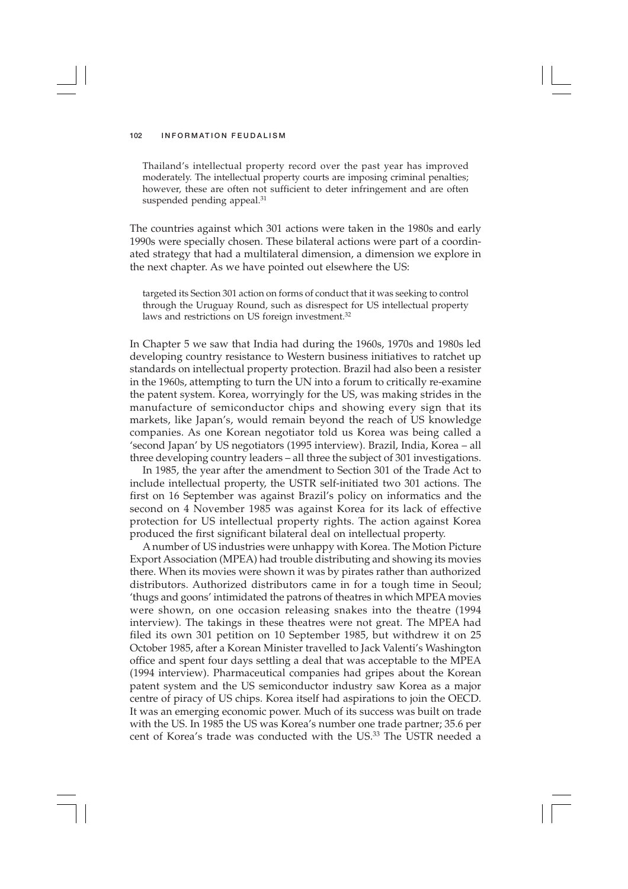> Thailand's intellectual property record over the past year has improved moderately. The intellectual property courts are imposing criminal penalties; however, these are often not sufficient to deter infringement and are often suspended pending appeal.[31]

The countries against which 301 actions were taken in the 1980s and early 1990s were specially chosen. These bilateral actions were part of a coordinated strategy that had a multilateral dimension, a dimension we explore in the next chapter. As we have pointed out elsewhere the US:

> targeted its Section 301 action on forms of conduct that it was seeking to control through the Uruguay Round, such as disrespect for US intellectual property laws and restrictions on US foreign investment.[32]

In Chapter 5 we saw that India had during the 1960s, 1970s and 1980s led developing country resistance to Western business initiatives to ratchet up standards on intellectual property protection. Brazil had also been a resister in the 1960s, attempting to turn the UN into a forum to critically re-examine the patent system. Korea, worryingly for the US, was making strides in the manufacture of semiconductor chips and showing every sign that its markets, like Japan's, would remain beyond the reach of US knowledge companies. As one Korean negotiator told us Korea was being called a 'second Japan' by US negotiators (1995 interview). Brazil, India, Korea – all three developing country leaders – all three the subject of 301 investigations.

In 1985, the year after the amendment to Section 301 of the Trade Act to include intellectual property, the USTR self-initiated two 301 actions. The first on 16 September was against Brazil's policy on informatics and the second on 4 November 1985 was against Korea for its lack of effective protection for US intellectual property rights. The action against Korea produced the first significant bilateral deal on intellectual property.

A number of US industries were unhappy with Korea. The Motion Picture Export Association (MPEA) had trouble distributing and showing its movies there. When its movies were shown it was by pirates rather than authorized distributors. Authorized distributors came in for a tough time in Seoul; 'thugs and goons' intimidated the patrons of theatres in which MPEA movies were shown, on one occasion releasing snakes into the theatre (1994 interview). The takings in these theatres were not great. The MPEA had filed its own 301 petition on 10 September 1985, but withdrew it on 25 October 1985, after a Korean Minister travelled to Jack Valenti's Washington office and spent four days settling a deal that was acceptable to the MPEA (1994 interview). Pharmaceutical companies had gripes about the Korean patent system and the US semiconductor industry saw Korea as a major centre of piracy of US chips. Korea itself had aspirations to join the OECD. It was an emerging economic power. Much of its success was built on trade with the US. In 1985 the US was Korea's number one trade partner; 35.6 per cent of Korea's trade was conducted with the US.[33] The USTR needed a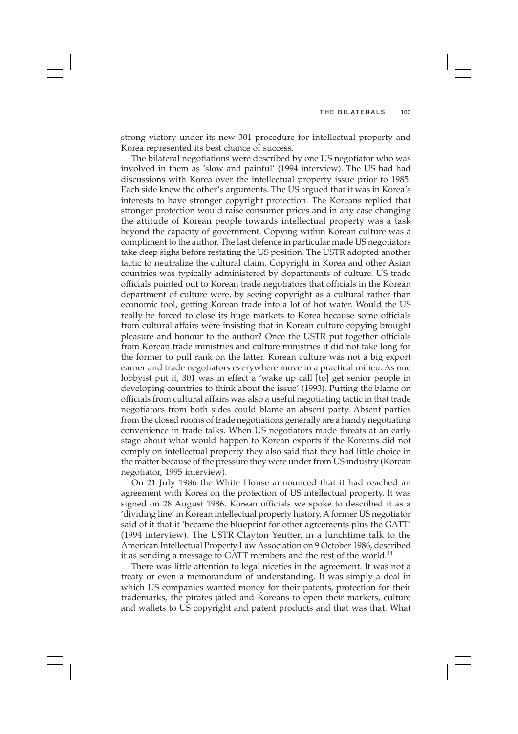strong victory under its new 301 procedure for intellectual property and Korea represented its best chance of success.

The bilateral negotiations were described by one US negotiator who was involved in them as 'slow and painful' (1994 interview). The US had had discussions with Korea over the intellectual property issue prior to 1985. Each side knew the other's arguments. The US argued that it was in Korea's interests to have stronger copyright protection. The Koreans replied that stronger protection would raise consumer prices and in any case changing the attitude of Korean people towards intellectual property was a task beyond the capacity of government. Copying within Korean culture was a compliment to the author. The last defence in particular made US negotiators take deep sighs before restating the US position. The USTR adopted another tactic to neutralize the cultural claim. Copyright in Korea and other Asian countries was typically administered by departments of culture. US trade officials pointed out to Korean trade negotiators that officials in the Korean department of culture were, by seeing copyright as a cultural rather than economic tool, getting Korean trade into a lot of hot water. Would the US really be forced to close its huge markets to Korea because some officials from cultural affairs were insisting that in Korean culture copying brought pleasure and honour to the author? Once the USTR put together officials from Korean trade ministries and culture ministries it did not take long for the former to pull rank on the latter. Korean culture was not a big export earner and trade negotiators everywhere move in a practical milieu. As one lobbyist put it, 301 was in effect a 'wake up call [to] get senior people in developing countries to think about the issue' (1993). Putting the blame on officials from cultural affairs was also a useful negotiating tactic in that trade negotiators from both sides could blame an absent party. Absent parties from the closed rooms of trade negotiations generally are a handy negotiating convenience in trade talks. When US negotiators made threats at an early stage about what would happen to Korean exports if the Koreans did not comply on intellectual property they also said that they had little choice in the matter because of the pressure they were under from US industry (Korean negotiator, 1995 interview).

On 21 July 1986 the White House announced that it had reached an agreement with Korea on the protection of US intellectual property. It was signed on 28 August 1986. Korean officials we spoke to described it as a 'dividing line' in Korean intellectual property history. A former US negotiator said of it that it 'became the blueprint for other agreements plus the GATT' (1994 interview). The USTR Clayton Yeutter, in a lunchtime talk to the American Intellectual Property Law Association on 9 October 1986, described it as sending a message to GATT members and the rest of the world.[34]

There was little attention to legal niceties in the agreement. It was not a treaty or even a memorandum of understanding. It was simply a deal in which US companies wanted money for their patents, protection for their trademarks, the pirates jailed and Koreans to open their markets, culture and wallets to US copyright and patent products and that was that. What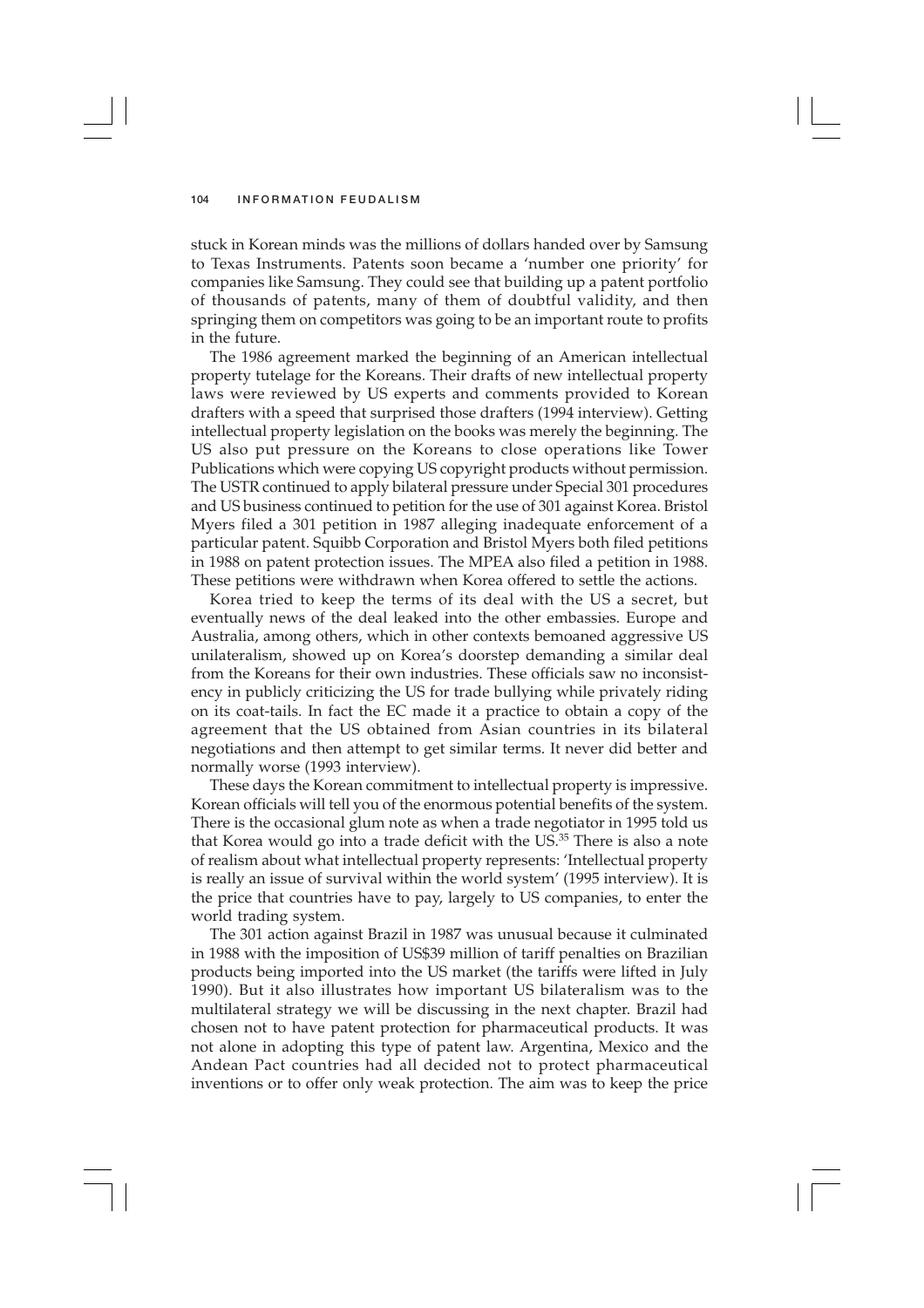stuck in Korean minds was the millions of dollars handed over by Samsung to Texas Instruments. Patents soon became a 'number one priority' for companies like Samsung. They could see that building up a patent portfolio of thousands of patents, many of them of doubtful validity, and then springing them on competitors was going to be an important route to profits in the future.

The 1986 agreement marked the beginning of an American intellectual property tutelage for the Koreans. Their drafts of new intellectual property laws were reviewed by US experts and comments provided to Korean drafters with a speed that surprised those drafters (1994 interview). Getting intellectual property legislation on the books was merely the beginning. The US also put pressure on the Koreans to close operations like Tower Publications which were copying US copyright products without permission. The USTR continued to apply bilateral pressure under Special 301 procedures and US business continued to petition for the use of 301 against Korea. Bristol Myers filed a 301 petition in 1987 alleging inadequate enforcement of a particular patent. Squibb Corporation and Bristol Myers both filed petitions in 1988 on patent protection issues. The MPEA also filed a petition in 1988. These petitions were withdrawn when Korea offered to settle the actions.

Korea tried to keep the terms of its deal with the US a secret, but eventually news of the deal leaked into the other embassies. Europe and Australia, among others, which in other contexts bemoaned aggressive US unilateralism, showed up on Korea's doorstep demanding a similar deal from the Koreans for their own industries. These officials saw no inconsistency in publicly criticizing the US for trade bullying while privately riding on its coat-tails. In fact the EC made it a practice to obtain a copy of the agreement that the US obtained from Asian countries in its bilateral negotiations and then attempt to get similar terms. It never did better and normally worse (1993 interview).

These days the Korean commitment to intellectual property is impressive. Korean officials will tell you of the enormous potential benefits of the system. There is the occasional glum note as when a trade negotiator in 1995 told us that Korea would go into a trade deficit with the US.[35] There is also a note of realism about what intellectual property represents: 'Intellectual property is really an issue of survival within the world system' (1995 interview). It is the price that countries have to pay, largely to US companies, to enter the world trading system.

The 301 action against Brazil in 1987 was unusual because it culminated in 1988 with the imposition of US$39 million of tariff penalties on Brazilian products being imported into the US market (the tariffs were lifted in July 1990). But it also illustrates how important US bilateralism was to the multilateral strategy we will be discussing in the next chapter. Brazil had chosen not to have patent protection for pharmaceutical products. It was not alone in adopting this type of patent law. Argentina, Mexico and the Andean Pact countries had all decided not to protect pharmaceutical inventions or to offer only weak protection. The aim was to keep the price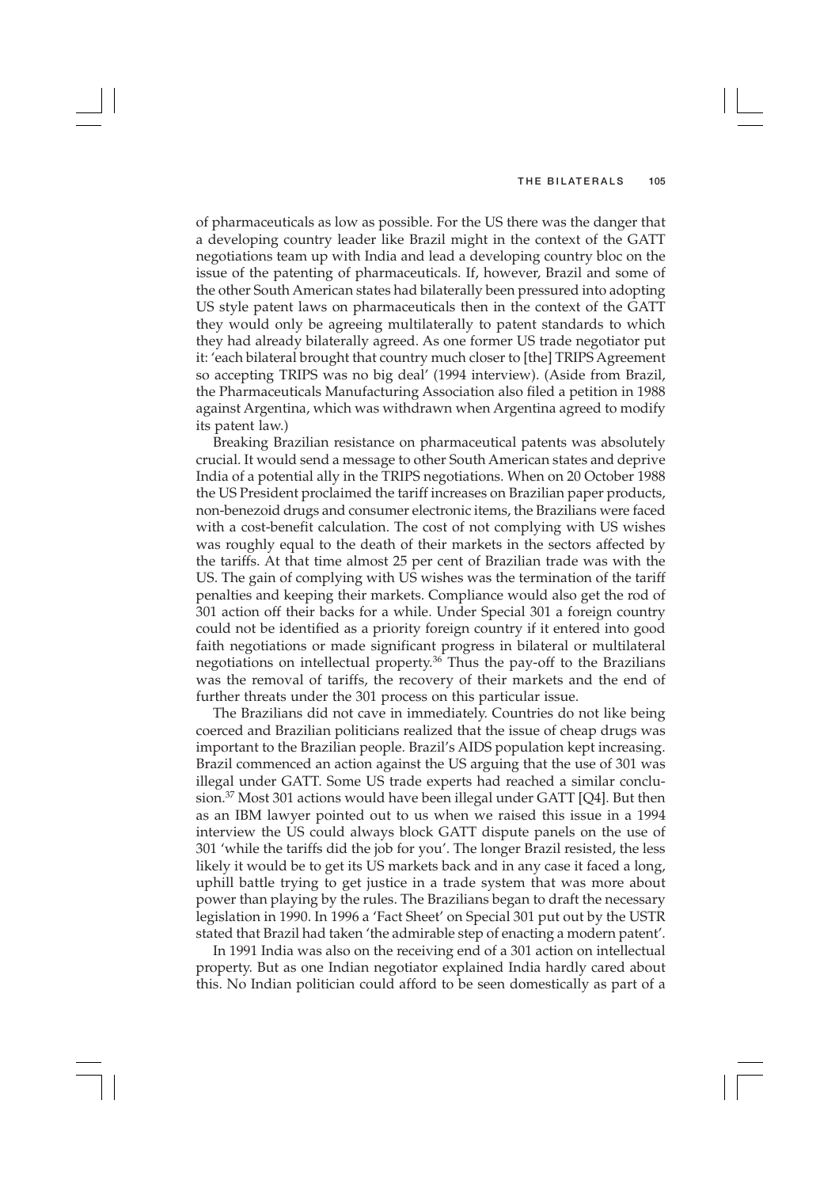of pharmaceuticals as low as possible. For the US there was the danger that a developing country leader like Brazil might in the context of the GATT negotiations team up with India and lead a developing country bloc on the issue of the patenting of pharmaceuticals. If, however, Brazil and some of the other South American states had bilaterally been pressured into adopting US style patent laws on pharmaceuticals then in the context of the GATT they would only be agreeing multilaterally to patent standards to which they had already bilaterally agreed. As one former US trade negotiator put it: 'each bilateral brought that country much closer to [the] TRIPS Agreement so accepting TRIPS was no big deal' (1994 interview). (Aside from Brazil, the Pharmaceuticals Manufacturing Association also filed a petition in 1988 against Argentina, which was withdrawn when Argentina agreed to modify its patent law.)

Breaking Brazilian resistance on pharmaceutical patents was absolutely crucial. It would send a message to other South American states and deprive India of a potential ally in the TRIPS negotiations. When on 20 October 1988 the US President proclaimed the tariff increases on Brazilian paper products, non-benezoid drugs and consumer electronic items, the Brazilians were faced with a cost-benefit calculation. The cost of not complying with US wishes was roughly equal to the death of their markets in the sectors affected by the tariffs. At that time almost 25 per cent of Brazilian trade was with the US. The gain of complying with US wishes was the termination of the tariff penalties and keeping their markets. Compliance would also get the rod of 301 action off their backs for a while. Under Special 301 a foreign country could not be identified as a priority foreign country if it entered into good faith negotiations or made significant progress in bilateral or multilateral negotiations on intellectual property.[36] Thus the pay-off to the Brazilians was the removal of tariffs, the recovery of their markets and the end of further threats under the 301 process on this particular issue.

The Brazilians did not cave in immediately. Countries do not like being coerced and Brazilian politicians realized that the issue of cheap drugs was important to the Brazilian people. Brazil's AIDS population kept increasing. Brazil commenced an action against the US arguing that the use of 301 was illegal under GATT. Some US trade experts had reached a similar conclusion.[37] Most 301 actions would have been illegal under GATT [Q4]. But then as an IBM lawyer pointed out to us when we raised this issue in a 1994 interview the US could always block GATT dispute panels on the use of 301 'while the tariffs did the job for you'. The longer Brazil resisted, the less likely it would be to get its US markets back and in any case it faced a long, uphill battle trying to get justice in a trade system that was more about power than playing by the rules. The Brazilians began to draft the necessary legislation in 1990. In 1996 a 'Fact Sheet' on Special 301 put out by the USTR stated that Brazil had taken 'the admirable step of enacting a modern patent'.

In 1991 India was also on the receiving end of a 301 action on intellectual property. But as one Indian negotiator explained India hardly cared about this. No Indian politician could afford to be seen domestically as part of a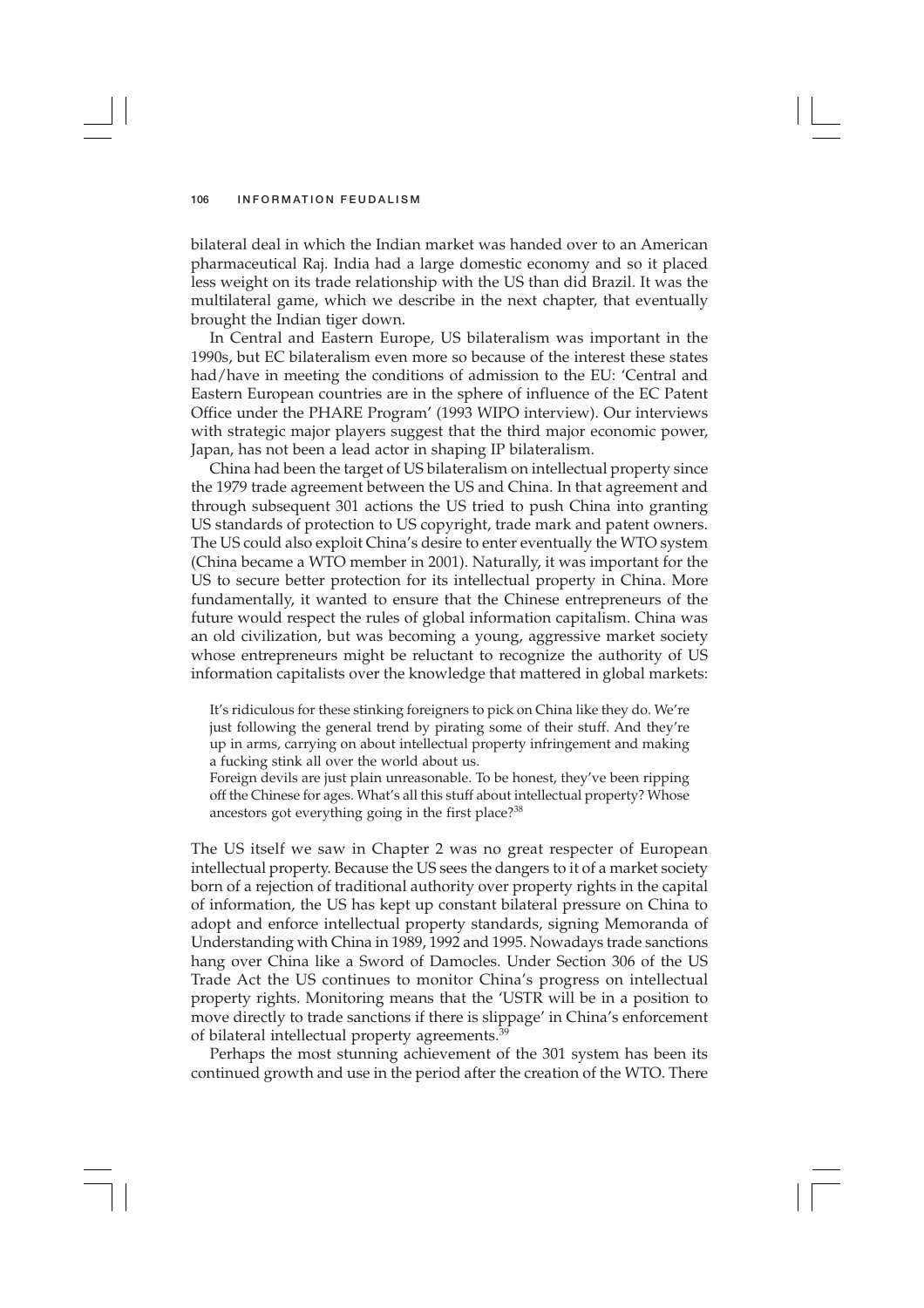bilateral deal in which the Indian market was handed over to an American pharmaceutical Raj. India had a large domestic economy and so it placed less weight on its trade relationship with the US than did Brazil. It was the multilateral game, which we describe in the next chapter, that eventually brought the Indian tiger down.

In Central and Eastern Europe, US bilateralism was important in the 1990s, but EC bilateralism even more so because of the interest these states had/have in meeting the conditions of admission to the EU: 'Central and Eastern European countries are in the sphere of influence of the EC Patent Office under the PHARE Program' (1993 WIPO interview). Our interviews with strategic major players suggest that the third major economic power, Japan, has not been a lead actor in shaping IP bilateralism.

China had been the target of US bilateralism on intellectual property since the 1979 trade agreement between the US and China. In that agreement and through subsequent 301 actions the US tried to push China into granting US standards of protection to US copyright, trade mark and patent owners. The US could also exploit China's desire to enter eventually the WTO system (China became a WTO member in 2001). Naturally, it was important for the US to secure better protection for its intellectual property in China. More fundamentally, it wanted to ensure that the Chinese entrepreneurs of the future would respect the rules of global information capitalism. China was an old civilization, but was becoming a young, aggressive market society whose entrepreneurs might be reluctant to recognize the authority of US information capitalists over the knowledge that mattered in global markets:

> It's ridiculous for these stinking foreigners to pick on China like they do. We're just following the general trend by pirating some of their stuff. And they're up in arms, carrying on about intellectual property infringement and making a fucking stink all over the world about us.
>
> Foreign devils are just plain unreasonable. To be honest, they've been ripping off the Chinese for ages. What's all this stuff about intellectual property? Whose ancestors got everything going in the first place?[38]

The US itself we saw in Chapter 2 was no great respecter of European intellectual property. Because the US sees the dangers to it of a market society born of a rejection of traditional authority over property rights in the capital of information, the US has kept up constant bilateral pressure on China to adopt and enforce intellectual property standards, signing Memoranda of Understanding with China in 1989, 1992 and 1995. Nowadays trade sanctions hang over China like a Sword of Damocles. Under Section 306 of the US Trade Act the US continues to monitor China's progress on intellectual property rights. Monitoring means that the 'USTR will be in a position to move directly to trade sanctions if there is slippage' in China's enforcement of bilateral intellectual property agreements.[39]

Perhaps the most stunning achievement of the 301 system has been its continued growth and use in the period after the creation of the WTO. There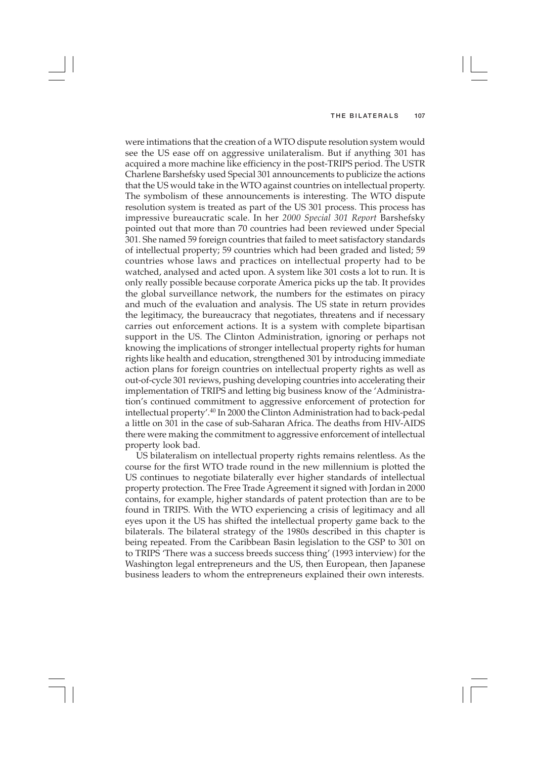were intimations that the creation of a WTO dispute resolution system would see the US ease off on aggressive unilateralism. But if anything 301 has acquired a more machine like efficiency in the post-TRIPS period. The USTR Charlene Barshefsky used Special 301 announcements to publicize the actions that the US would take in the WTO against countries on intellectual property. The symbolism of these announcements is interesting. The WTO dispute resolution system is treated as part of the US 301 process. This process has impressive bureaucratic scale. In her *2000 Special 301 Report* Barshefsky pointed out that more than 70 countries had been reviewed under Special 301. She named 59 foreign countries that failed to meet satisfactory standards of intellectual property; 59 countries which had been graded and listed; 59 countries whose laws and practices on intellectual property had to be watched, analysed and acted upon. A system like 301 costs a lot to run. It is only really possible because corporate America picks up the tab. It provides the global surveillance network, the numbers for the estimates on piracy and much of the evaluation and analysis. The US state in return provides the legitimacy, the bureaucracy that negotiates, threatens and if necessary carries out enforcement actions. It is a system with complete bipartisan support in the US. The Clinton Administration, ignoring or perhaps not knowing the implications of stronger intellectual property rights for human rights like health and education, strengthened 301 by introducing immediate action plans for foreign countries on intellectual property rights as well as out-of-cycle 301 reviews, pushing developing countries into accelerating their implementation of TRIPS and letting big business know of the 'Administration's continued commitment to aggressive enforcement of protection for intellectual property'.[40] In 2000 the Clinton Administration had to back-pedal a little on 301 in the case of sub-Saharan Africa. The deaths from HIV-AIDS there were making the commitment to aggressive enforcement of intellectual property look bad.

US bilateralism on intellectual property rights remains relentless. As the course for the first WTO trade round in the new millennium is plotted the US continues to negotiate bilaterally ever higher standards of intellectual property protection. The Free Trade Agreement it signed with Jordan in 2000 contains, for example, higher standards of patent protection than are to be found in TRIPS. With the WTO experiencing a crisis of legitimacy and all eyes upon it the US has shifted the intellectual property game back to the bilaterals. The bilateral strategy of the 1980s described in this chapter is being repeated. From the Caribbean Basin legislation to the GSP to 301 on to TRIPS 'There was a success breeds success thing' (1993 interview) for the Washington legal entrepreneurs and the US, then European, then Japanese business leaders to whom the entrepreneurs explained their own interests.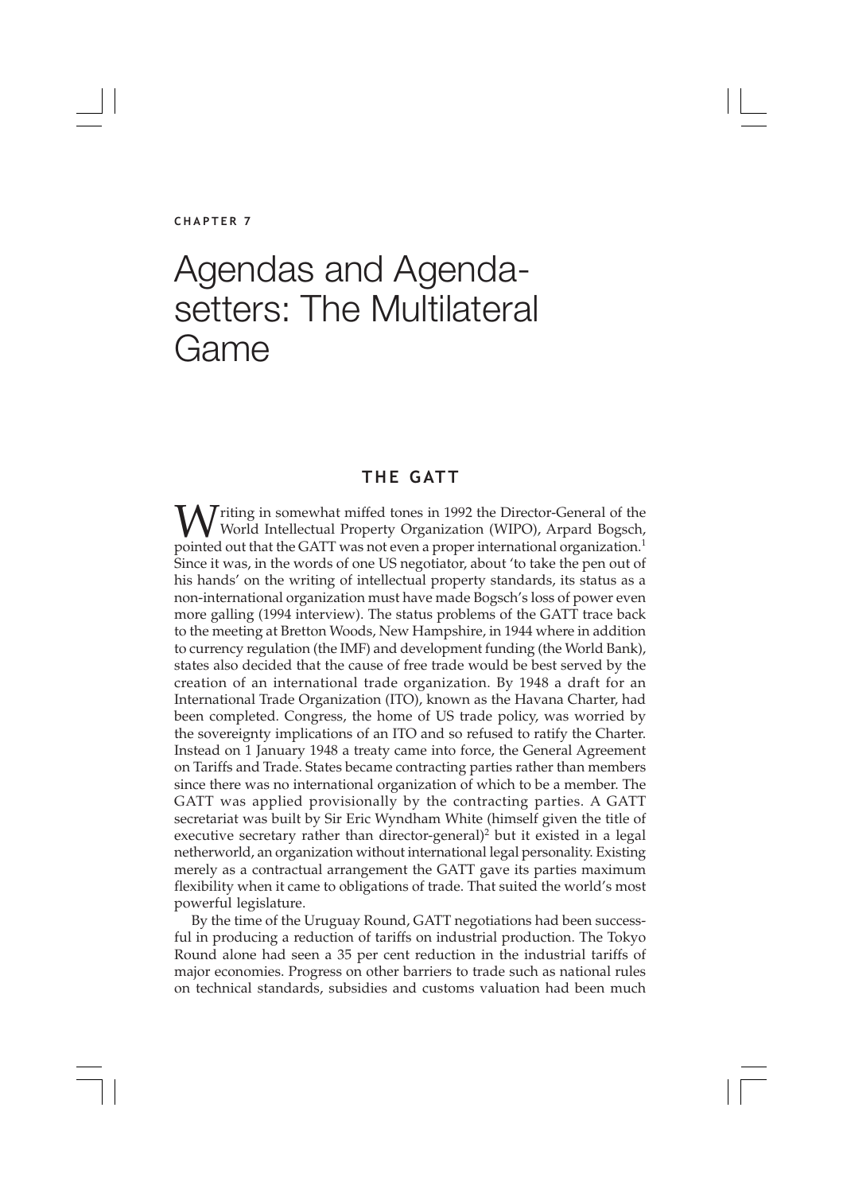CHAPTER 7

# Agendas and Agenda-setters: The Multilateral Game

## THE GATT

Writing in somewhat miffed tones in 1992 the Director-General of the World Intellectual Property Organization (WIPO), Arpard Bogsch, pointed out that the GATT was not even a proper international organization.[1] Since it was, in the words of one US negotiator, about 'to take the pen out of his hands' on the writing of intellectual property standards, its status as a non-international organization must have made Bogsch's loss of power even more galling (1994 interview). The status problems of the GATT trace back to the meeting at Bretton Woods, New Hampshire, in 1944 where in addition to currency regulation (the IMF) and development funding (the World Bank), states also decided that the cause of free trade would be best served by the creation of an international trade organization. By 1948 a draft for an International Trade Organization (ITO), known as the Havana Charter, had been completed. Congress, the home of US trade policy, was worried by the sovereignty implications of an ITO and so refused to ratify the Charter. Instead on 1 January 1948 a treaty came into force, the General Agreement on Tariffs and Trade. States became contracting parties rather than members since there was no international organization of which to be a member. The GATT was applied provisionally by the contracting parties. A GATT secretariat was built by Sir Eric Wyndham White (himself given the title of executive secretary rather than director-general)[2] but it existed in a legal netherworld, an organization without international legal personality. Existing merely as a contractual arrangement the GATT gave its parties maximum flexibility when it came to obligations of trade. That suited the world's most powerful legislature.

By the time of the Uruguay Round, GATT negotiations had been successful in producing a reduction of tariffs on industrial production. The Tokyo Round alone had seen a 35 per cent reduction in the industrial tariffs of major economies. Progress on other barriers to trade such as national rules on technical standards, subsidies and customs valuation had been much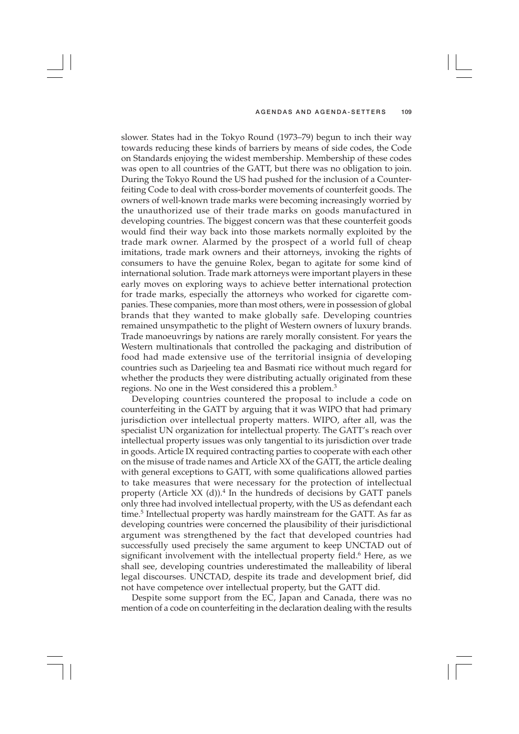slower. States had in the Tokyo Round (1973–79) begun to inch their way towards reducing these kinds of barriers by means of side codes, the Code on Standards enjoying the widest membership. Membership of these codes was open to all countries of the GATT, but there was no obligation to join. During the Tokyo Round the US had pushed for the inclusion of a Counterfeiting Code to deal with cross-border movements of counterfeit goods. The owners of well-known trade marks were becoming increasingly worried by the unauthorized use of their trade marks on goods manufactured in developing countries. The biggest concern was that these counterfeit goods would find their way back into those markets normally exploited by the trade mark owner. Alarmed by the prospect of a world full of cheap imitations, trade mark owners and their attorneys, invoking the rights of consumers to have the genuine Rolex, began to agitate for some kind of international solution. Trade mark attorneys were important players in these early moves on exploring ways to achieve better international protection for trade marks, especially the attorneys who worked for cigarette companies. These companies, more than most others, were in possession of global brands that they wanted to make globally safe. Developing countries remained unsympathetic to the plight of Western owners of luxury brands. Trade manoeuvrings by nations are rarely morally consistent. For years the Western multinationals that controlled the packaging and distribution of food had made extensive use of the territorial insignia of developing countries such as Darjeeling tea and Basmati rice without much regard for whether the products they were distributing actually originated from these regions. No one in the West considered this a problem.[3]

Developing countries countered the proposal to include a code on counterfeiting in the GATT by arguing that it was WIPO that had primary jurisdiction over intellectual property matters. WIPO, after all, was the specialist UN organization for intellectual property. The GATT's reach over intellectual property issues was only tangential to its jurisdiction over trade in goods. Article IX required contracting parties to cooperate with each other on the misuse of trade names and Article XX of the GATT, the article dealing with general exceptions to GATT, with some qualifications allowed parties to take measures that were necessary for the protection of intellectual property (Article XX (d)).[4] In the hundreds of decisions by GATT panels only three had involved intellectual property, with the US as defendant each time.[5] Intellectual property was hardly mainstream for the GATT. As far as developing countries were concerned the plausibility of their jurisdictional argument was strengthened by the fact that developed countries had successfully used precisely the same argument to keep UNCTAD out of significant involvement with the intellectual property field.[6] Here, as we shall see, developing countries underestimated the malleability of liberal legal discourses. UNCTAD, despite its trade and development brief, did not have competence over intellectual property, but the GATT did.

Despite some support from the EC, Japan and Canada, there was no mention of a code on counterfeiting in the declaration dealing with the results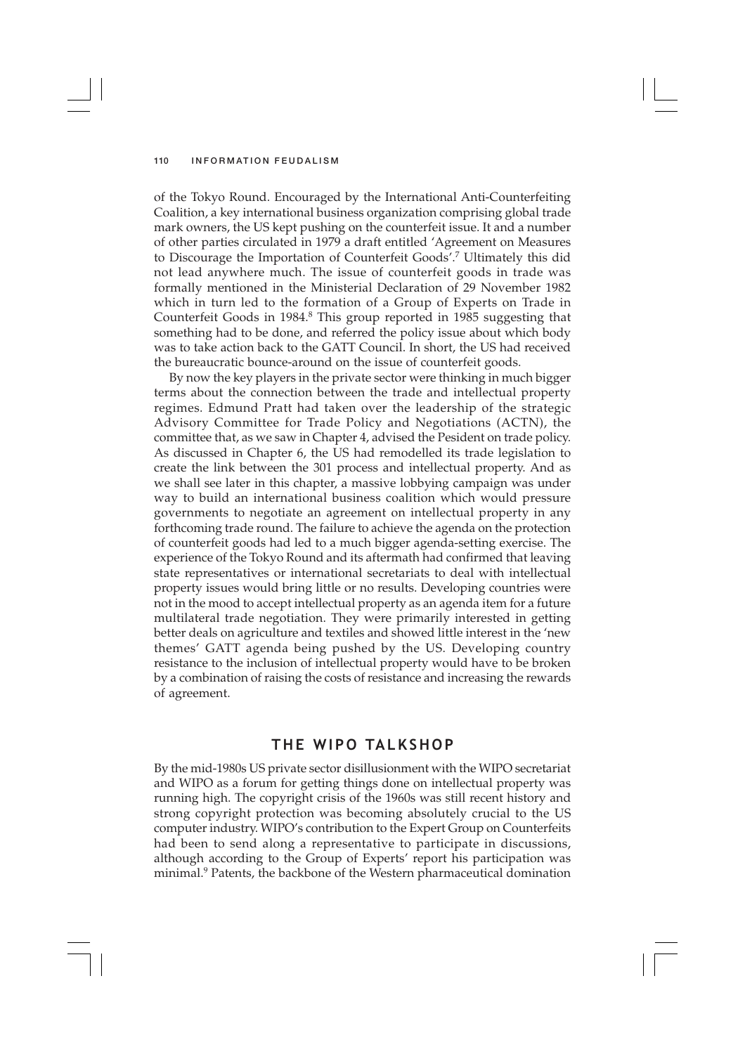of the Tokyo Round. Encouraged by the International Anti-Counterfeiting Coalition, a key international business organization comprising global trade mark owners, the US kept pushing on the counterfeit issue. It and a number of other parties circulated in 1979 a draft entitled 'Agreement on Measures to Discourage the Importation of Counterfeit Goods'.[7] Ultimately this did not lead anywhere much. The issue of counterfeit goods in trade was formally mentioned in the Ministerial Declaration of 29 November 1982 which in turn led to the formation of a Group of Experts on Trade in Counterfeit Goods in 1984.[8] This group reported in 1985 suggesting that something had to be done, and referred the policy issue about which body was to take action back to the GATT Council. In short, the US had received the bureaucratic bounce-around on the issue of counterfeit goods.

By now the key players in the private sector were thinking in much bigger terms about the connection between the trade and intellectual property regimes. Edmund Pratt had taken over the leadership of the strategic Advisory Committee for Trade Policy and Negotiations (ACTN), the committee that, as we saw in Chapter 4, advised the Pesident on trade policy. As discussed in Chapter 6, the US had remodelled its trade legislation to create the link between the 301 process and intellectual property. And as we shall see later in this chapter, a massive lobbying campaign was under way to build an international business coalition which would pressure governments to negotiate an agreement on intellectual property in any forthcoming trade round. The failure to achieve the agenda on the protection of counterfeit goods had led to a much bigger agenda-setting exercise. The experience of the Tokyo Round and its aftermath had confirmed that leaving state representatives or international secretariats to deal with intellectual property issues would bring little or no results. Developing countries were not in the mood to accept intellectual property as an agenda item for a future multilateral trade negotiation. They were primarily interested in getting better deals on agriculture and textiles and showed little interest in the 'new themes' GATT agenda being pushed by the US. Developing country resistance to the inclusion of intellectual property would have to be broken by a combination of raising the costs of resistance and increasing the rewards of agreement.

## THE WIPO TALKSHOP

By the mid-1980s US private sector disillusionment with the WIPO secretariat and WIPO as a forum for getting things done on intellectual property was running high. The copyright crisis of the 1960s was still recent history and strong copyright protection was becoming absolutely crucial to the US computer industry. WIPO's contribution to the Expert Group on Counterfeits had been to send along a representative to participate in discussions, although according to the Group of Experts' report his participation was minimal.[9] Patents, the backbone of the Western pharmaceutical domination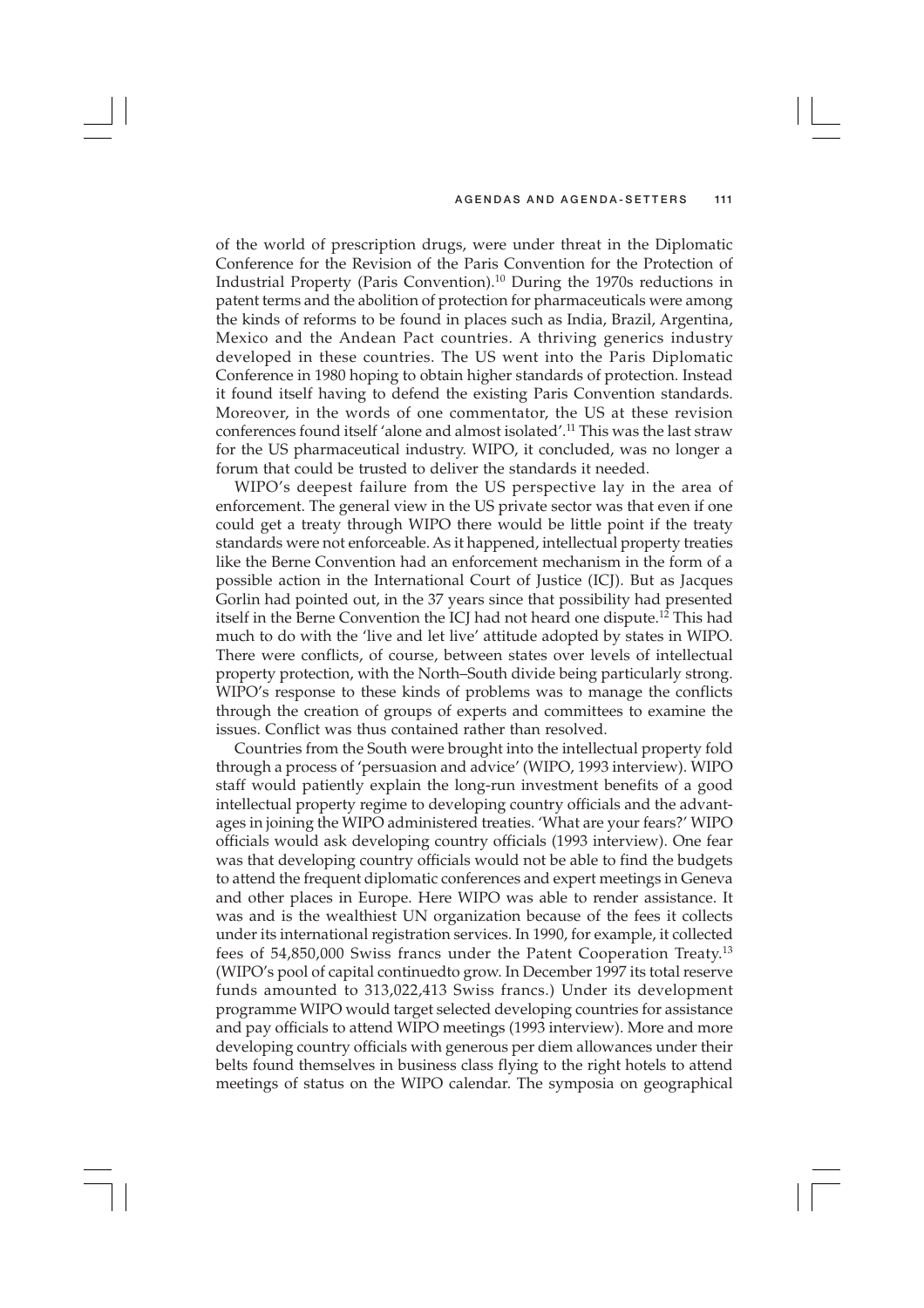of the world of prescription drugs, were under threat in the Diplomatic Conference for the Revision of the Paris Convention for the Protection of Industrial Property (Paris Convention).[10] During the 1970s reductions in patent terms and the abolition of protection for pharmaceuticals were among the kinds of reforms to be found in places such as India, Brazil, Argentina, Mexico and the Andean Pact countries. A thriving generics industry developed in these countries. The US went into the Paris Diplomatic Conference in 1980 hoping to obtain higher standards of protection. Instead it found itself having to defend the existing Paris Convention standards. Moreover, in the words of one commentator, the US at these revision conferences found itself 'alone and almost isolated'.[11] This was the last straw for the US pharmaceutical industry. WIPO, it concluded, was no longer a forum that could be trusted to deliver the standards it needed.

WIPO's deepest failure from the US perspective lay in the area of enforcement. The general view in the US private sector was that even if one could get a treaty through WIPO there would be little point if the treaty standards were not enforceable. As it happened, intellectual property treaties like the Berne Convention had an enforcement mechanism in the form of a possible action in the International Court of Justice (ICJ). But as Jacques Gorlin had pointed out, in the 37 years since that possibility had presented itself in the Berne Convention the ICJ had not heard one dispute.[12] This had much to do with the 'live and let live' attitude adopted by states in WIPO. There were conflicts, of course, between states over levels of intellectual property protection, with the North–South divide being particularly strong. WIPO's response to these kinds of problems was to manage the conflicts through the creation of groups of experts and committees to examine the issues. Conflict was thus contained rather than resolved.

Countries from the South were brought into the intellectual property fold through a process of 'persuasion and advice' (WIPO, 1993 interview). WIPO staff would patiently explain the long-run investment benefits of a good intellectual property regime to developing country officials and the advantages in joining the WIPO administered treaties. 'What are your fears?' WIPO officials would ask developing country officials (1993 interview). One fear was that developing country officials would not be able to find the budgets to attend the frequent diplomatic conferences and expert meetings in Geneva and other places in Europe. Here WIPO was able to render assistance. It was and is the wealthiest UN organization because of the fees it collects under its international registration services. In 1990, for example, it collected fees of 54,850,000 Swiss francs under the Patent Cooperation Treaty.[13] (WIPO's pool of capital continuedto grow. In December 1997 its total reserve funds amounted to 313,022,413 Swiss francs.) Under its development programme WIPO would target selected developing countries for assistance and pay officials to attend WIPO meetings (1993 interview). More and more developing country officials with generous per diem allowances under their belts found themselves in business class flying to the right hotels to attend meetings of status on the WIPO calendar. The symposia on geographical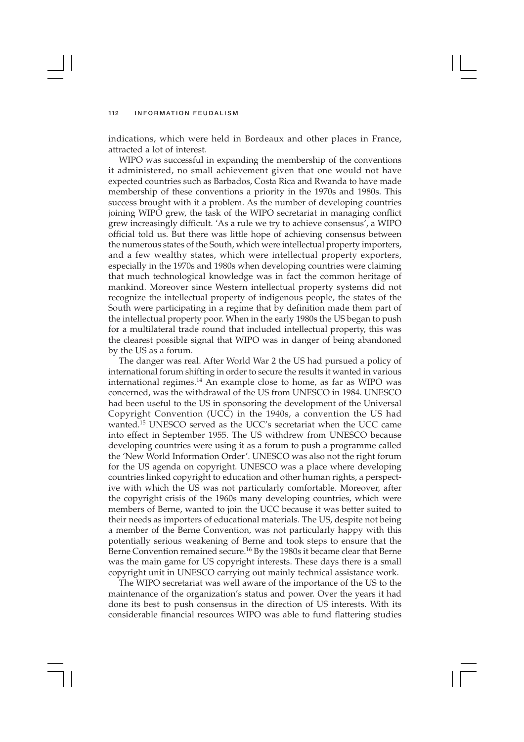indications, which were held in Bordeaux and other places in France, attracted a lot of interest.

WIPO was successful in expanding the membership of the conventions it administered, no small achievement given that one would not have expected countries such as Barbados, Costa Rica and Rwanda to have made membership of these conventions a priority in the 1970s and 1980s. This success brought with it a problem. As the number of developing countries joining WIPO grew, the task of the WIPO secretariat in managing conflict grew increasingly difficult. 'As a rule we try to achieve consensus', a WIPO official told us. But there was little hope of achieving consensus between the numerous states of the South, which were intellectual property importers, and a few wealthy states, which were intellectual property exporters, especially in the 1970s and 1980s when developing countries were claiming that much technological knowledge was in fact the common heritage of mankind. Moreover since Western intellectual property systems did not recognize the intellectual property of indigenous people, the states of the South were participating in a regime that by definition made them part of the intellectual property poor. When in the early 1980s the US began to push for a multilateral trade round that included intellectual property, this was the clearest possible signal that WIPO was in danger of being abandoned by the US as a forum.

The danger was real. After World War 2 the US had pursued a policy of international forum shifting in order to secure the results it wanted in various international regimes.[14] An example close to home, as far as WIPO was concerned, was the withdrawal of the US from UNESCO in 1984. UNESCO had been useful to the US in sponsoring the development of the Universal Copyright Convention (UCC) in the 1940s, a convention the US had wanted.[15] UNESCO served as the UCC's secretariat when the UCC came into effect in September 1955. The US withdrew from UNESCO because developing countries were using it as a forum to push a programme called the 'New World Information Order'. UNESCO was also not the right forum for the US agenda on copyright. UNESCO was a place where developing countries linked copyright to education and other human rights, a perspective with which the US was not particularly comfortable. Moreover, after the copyright crisis of the 1960s many developing countries, which were members of Berne, wanted to join the UCC because it was better suited to their needs as importers of educational materials. The US, despite not being a member of the Berne Convention, was not particularly happy with this potentially serious weakening of Berne and took steps to ensure that the Berne Convention remained secure.[16] By the 1980s it became clear that Berne was the main game for US copyright interests. These days there is a small copyright unit in UNESCO carrying out mainly technical assistance work.

The WIPO secretariat was well aware of the importance of the US to the maintenance of the organization's status and power. Over the years it had done its best to push consensus in the direction of US interests. With its considerable financial resources WIPO was able to fund flattering studies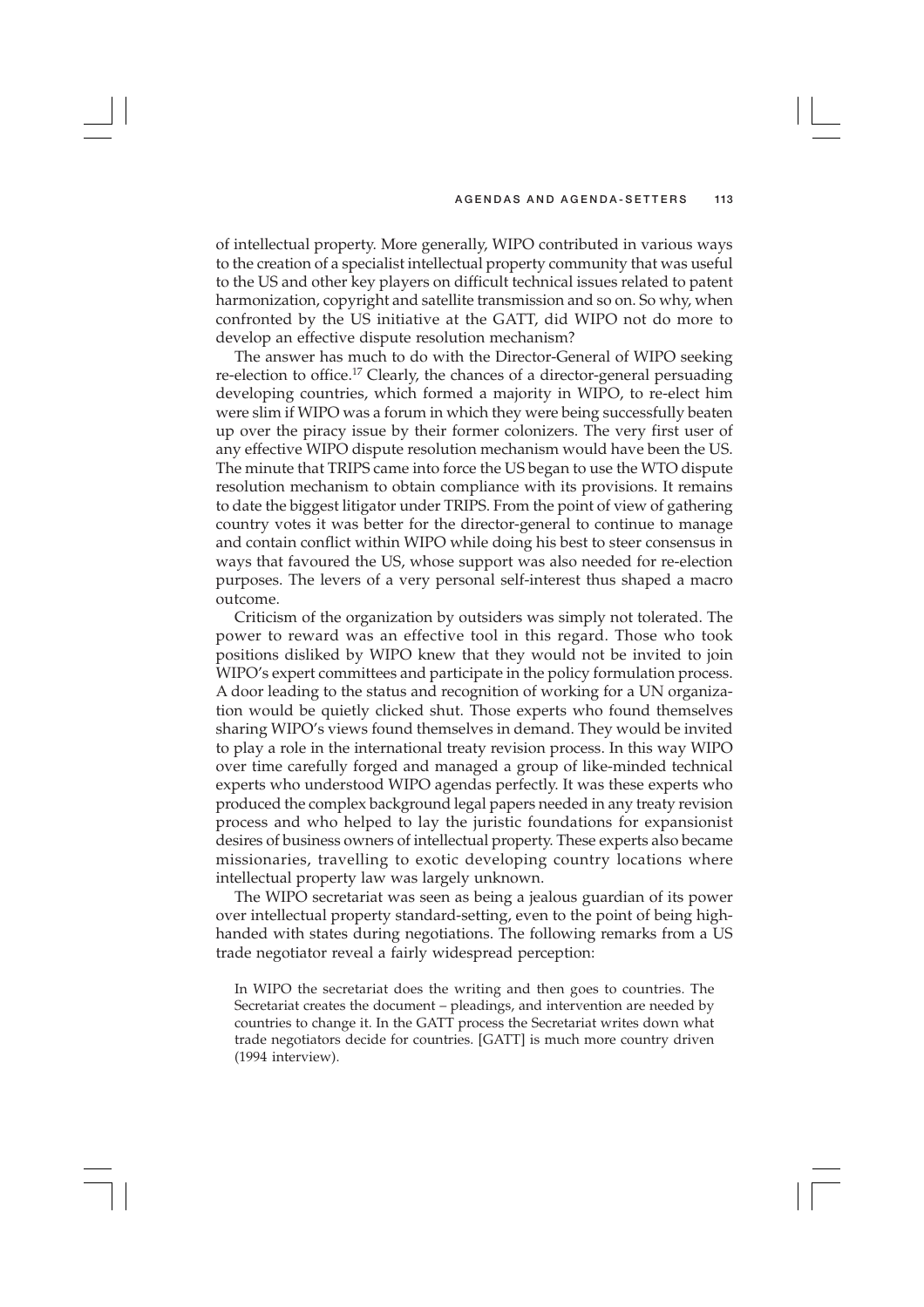of intellectual property. More generally, WIPO contributed in various ways to the creation of a specialist intellectual property community that was useful to the US and other key players on difficult technical issues related to patent harmonization, copyright and satellite transmission and so on. So why, when confronted by the US initiative at the GATT, did WIPO not do more to develop an effective dispute resolution mechanism?

The answer has much to do with the Director-General of WIPO seeking re-election to office.[17] Clearly, the chances of a director-general persuading developing countries, which formed a majority in WIPO, to re-elect him were slim if WIPO was a forum in which they were being successfully beaten up over the piracy issue by their former colonizers. The very first user of any effective WIPO dispute resolution mechanism would have been the US. The minute that TRIPS came into force the US began to use the WTO dispute resolution mechanism to obtain compliance with its provisions. It remains to date the biggest litigator under TRIPS. From the point of view of gathering country votes it was better for the director-general to continue to manage and contain conflict within WIPO while doing his best to steer consensus in ways that favoured the US, whose support was also needed for re-election purposes. The levers of a very personal self-interest thus shaped a macro outcome.

Criticism of the organization by outsiders was simply not tolerated. The power to reward was an effective tool in this regard. Those who took positions disliked by WIPO knew that they would not be invited to join WIPO's expert committees and participate in the policy formulation process. A door leading to the status and recognition of working for a UN organization would be quietly clicked shut. Those experts who found themselves sharing WIPO's views found themselves in demand. They would be invited to play a role in the international treaty revision process. In this way WIPO over time carefully forged and managed a group of like-minded technical experts who understood WIPO agendas perfectly. It was these experts who produced the complex background legal papers needed in any treaty revision process and who helped to lay the juristic foundations for expansionist desires of business owners of intellectual property. These experts also became missionaries, travelling to exotic developing country locations where intellectual property law was largely unknown.

The WIPO secretariat was seen as being a jealous guardian of its power over intellectual property standard-setting, even to the point of being high-handed with states during negotiations. The following remarks from a US trade negotiator reveal a fairly widespread perception:

> In WIPO the secretariat does the writing and then goes to countries. The Secretariat creates the document – pleadings, and intervention are needed by countries to change it. In the GATT process the Secretariat writes down what trade negotiators decide for countries. [GATT] is much more country driven (1994 interview).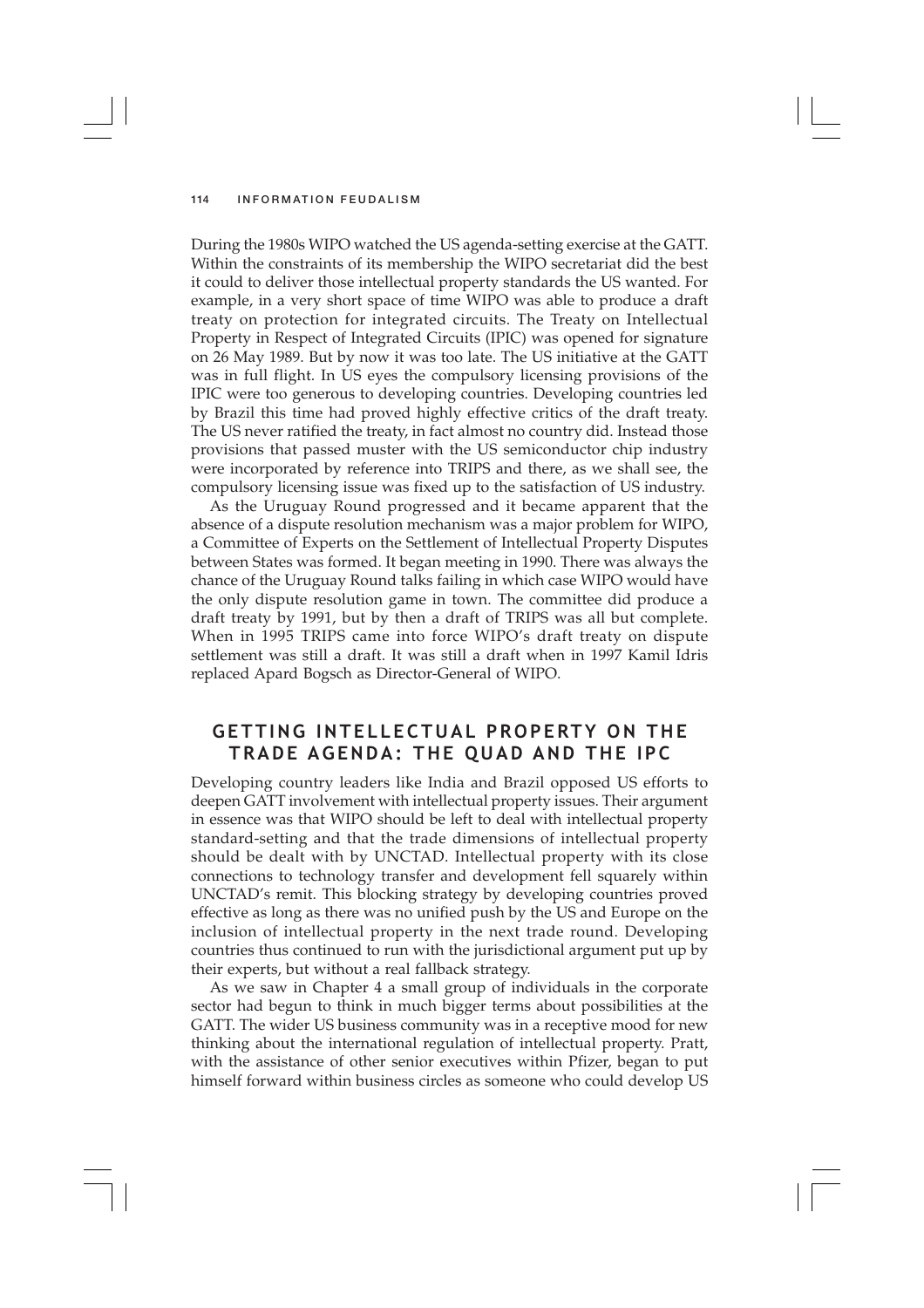During the 1980s WIPO watched the US agenda-setting exercise at the GATT. Within the constraints of its membership the WIPO secretariat did the best it could to deliver those intellectual property standards the US wanted. For example, in a very short space of time WIPO was able to produce a draft treaty on protection for integrated circuits. The Treaty on Intellectual Property in Respect of Integrated Circuits (IPIC) was opened for signature on 26 May 1989. But by now it was too late. The US initiative at the GATT was in full flight. In US eyes the compulsory licensing provisions of the IPIC were too generous to developing countries. Developing countries led by Brazil this time had proved highly effective critics of the draft treaty. The US never ratified the treaty, in fact almost no country did. Instead those provisions that passed muster with the US semiconductor chip industry were incorporated by reference into TRIPS and there, as we shall see, the compulsory licensing issue was fixed up to the satisfaction of US industry.

As the Uruguay Round progressed and it became apparent that the absence of a dispute resolution mechanism was a major problem for WIPO, a Committee of Experts on the Settlement of Intellectual Property Disputes between States was formed. It began meeting in 1990. There was always the chance of the Uruguay Round talks failing in which case WIPO would have the only dispute resolution game in town. The committee did produce a draft treaty by 1991, but by then a draft of TRIPS was all but complete. When in 1995 TRIPS came into force WIPO's draft treaty on dispute settlement was still a draft. It was still a draft when in 1997 Kamil Idris replaced Apard Bogsch as Director-General of WIPO.

## GETTING INTELLECTUAL PROPERTY ON THE TRADE AGENDA: THE QUAD AND THE IPC

Developing country leaders like India and Brazil opposed US efforts to deepen GATT involvement with intellectual property issues. Their argument in essence was that WIPO should be left to deal with intellectual property standard-setting and that the trade dimensions of intellectual property should be dealt with by UNCTAD. Intellectual property with its close connections to technology transfer and development fell squarely within UNCTAD's remit. This blocking strategy by developing countries proved effective as long as there was no unified push by the US and Europe on the inclusion of intellectual property in the next trade round. Developing countries thus continued to run with the jurisdictional argument put up by their experts, but without a real fallback strategy.

As we saw in Chapter 4 a small group of individuals in the corporate sector had begun to think in much bigger terms about possibilities at the GATT. The wider US business community was in a receptive mood for new thinking about the international regulation of intellectual property. Pratt, with the assistance of other senior executives within Pfizer, began to put himself forward within business circles as someone who could develop US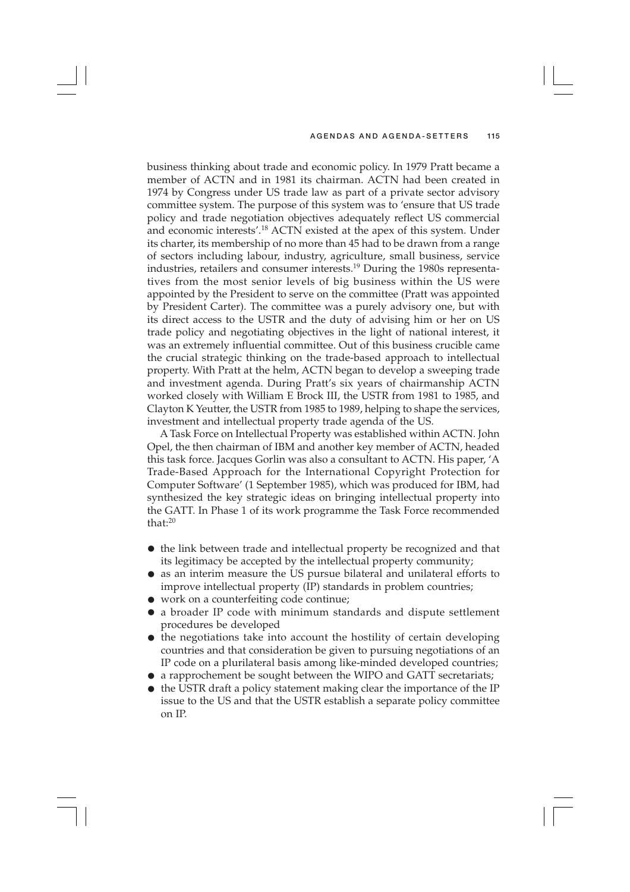business thinking about trade and economic policy. In 1979 Pratt became a member of ACTN and in 1981 its chairman. ACTN had been created in 1974 by Congress under US trade law as part of a private sector advisory committee system. The purpose of this system was to 'ensure that US trade policy and trade negotiation objectives adequately reflect US commercial and economic interests'.[18] ACTN existed at the apex of this system. Under its charter, its membership of no more than 45 had to be drawn from a range of sectors including labour, industry, agriculture, small business, service industries, retailers and consumer interests.[19] During the 1980s representatives from the most senior levels of big business within the US were appointed by the President to serve on the committee (Pratt was appointed by President Carter). The committee was a purely advisory one, but with its direct access to the USTR and the duty of advising him or her on US trade policy and negotiating objectives in the light of national interest, it was an extremely influential committee. Out of this business crucible came the crucial strategic thinking on the trade-based approach to intellectual property. With Pratt at the helm, ACTN began to develop a sweeping trade and investment agenda. During Pratt's six years of chairmanship ACTN worked closely with William E Brock III, the USTR from 1981 to 1985, and Clayton K Yeutter, the USTR from 1985 to 1989, helping to shape the services, investment and intellectual property trade agenda of the US.

A Task Force on Intellectual Property was established within ACTN. John Opel, the then chairman of IBM and another key member of ACTN, headed this task force. Jacques Gorlin was also a consultant to ACTN. His paper, 'A Trade-Based Approach for the International Copyright Protection for Computer Software' (1 September 1985), which was produced for IBM, had synthesized the key strategic ideas on bringing intellectual property into the GATT. In Phase 1 of its work programme the Task Force recommended that:[20]

- the link between trade and intellectual property be recognized and that its legitimacy be accepted by the intellectual property community;
- as an interim measure the US pursue bilateral and unilateral efforts to improve intellectual property (IP) standards in problem countries;
- work on a counterfeiting code continue;
- a broader IP code with minimum standards and dispute settlement procedures be developed
- the negotiations take into account the hostility of certain developing countries and that consideration be given to pursuing negotiations of an IP code on a plurilateral basis among like-minded developed countries;
- a rapprochement be sought between the WIPO and GATT secretariats;
- the USTR draft a policy statement making clear the importance of the IP issue to the US and that the USTR establish a separate policy committee on IP.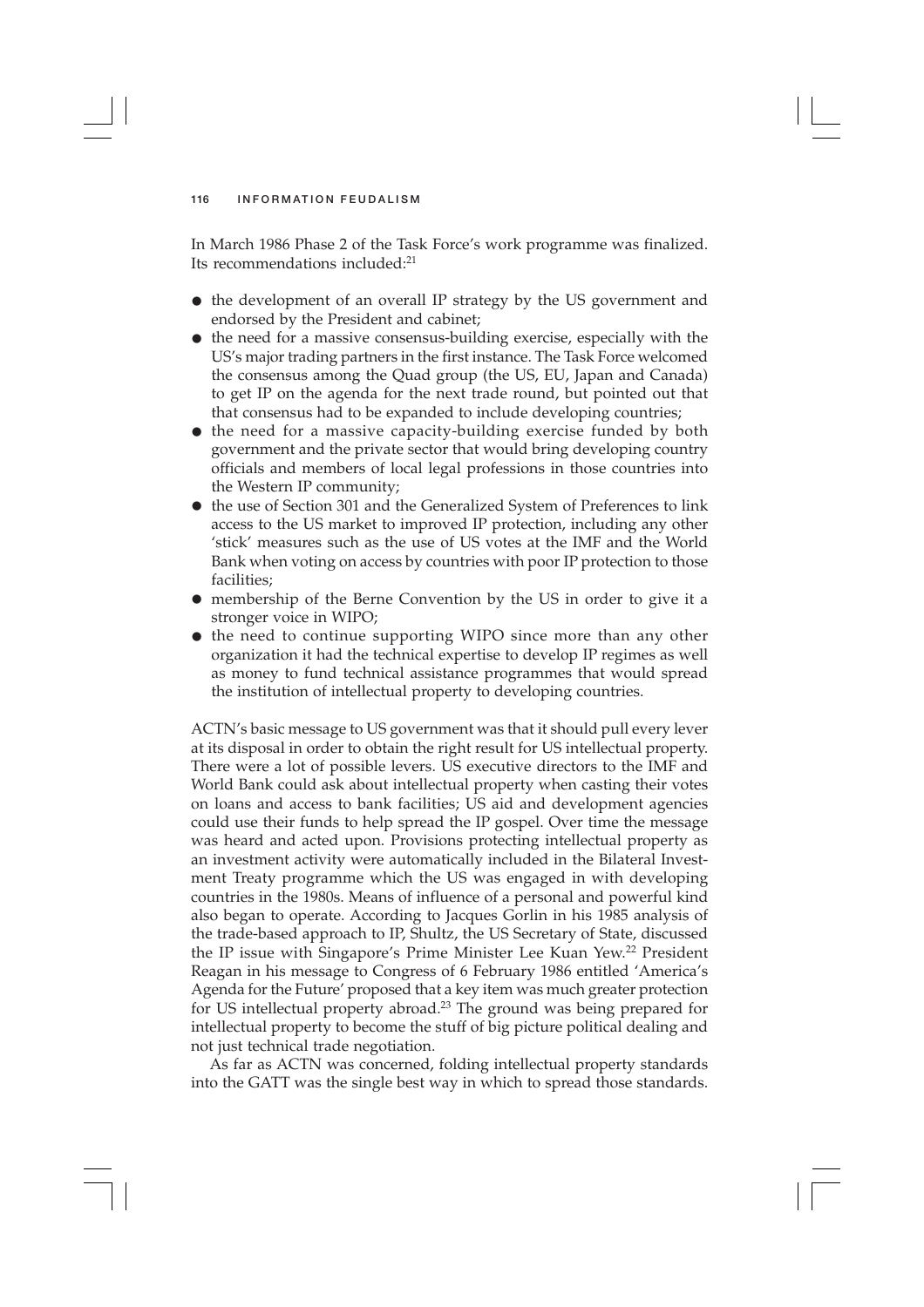In March 1986 Phase 2 of the Task Force's work programme was finalized. Its recommendations included:[21]

- the development of an overall IP strategy by the US government and endorsed by the President and cabinet;
- the need for a massive consensus-building exercise, especially with the US's major trading partners in the first instance. The Task Force welcomed the consensus among the Quad group (the US, EU, Japan and Canada) to get IP on the agenda for the next trade round, but pointed out that that consensus had to be expanded to include developing countries;
- the need for a massive capacity-building exercise funded by both government and the private sector that would bring developing country officials and members of local legal professions in those countries into the Western IP community;
- the use of Section 301 and the Generalized System of Preferences to link access to the US market to improved IP protection, including any other 'stick' measures such as the use of US votes at the IMF and the World Bank when voting on access by countries with poor IP protection to those facilities;
- membership of the Berne Convention by the US in order to give it a stronger voice in WIPO;
- the need to continue supporting WIPO since more than any other organization it had the technical expertise to develop IP regimes as well as money to fund technical assistance programmes that would spread the institution of intellectual property to developing countries.

ACTN's basic message to US government was that it should pull every lever at its disposal in order to obtain the right result for US intellectual property. There were a lot of possible levers. US executive directors to the IMF and World Bank could ask about intellectual property when casting their votes on loans and access to bank facilities; US aid and development agencies could use their funds to help spread the IP gospel. Over time the message was heard and acted upon. Provisions protecting intellectual property as an investment activity were automatically included in the Bilateral Investment Treaty programme which the US was engaged in with developing countries in the 1980s. Means of influence of a personal and powerful kind also began to operate. According to Jacques Gorlin in his 1985 analysis of the trade-based approach to IP, Shultz, the US Secretary of State, discussed the IP issue with Singapore's Prime Minister Lee Kuan Yew.[22] President Reagan in his message to Congress of 6 February 1986 entitled 'America's Agenda for the Future' proposed that a key item was much greater protection for US intellectual property abroad.[23] The ground was being prepared for intellectual property to become the stuff of big picture political dealing and not just technical trade negotiation.

As far as ACTN was concerned, folding intellectual property standards into the GATT was the single best way in which to spread those standards.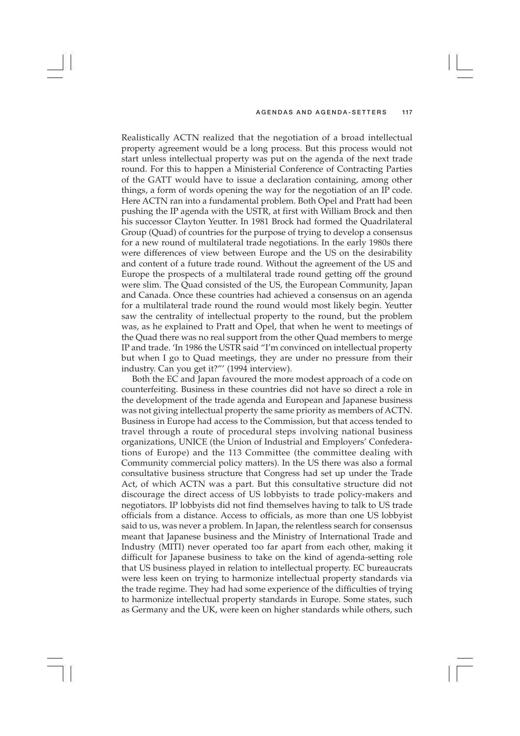Realistically ACTN realized that the negotiation of a broad intellectual property agreement would be a long process. But this process would not start unless intellectual property was put on the agenda of the next trade round. For this to happen a Ministerial Conference of Contracting Parties of the GATT would have to issue a declaration containing, among other things, a form of words opening the way for the negotiation of an IP code. Here ACTN ran into a fundamental problem. Both Opel and Pratt had been pushing the IP agenda with the USTR, at first with William Brock and then his successor Clayton Yeutter. In 1981 Brock had formed the Quadrilateral Group (Quad) of countries for the purpose of trying to develop a consensus for a new round of multilateral trade negotiations. In the early 1980s there were differences of view between Europe and the US on the desirability and content of a future trade round. Without the agreement of the US and Europe the prospects of a multilateral trade round getting off the ground were slim. The Quad consisted of the US, the European Community, Japan and Canada. Once these countries had achieved a consensus on an agenda for a multilateral trade round the round would most likely begin. Yeutter saw the centrality of intellectual property to the round, but the problem was, as he explained to Pratt and Opel, that when he went to meetings of the Quad there was no real support from the other Quad members to merge IP and trade. 'In 1986 the USTR said "I'm convinced on intellectual property but when I go to Quad meetings, they are under no pressure from their industry. Can you get it?"' (1994 interview).

Both the EC and Japan favoured the more modest approach of a code on counterfeiting. Business in these countries did not have so direct a role in the development of the trade agenda and European and Japanese business was not giving intellectual property the same priority as members of ACTN. Business in Europe had access to the Commission, but that access tended to travel through a route of procedural steps involving national business organizations, UNICE (the Union of Industrial and Employers' Confederations of Europe) and the 113 Committee (the committee dealing with Community commercial policy matters). In the US there was also a formal consultative business structure that Congress had set up under the Trade Act, of which ACTN was a part. But this consultative structure did not discourage the direct access of US lobbyists to trade policy-makers and negotiators. IP lobbyists did not find themselves having to talk to US trade officials from a distance. Access to officials, as more than one US lobbyist said to us, was never a problem. In Japan, the relentless search for consensus meant that Japanese business and the Ministry of International Trade and Industry (MITI) never operated too far apart from each other, making it difficult for Japanese business to take on the kind of agenda-setting role that US business played in relation to intellectual property. EC bureaucrats were less keen on trying to harmonize intellectual property standards via the trade regime. They had had some experience of the difficulties of trying to harmonize intellectual property standards in Europe. Some states, such as Germany and the UK, were keen on higher standards while others, such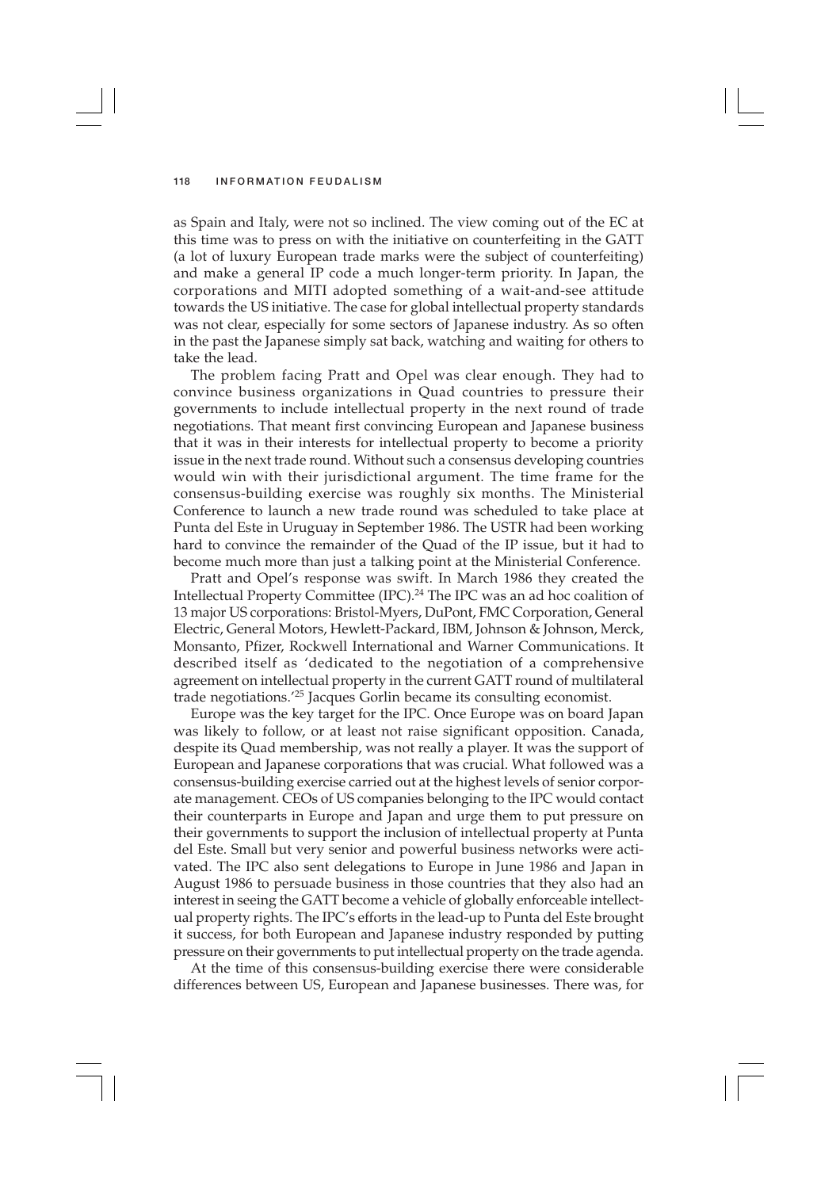as Spain and Italy, were not so inclined. The view coming out of the EC at this time was to press on with the initiative on counterfeiting in the GATT (a lot of luxury European trade marks were the subject of counterfeiting) and make a general IP code a much longer-term priority. In Japan, the corporations and MITI adopted something of a wait-and-see attitude towards the US initiative. The case for global intellectual property standards was not clear, especially for some sectors of Japanese industry. As so often in the past the Japanese simply sat back, watching and waiting for others to take the lead.

The problem facing Pratt and Opel was clear enough. They had to convince business organizations in Quad countries to pressure their governments to include intellectual property in the next round of trade negotiations. That meant first convincing European and Japanese business that it was in their interests for intellectual property to become a priority issue in the next trade round. Without such a consensus developing countries would win with their jurisdictional argument. The time frame for the consensus-building exercise was roughly six months. The Ministerial Conference to launch a new trade round was scheduled to take place at Punta del Este in Uruguay in September 1986. The USTR had been working hard to convince the remainder of the Quad of the IP issue, but it had to become much more than just a talking point at the Ministerial Conference.

Pratt and Opel's response was swift. In March 1986 they created the Intellectual Property Committee (IPC).[24] The IPC was an ad hoc coalition of 13 major US corporations: Bristol-Myers, DuPont, FMC Corporation, General Electric, General Motors, Hewlett-Packard, IBM, Johnson & Johnson, Merck, Monsanto, Pfizer, Rockwell International and Warner Communications. It described itself as 'dedicated to the negotiation of a comprehensive agreement on intellectual property in the current GATT round of multilateral trade negotiations.'[25] Jacques Gorlin became its consulting economist.

Europe was the key target for the IPC. Once Europe was on board Japan was likely to follow, or at least not raise significant opposition. Canada, despite its Quad membership, was not really a player. It was the support of European and Japanese corporations that was crucial. What followed was a consensus-building exercise carried out at the highest levels of senior corporate management. CEOs of US companies belonging to the IPC would contact their counterparts in Europe and Japan and urge them to put pressure on their governments to support the inclusion of intellectual property at Punta del Este. Small but very senior and powerful business networks were activated. The IPC also sent delegations to Europe in June 1986 and Japan in August 1986 to persuade business in those countries that they also had an interest in seeing the GATT become a vehicle of globally enforceable intellectual property rights. The IPC's efforts in the lead-up to Punta del Este brought it success, for both European and Japanese industry responded by putting pressure on their governments to put intellectual property on the trade agenda.

At the time of this consensus-building exercise there were considerable differences between US, European and Japanese businesses. There was, for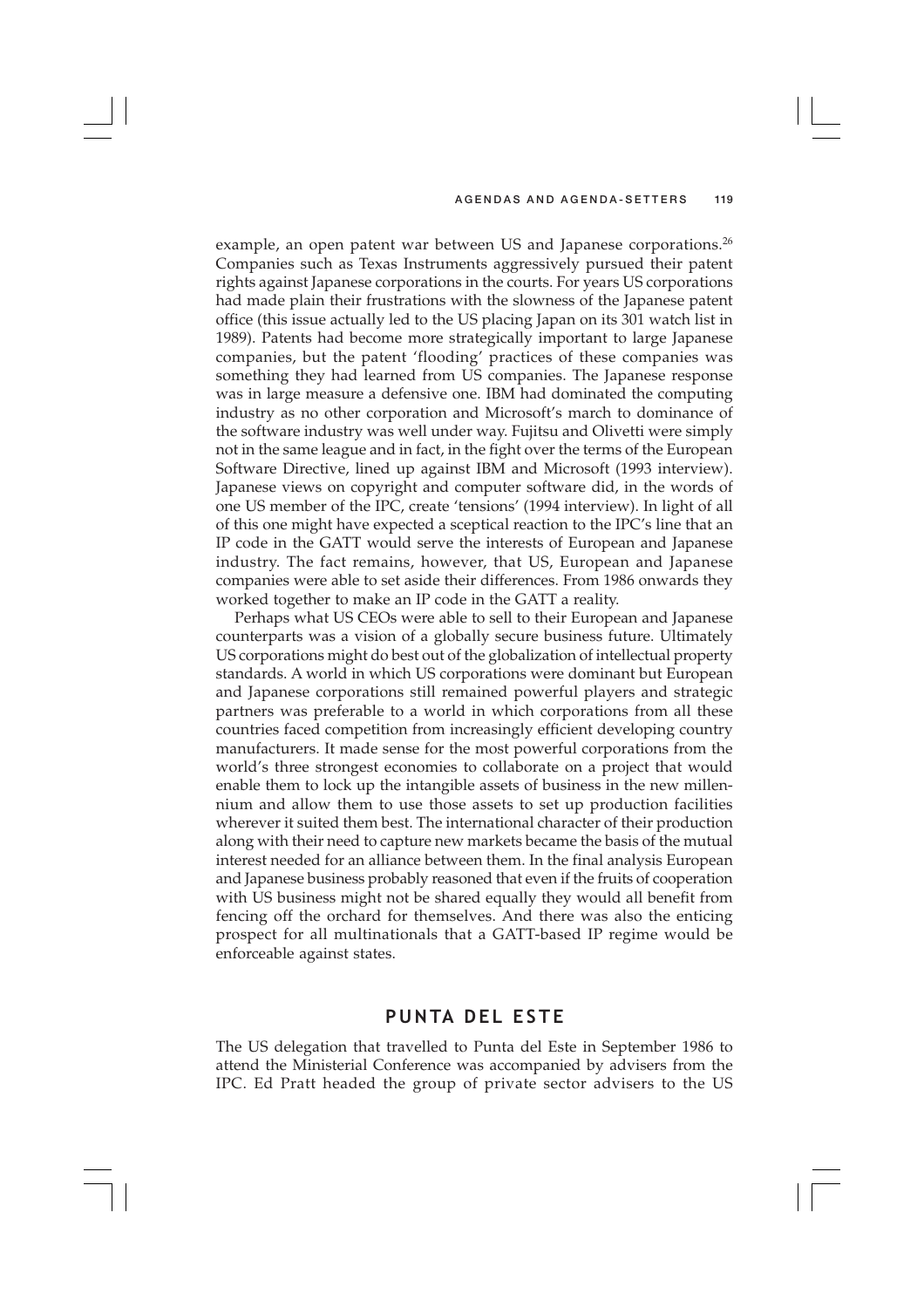example, an open patent war between US and Japanese corporations.[26] Companies such as Texas Instruments aggressively pursued their patent rights against Japanese corporations in the courts. For years US corporations had made plain their frustrations with the slowness of the Japanese patent office (this issue actually led to the US placing Japan on its 301 watch list in 1989). Patents had become more strategically important to large Japanese companies, but the patent 'flooding' practices of these companies was something they had learned from US companies. The Japanese response was in large measure a defensive one. IBM had dominated the computing industry as no other corporation and Microsoft's march to dominance of the software industry was well under way. Fujitsu and Olivetti were simply not in the same league and in fact, in the fight over the terms of the European Software Directive, lined up against IBM and Microsoft (1993 interview). Japanese views on copyright and computer software did, in the words of one US member of the IPC, create 'tensions' (1994 interview). In light of all of this one might have expected a sceptical reaction to the IPC's line that an IP code in the GATT would serve the interests of European and Japanese industry. The fact remains, however, that US, European and Japanese companies were able to set aside their differences. From 1986 onwards they worked together to make an IP code in the GATT a reality.

Perhaps what US CEOs were able to sell to their European and Japanese counterparts was a vision of a globally secure business future. Ultimately US corporations might do best out of the globalization of intellectual property standards. A world in which US corporations were dominant but European and Japanese corporations still remained powerful players and strategic partners was preferable to a world in which corporations from all these countries faced competition from increasingly efficient developing country manufacturers. It made sense for the most powerful corporations from the world's three strongest economies to collaborate on a project that would enable them to lock up the intangible assets of business in the new millennium and allow them to use those assets to set up production facilities wherever it suited them best. The international character of their production along with their need to capture new markets became the basis of the mutual interest needed for an alliance between them. In the final analysis European and Japanese business probably reasoned that even if the fruits of cooperation with US business might not be shared equally they would all benefit from fencing off the orchard for themselves. And there was also the enticing prospect for all multinationals that a GATT-based IP regime would be enforceable against states.

## PUNTA DEL ESTE

The US delegation that travelled to Punta del Este in September 1986 to attend the Ministerial Conference was accompanied by advisers from the IPC. Ed Pratt headed the group of private sector advisers to the US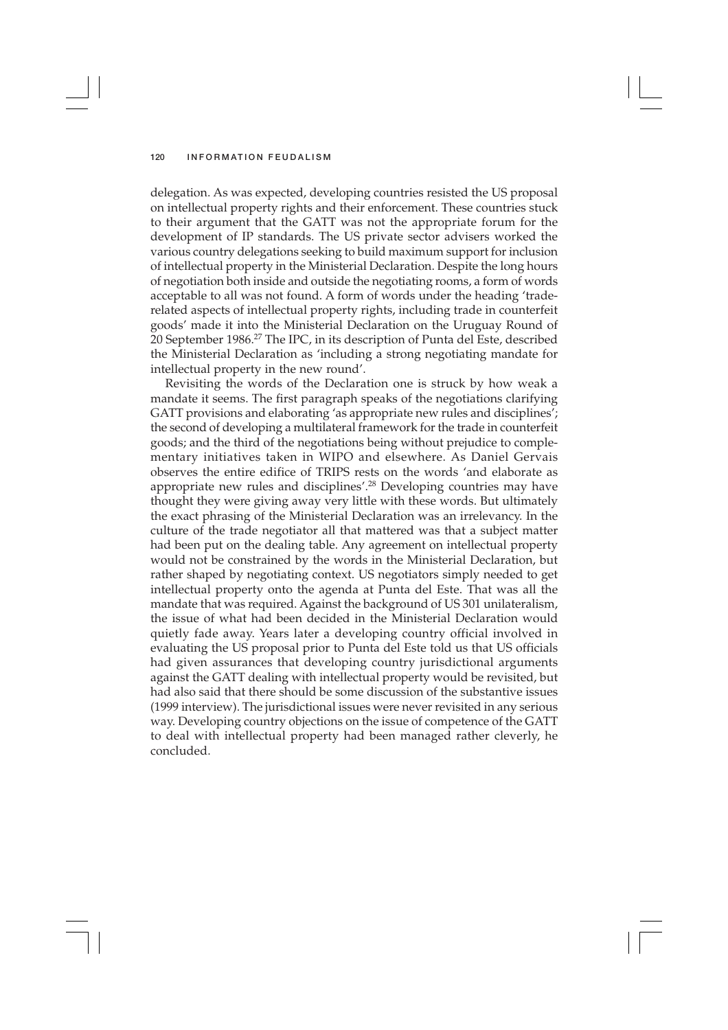delegation. As was expected, developing countries resisted the US proposal on intellectual property rights and their enforcement. These countries stuck to their argument that the GATT was not the appropriate forum for the development of IP standards. The US private sector advisers worked the various country delegations seeking to build maximum support for inclusion of intellectual property in the Ministerial Declaration. Despite the long hours of negotiation both inside and outside the negotiating rooms, a form of words acceptable to all was not found. A form of words under the heading 'trade-related aspects of intellectual property rights, including trade in counterfeit goods' made it into the Ministerial Declaration on the Uruguay Round of 20 September 1986.[27] The IPC, in its description of Punta del Este, described the Ministerial Declaration as 'including a strong negotiating mandate for intellectual property in the new round'.

Revisiting the words of the Declaration one is struck by how weak a mandate it seems. The first paragraph speaks of the negotiations clarifying GATT provisions and elaborating 'as appropriate new rules and disciplines'; the second of developing a multilateral framework for the trade in counterfeit goods; and the third of the negotiations being without prejudice to complementary initiatives taken in WIPO and elsewhere. As Daniel Gervais observes the entire edifice of TRIPS rests on the words 'and elaborate as appropriate new rules and disciplines'.[28] Developing countries may have thought they were giving away very little with these words. But ultimately the exact phrasing of the Ministerial Declaration was an irrelevancy. In the culture of the trade negotiator all that mattered was that a subject matter had been put on the dealing table. Any agreement on intellectual property would not be constrained by the words in the Ministerial Declaration, but rather shaped by negotiating context. US negotiators simply needed to get intellectual property onto the agenda at Punta del Este. That was all the mandate that was required. Against the background of US 301 unilateralism, the issue of what had been decided in the Ministerial Declaration would quietly fade away. Years later a developing country official involved in evaluating the US proposal prior to Punta del Este told us that US officials had given assurances that developing country jurisdictional arguments against the GATT dealing with intellectual property would be revisited, but had also said that there should be some discussion of the substantive issues (1999 interview). The jurisdictional issues were never revisited in any serious way. Developing country objections on the issue of competence of the GATT to deal with intellectual property had been managed rather cleverly, he concluded.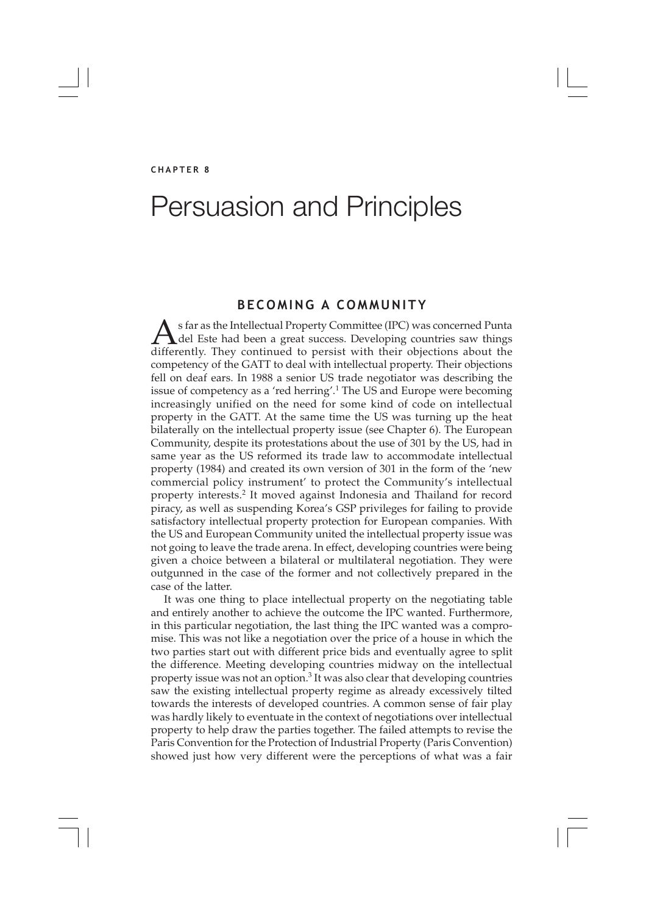CHAPTER 8

# Persuasion and Principles

## BECOMING A COMMUNITY

As far as the Intellectual Property Committee (IPC) was concerned Punta del Este had been a great success. Developing countries saw things differently. They continued to persist with their objections about the competency of the GATT to deal with intellectual property. Their objections fell on deaf ears. In 1988 a senior US trade negotiator was describing the issue of competency as a 'red herring'.[1] The US and Europe were becoming increasingly unified on the need for some kind of code on intellectual property in the GATT. At the same time the US was turning up the heat bilaterally on the intellectual property issue (see Chapter 6). The European Community, despite its protestations about the use of 301 by the US, had in same year as the US reformed its trade law to accommodate intellectual property (1984) and created its own version of 301 in the form of the 'new commercial policy instrument' to protect the Community's intellectual property interests.[2] It moved against Indonesia and Thailand for record piracy, as well as suspending Korea's GSP privileges for failing to provide satisfactory intellectual property protection for European companies. With the US and European Community united the intellectual property issue was not going to leave the trade arena. In effect, developing countries were being given a choice between a bilateral or multilateral negotiation. They were outgunned in the case of the former and not collectively prepared in the case of the latter.

It was one thing to place intellectual property on the negotiating table and entirely another to achieve the outcome the IPC wanted. Furthermore, in this particular negotiation, the last thing the IPC wanted was a compromise. This was not like a negotiation over the price of a house in which the two parties start out with different price bids and eventually agree to split the difference. Meeting developing countries midway on the intellectual property issue was not an option.[3] It was also clear that developing countries saw the existing intellectual property regime as already excessively tilted towards the interests of developed countries. A common sense of fair play was hardly likely to eventuate in the context of negotiations over intellectual property to help draw the parties together. The failed attempts to revise the Paris Convention for the Protection of Industrial Property (Paris Convention) showed just how very different were the perceptions of what was a fair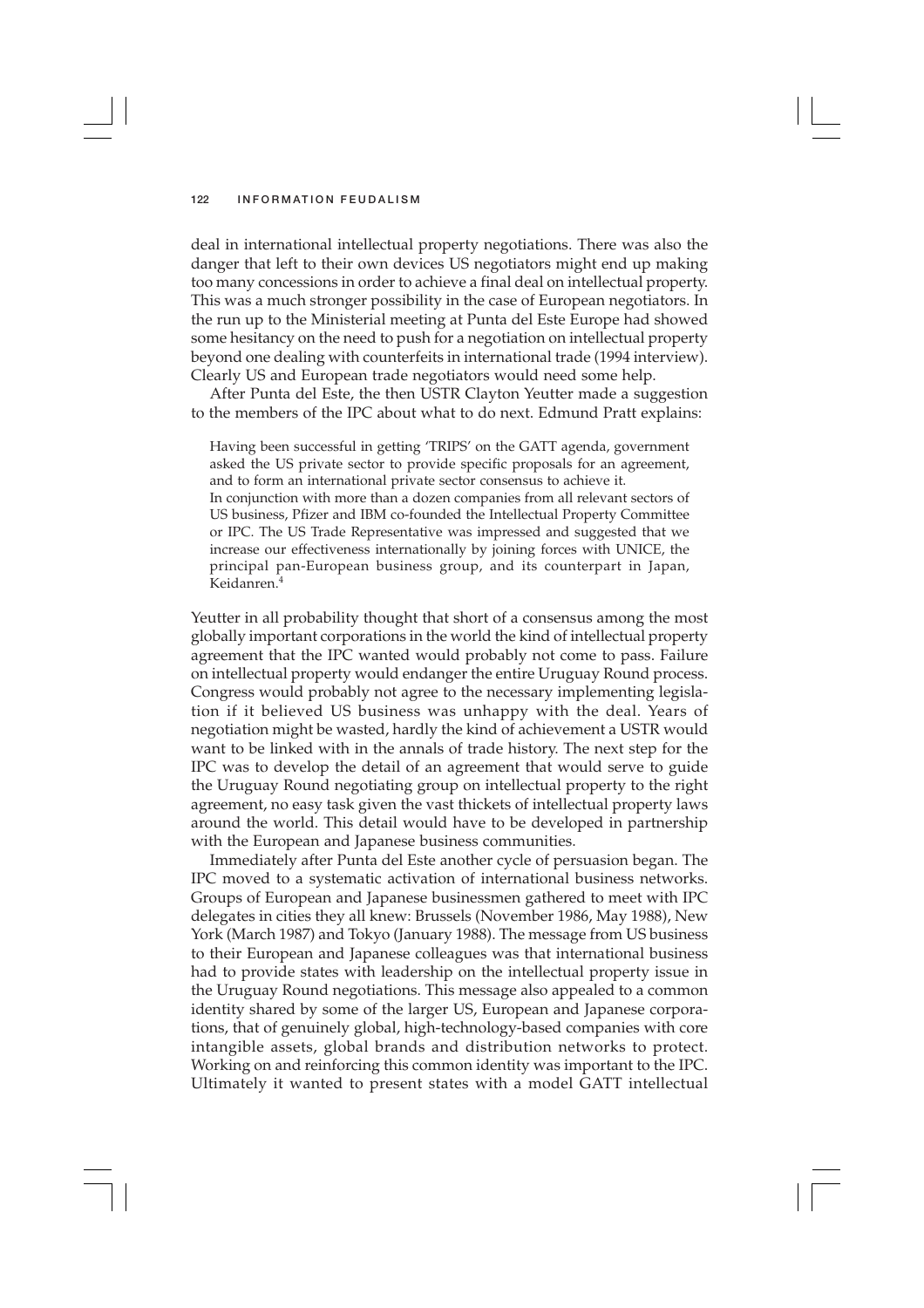deal in international intellectual property negotiations. There was also the danger that left to their own devices US negotiators might end up making too many concessions in order to achieve a final deal on intellectual property. This was a much stronger possibility in the case of European negotiators. In the run up to the Ministerial meeting at Punta del Este Europe had showed some hesitancy on the need to push for a negotiation on intellectual property beyond one dealing with counterfeits in international trade (1994 interview). Clearly US and European trade negotiators would need some help.

After Punta del Este, the then USTR Clayton Yeutter made a suggestion to the members of the IPC about what to do next. Edmund Pratt explains:

> Having been successful in getting 'TRIPS' on the GATT agenda, government asked the US private sector to provide specific proposals for an agreement, and to form an international private sector consensus to achieve it.
> In conjunction with more than a dozen companies from all relevant sectors of US business, Pfizer and IBM co-founded the Intellectual Property Committee or IPC. The US Trade Representative was impressed and suggested that we increase our effectiveness internationally by joining forces with UNICE, the principal pan-European business group, and its counterpart in Japan, Keidanren.[4]

Yeutter in all probability thought that short of a consensus among the most globally important corporations in the world the kind of intellectual property agreement that the IPC wanted would probably not come to pass. Failure on intellectual property would endanger the entire Uruguay Round process. Congress would probably not agree to the necessary implementing legislation if it believed US business was unhappy with the deal. Years of negotiation might be wasted, hardly the kind of achievement a USTR would want to be linked with in the annals of trade history. The next step for the IPC was to develop the detail of an agreement that would serve to guide the Uruguay Round negotiating group on intellectual property to the right agreement, no easy task given the vast thickets of intellectual property laws around the world. This detail would have to be developed in partnership with the European and Japanese business communities.

Immediately after Punta del Este another cycle of persuasion began. The IPC moved to a systematic activation of international business networks. Groups of European and Japanese businessmen gathered to meet with IPC delegates in cities they all knew: Brussels (November 1986, May 1988), New York (March 1987) and Tokyo (January 1988). The message from US business to their European and Japanese colleagues was that international business had to provide states with leadership on the intellectual property issue in the Uruguay Round negotiations. This message also appealed to a common identity shared by some of the larger US, European and Japanese corporations, that of genuinely global, high-technology-based companies with core intangible assets, global brands and distribution networks to protect. Working on and reinforcing this common identity was important to the IPC. Ultimately it wanted to present states with a model GATT intellectual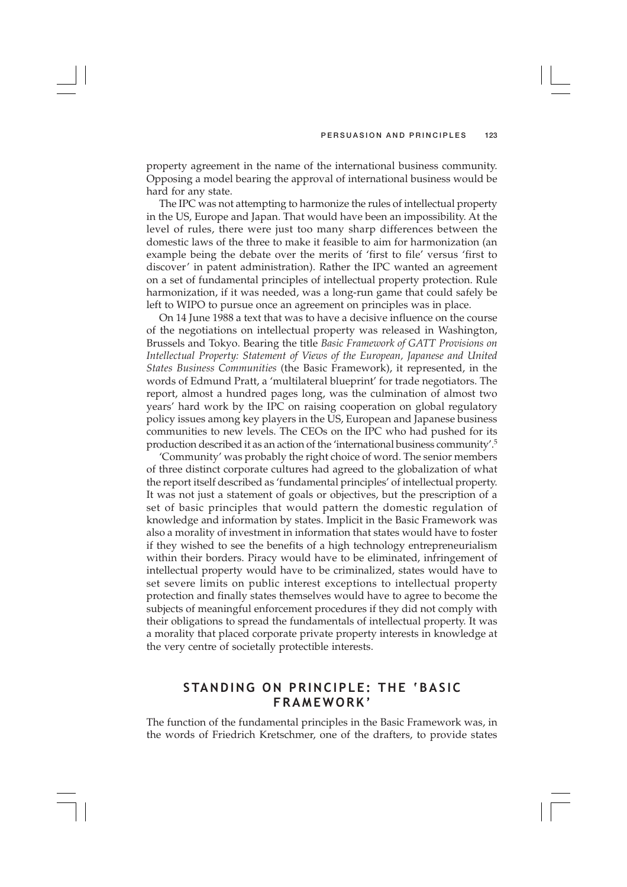property agreement in the name of the international business community. Opposing a model bearing the approval of international business would be hard for any state.

The IPC was not attempting to harmonize the rules of intellectual property in the US, Europe and Japan. That would have been an impossibility. At the level of rules, there were just too many sharp differences between the domestic laws of the three to make it feasible to aim for harmonization (an example being the debate over the merits of 'first to file' versus 'first to discover' in patent administration). Rather the IPC wanted an agreement on a set of fundamental principles of intellectual property protection. Rule harmonization, if it was needed, was a long-run game that could safely be left to WIPO to pursue once an agreement on principles was in place.

On 14 June 1988 a text that was to have a decisive influence on the course of the negotiations on intellectual property was released in Washington, Brussels and Tokyo. Bearing the title *Basic Framework of GATT Provisions on Intellectual Property: Statement of Views of the European, Japanese and United States Business Communities* (the Basic Framework), it represented, in the words of Edmund Pratt, a 'multilateral blueprint' for trade negotiators. The report, almost a hundred pages long, was the culmination of almost two years' hard work by the IPC on raising cooperation on global regulatory policy issues among key players in the US, European and Japanese business communities to new levels. The CEOs on the IPC who had pushed for its production described it as an action of the 'international business community'.[5]

'Community' was probably the right choice of word. The senior members of three distinct corporate cultures had agreed to the globalization of what the report itself described as 'fundamental principles' of intellectual property. It was not just a statement of goals or objectives, but the prescription of a set of basic principles that would pattern the domestic regulation of knowledge and information by states. Implicit in the Basic Framework was also a morality of investment in information that states would have to foster if they wished to see the benefits of a high technology entrepreneurialism within their borders. Piracy would have to be eliminated, infringement of intellectual property would have to be criminalized, states would have to set severe limits on public interest exceptions to intellectual property protection and finally states themselves would have to agree to become the subjects of meaningful enforcement procedures if they did not comply with their obligations to spread the fundamentals of intellectual property. It was a morality that placed corporate private property interests in knowledge at the very centre of societally protectible interests.

## STANDING ON PRINCIPLE: THE 'BASIC FRAMEWORK'

The function of the fundamental principles in the Basic Framework was, in the words of Friedrich Kretschmer, one of the drafters, to provide states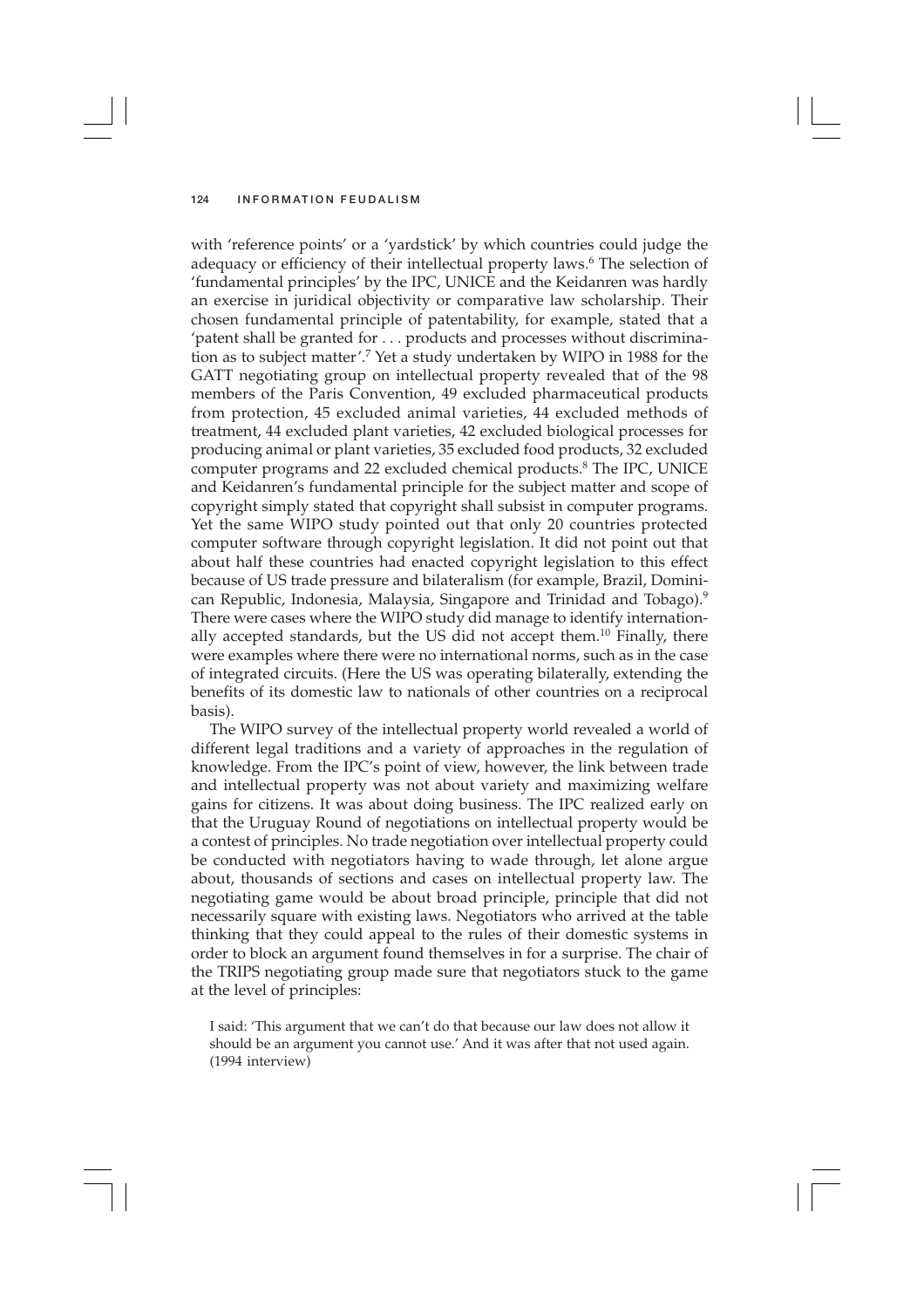with 'reference points' or a 'yardstick' by which countries could judge the adequacy or efficiency of their intellectual property laws.[6] The selection of 'fundamental principles' by the IPC, UNICE and the Keidanren was hardly an exercise in juridical objectivity or comparative law scholarship. Their chosen fundamental principle of patentability, for example, stated that a 'patent shall be granted for . . . products and processes without discrimination as to subject matter'.[7] Yet a study undertaken by WIPO in 1988 for the GATT negotiating group on intellectual property revealed that of the 98 members of the Paris Convention, 49 excluded pharmaceutical products from protection, 45 excluded animal varieties, 44 excluded methods of treatment, 44 excluded plant varieties, 42 excluded biological processes for producing animal or plant varieties, 35 excluded food products, 32 excluded computer programs and 22 excluded chemical products.[8] The IPC, UNICE and Keidanren's fundamental principle for the subject matter and scope of copyright simply stated that copyright shall subsist in computer programs. Yet the same WIPO study pointed out that only 20 countries protected computer software through copyright legislation. It did not point out that about half these countries had enacted copyright legislation to this effect because of US trade pressure and bilateralism (for example, Brazil, Dominican Republic, Indonesia, Malaysia, Singapore and Trinidad and Tobago).[9] There were cases where the WIPO study did manage to identify internationally accepted standards, but the US did not accept them.[10] Finally, there were examples where there were no international norms, such as in the case of integrated circuits. (Here the US was operating bilaterally, extending the benefits of its domestic law to nationals of other countries on a reciprocal basis).

The WIPO survey of the intellectual property world revealed a world of different legal traditions and a variety of approaches in the regulation of knowledge. From the IPC's point of view, however, the link between trade and intellectual property was not about variety and maximizing welfare gains for citizens. It was about doing business. The IPC realized early on that the Uruguay Round of negotiations on intellectual property would be a contest of principles. No trade negotiation over intellectual property could be conducted with negotiators having to wade through, let alone argue about, thousands of sections and cases on intellectual property law. The negotiating game would be about broad principle, principle that did not necessarily square with existing laws. Negotiators who arrived at the table thinking that they could appeal to the rules of their domestic systems in order to block an argument found themselves in for a surprise. The chair of the TRIPS negotiating group made sure that negotiators stuck to the game at the level of principles:

> I said: 'This argument that we can't do that because our law does not allow it should be an argument you cannot use.' And it was after that not used again. (1994 interview)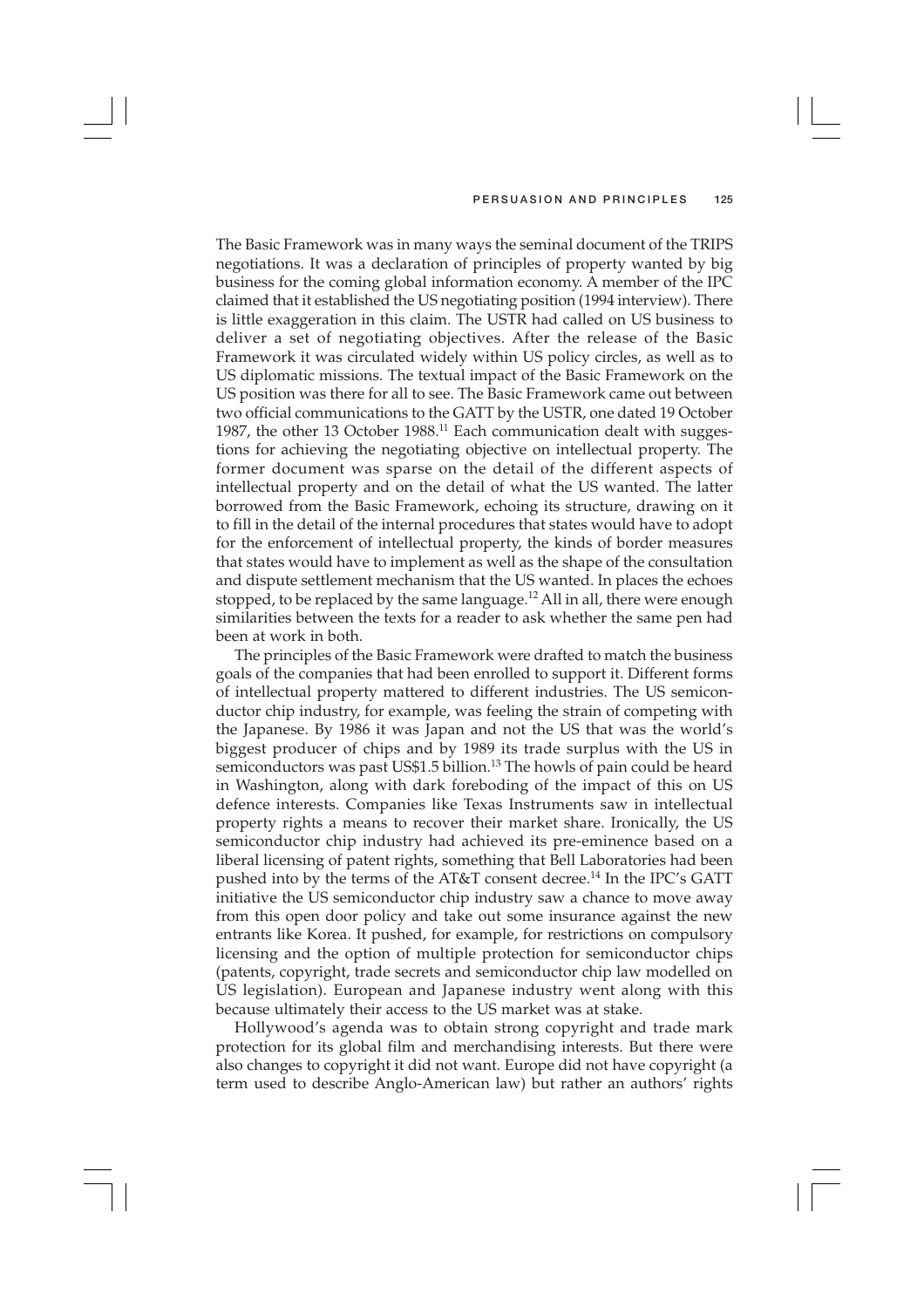The Basic Framework was in many ways the seminal document of the TRIPS negotiations. It was a declaration of principles of property wanted by big business for the coming global information economy. A member of the IPC claimed that it established the US negotiating position (1994 interview). There is little exaggeration in this claim. The USTR had called on US business to deliver a set of negotiating objectives. After the release of the Basic Framework it was circulated widely within US policy circles, as well as to US diplomatic missions. The textual impact of the Basic Framework on the US position was there for all to see. The Basic Framework came out between two official communications to the GATT by the USTR, one dated 19 October 1987, the other 13 October 1988.[11] Each communication dealt with suggestions for achieving the negotiating objective on intellectual property. The former document was sparse on the detail of the different aspects of intellectual property and on the detail of what the US wanted. The latter borrowed from the Basic Framework, echoing its structure, drawing on it to fill in the detail of the internal procedures that states would have to adopt for the enforcement of intellectual property, the kinds of border measures that states would have to implement as well as the shape of the consultation and dispute settlement mechanism that the US wanted. In places the echoes stopped, to be replaced by the same language.[12] All in all, there were enough similarities between the texts for a reader to ask whether the same pen had been at work in both.

The principles of the Basic Framework were drafted to match the business goals of the companies that had been enrolled to support it. Different forms of intellectual property mattered to different industries. The US semiconductor chip industry, for example, was feeling the strain of competing with the Japanese. By 1986 it was Japan and not the US that was the world's biggest producer of chips and by 1989 its trade surplus with the US in semiconductors was past US$1.5 billion.[13] The howls of pain could be heard in Washington, along with dark foreboding of the impact of this on US defence interests. Companies like Texas Instruments saw in intellectual property rights a means to recover their market share. Ironically, the US semiconductor chip industry had achieved its pre-eminence based on a liberal licensing of patent rights, something that Bell Laboratories had been pushed into by the terms of the AT&T consent decree.[14] In the IPC's GATT initiative the US semiconductor chip industry saw a chance to move away from this open door policy and take out some insurance against the new entrants like Korea. It pushed, for example, for restrictions on compulsory licensing and the option of multiple protection for semiconductor chips (patents, copyright, trade secrets and semiconductor chip law modelled on US legislation). European and Japanese industry went along with this because ultimately their access to the US market was at stake.

Hollywood's agenda was to obtain strong copyright and trade mark protection for its global film and merchandising interests. But there were also changes to copyright it did not want. Europe did not have copyright (a term used to describe Anglo-American law) but rather an authors' rights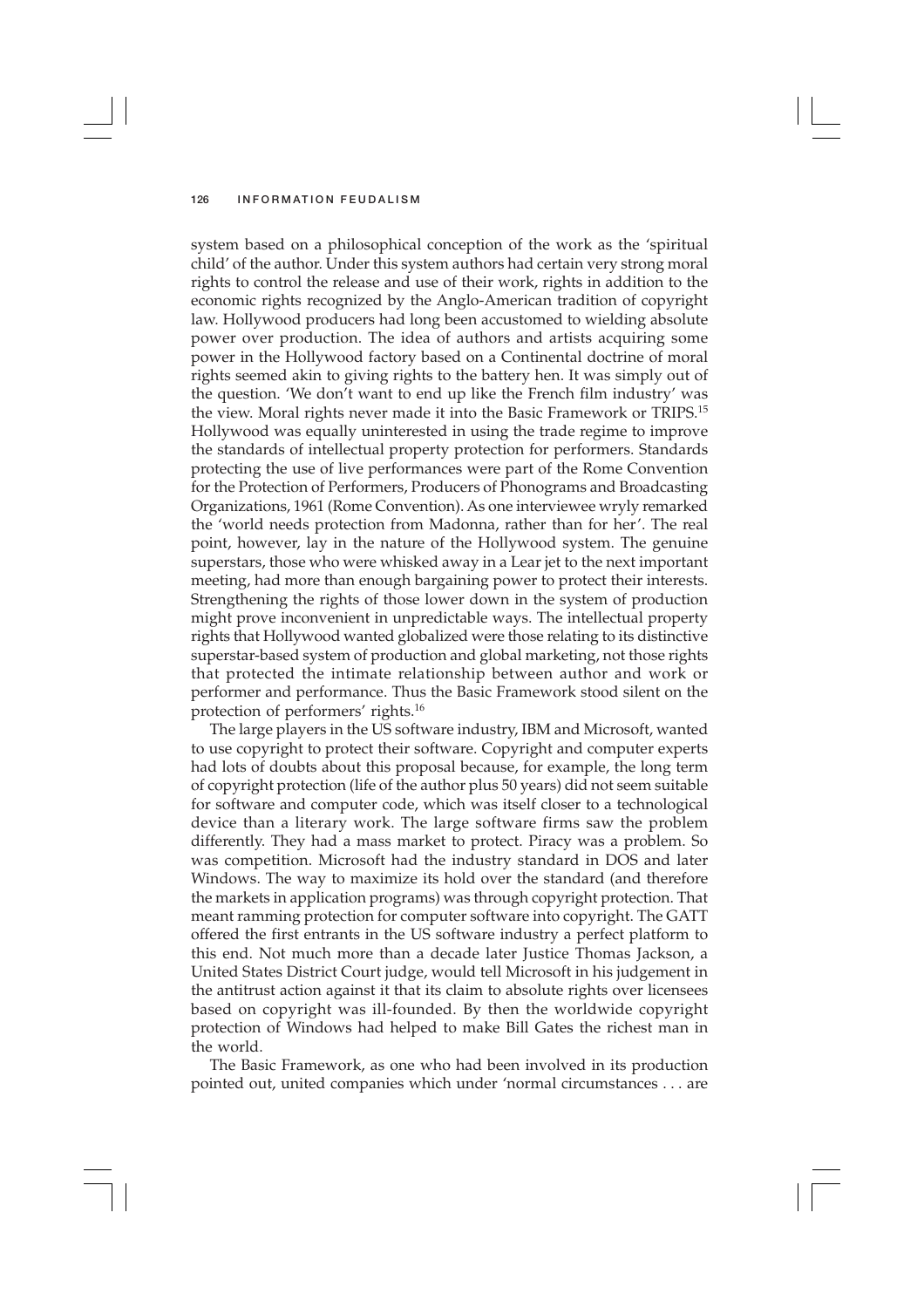system based on a philosophical conception of the work as the 'spiritual child' of the author. Under this system authors had certain very strong moral rights to control the release and use of their work, rights in addition to the economic rights recognized by the Anglo-American tradition of copyright law. Hollywood producers had long been accustomed to wielding absolute power over production. The idea of authors and artists acquiring some power in the Hollywood factory based on a Continental doctrine of moral rights seemed akin to giving rights to the battery hen. It was simply out of the question. 'We don't want to end up like the French film industry' was the view. Moral rights never made it into the Basic Framework or TRIPS.[15] Hollywood was equally uninterested in using the trade regime to improve the standards of intellectual property protection for performers. Standards protecting the use of live performances were part of the Rome Convention for the Protection of Performers, Producers of Phonograms and Broadcasting Organizations, 1961 (Rome Convention). As one interviewee wryly remarked the 'world needs protection from Madonna, rather than for her'. The real point, however, lay in the nature of the Hollywood system. The genuine superstars, those who were whisked away in a Lear jet to the next important meeting, had more than enough bargaining power to protect their interests. Strengthening the rights of those lower down in the system of production might prove inconvenient in unpredictable ways. The intellectual property rights that Hollywood wanted globalized were those relating to its distinctive superstar-based system of production and global marketing, not those rights that protected the intimate relationship between author and work or performer and performance. Thus the Basic Framework stood silent on the protection of performers' rights.[16]

The large players in the US software industry, IBM and Microsoft, wanted to use copyright to protect their software. Copyright and computer experts had lots of doubts about this proposal because, for example, the long term of copyright protection (life of the author plus 50 years) did not seem suitable for software and computer code, which was itself closer to a technological device than a literary work. The large software firms saw the problem differently. They had a mass market to protect. Piracy was a problem. So was competition. Microsoft had the industry standard in DOS and later Windows. The way to maximize its hold over the standard (and therefore the markets in application programs) was through copyright protection. That meant ramming protection for computer software into copyright. The GATT offered the first entrants in the US software industry a perfect platform to this end. Not much more than a decade later Justice Thomas Jackson, a United States District Court judge, would tell Microsoft in his judgement in the antitrust action against it that its claim to absolute rights over licensees based on copyright was ill-founded. By then the worldwide copyright protection of Windows had helped to make Bill Gates the richest man in the world.

The Basic Framework, as one who had been involved in its production pointed out, united companies which under 'normal circumstances . . . are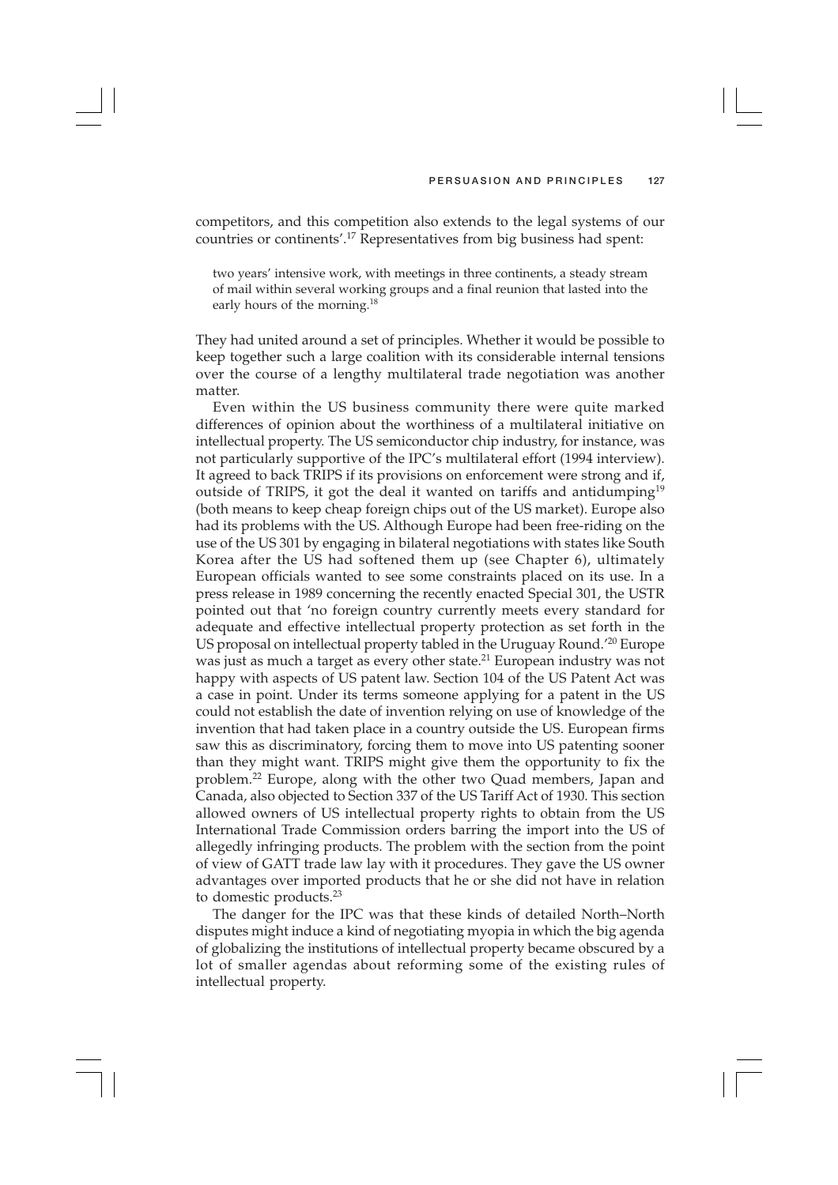competitors, and this competition also extends to the legal systems of our countries or continents'.[17] Representatives from big business had spent:

> two years' intensive work, with meetings in three continents, a steady stream of mail within several working groups and a final reunion that lasted into the early hours of the morning.[18]

They had united around a set of principles. Whether it would be possible to keep together such a large coalition with its considerable internal tensions over the course of a lengthy multilateral trade negotiation was another matter.

Even within the US business community there were quite marked differences of opinion about the worthiness of a multilateral initiative on intellectual property. The US semiconductor chip industry, for instance, was not particularly supportive of the IPC's multilateral effort (1994 interview). It agreed to back TRIPS if its provisions on enforcement were strong and if, outside of TRIPS, it got the deal it wanted on tariffs and antidumping[19] (both means to keep cheap foreign chips out of the US market). Europe also had its problems with the US. Although Europe had been free-riding on the use of the US 301 by engaging in bilateral negotiations with states like South Korea after the US had softened them up (see Chapter 6), ultimately European officials wanted to see some constraints placed on its use. In a press release in 1989 concerning the recently enacted Special 301, the USTR pointed out that 'no foreign country currently meets every standard for adequate and effective intellectual property protection as set forth in the US proposal on intellectual property tabled in the Uruguay Round.'[20] Europe was just as much a target as every other state.[21] European industry was not happy with aspects of US patent law. Section 104 of the US Patent Act was a case in point. Under its terms someone applying for a patent in the US could not establish the date of invention relying on use of knowledge of the invention that had taken place in a country outside the US. European firms saw this as discriminatory, forcing them to move into US patenting sooner than they might want. TRIPS might give them the opportunity to fix the problem.[22] Europe, along with the other two Quad members, Japan and Canada, also objected to Section 337 of the US Tariff Act of 1930. This section allowed owners of US intellectual property rights to obtain from the US International Trade Commission orders barring the import into the US of allegedly infringing products. The problem with the section from the point of view of GATT trade law lay with it procedures. They gave the US owner advantages over imported products that he or she did not have in relation to domestic products.[23]

The danger for the IPC was that these kinds of detailed North–North disputes might induce a kind of negotiating myopia in which the big agenda of globalizing the institutions of intellectual property became obscured by a lot of smaller agendas about reforming some of the existing rules of intellectual property.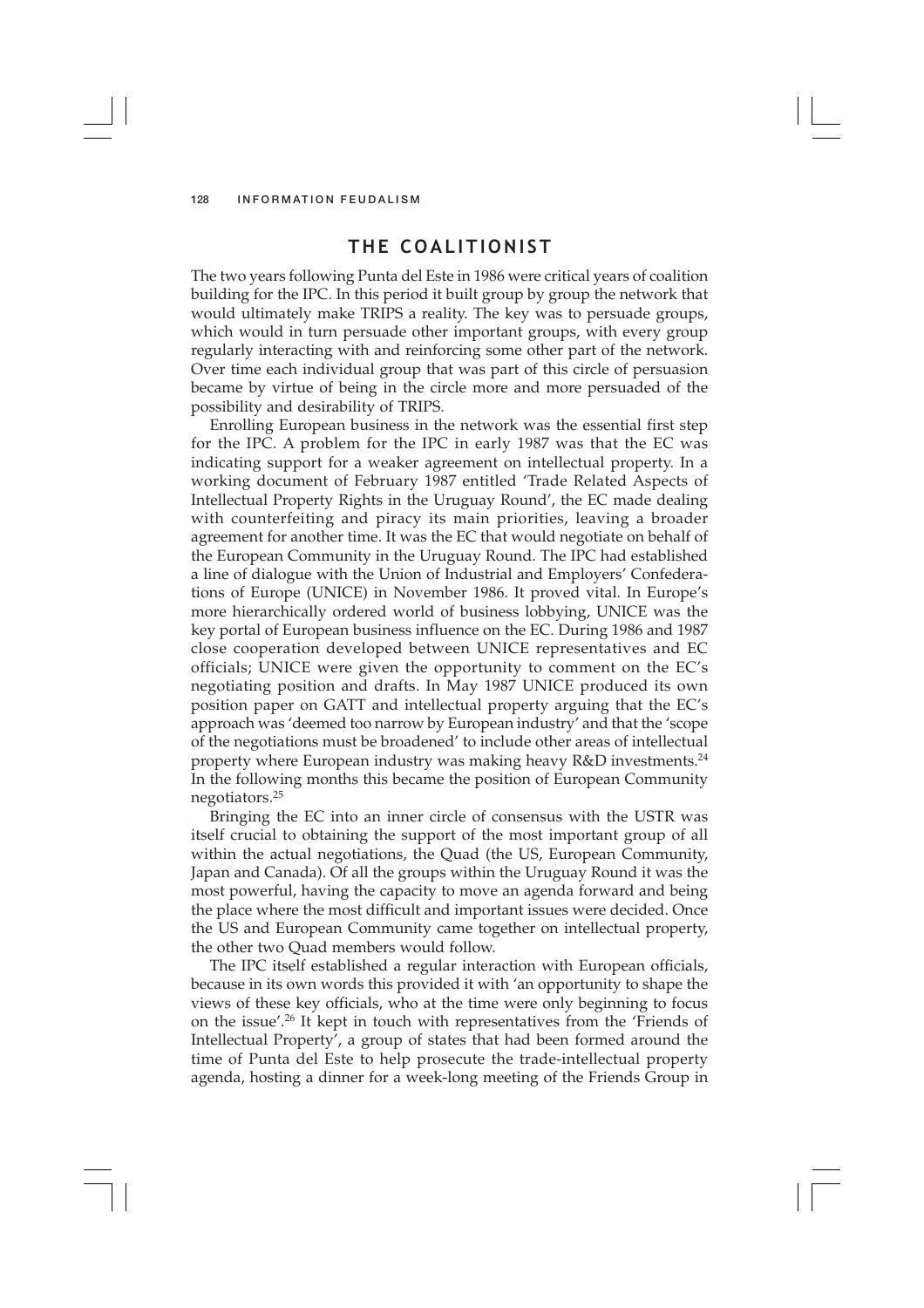## THE COALITIONIST

The two years following Punta del Este in 1986 were critical years of coalition building for the IPC. In this period it built group by group the network that would ultimately make TRIPS a reality. The key was to persuade groups, which would in turn persuade other important groups, with every group regularly interacting with and reinforcing some other part of the network. Over time each individual group that was part of this circle of persuasion became by virtue of being in the circle more and more persuaded of the possibility and desirability of TRIPS.

Enrolling European business in the network was the essential first step for the IPC. A problem for the IPC in early 1987 was that the EC was indicating support for a weaker agreement on intellectual property. In a working document of February 1987 entitled 'Trade Related Aspects of Intellectual Property Rights in the Uruguay Round', the EC made dealing with counterfeiting and piracy its main priorities, leaving a broader agreement for another time. It was the EC that would negotiate on behalf of the European Community in the Uruguay Round. The IPC had established a line of dialogue with the Union of Industrial and Employers' Confederations of Europe (UNICE) in November 1986. It proved vital. In Europe's more hierarchically ordered world of business lobbying, UNICE was the key portal of European business influence on the EC. During 1986 and 1987 close cooperation developed between UNICE representatives and EC officials; UNICE were given the opportunity to comment on the EC's negotiating position and drafts. In May 1987 UNICE produced its own position paper on GATT and intellectual property arguing that the EC's approach was 'deemed too narrow by European industry' and that the 'scope of the negotiations must be broadened' to include other areas of intellectual property where European industry was making heavy R&D investments.[24] In the following months this became the position of European Community negotiators.[25]

Bringing the EC into an inner circle of consensus with the USTR was itself crucial to obtaining the support of the most important group of all within the actual negotiations, the Quad (the US, European Community, Japan and Canada). Of all the groups within the Uruguay Round it was the most powerful, having the capacity to move an agenda forward and being the place where the most difficult and important issues were decided. Once the US and European Community came together on intellectual property, the other two Quad members would follow.

The IPC itself established a regular interaction with European officials, because in its own words this provided it with 'an opportunity to shape the views of these key officials, who at the time were only beginning to focus on the issue'.[26] It kept in touch with representatives from the 'Friends of Intellectual Property', a group of states that had been formed around the time of Punta del Este to help prosecute the trade-intellectual property agenda, hosting a dinner for a week-long meeting of the Friends Group in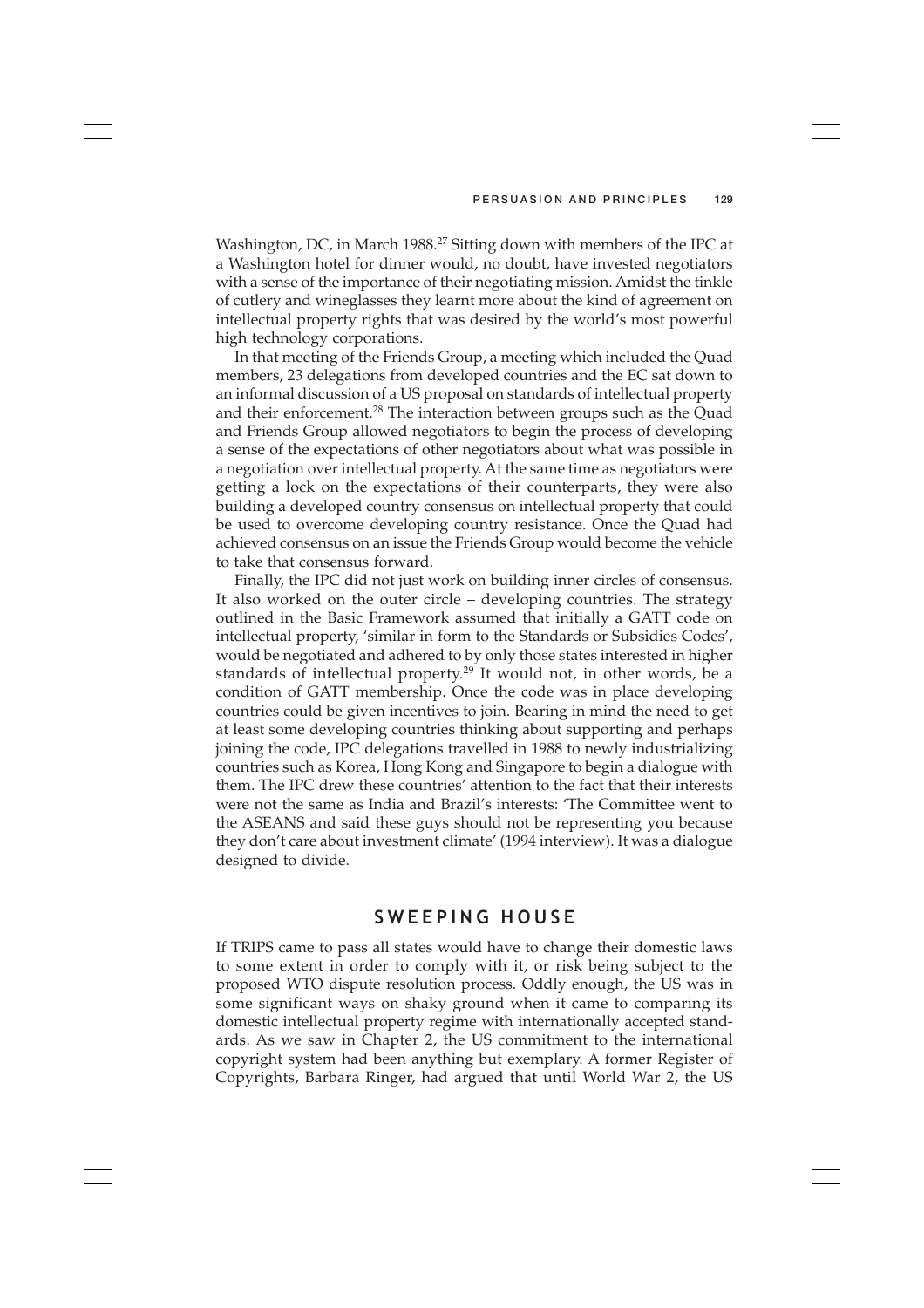Washington, DC, in March 1988.[27] Sitting down with members of the IPC at a Washington hotel for dinner would, no doubt, have invested negotiators with a sense of the importance of their negotiating mission. Amidst the tinkle of cutlery and wineglasses they learnt more about the kind of agreement on intellectual property rights that was desired by the world's most powerful high technology corporations.

In that meeting of the Friends Group, a meeting which included the Quad members, 23 delegations from developed countries and the EC sat down to an informal discussion of a US proposal on standards of intellectual property and their enforcement.[28] The interaction between groups such as the Quad and Friends Group allowed negotiators to begin the process of developing a sense of the expectations of other negotiators about what was possible in a negotiation over intellectual property. At the same time as negotiators were getting a lock on the expectations of their counterparts, they were also building a developed country consensus on intellectual property that could be used to overcome developing country resistance. Once the Quad had achieved consensus on an issue the Friends Group would become the vehicle to take that consensus forward.

Finally, the IPC did not just work on building inner circles of consensus. It also worked on the outer circle – developing countries. The strategy outlined in the Basic Framework assumed that initially a GATT code on intellectual property, 'similar in form to the Standards or Subsidies Codes', would be negotiated and adhered to by only those states interested in higher standards of intellectual property.[29] It would not, in other words, be a condition of GATT membership. Once the code was in place developing countries could be given incentives to join. Bearing in mind the need to get at least some developing countries thinking about supporting and perhaps joining the code, IPC delegations travelled in 1988 to newly industrializing countries such as Korea, Hong Kong and Singapore to begin a dialogue with them. The IPC drew these countries' attention to the fact that their interests were not the same as India and Brazil's interests: 'The Committee went to the ASEANS and said these guys should not be representing you because they don't care about investment climate' (1994 interview). It was a dialogue designed to divide.

## SWEEPING HOUSE

If TRIPS came to pass all states would have to change their domestic laws to some extent in order to comply with it, or risk being subject to the proposed WTO dispute resolution process. Oddly enough, the US was in some significant ways on shaky ground when it came to comparing its domestic intellectual property regime with internationally accepted standards. As we saw in Chapter 2, the US commitment to the international copyright system had been anything but exemplary. A former Register of Copyrights, Barbara Ringer, had argued that until World War 2, the US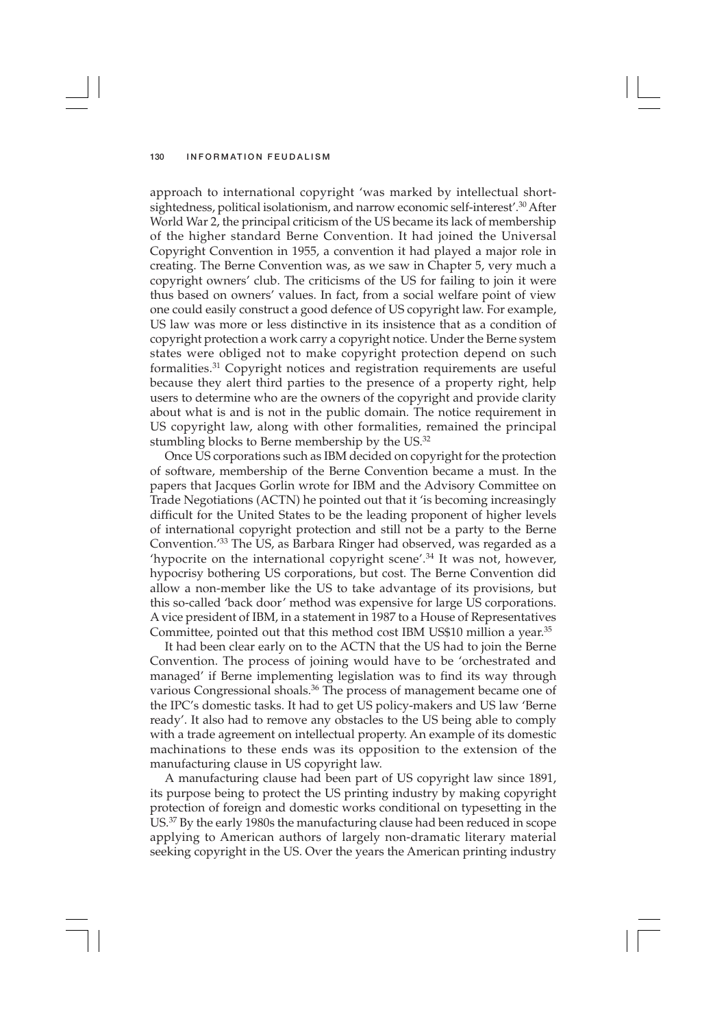approach to international copyright 'was marked by intellectual short-sightedness, political isolationism, and narrow economic self-interest'.[30] After World War 2, the principal criticism of the US became its lack of membership of the higher standard Berne Convention. It had joined the Universal Copyright Convention in 1955, a convention it had played a major role in creating. The Berne Convention was, as we saw in Chapter 5, very much a copyright owners' club. The criticisms of the US for failing to join it were thus based on owners' values. In fact, from a social welfare point of view one could easily construct a good defence of US copyright law. For example, US law was more or less distinctive in its insistence that as a condition of copyright protection a work carry a copyright notice. Under the Berne system states were obliged not to make copyright protection depend on such formalities.[31] Copyright notices and registration requirements are useful because they alert third parties to the presence of a property right, help users to determine who are the owners of the copyright and provide clarity about what is and is not in the public domain. The notice requirement in US copyright law, along with other formalities, remained the principal stumbling blocks to Berne membership by the US.[32]

Once US corporations such as IBM decided on copyright for the protection of software, membership of the Berne Convention became a must. In the papers that Jacques Gorlin wrote for IBM and the Advisory Committee on Trade Negotiations (ACTN) he pointed out that it 'is becoming increasingly difficult for the United States to be the leading proponent of higher levels of international copyright protection and still not be a party to the Berne Convention.'[33] The US, as Barbara Ringer had observed, was regarded as a 'hypocrite on the international copyright scene'.[34] It was not, however, hypocrisy bothering US corporations, but cost. The Berne Convention did allow a non-member like the US to take advantage of its provisions, but this so-called 'back door' method was expensive for large US corporations. A vice president of IBM, in a statement in 1987 to a House of Representatives Committee, pointed out that this method cost IBM US$10 million a year.[35]

It had been clear early on to the ACTN that the US had to join the Berne Convention. The process of joining would have to be 'orchestrated and managed' if Berne implementing legislation was to find its way through various Congressional shoals.[36] The process of management became one of the IPC's domestic tasks. It had to get US policy-makers and US law 'Berne ready'. It also had to remove any obstacles to the US being able to comply with a trade agreement on intellectual property. An example of its domestic machinations to these ends was its opposition to the extension of the manufacturing clause in US copyright law.

A manufacturing clause had been part of US copyright law since 1891, its purpose being to protect the US printing industry by making copyright protection of foreign and domestic works conditional on typesetting in the US.[37] By the early 1980s the manufacturing clause had been reduced in scope applying to American authors of largely non-dramatic literary material seeking copyright in the US. Over the years the American printing industry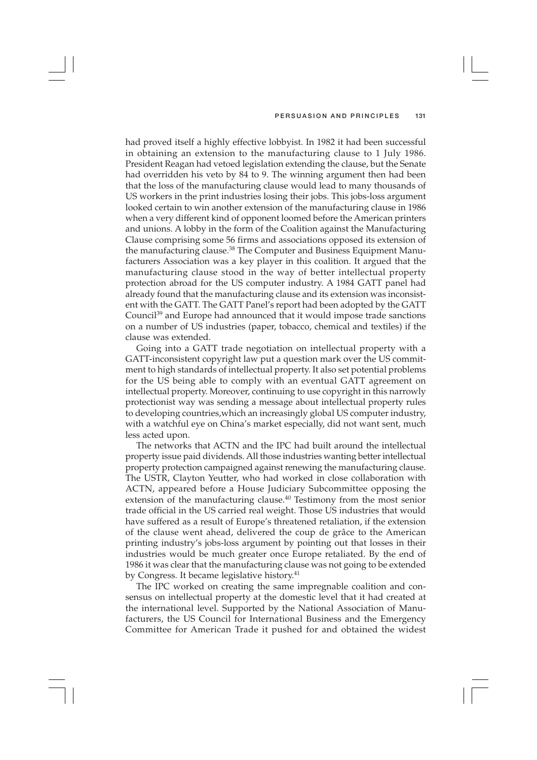had proved itself a highly effective lobbyist. In 1982 it had been successful in obtaining an extension to the manufacturing clause to 1 July 1986. President Reagan had vetoed legislation extending the clause, but the Senate had overridden his veto by 84 to 9. The winning argument then had been that the loss of the manufacturing clause would lead to many thousands of US workers in the print industries losing their jobs. This jobs-loss argument looked certain to win another extension of the manufacturing clause in 1986 when a very different kind of opponent loomed before the American printers and unions. A lobby in the form of the Coalition against the Manufacturing Clause comprising some 56 firms and associations opposed its extension of the manufacturing clause.[38] The Computer and Business Equipment Manufacturers Association was a key player in this coalition. It argued that the manufacturing clause stood in the way of better intellectual property protection abroad for the US computer industry. A 1984 GATT panel had already found that the manufacturing clause and its extension was inconsistent with the GATT. The GATT Panel's report had been adopted by the GATT Council[39] and Europe had announced that it would impose trade sanctions on a number of US industries (paper, tobacco, chemical and textiles) if the clause was extended.

Going into a GATT trade negotiation on intellectual property with a GATT-inconsistent copyright law put a question mark over the US commitment to high standards of intellectual property. It also set potential problems for the US being able to comply with an eventual GATT agreement on intellectual property. Moreover, continuing to use copyright in this narrowly protectionist way was sending a message about intellectual property rules to developing countries,which an increasingly global US computer industry, with a watchful eye on China's market especially, did not want sent, much less acted upon.

The networks that ACTN and the IPC had built around the intellectual property issue paid dividends. All those industries wanting better intellectual property protection campaigned against renewing the manufacturing clause. The USTR, Clayton Yeutter, who had worked in close collaboration with ACTN, appeared before a House Judiciary Subcommittee opposing the extension of the manufacturing clause.[40] Testimony from the most senior trade official in the US carried real weight. Those US industries that would have suffered as a result of Europe's threatened retaliation, if the extension of the clause went ahead, delivered the coup de grâce to the American printing industry's jobs-loss argument by pointing out that losses in their industries would be much greater once Europe retaliated. By the end of 1986 it was clear that the manufacturing clause was not going to be extended by Congress. It became legislative history.[41]

The IPC worked on creating the same impregnable coalition and consensus on intellectual property at the domestic level that it had created at the international level. Supported by the National Association of Manufacturers, the US Council for International Business and the Emergency Committee for American Trade it pushed for and obtained the widest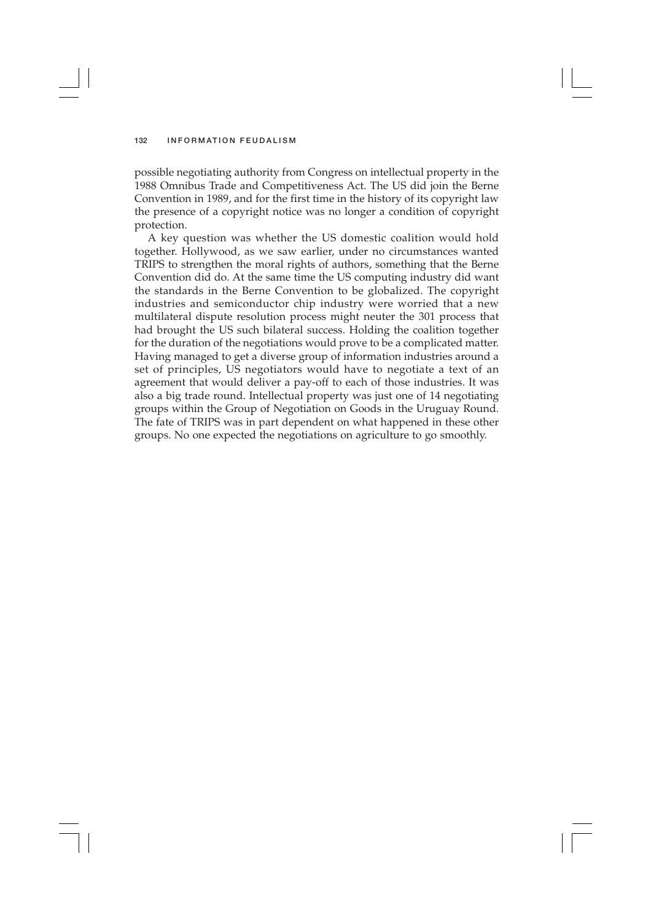possible negotiating authority from Congress on intellectual property in the 1988 Omnibus Trade and Competitiveness Act. The US did join the Berne Convention in 1989, and for the first time in the history of its copyright law the presence of a copyright notice was no longer a condition of copyright protection.

A key question was whether the US domestic coalition would hold together. Hollywood, as we saw earlier, under no circumstances wanted TRIPS to strengthen the moral rights of authors, something that the Berne Convention did do. At the same time the US computing industry did want the standards in the Berne Convention to be globalized. The copyright industries and semiconductor chip industry were worried that a new multilateral dispute resolution process might neuter the 301 process that had brought the US such bilateral success. Holding the coalition together for the duration of the negotiations would prove to be a complicated matter. Having managed to get a diverse group of information industries around a set of principles, US negotiators would have to negotiate a text of an agreement that would deliver a pay-off to each of those industries. It was also a big trade round. Intellectual property was just one of 14 negotiating groups within the Group of Negotiation on Goods in the Uruguay Round. The fate of TRIPS was in part dependent on what happened in these other groups. No one expected the negotiations on agriculture to go smoothly.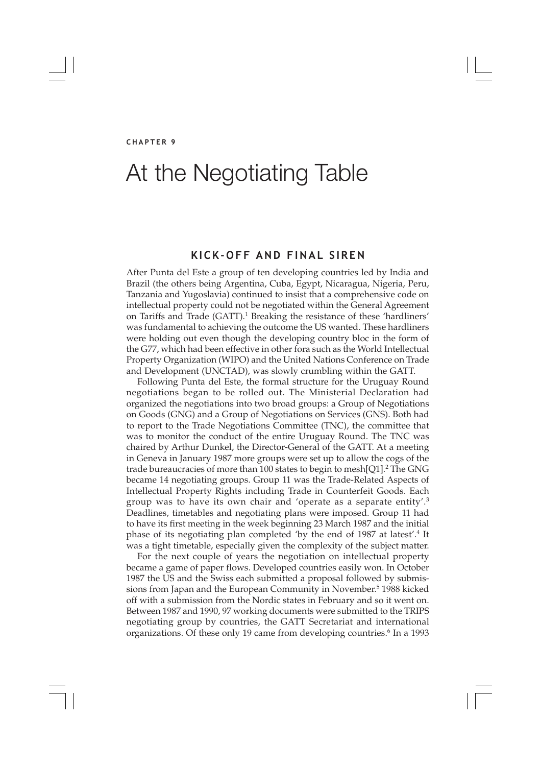CHAPTER 9

# At the Negotiating Table

## KICK-OFF AND FINAL SIREN

After Punta del Este a group of ten developing countries led by India and Brazil (the others being Argentina, Cuba, Egypt, Nicaragua, Nigeria, Peru, Tanzania and Yugoslavia) continued to insist that a comprehensive code on intellectual property could not be negotiated within the General Agreement on Tariffs and Trade (GATT).[1] Breaking the resistance of these 'hardliners' was fundamental to achieving the outcome the US wanted. These hardliners were holding out even though the developing country bloc in the form of the G77, which had been effective in other fora such as the World Intellectual Property Organization (WIPO) and the United Nations Conference on Trade and Development (UNCTAD), was slowly crumbling within the GATT.

Following Punta del Este, the formal structure for the Uruguay Round negotiations began to be rolled out. The Ministerial Declaration had organized the negotiations into two broad groups: a Group of Negotiations on Goods (GNG) and a Group of Negotiations on Services (GNS). Both had to report to the Trade Negotiations Committee (TNC), the committee that was to monitor the conduct of the entire Uruguay Round. The TNC was chaired by Arthur Dunkel, the Director-General of the GATT. At a meeting in Geneva in January 1987 more groups were set up to allow the cogs of the trade bureaucracies of more than 100 states to begin to mesh[Q1].[2] The GNG became 14 negotiating groups. Group 11 was the Trade-Related Aspects of Intellectual Property Rights including Trade in Counterfeit Goods. Each group was to have its own chair and 'operate as a separate entity'.[3] Deadlines, timetables and negotiating plans were imposed. Group 11 had to have its first meeting in the week beginning 23 March 1987 and the initial phase of its negotiating plan completed 'by the end of 1987 at latest'.[4] It was a tight timetable, especially given the complexity of the subject matter.

For the next couple of years the negotiation on intellectual property became a game of paper flows. Developed countries easily won. In October 1987 the US and the Swiss each submitted a proposal followed by submissions from Japan and the European Community in November.[5] 1988 kicked off with a submission from the Nordic states in February and so it went on. Between 1987 and 1990, 97 working documents were submitted to the TRIPS negotiating group by countries, the GATT Secretariat and international organizations. Of these only 19 came from developing countries.[6] In a 1993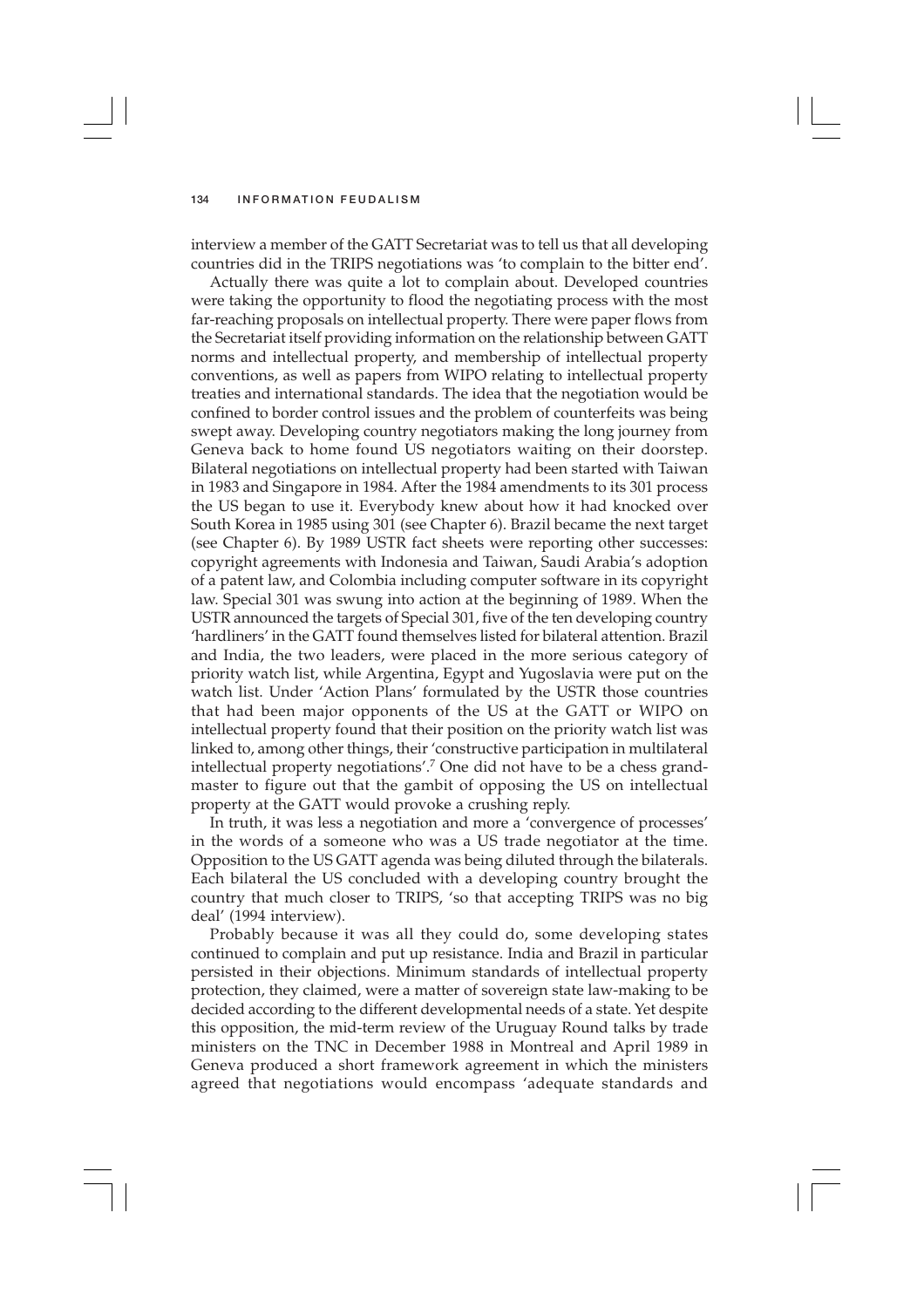interview a member of the GATT Secretariat was to tell us that all developing countries did in the TRIPS negotiations was 'to complain to the bitter end'.

Actually there was quite a lot to complain about. Developed countries were taking the opportunity to flood the negotiating process with the most far-reaching proposals on intellectual property. There were paper flows from the Secretariat itself providing information on the relationship between GATT norms and intellectual property, and membership of intellectual property conventions, as well as papers from WIPO relating to intellectual property treaties and international standards. The idea that the negotiation would be confined to border control issues and the problem of counterfeits was being swept away. Developing country negotiators making the long journey from Geneva back to home found US negotiators waiting on their doorstep. Bilateral negotiations on intellectual property had been started with Taiwan in 1983 and Singapore in 1984. After the 1984 amendments to its 301 process the US began to use it. Everybody knew about how it had knocked over South Korea in 1985 using 301 (see Chapter 6). Brazil became the next target (see Chapter 6). By 1989 USTR fact sheets were reporting other successes: copyright agreements with Indonesia and Taiwan, Saudi Arabia's adoption of a patent law, and Colombia including computer software in its copyright law. Special 301 was swung into action at the beginning of 1989. When the USTR announced the targets of Special 301, five of the ten developing country 'hardliners' in the GATT found themselves listed for bilateral attention. Brazil and India, the two leaders, were placed in the more serious category of priority watch list, while Argentina, Egypt and Yugoslavia were put on the watch list. Under 'Action Plans' formulated by the USTR those countries that had been major opponents of the US at the GATT or WIPO on intellectual property found that their position on the priority watch list was linked to, among other things, their 'constructive participation in multilateral intellectual property negotiations'.[7] One did not have to be a chess grand-master to figure out that the gambit of opposing the US on intellectual property at the GATT would provoke a crushing reply.

In truth, it was less a negotiation and more a 'convergence of processes' in the words of a someone who was a US trade negotiator at the time. Opposition to the US GATT agenda was being diluted through the bilaterals. Each bilateral the US concluded with a developing country brought the country that much closer to TRIPS, 'so that accepting TRIPS was no big deal' (1994 interview).

Probably because it was all they could do, some developing states continued to complain and put up resistance. India and Brazil in particular persisted in their objections. Minimum standards of intellectual property protection, they claimed, were a matter of sovereign state law-making to be decided according to the different developmental needs of a state. Yet despite this opposition, the mid-term review of the Uruguay Round talks by trade ministers on the TNC in December 1988 in Montreal and April 1989 in Geneva produced a short framework agreement in which the ministers agreed that negotiations would encompass 'adequate standards and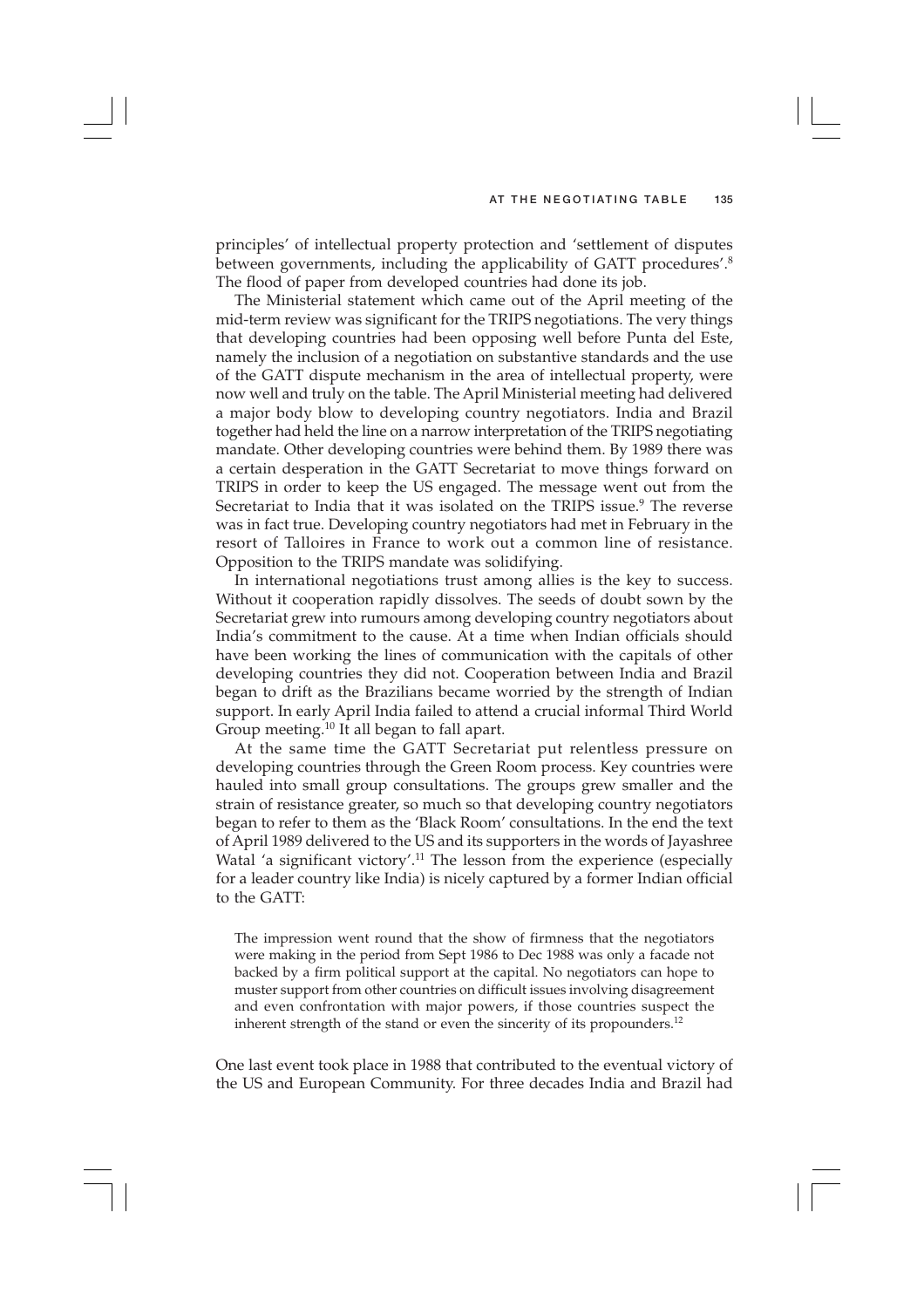principles' of intellectual property protection and 'settlement of disputes between governments, including the applicability of GATT procedures'.[8] The flood of paper from developed countries had done its job.

The Ministerial statement which came out of the April meeting of the mid-term review was significant for the TRIPS negotiations. The very things that developing countries had been opposing well before Punta del Este, namely the inclusion of a negotiation on substantive standards and the use of the GATT dispute mechanism in the area of intellectual property, were now well and truly on the table. The April Ministerial meeting had delivered a major body blow to developing country negotiators. India and Brazil together had held the line on a narrow interpretation of the TRIPS negotiating mandate. Other developing countries were behind them. By 1989 there was a certain desperation in the GATT Secretariat to move things forward on TRIPS in order to keep the US engaged. The message went out from the Secretariat to India that it was isolated on the TRIPS issue.[9] The reverse was in fact true. Developing country negotiators had met in February in the resort of Talloires in France to work out a common line of resistance. Opposition to the TRIPS mandate was solidifying.

In international negotiations trust among allies is the key to success. Without it cooperation rapidly dissolves. The seeds of doubt sown by the Secretariat grew into rumours among developing country negotiators about India's commitment to the cause. At a time when Indian officials should have been working the lines of communication with the capitals of other developing countries they did not. Cooperation between India and Brazil began to drift as the Brazilians became worried by the strength of Indian support. In early April India failed to attend a crucial informal Third World Group meeting.[10] It all began to fall apart.

At the same time the GATT Secretariat put relentless pressure on developing countries through the Green Room process. Key countries were hauled into small group consultations. The groups grew smaller and the strain of resistance greater, so much so that developing country negotiators began to refer to them as the 'Black Room' consultations. In the end the text of April 1989 delivered to the US and its supporters in the words of Jayashree Watal 'a significant victory'.[11] The lesson from the experience (especially for a leader country like India) is nicely captured by a former Indian official to the GATT:

> The impression went round that the show of firmness that the negotiators were making in the period from Sept 1986 to Dec 1988 was only a facade not backed by a firm political support at the capital. No negotiators can hope to muster support from other countries on difficult issues involving disagreement and even confrontation with major powers, if those countries suspect the inherent strength of the stand or even the sincerity of its propounders.[12]

One last event took place in 1988 that contributed to the eventual victory of the US and European Community. For three decades India and Brazil had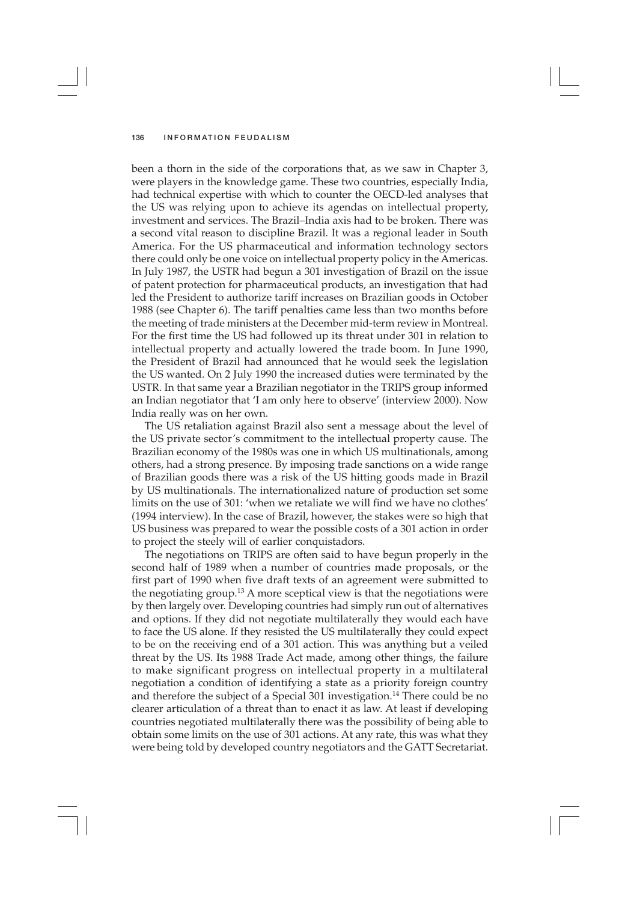been a thorn in the side of the corporations that, as we saw in Chapter 3, were players in the knowledge game. These two countries, especially India, had technical expertise with which to counter the OECD-led analyses that the US was relying upon to achieve its agendas on intellectual property, investment and services. The Brazil–India axis had to be broken. There was a second vital reason to discipline Brazil. It was a regional leader in South America. For the US pharmaceutical and information technology sectors there could only be one voice on intellectual property policy in the Americas. In July 1987, the USTR had begun a 301 investigation of Brazil on the issue of patent protection for pharmaceutical products, an investigation that had led the President to authorize tariff increases on Brazilian goods in October 1988 (see Chapter 6). The tariff penalties came less than two months before the meeting of trade ministers at the December mid-term review in Montreal. For the first time the US had followed up its threat under 301 in relation to intellectual property and actually lowered the trade boom. In June 1990, the President of Brazil had announced that he would seek the legislation the US wanted. On 2 July 1990 the increased duties were terminated by the USTR. In that same year a Brazilian negotiator in the TRIPS group informed an Indian negotiator that 'I am only here to observe' (interview 2000). Now India really was on her own.

The US retaliation against Brazil also sent a message about the level of the US private sector's commitment to the intellectual property cause. The Brazilian economy of the 1980s was one in which US multinationals, among others, had a strong presence. By imposing trade sanctions on a wide range of Brazilian goods there was a risk of the US hitting goods made in Brazil by US multinationals. The internationalized nature of production set some limits on the use of 301: 'when we retaliate we will find we have no clothes' (1994 interview). In the case of Brazil, however, the stakes were so high that US business was prepared to wear the possible costs of a 301 action in order to project the steely will of earlier conquistadors.

The negotiations on TRIPS are often said to have begun properly in the second half of 1989 when a number of countries made proposals, or the first part of 1990 when five draft texts of an agreement were submitted to the negotiating group.[13] A more sceptical view is that the negotiations were by then largely over. Developing countries had simply run out of alternatives and options. If they did not negotiate multilaterally they would each have to face the US alone. If they resisted the US multilaterally they could expect to be on the receiving end of a 301 action. This was anything but a veiled threat by the US. Its 1988 Trade Act made, among other things, the failure to make significant progress on intellectual property in a multilateral negotiation a condition of identifying a state as a priority foreign country and therefore the subject of a Special 301 investigation.[14] There could be no clearer articulation of a threat than to enact it as law. At least if developing countries negotiated multilaterally there was the possibility of being able to obtain some limits on the use of 301 actions. At any rate, this was what they were being told by developed country negotiators and the GATT Secretariat.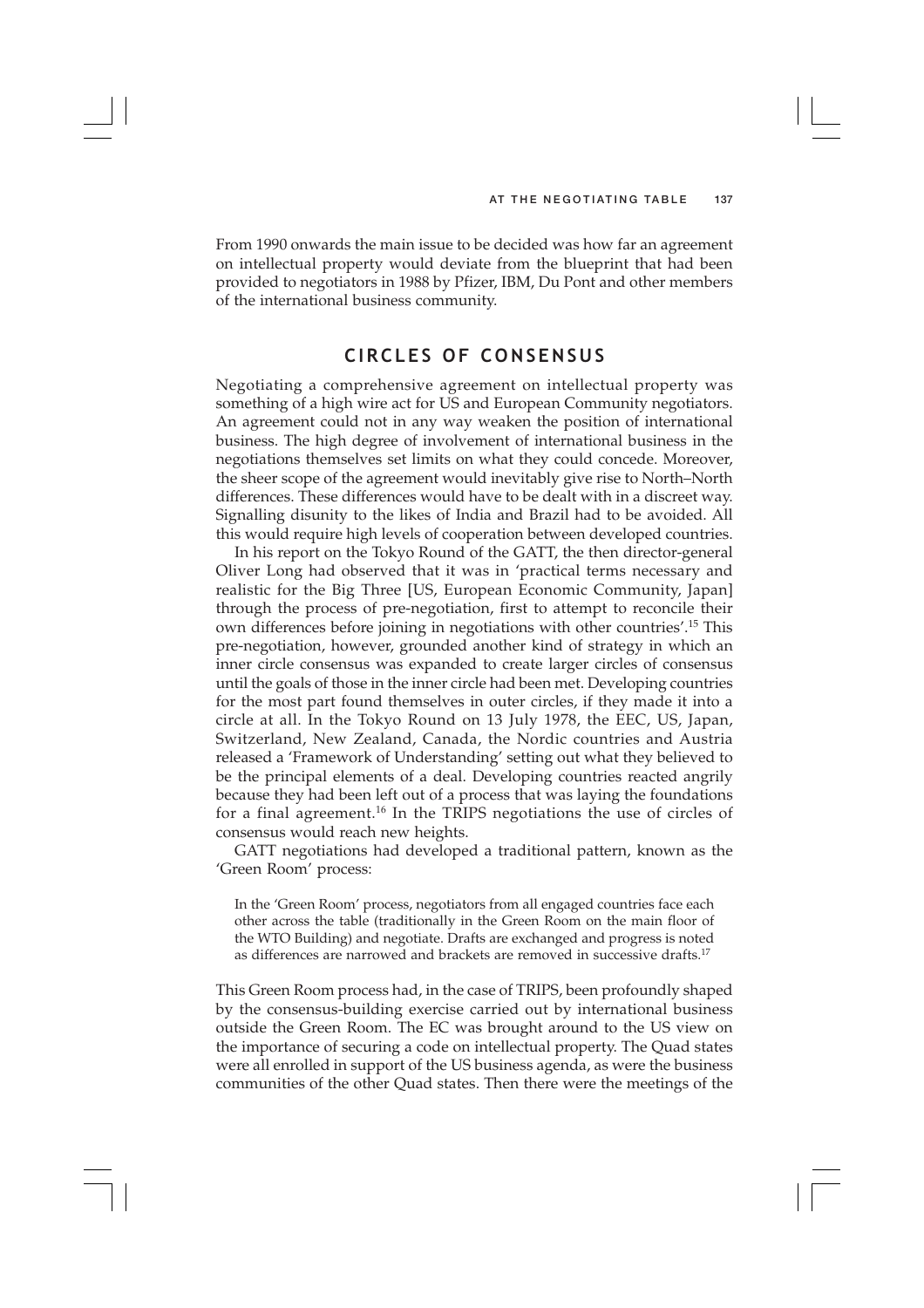From 1990 onwards the main issue to be decided was how far an agreement on intellectual property would deviate from the blueprint that had been provided to negotiators in 1988 by Pfizer, IBM, Du Pont and other members of the international business community.

## CIRCLES OF CONSENSUS

Negotiating a comprehensive agreement on intellectual property was something of a high wire act for US and European Community negotiators. An agreement could not in any way weaken the position of international business. The high degree of involvement of international business in the negotiations themselves set limits on what they could concede. Moreover, the sheer scope of the agreement would inevitably give rise to North–North differences. These differences would have to be dealt with in a discreet way. Signalling disunity to the likes of India and Brazil had to be avoided. All this would require high levels of cooperation between developed countries.

In his report on the Tokyo Round of the GATT, the then director-general Oliver Long had observed that it was in 'practical terms necessary and realistic for the Big Three [US, European Economic Community, Japan] through the process of pre-negotiation, first to attempt to reconcile their own differences before joining in negotiations with other countries'.[15] This pre-negotiation, however, grounded another kind of strategy in which an inner circle consensus was expanded to create larger circles of consensus until the goals of those in the inner circle had been met. Developing countries for the most part found themselves in outer circles, if they made it into a circle at all. In the Tokyo Round on 13 July 1978, the EEC, US, Japan, Switzerland, New Zealand, Canada, the Nordic countries and Austria released a 'Framework of Understanding' setting out what they believed to be the principal elements of a deal. Developing countries reacted angrily because they had been left out of a process that was laying the foundations for a final agreement.[16] In the TRIPS negotiations the use of circles of consensus would reach new heights.

GATT negotiations had developed a traditional pattern, known as the 'Green Room' process:

> In the 'Green Room' process, negotiators from all engaged countries face each other across the table (traditionally in the Green Room on the main floor of the WTO Building) and negotiate. Drafts are exchanged and progress is noted as differences are narrowed and brackets are removed in successive drafts.[17]

This Green Room process had, in the case of TRIPS, been profoundly shaped by the consensus-building exercise carried out by international business outside the Green Room. The EC was brought around to the US view on the importance of securing a code on intellectual property. The Quad states were all enrolled in support of the US business agenda, as were the business communities of the other Quad states. Then there were the meetings of the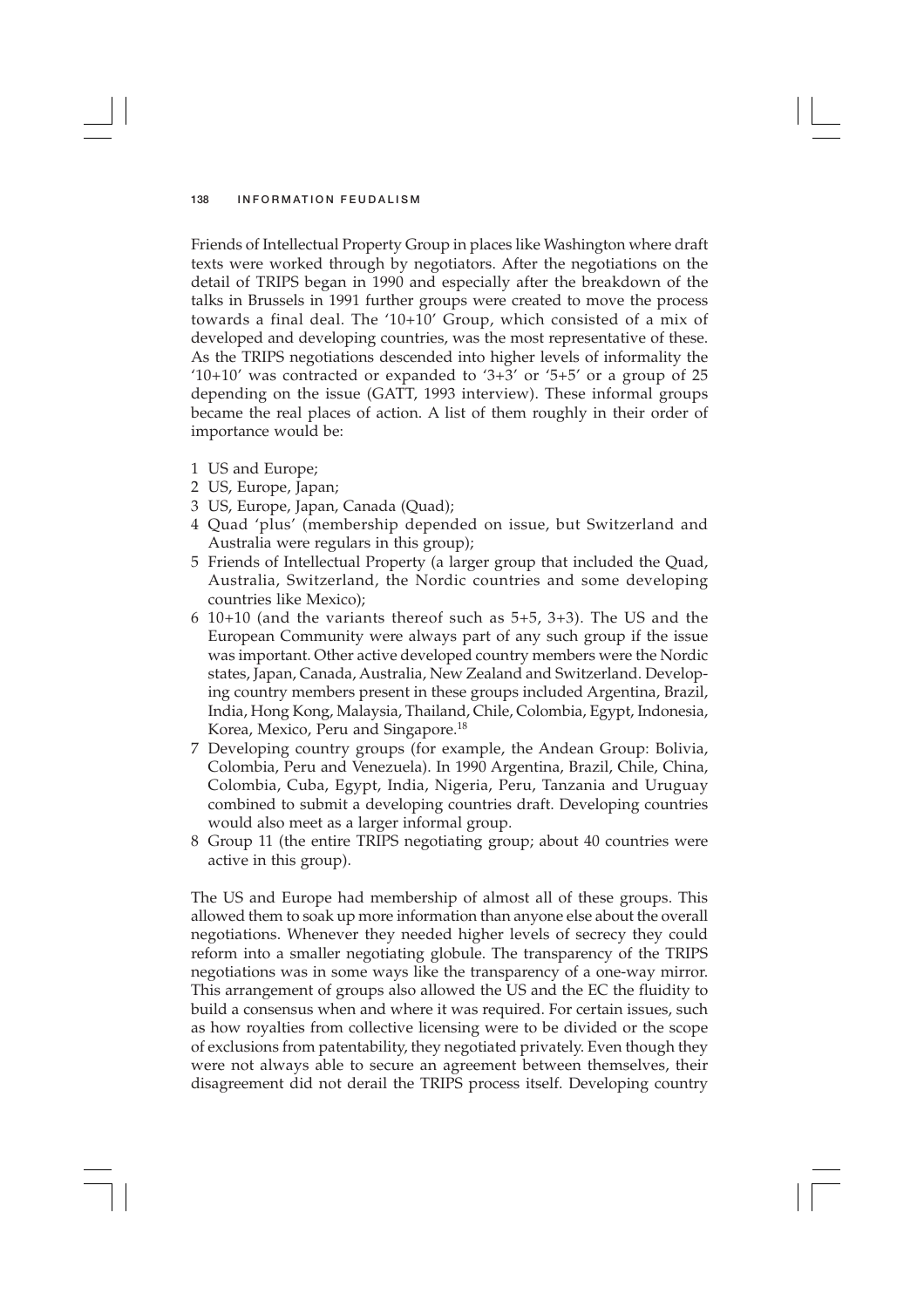Friends of Intellectual Property Group in places like Washington where draft texts were worked through by negotiators. After the negotiations on the detail of TRIPS began in 1990 and especially after the breakdown of the talks in Brussels in 1991 further groups were created to move the process towards a final deal. The '10+10' Group, which consisted of a mix of developed and developing countries, was the most representative of these. As the TRIPS negotiations descended into higher levels of informality the '10+10' was contracted or expanded to '3+3' or '5+5' or a group of 25 depending on the issue (GATT, 1993 interview). These informal groups became the real places of action. A list of them roughly in their order of importance would be:

1. US and Europe;
2. US, Europe, Japan;
3. US, Europe, Japan, Canada (Quad);
4. Quad 'plus' (membership depended on issue, but Switzerland and Australia were regulars in this group);
5. Friends of Intellectual Property (a larger group that included the Quad, Australia, Switzerland, the Nordic countries and some developing countries like Mexico);
6. 10+10 (and the variants thereof such as 5+5, 3+3). The US and the European Community were always part of any such group if the issue was important. Other active developed country members were the Nordic states, Japan, Canada, Australia, New Zealand and Switzerland. Developing country members present in these groups included Argentina, Brazil, India, Hong Kong, Malaysia, Thailand, Chile, Colombia, Egypt, Indonesia, Korea, Mexico, Peru and Singapore.[18]
7. Developing country groups (for example, the Andean Group: Bolivia, Colombia, Peru and Venezuela). In 1990 Argentina, Brazil, Chile, China, Colombia, Cuba, Egypt, India, Nigeria, Peru, Tanzania and Uruguay combined to submit a developing countries draft. Developing countries would also meet as a larger informal group.
8. Group 11 (the entire TRIPS negotiating group; about 40 countries were active in this group).

The US and Europe had membership of almost all of these groups. This allowed them to soak up more information than anyone else about the overall negotiations. Whenever they needed higher levels of secrecy they could reform into a smaller negotiating globule. The transparency of the TRIPS negotiations was in some ways like the transparency of a one-way mirror. This arrangement of groups also allowed the US and the EC the fluidity to build a consensus when and where it was required. For certain issues, such as how royalties from collective licensing were to be divided or the scope of exclusions from patentability, they negotiated privately. Even though they were not always able to secure an agreement between themselves, their disagreement did not derail the TRIPS process itself. Developing country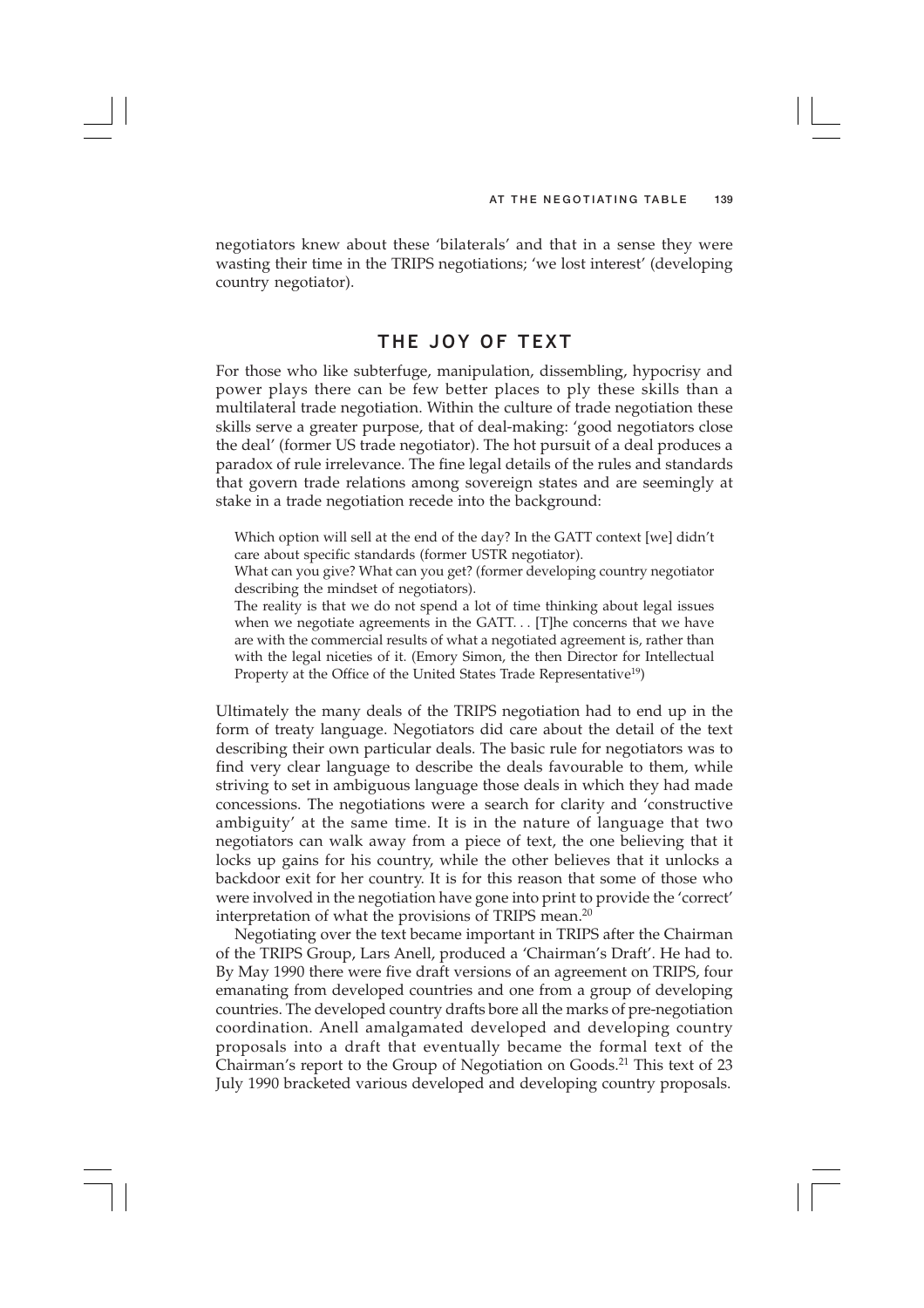negotiators knew about these 'bilaterals' and that in a sense they were wasting their time in the TRIPS negotiations; 'we lost interest' (developing country negotiator).

## THE JOY OF TEXT

For those who like subterfuge, manipulation, dissembling, hypocrisy and power plays there can be few better places to ply these skills than a multilateral trade negotiation. Within the culture of trade negotiation these skills serve a greater purpose, that of deal-making: 'good negotiators close the deal' (former US trade negotiator). The hot pursuit of a deal produces a paradox of rule irrelevance. The fine legal details of the rules and standards that govern trade relations among sovereign states and are seemingly at stake in a trade negotiation recede into the background:

> Which option will sell at the end of the day? In the GATT context [we] didn't care about specific standards (former USTR negotiator).
>
> What can you give? What can you get? (former developing country negotiator describing the mindset of negotiators).
>
> The reality is that we do not spend a lot of time thinking about legal issues when we negotiate agreements in the GATT. . . [T]he concerns that we have are with the commercial results of what a negotiated agreement is, rather than with the legal niceties of it. (Emory Simon, the then Director for Intellectual Property at the Office of the United States Trade Representative[19])

Ultimately the many deals of the TRIPS negotiation had to end up in the form of treaty language. Negotiators did care about the detail of the text describing their own particular deals. The basic rule for negotiators was to find very clear language to describe the deals favourable to them, while striving to set in ambiguous language those deals in which they had made concessions. The negotiations were a search for clarity and 'constructive ambiguity' at the same time. It is in the nature of language that two negotiators can walk away from a piece of text, the one believing that it locks up gains for his country, while the other believes that it unlocks a backdoor exit for her country. It is for this reason that some of those who were involved in the negotiation have gone into print to provide the 'correct' interpretation of what the provisions of TRIPS mean.[20]

Negotiating over the text became important in TRIPS after the Chairman of the TRIPS Group, Lars Anell, produced a 'Chairman's Draft'. He had to. By May 1990 there were five draft versions of an agreement on TRIPS, four emanating from developed countries and one from a group of developing countries. The developed country drafts bore all the marks of pre-negotiation coordination. Anell amalgamated developed and developing country proposals into a draft that eventually became the formal text of the Chairman's report to the Group of Negotiation on Goods.[21] This text of 23 July 1990 bracketed various developed and developing country proposals.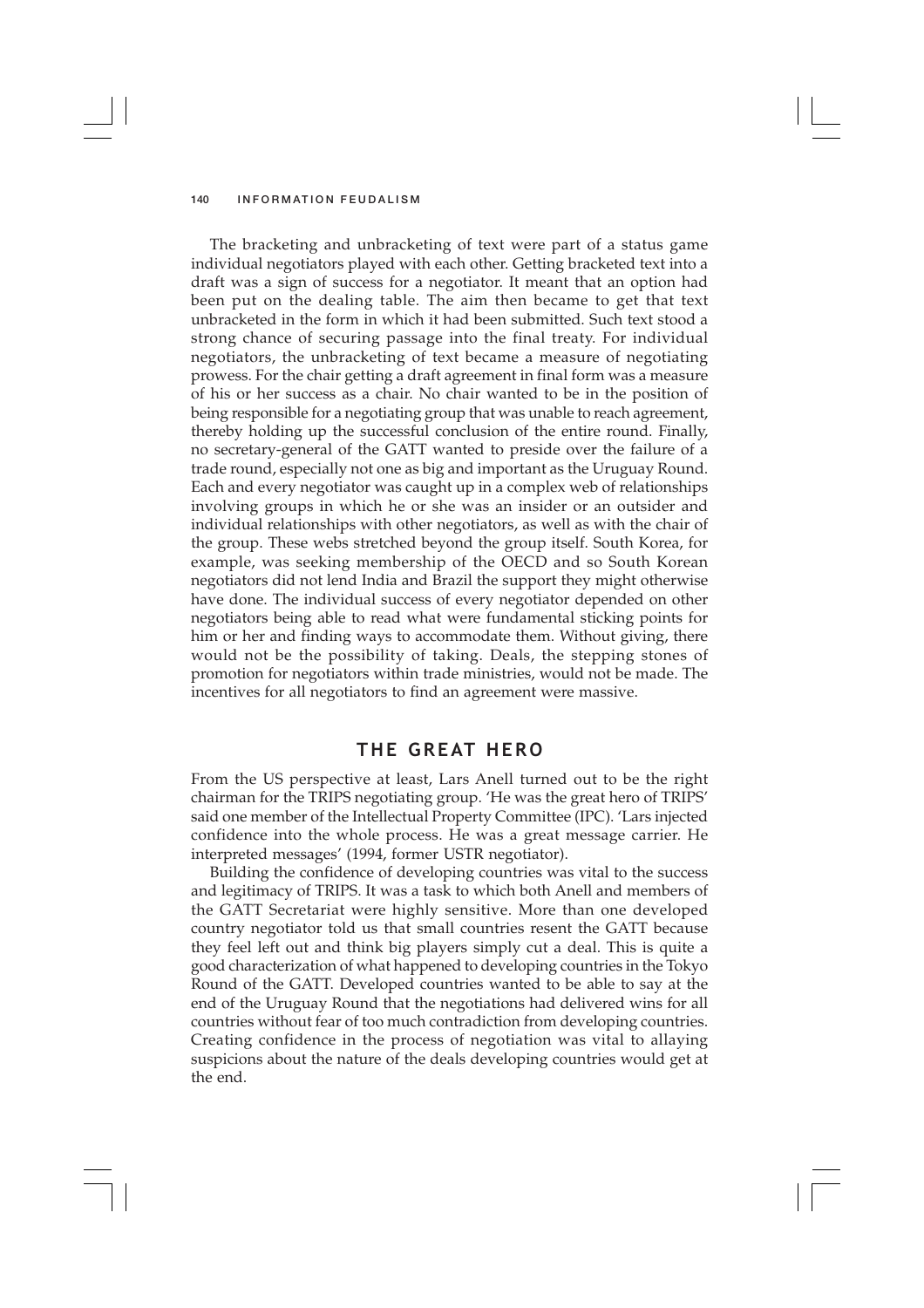The bracketing and unbracketing of text were part of a status game individual negotiators played with each other. Getting bracketed text into a draft was a sign of success for a negotiator. It meant that an option had been put on the dealing table. The aim then became to get that text unbracketed in the form in which it had been submitted. Such text stood a strong chance of securing passage into the final treaty. For individual negotiators, the unbracketing of text became a measure of negotiating prowess. For the chair getting a draft agreement in final form was a measure of his or her success as a chair. No chair wanted to be in the position of being responsible for a negotiating group that was unable to reach agreement, thereby holding up the successful conclusion of the entire round. Finally, no secretary-general of the GATT wanted to preside over the failure of a trade round, especially not one as big and important as the Uruguay Round. Each and every negotiator was caught up in a complex web of relationships involving groups in which he or she was an insider or an outsider and individual relationships with other negotiators, as well as with the chair of the group. These webs stretched beyond the group itself. South Korea, for example, was seeking membership of the OECD and so South Korean negotiators did not lend India and Brazil the support they might otherwise have done. The individual success of every negotiator depended on other negotiators being able to read what were fundamental sticking points for him or her and finding ways to accommodate them. Without giving, there would not be the possibility of taking. Deals, the stepping stones of promotion for negotiators within trade ministries, would not be made. The incentives for all negotiators to find an agreement were massive.

## THE GREAT HERO

From the US perspective at least, Lars Anell turned out to be the right chairman for the TRIPS negotiating group. 'He was the great hero of TRIPS' said one member of the Intellectual Property Committee (IPC). 'Lars injected confidence into the whole process. He was a great message carrier. He interpreted messages' (1994, former USTR negotiator).

Building the confidence of developing countries was vital to the success and legitimacy of TRIPS. It was a task to which both Anell and members of the GATT Secretariat were highly sensitive. More than one developed country negotiator told us that small countries resent the GATT because they feel left out and think big players simply cut a deal. This is quite a good characterization of what happened to developing countries in the Tokyo Round of the GATT. Developed countries wanted to be able to say at the end of the Uruguay Round that the negotiations had delivered wins for all countries without fear of too much contradiction from developing countries. Creating confidence in the process of negotiation was vital to allaying suspicions about the nature of the deals developing countries would get at the end.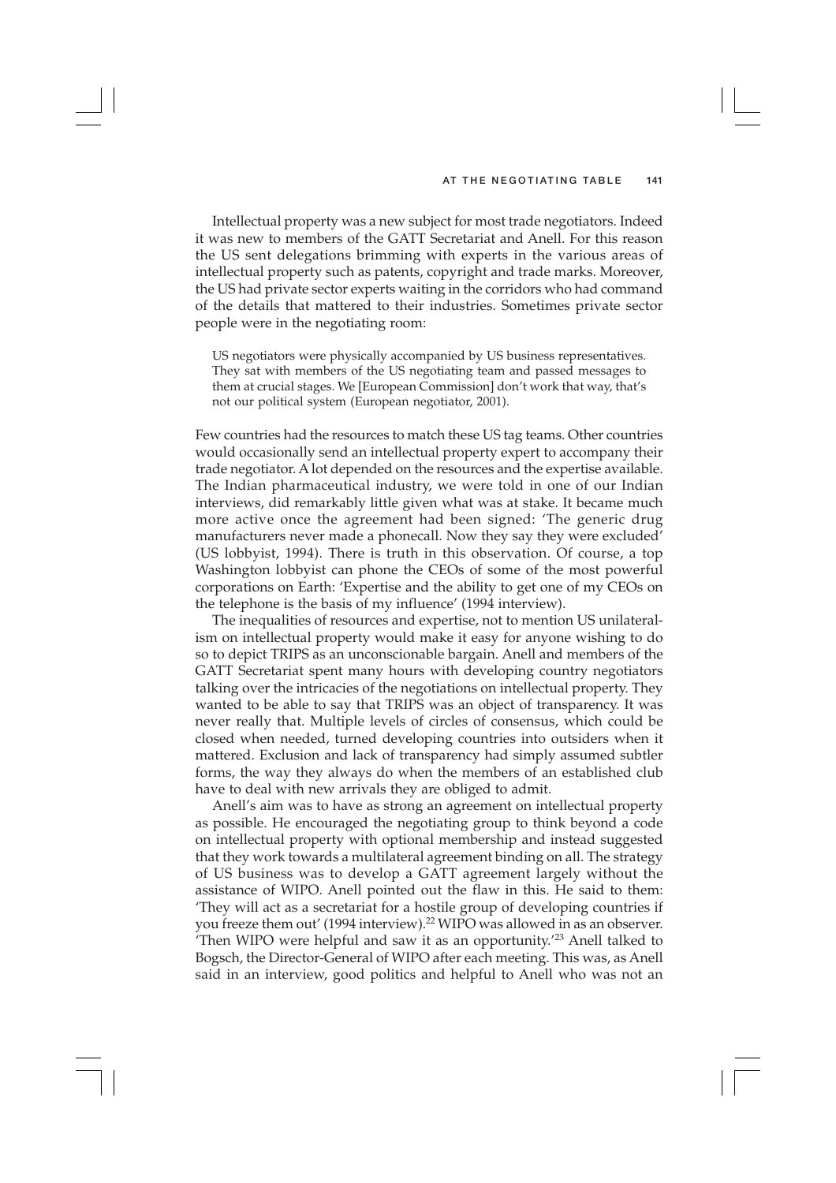Intellectual property was a new subject for most trade negotiators. Indeed it was new to members of the GATT Secretariat and Anell. For this reason the US sent delegations brimming with experts in the various areas of intellectual property such as patents, copyright and trade marks. Moreover, the US had private sector experts waiting in the corridors who had command of the details that mattered to their industries. Sometimes private sector people were in the negotiating room:

> US negotiators were physically accompanied by US business representatives. They sat with members of the US negotiating team and passed messages to them at crucial stages. We [European Commission] don't work that way, that's not our political system (European negotiator, 2001).

Few countries had the resources to match these US tag teams. Other countries would occasionally send an intellectual property expert to accompany their trade negotiator. A lot depended on the resources and the expertise available. The Indian pharmaceutical industry, we were told in one of our Indian interviews, did remarkably little given what was at stake. It became much more active once the agreement had been signed: 'The generic drug manufacturers never made a phonecall. Now they say they were excluded' (US lobbyist, 1994). There is truth in this observation. Of course, a top Washington lobbyist can phone the CEOs of some of the most powerful corporations on Earth: 'Expertise and the ability to get one of my CEOs on the telephone is the basis of my influence' (1994 interview).

The inequalities of resources and expertise, not to mention US unilateralism on intellectual property would make it easy for anyone wishing to do so to depict TRIPS as an unconscionable bargain. Anell and members of the GATT Secretariat spent many hours with developing country negotiators talking over the intricacies of the negotiations on intellectual property. They wanted to be able to say that TRIPS was an object of transparency. It was never really that. Multiple levels of circles of consensus, which could be closed when needed, turned developing countries into outsiders when it mattered. Exclusion and lack of transparency had simply assumed subtler forms, the way they always do when the members of an established club have to deal with new arrivals they are obliged to admit.

Anell's aim was to have as strong an agreement on intellectual property as possible. He encouraged the negotiating group to think beyond a code on intellectual property with optional membership and instead suggested that they work towards a multilateral agreement binding on all. The strategy of US business was to develop a GATT agreement largely without the assistance of WIPO. Anell pointed out the flaw in this. He said to them: 'They will act as a secretariat for a hostile group of developing countries if you freeze them out' (1994 interview).[22] WIPO was allowed in as an observer. 'Then WIPO were helpful and saw it as an opportunity.'[23] Anell talked to Bogsch, the Director-General of WIPO after each meeting. This was, as Anell said in an interview, good politics and helpful to Anell who was not an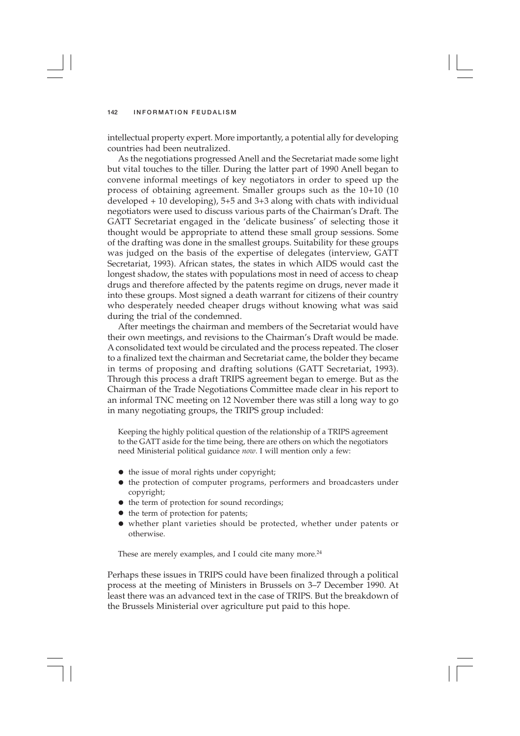intellectual property expert. More importantly, a potential ally for developing countries had been neutralized.

As the negotiations progressed Anell and the Secretariat made some light but vital touches to the tiller. During the latter part of 1990 Anell began to convene informal meetings of key negotiators in order to speed up the process of obtaining agreement. Smaller groups such as the 10+10 (10 developed + 10 developing), 5+5 and 3+3 along with chats with individual negotiators were used to discuss various parts of the Chairman's Draft. The GATT Secretariat engaged in the 'delicate business' of selecting those it thought would be appropriate to attend these small group sessions. Some of the drafting was done in the smallest groups. Suitability for these groups was judged on the basis of the expertise of delegates (interview, GATT Secretariat, 1993). African states, the states in which AIDS would cast the longest shadow, the states with populations most in need of access to cheap drugs and therefore affected by the patents regime on drugs, never made it into these groups. Most signed a death warrant for citizens of their country who desperately needed cheaper drugs without knowing what was said during the trial of the condemned.

After meetings the chairman and members of the Secretariat would have their own meetings, and revisions to the Chairman's Draft would be made. A consolidated text would be circulated and the process repeated. The closer to a finalized text the chairman and Secretariat came, the bolder they became in terms of proposing and drafting solutions (GATT Secretariat, 1993). Through this process a draft TRIPS agreement began to emerge. But as the Chairman of the Trade Negotiations Committee made clear in his report to an informal TNC meeting on 12 November there was still a long way to go in many negotiating groups, the TRIPS group included:

> Keeping the highly political question of the relationship of a TRIPS agreement to the GATT aside for the time being, there are others on which the negotiators need Ministerial political guidance *now*. I will mention only a few:
>
> - the issue of moral rights under copyright;
> - the protection of computer programs, performers and broadcasters under copyright;
> - the term of protection for sound recordings;
> - the term of protection for patents;
> - whether plant varieties should be protected, whether under patents or otherwise.
>
> These are merely examples, and I could cite many more.[24]

Perhaps these issues in TRIPS could have been finalized through a political process at the meeting of Ministers in Brussels on 3–7 December 1990. At least there was an advanced text in the case of TRIPS. But the breakdown of the Brussels Ministerial over agriculture put paid to this hope.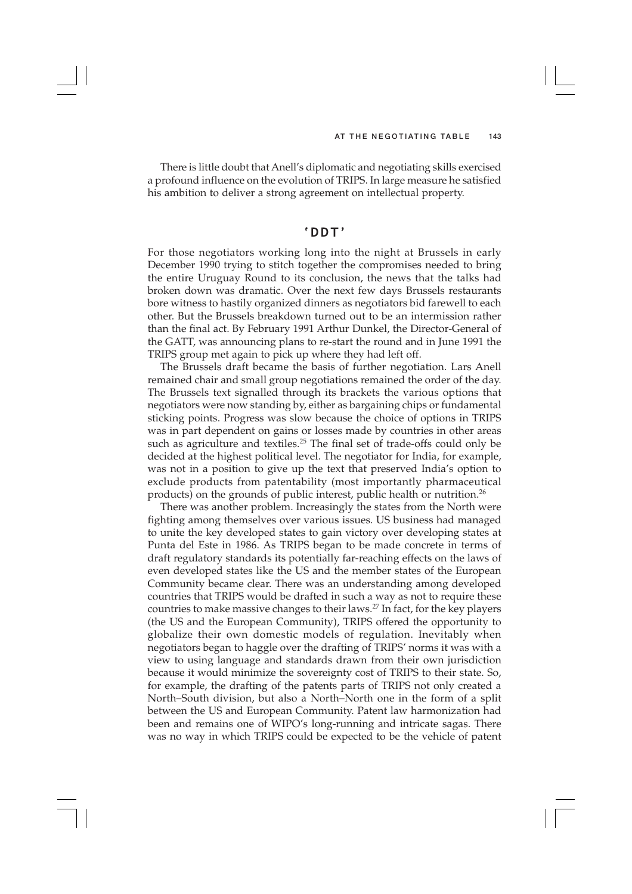There is little doubt that Anell's diplomatic and negotiating skills exercised a profound influence on the evolution of TRIPS. In large measure he satisfied his ambition to deliver a strong agreement on intellectual property.

## 'DDT'

For those negotiators working long into the night at Brussels in early December 1990 trying to stitch together the compromises needed to bring the entire Uruguay Round to its conclusion, the news that the talks had broken down was dramatic. Over the next few days Brussels restaurants bore witness to hastily organized dinners as negotiators bid farewell to each other. But the Brussels breakdown turned out to be an intermission rather than the final act. By February 1991 Arthur Dunkel, the Director-General of the GATT, was announcing plans to re-start the round and in June 1991 the TRIPS group met again to pick up where they had left off.

The Brussels draft became the basis of further negotiation. Lars Anell remained chair and small group negotiations remained the order of the day. The Brussels text signalled through its brackets the various options that negotiators were now standing by, either as bargaining chips or fundamental sticking points. Progress was slow because the choice of options in TRIPS was in part dependent on gains or losses made by countries in other areas such as agriculture and textiles.[25] The final set of trade-offs could only be decided at the highest political level. The negotiator for India, for example, was not in a position to give up the text that preserved India's option to exclude products from patentability (most importantly pharmaceutical products) on the grounds of public interest, public health or nutrition.[26]

There was another problem. Increasingly the states from the North were fighting among themselves over various issues. US business had managed to unite the key developed states to gain victory over developing states at Punta del Este in 1986. As TRIPS began to be made concrete in terms of draft regulatory standards its potentially far-reaching effects on the laws of even developed states like the US and the member states of the European Community became clear. There was an understanding among developed countries that TRIPS would be drafted in such a way as not to require these countries to make massive changes to their laws.[27] In fact, for the key players (the US and the European Community), TRIPS offered the opportunity to globalize their own domestic models of regulation. Inevitably when negotiators began to haggle over the drafting of TRIPS' norms it was with a view to using language and standards drawn from their own jurisdiction because it would minimize the sovereignty cost of TRIPS to their state. So, for example, the drafting of the patents parts of TRIPS not only created a North–South division, but also a North–North one in the form of a split between the US and European Community. Patent law harmonization had been and remains one of WIPO's long-running and intricate sagas. There was no way in which TRIPS could be expected to be the vehicle of patent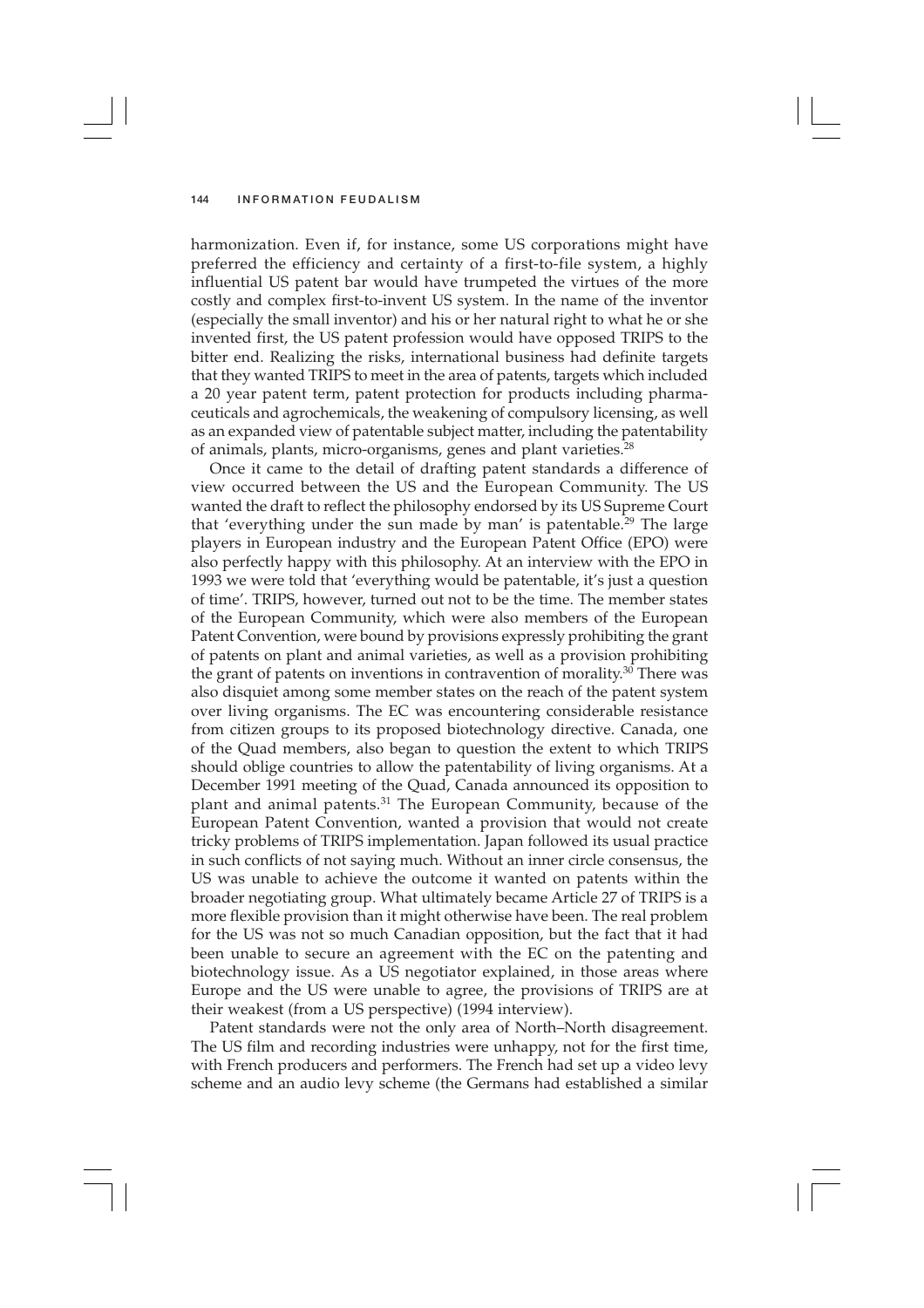harmonization. Even if, for instance, some US corporations might have preferred the efficiency and certainty of a first-to-file system, a highly influential US patent bar would have trumpeted the virtues of the more costly and complex first-to-invent US system. In the name of the inventor (especially the small inventor) and his or her natural right to what he or she invented first, the US patent profession would have opposed TRIPS to the bitter end. Realizing the risks, international business had definite targets that they wanted TRIPS to meet in the area of patents, targets which included a 20 year patent term, patent protection for products including pharmaceuticals and agrochemicals, the weakening of compulsory licensing, as well as an expanded view of patentable subject matter, including the patentability of animals, plants, micro-organisms, genes and plant varieties.[28]

Once it came to the detail of drafting patent standards a difference of view occurred between the US and the European Community. The US wanted the draft to reflect the philosophy endorsed by its US Supreme Court that 'everything under the sun made by man' is patentable.[29] The large players in European industry and the European Patent Office (EPO) were also perfectly happy with this philosophy. At an interview with the EPO in 1993 we were told that 'everything would be patentable, it's just a question of time'. TRIPS, however, turned out not to be the time. The member states of the European Community, which were also members of the European Patent Convention, were bound by provisions expressly prohibiting the grant of patents on plant and animal varieties, as well as a provision prohibiting the grant of patents on inventions in contravention of morality.[30] There was also disquiet among some member states on the reach of the patent system over living organisms. The EC was encountering considerable resistance from citizen groups to its proposed biotechnology directive. Canada, one of the Quad members, also began to question the extent to which TRIPS should oblige countries to allow the patentability of living organisms. At a December 1991 meeting of the Quad, Canada announced its opposition to plant and animal patents.[31] The European Community, because of the European Patent Convention, wanted a provision that would not create tricky problems of TRIPS implementation. Japan followed its usual practice in such conflicts of not saying much. Without an inner circle consensus, the US was unable to achieve the outcome it wanted on patents within the broader negotiating group. What ultimately became Article 27 of TRIPS is a more flexible provision than it might otherwise have been. The real problem for the US was not so much Canadian opposition, but the fact that it had been unable to secure an agreement with the EC on the patenting and biotechnology issue. As a US negotiator explained, in those areas where Europe and the US were unable to agree, the provisions of TRIPS are at their weakest (from a US perspective) (1994 interview).

Patent standards were not the only area of North–North disagreement. The US film and recording industries were unhappy, not for the first time, with French producers and performers. The French had set up a video levy scheme and an audio levy scheme (the Germans had established a similar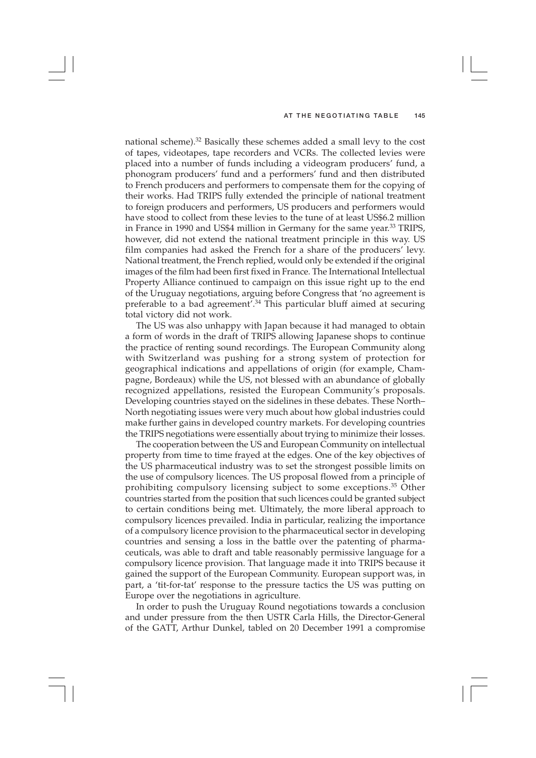national scheme).[32] Basically these schemes added a small levy to the cost of tapes, videotapes, tape recorders and VCRs. The collected levies were placed into a number of funds including a videogram producers' fund, a phonogram producers' fund and a performers' fund and then distributed to French producers and performers to compensate them for the copying of their works. Had TRIPS fully extended the principle of national treatment to foreign producers and performers, US producers and performers would have stood to collect from these levies to the tune of at least US$6.2 million in France in 1990 and US$4 million in Germany for the same year.[33] TRIPS, however, did not extend the national treatment principle in this way. US film companies had asked the French for a share of the producers' levy. National treatment, the French replied, would only be extended if the original images of the film had been first fixed in France. The International Intellectual Property Alliance continued to campaign on this issue right up to the end of the Uruguay negotiations, arguing before Congress that 'no agreement is preferable to a bad agreement'.[34] This particular bluff aimed at securing total victory did not work.

The US was also unhappy with Japan because it had managed to obtain a form of words in the draft of TRIPS allowing Japanese shops to continue the practice of renting sound recordings. The European Community along with Switzerland was pushing for a strong system of protection for geographical indications and appellations of origin (for example, Champagne, Bordeaux) while the US, not blessed with an abundance of globally recognized appellations, resisted the European Community's proposals. Developing countries stayed on the sidelines in these debates. These North–North negotiating issues were very much about how global industries could make further gains in developed country markets. For developing countries the TRIPS negotiations were essentially about trying to minimize their losses.

The cooperation between the US and European Community on intellectual property from time to time frayed at the edges. One of the key objectives of the US pharmaceutical industry was to set the strongest possible limits on the use of compulsory licences. The US proposal flowed from a principle of prohibiting compulsory licensing subject to some exceptions.[35] Other countries started from the position that such licences could be granted subject to certain conditions being met. Ultimately, the more liberal approach to compulsory licences prevailed. India in particular, realizing the importance of a compulsory licence provision to the pharmaceutical sector in developing countries and sensing a loss in the battle over the patenting of pharmaceuticals, was able to draft and table reasonably permissive language for a compulsory licence provision. That language made it into TRIPS because it gained the support of the European Community. European support was, in part, a 'tit-for-tat' response to the pressure tactics the US was putting on Europe over the negotiations in agriculture.

In order to push the Uruguay Round negotiations towards a conclusion and under pressure from the then USTR Carla Hills, the Director-General of the GATT, Arthur Dunkel, tabled on 20 December 1991 a compromise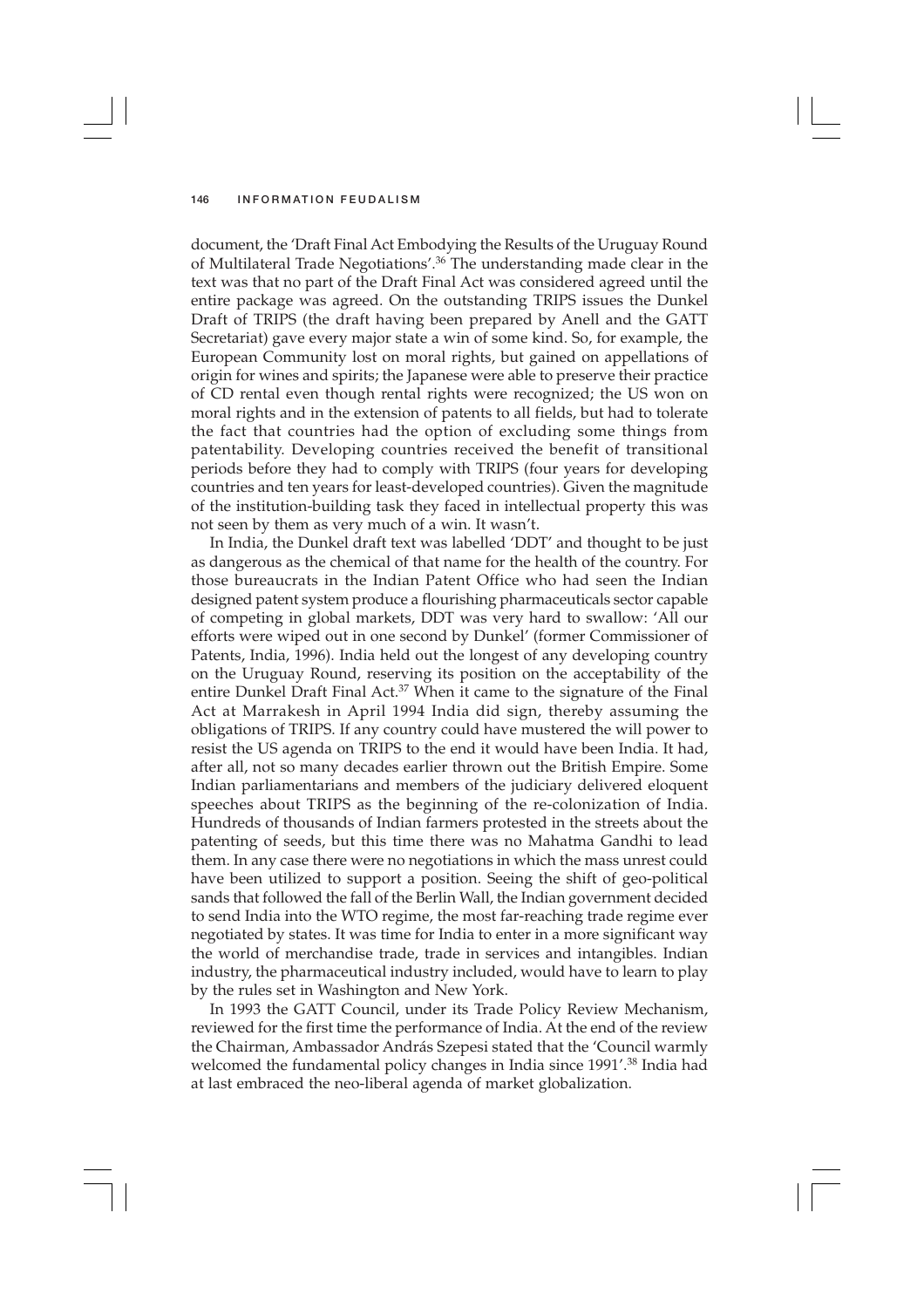document, the 'Draft Final Act Embodying the Results of the Uruguay Round of Multilateral Trade Negotiations'.[36] The understanding made clear in the text was that no part of the Draft Final Act was considered agreed until the entire package was agreed. On the outstanding TRIPS issues the Dunkel Draft of TRIPS (the draft having been prepared by Anell and the GATT Secretariat) gave every major state a win of some kind. So, for example, the European Community lost on moral rights, but gained on appellations of origin for wines and spirits; the Japanese were able to preserve their practice of CD rental even though rental rights were recognized; the US won on moral rights and in the extension of patents to all fields, but had to tolerate the fact that countries had the option of excluding some things from patentability. Developing countries received the benefit of transitional periods before they had to comply with TRIPS (four years for developing countries and ten years for least-developed countries). Given the magnitude of the institution-building task they faced in intellectual property this was not seen by them as very much of a win. It wasn't.

In India, the Dunkel draft text was labelled 'DDT' and thought to be just as dangerous as the chemical of that name for the health of the country. For those bureaucrats in the Indian Patent Office who had seen the Indian designed patent system produce a flourishing pharmaceuticals sector capable of competing in global markets, DDT was very hard to swallow: 'All our efforts were wiped out in one second by Dunkel' (former Commissioner of Patents, India, 1996). India held out the longest of any developing country on the Uruguay Round, reserving its position on the acceptability of the entire Dunkel Draft Final Act.[37] When it came to the signature of the Final Act at Marrakesh in April 1994 India did sign, thereby assuming the obligations of TRIPS. If any country could have mustered the will power to resist the US agenda on TRIPS to the end it would have been India. It had, after all, not so many decades earlier thrown out the British Empire. Some Indian parliamentarians and members of the judiciary delivered eloquent speeches about TRIPS as the beginning of the re-colonization of India. Hundreds of thousands of Indian farmers protested in the streets about the patenting of seeds, but this time there was no Mahatma Gandhi to lead them. In any case there were no negotiations in which the mass unrest could have been utilized to support a position. Seeing the shift of geo-political sands that followed the fall of the Berlin Wall, the Indian government decided to send India into the WTO regime, the most far-reaching trade regime ever negotiated by states. It was time for India to enter in a more significant way the world of merchandise trade, trade in services and intangibles. Indian industry, the pharmaceutical industry included, would have to learn to play by the rules set in Washington and New York.

In 1993 the GATT Council, under its Trade Policy Review Mechanism, reviewed for the first time the performance of India. At the end of the review the Chairman, Ambassador András Szepesi stated that the 'Council warmly welcomed the fundamental policy changes in India since 1991'.[38] India had at last embraced the neo-liberal agenda of market globalization.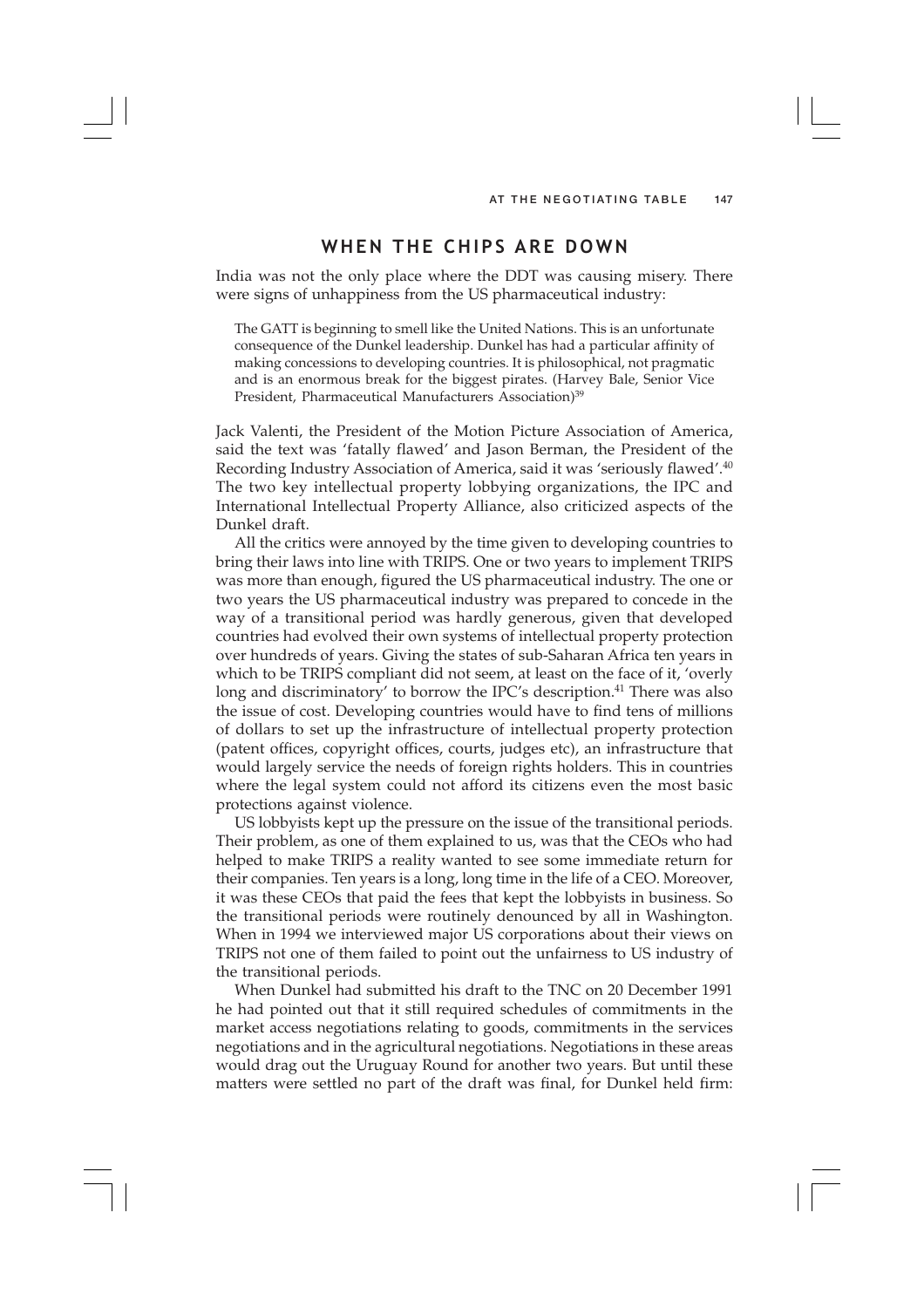## WHEN THE CHIPS ARE DOWN

India was not the only place where the DDT was causing misery. There were signs of unhappiness from the US pharmaceutical industry:

> The GATT is beginning to smell like the United Nations. This is an unfortunate consequence of the Dunkel leadership. Dunkel has had a particular affinity of making concessions to developing countries. It is philosophical, not pragmatic and is an enormous break for the biggest pirates. (Harvey Bale, Senior Vice President, Pharmaceutical Manufacturers Association)[39]

Jack Valenti, the President of the Motion Picture Association of America, said the text was 'fatally flawed' and Jason Berman, the President of the Recording Industry Association of America, said it was 'seriously flawed'.[40] The two key intellectual property lobbying organizations, the IPC and International Intellectual Property Alliance, also criticized aspects of the Dunkel draft.

All the critics were annoyed by the time given to developing countries to bring their laws into line with TRIPS. One or two years to implement TRIPS was more than enough, figured the US pharmaceutical industry. The one or two years the US pharmaceutical industry was prepared to concede in the way of a transitional period was hardly generous, given that developed countries had evolved their own systems of intellectual property protection over hundreds of years. Giving the states of sub-Saharan Africa ten years in which to be TRIPS compliant did not seem, at least on the face of it, 'overly long and discriminatory' to borrow the IPC's description.[41] There was also the issue of cost. Developing countries would have to find tens of millions of dollars to set up the infrastructure of intellectual property protection (patent offices, copyright offices, courts, judges etc), an infrastructure that would largely service the needs of foreign rights holders. This in countries where the legal system could not afford its citizens even the most basic protections against violence.

US lobbyists kept up the pressure on the issue of the transitional periods. Their problem, as one of them explained to us, was that the CEOs who had helped to make TRIPS a reality wanted to see some immediate return for their companies. Ten years is a long, long time in the life of a CEO. Moreover, it was these CEOs that paid the fees that kept the lobbyists in business. So the transitional periods were routinely denounced by all in Washington. When in 1994 we interviewed major US corporations about their views on TRIPS not one of them failed to point out the unfairness to US industry of the transitional periods.

When Dunkel had submitted his draft to the TNC on 20 December 1991 he had pointed out that it still required schedules of commitments in the market access negotiations relating to goods, commitments in the services negotiations and in the agricultural negotiations. Negotiations in these areas would drag out the Uruguay Round for another two years. But until these matters were settled no part of the draft was final, for Dunkel held firm: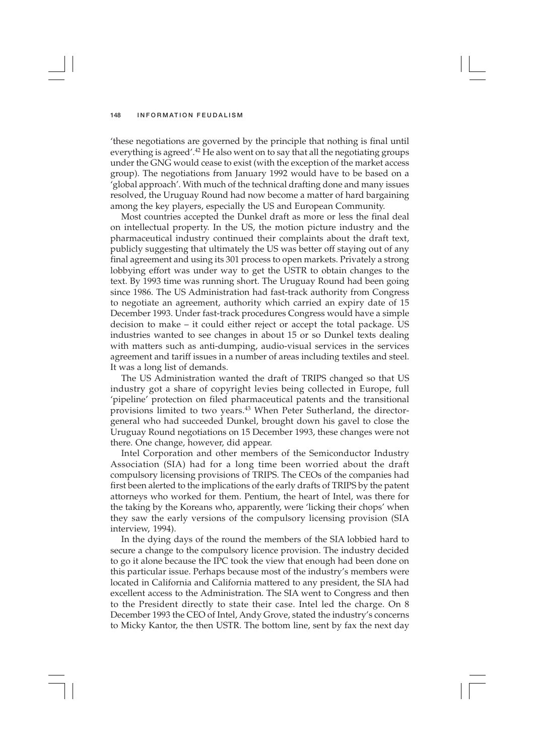'these negotiations are governed by the principle that nothing is final until everything is agreed'.[42] He also went on to say that all the negotiating groups under the GNG would cease to exist (with the exception of the market access group). The negotiations from January 1992 would have to be based on a 'global approach'. With much of the technical drafting done and many issues resolved, the Uruguay Round had now become a matter of hard bargaining among the key players, especially the US and European Community.

Most countries accepted the Dunkel draft as more or less the final deal on intellectual property. In the US, the motion picture industry and the pharmaceutical industry continued their complaints about the draft text, publicly suggesting that ultimately the US was better off staying out of any final agreement and using its 301 process to open markets. Privately a strong lobbying effort was under way to get the USTR to obtain changes to the text. By 1993 time was running short. The Uruguay Round had been going since 1986. The US Administration had fast-track authority from Congress to negotiate an agreement, authority which carried an expiry date of 15 December 1993. Under fast-track procedures Congress would have a simple decision to make – it could either reject or accept the total package. US industries wanted to see changes in about 15 or so Dunkel texts dealing with matters such as anti-dumping, audio-visual services in the services agreement and tariff issues in a number of areas including textiles and steel. It was a long list of demands.

The US Administration wanted the draft of TRIPS changed so that US industry got a share of copyright levies being collected in Europe, full 'pipeline' protection on filed pharmaceutical patents and the transitional provisions limited to two years.[43] When Peter Sutherland, the director-general who had succeeded Dunkel, brought down his gavel to close the Uruguay Round negotiations on 15 December 1993, these changes were not there. One change, however, did appear.

Intel Corporation and other members of the Semiconductor Industry Association (SIA) had for a long time been worried about the draft compulsory licensing provisions of TRIPS. The CEOs of the companies had first been alerted to the implications of the early drafts of TRIPS by the patent attorneys who worked for them. Pentium, the heart of Intel, was there for the taking by the Koreans who, apparently, were 'licking their chops' when they saw the early versions of the compulsory licensing provision (SIA interview, 1994).

In the dying days of the round the members of the SIA lobbied hard to secure a change to the compulsory licence provision. The industry decided to go it alone because the IPC took the view that enough had been done on this particular issue. Perhaps because most of the industry's members were located in California and California mattered to any president, the SIA had excellent access to the Administration. The SIA went to Congress and then to the President directly to state their case. Intel led the charge. On 8 December 1993 the CEO of Intel, Andy Grove, stated the industry's concerns to Micky Kantor, the then USTR. The bottom line, sent by fax the next day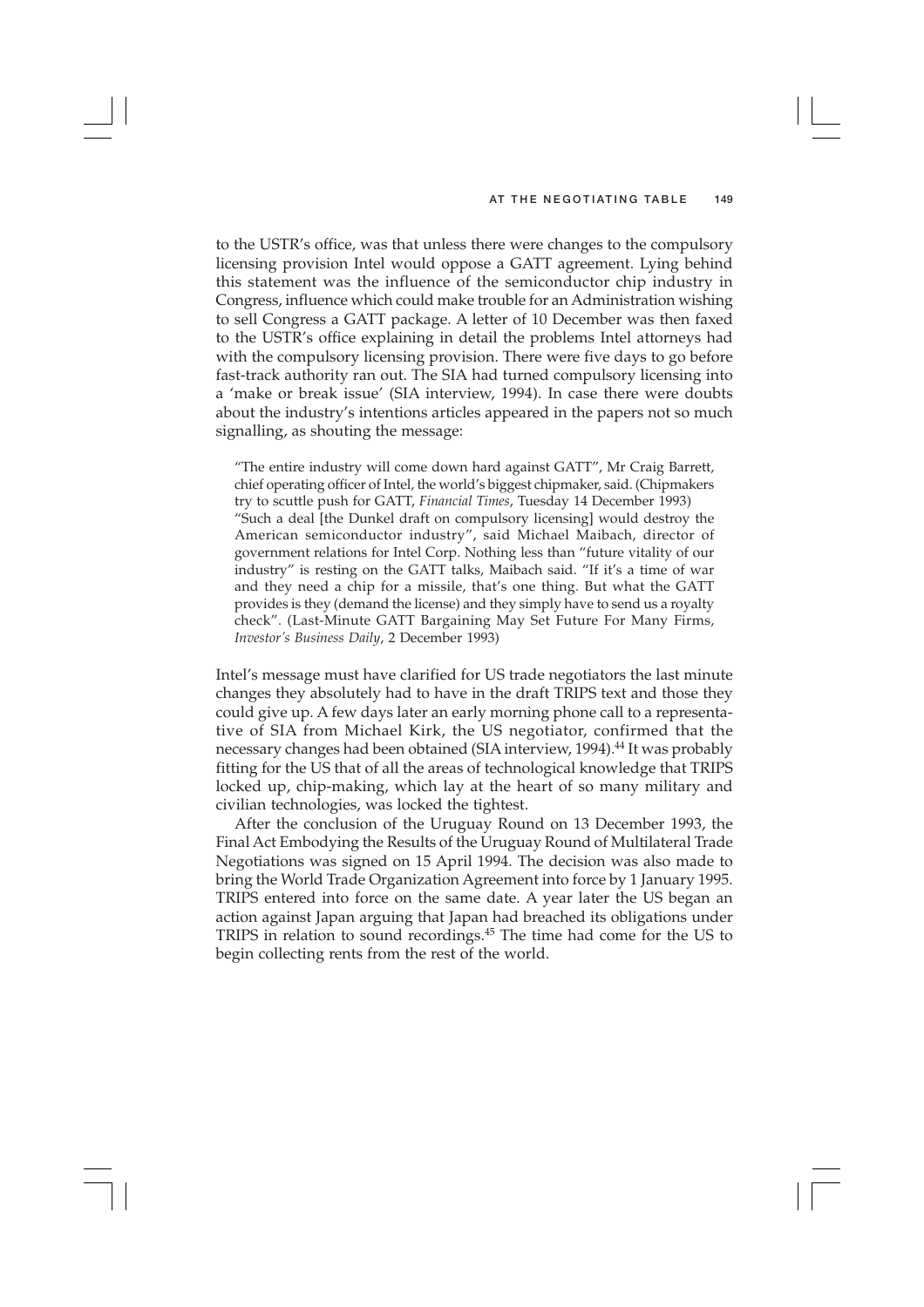to the USTR's office, was that unless there were changes to the compulsory licensing provision Intel would oppose a GATT agreement. Lying behind this statement was the influence of the semiconductor chip industry in Congress, influence which could make trouble for an Administration wishing to sell Congress a GATT package. A letter of 10 December was then faxed to the USTR's office explaining in detail the problems Intel attorneys had with the compulsory licensing provision. There were five days to go before fast-track authority ran out. The SIA had turned compulsory licensing into a 'make or break issue' (SIA interview, 1994). In case there were doubts about the industry's intentions articles appeared in the papers not so much signalling, as shouting the message:

> "The entire industry will come down hard against GATT", Mr Craig Barrett, chief operating officer of Intel, the world's biggest chipmaker, said. (Chipmakers try to scuttle push for GATT, *Financial Times*, Tuesday 14 December 1993)
> "Such a deal [the Dunkel draft on compulsory licensing] would destroy the American semiconductor industry", said Michael Maibach, director of government relations for Intel Corp. Nothing less than "future vitality of our industry" is resting on the GATT talks, Maibach said. "If it's a time of war and they need a chip for a missile, that's one thing. But what the GATT provides is they (demand the license) and they simply have to send us a royalty check". (Last-Minute GATT Bargaining May Set Future For Many Firms, *Investor's Business Daily*, 2 December 1993)

Intel's message must have clarified for US trade negotiators the last minute changes they absolutely had to have in the draft TRIPS text and those they could give up. A few days later an early morning phone call to a representative of SIA from Michael Kirk, the US negotiator, confirmed that the necessary changes had been obtained (SIA interview, 1994).[44] It was probably fitting for the US that of all the areas of technological knowledge that TRIPS locked up, chip-making, which lay at the heart of so many military and civilian technologies, was locked the tightest.

After the conclusion of the Uruguay Round on 13 December 1993, the Final Act Embodying the Results of the Uruguay Round of Multilateral Trade Negotiations was signed on 15 April 1994. The decision was also made to bring the World Trade Organization Agreement into force by 1 January 1995. TRIPS entered into force on the same date. A year later the US began an action against Japan arguing that Japan had breached its obligations under TRIPS in relation to sound recordings.[45] The time had come for the US to begin collecting rents from the rest of the world.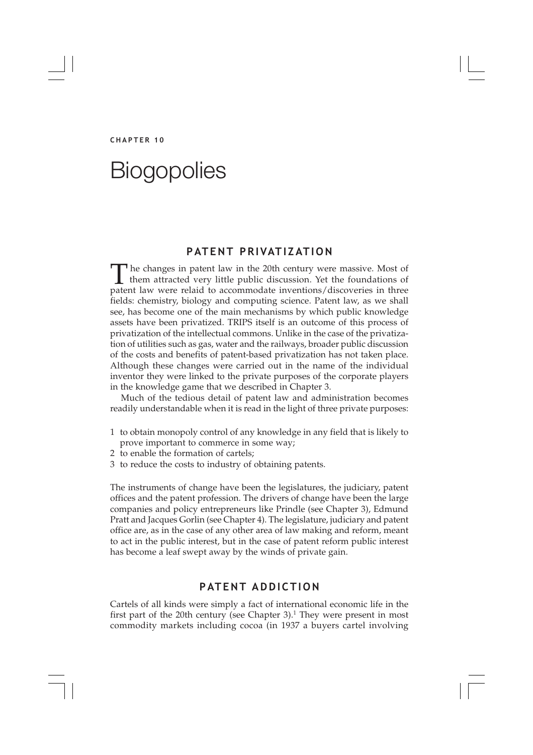CHAPTER 10

# Biogopolies

## PATENT PRIVATIZATION

The changes in patent law in the 20th century were massive. Most of them attracted very little public discussion. Yet the foundations of patent law were relaid to accommodate inventions/discoveries in three fields: chemistry, biology and computing science. Patent law, as we shall see, has become one of the main mechanisms by which public knowledge assets have been privatized. TRIPS itself is an outcome of this process of privatization of the intellectual commons. Unlike in the case of the privatization of utilities such as gas, water and the railways, broader public discussion of the costs and benefits of patent-based privatization has not taken place. Although these changes were carried out in the name of the individual inventor they were linked to the private purposes of the corporate players in the knowledge game that we described in Chapter 3.

Much of the tedious detail of patent law and administration becomes readily understandable when it is read in the light of three private purposes:

1. to obtain monopoly control of any knowledge in any field that is likely to prove important to commerce in some way;
2. to enable the formation of cartels;
3. to reduce the costs to industry of obtaining patents.

The instruments of change have been the legislatures, the judiciary, patent offices and the patent profession. The drivers of change have been the large companies and policy entrepreneurs like Prindle (see Chapter 3), Edmund Pratt and Jacques Gorlin (see Chapter 4). The legislature, judiciary and patent office are, as in the case of any other area of law making and reform, meant to act in the public interest, but in the case of patent reform public interest has become a leaf swept away by the winds of private gain.

## PATENT ADDICTION

Cartels of all kinds were simply a fact of international economic life in the first part of the 20th century (see Chapter 3).[1] They were present in most commodity markets including cocoa (in 1937 a buyers cartel involving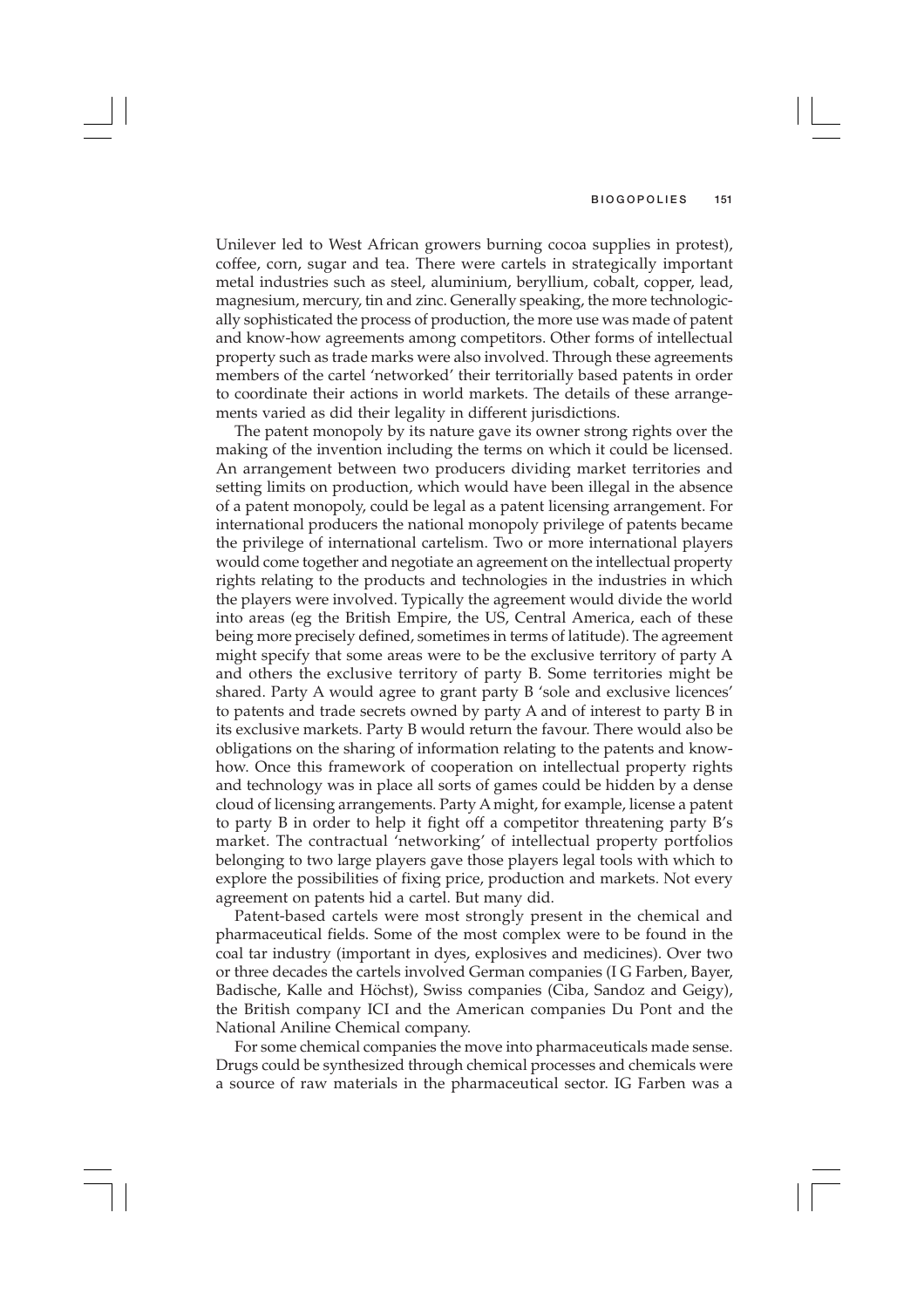Unilever led to West African growers burning cocoa supplies in protest), coffee, corn, sugar and tea. There were cartels in strategically important metal industries such as steel, aluminium, beryllium, cobalt, copper, lead, magnesium, mercury, tin and zinc. Generally speaking, the more technologically sophisticated the process of production, the more use was made of patent and know-how agreements among competitors. Other forms of intellectual property such as trade marks were also involved. Through these agreements members of the cartel 'networked' their territorially based patents in order to coordinate their actions in world markets. The details of these arrangements varied as did their legality in different jurisdictions.

The patent monopoly by its nature gave its owner strong rights over the making of the invention including the terms on which it could be licensed. An arrangement between two producers dividing market territories and setting limits on production, which would have been illegal in the absence of a patent monopoly, could be legal as a patent licensing arrangement. For international producers the national monopoly privilege of patents became the privilege of international cartelism. Two or more international players would come together and negotiate an agreement on the intellectual property rights relating to the products and technologies in the industries in which the players were involved. Typically the agreement would divide the world into areas (eg the British Empire, the US, Central America, each of these being more precisely defined, sometimes in terms of latitude). The agreement might specify that some areas were to be the exclusive territory of party A and others the exclusive territory of party B. Some territories might be shared. Party A would agree to grant party B 'sole and exclusive licences' to patents and trade secrets owned by party A and of interest to party B in its exclusive markets. Party B would return the favour. There would also be obligations on the sharing of information relating to the patents and know-how. Once this framework of cooperation on intellectual property rights and technology was in place all sorts of games could be hidden by a dense cloud of licensing arrangements. Party A might, for example, license a patent to party B in order to help it fight off a competitor threatening party B's market. The contractual 'networking' of intellectual property portfolios belonging to two large players gave those players legal tools with which to explore the possibilities of fixing price, production and markets. Not every agreement on patents hid a cartel. But many did.

Patent-based cartels were most strongly present in the chemical and pharmaceutical fields. Some of the most complex were to be found in the coal tar industry (important in dyes, explosives and medicines). Over two or three decades the cartels involved German companies (I G Farben, Bayer, Badische, Kalle and Höchst), Swiss companies (Ciba, Sandoz and Geigy), the British company ICI and the American companies Du Pont and the National Aniline Chemical company.

For some chemical companies the move into pharmaceuticals made sense. Drugs could be synthesized through chemical processes and chemicals were a source of raw materials in the pharmaceutical sector. IG Farben was a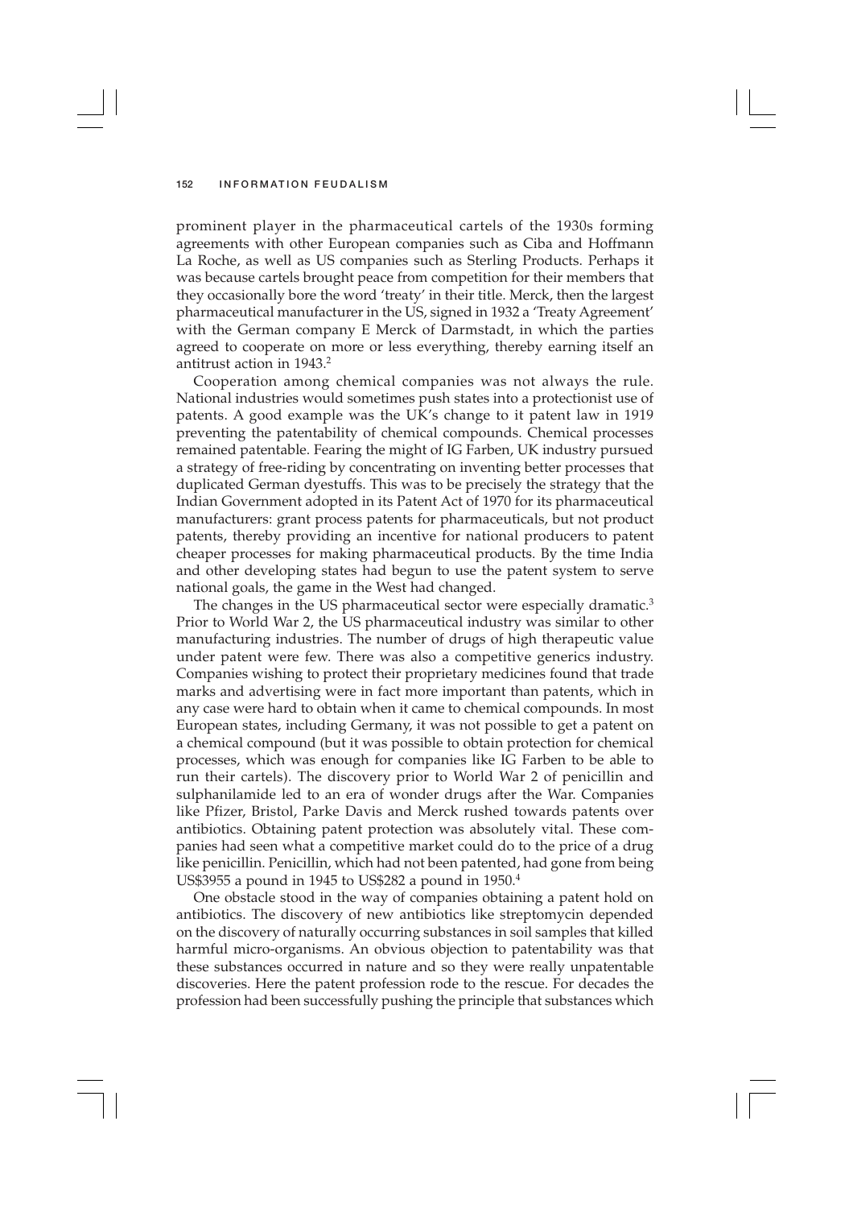prominent player in the pharmaceutical cartels of the 1930s forming agreements with other European companies such as Ciba and Hoffmann La Roche, as well as US companies such as Sterling Products. Perhaps it was because cartels brought peace from competition for their members that they occasionally bore the word 'treaty' in their title. Merck, then the largest pharmaceutical manufacturer in the US, signed in 1932 a 'Treaty Agreement' with the German company E Merck of Darmstadt, in which the parties agreed to cooperate on more or less everything, thereby earning itself an antitrust action in 1943.[2]

Cooperation among chemical companies was not always the rule. National industries would sometimes push states into a protectionist use of patents. A good example was the UK's change to it patent law in 1919 preventing the patentability of chemical compounds. Chemical processes remained patentable. Fearing the might of IG Farben, UK industry pursued a strategy of free-riding by concentrating on inventing better processes that duplicated German dyestuffs. This was to be precisely the strategy that the Indian Government adopted in its Patent Act of 1970 for its pharmaceutical manufacturers: grant process patents for pharmaceuticals, but not product patents, thereby providing an incentive for national producers to patent cheaper processes for making pharmaceutical products. By the time India and other developing states had begun to use the patent system to serve national goals, the game in the West had changed.

The changes in the US pharmaceutical sector were especially dramatic.[3] Prior to World War 2, the US pharmaceutical industry was similar to other manufacturing industries. The number of drugs of high therapeutic value under patent were few. There was also a competitive generics industry. Companies wishing to protect their proprietary medicines found that trade marks and advertising were in fact more important than patents, which in any case were hard to obtain when it came to chemical compounds. In most European states, including Germany, it was not possible to get a patent on a chemical compound (but it was possible to obtain protection for chemical processes, which was enough for companies like IG Farben to be able to run their cartels). The discovery prior to World War 2 of penicillin and sulphanilamide led to an era of wonder drugs after the War. Companies like Pfizer, Bristol, Parke Davis and Merck rushed towards patents over antibiotics. Obtaining patent protection was absolutely vital. These companies had seen what a competitive market could do to the price of a drug like penicillin. Penicillin, which had not been patented, had gone from being US$3955 a pound in 1945 to US$282 a pound in 1950.[4]

One obstacle stood in the way of companies obtaining a patent hold on antibiotics. The discovery of new antibiotics like streptomycin depended on the discovery of naturally occurring substances in soil samples that killed harmful micro-organisms. An obvious objection to patentability was that these substances occurred in nature and so they were really unpatentable discoveries. Here the patent profession rode to the rescue. For decades the profession had been successfully pushing the principle that substances which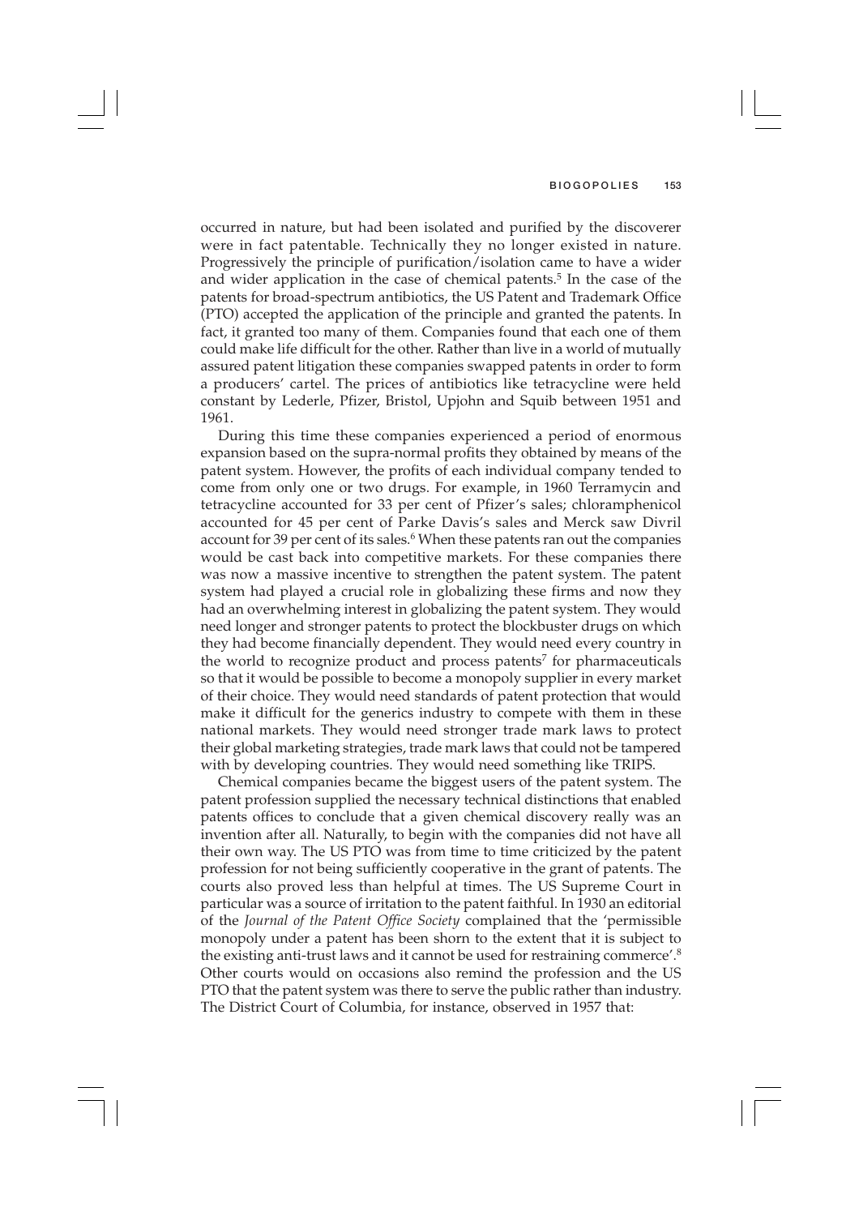occurred in nature, but had been isolated and purified by the discoverer were in fact patentable. Technically they no longer existed in nature. Progressively the principle of purification/isolation came to have a wider and wider application in the case of chemical patents.[5] In the case of the patents for broad-spectrum antibiotics, the US Patent and Trademark Office (PTO) accepted the application of the principle and granted the patents. In fact, it granted too many of them. Companies found that each one of them could make life difficult for the other. Rather than live in a world of mutually assured patent litigation these companies swapped patents in order to form a producers' cartel. The prices of antibiotics like tetracycline were held constant by Lederle, Pfizer, Bristol, Upjohn and Squib between 1951 and 1961.

During this time these companies experienced a period of enormous expansion based on the supra-normal profits they obtained by means of the patent system. However, the profits of each individual company tended to come from only one or two drugs. For example, in 1960 Terramycin and tetracycline accounted for 33 per cent of Pfizer's sales; chloramphenicol accounted for 45 per cent of Parke Davis's sales and Merck saw Divril account for 39 per cent of its sales.[6] When these patents ran out the companies would be cast back into competitive markets. For these companies there was now a massive incentive to strengthen the patent system. The patent system had played a crucial role in globalizing these firms and now they had an overwhelming interest in globalizing the patent system. They would need longer and stronger patents to protect the blockbuster drugs on which they had become financially dependent. They would need every country in the world to recognize product and process patents[7] for pharmaceuticals so that it would be possible to become a monopoly supplier in every market of their choice. They would need standards of patent protection that would make it difficult for the generics industry to compete with them in these national markets. They would need stronger trade mark laws to protect their global marketing strategies, trade mark laws that could not be tampered with by developing countries. They would need something like TRIPS.

Chemical companies became the biggest users of the patent system. The patent profession supplied the necessary technical distinctions that enabled patents offices to conclude that a given chemical discovery really was an invention after all. Naturally, to begin with the companies did not have all their own way. The US PTO was from time to time criticized by the patent profession for not being sufficiently cooperative in the grant of patents. The courts also proved less than helpful at times. The US Supreme Court in particular was a source of irritation to the patent faithful. In 1930 an editorial of the *Journal of the Patent Office Society* complained that the 'permissible monopoly under a patent has been shorn to the extent that it is subject to the existing anti-trust laws and it cannot be used for restraining commerce'.[8] Other courts would on occasions also remind the profession and the US PTO that the patent system was there to serve the public rather than industry. The District Court of Columbia, for instance, observed in 1957 that: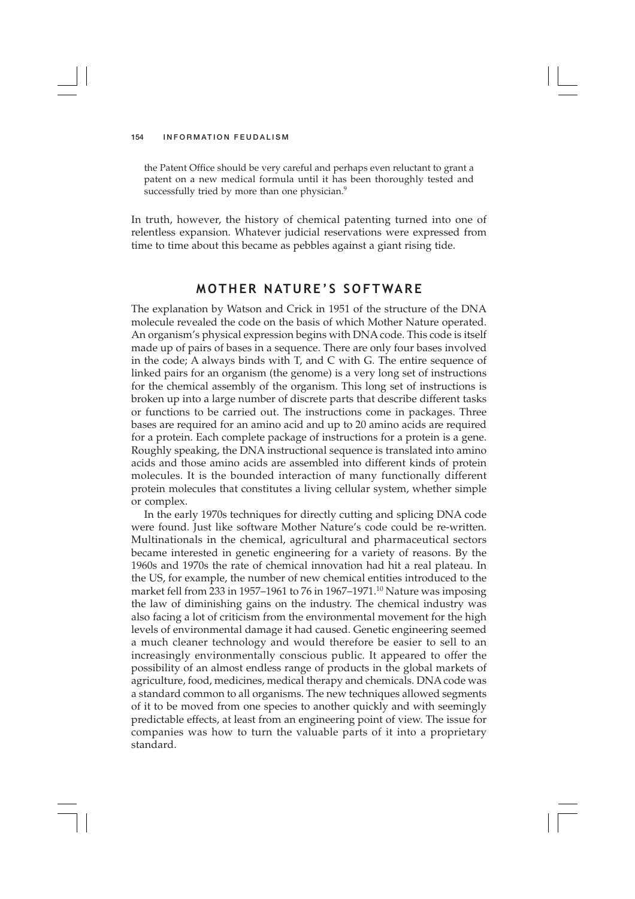the Patent Office should be very careful and perhaps even reluctant to grant a patent on a new medical formula until it has been thoroughly tested and successfully tried by more than one physician.[9]

In truth, however, the history of chemical patenting turned into one of relentless expansion. Whatever judicial reservations were expressed from time to time about this became as pebbles against a giant rising tide.

## MOTHER NATURE'S SOFTWARE

The explanation by Watson and Crick in 1951 of the structure of the DNA molecule revealed the code on the basis of which Mother Nature operated. An organism's physical expression begins with DNA code. This code is itself made up of pairs of bases in a sequence. There are only four bases involved in the code; A always binds with T, and C with G. The entire sequence of linked pairs for an organism (the genome) is a very long set of instructions for the chemical assembly of the organism. This long set of instructions is broken up into a large number of discrete parts that describe different tasks or functions to be carried out. The instructions come in packages. Three bases are required for an amino acid and up to 20 amino acids are required for a protein. Each complete package of instructions for a protein is a gene. Roughly speaking, the DNA instructional sequence is translated into amino acids and those amino acids are assembled into different kinds of protein molecules. It is the bounded interaction of many functionally different protein molecules that constitutes a living cellular system, whether simple or complex.

In the early 1970s techniques for directly cutting and splicing DNA code were found. Just like software Mother Nature's code could be re-written. Multinationals in the chemical, agricultural and pharmaceutical sectors became interested in genetic engineering for a variety of reasons. By the 1960s and 1970s the rate of chemical innovation had hit a real plateau. In the US, for example, the number of new chemical entities introduced to the market fell from 233 in 1957–1961 to 76 in 1967–1971.[10] Nature was imposing the law of diminishing gains on the industry. The chemical industry was also facing a lot of criticism from the environmental movement for the high levels of environmental damage it had caused. Genetic engineering seemed a much cleaner technology and would therefore be easier to sell to an increasingly environmentally conscious public. It appeared to offer the possibility of an almost endless range of products in the global markets of agriculture, food, medicines, medical therapy and chemicals. DNA code was a standard common to all organisms. The new techniques allowed segments of it to be moved from one species to another quickly and with seemingly predictable effects, at least from an engineering point of view. The issue for companies was how to turn the valuable parts of it into a proprietary standard.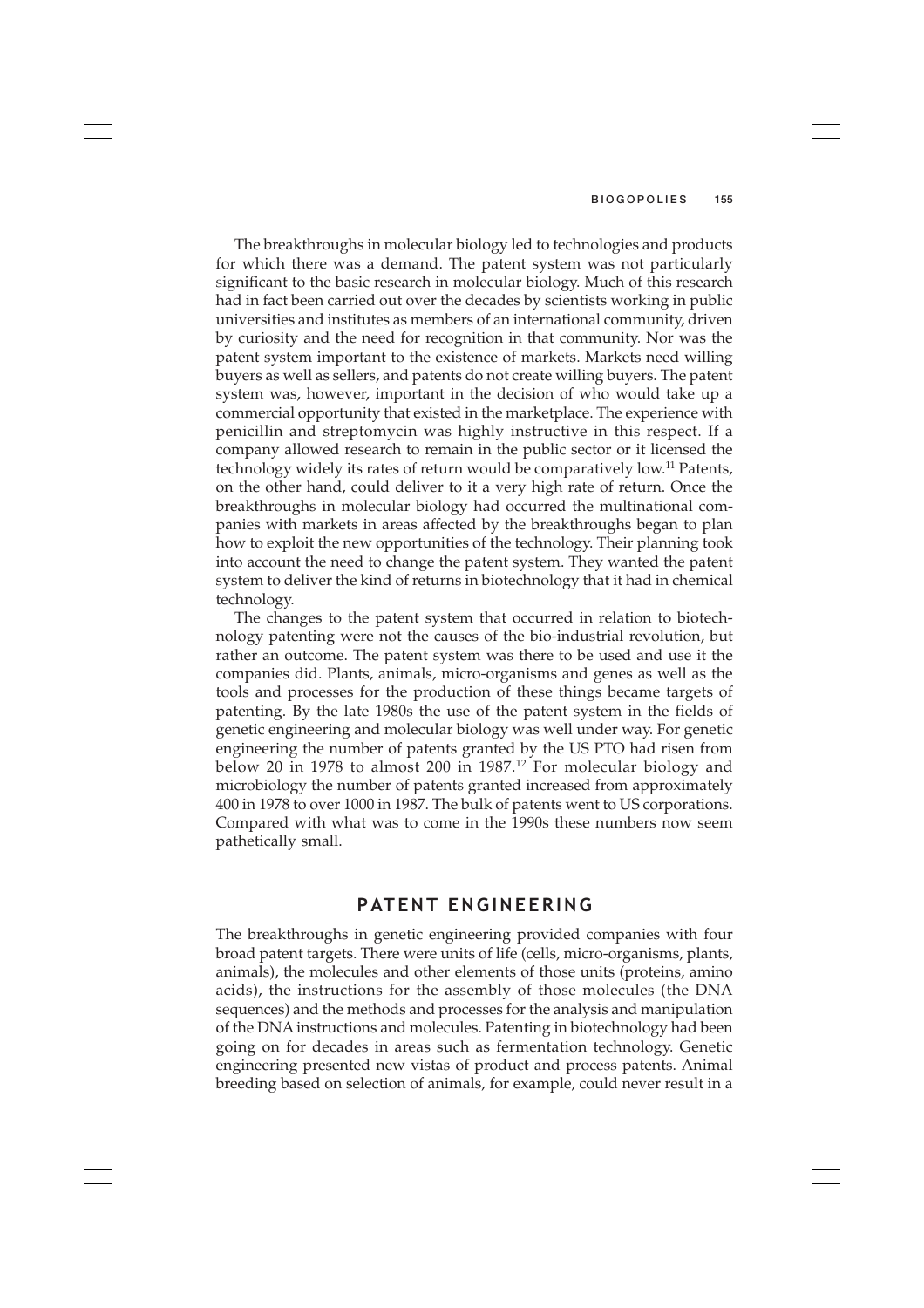The breakthroughs in molecular biology led to technologies and products for which there was a demand. The patent system was not particularly significant to the basic research in molecular biology. Much of this research had in fact been carried out over the decades by scientists working in public universities and institutes as members of an international community, driven by curiosity and the need for recognition in that community. Nor was the patent system important to the existence of markets. Markets need willing buyers as well as sellers, and patents do not create willing buyers. The patent system was, however, important in the decision of who would take up a commercial opportunity that existed in the marketplace. The experience with penicillin and streptomycin was highly instructive in this respect. If a company allowed research to remain in the public sector or it licensed the technology widely its rates of return would be comparatively low.[11] Patents, on the other hand, could deliver to it a very high rate of return. Once the breakthroughs in molecular biology had occurred the multinational companies with markets in areas affected by the breakthroughs began to plan how to exploit the new opportunities of the technology. Their planning took into account the need to change the patent system. They wanted the patent system to deliver the kind of returns in biotechnology that it had in chemical technology.

The changes to the patent system that occurred in relation to biotechnology patenting were not the causes of the bio-industrial revolution, but rather an outcome. The patent system was there to be used and use it the companies did. Plants, animals, micro-organisms and genes as well as the tools and processes for the production of these things became targets of patenting. By the late 1980s the use of the patent system in the fields of genetic engineering and molecular biology was well under way. For genetic engineering the number of patents granted by the US PTO had risen from below 20 in 1978 to almost 200 in 1987.[12] For molecular biology and microbiology the number of patents granted increased from approximately 400 in 1978 to over 1000 in 1987. The bulk of patents went to US corporations. Compared with what was to come in the 1990s these numbers now seem pathetically small.

## PATENT ENGINEERING

The breakthroughs in genetic engineering provided companies with four broad patent targets. There were units of life (cells, micro-organisms, plants, animals), the molecules and other elements of those units (proteins, amino acids), the instructions for the assembly of those molecules (the DNA sequences) and the methods and processes for the analysis and manipulation of the DNA instructions and molecules. Patenting in biotechnology had been going on for decades in areas such as fermentation technology. Genetic engineering presented new vistas of product and process patents. Animal breeding based on selection of animals, for example, could never result in a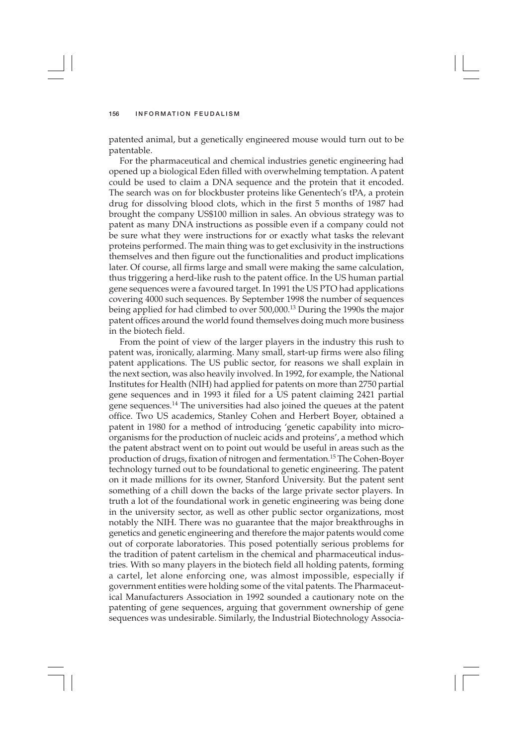patented animal, but a genetically engineered mouse would turn out to be patentable.

For the pharmaceutical and chemical industries genetic engineering had opened up a biological Eden filled with overwhelming temptation. A patent could be used to claim a DNA sequence and the protein that it encoded. The search was on for blockbuster proteins like Genentech's tPA, a protein drug for dissolving blood clots, which in the first 5 months of 1987 had brought the company US$100 million in sales. An obvious strategy was to patent as many DNA instructions as possible even if a company could not be sure what they were instructions for or exactly what tasks the relevant proteins performed. The main thing was to get exclusivity in the instructions themselves and then figure out the functionalities and product implications later. Of course, all firms large and small were making the same calculation, thus triggering a herd-like rush to the patent office. In the US human partial gene sequences were a favoured target. In 1991 the US PTO had applications covering 4000 such sequences. By September 1998 the number of sequences being applied for had climbed to over 500,000.[13] During the 1990s the major patent offices around the world found themselves doing much more business in the biotech field.

From the point of view of the larger players in the industry this rush to patent was, ironically, alarming. Many small, start-up firms were also filing patent applications. The US public sector, for reasons we shall explain in the next section, was also heavily involved. In 1992, for example, the National Institutes for Health (NIH) had applied for patents on more than 2750 partial gene sequences and in 1993 it filed for a US patent claiming 2421 partial gene sequences.[14] The universities had also joined the queues at the patent office. Two US academics, Stanley Cohen and Herbert Boyer, obtained a patent in 1980 for a method of introducing 'genetic capability into micro-organisms for the production of nucleic acids and proteins', a method which the patent abstract went on to point out would be useful in areas such as the production of drugs, fixation of nitrogen and fermentation.[15] The Cohen-Boyer technology turned out to be foundational to genetic engineering. The patent on it made millions for its owner, Stanford University. But the patent sent something of a chill down the backs of the large private sector players. In truth a lot of the foundational work in genetic engineering was being done in the university sector, as well as other public sector organizations, most notably the NIH. There was no guarantee that the major breakthroughs in genetics and genetic engineering and therefore the major patents would come out of corporate laboratories. This posed potentially serious problems for the tradition of patent cartelism in the chemical and pharmaceutical industries. With so many players in the biotech field all holding patents, forming a cartel, let alone enforcing one, was almost impossible, especially if government entities were holding some of the vital patents. The Pharmaceutical Manufacturers Association in 1992 sounded a cautionary note on the patenting of gene sequences, arguing that government ownership of gene sequences was undesirable. Similarly, the Industrial Biotechnology Associa-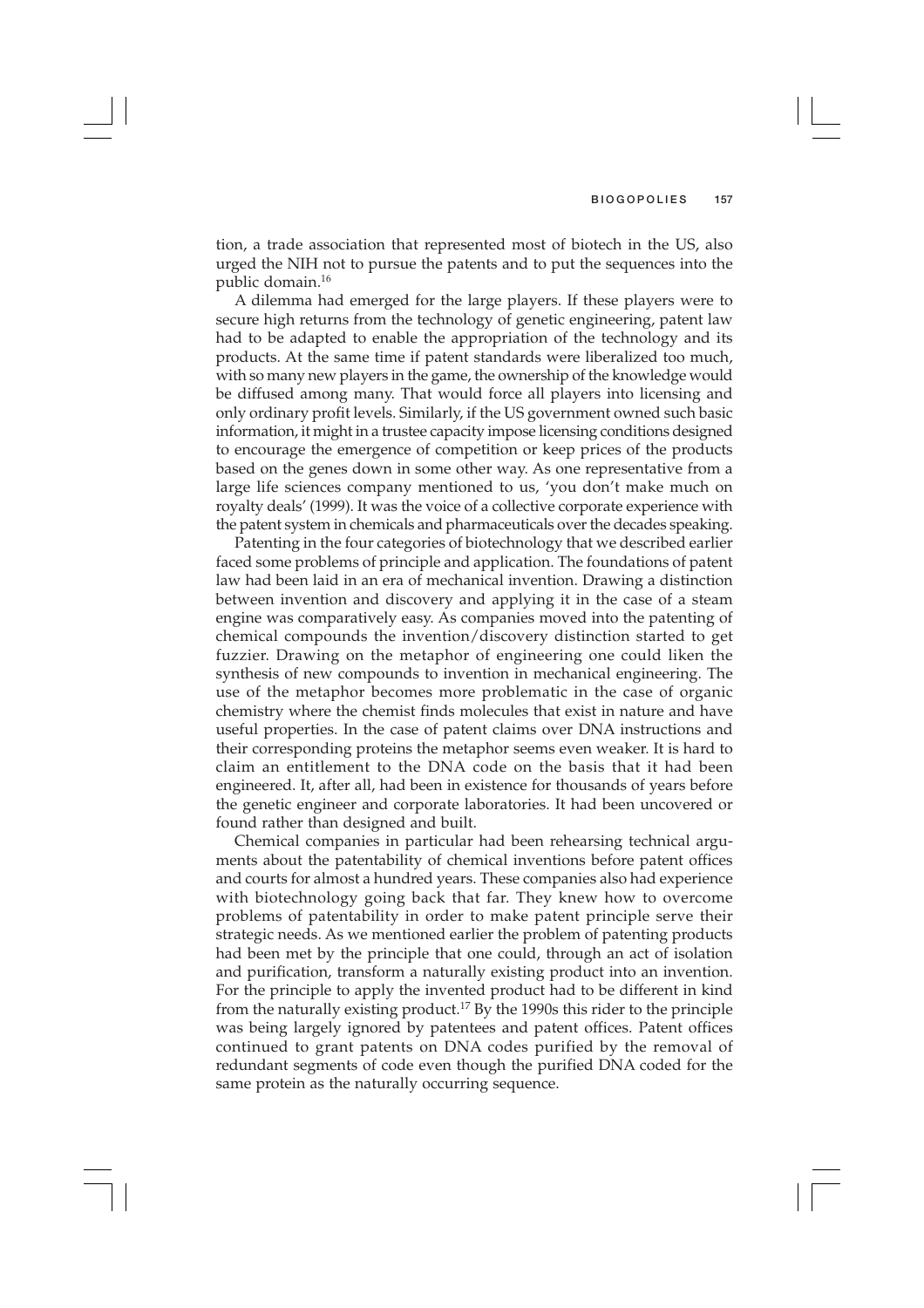tion, a trade association that represented most of biotech in the US, also urged the NIH not to pursue the patents and to put the sequences into the public domain.[16]

A dilemma had emerged for the large players. If these players were to secure high returns from the technology of genetic engineering, patent law had to be adapted to enable the appropriation of the technology and its products. At the same time if patent standards were liberalized too much, with so many new players in the game, the ownership of the knowledge would be diffused among many. That would force all players into licensing and only ordinary profit levels. Similarly, if the US government owned such basic information, it might in a trustee capacity impose licensing conditions designed to encourage the emergence of competition or keep prices of the products based on the genes down in some other way. As one representative from a large life sciences company mentioned to us, 'you don't make much on royalty deals' (1999). It was the voice of a collective corporate experience with the patent system in chemicals and pharmaceuticals over the decades speaking.

Patenting in the four categories of biotechnology that we described earlier faced some problems of principle and application. The foundations of patent law had been laid in an era of mechanical invention. Drawing a distinction between invention and discovery and applying it in the case of a steam engine was comparatively easy. As companies moved into the patenting of chemical compounds the invention/discovery distinction started to get fuzzier. Drawing on the metaphor of engineering one could liken the synthesis of new compounds to invention in mechanical engineering. The use of the metaphor becomes more problematic in the case of organic chemistry where the chemist finds molecules that exist in nature and have useful properties. In the case of patent claims over DNA instructions and their corresponding proteins the metaphor seems even weaker. It is hard to claim an entitlement to the DNA code on the basis that it had been engineered. It, after all, had been in existence for thousands of years before the genetic engineer and corporate laboratories. It had been uncovered or found rather than designed and built.

Chemical companies in particular had been rehearsing technical arguments about the patentability of chemical inventions before patent offices and courts for almost a hundred years. These companies also had experience with biotechnology going back that far. They knew how to overcome problems of patentability in order to make patent principle serve their strategic needs. As we mentioned earlier the problem of patenting products had been met by the principle that one could, through an act of isolation and purification, transform a naturally existing product into an invention. For the principle to apply the invented product had to be different in kind from the naturally existing product.[17] By the 1990s this rider to the principle was being largely ignored by patentees and patent offices. Patent offices continued to grant patents on DNA codes purified by the removal of redundant segments of code even though the purified DNA coded for the same protein as the naturally occurring sequence.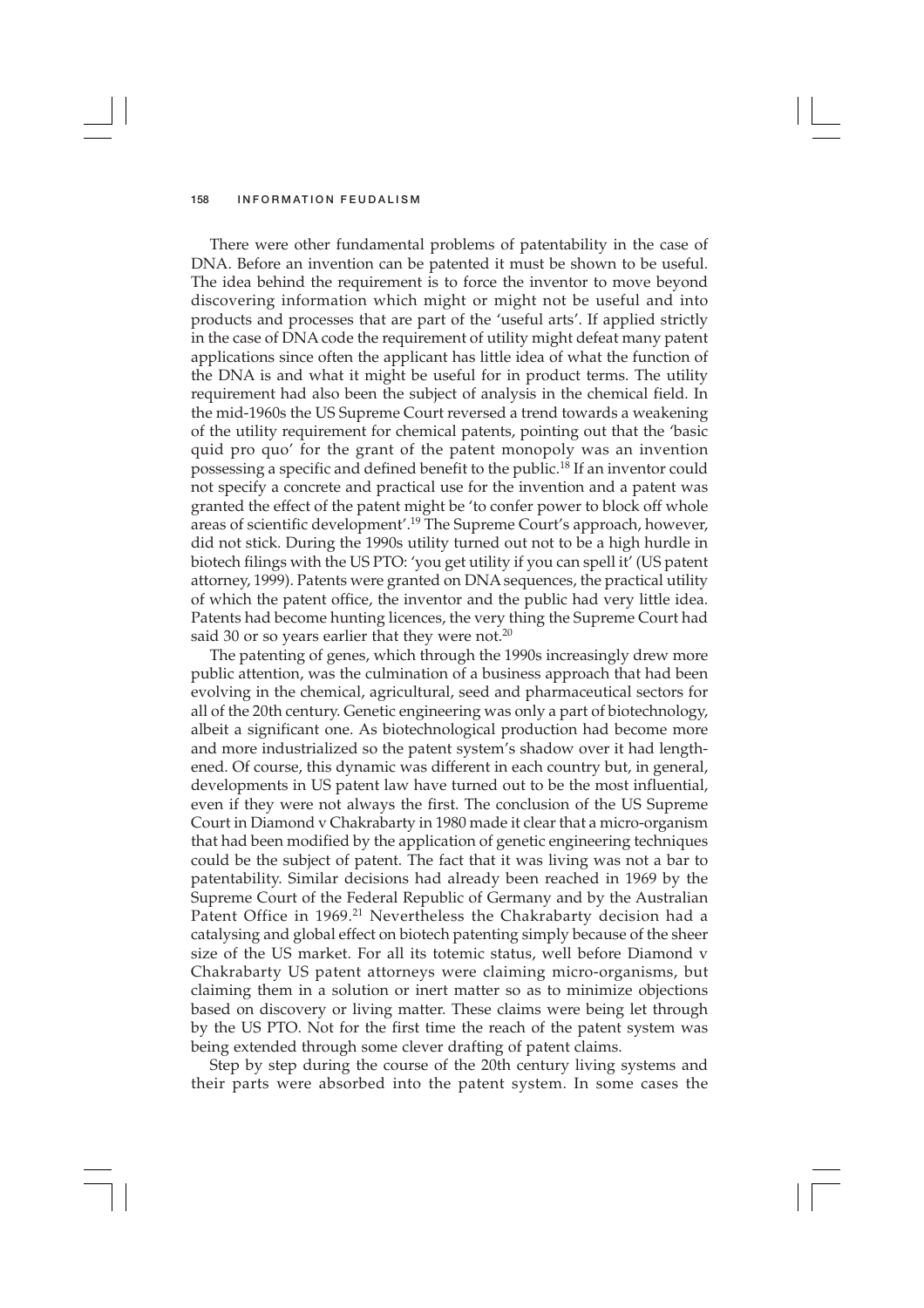There were other fundamental problems of patentability in the case of DNA. Before an invention can be patented it must be shown to be useful. The idea behind the requirement is to force the inventor to move beyond discovering information which might or might not be useful and into products and processes that are part of the 'useful arts'. If applied strictly in the case of DNA code the requirement of utility might defeat many patent applications since often the applicant has little idea of what the function of the DNA is and what it might be useful for in product terms. The utility requirement had also been the subject of analysis in the chemical field. In the mid-1960s the US Supreme Court reversed a trend towards a weakening of the utility requirement for chemical patents, pointing out that the 'basic quid pro quo' for the grant of the patent monopoly was an invention possessing a specific and defined benefit to the public.[18] If an inventor could not specify a concrete and practical use for the invention and a patent was granted the effect of the patent might be 'to confer power to block off whole areas of scientific development'.[19] The Supreme Court's approach, however, did not stick. During the 1990s utility turned out not to be a high hurdle in biotech filings with the US PTO: 'you get utility if you can spell it' (US patent attorney, 1999). Patents were granted on DNA sequences, the practical utility of which the patent office, the inventor and the public had very little idea. Patents had become hunting licences, the very thing the Supreme Court had said 30 or so years earlier that they were not.[20]

The patenting of genes, which through the 1990s increasingly drew more public attention, was the culmination of a business approach that had been evolving in the chemical, agricultural, seed and pharmaceutical sectors for all of the 20th century. Genetic engineering was only a part of biotechnology, albeit a significant one. As biotechnological production had become more and more industrialized so the patent system's shadow over it had lengthened. Of course, this dynamic was different in each country but, in general, developments in US patent law have turned out to be the most influential, even if they were not always the first. The conclusion of the US Supreme Court in Diamond v Chakrabarty in 1980 made it clear that a micro-organism that had been modified by the application of genetic engineering techniques could be the subject of patent. The fact that it was living was not a bar to patentability. Similar decisions had already been reached in 1969 by the Supreme Court of the Federal Republic of Germany and by the Australian Patent Office in 1969.[21] Nevertheless the Chakrabarty decision had a catalysing and global effect on biotech patenting simply because of the sheer size of the US market. For all its totemic status, well before Diamond v Chakrabarty US patent attorneys were claiming micro-organisms, but claiming them in a solution or inert matter so as to minimize objections based on discovery or living matter. These claims were being let through by the US PTO. Not for the first time the reach of the patent system was being extended through some clever drafting of patent claims.

Step by step during the course of the 20th century living systems and their parts were absorbed into the patent system. In some cases the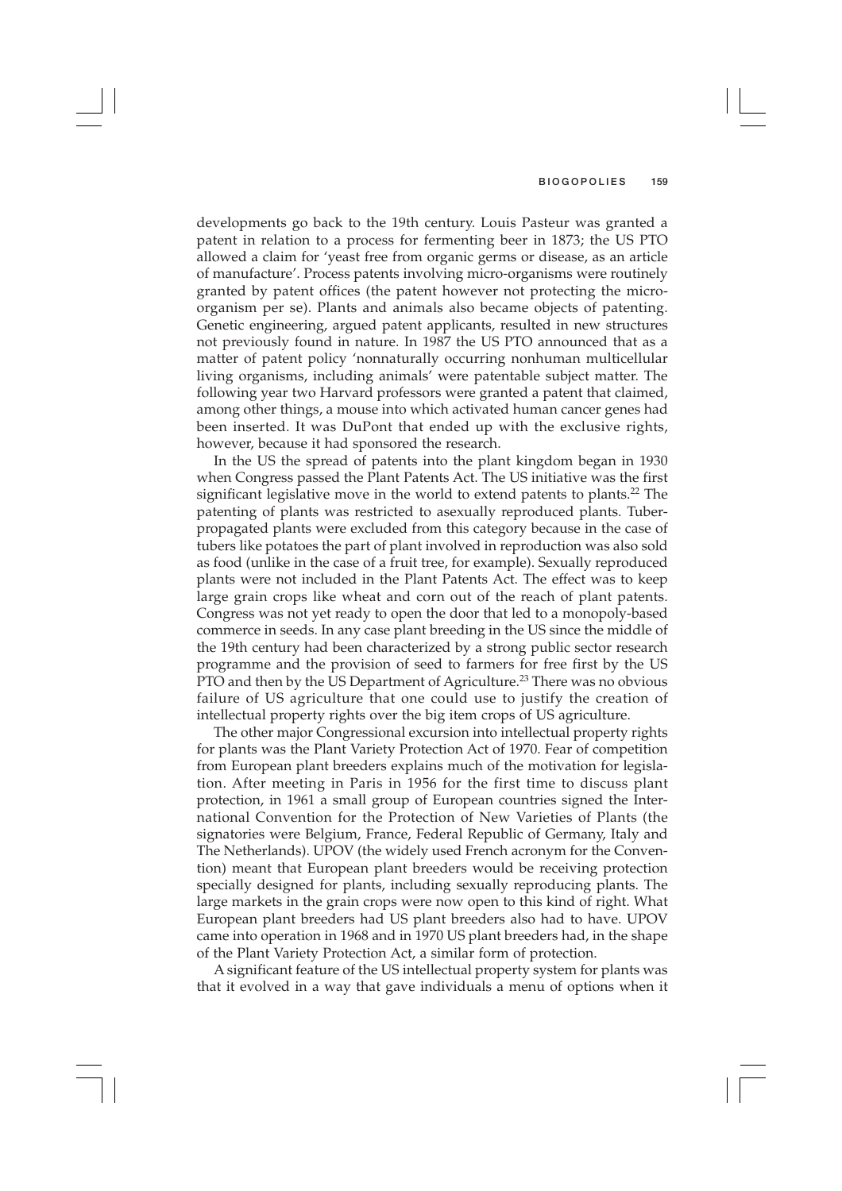developments go back to the 19th century. Louis Pasteur was granted a patent in relation to a process for fermenting beer in 1873; the US PTO allowed a claim for 'yeast free from organic germs or disease, as an article of manufacture'. Process patents involving micro-organisms were routinely granted by patent offices (the patent however not protecting the micro-organism per se). Plants and animals also became objects of patenting. Genetic engineering, argued patent applicants, resulted in new structures not previously found in nature. In 1987 the US PTO announced that as a matter of patent policy 'nonnaturally occurring nonhuman multicellular living organisms, including animals' were patentable subject matter. The following year two Harvard professors were granted a patent that claimed, among other things, a mouse into which activated human cancer genes had been inserted. It was DuPont that ended up with the exclusive rights, however, because it had sponsored the research.

In the US the spread of patents into the plant kingdom began in 1930 when Congress passed the Plant Patents Act. The US initiative was the first significant legislative move in the world to extend patents to plants.[22] The patenting of plants was restricted to asexually reproduced plants. Tuber-propagated plants were excluded from this category because in the case of tubers like potatoes the part of plant involved in reproduction was also sold as food (unlike in the case of a fruit tree, for example). Sexually reproduced plants were not included in the Plant Patents Act. The effect was to keep large grain crops like wheat and corn out of the reach of plant patents. Congress was not yet ready to open the door that led to a monopoly-based commerce in seeds. In any case plant breeding in the US since the middle of the 19th century had been characterized by a strong public sector research programme and the provision of seed to farmers for free first by the US PTO and then by the US Department of Agriculture.[23] There was no obvious failure of US agriculture that one could use to justify the creation of intellectual property rights over the big item crops of US agriculture.

The other major Congressional excursion into intellectual property rights for plants was the Plant Variety Protection Act of 1970. Fear of competition from European plant breeders explains much of the motivation for legislation. After meeting in Paris in 1956 for the first time to discuss plant protection, in 1961 a small group of European countries signed the International Convention for the Protection of New Varieties of Plants (the signatories were Belgium, France, Federal Republic of Germany, Italy and The Netherlands). UPOV (the widely used French acronym for the Convention) meant that European plant breeders would be receiving protection specially designed for plants, including sexually reproducing plants. The large markets in the grain crops were now open to this kind of right. What European plant breeders had US plant breeders also had to have. UPOV came into operation in 1968 and in 1970 US plant breeders had, in the shape of the Plant Variety Protection Act, a similar form of protection.

A significant feature of the US intellectual property system for plants was that it evolved in a way that gave individuals a menu of options when it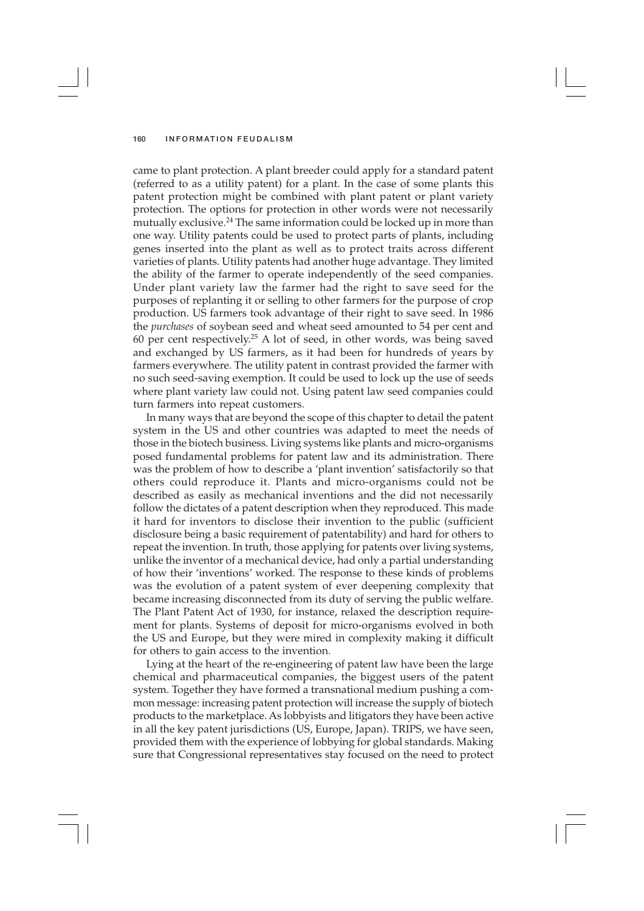came to plant protection. A plant breeder could apply for a standard patent (referred to as a utility patent) for a plant. In the case of some plants this patent protection might be combined with plant patent or plant variety protection. The options for protection in other words were not necessarily mutually exclusive.[24] The same information could be locked up in more than one way. Utility patents could be used to protect parts of plants, including genes inserted into the plant as well as to protect traits across different varieties of plants. Utility patents had another huge advantage. They limited the ability of the farmer to operate independently of the seed companies. Under plant variety law the farmer had the right to save seed for the purposes of replanting it or selling to other farmers for the purpose of crop production. US farmers took advantage of their right to save seed. In 1986 the *purchases* of soybean seed and wheat seed amounted to 54 per cent and 60 per cent respectively.[25] A lot of seed, in other words, was being saved and exchanged by US farmers, as it had been for hundreds of years by farmers everywhere. The utility patent in contrast provided the farmer with no such seed-saving exemption. It could be used to lock up the use of seeds where plant variety law could not. Using patent law seed companies could turn farmers into repeat customers.

In many ways that are beyond the scope of this chapter to detail the patent system in the US and other countries was adapted to meet the needs of those in the biotech business. Living systems like plants and micro-organisms posed fundamental problems for patent law and its administration. There was the problem of how to describe a 'plant invention' satisfactorily so that others could reproduce it. Plants and micro-organisms could not be described as easily as mechanical inventions and the did not necessarily follow the dictates of a patent description when they reproduced. This made it hard for inventors to disclose their invention to the public (sufficient disclosure being a basic requirement of patentability) and hard for others to repeat the invention. In truth, those applying for patents over living systems, unlike the inventor of a mechanical device, had only a partial understanding of how their 'inventions' worked. The response to these kinds of problems was the evolution of a patent system of ever deepening complexity that became increasing disconnected from its duty of serving the public welfare. The Plant Patent Act of 1930, for instance, relaxed the description requirement for plants. Systems of deposit for micro-organisms evolved in both the US and Europe, but they were mired in complexity making it difficult for others to gain access to the invention.

Lying at the heart of the re-engineering of patent law have been the large chemical and pharmaceutical companies, the biggest users of the patent system. Together they have formed a transnational medium pushing a common message: increasing patent protection will increase the supply of biotech products to the marketplace. As lobbyists and litigators they have been active in all the key patent jurisdictions (US, Europe, Japan). TRIPS, we have seen, provided them with the experience of lobbying for global standards. Making sure that Congressional representatives stay focused on the need to protect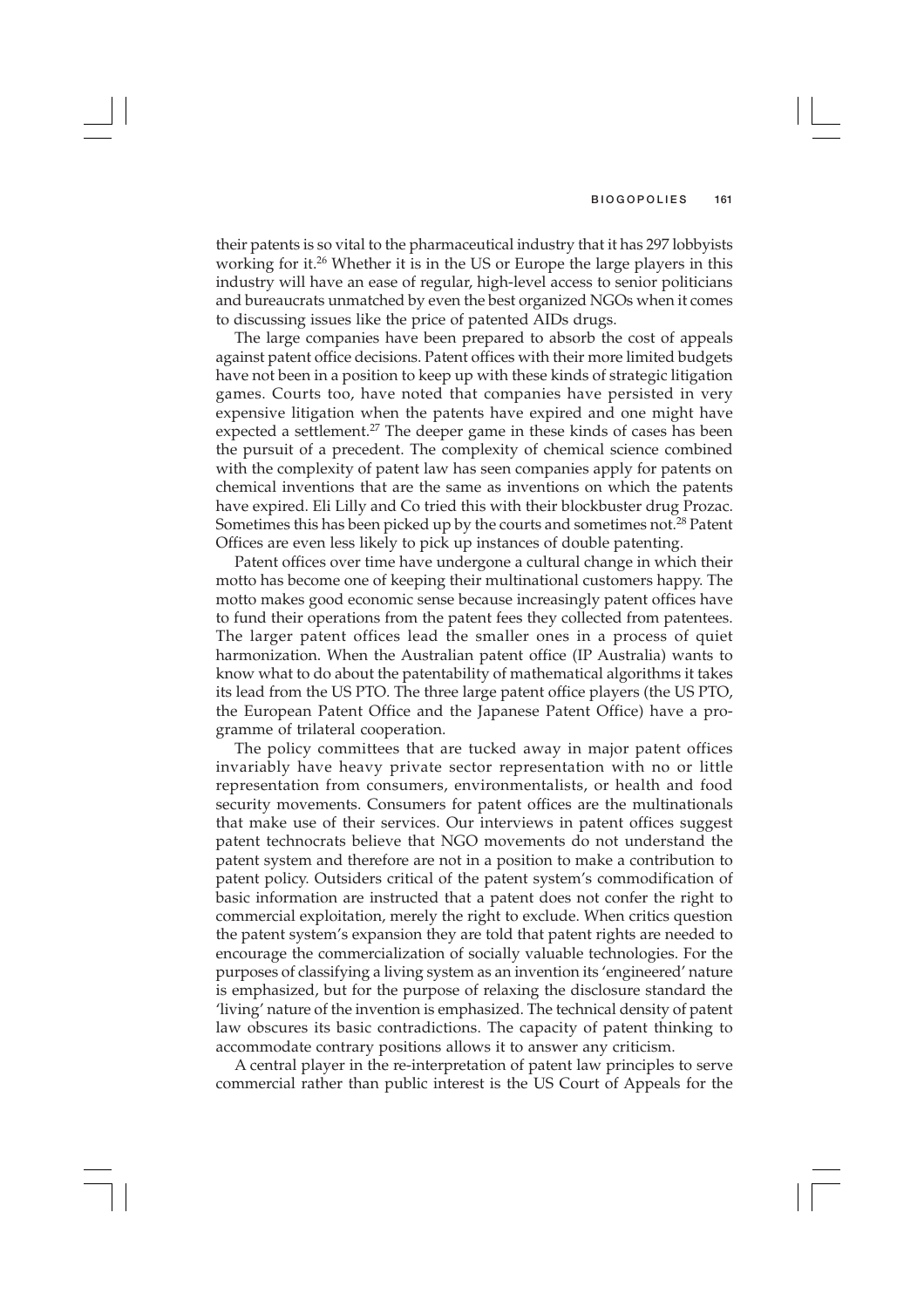their patents is so vital to the pharmaceutical industry that it has 297 lobbyists working for it.[26] Whether it is in the US or Europe the large players in this industry will have an ease of regular, high-level access to senior politicians and bureaucrats unmatched by even the best organized NGOs when it comes to discussing issues like the price of patented AIDs drugs.

The large companies have been prepared to absorb the cost of appeals against patent office decisions. Patent offices with their more limited budgets have not been in a position to keep up with these kinds of strategic litigation games. Courts too, have noted that companies have persisted in very expensive litigation when the patents have expired and one might have expected a settlement.[27] The deeper game in these kinds of cases has been the pursuit of a precedent. The complexity of chemical science combined with the complexity of patent law has seen companies apply for patents on chemical inventions that are the same as inventions on which the patents have expired. Eli Lilly and Co tried this with their blockbuster drug Prozac. Sometimes this has been picked up by the courts and sometimes not.[28] Patent Offices are even less likely to pick up instances of double patenting.

Patent offices over time have undergone a cultural change in which their motto has become one of keeping their multinational customers happy. The motto makes good economic sense because increasingly patent offices have to fund their operations from the patent fees they collected from patentees. The larger patent offices lead the smaller ones in a process of quiet harmonization. When the Australian patent office (IP Australia) wants to know what to do about the patentability of mathematical algorithms it takes its lead from the US PTO. The three large patent office players (the US PTO, the European Patent Office and the Japanese Patent Office) have a programme of trilateral cooperation.

The policy committees that are tucked away in major patent offices invariably have heavy private sector representation with no or little representation from consumers, environmentalists, or health and food security movements. Consumers for patent offices are the multinationals that make use of their services. Our interviews in patent offices suggest patent technocrats believe that NGO movements do not understand the patent system and therefore are not in a position to make a contribution to patent policy. Outsiders critical of the patent system's commodification of basic information are instructed that a patent does not confer the right to commercial exploitation, merely the right to exclude. When critics question the patent system's expansion they are told that patent rights are needed to encourage the commercialization of socially valuable technologies. For the purposes of classifying a living system as an invention its 'engineered' nature is emphasized, but for the purpose of relaxing the disclosure standard the 'living' nature of the invention is emphasized. The technical density of patent law obscures its basic contradictions. The capacity of patent thinking to accommodate contrary positions allows it to answer any criticism.

A central player in the re-interpretation of patent law principles to serve commercial rather than public interest is the US Court of Appeals for the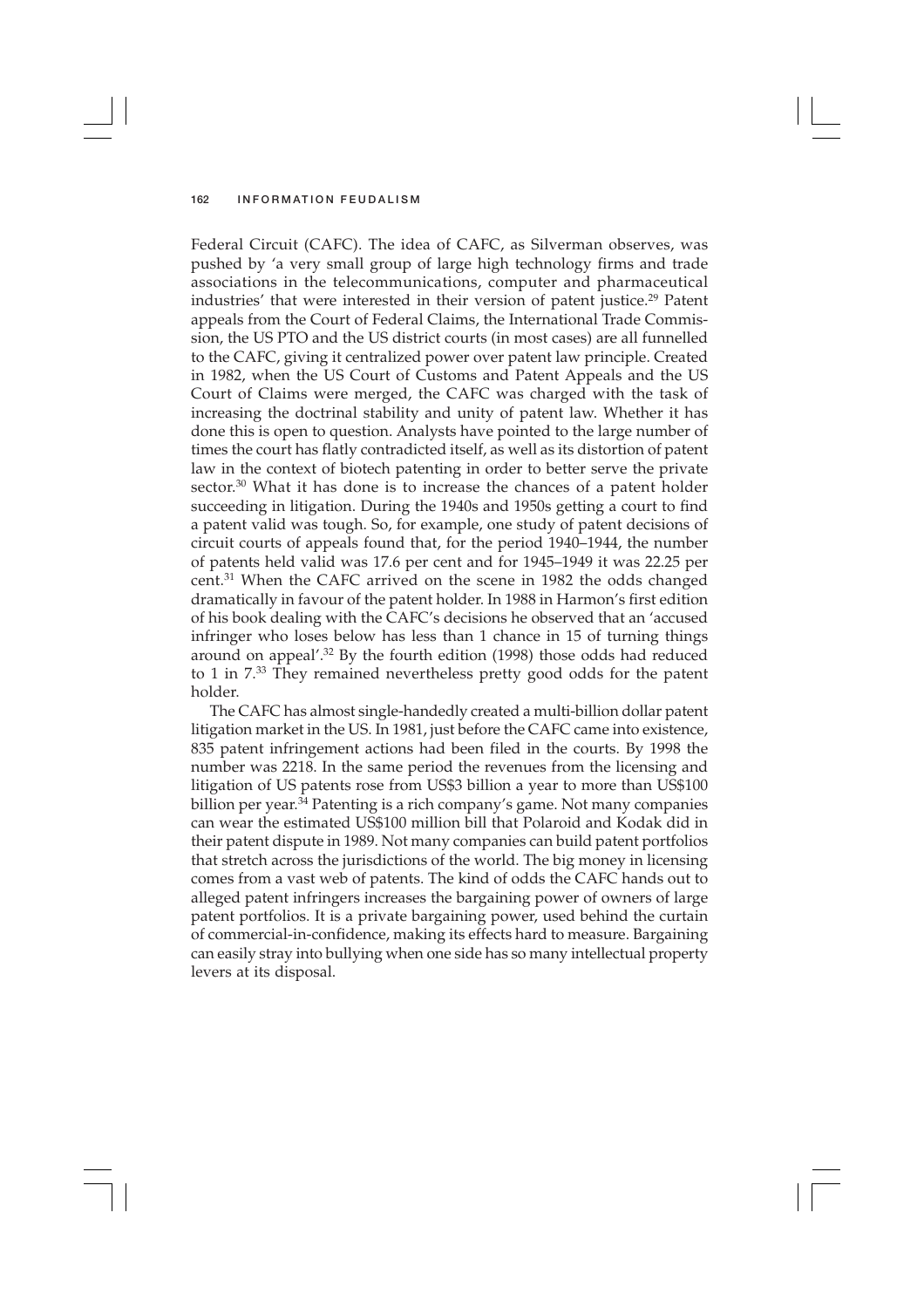Federal Circuit (CAFC). The idea of CAFC, as Silverman observes, was pushed by 'a very small group of large high technology firms and trade associations in the telecommunications, computer and pharmaceutical industries' that were interested in their version of patent justice.[29] Patent appeals from the Court of Federal Claims, the International Trade Commission, the US PTO and the US district courts (in most cases) are all funnelled to the CAFC, giving it centralized power over patent law principle. Created in 1982, when the US Court of Customs and Patent Appeals and the US Court of Claims were merged, the CAFC was charged with the task of increasing the doctrinal stability and unity of patent law. Whether it has done this is open to question. Analysts have pointed to the large number of times the court has flatly contradicted itself, as well as its distortion of patent law in the context of biotech patenting in order to better serve the private sector.[30] What it has done is to increase the chances of a patent holder succeeding in litigation. During the 1940s and 1950s getting a court to find a patent valid was tough. So, for example, one study of patent decisions of circuit courts of appeals found that, for the period 1940–1944, the number of patents held valid was 17.6 per cent and for 1945–1949 it was 22.25 per cent.[31] When the CAFC arrived on the scene in 1982 the odds changed dramatically in favour of the patent holder. In 1988 in Harmon's first edition of his book dealing with the CAFC's decisions he observed that an 'accused infringer who loses below has less than 1 chance in 15 of turning things around on appeal'.[32] By the fourth edition (1998) those odds had reduced to 1 in 7.[33] They remained nevertheless pretty good odds for the patent holder.

The CAFC has almost single-handedly created a multi-billion dollar patent litigation market in the US. In 1981, just before the CAFC came into existence, 835 patent infringement actions had been filed in the courts. By 1998 the number was 2218. In the same period the revenues from the licensing and litigation of US patents rose from US$3 billion a year to more than US$100 billion per year.[34] Patenting is a rich company's game. Not many companies can wear the estimated US$100 million bill that Polaroid and Kodak did in their patent dispute in 1989. Not many companies can build patent portfolios that stretch across the jurisdictions of the world. The big money in licensing comes from a vast web of patents. The kind of odds the CAFC hands out to alleged patent infringers increases the bargaining power of owners of large patent portfolios. It is a private bargaining power, used behind the curtain of commercial-in-confidence, making its effects hard to measure. Bargaining can easily stray into bullying when one side has so many intellectual property levers at its disposal.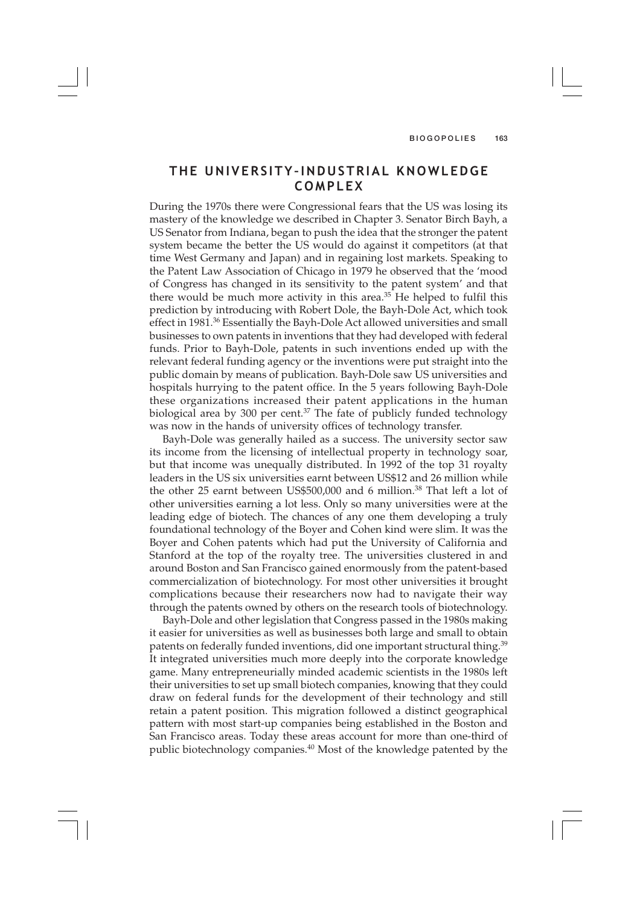## THE UNIVERSITY-INDUSTRIAL KNOWLEDGE COMPLEX

During the 1970s there were Congressional fears that the US was losing its mastery of the knowledge we described in Chapter 3. Senator Birch Bayh, a US Senator from Indiana, began to push the idea that the stronger the patent system became the better the US would do against it competitors (at that time West Germany and Japan) and in regaining lost markets. Speaking to the Patent Law Association of Chicago in 1979 he observed that the 'mood of Congress has changed in its sensitivity to the patent system' and that there would be much more activity in this area.[35] He helped to fulfil this prediction by introducing with Robert Dole, the Bayh-Dole Act, which took effect in 1981.[36] Essentially the Bayh-Dole Act allowed universities and small businesses to own patents in inventions that they had developed with federal funds. Prior to Bayh-Dole, patents in such inventions ended up with the relevant federal funding agency or the inventions were put straight into the public domain by means of publication. Bayh-Dole saw US universities and hospitals hurrying to the patent office. In the 5 years following Bayh-Dole these organizations increased their patent applications in the human biological area by 300 per cent.[37] The fate of publicly funded technology was now in the hands of university offices of technology transfer.

Bayh-Dole was generally hailed as a success. The university sector saw its income from the licensing of intellectual property in technology soar, but that income was unequally distributed. In 1992 of the top 31 royalty leaders in the US six universities earnt between US$12 and 26 million while the other 25 earnt between US$500,000 and 6 million.[38] That left a lot of other universities earning a lot less. Only so many universities were at the leading edge of biotech. The chances of any one them developing a truly foundational technology of the Boyer and Cohen kind were slim. It was the Boyer and Cohen patents which had put the University of California and Stanford at the top of the royalty tree. The universities clustered in and around Boston and San Francisco gained enormously from the patent-based commercialization of biotechnology. For most other universities it brought complications because their researchers now had to navigate their way through the patents owned by others on the research tools of biotechnology.

Bayh-Dole and other legislation that Congress passed in the 1980s making it easier for universities as well as businesses both large and small to obtain patents on federally funded inventions, did one important structural thing.[39] It integrated universities much more deeply into the corporate knowledge game. Many entrepreneurially minded academic scientists in the 1980s left their universities to set up small biotech companies, knowing that they could draw on federal funds for the development of their technology and still retain a patent position. This migration followed a distinct geographical pattern with most start-up companies being established in the Boston and San Francisco areas. Today these areas account for more than one-third of public biotechnology companies.[40] Most of the knowledge patented by the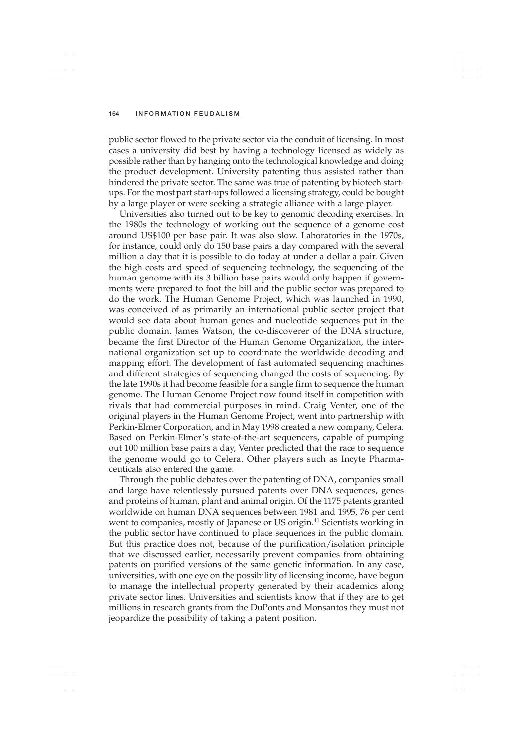public sector flowed to the private sector via the conduit of licensing. In most cases a university did best by having a technology licensed as widely as possible rather than by hanging onto the technological knowledge and doing the product development. University patenting thus assisted rather than hindered the private sector. The same was true of patenting by biotech start-ups. For the most part start-ups followed a licensing strategy, could be bought by a large player or were seeking a strategic alliance with a large player.

Universities also turned out to be key to genomic decoding exercises. In the 1980s the technology of working out the sequence of a genome cost around US$100 per base pair. It was also slow. Laboratories in the 1970s, for instance, could only do 150 base pairs a day compared with the several million a day that it is possible to do today at under a dollar a pair. Given the high costs and speed of sequencing technology, the sequencing of the human genome with its 3 billion base pairs would only happen if governments were prepared to foot the bill and the public sector was prepared to do the work. The Human Genome Project, which was launched in 1990, was conceived of as primarily an international public sector project that would see data about human genes and nucleotide sequences put in the public domain. James Watson, the co-discoverer of the DNA structure, became the first Director of the Human Genome Organization, the international organization set up to coordinate the worldwide decoding and mapping effort. The development of fast automated sequencing machines and different strategies of sequencing changed the costs of sequencing. By the late 1990s it had become feasible for a single firm to sequence the human genome. The Human Genome Project now found itself in competition with rivals that had commercial purposes in mind. Craig Venter, one of the original players in the Human Genome Project, went into partnership with Perkin-Elmer Corporation, and in May 1998 created a new company, Celera. Based on Perkin-Elmer's state-of-the-art sequencers, capable of pumping out 100 million base pairs a day, Venter predicted that the race to sequence the genome would go to Celera. Other players such as Incyte Pharmaceuticals also entered the game.

Through the public debates over the patenting of DNA, companies small and large have relentlessly pursued patents over DNA sequences, genes and proteins of human, plant and animal origin. Of the 1175 patents granted worldwide on human DNA sequences between 1981 and 1995, 76 per cent went to companies, mostly of Japanese or US origin.[41] Scientists working in the public sector have continued to place sequences in the public domain. But this practice does not, because of the purification/isolation principle that we discussed earlier, necessarily prevent companies from obtaining patents on purified versions of the same genetic information. In any case, universities, with one eye on the possibility of licensing income, have begun to manage the intellectual property generated by their academics along private sector lines. Universities and scientists know that if they are to get millions in research grants from the DuPonts and Monsantos they must not jeopardize the possibility of taking a patent position.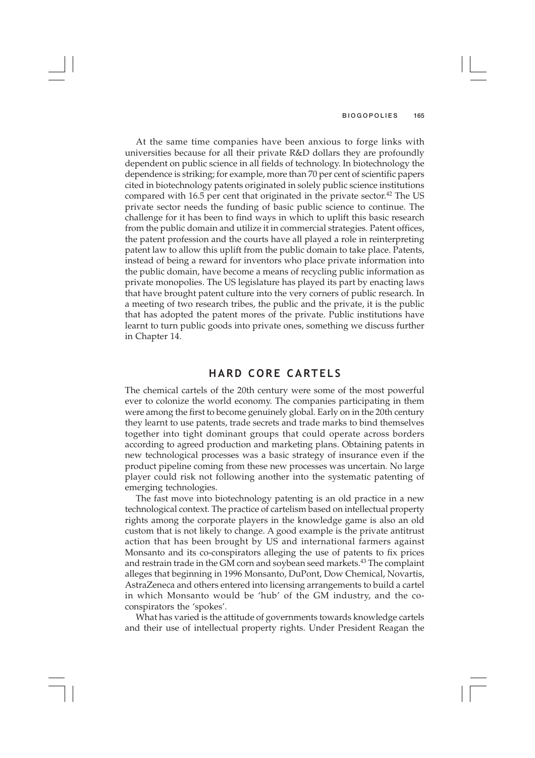At the same time companies have been anxious to forge links with universities because for all their private R&D dollars they are profoundly dependent on public science in all fields of technology. In biotechnology the dependence is striking; for example, more than 70 per cent of scientific papers cited in biotechnology patents originated in solely public science institutions compared with 16.5 per cent that originated in the private sector.[42] The US private sector needs the funding of basic public science to continue. The challenge for it has been to find ways in which to uplift this basic research from the public domain and utilize it in commercial strategies. Patent offices, the patent profession and the courts have all played a role in reinterpreting patent law to allow this uplift from the public domain to take place. Patents, instead of being a reward for inventors who place private information into the public domain, have become a means of recycling public information as private monopolies. The US legislature has played its part by enacting laws that have brought patent culture into the very corners of public research. In a meeting of two research tribes, the public and the private, it is the public that has adopted the patent mores of the private. Public institutions have learnt to turn public goods into private ones, something we discuss further in Chapter 14.

## HARD CORE CARTELS

The chemical cartels of the 20th century were some of the most powerful ever to colonize the world economy. The companies participating in them were among the first to become genuinely global. Early on in the 20th century they learnt to use patents, trade secrets and trade marks to bind themselves together into tight dominant groups that could operate across borders according to agreed production and marketing plans. Obtaining patents in new technological processes was a basic strategy of insurance even if the product pipeline coming from these new processes was uncertain. No large player could risk not following another into the systematic patenting of emerging technologies.

The fast move into biotechnology patenting is an old practice in a new technological context. The practice of cartelism based on intellectual property rights among the corporate players in the knowledge game is also an old custom that is not likely to change. A good example is the private antitrust action that has been brought by US and international farmers against Monsanto and its co-conspirators alleging the use of patents to fix prices and restrain trade in the GM corn and soybean seed markets.[43] The complaint alleges that beginning in 1996 Monsanto, DuPont, Dow Chemical, Novartis, AstraZeneca and others entered into licensing arrangements to build a cartel in which Monsanto would be 'hub' of the GM industry, and the co-conspirators the 'spokes'.

What has varied is the attitude of governments towards knowledge cartels and their use of intellectual property rights. Under President Reagan the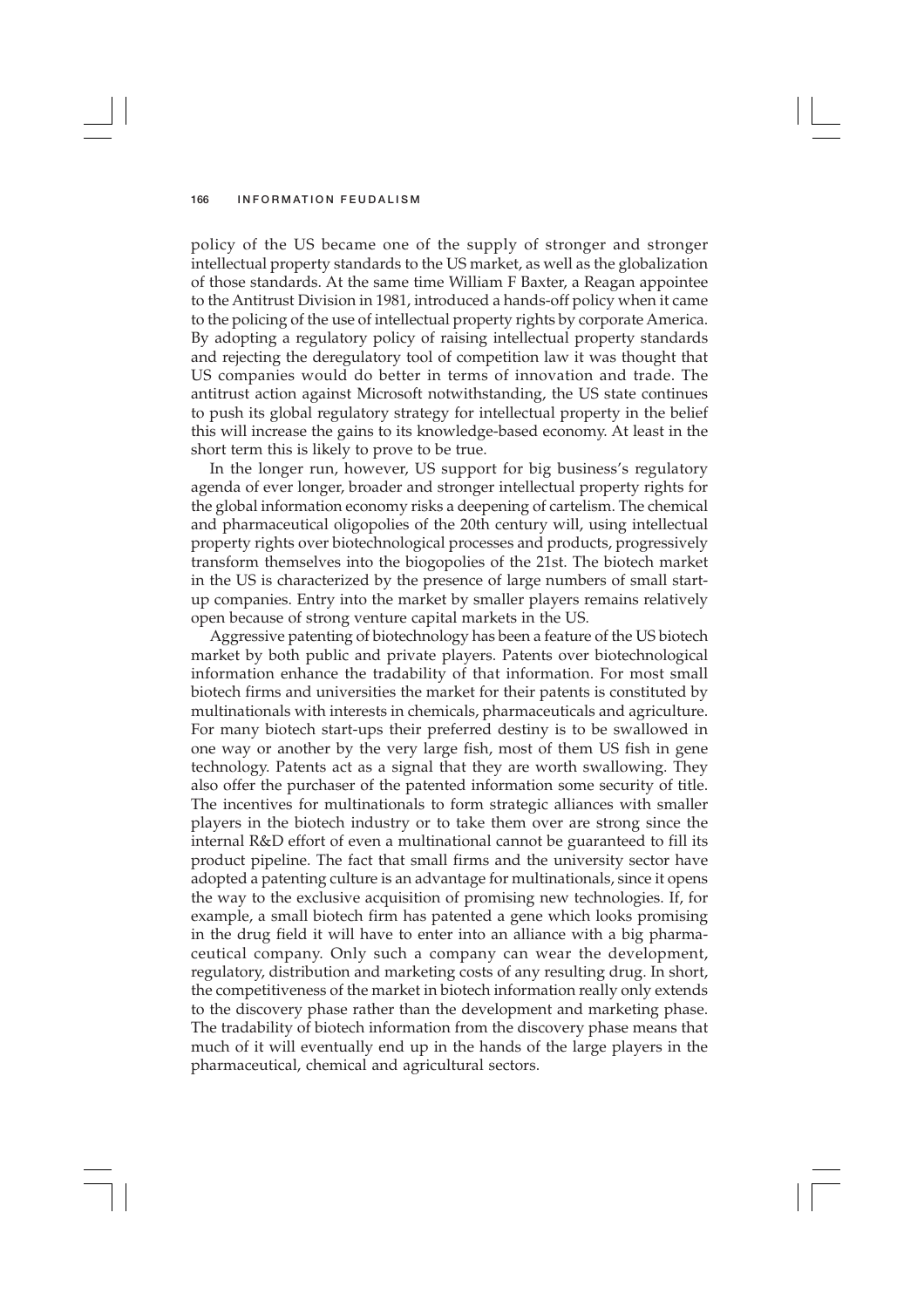policy of the US became one of the supply of stronger and stronger intellectual property standards to the US market, as well as the globalization of those standards. At the same time William F Baxter, a Reagan appointee to the Antitrust Division in 1981, introduced a hands-off policy when it came to the policing of the use of intellectual property rights by corporate America. By adopting a regulatory policy of raising intellectual property standards and rejecting the deregulatory tool of competition law it was thought that US companies would do better in terms of innovation and trade. The antitrust action against Microsoft notwithstanding, the US state continues to push its global regulatory strategy for intellectual property in the belief this will increase the gains to its knowledge-based economy. At least in the short term this is likely to prove to be true.

In the longer run, however, US support for big business's regulatory agenda of ever longer, broader and stronger intellectual property rights for the global information economy risks a deepening of cartelism. The chemical and pharmaceutical oligopolies of the 20th century will, using intellectual property rights over biotechnological processes and products, progressively transform themselves into the biogopolies of the 21st. The biotech market in the US is characterized by the presence of large numbers of small start-up companies. Entry into the market by smaller players remains relatively open because of strong venture capital markets in the US.

Aggressive patenting of biotechnology has been a feature of the US biotech market by both public and private players. Patents over biotechnological information enhance the tradability of that information. For most small biotech firms and universities the market for their patents is constituted by multinationals with interests in chemicals, pharmaceuticals and agriculture. For many biotech start-ups their preferred destiny is to be swallowed in one way or another by the very large fish, most of them US fish in gene technology. Patents act as a signal that they are worth swallowing. They also offer the purchaser of the patented information some security of title. The incentives for multinationals to form strategic alliances with smaller players in the biotech industry or to take them over are strong since the internal R&D effort of even a multinational cannot be guaranteed to fill its product pipeline. The fact that small firms and the university sector have adopted a patenting culture is an advantage for multinationals, since it opens the way to the exclusive acquisition of promising new technologies. If, for example, a small biotech firm has patented a gene which looks promising in the drug field it will have to enter into an alliance with a big pharmaceutical company. Only such a company can wear the development, regulatory, distribution and marketing costs of any resulting drug. In short, the competitiveness of the market in biotech information really only extends to the discovery phase rather than the development and marketing phase. The tradability of biotech information from the discovery phase means that much of it will eventually end up in the hands of the large players in the pharmaceutical, chemical and agricultural sectors.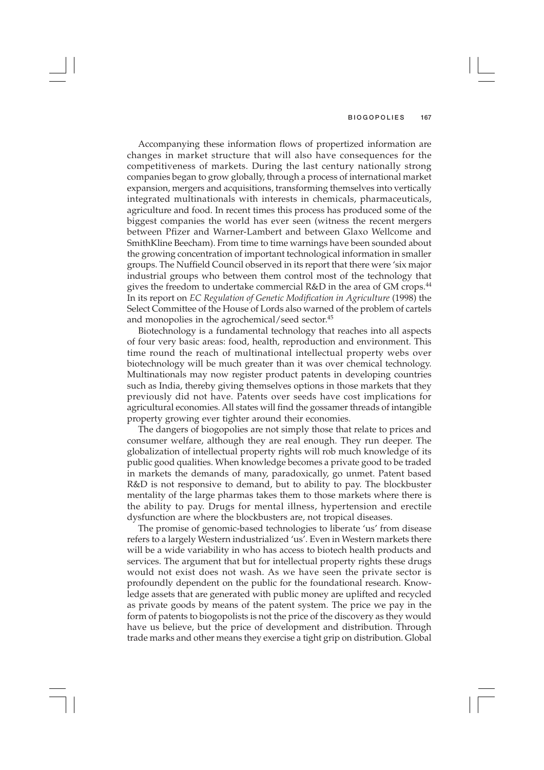Accompanying these information flows of propertized information are changes in market structure that will also have consequences for the competitiveness of markets. During the last century nationally strong companies began to grow globally, through a process of international market expansion, mergers and acquisitions, transforming themselves into vertically integrated multinationals with interests in chemicals, pharmaceuticals, agriculture and food. In recent times this process has produced some of the biggest companies the world has ever seen (witness the recent mergers between Pfizer and Warner-Lambert and between Glaxo Wellcome and SmithKline Beecham). From time to time warnings have been sounded about the growing concentration of important technological information in smaller groups. The Nuffield Council observed in its report that there were 'six major industrial groups who between them control most of the technology that gives the freedom to undertake commercial R&D in the area of GM crops.[44] In its report on *EC Regulation of Genetic Modification in Agriculture* (1998) the Select Committee of the House of Lords also warned of the problem of cartels and monopolies in the agrochemical/seed sector.[45]

Biotechnology is a fundamental technology that reaches into all aspects of four very basic areas: food, health, reproduction and environment. This time round the reach of multinational intellectual property webs over biotechnology will be much greater than it was over chemical technology. Multinationals may now register product patents in developing countries such as India, thereby giving themselves options in those markets that they previously did not have. Patents over seeds have cost implications for agricultural economies. All states will find the gossamer threads of intangible property growing ever tighter around their economies.

The dangers of biogopolies are not simply those that relate to prices and consumer welfare, although they are real enough. They run deeper. The globalization of intellectual property rights will rob much knowledge of its public good qualities. When knowledge becomes a private good to be traded in markets the demands of many, paradoxically, go unmet. Patent based R&D is not responsive to demand, but to ability to pay. The blockbuster mentality of the large pharmas takes them to those markets where there is the ability to pay. Drugs for mental illness, hypertension and erectile dysfunction are where the blockbusters are, not tropical diseases.

The promise of genomic-based technologies to liberate 'us' from disease refers to a largely Western industrialized 'us'. Even in Western markets there will be a wide variability in who has access to biotech health products and services. The argument that but for intellectual property rights these drugs would not exist does not wash. As we have seen the private sector is profoundly dependent on the public for the foundational research. Knowledge assets that are generated with public money are uplifted and recycled as private goods by means of the patent system. The price we pay in the form of patents to biogopolists is not the price of the discovery as they would have us believe, but the price of development and distribution. Through trade marks and other means they exercise a tight grip on distribution. Global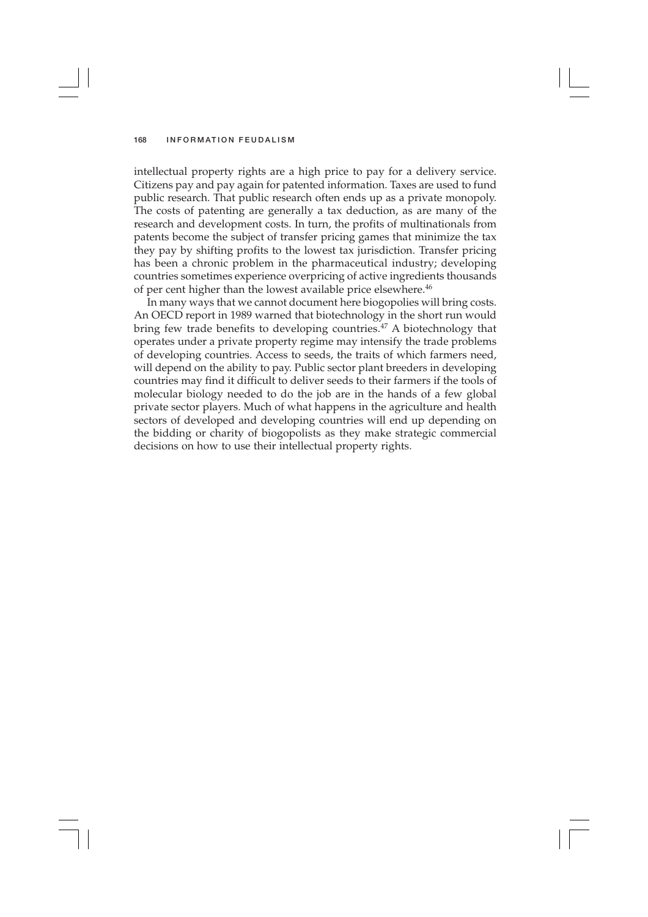intellectual property rights are a high price to pay for a delivery service. Citizens pay and pay again for patented information. Taxes are used to fund public research. That public research often ends up as a private monopoly. The costs of patenting are generally a tax deduction, as are many of the research and development costs. In turn, the profits of multinationals from patents become the subject of transfer pricing games that minimize the tax they pay by shifting profits to the lowest tax jurisdiction. Transfer pricing has been a chronic problem in the pharmaceutical industry; developing countries sometimes experience overpricing of active ingredients thousands of per cent higher than the lowest available price elsewhere.[46]

In many ways that we cannot document here biogopolies will bring costs. An OECD report in 1989 warned that biotechnology in the short run would bring few trade benefits to developing countries.[47] A biotechnology that operates under a private property regime may intensify the trade problems of developing countries. Access to seeds, the traits of which farmers need, will depend on the ability to pay. Public sector plant breeders in developing countries may find it difficult to deliver seeds to their farmers if the tools of molecular biology needed to do the job are in the hands of a few global private sector players. Much of what happens in the agriculture and health sectors of developed and developing countries will end up depending on the bidding or charity of biogopolists as they make strategic commercial decisions on how to use their intellectual property rights.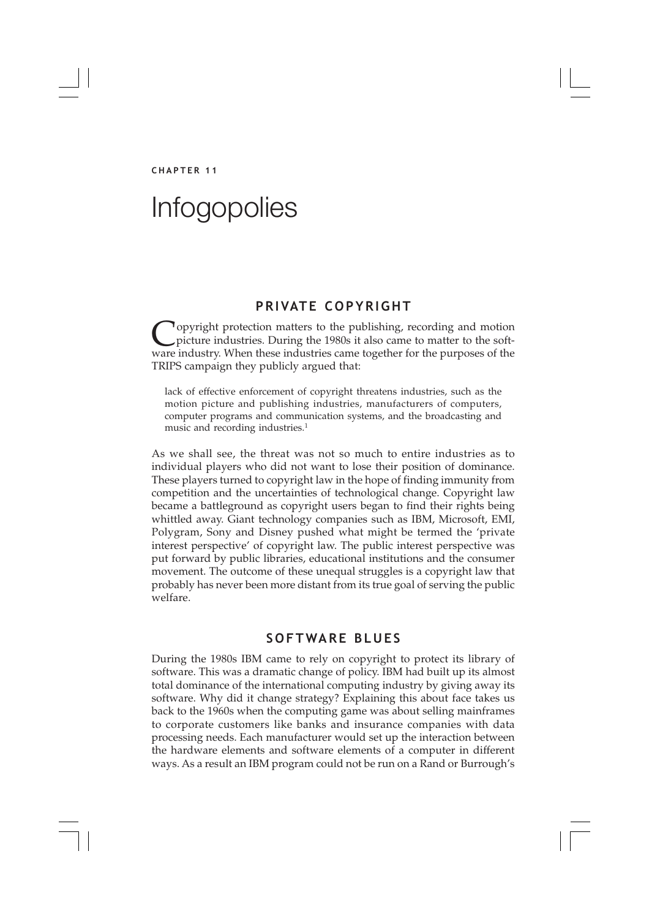CHAPTER 11

# Infogopolies

## PRIVATE COPYRIGHT

Copyright protection matters to the publishing, recording and motion picture industries. During the 1980s it also came to matter to the software industry. When these industries came together for the purposes of the TRIPS campaign they publicly argued that:

> lack of effective enforcement of copyright threatens industries, such as the motion picture and publishing industries, manufacturers of computers, computer programs and communication systems, and the broadcasting and music and recording industries.[1]

As we shall see, the threat was not so much to entire industries as to individual players who did not want to lose their position of dominance. These players turned to copyright law in the hope of finding immunity from competition and the uncertainties of technological change. Copyright law became a battleground as copyright users began to find their rights being whittled away. Giant technology companies such as IBM, Microsoft, EMI, Polygram, Sony and Disney pushed what might be termed the 'private interest perspective' of copyright law. The public interest perspective was put forward by public libraries, educational institutions and the consumer movement. The outcome of these unequal struggles is a copyright law that probably has never been more distant from its true goal of serving the public welfare.

## SOFTWARE BLUES

During the 1980s IBM came to rely on copyright to protect its library of software. This was a dramatic change of policy. IBM had built up its almost total dominance of the international computing industry by giving away its software. Why did it change strategy? Explaining this about face takes us back to the 1960s when the computing game was about selling mainframes to corporate customers like banks and insurance companies with data processing needs. Each manufacturer would set up the interaction between the hardware elements and software elements of a computer in different ways. As a result an IBM program could not be run on a Rand or Burrough's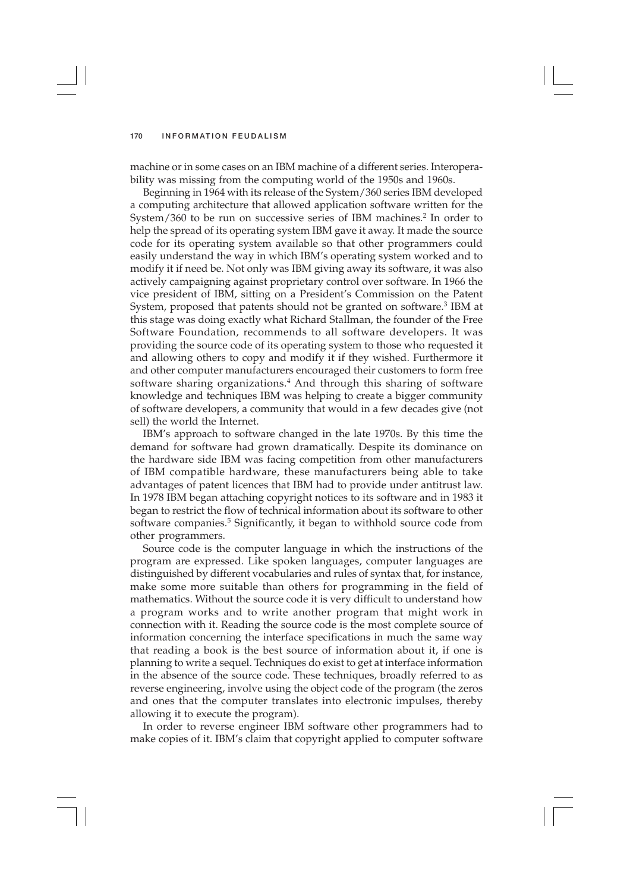machine or in some cases on an IBM machine of a different series. Interoperability was missing from the computing world of the 1950s and 1960s.

Beginning in 1964 with its release of the System/360 series IBM developed a computing architecture that allowed application software written for the System/360 to be run on successive series of IBM machines.[2] In order to help the spread of its operating system IBM gave it away. It made the source code for its operating system available so that other programmers could easily understand the way in which IBM's operating system worked and to modify it if need be. Not only was IBM giving away its software, it was also actively campaigning against proprietary control over software. In 1966 the vice president of IBM, sitting on a President's Commission on the Patent System, proposed that patents should not be granted on software.[3] IBM at this stage was doing exactly what Richard Stallman, the founder of the Free Software Foundation, recommends to all software developers. It was providing the source code of its operating system to those who requested it and allowing others to copy and modify it if they wished. Furthermore it and other computer manufacturers encouraged their customers to form free software sharing organizations.[4] And through this sharing of software knowledge and techniques IBM was helping to create a bigger community of software developers, a community that would in a few decades give (not sell) the world the Internet.

IBM's approach to software changed in the late 1970s. By this time the demand for software had grown dramatically. Despite its dominance on the hardware side IBM was facing competition from other manufacturers of IBM compatible hardware, these manufacturers being able to take advantages of patent licences that IBM had to provide under antitrust law. In 1978 IBM began attaching copyright notices to its software and in 1983 it began to restrict the flow of technical information about its software to other software companies.[5] Significantly, it began to withhold source code from other programmers.

Source code is the computer language in which the instructions of the program are expressed. Like spoken languages, computer languages are distinguished by different vocabularies and rules of syntax that, for instance, make some more suitable than others for programming in the field of mathematics. Without the source code it is very difficult to understand how a program works and to write another program that might work in connection with it. Reading the source code is the most complete source of information concerning the interface specifications in much the same way that reading a book is the best source of information about it, if one is planning to write a sequel. Techniques do exist to get at interface information in the absence of the source code. These techniques, broadly referred to as reverse engineering, involve using the object code of the program (the zeros and ones that the computer translates into electronic impulses, thereby allowing it to execute the program).

In order to reverse engineer IBM software other programmers had to make copies of it. IBM's claim that copyright applied to computer software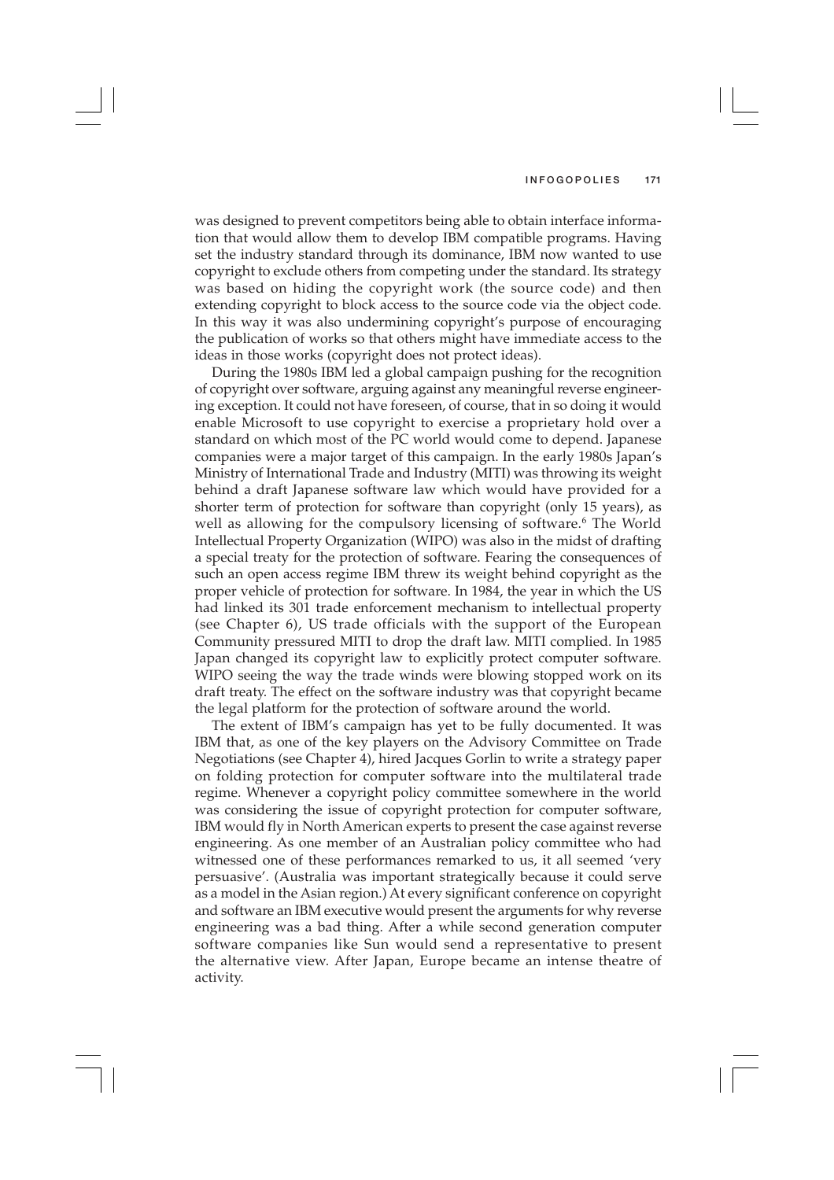was designed to prevent competitors being able to obtain interface information that would allow them to develop IBM compatible programs. Having set the industry standard through its dominance, IBM now wanted to use copyright to exclude others from competing under the standard. Its strategy was based on hiding the copyright work (the source code) and then extending copyright to block access to the source code via the object code. In this way it was also undermining copyright's purpose of encouraging the publication of works so that others might have immediate access to the ideas in those works (copyright does not protect ideas).

During the 1980s IBM led a global campaign pushing for the recognition of copyright over software, arguing against any meaningful reverse engineering exception. It could not have foreseen, of course, that in so doing it would enable Microsoft to use copyright to exercise a proprietary hold over a standard on which most of the PC world would come to depend. Japanese companies were a major target of this campaign. In the early 1980s Japan's Ministry of International Trade and Industry (MITI) was throwing its weight behind a draft Japanese software law which would have provided for a shorter term of protection for software than copyright (only 15 years), as well as allowing for the compulsory licensing of software.[6] The World Intellectual Property Organization (WIPO) was also in the midst of drafting a special treaty for the protection of software. Fearing the consequences of such an open access regime IBM threw its weight behind copyright as the proper vehicle of protection for software. In 1984, the year in which the US had linked its 301 trade enforcement mechanism to intellectual property (see Chapter 6), US trade officials with the support of the European Community pressured MITI to drop the draft law. MITI complied. In 1985 Japan changed its copyright law to explicitly protect computer software. WIPO seeing the way the trade winds were blowing stopped work on its draft treaty. The effect on the software industry was that copyright became the legal platform for the protection of software around the world.

The extent of IBM's campaign has yet to be fully documented. It was IBM that, as one of the key players on the Advisory Committee on Trade Negotiations (see Chapter 4), hired Jacques Gorlin to write a strategy paper on folding protection for computer software into the multilateral trade regime. Whenever a copyright policy committee somewhere in the world was considering the issue of copyright protection for computer software, IBM would fly in North American experts to present the case against reverse engineering. As one member of an Australian policy committee who had witnessed one of these performances remarked to us, it all seemed 'very persuasive'. (Australia was important strategically because it could serve as a model in the Asian region.) At every significant conference on copyright and software an IBM executive would present the arguments for why reverse engineering was a bad thing. After a while second generation computer software companies like Sun would send a representative to present the alternative view. After Japan, Europe became an intense theatre of activity.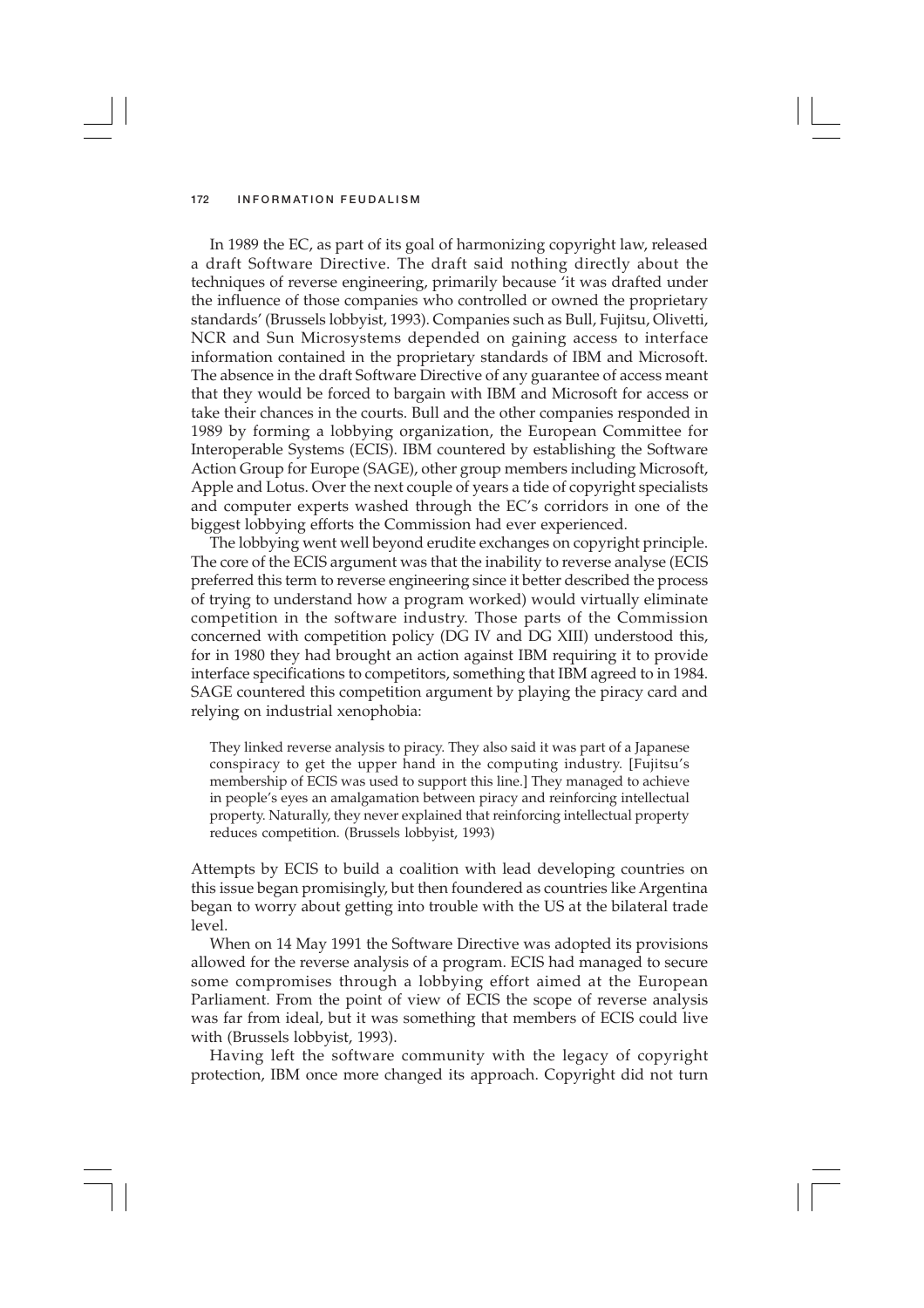In 1989 the EC, as part of its goal of harmonizing copyright law, released a draft Software Directive. The draft said nothing directly about the techniques of reverse engineering, primarily because 'it was drafted under the influence of those companies who controlled or owned the proprietary standards' (Brussels lobbyist, 1993). Companies such as Bull, Fujitsu, Olivetti, NCR and Sun Microsystems depended on gaining access to interface information contained in the proprietary standards of IBM and Microsoft. The absence in the draft Software Directive of any guarantee of access meant that they would be forced to bargain with IBM and Microsoft for access or take their chances in the courts. Bull and the other companies responded in 1989 by forming a lobbying organization, the European Committee for Interoperable Systems (ECIS). IBM countered by establishing the Software Action Group for Europe (SAGE), other group members including Microsoft, Apple and Lotus. Over the next couple of years a tide of copyright specialists and computer experts washed through the EC's corridors in one of the biggest lobbying efforts the Commission had ever experienced.

The lobbying went well beyond erudite exchanges on copyright principle. The core of the ECIS argument was that the inability to reverse analyse (ECIS preferred this term to reverse engineering since it better described the process of trying to understand how a program worked) would virtually eliminate competition in the software industry. Those parts of the Commission concerned with competition policy (DG IV and DG XIII) understood this, for in 1980 they had brought an action against IBM requiring it to provide interface specifications to competitors, something that IBM agreed to in 1984. SAGE countered this competition argument by playing the piracy card and relying on industrial xenophobia:

> They linked reverse analysis to piracy. They also said it was part of a Japanese conspiracy to get the upper hand in the computing industry. [Fujitsu's membership of ECIS was used to support this line.] They managed to achieve in people's eyes an amalgamation between piracy and reinforcing intellectual property. Naturally, they never explained that reinforcing intellectual property reduces competition. (Brussels lobbyist, 1993)

Attempts by ECIS to build a coalition with lead developing countries on this issue began promisingly, but then foundered as countries like Argentina began to worry about getting into trouble with the US at the bilateral trade level.

When on 14 May 1991 the Software Directive was adopted its provisions allowed for the reverse analysis of a program. ECIS had managed to secure some compromises through a lobbying effort aimed at the European Parliament. From the point of view of ECIS the scope of reverse analysis was far from ideal, but it was something that members of ECIS could live with (Brussels lobbyist, 1993).

Having left the software community with the legacy of copyright protection, IBM once more changed its approach. Copyright did not turn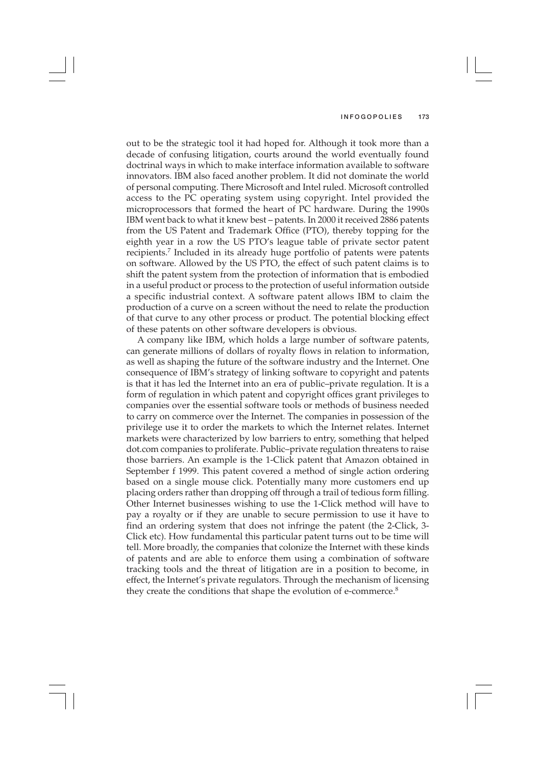out to be the strategic tool it had hoped for. Although it took more than a decade of confusing litigation, courts around the world eventually found doctrinal ways in which to make interface information available to software innovators. IBM also faced another problem. It did not dominate the world of personal computing. There Microsoft and Intel ruled. Microsoft controlled access to the PC operating system using copyright. Intel provided the microprocessors that formed the heart of PC hardware. During the 1990s IBM went back to what it knew best – patents. In 2000 it received 2886 patents from the US Patent and Trademark Office (PTO), thereby topping for the eighth year in a row the US PTO's league table of private sector patent recipients.[7] Included in its already huge portfolio of patents were patents on software. Allowed by the US PTO, the effect of such patent claims is to shift the patent system from the protection of information that is embodied in a useful product or process to the protection of useful information outside a specific industrial context. A software patent allows IBM to claim the production of a curve on a screen without the need to relate the production of that curve to any other process or product. The potential blocking effect of these patents on other software developers is obvious.

A company like IBM, which holds a large number of software patents, can generate millions of dollars of royalty flows in relation to information, as well as shaping the future of the software industry and the Internet. One consequence of IBM's strategy of linking software to copyright and patents is that it has led the Internet into an era of public–private regulation. It is a form of regulation in which patent and copyright offices grant privileges to companies over the essential software tools or methods of business needed to carry on commerce over the Internet. The companies in possession of the privilege use it to order the markets to which the Internet relates. Internet markets were characterized by low barriers to entry, something that helped dot.com companies to proliferate. Public–private regulation threatens to raise those barriers. An example is the 1-Click patent that Amazon obtained in September f 1999. This patent covered a method of single action ordering based on a single mouse click. Potentially many more customers end up placing orders rather than dropping off through a trail of tedious form filling. Other Internet businesses wishing to use the 1-Click method will have to pay a royalty or if they are unable to secure permission to use it have to find an ordering system that does not infringe the patent (the 2-Click, 3-Click etc). How fundamental this particular patent turns out to be time will tell. More broadly, the companies that colonize the Internet with these kinds of patents and are able to enforce them using a combination of software tracking tools and the threat of litigation are in a position to become, in effect, the Internet's private regulators. Through the mechanism of licensing they create the conditions that shape the evolution of e-commerce.[8]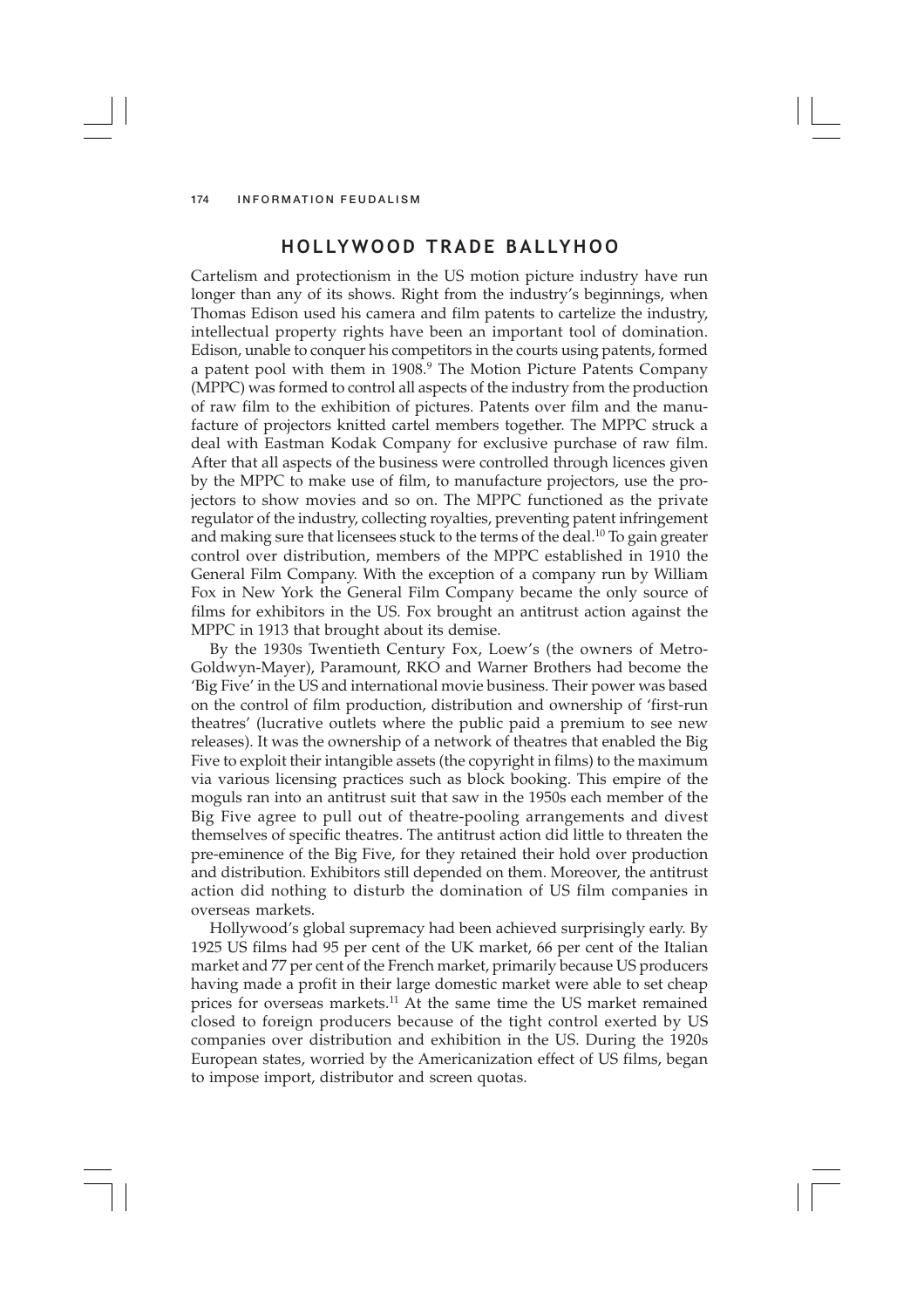## HOLLYWOOD TRADE BALLYHOO

Cartelism and protectionism in the US motion picture industry have run longer than any of its shows. Right from the industry's beginnings, when Thomas Edison used his camera and film patents to cartelize the industry, intellectual property rights have been an important tool of domination. Edison, unable to conquer his competitors in the courts using patents, formed a patent pool with them in 1908.[9] The Motion Picture Patents Company (MPPC) was formed to control all aspects of the industry from the production of raw film to the exhibition of pictures. Patents over film and the manufacture of projectors knitted cartel members together. The MPPC struck a deal with Eastman Kodak Company for exclusive purchase of raw film. After that all aspects of the business were controlled through licences given by the MPPC to make use of film, to manufacture projectors, use the projectors to show movies and so on. The MPPC functioned as the private regulator of the industry, collecting royalties, preventing patent infringement and making sure that licensees stuck to the terms of the deal.[10] To gain greater control over distribution, members of the MPPC established in 1910 the General Film Company. With the exception of a company run by William Fox in New York the General Film Company became the only source of films for exhibitors in the US. Fox brought an antitrust action against the MPPC in 1913 that brought about its demise.

By the 1930s Twentieth Century Fox, Loew's (the owners of Metro-Goldwyn-Mayer), Paramount, RKO and Warner Brothers had become the 'Big Five' in the US and international movie business. Their power was based on the control of film production, distribution and ownership of 'first-run theatres' (lucrative outlets where the public paid a premium to see new releases). It was the ownership of a network of theatres that enabled the Big Five to exploit their intangible assets (the copyright in films) to the maximum via various licensing practices such as block booking. This empire of the moguls ran into an antitrust suit that saw in the 1950s each member of the Big Five agree to pull out of theatre-pooling arrangements and divest themselves of specific theatres. The antitrust action did little to threaten the pre-eminence of the Big Five, for they retained their hold over production and distribution. Exhibitors still depended on them. Moreover, the antitrust action did nothing to disturb the domination of US film companies in overseas markets.

Hollywood's global supremacy had been achieved surprisingly early. By 1925 US films had 95 per cent of the UK market, 66 per cent of the Italian market and 77 per cent of the French market, primarily because US producers having made a profit in their large domestic market were able to set cheap prices for overseas markets.[11] At the same time the US market remained closed to foreign producers because of the tight control exerted by US companies over distribution and exhibition in the US. During the 1920s European states, worried by the Americanization effect of US films, began to impose import, distributor and screen quotas.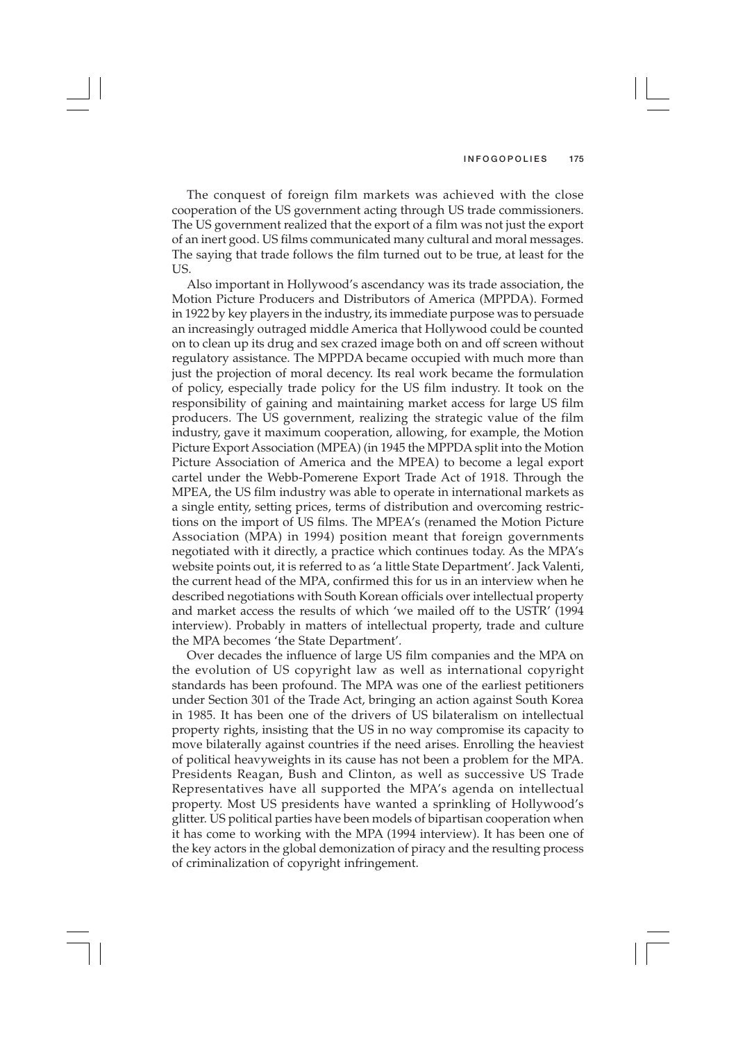The conquest of foreign film markets was achieved with the close cooperation of the US government acting through US trade commissioners. The US government realized that the export of a film was not just the export of an inert good. US films communicated many cultural and moral messages. The saying that trade follows the film turned out to be true, at least for the US.

Also important in Hollywood's ascendancy was its trade association, the Motion Picture Producers and Distributors of America (MPPDA). Formed in 1922 by key players in the industry, its immediate purpose was to persuade an increasingly outraged middle America that Hollywood could be counted on to clean up its drug and sex crazed image both on and off screen without regulatory assistance. The MPPDA became occupied with much more than just the projection of moral decency. Its real work became the formulation of policy, especially trade policy for the US film industry. It took on the responsibility of gaining and maintaining market access for large US film producers. The US government, realizing the strategic value of the film industry, gave it maximum cooperation, allowing, for example, the Motion Picture Export Association (MPEA) (in 1945 the MPPDA split into the Motion Picture Association of America and the MPEA) to become a legal export cartel under the Webb-Pomerene Export Trade Act of 1918. Through the MPEA, the US film industry was able to operate in international markets as a single entity, setting prices, terms of distribution and overcoming restrictions on the import of US films. The MPEA's (renamed the Motion Picture Association (MPA) in 1994) position meant that foreign governments negotiated with it directly, a practice which continues today. As the MPA's website points out, it is referred to as 'a little State Department'. Jack Valenti, the current head of the MPA, confirmed this for us in an interview when he described negotiations with South Korean officials over intellectual property and market access the results of which 'we mailed off to the USTR' (1994 interview). Probably in matters of intellectual property, trade and culture the MPA becomes 'the State Department'.

Over decades the influence of large US film companies and the MPA on the evolution of US copyright law as well as international copyright standards has been profound. The MPA was one of the earliest petitioners under Section 301 of the Trade Act, bringing an action against South Korea in 1985. It has been one of the drivers of US bilateralism on intellectual property rights, insisting that the US in no way compromise its capacity to move bilaterally against countries if the need arises. Enrolling the heaviest of political heavyweights in its cause has not been a problem for the MPA. Presidents Reagan, Bush and Clinton, as well as successive US Trade Representatives have all supported the MPA's agenda on intellectual property. Most US presidents have wanted a sprinkling of Hollywood's glitter. US political parties have been models of bipartisan cooperation when it has come to working with the MPA (1994 interview). It has been one of the key actors in the global demonization of piracy and the resulting process of criminalization of copyright infringement.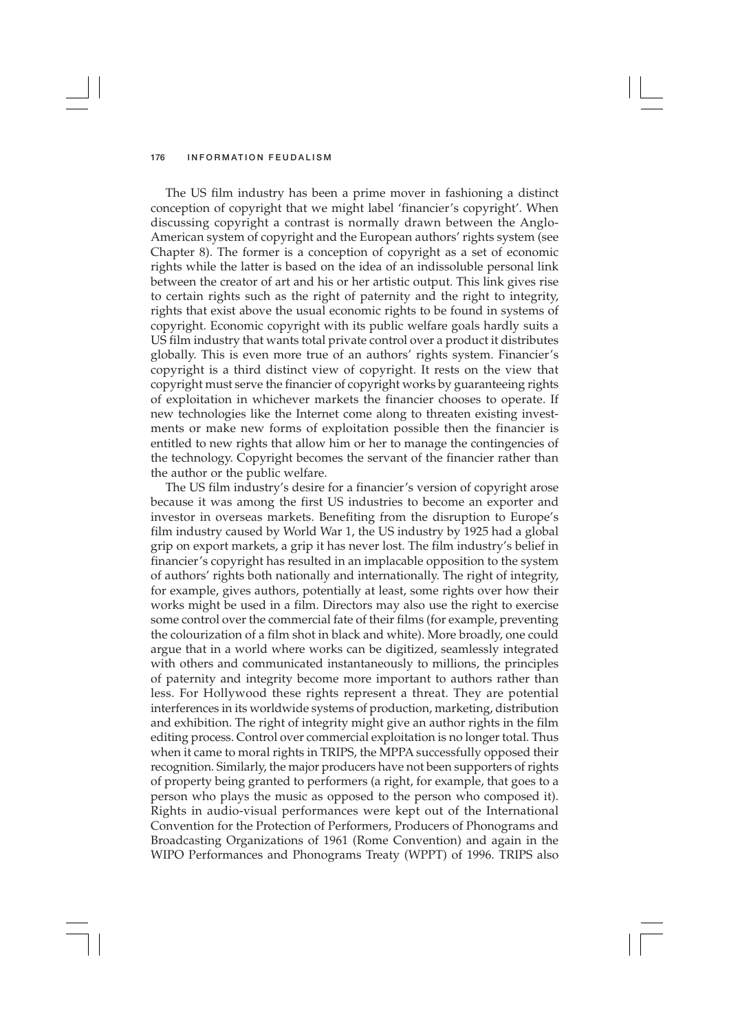The US film industry has been a prime mover in fashioning a distinct conception of copyright that we might label 'financier's copyright'. When discussing copyright a contrast is normally drawn between the Anglo-American system of copyright and the European authors' rights system (see Chapter 8). The former is a conception of copyright as a set of economic rights while the latter is based on the idea of an indissoluble personal link between the creator of art and his or her artistic output. This link gives rise to certain rights such as the right of paternity and the right to integrity, rights that exist above the usual economic rights to be found in systems of copyright. Economic copyright with its public welfare goals hardly suits a US film industry that wants total private control over a product it distributes globally. This is even more true of an authors' rights system. Financier's copyright is a third distinct view of copyright. It rests on the view that copyright must serve the financier of copyright works by guaranteeing rights of exploitation in whichever markets the financier chooses to operate. If new technologies like the Internet come along to threaten existing investments or make new forms of exploitation possible then the financier is entitled to new rights that allow him or her to manage the contingencies of the technology. Copyright becomes the servant of the financier rather than the author or the public welfare.

The US film industry's desire for a financier's version of copyright arose because it was among the first US industries to become an exporter and investor in overseas markets. Benefiting from the disruption to Europe's film industry caused by World War 1, the US industry by 1925 had a global grip on export markets, a grip it has never lost. The film industry's belief in financier's copyright has resulted in an implacable opposition to the system of authors' rights both nationally and internationally. The right of integrity, for example, gives authors, potentially at least, some rights over how their works might be used in a film. Directors may also use the right to exercise some control over the commercial fate of their films (for example, preventing the colourization of a film shot in black and white). More broadly, one could argue that in a world where works can be digitized, seamlessly integrated with others and communicated instantaneously to millions, the principles of paternity and integrity become more important to authors rather than less. For Hollywood these rights represent a threat. They are potential interferences in its worldwide systems of production, marketing, distribution and exhibition. The right of integrity might give an author rights in the film editing process. Control over commercial exploitation is no longer total. Thus when it came to moral rights in TRIPS, the MPPA successfully opposed their recognition. Similarly, the major producers have not been supporters of rights of property being granted to performers (a right, for example, that goes to a person who plays the music as opposed to the person who composed it). Rights in audio-visual performances were kept out of the International Convention for the Protection of Performers, Producers of Phonograms and Broadcasting Organizations of 1961 (Rome Convention) and again in the WIPO Performances and Phonograms Treaty (WPPT) of 1996. TRIPS also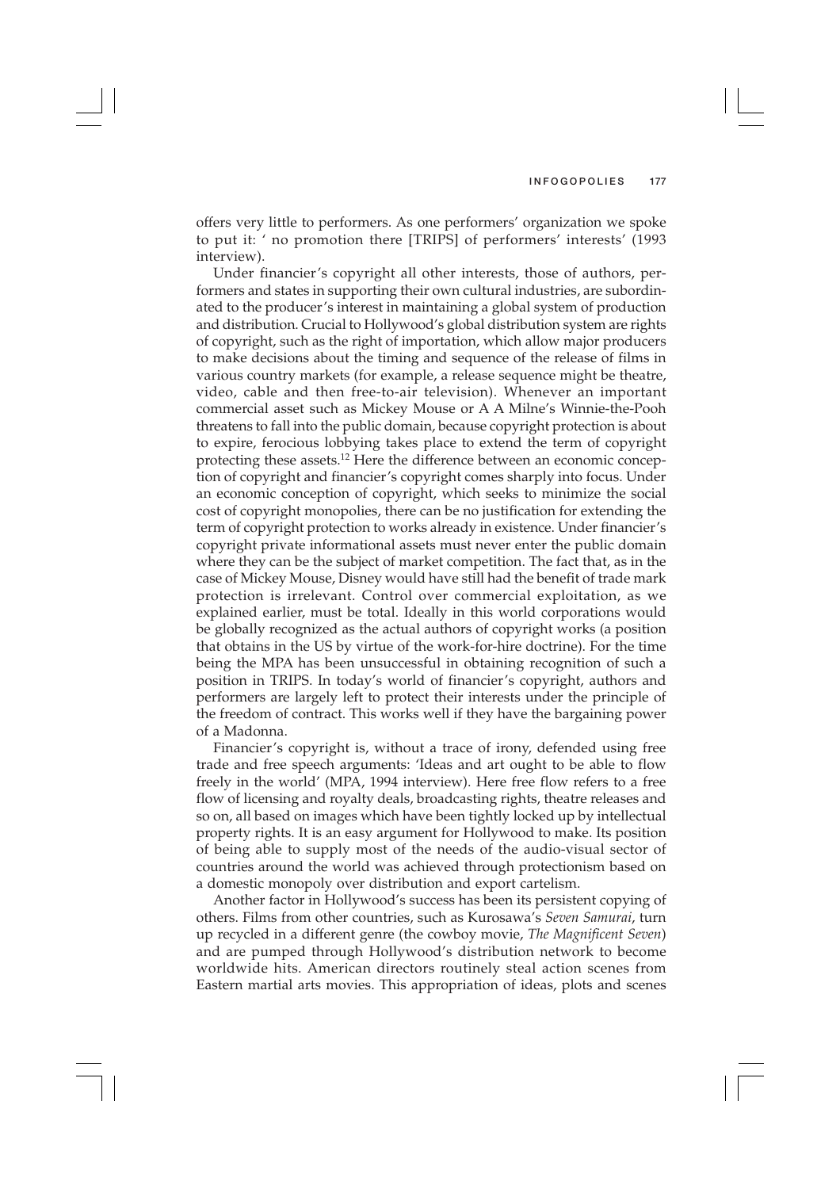offers very little to performers. As one performers' organization we spoke to put it: ' no promotion there [TRIPS] of performers' interests' (1993 interview).

Under financier's copyright all other interests, those of authors, performers and states in supporting their own cultural industries, are subordinated to the producer's interest in maintaining a global system of production and distribution. Crucial to Hollywood's global distribution system are rights of copyright, such as the right of importation, which allow major producers to make decisions about the timing and sequence of the release of films in various country markets (for example, a release sequence might be theatre, video, cable and then free-to-air television). Whenever an important commercial asset such as Mickey Mouse or A A Milne's Winnie-the-Pooh threatens to fall into the public domain, because copyright protection is about to expire, ferocious lobbying takes place to extend the term of copyright protecting these assets.[12] Here the difference between an economic conception of copyright and financier's copyright comes sharply into focus. Under an economic conception of copyright, which seeks to minimize the social cost of copyright monopolies, there can be no justification for extending the term of copyright protection to works already in existence. Under financier's copyright private informational assets must never enter the public domain where they can be the subject of market competition. The fact that, as in the case of Mickey Mouse, Disney would have still had the benefit of trade mark protection is irrelevant. Control over commercial exploitation, as we explained earlier, must be total. Ideally in this world corporations would be globally recognized as the actual authors of copyright works (a position that obtains in the US by virtue of the work-for-hire doctrine). For the time being the MPA has been unsuccessful in obtaining recognition of such a position in TRIPS. In today's world of financier's copyright, authors and performers are largely left to protect their interests under the principle of the freedom of contract. This works well if they have the bargaining power of a Madonna.

Financier's copyright is, without a trace of irony, defended using free trade and free speech arguments: 'Ideas and art ought to be able to flow freely in the world' (MPA, 1994 interview). Here free flow refers to a free flow of licensing and royalty deals, broadcasting rights, theatre releases and so on, all based on images which have been tightly locked up by intellectual property rights. It is an easy argument for Hollywood to make. Its position of being able to supply most of the needs of the audio-visual sector of countries around the world was achieved through protectionism based on a domestic monopoly over distribution and export cartelism.

Another factor in Hollywood's success has been its persistent copying of others. Films from other countries, such as Kurosawa's *Seven Samurai*, turn up recycled in a different genre (the cowboy movie, *The Magnificent Seven*) and are pumped through Hollywood's distribution network to become worldwide hits. American directors routinely steal action scenes from Eastern martial arts movies. This appropriation of ideas, plots and scenes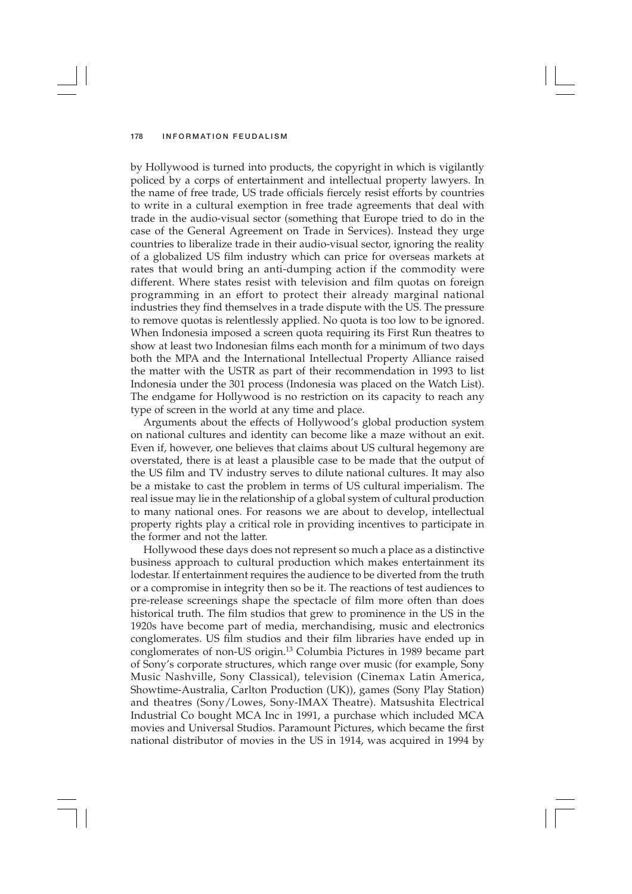by Hollywood is turned into products, the copyright in which is vigilantly policed by a corps of entertainment and intellectual property lawyers. In the name of free trade, US trade officials fiercely resist efforts by countries to write in a cultural exemption in free trade agreements that deal with trade in the audio-visual sector (something that Europe tried to do in the case of the General Agreement on Trade in Services). Instead they urge countries to liberalize trade in their audio-visual sector, ignoring the reality of a globalized US film industry which can price for overseas markets at rates that would bring an anti-dumping action if the commodity were different. Where states resist with television and film quotas on foreign programming in an effort to protect their already marginal national industries they find themselves in a trade dispute with the US. The pressure to remove quotas is relentlessly applied. No quota is too low to be ignored. When Indonesia imposed a screen quota requiring its First Run theatres to show at least two Indonesian films each month for a minimum of two days both the MPA and the International Intellectual Property Alliance raised the matter with the USTR as part of their recommendation in 1993 to list Indonesia under the 301 process (Indonesia was placed on the Watch List). The endgame for Hollywood is no restriction on its capacity to reach any type of screen in the world at any time and place.

Arguments about the effects of Hollywood's global production system on national cultures and identity can become like a maze without an exit. Even if, however, one believes that claims about US cultural hegemony are overstated, there is at least a plausible case to be made that the output of the US film and TV industry serves to dilute national cultures. It may also be a mistake to cast the problem in terms of US cultural imperialism. The real issue may lie in the relationship of a global system of cultural production to many national ones. For reasons we are about to develop, intellectual property rights play a critical role in providing incentives to participate in the former and not the latter.

Hollywood these days does not represent so much a place as a distinctive business approach to cultural production which makes entertainment its lodestar. If entertainment requires the audience to be diverted from the truth or a compromise in integrity then so be it. The reactions of test audiences to pre-release screenings shape the spectacle of film more often than does historical truth. The film studios that grew to prominence in the US in the 1920s have become part of media, merchandising, music and electronics conglomerates. US film studios and their film libraries have ended up in conglomerates of non-US origin.[13] Columbia Pictures in 1989 became part of Sony's corporate structures, which range over music (for example, Sony Music Nashville, Sony Classical), television (Cinemax Latin America, Showtime-Australia, Carlton Production (UK)), games (Sony Play Station) and theatres (Sony/Lowes, Sony-IMAX Theatre). Matsushita Electrical Industrial Co bought MCA Inc in 1991, a purchase which included MCA movies and Universal Studios. Paramount Pictures, which became the first national distributor of movies in the US in 1914, was acquired in 1994 by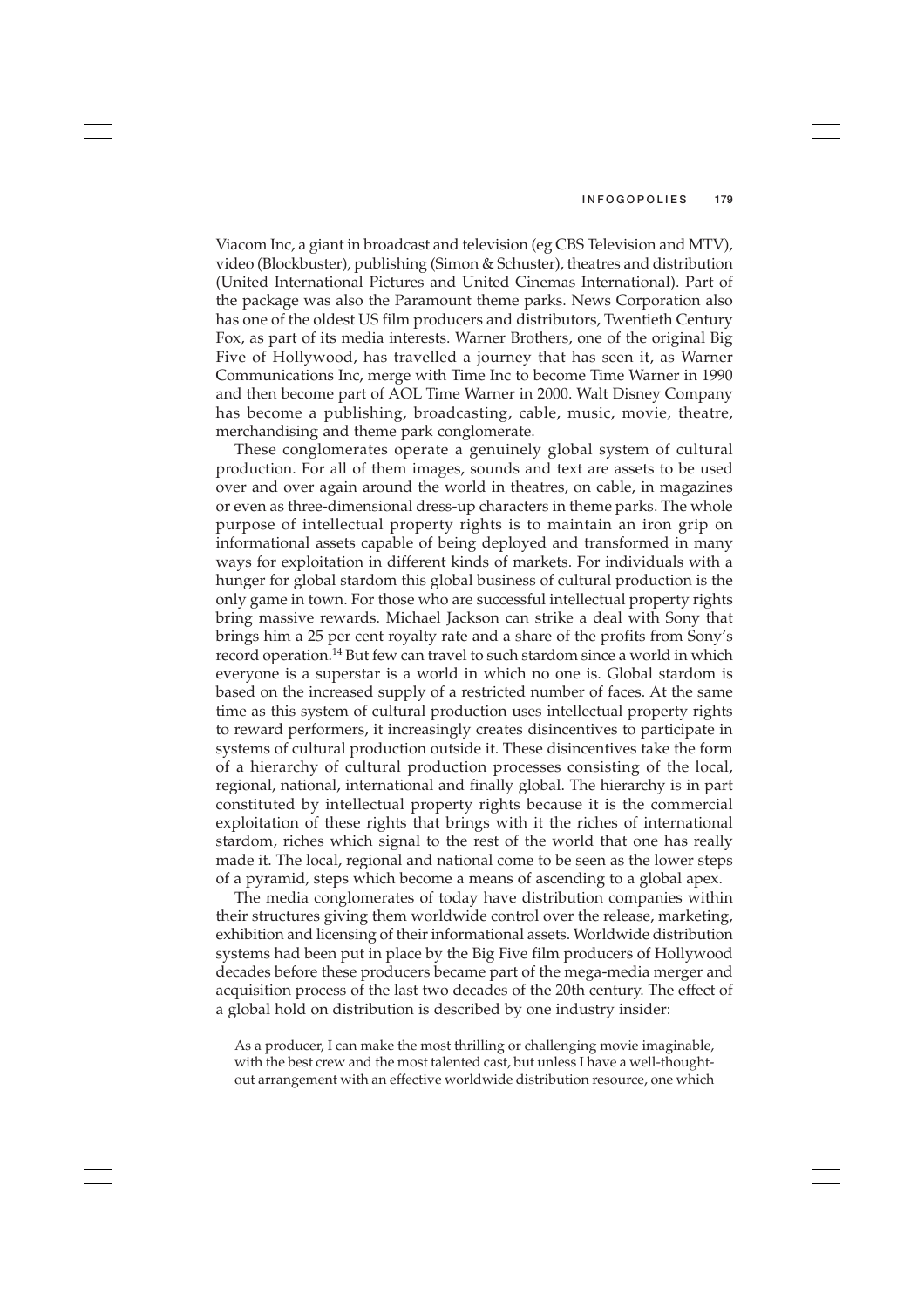Viacom Inc, a giant in broadcast and television (eg CBS Television and MTV), video (Blockbuster), publishing (Simon & Schuster), theatres and distribution (United International Pictures and United Cinemas International). Part of the package was also the Paramount theme parks. News Corporation also has one of the oldest US film producers and distributors, Twentieth Century Fox, as part of its media interests. Warner Brothers, one of the original Big Five of Hollywood, has travelled a journey that has seen it, as Warner Communications Inc, merge with Time Inc to become Time Warner in 1990 and then become part of AOL Time Warner in 2000. Walt Disney Company has become a publishing, broadcasting, cable, music, movie, theatre, merchandising and theme park conglomerate.

These conglomerates operate a genuinely global system of cultural production. For all of them images, sounds and text are assets to be used over and over again around the world in theatres, on cable, in magazines or even as three-dimensional dress-up characters in theme parks. The whole purpose of intellectual property rights is to maintain an iron grip on informational assets capable of being deployed and transformed in many ways for exploitation in different kinds of markets. For individuals with a hunger for global stardom this global business of cultural production is the only game in town. For those who are successful intellectual property rights bring massive rewards. Michael Jackson can strike a deal with Sony that brings him a 25 per cent royalty rate and a share of the profits from Sony's record operation.[14] But few can travel to such stardom since a world in which everyone is a superstar is a world in which no one is. Global stardom is based on the increased supply of a restricted number of faces. At the same time as this system of cultural production uses intellectual property rights to reward performers, it increasingly creates disincentives to participate in systems of cultural production outside it. These disincentives take the form of a hierarchy of cultural production processes consisting of the local, regional, national, international and finally global. The hierarchy is in part constituted by intellectual property rights because it is the commercial exploitation of these rights that brings with it the riches of international stardom, riches which signal to the rest of the world that one has really made it. The local, regional and national come to be seen as the lower steps of a pyramid, steps which become a means of ascending to a global apex.

The media conglomerates of today have distribution companies within their structures giving them worldwide control over the release, marketing, exhibition and licensing of their informational assets. Worldwide distribution systems had been put in place by the Big Five film producers of Hollywood decades before these producers became part of the mega-media merger and acquisition process of the last two decades of the 20th century. The effect of a global hold on distribution is described by one industry insider:

> As a producer, I can make the most thrilling or challenging movie imaginable, with the best crew and the most talented cast, but unless I have a well-thought-out arrangement with an effective worldwide distribution resource, one which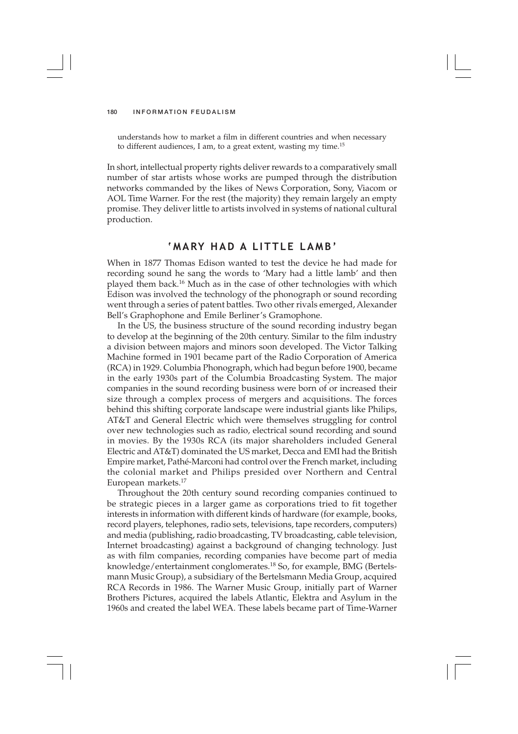understands how to market a film in different countries and when necessary to different audiences, I am, to a great extent, wasting my time.[15]

In short, intellectual property rights deliver rewards to a comparatively small number of star artists whose works are pumped through the distribution networks commanded by the likes of News Corporation, Sony, Viacom or AOL Time Warner. For the rest (the majority) they remain largely an empty promise. They deliver little to artists involved in systems of national cultural production.

## 'MARY HAD A LITTLE LAMB'

When in 1877 Thomas Edison wanted to test the device he had made for recording sound he sang the words to 'Mary had a little lamb' and then played them back.[16] Much as in the case of other technologies with which Edison was involved the technology of the phonograph or sound recording went through a series of patent battles. Two other rivals emerged, Alexander Bell's Graphophone and Emile Berliner's Gramophone.

In the US, the business structure of the sound recording industry began to develop at the beginning of the 20th century. Similar to the film industry a division between majors and minors soon developed. The Victor Talking Machine formed in 1901 became part of the Radio Corporation of America (RCA) in 1929. Columbia Phonograph, which had begun before 1900, became in the early 1930s part of the Columbia Broadcasting System. The major companies in the sound recording business were born of or increased their size through a complex process of mergers and acquisitions. The forces behind this shifting corporate landscape were industrial giants like Philips, AT&T and General Electric which were themselves struggling for control over new technologies such as radio, electrical sound recording and sound in movies. By the 1930s RCA (its major shareholders included General Electric and AT&T) dominated the US market, Decca and EMI had the British Empire market, Pathé-Marconi had control over the French market, including the colonial market and Philips presided over Northern and Central European markets.[17]

Throughout the 20th century sound recording companies continued to be strategic pieces in a larger game as corporations tried to fit together interests in information with different kinds of hardware (for example, books, record players, telephones, radio sets, televisions, tape recorders, computers) and media (publishing, radio broadcasting, TV broadcasting, cable television, Internet broadcasting) against a background of changing technology. Just as with film companies, recording companies have become part of media knowledge/entertainment conglomerates.[18] So, for example, BMG (Bertelsmann Music Group), a subsidiary of the Bertelsmann Media Group, acquired RCA Records in 1986. The Warner Music Group, initially part of Warner Brothers Pictures, acquired the labels Atlantic, Elektra and Asylum in the 1960s and created the label WEA. These labels became part of Time-Warner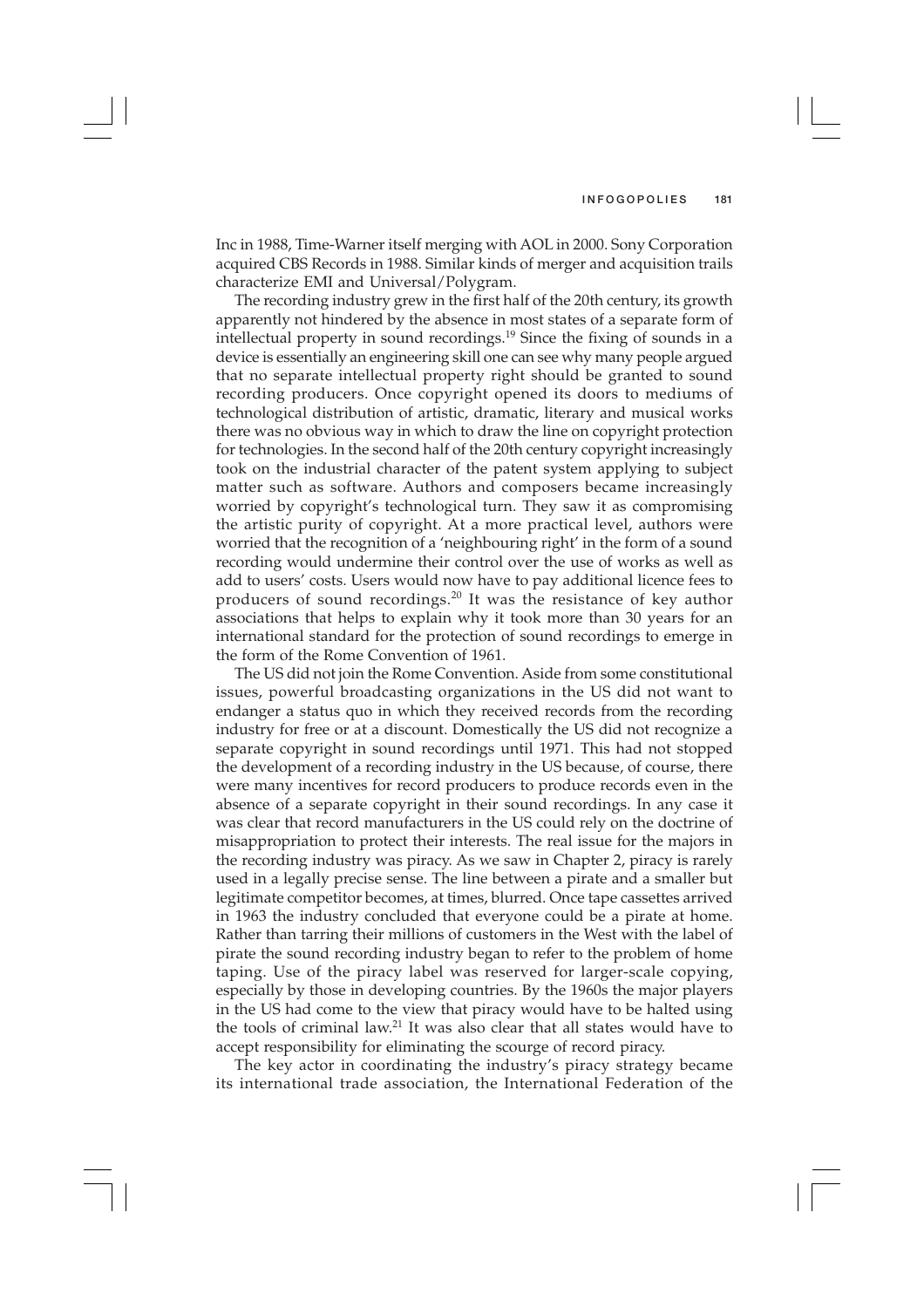Inc in 1988, Time-Warner itself merging with AOL in 2000. Sony Corporation acquired CBS Records in 1988. Similar kinds of merger and acquisition trails characterize EMI and Universal/Polygram.

The recording industry grew in the first half of the 20th century, its growth apparently not hindered by the absence in most states of a separate form of intellectual property in sound recordings.[19] Since the fixing of sounds in a device is essentially an engineering skill one can see why many people argued that no separate intellectual property right should be granted to sound recording producers. Once copyright opened its doors to mediums of technological distribution of artistic, dramatic, literary and musical works there was no obvious way in which to draw the line on copyright protection for technologies. In the second half of the 20th century copyright increasingly took on the industrial character of the patent system applying to subject matter such as software. Authors and composers became increasingly worried by copyright's technological turn. They saw it as compromising the artistic purity of copyright. At a more practical level, authors were worried that the recognition of a 'neighbouring right' in the form of a sound recording would undermine their control over the use of works as well as add to users' costs. Users would now have to pay additional licence fees to producers of sound recordings.[20] It was the resistance of key author associations that helps to explain why it took more than 30 years for an international standard for the protection of sound recordings to emerge in the form of the Rome Convention of 1961.

The US did not join the Rome Convention. Aside from some constitutional issues, powerful broadcasting organizations in the US did not want to endanger a status quo in which they received records from the recording industry for free or at a discount. Domestically the US did not recognize a separate copyright in sound recordings until 1971. This had not stopped the development of a recording industry in the US because, of course, there were many incentives for record producers to produce records even in the absence of a separate copyright in their sound recordings. In any case it was clear that record manufacturers in the US could rely on the doctrine of misappropriation to protect their interests. The real issue for the majors in the recording industry was piracy. As we saw in Chapter 2, piracy is rarely used in a legally precise sense. The line between a pirate and a smaller but legitimate competitor becomes, at times, blurred. Once tape cassettes arrived in 1963 the industry concluded that everyone could be a pirate at home. Rather than tarring their millions of customers in the West with the label of pirate the sound recording industry began to refer to the problem of home taping. Use of the piracy label was reserved for larger-scale copying, especially by those in developing countries. By the 1960s the major players in the US had come to the view that piracy would have to be halted using the tools of criminal law.[21] It was also clear that all states would have to accept responsibility for eliminating the scourge of record piracy.

The key actor in coordinating the industry's piracy strategy became its international trade association, the International Federation of the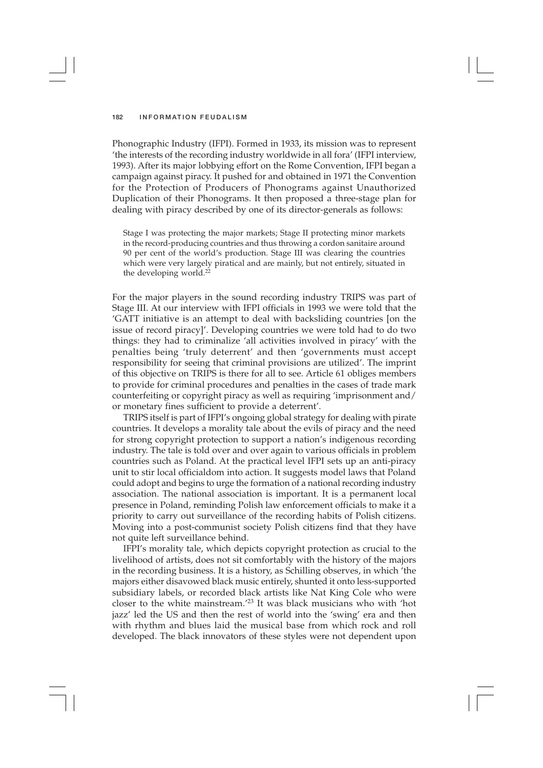Phonographic Industry (IFPI). Formed in 1933, its mission was to represent 'the interests of the recording industry worldwide in all fora' (IFPI interview, 1993). After its major lobbying effort on the Rome Convention, IFPI began a campaign against piracy. It pushed for and obtained in 1971 the Convention for the Protection of Producers of Phonograms against Unauthorized Duplication of their Phonograms. It then proposed a three-stage plan for dealing with piracy described by one of its director-generals as follows:

> Stage I was protecting the major markets; Stage II protecting minor markets in the record-producing countries and thus throwing a cordon sanitaire around 90 per cent of the world's production. Stage III was clearing the countries which were very largely piratical and are mainly, but not entirely, situated in the developing world.[22]

For the major players in the sound recording industry TRIPS was part of Stage III. At our interview with IFPI officials in 1993 we were told that the 'GATT initiative is an attempt to deal with backsliding countries [on the issue of record piracy]'. Developing countries we were told had to do two things: they had to criminalize 'all activities involved in piracy' with the penalties being 'truly deterrent' and then 'governments must accept responsibility for seeing that criminal provisions are utilized'. The imprint of this objective on TRIPS is there for all to see. Article 61 obliges members to provide for criminal procedures and penalties in the cases of trade mark counterfeiting or copyright piracy as well as requiring 'imprisonment and/or monetary fines sufficient to provide a deterrent'.

TRIPS itself is part of IFPI's ongoing global strategy for dealing with pirate countries. It develops a morality tale about the evils of piracy and the need for strong copyright protection to support a nation's indigenous recording industry. The tale is told over and over again to various officials in problem countries such as Poland. At the practical level IFPI sets up an anti-piracy unit to stir local officialdom into action. It suggests model laws that Poland could adopt and begins to urge the formation of a national recording industry association. The national association is important. It is a permanent local presence in Poland, reminding Polish law enforcement officials to make it a priority to carry out surveillance of the recording habits of Polish citizens. Moving into a post-communist society Polish citizens find that they have not quite left surveillance behind.

IFPI's morality tale, which depicts copyright protection as crucial to the livelihood of artists, does not sit comfortably with the history of the majors in the recording business. It is a history, as Schilling observes, in which 'the majors either disavowed black music entirely, shunted it onto less-supported subsidiary labels, or recorded black artists like Nat King Cole who were closer to the white mainstream.'[23] It was black musicians who with 'hot jazz' led the US and then the rest of world into the 'swing' era and then with rhythm and blues laid the musical base from which rock and roll developed. The black innovators of these styles were not dependent upon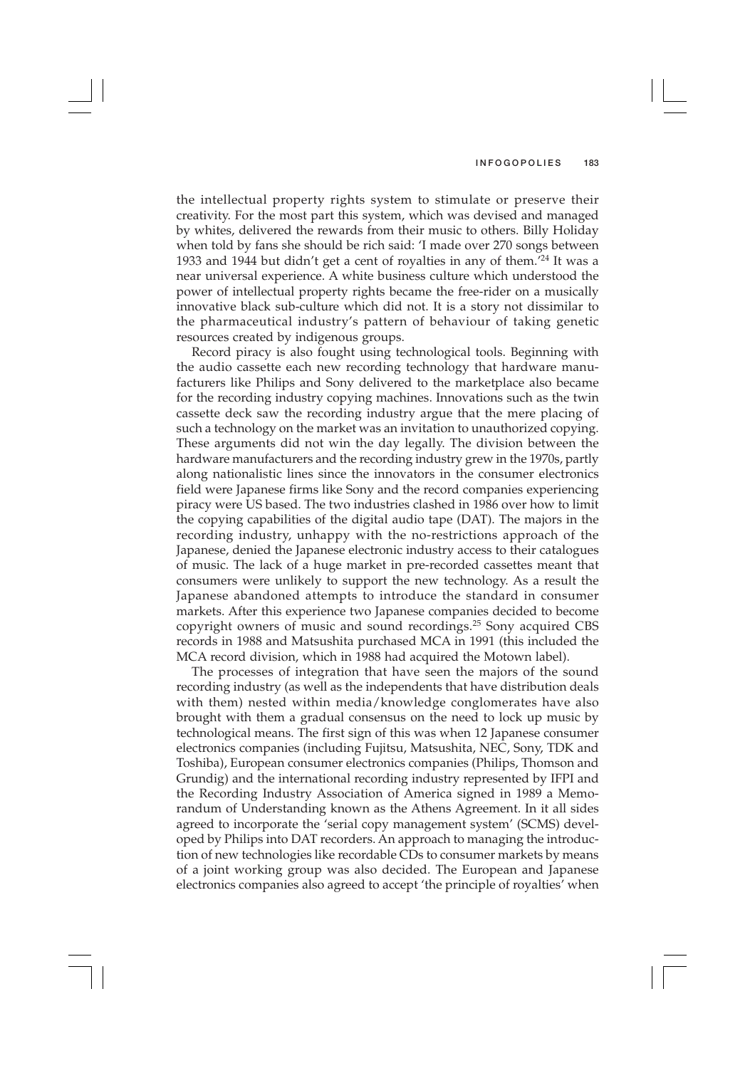the intellectual property rights system to stimulate or preserve their creativity. For the most part this system, which was devised and managed by whites, delivered the rewards from their music to others. Billy Holiday when told by fans she should be rich said: 'I made over 270 songs between 1933 and 1944 but didn't get a cent of royalties in any of them.'[24] It was a near universal experience. A white business culture which understood the power of intellectual property rights became the free-rider on a musically innovative black sub-culture which did not. It is a story not dissimilar to the pharmaceutical industry's pattern of behaviour of taking genetic resources created by indigenous groups.

Record piracy is also fought using technological tools. Beginning with the audio cassette each new recording technology that hardware manufacturers like Philips and Sony delivered to the marketplace also became for the recording industry copying machines. Innovations such as the twin cassette deck saw the recording industry argue that the mere placing of such a technology on the market was an invitation to unauthorized copying. These arguments did not win the day legally. The division between the hardware manufacturers and the recording industry grew in the 1970s, partly along nationalistic lines since the innovators in the consumer electronics field were Japanese firms like Sony and the record companies experiencing piracy were US based. The two industries clashed in 1986 over how to limit the copying capabilities of the digital audio tape (DAT). The majors in the recording industry, unhappy with the no-restrictions approach of the Japanese, denied the Japanese electronic industry access to their catalogues of music. The lack of a huge market in pre-recorded cassettes meant that consumers were unlikely to support the new technology. As a result the Japanese abandoned attempts to introduce the standard in consumer markets. After this experience two Japanese companies decided to become copyright owners of music and sound recordings.[25] Sony acquired CBS records in 1988 and Matsushita purchased MCA in 1991 (this included the MCA record division, which in 1988 had acquired the Motown label).

The processes of integration that have seen the majors of the sound recording industry (as well as the independents that have distribution deals with them) nested within media/knowledge conglomerates have also brought with them a gradual consensus on the need to lock up music by technological means. The first sign of this was when 12 Japanese consumer electronics companies (including Fujitsu, Matsushita, NEC, Sony, TDK and Toshiba), European consumer electronics companies (Philips, Thomson and Grundig) and the international recording industry represented by IFPI and the Recording Industry Association of America signed in 1989 a Memorandum of Understanding known as the Athens Agreement. In it all sides agreed to incorporate the 'serial copy management system' (SCMS) developed by Philips into DAT recorders. An approach to managing the introduction of new technologies like recordable CDs to consumer markets by means of a joint working group was also decided. The European and Japanese electronics companies also agreed to accept 'the principle of royalties' when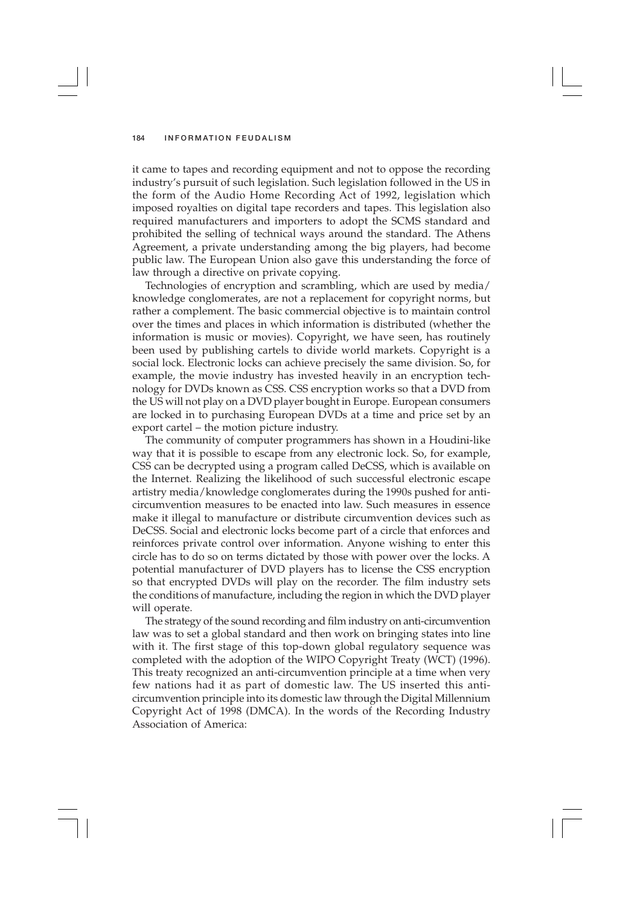it came to tapes and recording equipment and not to oppose the recording industry's pursuit of such legislation. Such legislation followed in the US in the form of the Audio Home Recording Act of 1992, legislation which imposed royalties on digital tape recorders and tapes. This legislation also required manufacturers and importers to adopt the SCMS standard and prohibited the selling of technical ways around the standard. The Athens Agreement, a private understanding among the big players, had become public law. The European Union also gave this understanding the force of law through a directive on private copying.

Technologies of encryption and scrambling, which are used by media/knowledge conglomerates, are not a replacement for copyright norms, but rather a complement. The basic commercial objective is to maintain control over the times and places in which information is distributed (whether the information is music or movies). Copyright, we have seen, has routinely been used by publishing cartels to divide world markets. Copyright is a social lock. Electronic locks can achieve precisely the same division. So, for example, the movie industry has invested heavily in an encryption technology for DVDs known as CSS. CSS encryption works so that a DVD from the US will not play on a DVD player bought in Europe. European consumers are locked in to purchasing European DVDs at a time and price set by an export cartel – the motion picture industry.

The community of computer programmers has shown in a Houdini-like way that it is possible to escape from any electronic lock. So, for example, CSS can be decrypted using a program called DeCSS, which is available on the Internet. Realizing the likelihood of such successful electronic escape artistry media/knowledge conglomerates during the 1990s pushed for anti-circumvention measures to be enacted into law. Such measures in essence make it illegal to manufacture or distribute circumvention devices such as DeCSS. Social and electronic locks become part of a circle that enforces and reinforces private control over information. Anyone wishing to enter this circle has to do so on terms dictated by those with power over the locks. A potential manufacturer of DVD players has to license the CSS encryption so that encrypted DVDs will play on the recorder. The film industry sets the conditions of manufacture, including the region in which the DVD player will operate.

The strategy of the sound recording and film industry on anti-circumvention law was to set a global standard and then work on bringing states into line with it. The first stage of this top-down global regulatory sequence was completed with the adoption of the WIPO Copyright Treaty (WCT) (1996). This treaty recognized an anti-circumvention principle at a time when very few nations had it as part of domestic law. The US inserted this anti-circumvention principle into its domestic law through the Digital Millennium Copyright Act of 1998 (DMCA). In the words of the Recording Industry Association of America: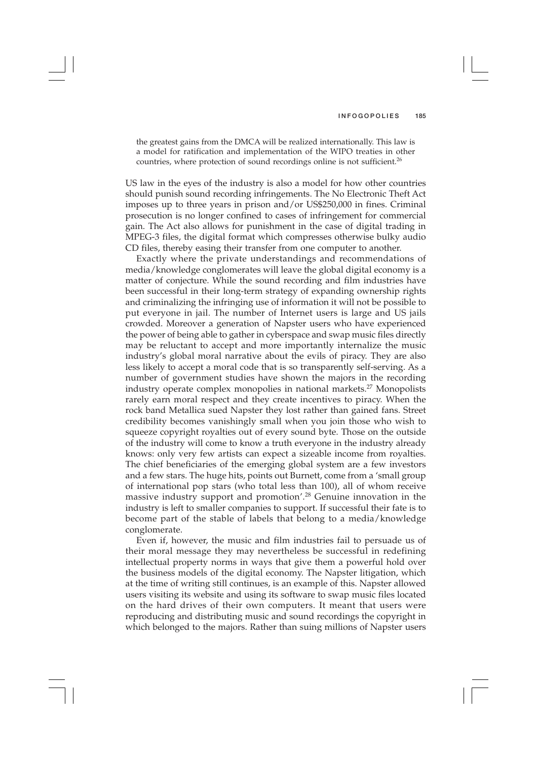> the greatest gains from the DMCA will be realized internationally. This law is a model for ratification and implementation of the WIPO treaties in other countries, where protection of sound recordings online is not sufficient.[26]

US law in the eyes of the industry is also a model for how other countries should punish sound recording infringements. The No Electronic Theft Act imposes up to three years in prison and/or US$250,000 in fines. Criminal prosecution is no longer confined to cases of infringement for commercial gain. The Act also allows for punishment in the case of digital trading in MPEG-3 files, the digital format which compresses otherwise bulky audio CD files, thereby easing their transfer from one computer to another.

Exactly where the private understandings and recommendations of media/knowledge conglomerates will leave the global digital economy is a matter of conjecture. While the sound recording and film industries have been successful in their long-term strategy of expanding ownership rights and criminalizing the infringing use of information it will not be possible to put everyone in jail. The number of Internet users is large and US jails crowded. Moreover a generation of Napster users who have experienced the power of being able to gather in cyberspace and swap music files directly may be reluctant to accept and more importantly internalize the music industry's global moral narrative about the evils of piracy. They are also less likely to accept a moral code that is so transparently self-serving. As a number of government studies have shown the majors in the recording industry operate complex monopolies in national markets.[27] Monopolists rarely earn moral respect and they create incentives to piracy. When the rock band Metallica sued Napster they lost rather than gained fans. Street credibility becomes vanishingly small when you join those who wish to squeeze copyright royalties out of every sound byte. Those on the outside of the industry will come to know a truth everyone in the industry already knows: only very few artists can expect a sizeable income from royalties. The chief beneficiaries of the emerging global system are a few investors and a few stars. The huge hits, points out Burnett, come from a 'small group of international pop stars (who total less than 100), all of whom receive massive industry support and promotion'.[28] Genuine innovation in the industry is left to smaller companies to support. If successful their fate is to become part of the stable of labels that belong to a media/knowledge conglomerate.

Even if, however, the music and film industries fail to persuade us of their moral message they may nevertheless be successful in redefining intellectual property norms in ways that give them a powerful hold over the business models of the digital economy. The Napster litigation, which at the time of writing still continues, is an example of this. Napster allowed users visiting its website and using its software to swap music files located on the hard drives of their own computers. It meant that users were reproducing and distributing music and sound recordings the copyright in which belonged to the majors. Rather than suing millions of Napster users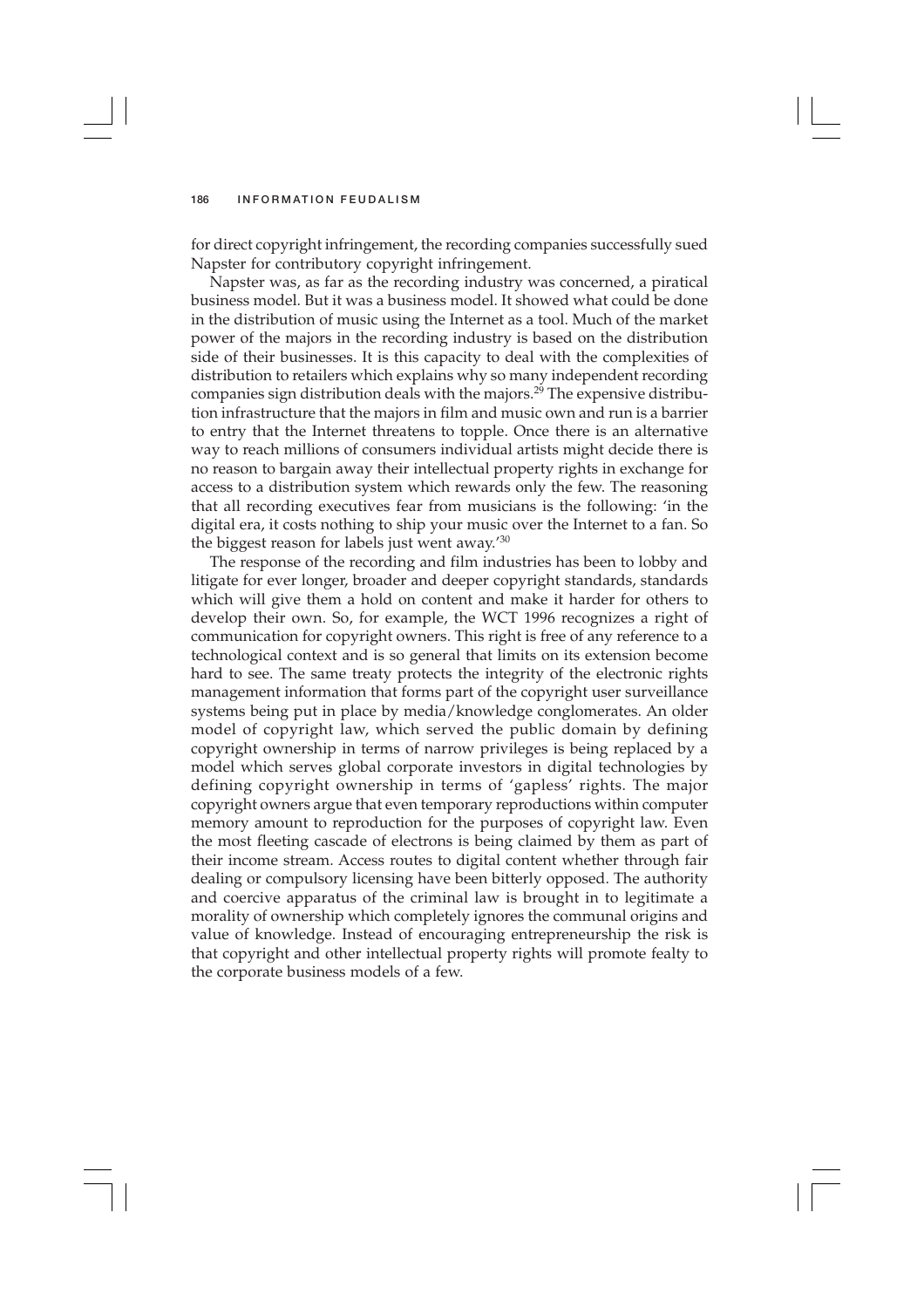for direct copyright infringement, the recording companies successfully sued Napster for contributory copyright infringement.

Napster was, as far as the recording industry was concerned, a piratical business model. But it was a business model. It showed what could be done in the distribution of music using the Internet as a tool. Much of the market power of the majors in the recording industry is based on the distribution side of their businesses. It is this capacity to deal with the complexities of distribution to retailers which explains why so many independent recording companies sign distribution deals with the majors.[29] The expensive distribution infrastructure that the majors in film and music own and run is a barrier to entry that the Internet threatens to topple. Once there is an alternative way to reach millions of consumers individual artists might decide there is no reason to bargain away their intellectual property rights in exchange for access to a distribution system which rewards only the few. The reasoning that all recording executives fear from musicians is the following: 'in the digital era, it costs nothing to ship your music over the Internet to a fan. So the biggest reason for labels just went away.'[30]

The response of the recording and film industries has been to lobby and litigate for ever longer, broader and deeper copyright standards, standards which will give them a hold on content and make it harder for others to develop their own. So, for example, the WCT 1996 recognizes a right of communication for copyright owners. This right is free of any reference to a technological context and is so general that limits on its extension become hard to see. The same treaty protects the integrity of the electronic rights management information that forms part of the copyright user surveillance systems being put in place by media/knowledge conglomerates. An older model of copyright law, which served the public domain by defining copyright ownership in terms of narrow privileges is being replaced by a model which serves global corporate investors in digital technologies by defining copyright ownership in terms of 'gapless' rights. The major copyright owners argue that even temporary reproductions within computer memory amount to reproduction for the purposes of copyright law. Even the most fleeting cascade of electrons is being claimed by them as part of their income stream. Access routes to digital content whether through fair dealing or compulsory licensing have been bitterly opposed. The authority and coercive apparatus of the criminal law is brought in to legitimate a morality of ownership which completely ignores the communal origins and value of knowledge. Instead of encouraging entrepreneurship the risk is that copyright and other intellectual property rights will promote fealty to the corporate business models of a few.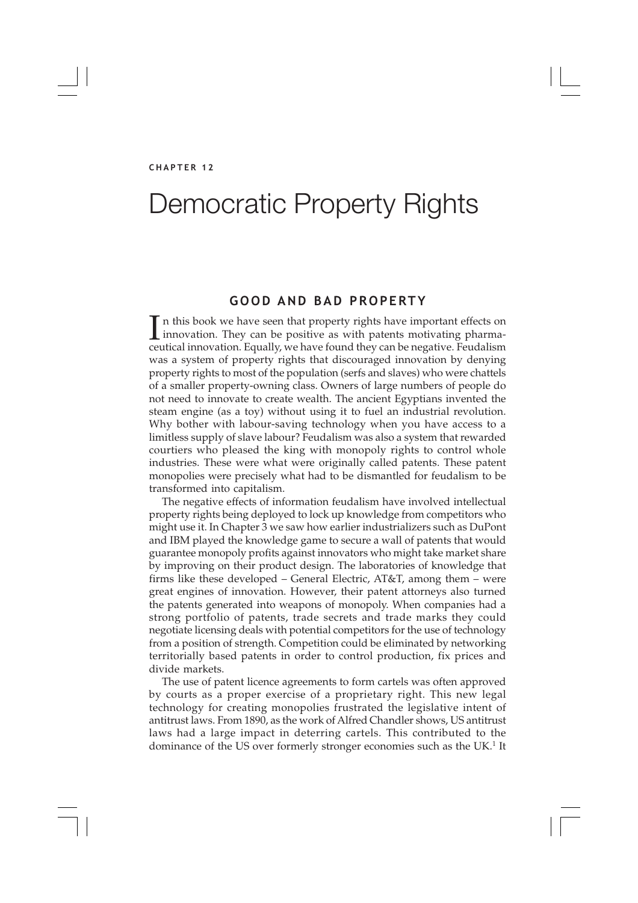CHAPTER 12

# Democratic Property Rights

## GOOD AND BAD PROPERTY

In this book we have seen that property rights have important effects on innovation. They can be positive as with patents motivating pharmaceutical innovation. Equally, we have found they can be negative. Feudalism was a system of property rights that discouraged innovation by denying property rights to most of the population (serfs and slaves) who were chattels of a smaller property-owning class. Owners of large numbers of people do not need to innovate to create wealth. The ancient Egyptians invented the steam engine (as a toy) without using it to fuel an industrial revolution. Why bother with labour-saving technology when you have access to a limitless supply of slave labour? Feudalism was also a system that rewarded courtiers who pleased the king with monopoly rights to control whole industries. These were what were originally called patents. These patent monopolies were precisely what had to be dismantled for feudalism to be transformed into capitalism.

The negative effects of information feudalism have involved intellectual property rights being deployed to lock up knowledge from competitors who might use it. In Chapter 3 we saw how earlier industrializers such as DuPont and IBM played the knowledge game to secure a wall of patents that would guarantee monopoly profits against innovators who might take market share by improving on their product design. The laboratories of knowledge that firms like these developed – General Electric, AT&T, among them – were great engines of innovation. However, their patent attorneys also turned the patents generated into weapons of monopoly. When companies had a strong portfolio of patents, trade secrets and trade marks they could negotiate licensing deals with potential competitors for the use of technology from a position of strength. Competition could be eliminated by networking territorially based patents in order to control production, fix prices and divide markets.

The use of patent licence agreements to form cartels was often approved by courts as a proper exercise of a proprietary right. This new legal technology for creating monopolies frustrated the legislative intent of antitrust laws. From 1890, as the work of Alfred Chandler shows, US antitrust laws had a large impact in deterring cartels. This contributed to the dominance of the US over formerly stronger economies such as the UK.[1] It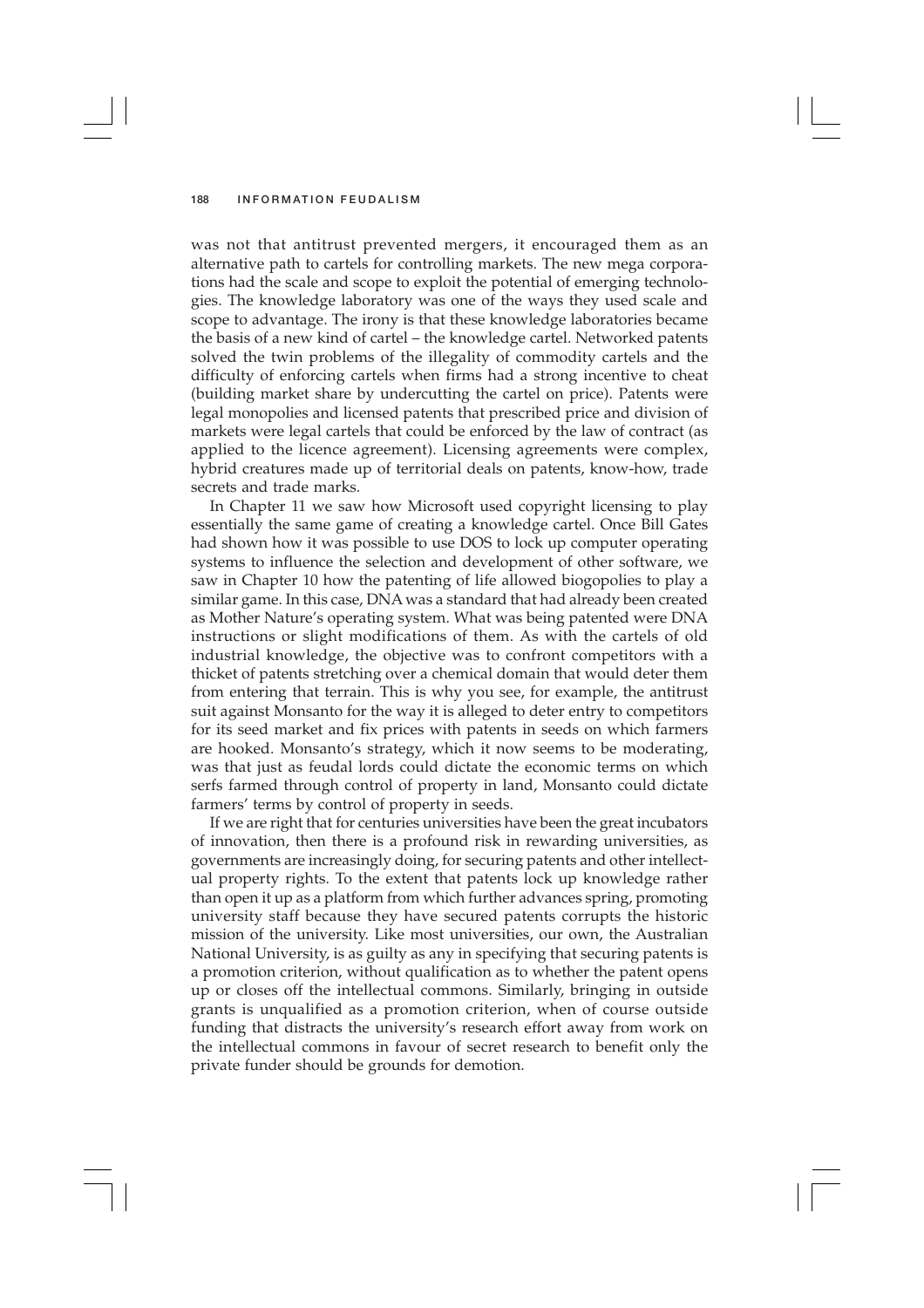was not that antitrust prevented mergers, it encouraged them as an alternative path to cartels for controlling markets. The new mega corporations had the scale and scope to exploit the potential of emerging technologies. The knowledge laboratory was one of the ways they used scale and scope to advantage. The irony is that these knowledge laboratories became the basis of a new kind of cartel – the knowledge cartel. Networked patents solved the twin problems of the illegality of commodity cartels and the difficulty of enforcing cartels when firms had a strong incentive to cheat (building market share by undercutting the cartel on price). Patents were legal monopolies and licensed patents that prescribed price and division of markets were legal cartels that could be enforced by the law of contract (as applied to the licence agreement). Licensing agreements were complex, hybrid creatures made up of territorial deals on patents, know-how, trade secrets and trade marks.

In Chapter 11 we saw how Microsoft used copyright licensing to play essentially the same game of creating a knowledge cartel. Once Bill Gates had shown how it was possible to use DOS to lock up computer operating systems to influence the selection and development of other software, we saw in Chapter 10 how the patenting of life allowed biogopolies to play a similar game. In this case, DNA was a standard that had already been created as Mother Nature's operating system. What was being patented were DNA instructions or slight modifications of them. As with the cartels of old industrial knowledge, the objective was to confront competitors with a thicket of patents stretching over a chemical domain that would deter them from entering that terrain. This is why you see, for example, the antitrust suit against Monsanto for the way it is alleged to deter entry to competitors for its seed market and fix prices with patents in seeds on which farmers are hooked. Monsanto's strategy, which it now seems to be moderating, was that just as feudal lords could dictate the economic terms on which serfs farmed through control of property in land, Monsanto could dictate farmers' terms by control of property in seeds.

If we are right that for centuries universities have been the great incubators of innovation, then there is a profound risk in rewarding universities, as governments are increasingly doing, for securing patents and other intellectual property rights. To the extent that patents lock up knowledge rather than open it up as a platform from which further advances spring, promoting university staff because they have secured patents corrupts the historic mission of the university. Like most universities, our own, the Australian National University, is as guilty as any in specifying that securing patents is a promotion criterion, without qualification as to whether the patent opens up or closes off the intellectual commons. Similarly, bringing in outside grants is unqualified as a promotion criterion, when of course outside funding that distracts the university's research effort away from work on the intellectual commons in favour of secret research to benefit only the private funder should be grounds for demotion.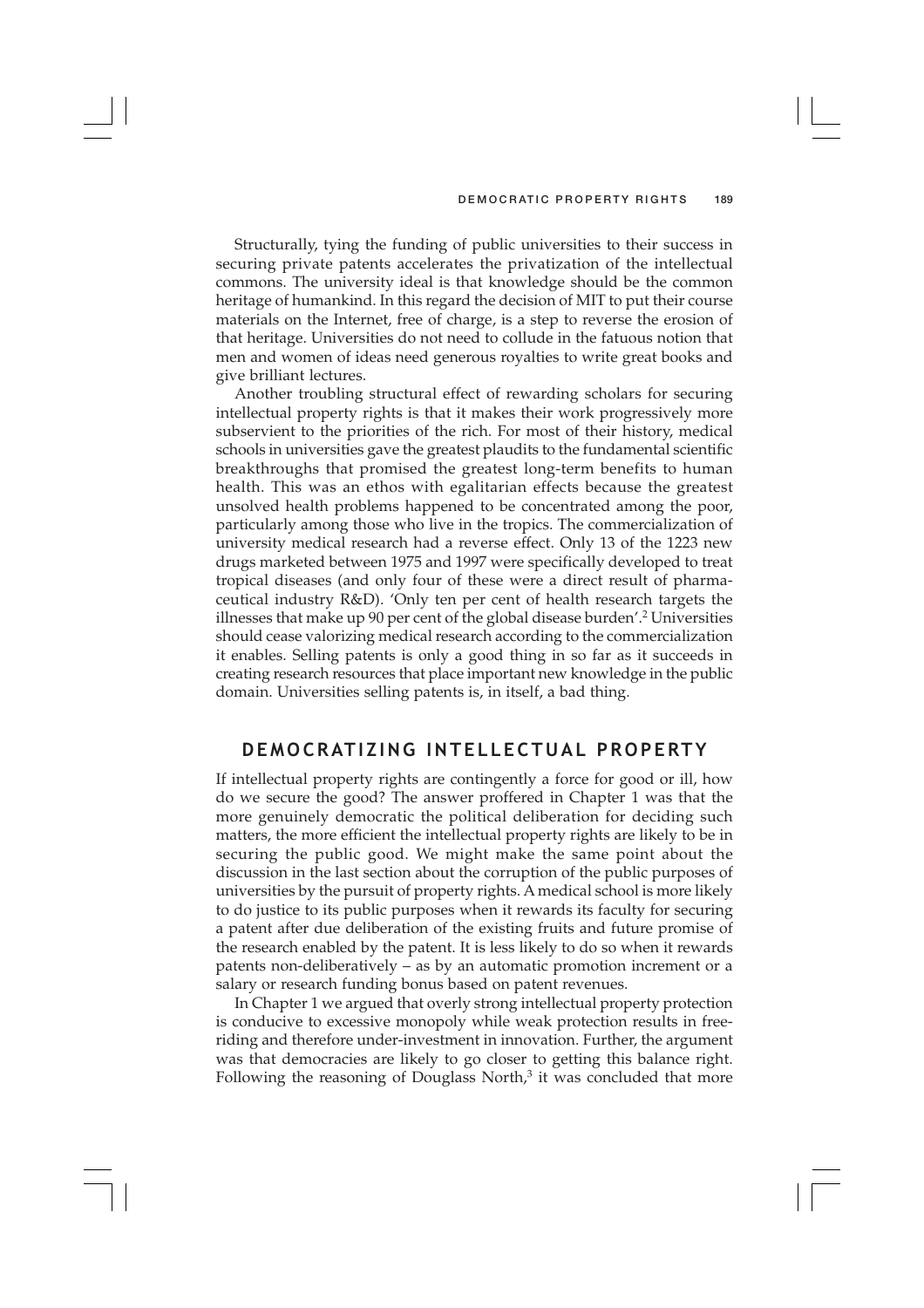Structurally, tying the funding of public universities to their success in securing private patents accelerates the privatization of the intellectual commons. The university ideal is that knowledge should be the common heritage of humankind. In this regard the decision of MIT to put their course materials on the Internet, free of charge, is a step to reverse the erosion of that heritage. Universities do not need to collude in the fatuous notion that men and women of ideas need generous royalties to write great books and give brilliant lectures.

Another troubling structural effect of rewarding scholars for securing intellectual property rights is that it makes their work progressively more subservient to the priorities of the rich. For most of their history, medical schools in universities gave the greatest plaudits to the fundamental scientific breakthroughs that promised the greatest long-term benefits to human health. This was an ethos with egalitarian effects because the greatest unsolved health problems happened to be concentrated among the poor, particularly among those who live in the tropics. The commercialization of university medical research had a reverse effect. Only 13 of the 1223 new drugs marketed between 1975 and 1997 were specifically developed to treat tropical diseases (and only four of these were a direct result of pharmaceutical industry R&D). 'Only ten per cent of health research targets the illnesses that make up 90 per cent of the global disease burden'.[2] Universities should cease valorizing medical research according to the commercialization it enables. Selling patents is only a good thing in so far as it succeeds in creating research resources that place important new knowledge in the public domain. Universities selling patents is, in itself, a bad thing.

## DEMOCRATIZING INTELLECTUAL PROPERTY

If intellectual property rights are contingently a force for good or ill, how do we secure the good? The answer proffered in Chapter 1 was that the more genuinely democratic the political deliberation for deciding such matters, the more efficient the intellectual property rights are likely to be in securing the public good. We might make the same point about the discussion in the last section about the corruption of the public purposes of universities by the pursuit of property rights. A medical school is more likely to do justice to its public purposes when it rewards its faculty for securing a patent after due deliberation of the existing fruits and future promise of the research enabled by the patent. It is less likely to do so when it rewards patents non-deliberatively – as by an automatic promotion increment or a salary or research funding bonus based on patent revenues.

In Chapter 1 we argued that overly strong intellectual property protection is conducive to excessive monopoly while weak protection results in free-riding and therefore under-investment in innovation. Further, the argument was that democracies are likely to go closer to getting this balance right. Following the reasoning of Douglass North,[3] it was concluded that more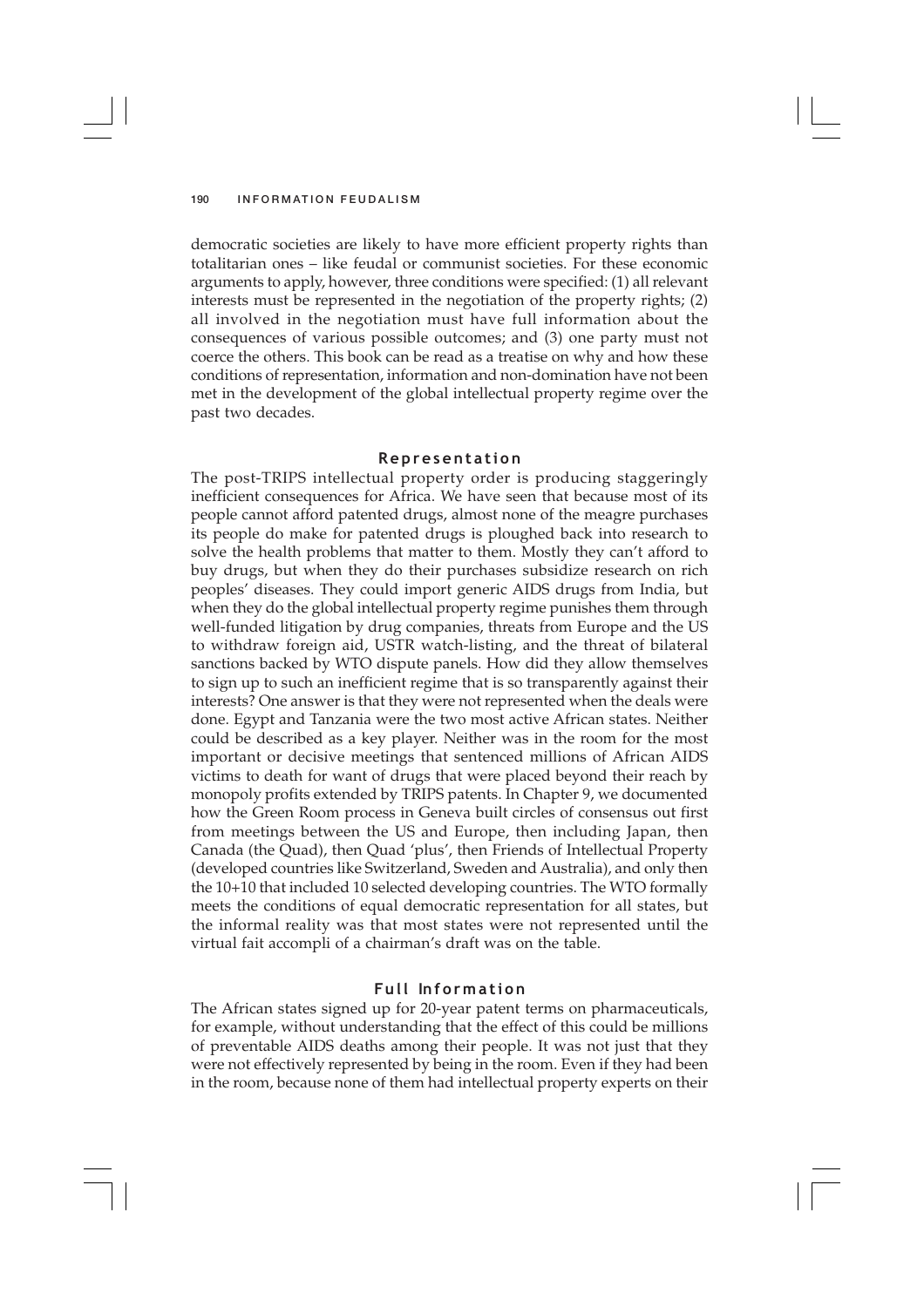democratic societies are likely to have more efficient property rights than totalitarian ones – like feudal or communist societies. For these economic arguments to apply, however, three conditions were specified: (1) all relevant interests must be represented in the negotiation of the property rights; (2) all involved in the negotiation must have full information about the consequences of various possible outcomes; and (3) one party must not coerce the others. This book can be read as a treatise on why and how these conditions of representation, information and non-domination have not been met in the development of the global intellectual property regime over the past two decades.

### Representation

The post-TRIPS intellectual property order is producing staggeringly inefficient consequences for Africa. We have seen that because most of its people cannot afford patented drugs, almost none of the meagre purchases its people do make for patented drugs is ploughed back into research to solve the health problems that matter to them. Mostly they can't afford to buy drugs, but when they do their purchases subsidize research on rich peoples' diseases. They could import generic AIDS drugs from India, but when they do the global intellectual property regime punishes them through well-funded litigation by drug companies, threats from Europe and the US to withdraw foreign aid, USTR watch-listing, and the threat of bilateral sanctions backed by WTO dispute panels. How did they allow themselves to sign up to such an inefficient regime that is so transparently against their interests? One answer is that they were not represented when the deals were done. Egypt and Tanzania were the two most active African states. Neither could be described as a key player. Neither was in the room for the most important or decisive meetings that sentenced millions of African AIDS victims to death for want of drugs that were placed beyond their reach by monopoly profits extended by TRIPS patents. In Chapter 9, we documented how the Green Room process in Geneva built circles of consensus out first from meetings between the US and Europe, then including Japan, then Canada (the Quad), then Quad 'plus', then Friends of Intellectual Property (developed countries like Switzerland, Sweden and Australia), and only then the 10+10 that included 10 selected developing countries. The WTO formally meets the conditions of equal democratic representation for all states, but the informal reality was that most states were not represented until the virtual fait accompli of a chairman's draft was on the table.

### Full Information

The African states signed up for 20-year patent terms on pharmaceuticals, for example, without understanding that the effect of this could be millions of preventable AIDS deaths among their people. It was not just that they were not effectively represented by being in the room. Even if they had been in the room, because none of them had intellectual property experts on their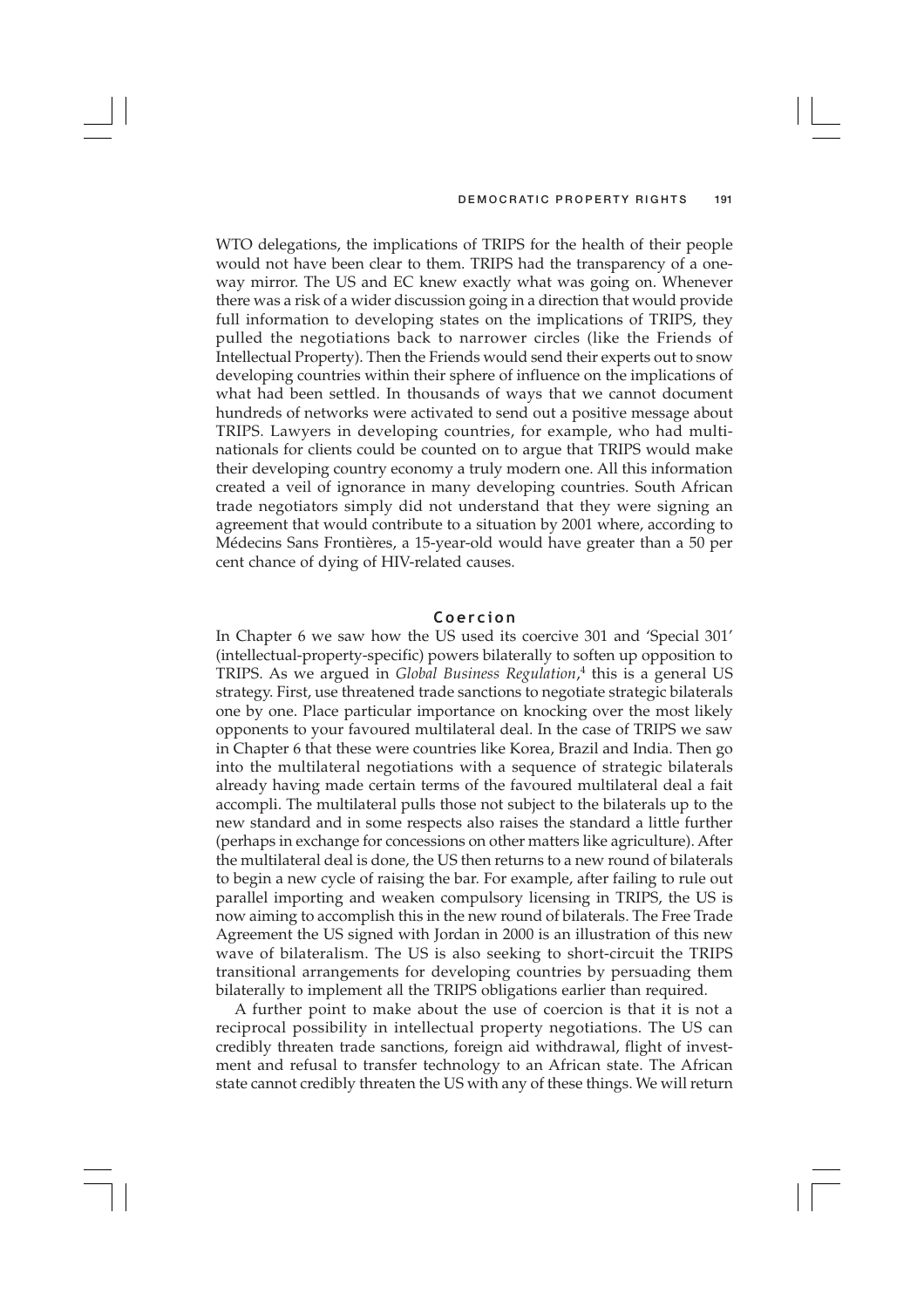WTO delegations, the implications of TRIPS for the health of their people would not have been clear to them. TRIPS had the transparency of a one-way mirror. The US and EC knew exactly what was going on. Whenever there was a risk of a wider discussion going in a direction that would provide full information to developing states on the implications of TRIPS, they pulled the negotiations back to narrower circles (like the Friends of Intellectual Property). Then the Friends would send their experts out to snow developing countries within their sphere of influence on the implications of what had been settled. In thousands of ways that we cannot document hundreds of networks were activated to send out a positive message about TRIPS. Lawyers in developing countries, for example, who had multinationals for clients could be counted on to argue that TRIPS would make their developing country economy a truly modern one. All this information created a veil of ignorance in many developing countries. South African trade negotiators simply did not understand that they were signing an agreement that would contribute to a situation by 2001 where, according to Médecins Sans Frontières, a 15-year-old would have greater than a 50 per cent chance of dying of HIV-related causes.

## Coercion

In Chapter 6 we saw how the US used its coercive 301 and 'Special 301' (intellectual-property-specific) powers bilaterally to soften up opposition to TRIPS. As we argued in *Global Business Regulation*,[4] this is a general US strategy. First, use threatened trade sanctions to negotiate strategic bilaterals one by one. Place particular importance on knocking over the most likely opponents to your favoured multilateral deal. In the case of TRIPS we saw in Chapter 6 that these were countries like Korea, Brazil and India. Then go into the multilateral negotiations with a sequence of strategic bilaterals already having made certain terms of the favoured multilateral deal a fait accompli. The multilateral pulls those not subject to the bilaterals up to the new standard and in some respects also raises the standard a little further (perhaps in exchange for concessions on other matters like agriculture). After the multilateral deal is done, the US then returns to a new round of bilaterals to begin a new cycle of raising the bar. For example, after failing to rule out parallel importing and weaken compulsory licensing in TRIPS, the US is now aiming to accomplish this in the new round of bilaterals. The Free Trade Agreement the US signed with Jordan in 2000 is an illustration of this new wave of bilateralism. The US is also seeking to short-circuit the TRIPS transitional arrangements for developing countries by persuading them bilaterally to implement all the TRIPS obligations earlier than required.

A further point to make about the use of coercion is that it is not a reciprocal possibility in intellectual property negotiations. The US can credibly threaten trade sanctions, foreign aid withdrawal, flight of investment and refusal to transfer technology to an African state. The African state cannot credibly threaten the US with any of these things. We will return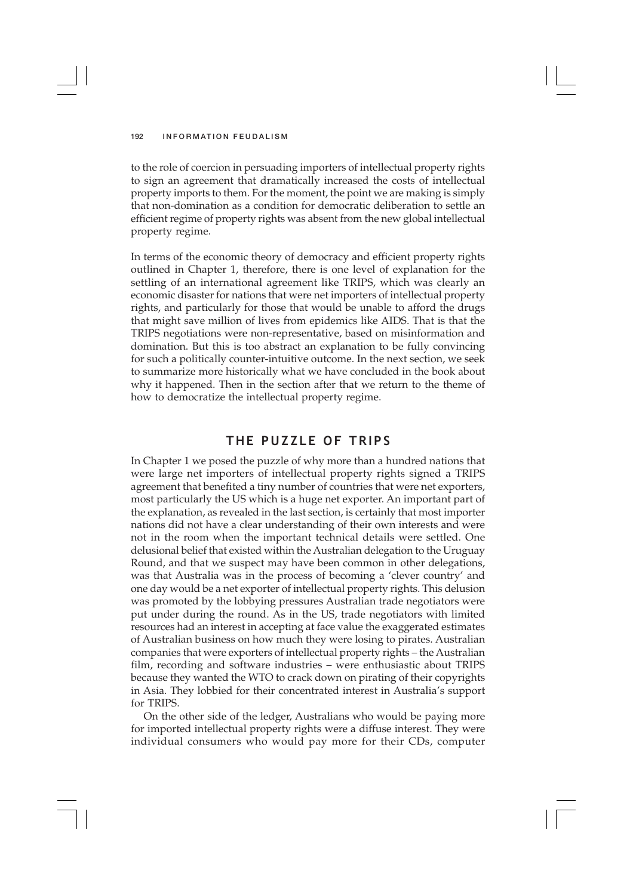to the role of coercion in persuading importers of intellectual property rights to sign an agreement that dramatically increased the costs of intellectual property imports to them. For the moment, the point we are making is simply that non-domination as a condition for democratic deliberation to settle an efficient regime of property rights was absent from the new global intellectual property regime.

In terms of the economic theory of democracy and efficient property rights outlined in Chapter 1, therefore, there is one level of explanation for the settling of an international agreement like TRIPS, which was clearly an economic disaster for nations that were net importers of intellectual property rights, and particularly for those that would be unable to afford the drugs that might save million of lives from epidemics like AIDS. That is that the TRIPS negotiations were non-representative, based on misinformation and domination. But this is too abstract an explanation to be fully convincing for such a politically counter-intuitive outcome. In the next section, we seek to summarize more historically what we have concluded in the book about why it happened. Then in the section after that we return to the theme of how to democratize the intellectual property regime.

## THE PUZZLE OF TRIPS

In Chapter 1 we posed the puzzle of why more than a hundred nations that were large net importers of intellectual property rights signed a TRIPS agreement that benefited a tiny number of countries that were net exporters, most particularly the US which is a huge net exporter. An important part of the explanation, as revealed in the last section, is certainly that most importer nations did not have a clear understanding of their own interests and were not in the room when the important technical details were settled. One delusional belief that existed within the Australian delegation to the Uruguay Round, and that we suspect may have been common in other delegations, was that Australia was in the process of becoming a 'clever country' and one day would be a net exporter of intellectual property rights. This delusion was promoted by the lobbying pressures Australian trade negotiators were put under during the round. As in the US, trade negotiators with limited resources had an interest in accepting at face value the exaggerated estimates of Australian business on how much they were losing to pirates. Australian companies that were exporters of intellectual property rights – the Australian film, recording and software industries – were enthusiastic about TRIPS because they wanted the WTO to crack down on pirating of their copyrights in Asia. They lobbied for their concentrated interest in Australia's support for TRIPS.

On the other side of the ledger, Australians who would be paying more for imported intellectual property rights were a diffuse interest. They were individual consumers who would pay more for their CDs, computer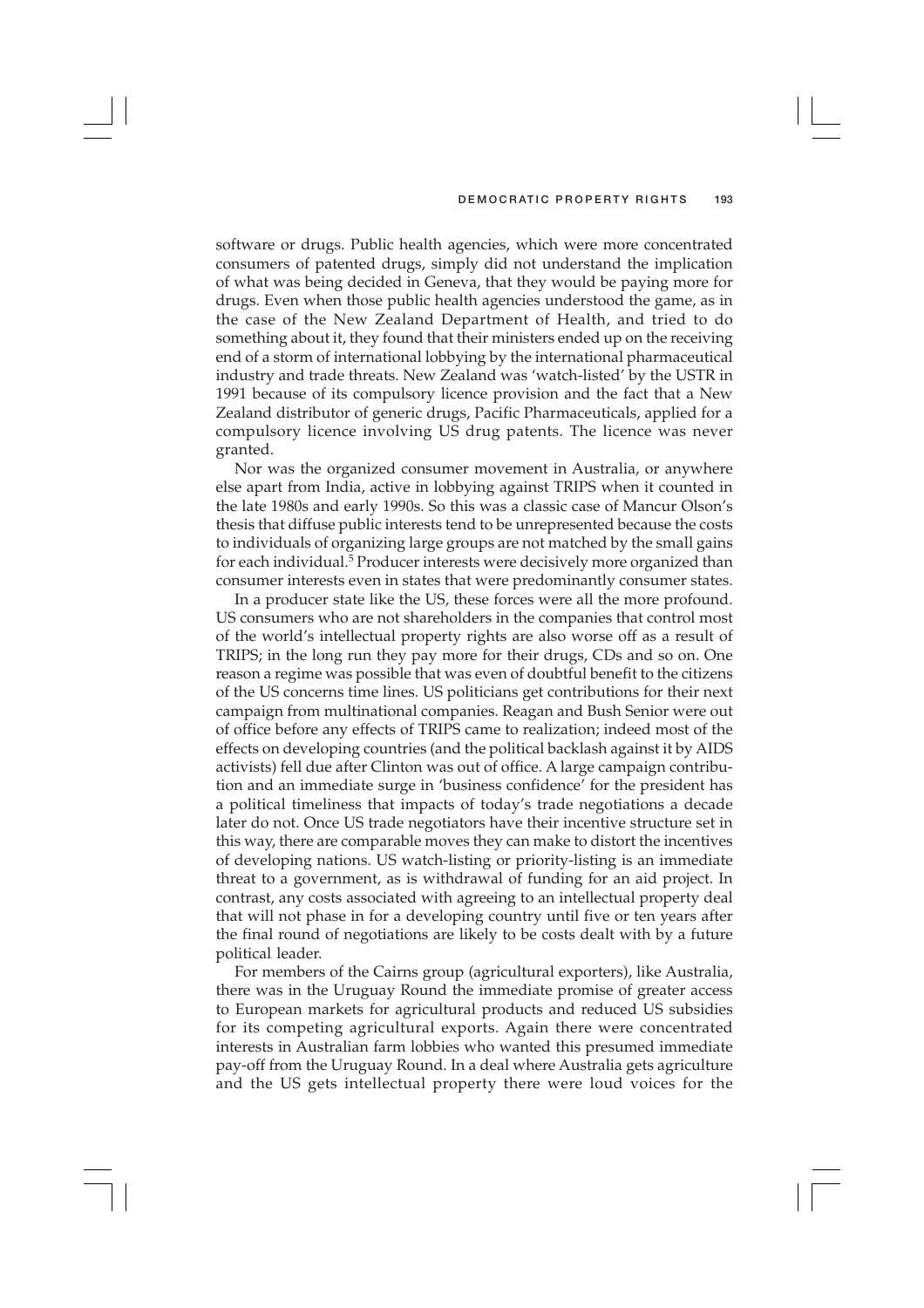software or drugs. Public health agencies, which were more concentrated consumers of patented drugs, simply did not understand the implication of what was being decided in Geneva, that they would be paying more for drugs. Even when those public health agencies understood the game, as in the case of the New Zealand Department of Health, and tried to do something about it, they found that their ministers ended up on the receiving end of a storm of international lobbying by the international pharmaceutical industry and trade threats. New Zealand was 'watch-listed' by the USTR in 1991 because of its compulsory licence provision and the fact that a New Zealand distributor of generic drugs, Pacific Pharmaceuticals, applied for a compulsory licence involving US drug patents. The licence was never granted.

Nor was the organized consumer movement in Australia, or anywhere else apart from India, active in lobbying against TRIPS when it counted in the late 1980s and early 1990s. So this was a classic case of Mancur Olson's thesis that diffuse public interests tend to be unrepresented because the costs to individuals of organizing large groups are not matched by the small gains for each individual.[5] Producer interests were decisively more organized than consumer interests even in states that were predominantly consumer states.

In a producer state like the US, these forces were all the more profound. US consumers who are not shareholders in the companies that control most of the world's intellectual property rights are also worse off as a result of TRIPS; in the long run they pay more for their drugs, CDs and so on. One reason a regime was possible that was even of doubtful benefit to the citizens of the US concerns time lines. US politicians get contributions for their next campaign from multinational companies. Reagan and Bush Senior were out of office before any effects of TRIPS came to realization; indeed most of the effects on developing countries (and the political backlash against it by AIDS activists) fell due after Clinton was out of office. A large campaign contribution and an immediate surge in 'business confidence' for the president has a political timeliness that impacts of today's trade negotiations a decade later do not. Once US trade negotiators have their incentive structure set in this way, there are comparable moves they can make to distort the incentives of developing nations. US watch-listing or priority-listing is an immediate threat to a government, as is withdrawal of funding for an aid project. In contrast, any costs associated with agreeing to an intellectual property deal that will not phase in for a developing country until five or ten years after the final round of negotiations are likely to be costs dealt with by a future political leader.

For members of the Cairns group (agricultural exporters), like Australia, there was in the Uruguay Round the immediate promise of greater access to European markets for agricultural products and reduced US subsidies for its competing agricultural exports. Again there were concentrated interests in Australian farm lobbies who wanted this presumed immediate pay-off from the Uruguay Round. In a deal where Australia gets agriculture and the US gets intellectual property there were loud voices for the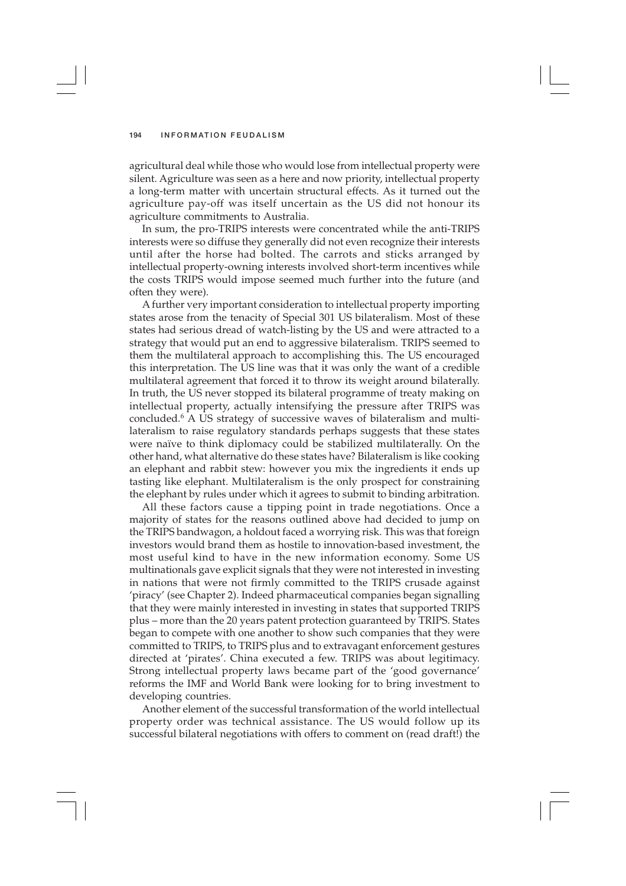agricultural deal while those who would lose from intellectual property were silent. Agriculture was seen as a here and now priority, intellectual property a long-term matter with uncertain structural effects. As it turned out the agriculture pay-off was itself uncertain as the US did not honour its agriculture commitments to Australia.

In sum, the pro-TRIPS interests were concentrated while the anti-TRIPS interests were so diffuse they generally did not even recognize their interests until after the horse had bolted. The carrots and sticks arranged by intellectual property-owning interests involved short-term incentives while the costs TRIPS would impose seemed much further into the future (and often they were).

A further very important consideration to intellectual property importing states arose from the tenacity of Special 301 US bilateralism. Most of these states had serious dread of watch-listing by the US and were attracted to a strategy that would put an end to aggressive bilateralism. TRIPS seemed to them the multilateral approach to accomplishing this. The US encouraged this interpretation. The US line was that it was only the want of a credible multilateral agreement that forced it to throw its weight around bilaterally. In truth, the US never stopped its bilateral programme of treaty making on intellectual property, actually intensifying the pressure after TRIPS was concluded.[6] A US strategy of successive waves of bilateralism and multilateralism to raise regulatory standards perhaps suggests that these states were naïve to think diplomacy could be stabilized multilaterally. On the other hand, what alternative do these states have? Bilateralism is like cooking an elephant and rabbit stew: however you mix the ingredients it ends up tasting like elephant. Multilateralism is the only prospect for constraining the elephant by rules under which it agrees to submit to binding arbitration.

All these factors cause a tipping point in trade negotiations. Once a majority of states for the reasons outlined above had decided to jump on the TRIPS bandwagon, a holdout faced a worrying risk. This was that foreign investors would brand them as hostile to innovation-based investment, the most useful kind to have in the new information economy. Some US multinationals gave explicit signals that they were not interested in investing in nations that were not firmly committed to the TRIPS crusade against 'piracy' (see Chapter 2). Indeed pharmaceutical companies began signalling that they were mainly interested in investing in states that supported TRIPS plus – more than the 20 years patent protection guaranteed by TRIPS. States began to compete with one another to show such companies that they were committed to TRIPS, to TRIPS plus and to extravagant enforcement gestures directed at 'pirates'. China executed a few. TRIPS was about legitimacy. Strong intellectual property laws became part of the 'good governance' reforms the IMF and World Bank were looking for to bring investment to developing countries.

Another element of the successful transformation of the world intellectual property order was technical assistance. The US would follow up its successful bilateral negotiations with offers to comment on (read draft!) the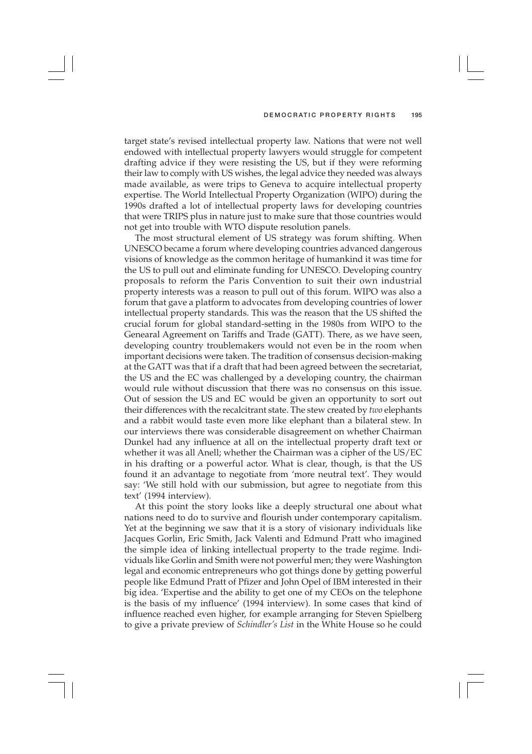target state's revised intellectual property law. Nations that were not well endowed with intellectual property lawyers would struggle for competent drafting advice if they were resisting the US, but if they were reforming their law to comply with US wishes, the legal advice they needed was always made available, as were trips to Geneva to acquire intellectual property expertise. The World Intellectual Property Organization (WIPO) during the 1990s drafted a lot of intellectual property laws for developing countries that were TRIPS plus in nature just to make sure that those countries would not get into trouble with WTO dispute resolution panels.

The most structural element of US strategy was forum shifting. When UNESCO became a forum where developing countries advanced dangerous visions of knowledge as the common heritage of humankind it was time for the US to pull out and eliminate funding for UNESCO. Developing country proposals to reform the Paris Convention to suit their own industrial property interests was a reason to pull out of this forum. WIPO was also a forum that gave a platform to advocates from developing countries of lower intellectual property standards. This was the reason that the US shifted the crucial forum for global standard-setting in the 1980s from WIPO to the Genearal Agreement on Tariffs and Trade (GATT). There, as we have seen, developing country troublemakers would not even be in the room when important decisions were taken. The tradition of consensus decision-making at the GATT was that if a draft that had been agreed between the secretariat, the US and the EC was challenged by a developing country, the chairman would rule without discussion that there was no consensus on this issue. Out of session the US and EC would be given an opportunity to sort out their differences with the recalcitrant state. The stew created by *two* elephants and a rabbit would taste even more like elephant than a bilateral stew. In our interviews there was considerable disagreement on whether Chairman Dunkel had any influence at all on the intellectual property draft text or whether it was all Anell; whether the Chairman was a cipher of the US/EC in his drafting or a powerful actor. What is clear, though, is that the US found it an advantage to negotiate from 'more neutral text'. They would say: 'We still hold with our submission, but agree to negotiate from this text' (1994 interview).

At this point the story looks like a deeply structural one about what nations need to do to survive and flourish under contemporary capitalism. Yet at the beginning we saw that it is a story of visionary individuals like Jacques Gorlin, Eric Smith, Jack Valenti and Edmund Pratt who imagined the simple idea of linking intellectual property to the trade regime. Individuals like Gorlin and Smith were not powerful men; they were Washington legal and economic entrepreneurs who got things done by getting powerful people like Edmund Pratt of Pfizer and John Opel of IBM interested in their big idea. 'Expertise and the ability to get one of my CEOs on the telephone is the basis of my influence' (1994 interview). In some cases that kind of influence reached even higher, for example arranging for Steven Spielberg to give a private preview of *Schindler's List* in the White House so he could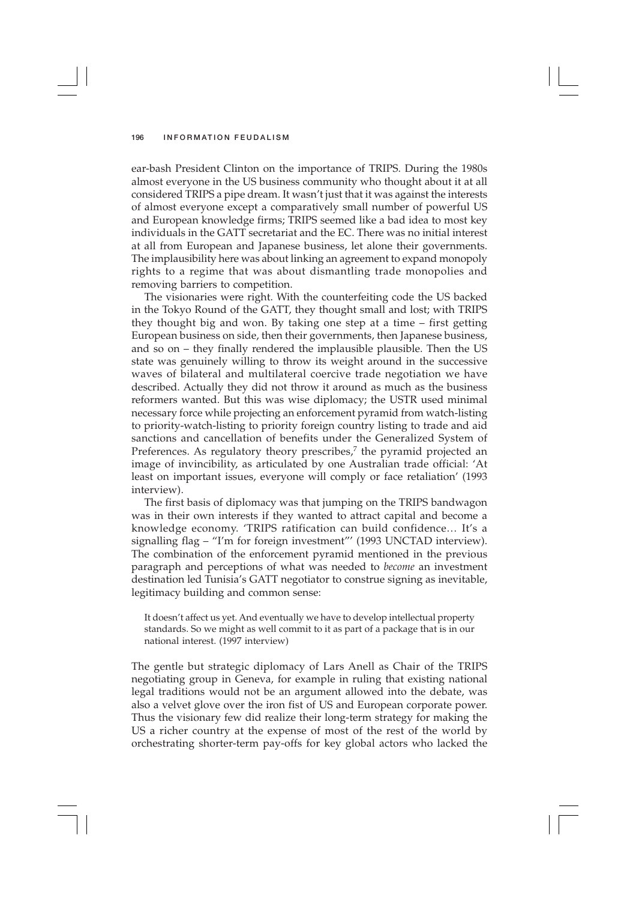ear-bash President Clinton on the importance of TRIPS. During the 1980s almost everyone in the US business community who thought about it at all considered TRIPS a pipe dream. It wasn't just that it was against the interests of almost everyone except a comparatively small number of powerful US and European knowledge firms; TRIPS seemed like a bad idea to most key individuals in the GATT secretariat and the EC. There was no initial interest at all from European and Japanese business, let alone their governments. The implausibility here was about linking an agreement to expand monopoly rights to a regime that was about dismantling trade monopolies and removing barriers to competition.

The visionaries were right. With the counterfeiting code the US backed in the Tokyo Round of the GATT, they thought small and lost; with TRIPS they thought big and won. By taking one step at a time – first getting European business on side, then their governments, then Japanese business, and so on – they finally rendered the implausible plausible. Then the US state was genuinely willing to throw its weight around in the successive waves of bilateral and multilateral coercive trade negotiation we have described. Actually they did not throw it around as much as the business reformers wanted. But this was wise diplomacy; the USTR used minimal necessary force while projecting an enforcement pyramid from watch-listing to priority-watch-listing to priority foreign country listing to trade and aid sanctions and cancellation of benefits under the Generalized System of Preferences. As regulatory theory prescribes,[7] the pyramid projected an image of invincibility, as articulated by one Australian trade official: 'At least on important issues, everyone will comply or face retaliation' (1993 interview).

The first basis of diplomacy was that jumping on the TRIPS bandwagon was in their own interests if they wanted to attract capital and become a knowledge economy. 'TRIPS ratification can build confidence… It's a signalling flag – "I'm for foreign investment"' (1993 UNCTAD interview). The combination of the enforcement pyramid mentioned in the previous paragraph and perceptions of what was needed to *become* an investment destination led Tunisia's GATT negotiator to construe signing as inevitable, legitimacy building and common sense:

> It doesn't affect us yet. And eventually we have to develop intellectual property standards. So we might as well commit to it as part of a package that is in our national interest. (1997 interview)

The gentle but strategic diplomacy of Lars Anell as Chair of the TRIPS negotiating group in Geneva, for example in ruling that existing national legal traditions would not be an argument allowed into the debate, was also a velvet glove over the iron fist of US and European corporate power. Thus the visionary few did realize their long-term strategy for making the US a richer country at the expense of most of the rest of the world by orchestrating shorter-term pay-offs for key global actors who lacked the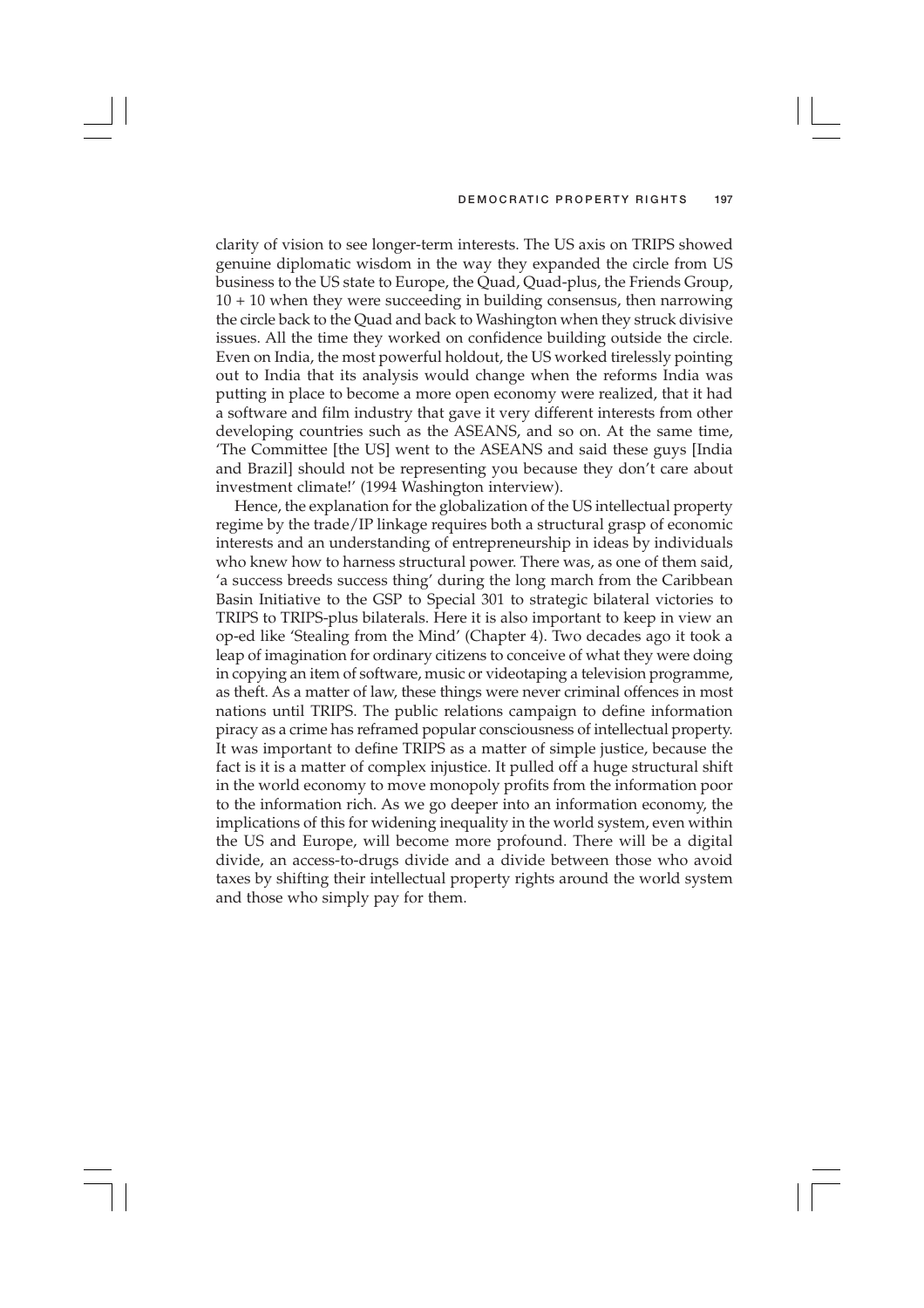clarity of vision to see longer-term interests. The US axis on TRIPS showed genuine diplomatic wisdom in the way they expanded the circle from US business to the US state to Europe, the Quad, Quad-plus, the Friends Group, 10 + 10 when they were succeeding in building consensus, then narrowing the circle back to the Quad and back to Washington when they struck divisive issues. All the time they worked on confidence building outside the circle. Even on India, the most powerful holdout, the US worked tirelessly pointing out to India that its analysis would change when the reforms India was putting in place to become a more open economy were realized, that it had a software and film industry that gave it very different interests from other developing countries such as the ASEANS, and so on. At the same time, 'The Committee [the US] went to the ASEANS and said these guys [India and Brazil] should not be representing you because they don't care about investment climate!' (1994 Washington interview).

Hence, the explanation for the globalization of the US intellectual property regime by the trade/IP linkage requires both a structural grasp of economic interests and an understanding of entrepreneurship in ideas by individuals who knew how to harness structural power. There was, as one of them said, 'a success breeds success thing' during the long march from the Caribbean Basin Initiative to the GSP to Special 301 to strategic bilateral victories to TRIPS to TRIPS-plus bilaterals. Here it is also important to keep in view an op-ed like 'Stealing from the Mind' (Chapter 4). Two decades ago it took a leap of imagination for ordinary citizens to conceive of what they were doing in copying an item of software, music or videotaping a television programme, as theft. As a matter of law, these things were never criminal offences in most nations until TRIPS. The public relations campaign to define information piracy as a crime has reframed popular consciousness of intellectual property. It was important to define TRIPS as a matter of simple justice, because the fact is it is a matter of complex injustice. It pulled off a huge structural shift in the world economy to move monopoly profits from the information poor to the information rich. As we go deeper into an information economy, the implications of this for widening inequality in the world system, even within the US and Europe, will become more profound. There will be a digital divide, an access-to-drugs divide and a divide between those who avoid taxes by shifting their intellectual property rights around the world system and those who simply pay for them.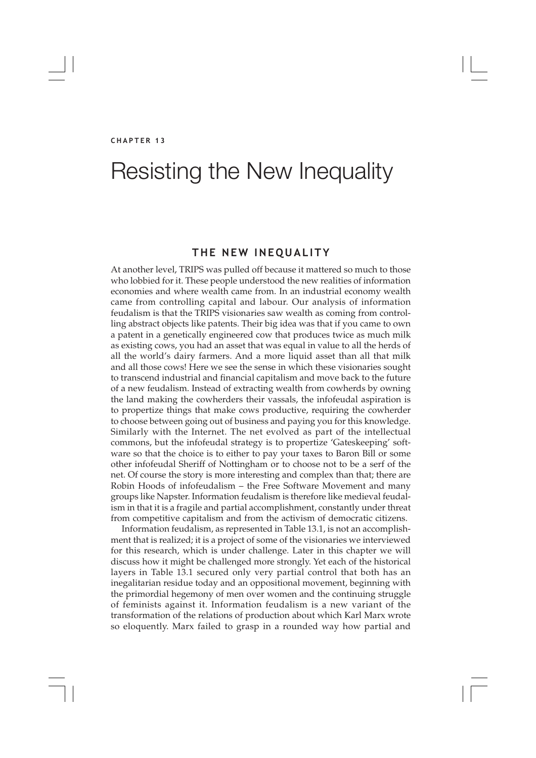CHAPTER 13

# Resisting the New Inequality

## THE NEW INEQUALITY

At another level, TRIPS was pulled off because it mattered so much to those who lobbied for it. These people understood the new realities of information economies and where wealth came from. In an industrial economy wealth came from controlling capital and labour. Our analysis of information feudalism is that the TRIPS visionaries saw wealth as coming from controlling abstract objects like patents. Their big idea was that if you came to own a patent in a genetically engineered cow that produces twice as much milk as existing cows, you had an asset that was equal in value to all the herds of all the world's dairy farmers. And a more liquid asset than all that milk and all those cows! Here we see the sense in which these visionaries sought to transcend industrial and financial capitalism and move back to the future of a new feudalism. Instead of extracting wealth from cowherds by owning the land making the cowherders their vassals, the infofeudal aspiration is to propertize things that make cows productive, requiring the cowherder to choose between going out of business and paying you for this knowledge. Similarly with the Internet. The net evolved as part of the intellectual commons, but the infofeudal strategy is to propertize 'Gateskeeping' software so that the choice is to either to pay your taxes to Baron Bill or some other infofeudal Sheriff of Nottingham or to choose not to be a serf of the net. Of course the story is more interesting and complex than that; there are Robin Hoods of infofeudalism – the Free Software Movement and many groups like Napster. Information feudalism is therefore like medieval feudalism in that it is a fragile and partial accomplishment, constantly under threat from competitive capitalism and from the activism of democratic citizens.

Information feudalism, as represented in Table 13.1, is not an accomplishment that is realized; it is a project of some of the visionaries we interviewed for this research, which is under challenge. Later in this chapter we will discuss how it might be challenged more strongly. Yet each of the historical layers in Table 13.1 secured only very partial control that both has an inegalitarian residue today and an oppositional movement, beginning with the primordial hegemony of men over women and the continuing struggle of feminists against it. Information feudalism is a new variant of the transformation of the relations of production about which Karl Marx wrote so eloquently. Marx failed to grasp in a rounded way how partial and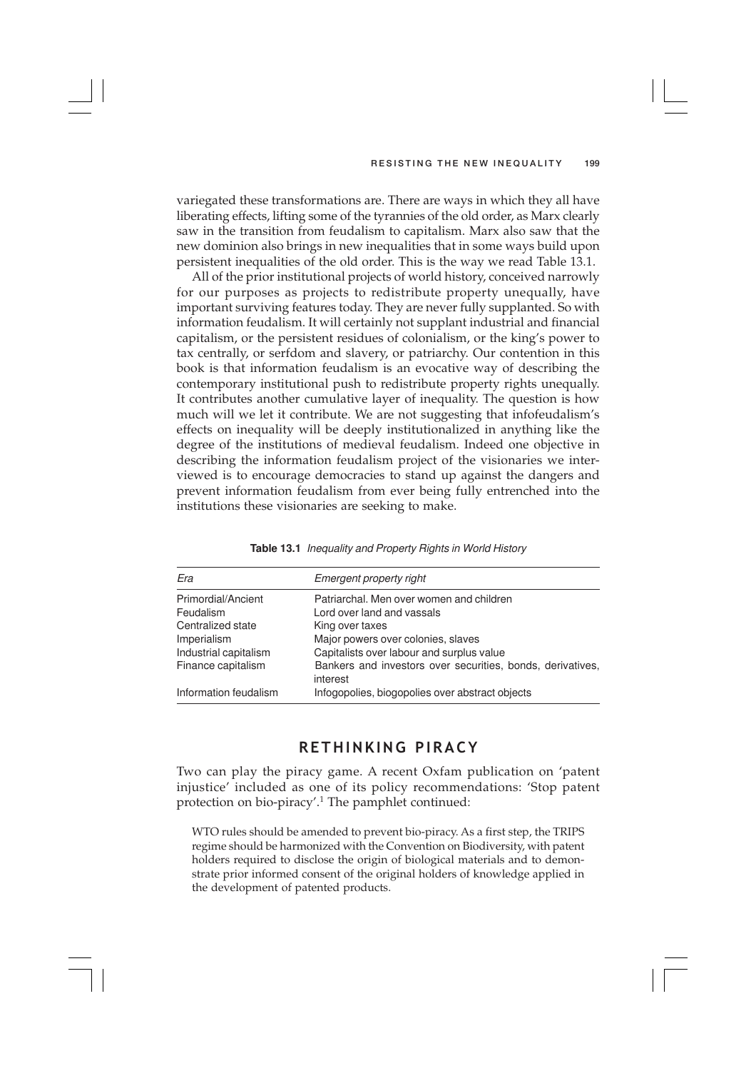variegated these transformations are. There are ways in which they all have liberating effects, lifting some of the tyrannies of the old order, as Marx clearly saw in the transition from feudalism to capitalism. Marx also saw that the new dominion also brings in new inequalities that in some ways build upon persistent inequalities of the old order. This is the way we read Table 13.1.

All of the prior institutional projects of world history, conceived narrowly for our purposes as projects to redistribute property unequally, have important surviving features today. They are never fully supplanted. So with information feudalism. It will certainly not supplant industrial and financial capitalism, or the persistent residues of colonialism, or the king's power to tax centrally, or serfdom and slavery, or patriarchy. Our contention in this book is that information feudalism is an evocative way of describing the contemporary institutional push to redistribute property rights unequally. It contributes another cumulative layer of inequality. The question is how much will we let it contribute. We are not suggesting that infofeudalism's effects on inequality will be deeply institutionalized in anything like the degree of the institutions of medieval feudalism. Indeed one objective in describing the information feudalism project of the visionaries we interviewed is to encourage democracies to stand up against the dangers and prevent information feudalism from ever being fully entrenched into the institutions these visionaries are seeking to make.

**Table 13.1** *Inequality and Property Rights in World History*

| *Era* | *Emergent property right* |
|---|---|
| Primordial/Ancient | Patriarchal. Men over women and children |
| Feudalism | Lord over land and vassals |
| Centralized state | King over taxes |
| Imperialism | Major powers over colonies, slaves |
| Industrial capitalism | Capitalists over labour and surplus value |
| Finance capitalism | Bankers and investors over securities, bonds, derivatives, interest |
| Information feudalism | Infogopolies, biogopolies over abstract objects |

## RETHINKING PIRACY

Two can play the piracy game. A recent Oxfam publication on 'patent injustice' included as one of its policy recommendations: 'Stop patent protection on bio-piracy'.[1] The pamphlet continued:

> WTO rules should be amended to prevent bio-piracy. As a first step, the TRIPS regime should be harmonized with the Convention on Biodiversity, with patent holders required to disclose the origin of biological materials and to demonstrate prior informed consent of the original holders of knowledge applied in the development of patented products.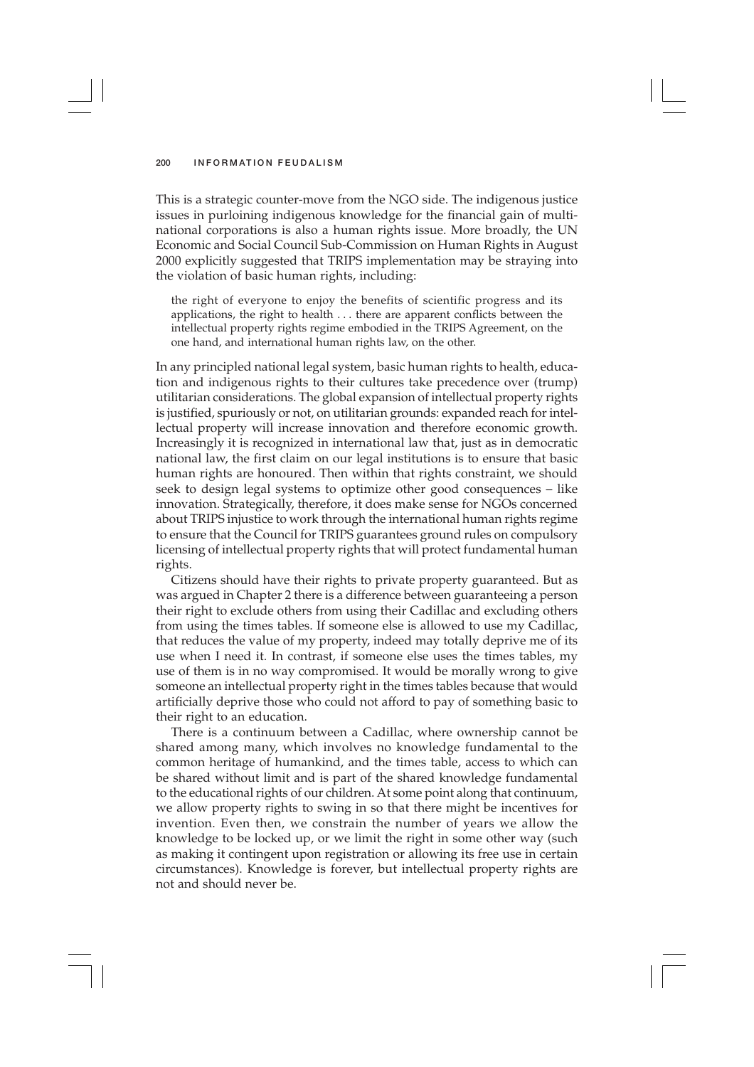This is a strategic counter-move from the NGO side. The indigenous justice issues in purloining indigenous knowledge for the financial gain of multinational corporations is also a human rights issue. More broadly, the UN Economic and Social Council Sub-Commission on Human Rights in August 2000 explicitly suggested that TRIPS implementation may be straying into the violation of basic human rights, including:

> the right of everyone to enjoy the benefits of scientific progress and its applications, the right to health . . . there are apparent conflicts between the intellectual property rights regime embodied in the TRIPS Agreement, on the one hand, and international human rights law, on the other.

In any principled national legal system, basic human rights to health, education and indigenous rights to their cultures take precedence over (trump) utilitarian considerations. The global expansion of intellectual property rights is justified, spuriously or not, on utilitarian grounds: expanded reach for intellectual property will increase innovation and therefore economic growth. Increasingly it is recognized in international law that, just as in democratic national law, the first claim on our legal institutions is to ensure that basic human rights are honoured. Then within that rights constraint, we should seek to design legal systems to optimize other good consequences – like innovation. Strategically, therefore, it does make sense for NGOs concerned about TRIPS injustice to work through the international human rights regime to ensure that the Council for TRIPS guarantees ground rules on compulsory licensing of intellectual property rights that will protect fundamental human rights.

Citizens should have their rights to private property guaranteed. But as was argued in Chapter 2 there is a difference between guaranteeing a person their right to exclude others from using their Cadillac and excluding others from using the times tables. If someone else is allowed to use my Cadillac, that reduces the value of my property, indeed may totally deprive me of its use when I need it. In contrast, if someone else uses the times tables, my use of them is in no way compromised. It would be morally wrong to give someone an intellectual property right in the times tables because that would artificially deprive those who could not afford to pay of something basic to their right to an education.

There is a continuum between a Cadillac, where ownership cannot be shared among many, which involves no knowledge fundamental to the common heritage of humankind, and the times table, access to which can be shared without limit and is part of the shared knowledge fundamental to the educational rights of our children. At some point along that continuum, we allow property rights to swing in so that there might be incentives for invention. Even then, we constrain the number of years we allow the knowledge to be locked up, or we limit the right in some other way (such as making it contingent upon registration or allowing its free use in certain circumstances). Knowledge is forever, but intellectual property rights are not and should never be.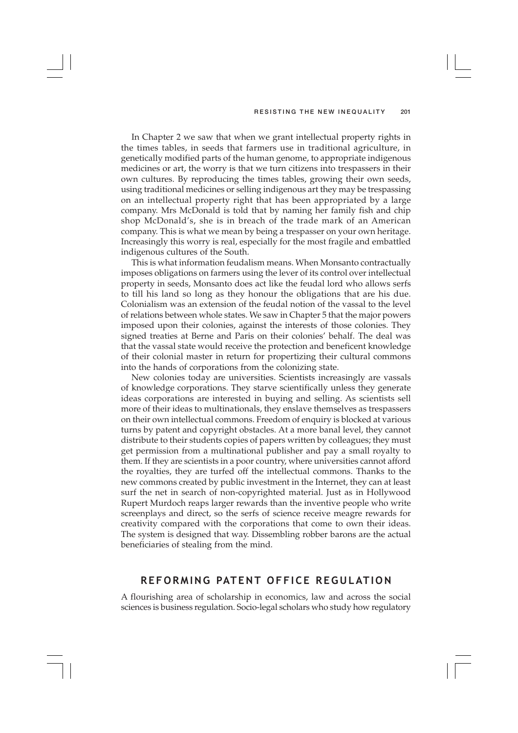In Chapter 2 we saw that when we grant intellectual property rights in the times tables, in seeds that farmers use in traditional agriculture, in genetically modified parts of the human genome, to appropriate indigenous medicines or art, the worry is that we turn citizens into trespassers in their own cultures. By reproducing the times tables, growing their own seeds, using traditional medicines or selling indigenous art they may be trespassing on an intellectual property right that has been appropriated by a large company. Mrs McDonald is told that by naming her family fish and chip shop McDonald's, she is in breach of the trade mark of an American company. This is what we mean by being a trespasser on your own heritage. Increasingly this worry is real, especially for the most fragile and embattled indigenous cultures of the South.

This is what information feudalism means. When Monsanto contractually imposes obligations on farmers using the lever of its control over intellectual property in seeds, Monsanto does act like the feudal lord who allows serfs to till his land so long as they honour the obligations that are his due. Colonialism was an extension of the feudal notion of the vassal to the level of relations between whole states. We saw in Chapter 5 that the major powers imposed upon their colonies, against the interests of those colonies. They signed treaties at Berne and Paris on their colonies' behalf. The deal was that the vassal state would receive the protection and beneficent knowledge of their colonial master in return for propertizing their cultural commons into the hands of corporations from the colonizing state.

New colonies today are universities. Scientists increasingly are vassals of knowledge corporations. They starve scientifically unless they generate ideas corporations are interested in buying and selling. As scientists sell more of their ideas to multinationals, they enslave themselves as trespassers on their own intellectual commons. Freedom of enquiry is blocked at various turns by patent and copyright obstacles. At a more banal level, they cannot distribute to their students copies of papers written by colleagues; they must get permission from a multinational publisher and pay a small royalty to them. If they are scientists in a poor country, where universities cannot afford the royalties, they are turfed off the intellectual commons. Thanks to the new commons created by public investment in the Internet, they can at least surf the net in search of non-copyrighted material. Just as in Hollywood Rupert Murdoch reaps larger rewards than the inventive people who write screenplays and direct, so the serfs of science receive meagre rewards for creativity compared with the corporations that come to own their ideas. The system is designed that way. Dissembling robber barons are the actual beneficiaries of stealing from the mind.

## REFORMING PATENT OFFICE REGULATION

A flourishing area of scholarship in economics, law and across the social sciences is business regulation. Socio-legal scholars who study how regulatory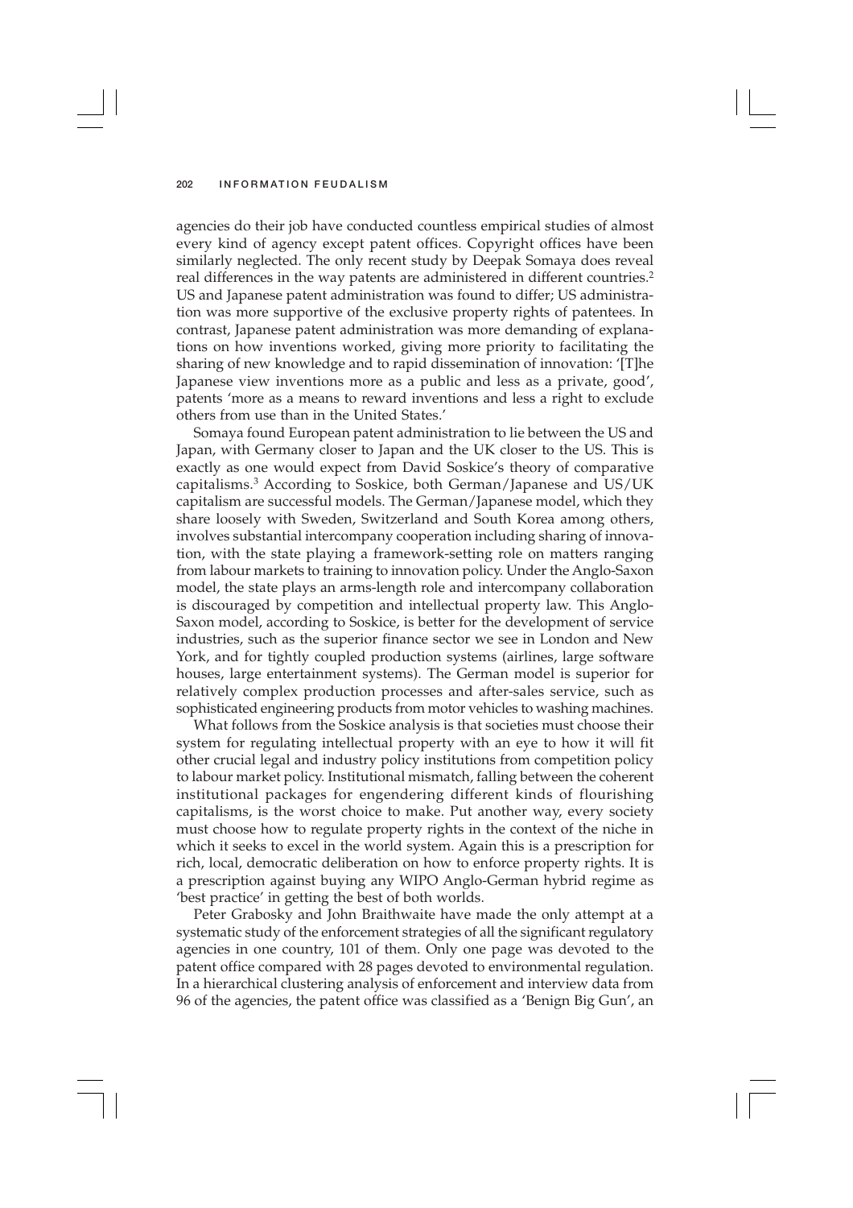agencies do their job have conducted countless empirical studies of almost every kind of agency except patent offices. Copyright offices have been similarly neglected. The only recent study by Deepak Somaya does reveal real differences in the way patents are administered in different countries.[2] US and Japanese patent administration was found to differ; US administration was more supportive of the exclusive property rights of patentees. In contrast, Japanese patent administration was more demanding of explanations on how inventions worked, giving more priority to facilitating the sharing of new knowledge and to rapid dissemination of innovation: '[T]he Japanese view inventions more as a public and less as a private, good', patents 'more as a means to reward inventions and less a right to exclude others from use than in the United States.'

Somaya found European patent administration to lie between the US and Japan, with Germany closer to Japan and the UK closer to the US. This is exactly as one would expect from David Soskice's theory of comparative capitalisms.[3] According to Soskice, both German/Japanese and US/UK capitalism are successful models. The German/Japanese model, which they share loosely with Sweden, Switzerland and South Korea among others, involves substantial intercompany cooperation including sharing of innovation, with the state playing a framework-setting role on matters ranging from labour markets to training to innovation policy. Under the Anglo-Saxon model, the state plays an arms-length role and intercompany collaboration is discouraged by competition and intellectual property law. This Anglo-Saxon model, according to Soskice, is better for the development of service industries, such as the superior finance sector we see in London and New York, and for tightly coupled production systems (airlines, large software houses, large entertainment systems). The German model is superior for relatively complex production processes and after-sales service, such as sophisticated engineering products from motor vehicles to washing machines.

What follows from the Soskice analysis is that societies must choose their system for regulating intellectual property with an eye to how it will fit other crucial legal and industry policy institutions from competition policy to labour market policy. Institutional mismatch, falling between the coherent institutional packages for engendering different kinds of flourishing capitalisms, is the worst choice to make. Put another way, every society must choose how to regulate property rights in the context of the niche in which it seeks to excel in the world system. Again this is a prescription for rich, local, democratic deliberation on how to enforce property rights. It is a prescription against buying any WIPO Anglo-German hybrid regime as 'best practice' in getting the best of both worlds.

Peter Grabosky and John Braithwaite have made the only attempt at a systematic study of the enforcement strategies of all the significant regulatory agencies in one country, 101 of them. Only one page was devoted to the patent office compared with 28 pages devoted to environmental regulation. In a hierarchical clustering analysis of enforcement and interview data from 96 of the agencies, the patent office was classified as a 'Benign Big Gun', an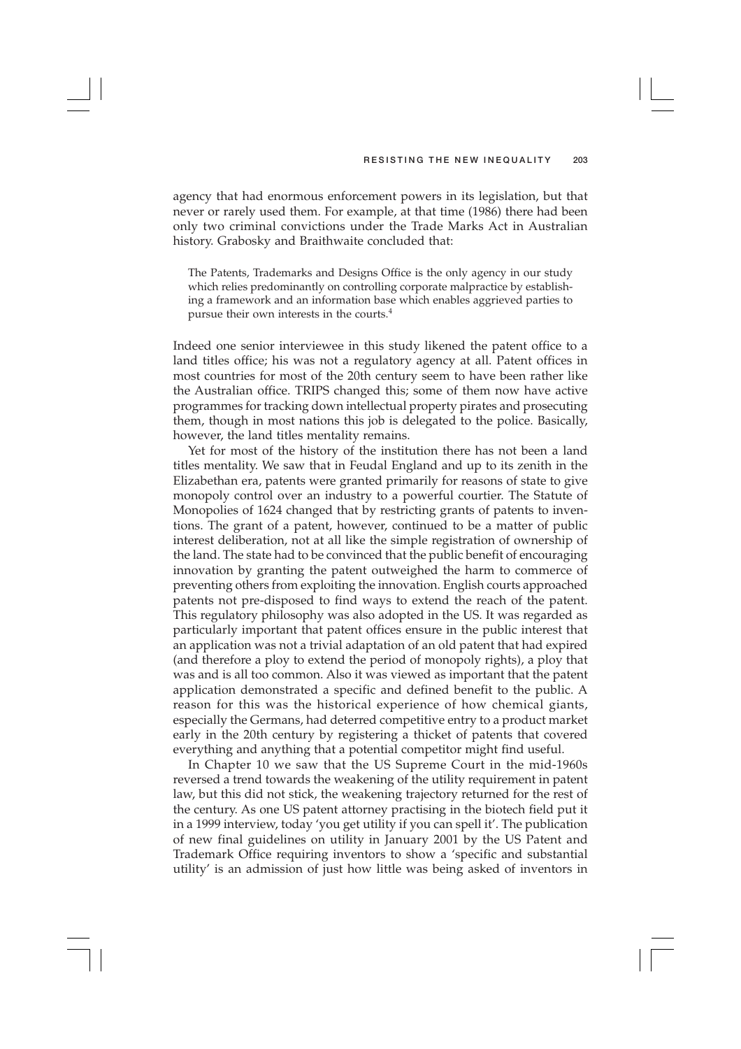agency that had enormous enforcement powers in its legislation, but that never or rarely used them. For example, at that time (1986) there had been only two criminal convictions under the Trade Marks Act in Australian history. Grabosky and Braithwaite concluded that:

> The Patents, Trademarks and Designs Office is the only agency in our study which relies predominantly on controlling corporate malpractice by establishing a framework and an information base which enables aggrieved parties to pursue their own interests in the courts.[4]

Indeed one senior interviewee in this study likened the patent office to a land titles office; his was not a regulatory agency at all. Patent offices in most countries for most of the 20th century seem to have been rather like the Australian office. TRIPS changed this; some of them now have active programmes for tracking down intellectual property pirates and prosecuting them, though in most nations this job is delegated to the police. Basically, however, the land titles mentality remains.

Yet for most of the history of the institution there has not been a land titles mentality. We saw that in Feudal England and up to its zenith in the Elizabethan era, patents were granted primarily for reasons of state to give monopoly control over an industry to a powerful courtier. The Statute of Monopolies of 1624 changed that by restricting grants of patents to inventions. The grant of a patent, however, continued to be a matter of public interest deliberation, not at all like the simple registration of ownership of the land. The state had to be convinced that the public benefit of encouraging innovation by granting the patent outweighed the harm to commerce of preventing others from exploiting the innovation. English courts approached patents not pre-disposed to find ways to extend the reach of the patent. This regulatory philosophy was also adopted in the US. It was regarded as particularly important that patent offices ensure in the public interest that an application was not a trivial adaptation of an old patent that had expired (and therefore a ploy to extend the period of monopoly rights), a ploy that was and is all too common. Also it was viewed as important that the patent application demonstrated a specific and defined benefit to the public. A reason for this was the historical experience of how chemical giants, especially the Germans, had deterred competitive entry to a product market early in the 20th century by registering a thicket of patents that covered everything and anything that a potential competitor might find useful.

In Chapter 10 we saw that the US Supreme Court in the mid-1960s reversed a trend towards the weakening of the utility requirement in patent law, but this did not stick, the weakening trajectory returned for the rest of the century. As one US patent attorney practising in the biotech field put it in a 1999 interview, today 'you get utility if you can spell it'. The publication of new final guidelines on utility in January 2001 by the US Patent and Trademark Office requiring inventors to show a 'specific and substantial utility' is an admission of just how little was being asked of inventors in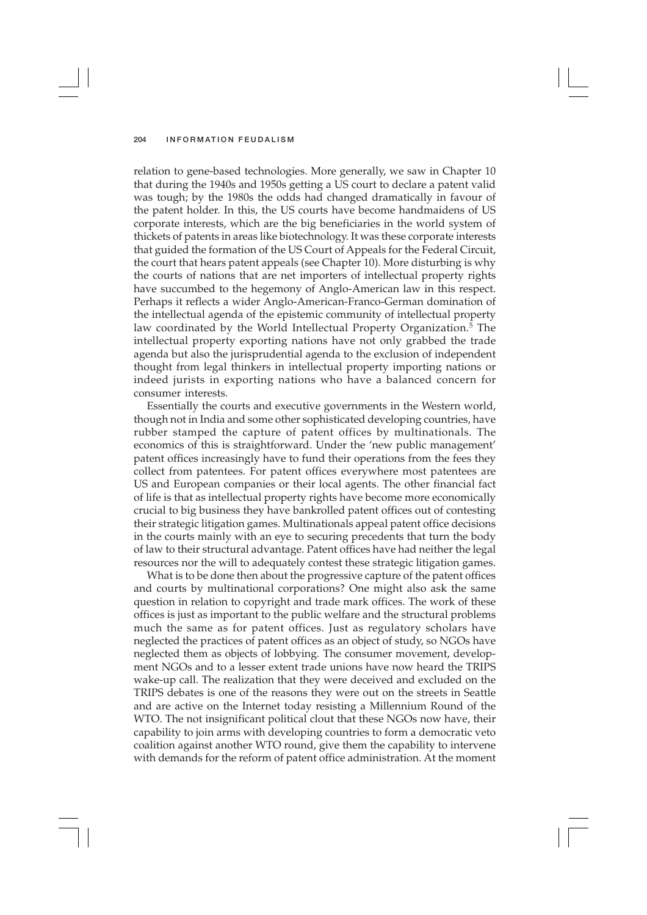relation to gene-based technologies. More generally, we saw in Chapter 10 that during the 1940s and 1950s getting a US court to declare a patent valid was tough; by the 1980s the odds had changed dramatically in favour of the patent holder. In this, the US courts have become handmaidens of US corporate interests, which are the big beneficiaries in the world system of thickets of patents in areas like biotechnology. It was these corporate interests that guided the formation of the US Court of Appeals for the Federal Circuit, the court that hears patent appeals (see Chapter 10). More disturbing is why the courts of nations that are net importers of intellectual property rights have succumbed to the hegemony of Anglo-American law in this respect. Perhaps it reflects a wider Anglo-American-Franco-German domination of the intellectual agenda of the epistemic community of intellectual property law coordinated by the World Intellectual Property Organization.[5] The intellectual property exporting nations have not only grabbed the trade agenda but also the jurisprudential agenda to the exclusion of independent thought from legal thinkers in intellectual property importing nations or indeed jurists in exporting nations who have a balanced concern for consumer interests.

Essentially the courts and executive governments in the Western world, though not in India and some other sophisticated developing countries, have rubber stamped the capture of patent offices by multinationals. The economics of this is straightforward. Under the 'new public management' patent offices increasingly have to fund their operations from the fees they collect from patentees. For patent offices everywhere most patentees are US and European companies or their local agents. The other financial fact of life is that as intellectual property rights have become more economically crucial to big business they have bankrolled patent offices out of contesting their strategic litigation games. Multinationals appeal patent office decisions in the courts mainly with an eye to securing precedents that turn the body of law to their structural advantage. Patent offices have had neither the legal resources nor the will to adequately contest these strategic litigation games.

What is to be done then about the progressive capture of the patent offices and courts by multinational corporations? One might also ask the same question in relation to copyright and trade mark offices. The work of these offices is just as important to the public welfare and the structural problems much the same as for patent offices. Just as regulatory scholars have neglected the practices of patent offices as an object of study, so NGOs have neglected them as objects of lobbying. The consumer movement, development NGOs and to a lesser extent trade unions have now heard the TRIPS wake-up call. The realization that they were deceived and excluded on the TRIPS debates is one of the reasons they were out on the streets in Seattle and are active on the Internet today resisting a Millennium Round of the WTO. The not insignificant political clout that these NGOs now have, their capability to join arms with developing countries to form a democratic veto coalition against another WTO round, give them the capability to intervene with demands for the reform of patent office administration. At the moment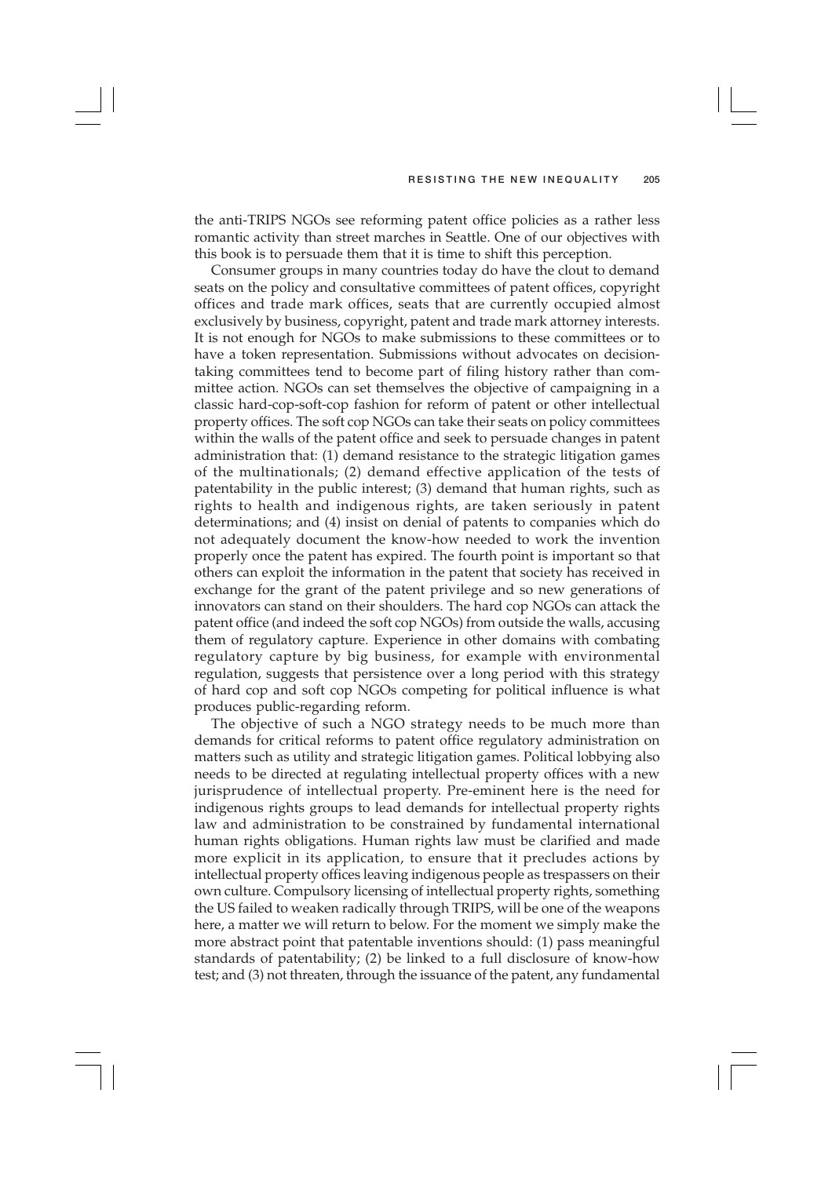the anti-TRIPS NGOs see reforming patent office policies as a rather less romantic activity than street marches in Seattle. One of our objectives with this book is to persuade them that it is time to shift this perception.

Consumer groups in many countries today do have the clout to demand seats on the policy and consultative committees of patent offices, copyright offices and trade mark offices, seats that are currently occupied almost exclusively by business, copyright, patent and trade mark attorney interests. It is not enough for NGOs to make submissions to these committees or to have a token representation. Submissions without advocates on decision-taking committees tend to become part of filing history rather than committee action. NGOs can set themselves the objective of campaigning in a classic hard-cop-soft-cop fashion for reform of patent or other intellectual property offices. The soft cop NGOs can take their seats on policy committees within the walls of the patent office and seek to persuade changes in patent administration that: (1) demand resistance to the strategic litigation games of the multinationals; (2) demand effective application of the tests of patentability in the public interest; (3) demand that human rights, such as rights to health and indigenous rights, are taken seriously in patent determinations; and (4) insist on denial of patents to companies which do not adequately document the know-how needed to work the invention properly once the patent has expired. The fourth point is important so that others can exploit the information in the patent that society has received in exchange for the grant of the patent privilege and so new generations of innovators can stand on their shoulders. The hard cop NGOs can attack the patent office (and indeed the soft cop NGOs) from outside the walls, accusing them of regulatory capture. Experience in other domains with combating regulatory capture by big business, for example with environmental regulation, suggests that persistence over a long period with this strategy of hard cop and soft cop NGOs competing for political influence is what produces public-regarding reform.

The objective of such a NGO strategy needs to be much more than demands for critical reforms to patent office regulatory administration on matters such as utility and strategic litigation games. Political lobbying also needs to be directed at regulating intellectual property offices with a new jurisprudence of intellectual property. Pre-eminent here is the need for indigenous rights groups to lead demands for intellectual property rights law and administration to be constrained by fundamental international human rights obligations. Human rights law must be clarified and made more explicit in its application, to ensure that it precludes actions by intellectual property offices leaving indigenous people as trespassers on their own culture. Compulsory licensing of intellectual property rights, something the US failed to weaken radically through TRIPS, will be one of the weapons here, a matter we will return to below. For the moment we simply make the more abstract point that patentable inventions should: (1) pass meaningful standards of patentability; (2) be linked to a full disclosure of know-how test; and (3) not threaten, through the issuance of the patent, any fundamental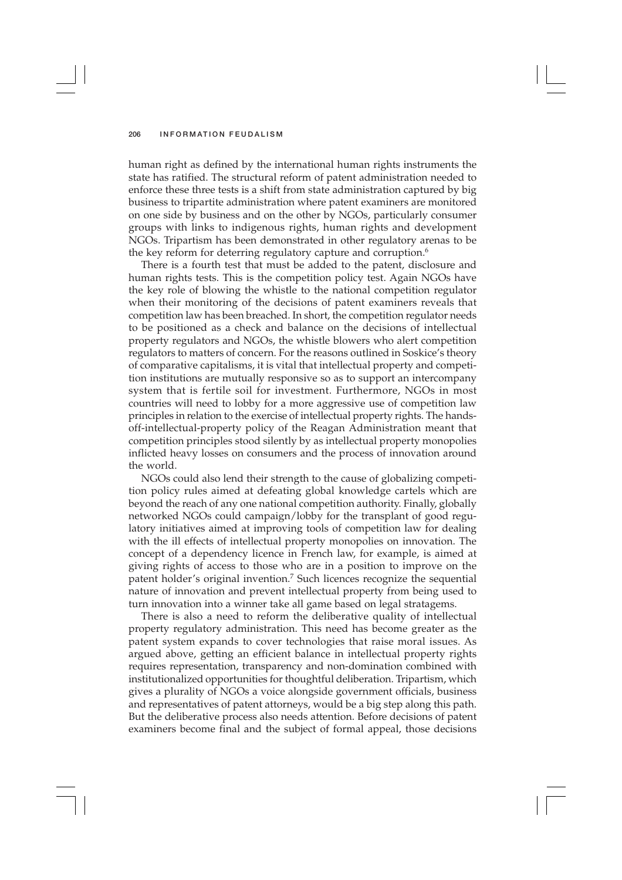human right as defined by the international human rights instruments the state has ratified. The structural reform of patent administration needed to enforce these three tests is a shift from state administration captured by big business to tripartite administration where patent examiners are monitored on one side by business and on the other by NGOs, particularly consumer groups with links to indigenous rights, human rights and development NGOs. Tripartism has been demonstrated in other regulatory arenas to be the key reform for deterring regulatory capture and corruption.[6]

There is a fourth test that must be added to the patent, disclosure and human rights tests. This is the competition policy test. Again NGOs have the key role of blowing the whistle to the national competition regulator when their monitoring of the decisions of patent examiners reveals that competition law has been breached. In short, the competition regulator needs to be positioned as a check and balance on the decisions of intellectual property regulators and NGOs, the whistle blowers who alert competition regulators to matters of concern. For the reasons outlined in Soskice's theory of comparative capitalisms, it is vital that intellectual property and competition institutions are mutually responsive so as to support an intercompany system that is fertile soil for investment. Furthermore, NGOs in most countries will need to lobby for a more aggressive use of competition law principles in relation to the exercise of intellectual property rights. The hands-off-intellectual-property policy of the Reagan Administration meant that competition principles stood silently by as intellectual property monopolies inflicted heavy losses on consumers and the process of innovation around the world.

NGOs could also lend their strength to the cause of globalizing competition policy rules aimed at defeating global knowledge cartels which are beyond the reach of any one national competition authority. Finally, globally networked NGOs could campaign/lobby for the transplant of good regulatory initiatives aimed at improving tools of competition law for dealing with the ill effects of intellectual property monopolies on innovation. The concept of a dependency licence in French law, for example, is aimed at giving rights of access to those who are in a position to improve on the patent holder's original invention.[7] Such licences recognize the sequential nature of innovation and prevent intellectual property from being used to turn innovation into a winner take all game based on legal stratagems.

There is also a need to reform the deliberative quality of intellectual property regulatory administration. This need has become greater as the patent system expands to cover technologies that raise moral issues. As argued above, getting an efficient balance in intellectual property rights requires representation, transparency and non-domination combined with institutionalized opportunities for thoughtful deliberation. Tripartism, which gives a plurality of NGOs a voice alongside government officials, business and representatives of patent attorneys, would be a big step along this path. But the deliberative process also needs attention. Before decisions of patent examiners become final and the subject of formal appeal, those decisions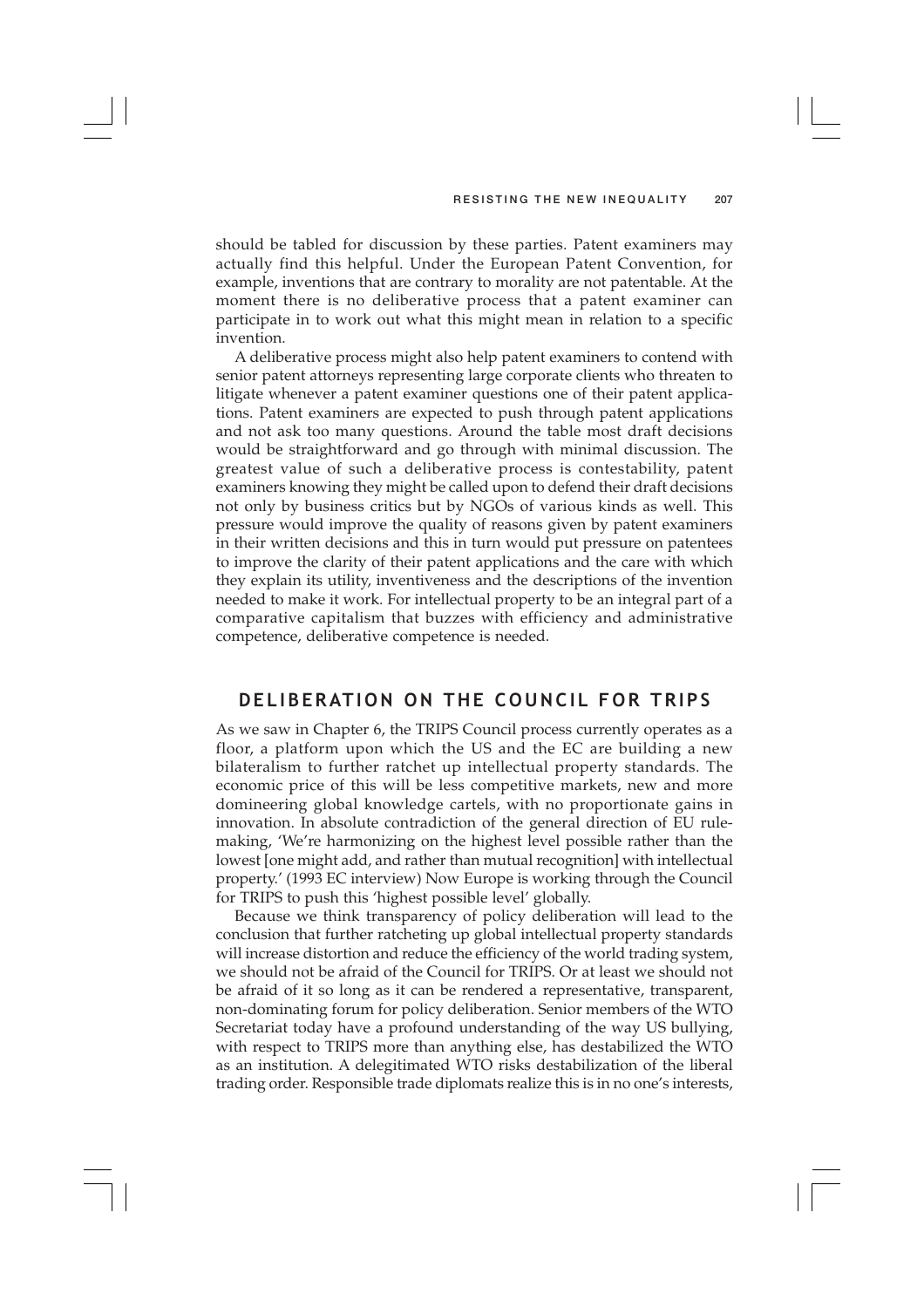should be tabled for discussion by these parties. Patent examiners may actually find this helpful. Under the European Patent Convention, for example, inventions that are contrary to morality are not patentable. At the moment there is no deliberative process that a patent examiner can participate in to work out what this might mean in relation to a specific invention.

A deliberative process might also help patent examiners to contend with senior patent attorneys representing large corporate clients who threaten to litigate whenever a patent examiner questions one of their patent applications. Patent examiners are expected to push through patent applications and not ask too many questions. Around the table most draft decisions would be straightforward and go through with minimal discussion. The greatest value of such a deliberative process is contestability, patent examiners knowing they might be called upon to defend their draft decisions not only by business critics but by NGOs of various kinds as well. This pressure would improve the quality of reasons given by patent examiners in their written decisions and this in turn would put pressure on patentees to improve the clarity of their patent applications and the care with which they explain its utility, inventiveness and the descriptions of the invention needed to make it work. For intellectual property to be an integral part of a comparative capitalism that buzzes with efficiency and administrative competence, deliberative competence is needed.

## DELIBERATION ON THE COUNCIL FOR TRIPS

As we saw in Chapter 6, the TRIPS Council process currently operates as a floor, a platform upon which the US and the EC are building a new bilateralism to further ratchet up intellectual property standards. The economic price of this will be less competitive markets, new and more domineering global knowledge cartels, with no proportionate gains in innovation. In absolute contradiction of the general direction of EU rule-making, 'We're harmonizing on the highest level possible rather than the lowest [one might add, and rather than mutual recognition] with intellectual property.' (1993 EC interview) Now Europe is working through the Council for TRIPS to push this 'highest possible level' globally.

Because we think transparency of policy deliberation will lead to the conclusion that further ratcheting up global intellectual property standards will increase distortion and reduce the efficiency of the world trading system, we should not be afraid of the Council for TRIPS. Or at least we should not be afraid of it so long as it can be rendered a representative, transparent, non-dominating forum for policy deliberation. Senior members of the WTO Secretariat today have a profound understanding of the way US bullying, with respect to TRIPS more than anything else, has destabilized the WTO as an institution. A delegitimated WTO risks destabilization of the liberal trading order. Responsible trade diplomats realize this is in no one's interests,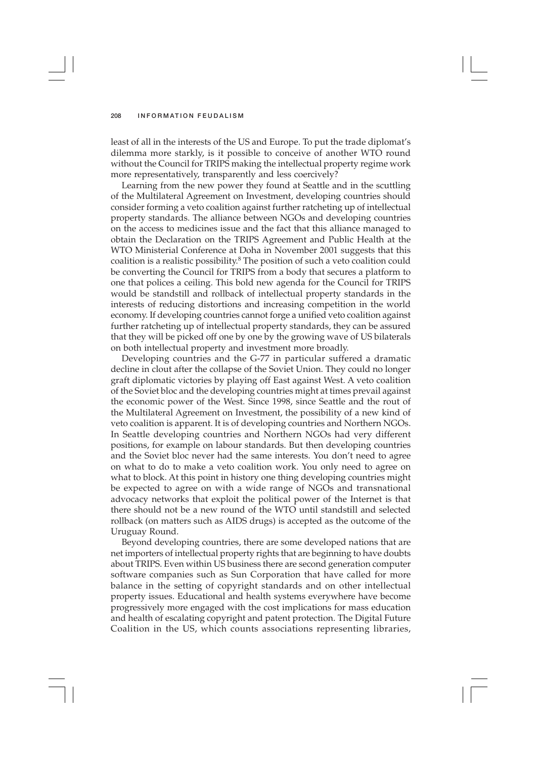least of all in the interests of the US and Europe. To put the trade diplomat's dilemma more starkly, is it possible to conceive of another WTO round without the Council for TRIPS making the intellectual property regime work more representatively, transparently and less coercively?

Learning from the new power they found at Seattle and in the scuttling of the Multilateral Agreement on Investment, developing countries should consider forming a veto coalition against further ratcheting up of intellectual property standards. The alliance between NGOs and developing countries on the access to medicines issue and the fact that this alliance managed to obtain the Declaration on the TRIPS Agreement and Public Health at the WTO Ministerial Conference at Doha in November 2001 suggests that this coalition is a realistic possibility.[8] The position of such a veto coalition could be converting the Council for TRIPS from a body that secures a platform to one that polices a ceiling. This bold new agenda for the Council for TRIPS would be standstill and rollback of intellectual property standards in the interests of reducing distortions and increasing competition in the world economy. If developing countries cannot forge a unified veto coalition against further ratcheting up of intellectual property standards, they can be assured that they will be picked off one by one by the growing wave of US bilaterals on both intellectual property and investment more broadly.

Developing countries and the G-77 in particular suffered a dramatic decline in clout after the collapse of the Soviet Union. They could no longer graft diplomatic victories by playing off East against West. A veto coalition of the Soviet bloc and the developing countries might at times prevail against the economic power of the West. Since 1998, since Seattle and the rout of the Multilateral Agreement on Investment, the possibility of a new kind of veto coalition is apparent. It is of developing countries and Northern NGOs. In Seattle developing countries and Northern NGOs had very different positions, for example on labour standards. But then developing countries and the Soviet bloc never had the same interests. You don't need to agree on what to do to make a veto coalition work. You only need to agree on what to block. At this point in history one thing developing countries might be expected to agree on with a wide range of NGOs and transnational advocacy networks that exploit the political power of the Internet is that there should not be a new round of the WTO until standstill and selected rollback (on matters such as AIDS drugs) is accepted as the outcome of the Uruguay Round.

Beyond developing countries, there are some developed nations that are net importers of intellectual property rights that are beginning to have doubts about TRIPS. Even within US business there are second generation computer software companies such as Sun Corporation that have called for more balance in the setting of copyright standards and on other intellectual property issues. Educational and health systems everywhere have become progressively more engaged with the cost implications for mass education and health of escalating copyright and patent protection. The Digital Future Coalition in the US, which counts associations representing libraries,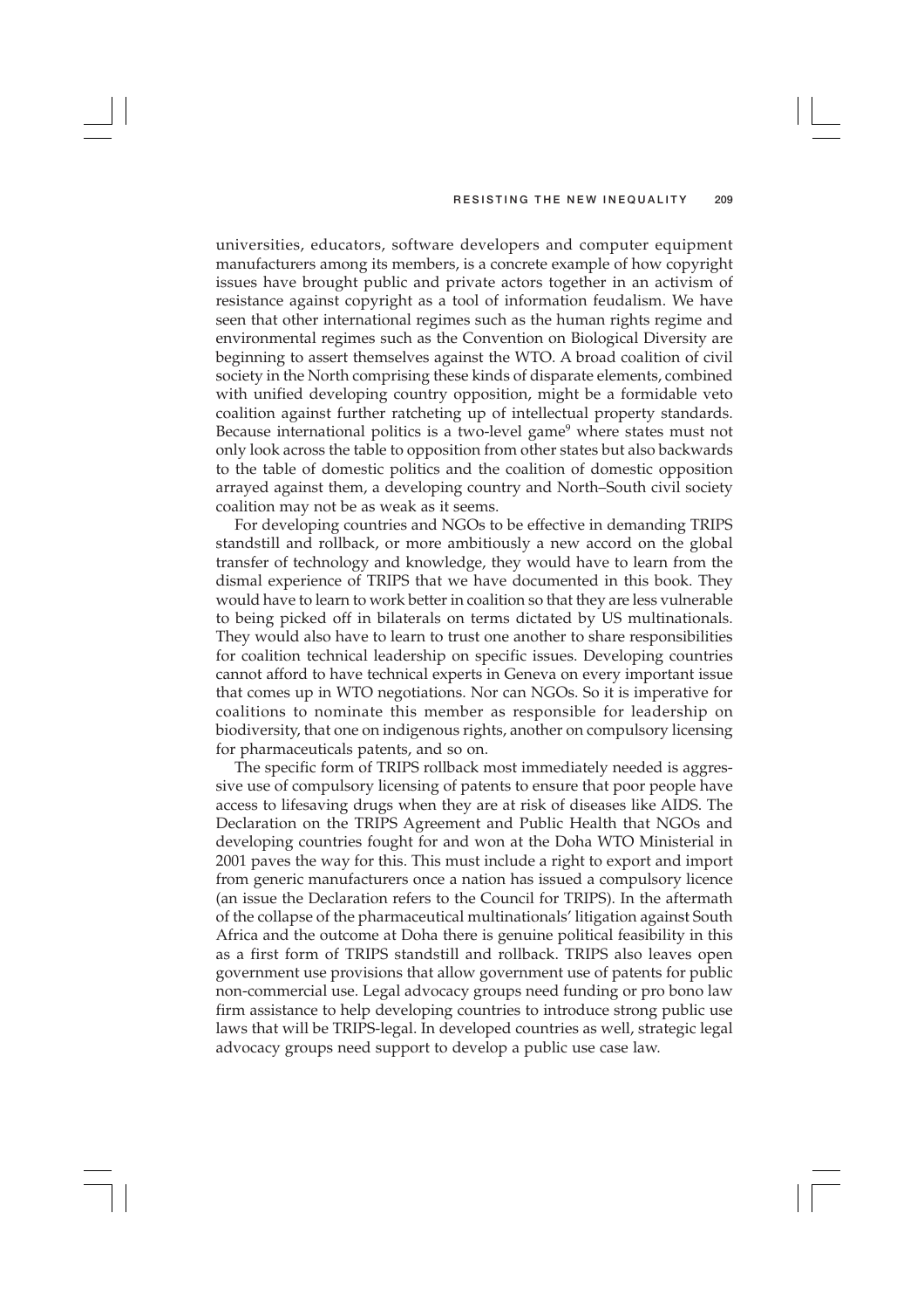universities, educators, software developers and computer equipment manufacturers among its members, is a concrete example of how copyright issues have brought public and private actors together in an activism of resistance against copyright as a tool of information feudalism. We have seen that other international regimes such as the human rights regime and environmental regimes such as the Convention on Biological Diversity are beginning to assert themselves against the WTO. A broad coalition of civil society in the North comprising these kinds of disparate elements, combined with unified developing country opposition, might be a formidable veto coalition against further ratcheting up of intellectual property standards. Because international politics is a two-level game[9] where states must not only look across the table to opposition from other states but also backwards to the table of domestic politics and the coalition of domestic opposition arrayed against them, a developing country and North–South civil society coalition may not be as weak as it seems.

For developing countries and NGOs to be effective in demanding TRIPS standstill and rollback, or more ambitiously a new accord on the global transfer of technology and knowledge, they would have to learn from the dismal experience of TRIPS that we have documented in this book. They would have to learn to work better in coalition so that they are less vulnerable to being picked off in bilaterals on terms dictated by US multinationals. They would also have to learn to trust one another to share responsibilities for coalition technical leadership on specific issues. Developing countries cannot afford to have technical experts in Geneva on every important issue that comes up in WTO negotiations. Nor can NGOs. So it is imperative for coalitions to nominate this member as responsible for leadership on biodiversity, that one on indigenous rights, another on compulsory licensing for pharmaceuticals patents, and so on.

The specific form of TRIPS rollback most immediately needed is aggressive use of compulsory licensing of patents to ensure that poor people have access to lifesaving drugs when they are at risk of diseases like AIDS. The Declaration on the TRIPS Agreement and Public Health that NGOs and developing countries fought for and won at the Doha WTO Ministerial in 2001 paves the way for this. This must include a right to export and import from generic manufacturers once a nation has issued a compulsory licence (an issue the Declaration refers to the Council for TRIPS). In the aftermath of the collapse of the pharmaceutical multinationals' litigation against South Africa and the outcome at Doha there is genuine political feasibility in this as a first form of TRIPS standstill and rollback. TRIPS also leaves open government use provisions that allow government use of patents for public non-commercial use. Legal advocacy groups need funding or pro bono law firm assistance to help developing countries to introduce strong public use laws that will be TRIPS-legal. In developed countries as well, strategic legal advocacy groups need support to develop a public use case law.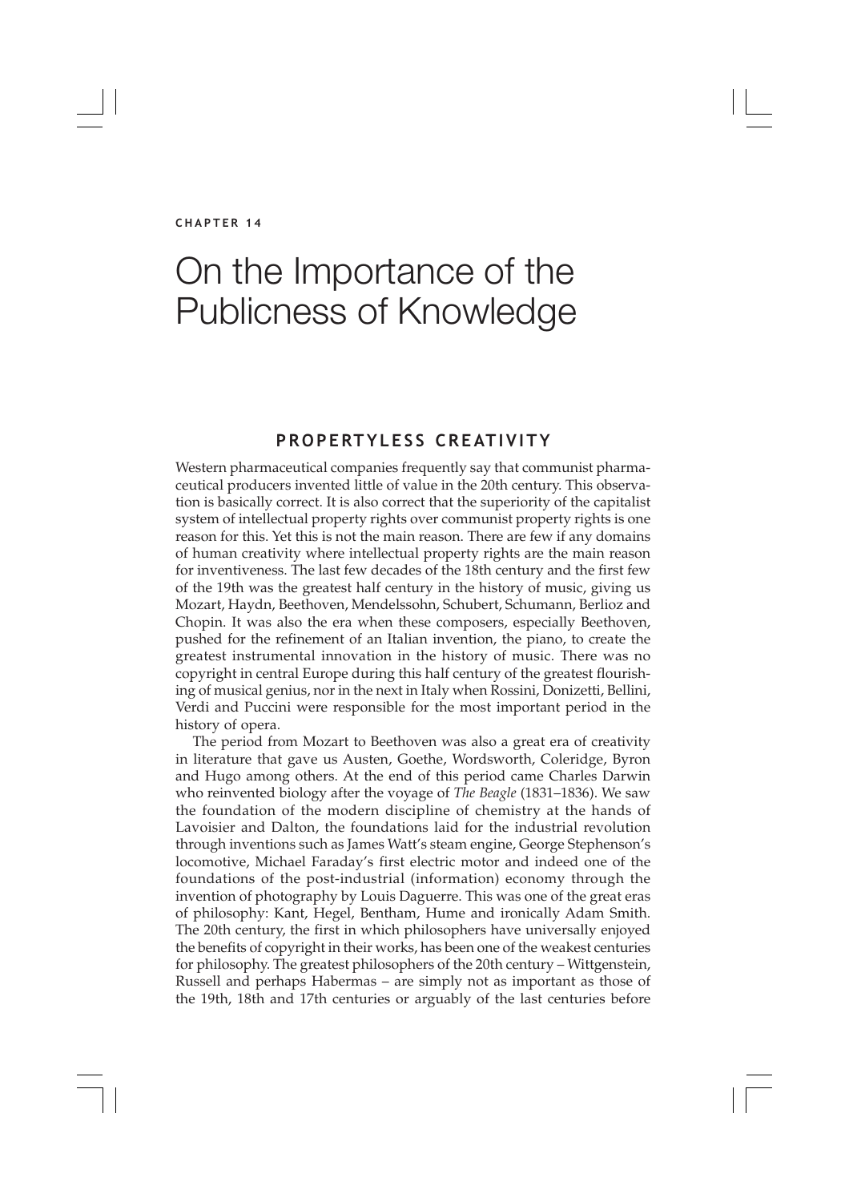CHAPTER 14

# On the Importance of the Publicness of Knowledge

## PROPERTYLESS CREATIVITY

Western pharmaceutical companies frequently say that communist pharmaceutical producers invented little of value in the 20th century. This observation is basically correct. It is also correct that the superiority of the capitalist system of intellectual property rights over communist property rights is one reason for this. Yet this is not the main reason. There are few if any domains of human creativity where intellectual property rights are the main reason for inventiveness. The last few decades of the 18th century and the first few of the 19th was the greatest half century in the history of music, giving us Mozart, Haydn, Beethoven, Mendelssohn, Schubert, Schumann, Berlioz and Chopin. It was also the era when these composers, especially Beethoven, pushed for the refinement of an Italian invention, the piano, to create the greatest instrumental innovation in the history of music. There was no copyright in central Europe during this half century of the greatest flourishing of musical genius, nor in the next in Italy when Rossini, Donizetti, Bellini, Verdi and Puccini were responsible for the most important period in the history of opera.

The period from Mozart to Beethoven was also a great era of creativity in literature that gave us Austen, Goethe, Wordsworth, Coleridge, Byron and Hugo among others. At the end of this period came Charles Darwin who reinvented biology after the voyage of *The Beagle* (1831–1836). We saw the foundation of the modern discipline of chemistry at the hands of Lavoisier and Dalton, the foundations laid for the industrial revolution through inventions such as James Watt's steam engine, George Stephenson's locomotive, Michael Faraday's first electric motor and indeed one of the foundations of the post-industrial (information) economy through the invention of photography by Louis Daguerre. This was one of the great eras of philosophy: Kant, Hegel, Bentham, Hume and ironically Adam Smith. The 20th century, the first in which philosophers have universally enjoyed the benefits of copyright in their works, has been one of the weakest centuries for philosophy. The greatest philosophers of the 20th century – Wittgenstein, Russell and perhaps Habermas – are simply not as important as those of the 19th, 18th and 17th centuries or arguably of the last centuries before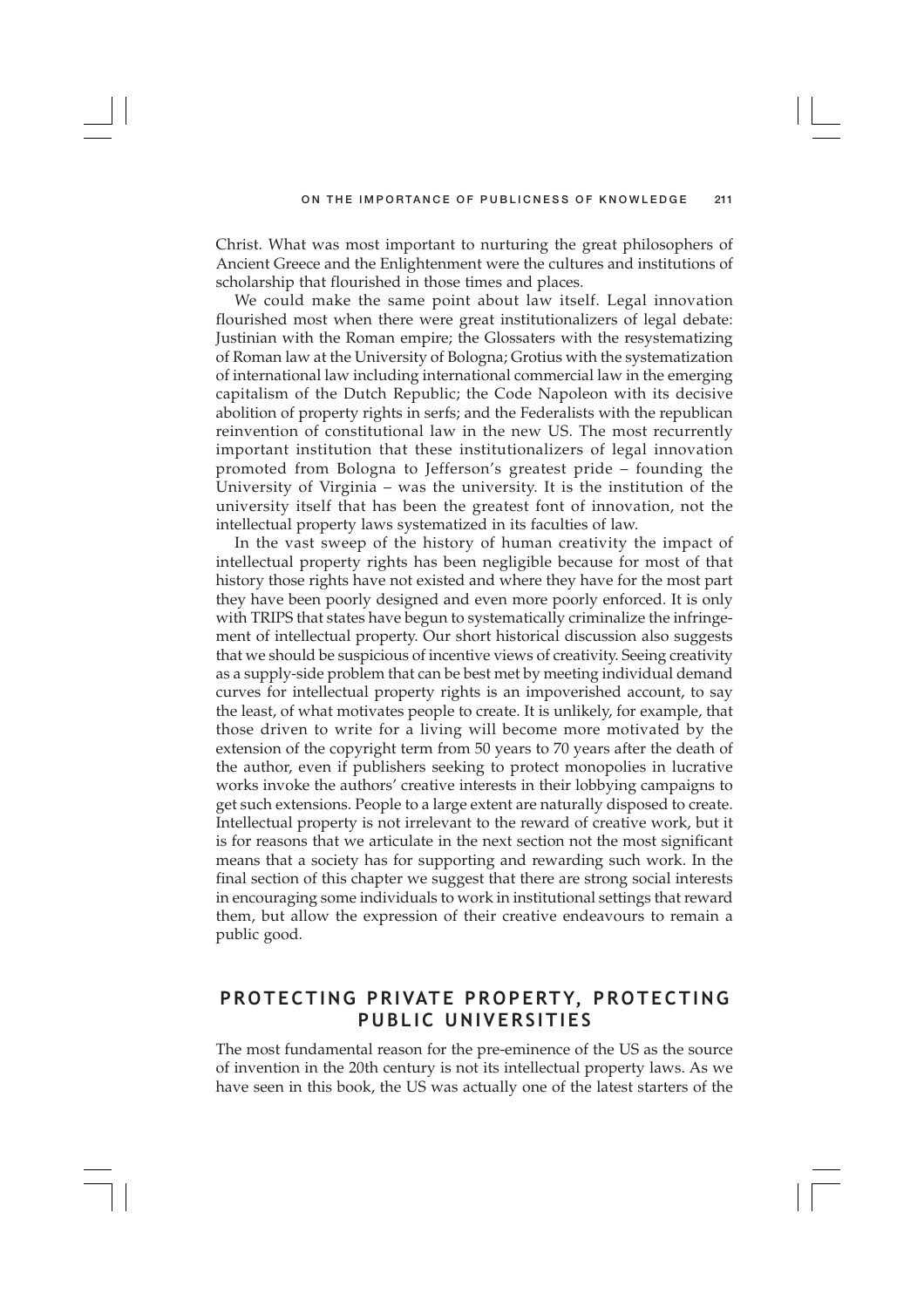Christ. What was most important to nurturing the great philosophers of Ancient Greece and the Enlightenment were the cultures and institutions of scholarship that flourished in those times and places.

We could make the same point about law itself. Legal innovation flourished most when there were great institutionalizers of legal debate: Justinian with the Roman empire; the Glossaters with the resystematizing of Roman law at the University of Bologna; Grotius with the systematization of international law including international commercial law in the emerging capitalism of the Dutch Republic; the Code Napoleon with its decisive abolition of property rights in serfs; and the Federalists with the republican reinvention of constitutional law in the new US. The most recurrently important institution that these institutionalizers of legal innovation promoted from Bologna to Jefferson's greatest pride – founding the University of Virginia – was the university. It is the institution of the university itself that has been the greatest font of innovation, not the intellectual property laws systematized in its faculties of law.

In the vast sweep of the history of human creativity the impact of intellectual property rights has been negligible because for most of that history those rights have not existed and where they have for the most part they have been poorly designed and even more poorly enforced. It is only with TRIPS that states have begun to systematically criminalize the infringement of intellectual property. Our short historical discussion also suggests that we should be suspicious of incentive views of creativity. Seeing creativity as a supply-side problem that can be best met by meeting individual demand curves for intellectual property rights is an impoverished account, to say the least, of what motivates people to create. It is unlikely, for example, that those driven to write for a living will become more motivated by the extension of the copyright term from 50 years to 70 years after the death of the author, even if publishers seeking to protect monopolies in lucrative works invoke the authors' creative interests in their lobbying campaigns to get such extensions. People to a large extent are naturally disposed to create. Intellectual property is not irrelevant to the reward of creative work, but it is for reasons that we articulate in the next section not the most significant means that a society has for supporting and rewarding such work. In the final section of this chapter we suggest that there are strong social interests in encouraging some individuals to work in institutional settings that reward them, but allow the expression of their creative endeavours to remain a public good.

## PROTECTING PRIVATE PROPERTY, PROTECTING PUBLIC UNIVERSITIES

The most fundamental reason for the pre-eminence of the US as the source of invention in the 20th century is not its intellectual property laws. As we have seen in this book, the US was actually one of the latest starters of the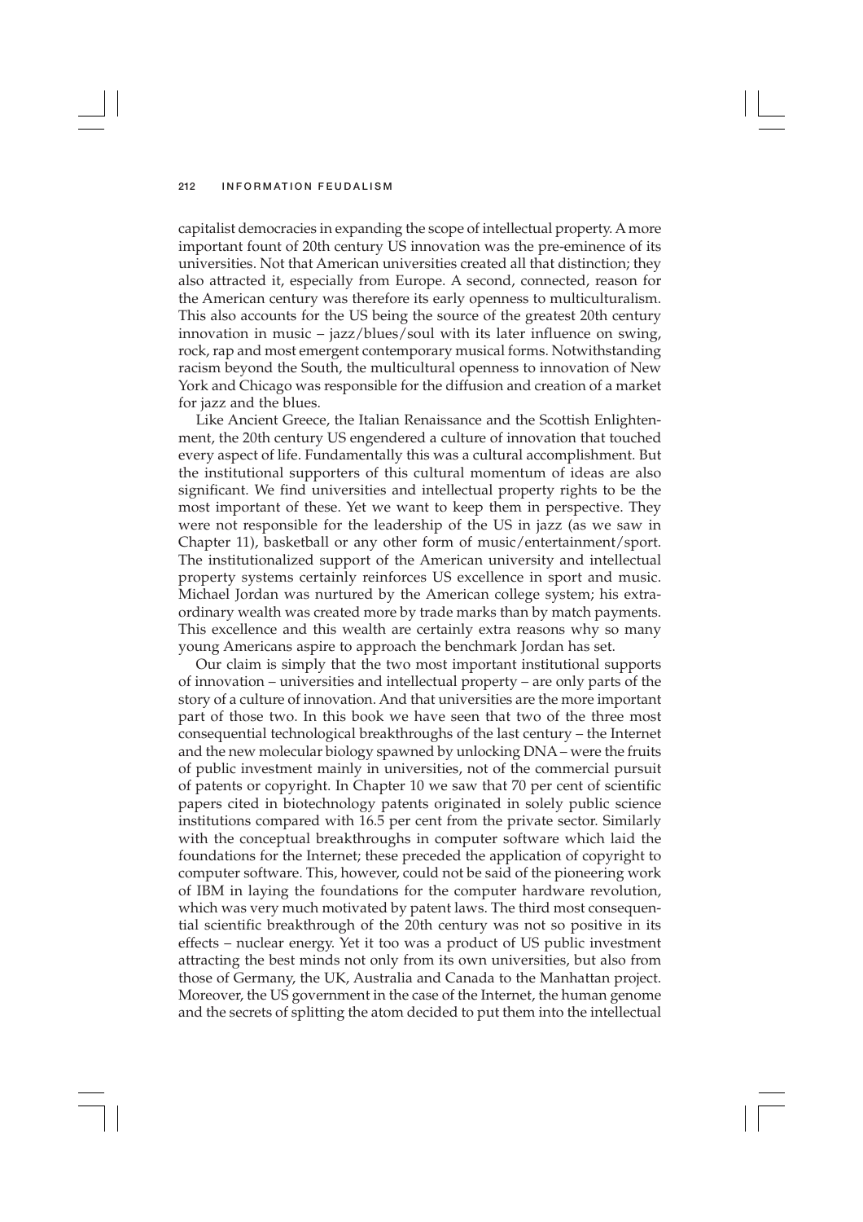capitalist democracies in expanding the scope of intellectual property. A more important fount of 20th century US innovation was the pre-eminence of its universities. Not that American universities created all that distinction; they also attracted it, especially from Europe. A second, connected, reason for the American century was therefore its early openness to multiculturalism. This also accounts for the US being the source of the greatest 20th century innovation in music – jazz/blues/soul with its later influence on swing, rock, rap and most emergent contemporary musical forms. Notwithstanding racism beyond the South, the multicultural openness to innovation of New York and Chicago was responsible for the diffusion and creation of a market for jazz and the blues.

Like Ancient Greece, the Italian Renaissance and the Scottish Enlightenment, the 20th century US engendered a culture of innovation that touched every aspect of life. Fundamentally this was a cultural accomplishment. But the institutional supporters of this cultural momentum of ideas are also significant. We find universities and intellectual property rights to be the most important of these. Yet we want to keep them in perspective. They were not responsible for the leadership of the US in jazz (as we saw in Chapter 11), basketball or any other form of music/entertainment/sport. The institutionalized support of the American university and intellectual property systems certainly reinforces US excellence in sport and music. Michael Jordan was nurtured by the American college system; his extraordinary wealth was created more by trade marks than by match payments. This excellence and this wealth are certainly extra reasons why so many young Americans aspire to approach the benchmark Jordan has set.

Our claim is simply that the two most important institutional supports of innovation – universities and intellectual property – are only parts of the story of a culture of innovation. And that universities are the more important part of those two. In this book we have seen that two of the three most consequential technological breakthroughs of the last century – the Internet and the new molecular biology spawned by unlocking DNA – were the fruits of public investment mainly in universities, not of the commercial pursuit of patents or copyright. In Chapter 10 we saw that 70 per cent of scientific papers cited in biotechnology patents originated in solely public science institutions compared with 16.5 per cent from the private sector. Similarly with the conceptual breakthroughs in computer software which laid the foundations for the Internet; these preceded the application of copyright to computer software. This, however, could not be said of the pioneering work of IBM in laying the foundations for the computer hardware revolution, which was very much motivated by patent laws. The third most consequential scientific breakthrough of the 20th century was not so positive in its effects – nuclear energy. Yet it too was a product of US public investment attracting the best minds not only from its own universities, but also from those of Germany, the UK, Australia and Canada to the Manhattan project. Moreover, the US government in the case of the Internet, the human genome and the secrets of splitting the atom decided to put them into the intellectual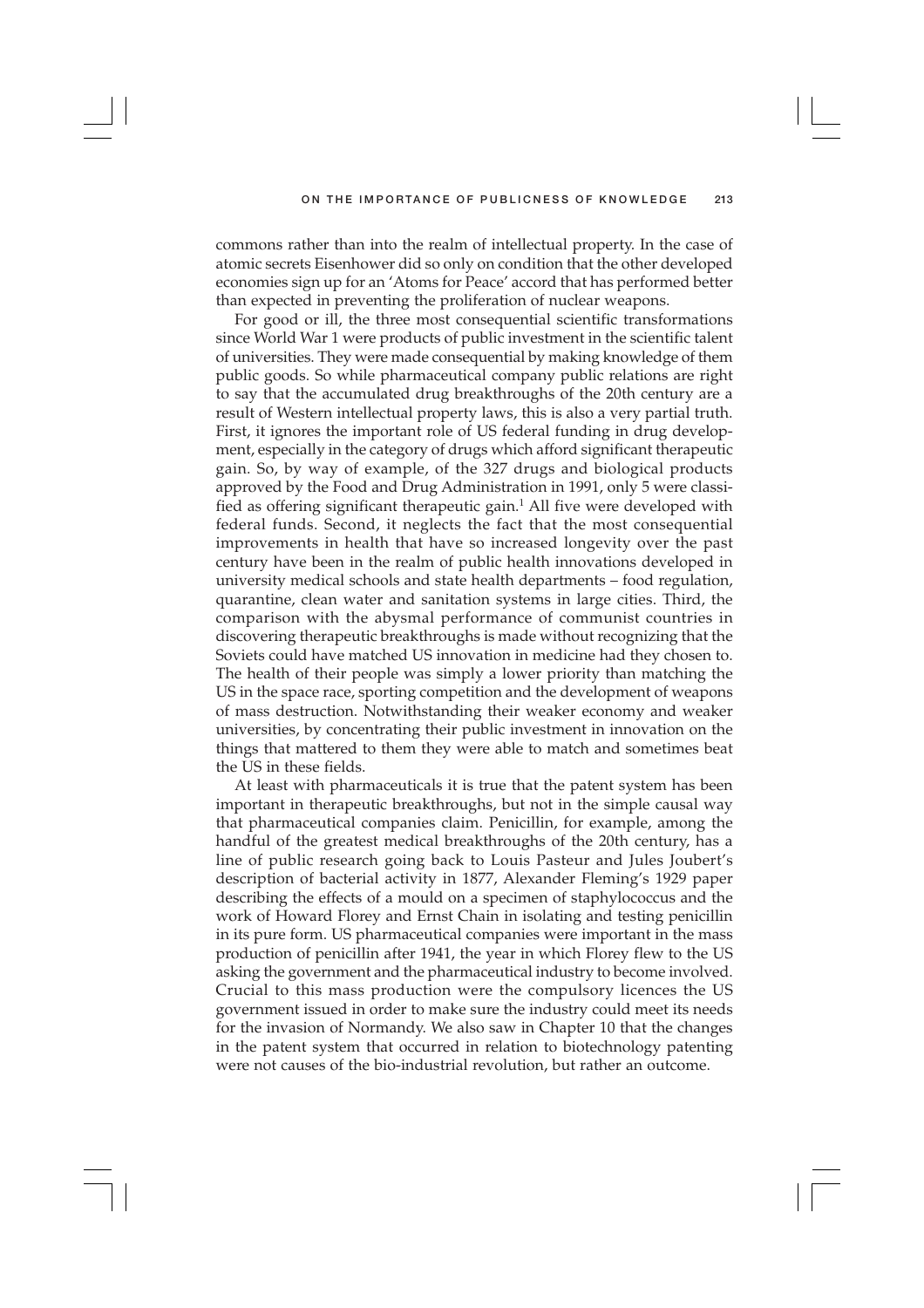commons rather than into the realm of intellectual property. In the case of atomic secrets Eisenhower did so only on condition that the other developed economies sign up for an 'Atoms for Peace' accord that has performed better than expected in preventing the proliferation of nuclear weapons.

For good or ill, the three most consequential scientific transformations since World War 1 were products of public investment in the scientific talent of universities. They were made consequential by making knowledge of them public goods. So while pharmaceutical company public relations are right to say that the accumulated drug breakthroughs of the 20th century are a result of Western intellectual property laws, this is also a very partial truth. First, it ignores the important role of US federal funding in drug development, especially in the category of drugs which afford significant therapeutic gain. So, by way of example, of the 327 drugs and biological products approved by the Food and Drug Administration in 1991, only 5 were classified as offering significant therapeutic gain.[1] All five were developed with federal funds. Second, it neglects the fact that the most consequential improvements in health that have so increased longevity over the past century have been in the realm of public health innovations developed in university medical schools and state health departments – food regulation, quarantine, clean water and sanitation systems in large cities. Third, the comparison with the abysmal performance of communist countries in discovering therapeutic breakthroughs is made without recognizing that the Soviets could have matched US innovation in medicine had they chosen to. The health of their people was simply a lower priority than matching the US in the space race, sporting competition and the development of weapons of mass destruction. Notwithstanding their weaker economy and weaker universities, by concentrating their public investment in innovation on the things that mattered to them they were able to match and sometimes beat the US in these fields.

At least with pharmaceuticals it is true that the patent system has been important in therapeutic breakthroughs, but not in the simple causal way that pharmaceutical companies claim. Penicillin, for example, among the handful of the greatest medical breakthroughs of the 20th century, has a line of public research going back to Louis Pasteur and Jules Joubert's description of bacterial activity in 1877, Alexander Fleming's 1929 paper describing the effects of a mould on a specimen of staphylococcus and the work of Howard Florey and Ernst Chain in isolating and testing penicillin in its pure form. US pharmaceutical companies were important in the mass production of penicillin after 1941, the year in which Florey flew to the US asking the government and the pharmaceutical industry to become involved. Crucial to this mass production were the compulsory licences the US government issued in order to make sure the industry could meet its needs for the invasion of Normandy. We also saw in Chapter 10 that the changes in the patent system that occurred in relation to biotechnology patenting were not causes of the bio-industrial revolution, but rather an outcome.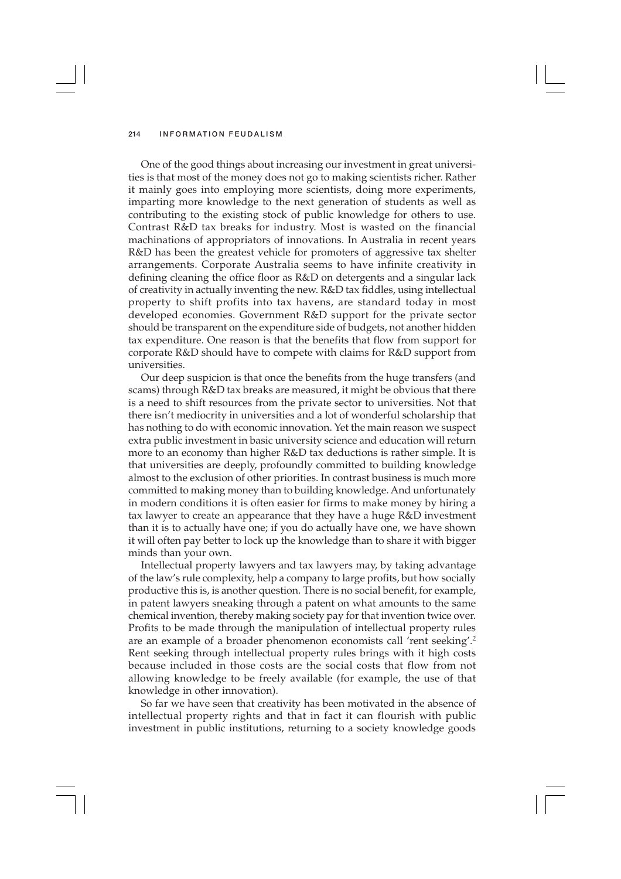One of the good things about increasing our investment in great universities is that most of the money does not go to making scientists richer. Rather it mainly goes into employing more scientists, doing more experiments, imparting more knowledge to the next generation of students as well as contributing to the existing stock of public knowledge for others to use. Contrast R&D tax breaks for industry. Most is wasted on the financial machinations of appropriators of innovations. In Australia in recent years R&D has been the greatest vehicle for promoters of aggressive tax shelter arrangements. Corporate Australia seems to have infinite creativity in defining cleaning the office floor as R&D on detergents and a singular lack of creativity in actually inventing the new. R&D tax fiddles, using intellectual property to shift profits into tax havens, are standard today in most developed economies. Government R&D support for the private sector should be transparent on the expenditure side of budgets, not another hidden tax expenditure. One reason is that the benefits that flow from support for corporate R&D should have to compete with claims for R&D support from universities.

Our deep suspicion is that once the benefits from the huge transfers (and scams) through R&D tax breaks are measured, it might be obvious that there is a need to shift resources from the private sector to universities. Not that there isn't mediocrity in universities and a lot of wonderful scholarship that has nothing to do with economic innovation. Yet the main reason we suspect extra public investment in basic university science and education will return more to an economy than higher R&D tax deductions is rather simple. It is that universities are deeply, profoundly committed to building knowledge almost to the exclusion of other priorities. In contrast business is much more committed to making money than to building knowledge. And unfortunately in modern conditions it is often easier for firms to make money by hiring a tax lawyer to create an appearance that they have a huge R&D investment than it is to actually have one; if you do actually have one, we have shown it will often pay better to lock up the knowledge than to share it with bigger minds than your own.

Intellectual property lawyers and tax lawyers may, by taking advantage of the law's rule complexity, help a company to large profits, but how socially productive this is, is another question. There is no social benefit, for example, in patent lawyers sneaking through a patent on what amounts to the same chemical invention, thereby making society pay for that invention twice over. Profits to be made through the manipulation of intellectual property rules are an example of a broader phenomenon economists call 'rent seeking'.[2] Rent seeking through intellectual property rules brings with it high costs because included in those costs are the social costs that flow from not allowing knowledge to be freely available (for example, the use of that knowledge in other innovation).

So far we have seen that creativity has been motivated in the absence of intellectual property rights and that in fact it can flourish with public investment in public institutions, returning to a society knowledge goods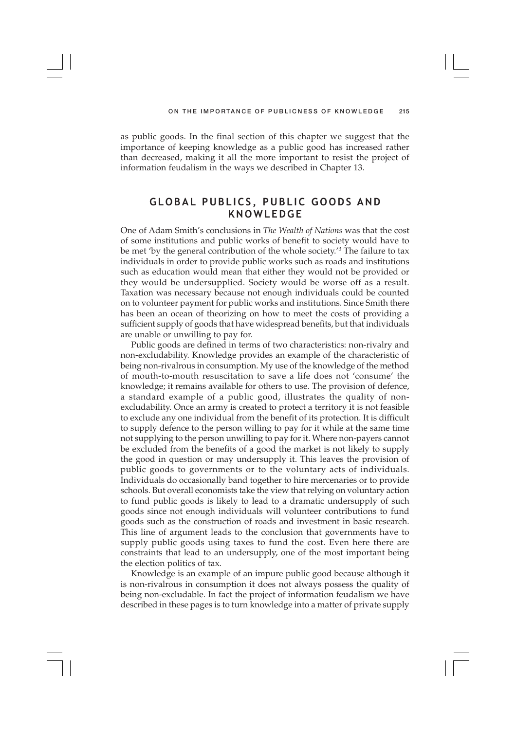as public goods. In the final section of this chapter we suggest that the importance of keeping knowledge as a public good has increased rather than decreased, making it all the more important to resist the project of information feudalism in the ways we described in Chapter 13.

## GLOBAL PUBLICS, PUBLIC GOODS AND KNOWLEDGE

One of Adam Smith's conclusions in *The Wealth of Nations* was that the cost of some institutions and public works of benefit to society would have to be met 'by the general contribution of the whole society.'[3] The failure to tax individuals in order to provide public works such as roads and institutions such as education would mean that either they would not be provided or they would be undersupplied. Society would be worse off as a result. Taxation was necessary because not enough individuals could be counted on to volunteer payment for public works and institutions. Since Smith there has been an ocean of theorizing on how to meet the costs of providing a sufficient supply of goods that have widespread benefits, but that individuals are unable or unwilling to pay for.

Public goods are defined in terms of two characteristics: non-rivalry and non-excludability. Knowledge provides an example of the characteristic of being non-rivalrous in consumption. My use of the knowledge of the method of mouth-to-mouth resuscitation to save a life does not 'consume' the knowledge; it remains available for others to use. The provision of defence, a standard example of a public good, illustrates the quality of non-excludability. Once an army is created to protect a territory it is not feasible to exclude any one individual from the benefit of its protection. It is difficult to supply defence to the person willing to pay for it while at the same time not supplying to the person unwilling to pay for it. Where non-payers cannot be excluded from the benefits of a good the market is not likely to supply the good in question or may undersupply it. This leaves the provision of public goods to governments or to the voluntary acts of individuals. Individuals do occasionally band together to hire mercenaries or to provide schools. But overall economists take the view that relying on voluntary action to fund public goods is likely to lead to a dramatic undersupply of such goods since not enough individuals will volunteer contributions to fund goods such as the construction of roads and investment in basic research. This line of argument leads to the conclusion that governments have to supply public goods using taxes to fund the cost. Even here there are constraints that lead to an undersupply, one of the most important being the election politics of tax.

Knowledge is an example of an impure public good because although it is non-rivalrous in consumption it does not always possess the quality of being non-excludable. In fact the project of information feudalism we have described in these pages is to turn knowledge into a matter of private supply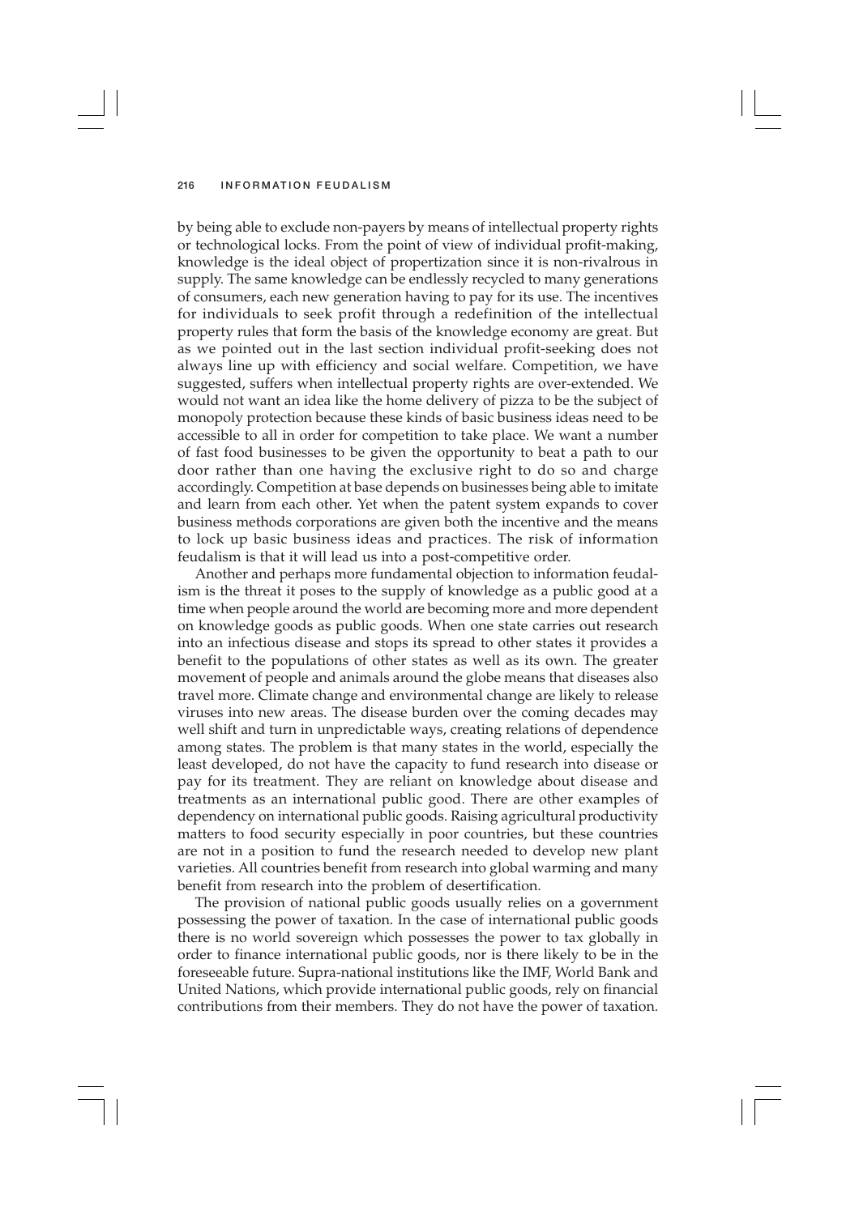by being able to exclude non-payers by means of intellectual property rights or technological locks. From the point of view of individual profit-making, knowledge is the ideal object of propertization since it is non-rivalrous in supply. The same knowledge can be endlessly recycled to many generations of consumers, each new generation having to pay for its use. The incentives for individuals to seek profit through a redefinition of the intellectual property rules that form the basis of the knowledge economy are great. But as we pointed out in the last section individual profit-seeking does not always line up with efficiency and social welfare. Competition, we have suggested, suffers when intellectual property rights are over-extended. We would not want an idea like the home delivery of pizza to be the subject of monopoly protection because these kinds of basic business ideas need to be accessible to all in order for competition to take place. We want a number of fast food businesses to be given the opportunity to beat a path to our door rather than one having the exclusive right to do so and charge accordingly. Competition at base depends on businesses being able to imitate and learn from each other. Yet when the patent system expands to cover business methods corporations are given both the incentive and the means to lock up basic business ideas and practices. The risk of information feudalism is that it will lead us into a post-competitive order.

Another and perhaps more fundamental objection to information feudalism is the threat it poses to the supply of knowledge as a public good at a time when people around the world are becoming more and more dependent on knowledge goods as public goods. When one state carries out research into an infectious disease and stops its spread to other states it provides a benefit to the populations of other states as well as its own. The greater movement of people and animals around the globe means that diseases also travel more. Climate change and environmental change are likely to release viruses into new areas. The disease burden over the coming decades may well shift and turn in unpredictable ways, creating relations of dependence among states. The problem is that many states in the world, especially the least developed, do not have the capacity to fund research into disease or pay for its treatment. They are reliant on knowledge about disease and treatments as an international public good. There are other examples of dependency on international public goods. Raising agricultural productivity matters to food security especially in poor countries, but these countries are not in a position to fund the research needed to develop new plant varieties. All countries benefit from research into global warming and many benefit from research into the problem of desertification.

The provision of national public goods usually relies on a government possessing the power of taxation. In the case of international public goods there is no world sovereign which possesses the power to tax globally in order to finance international public goods, nor is there likely to be in the foreseeable future. Supra-national institutions like the IMF, World Bank and United Nations, which provide international public goods, rely on financial contributions from their members. They do not have the power of taxation.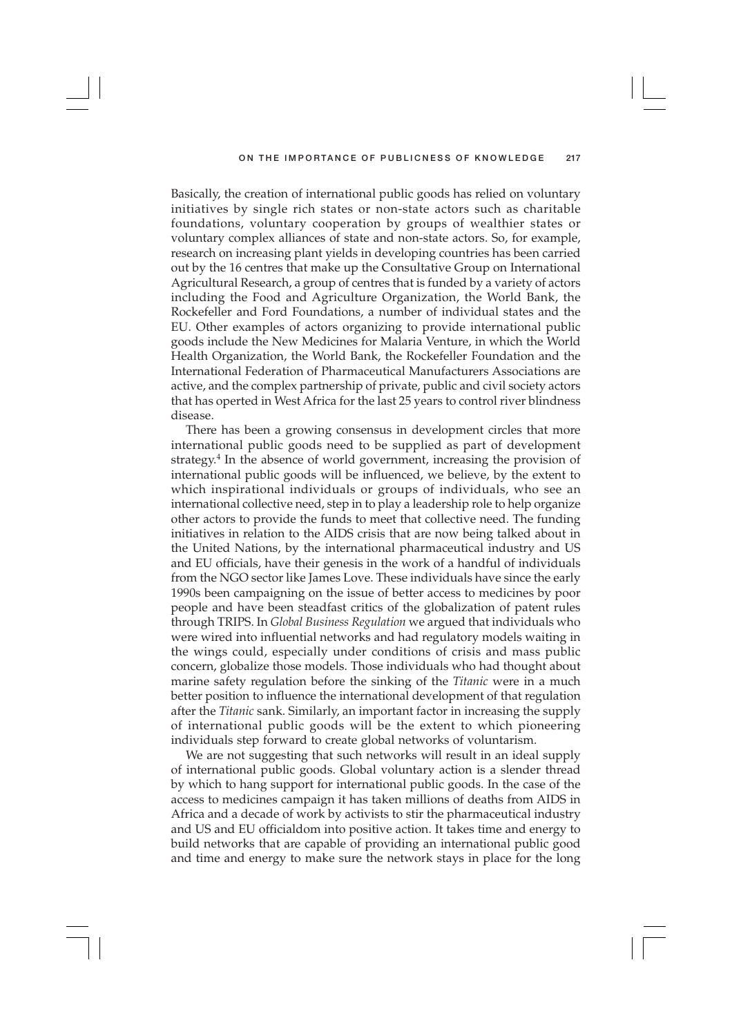Basically, the creation of international public goods has relied on voluntary initiatives by single rich states or non-state actors such as charitable foundations, voluntary cooperation by groups of wealthier states or voluntary complex alliances of state and non-state actors. So, for example, research on increasing plant yields in developing countries has been carried out by the 16 centres that make up the Consultative Group on International Agricultural Research, a group of centres that is funded by a variety of actors including the Food and Agriculture Organization, the World Bank, the Rockefeller and Ford Foundations, a number of individual states and the EU. Other examples of actors organizing to provide international public goods include the New Medicines for Malaria Venture, in which the World Health Organization, the World Bank, the Rockefeller Foundation and the International Federation of Pharmaceutical Manufacturers Associations are active, and the complex partnership of private, public and civil society actors that has operted in West Africa for the last 25 years to control river blindness disease.

There has been a growing consensus in development circles that more international public goods need to be supplied as part of development strategy.[4] In the absence of world government, increasing the provision of international public goods will be influenced, we believe, by the extent to which inspirational individuals or groups of individuals, who see an international collective need, step in to play a leadership role to help organize other actors to provide the funds to meet that collective need. The funding initiatives in relation to the AIDS crisis that are now being talked about in the United Nations, by the international pharmaceutical industry and US and EU officials, have their genesis in the work of a handful of individuals from the NGO sector like James Love. These individuals have since the early 1990s been campaigning on the issue of better access to medicines by poor people and have been steadfast critics of the globalization of patent rules through TRIPS. In *Global Business Regulation* we argued that individuals who were wired into influential networks and had regulatory models waiting in the wings could, especially under conditions of crisis and mass public concern, globalize those models. Those individuals who had thought about marine safety regulation before the sinking of the *Titanic* were in a much better position to influence the international development of that regulation after the *Titanic* sank. Similarly, an important factor in increasing the supply of international public goods will be the extent to which pioneering individuals step forward to create global networks of voluntarism.

We are not suggesting that such networks will result in an ideal supply of international public goods. Global voluntary action is a slender thread by which to hang support for international public goods. In the case of the access to medicines campaign it has taken millions of deaths from AIDS in Africa and a decade of work by activists to stir the pharmaceutical industry and US and EU officialdom into positive action. It takes time and energy to build networks that are capable of providing an international public good and time and energy to make sure the network stays in place for the long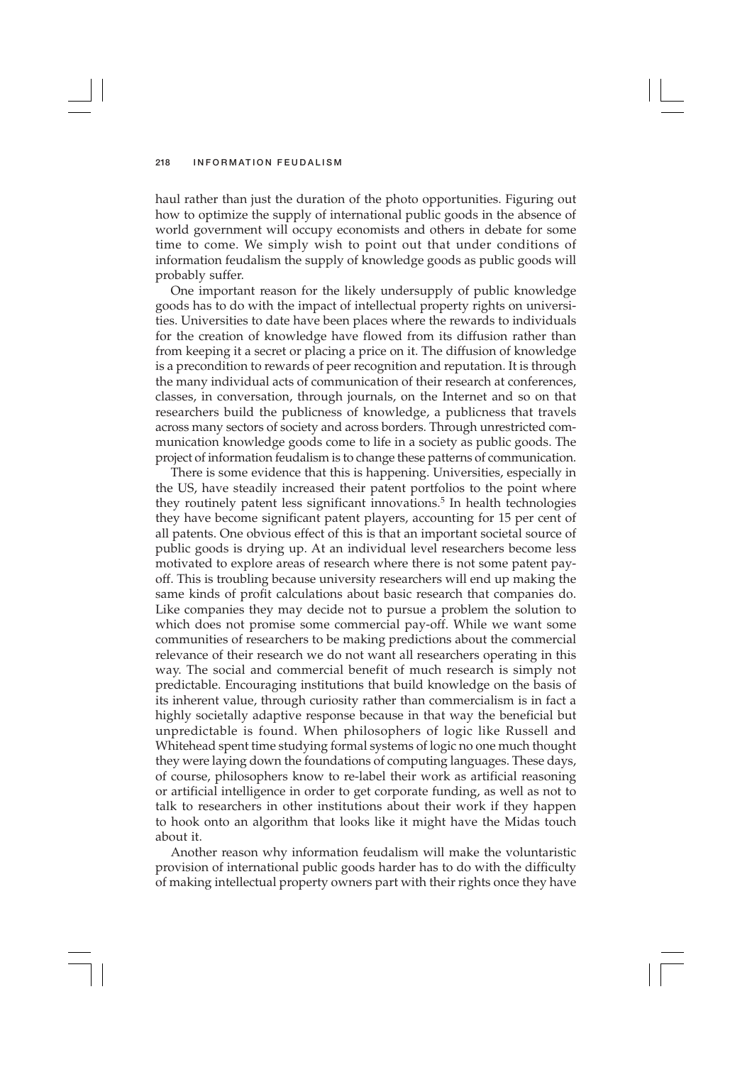haul rather than just the duration of the photo opportunities. Figuring out how to optimize the supply of international public goods in the absence of world government will occupy economists and others in debate for some time to come. We simply wish to point out that under conditions of information feudalism the supply of knowledge goods as public goods will probably suffer.

One important reason for the likely undersupply of public knowledge goods has to do with the impact of intellectual property rights on universities. Universities to date have been places where the rewards to individuals for the creation of knowledge have flowed from its diffusion rather than from keeping it a secret or placing a price on it. The diffusion of knowledge is a precondition to rewards of peer recognition and reputation. It is through the many individual acts of communication of their research at conferences, classes, in conversation, through journals, on the Internet and so on that researchers build the publicness of knowledge, a publicness that travels across many sectors of society and across borders. Through unrestricted communication knowledge goods come to life in a society as public goods. The project of information feudalism is to change these patterns of communication.

There is some evidence that this is happening. Universities, especially in the US, have steadily increased their patent portfolios to the point where they routinely patent less significant innovations.[5] In health technologies they have become significant patent players, accounting for 15 per cent of all patents. One obvious effect of this is that an important societal source of public goods is drying up. At an individual level researchers become less motivated to explore areas of research where there is not some patent payoff. This is troubling because university researchers will end up making the same kinds of profit calculations about basic research that companies do. Like companies they may decide not to pursue a problem the solution to which does not promise some commercial pay-off. While we want some communities of researchers to be making predictions about the commercial relevance of their research we do not want all researchers operating in this way. The social and commercial benefit of much research is simply not predictable. Encouraging institutions that build knowledge on the basis of its inherent value, through curiosity rather than commercialism is in fact a highly societally adaptive response because in that way the beneficial but unpredictable is found. When philosophers of logic like Russell and Whitehead spent time studying formal systems of logic no one much thought they were laying down the foundations of computing languages. These days, of course, philosophers know to re-label their work as artificial reasoning or artificial intelligence in order to get corporate funding, as well as not to talk to researchers in other institutions about their work if they happen to hook onto an algorithm that looks like it might have the Midas touch about it.

Another reason why information feudalism will make the voluntaristic provision of international public goods harder has to do with the difficulty of making intellectual property owners part with their rights once they have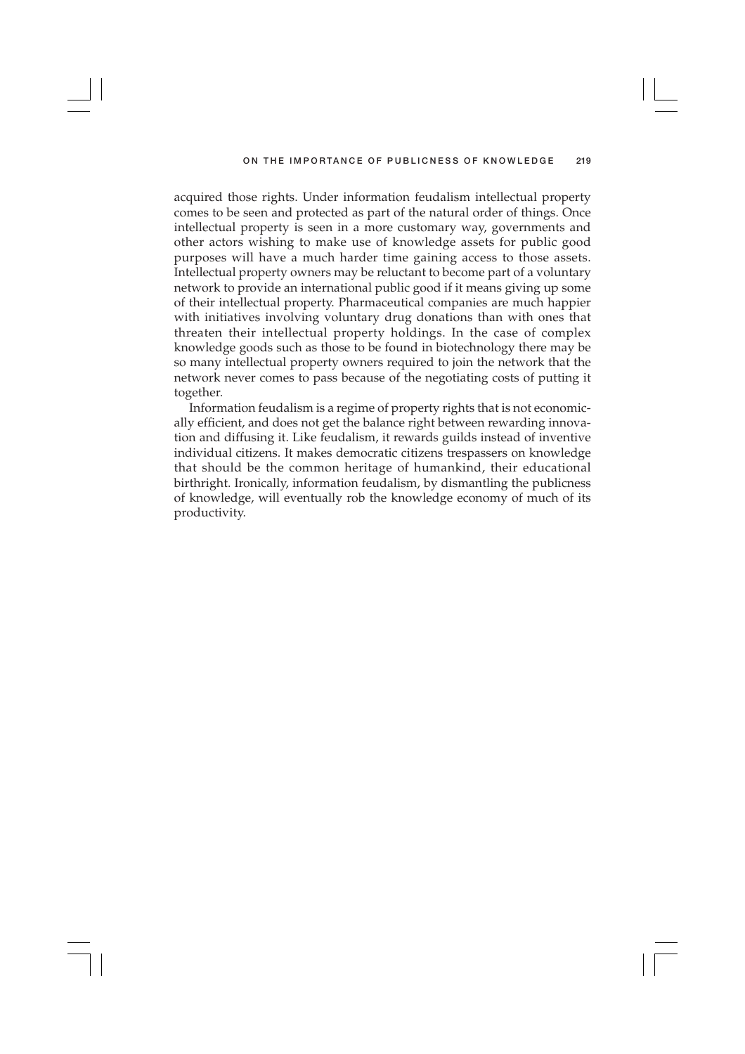acquired those rights. Under information feudalism intellectual property comes to be seen and protected as part of the natural order of things. Once intellectual property is seen in a more customary way, governments and other actors wishing to make use of knowledge assets for public good purposes will have a much harder time gaining access to those assets. Intellectual property owners may be reluctant to become part of a voluntary network to provide an international public good if it means giving up some of their intellectual property. Pharmaceutical companies are much happier with initiatives involving voluntary drug donations than with ones that threaten their intellectual property holdings. In the case of complex knowledge goods such as those to be found in biotechnology there may be so many intellectual property owners required to join the network that the network never comes to pass because of the negotiating costs of putting it together.

Information feudalism is a regime of property rights that is not economically efficient, and does not get the balance right between rewarding innovation and diffusing it. Like feudalism, it rewards guilds instead of inventive individual citizens. It makes democratic citizens trespassers on knowledge that should be the common heritage of humankind, their educational birthright. Ironically, information feudalism, by dismantling the publicness of knowledge, will eventually rob the knowledge economy of much of its productivity.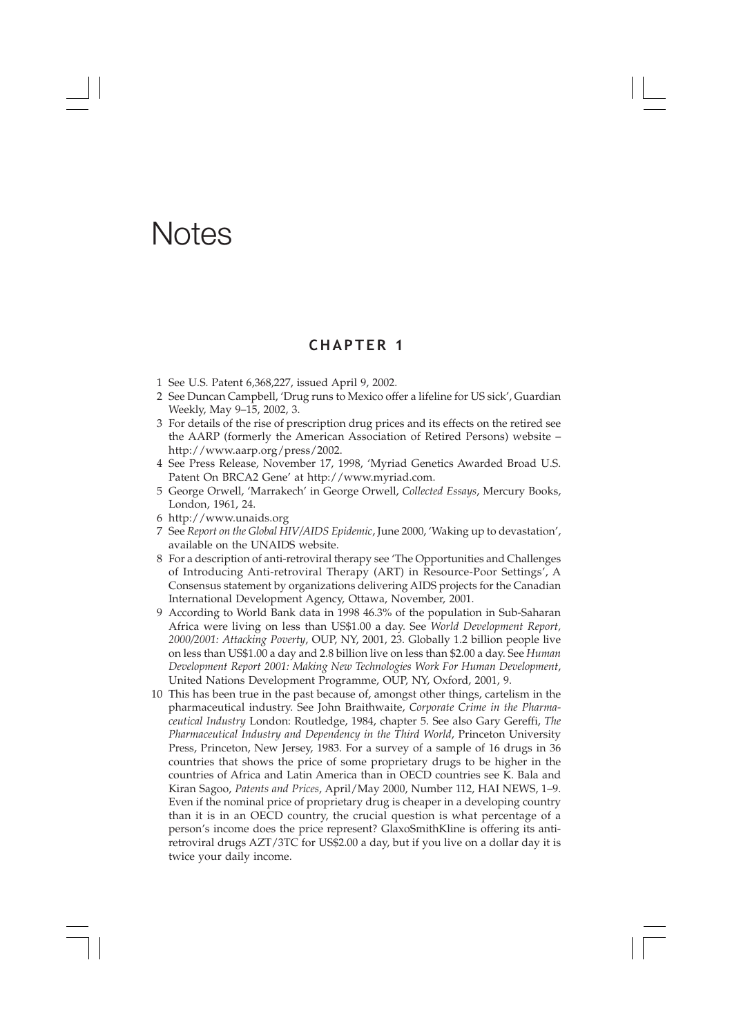# Notes

## CHAPTER 1

1 See U.S. Patent 6,368,227, issued April 9, 2002.

2 See Duncan Campbell, 'Drug runs to Mexico offer a lifeline for US sick', Guardian Weekly, May 9–15, 2002, 3.

3 For details of the rise of prescription drug prices and its effects on the retired see the AARP (formerly the American Association of Retired Persons) website – http://www.aarp.org/press/2002.

4 See Press Release, November 17, 1998, 'Myriad Genetics Awarded Broad U.S. Patent On BRCA2 Gene' at http://www.myriad.com.

5 George Orwell, 'Marrakech' in George Orwell, *Collected Essays*, Mercury Books, London, 1961, 24.

6 http://www.unaids.org

7 See *Report on the Global HIV/AIDS Epidemic*, June 2000, 'Waking up to devastation', available on the UNAIDS website.

8 For a description of anti-retroviral therapy see 'The Opportunities and Challenges of Introducing Anti-retroviral Therapy (ART) in Resource-Poor Settings', A Consensus statement by organizations delivering AIDS projects for the Canadian International Development Agency, Ottawa, November, 2001.

9 According to World Bank data in 1998 46.3% of the population in Sub-Saharan Africa were living on less than US$1.00 a day. See *World Development Report, 2000/2001: Attacking Poverty*, OUP, NY, 2001, 23. Globally 1.2 billion people live on less than US$1.00 a day and 2.8 billion live on less than $2.00 a day. See *Human Development Report 2001: Making New Technologies Work For Human Development*, United Nations Development Programme, OUP, NY, Oxford, 2001, 9.

10 This has been true in the past because of, amongst other things, cartelism in the pharmaceutical industry. See John Braithwaite, *Corporate Crime in the Pharmaceutical Industry* London: Routledge, 1984, chapter 5. See also Gary Gereffi, *The Pharmaceutical Industry and Dependency in the Third World*, Princeton University Press, Princeton, New Jersey, 1983. For a survey of a sample of 16 drugs in 36 countries that shows the price of some proprietary drugs to be higher in the countries of Africa and Latin America than in OECD countries see K. Bala and Kiran Sagoo, *Patents and Prices*, April/May 2000, Number 112, HAI NEWS, 1–9. Even if the nominal price of proprietary drug is cheaper in a developing country than it is in an OECD country, the crucial question is what percentage of a person's income does the price represent? GlaxoSmithKline is offering its anti-retroviral drugs AZT/3TC for US$2.00 a day, but if you live on a dollar day it is twice your daily income.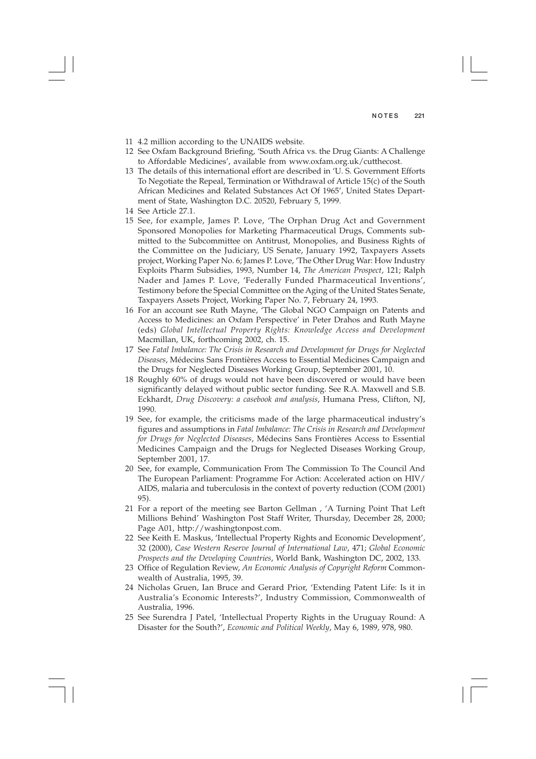11 4.2 million according to the UNAIDS website.

12 See Oxfam Background Briefing, 'South Africa vs. the Drug Giants: A Challenge to Affordable Medicines', available from www.oxfam.org.uk/cutthecost.

13 The details of this international effort are described in 'U. S. Government Efforts To Negotiate the Repeal, Termination or Withdrawal of Article 15(c) of the South African Medicines and Related Substances Act Of 1965', United States Department of State, Washington D.C. 20520, February 5, 1999.

14 See Article 27.1.

15 See, for example, James P. Love, 'The Orphan Drug Act and Government Sponsored Monopolies for Marketing Pharmaceutical Drugs, Comments submitted to the Subcommittee on Antitrust, Monopolies, and Business Rights of the Committee on the Judiciary, US Senate, January 1992, Taxpayers Assets project, Working Paper No. 6; James P. Love, 'The Other Drug War: How Industry Exploits Pharm Subsidies, 1993, Number 14, *The American Prospect*, 121; Ralph Nader and James P. Love, 'Federally Funded Pharmaceutical Inventions', Testimony before the Special Committee on the Aging of the United States Senate, Taxpayers Assets Project, Working Paper No. 7, February 24, 1993.

16 For an account see Ruth Mayne, 'The Global NGO Campaign on Patents and Access to Medicines: an Oxfam Perspective' in Peter Drahos and Ruth Mayne (eds) *Global Intellectual Property Rights: Knowledge Access and Development* Macmillan, UK, forthcoming 2002, ch. 15.

17 See *Fatal Imbalance: The Crisis in Research and Development for Drugs for Neglected Diseases*, Médecins Sans Frontières Access to Essential Medicines Campaign and the Drugs for Neglected Diseases Working Group, September 2001, 10.

18 Roughly 60% of drugs would not have been discovered or would have been significantly delayed without public sector funding. See R.A. Maxwell and S.B. Eckhardt, *Drug Discovery: a casebook and analysis*, Humana Press, Clifton, NJ, 1990.

19 See, for example, the criticisms made of the large pharmaceutical industry's figures and assumptions in *Fatal Imbalance: The Crisis in Research and Development for Drugs for Neglected Diseases*, Médecins Sans Frontières Access to Essential Medicines Campaign and the Drugs for Neglected Diseases Working Group, September 2001, 17.

20 See, for example, Communication From The Commission To The Council And The European Parliament: Programme For Action: Accelerated action on HIV/AIDS, malaria and tuberculosis in the context of poverty reduction (COM (2001) 95).

21 For a report of the meeting see Barton Gellman , 'A Turning Point That Left Millions Behind' Washington Post Staff Writer, Thursday, December 28, 2000; Page A01, http://washingtonpost.com.

22 See Keith E. Maskus, 'Intellectual Property Rights and Economic Development', 32 (2000), *Case Western Reserve Journal of International Law*, 471; *Global Economic Prospects and the Developing Countries*, World Bank, Washington DC, 2002, 133.

23 Office of Regulation Review, *An Economic Analysis of Copyright Reform* Commonwealth of Australia, 1995, 39.

24 Nicholas Gruen, Ian Bruce and Gerard Prior, 'Extending Patent Life: Is it in Australia's Economic Interests?', Industry Commission, Commonwealth of Australia, 1996.

25 See Surendra J Patel, 'Intellectual Property Rights in the Uruguay Round: A Disaster for the South?', *Economic and Political Weekly*, May 6, 1989, 978, 980.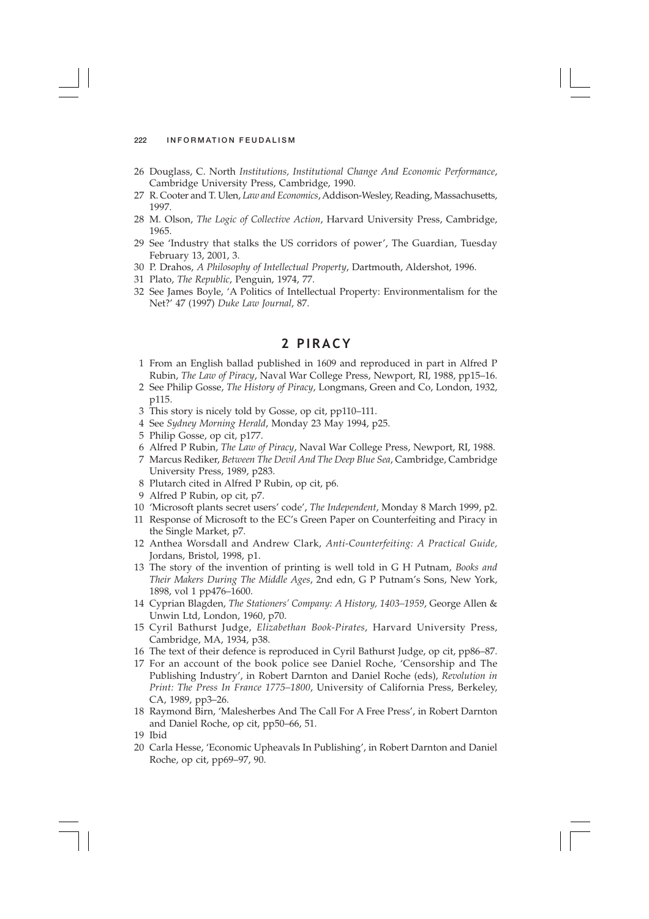26 Douglass, C. North *Institutions, Institutional Change And Economic Performance*, Cambridge University Press, Cambridge, 1990.

27 R. Cooter and T. Ulen, *Law and Economics*, Addison-Wesley, Reading, Massachusetts, 1997.

28 M. Olson, *The Logic of Collective Action*, Harvard University Press, Cambridge, 1965.

29 See 'Industry that stalks the US corridors of power', The Guardian, Tuesday February 13, 2001, 3.

30 P. Drahos, *A Philosophy of Intellectual Property*, Dartmouth, Aldershot, 1996.

31 Plato, *The Republic*, Penguin, 1974, 77.

32 See James Boyle, 'A Politics of Intellectual Property: Environmentalism for the Net?' 47 (1997) *Duke Law Journal*, 87.

## 2 PIRACY

1 From an English ballad published in 1609 and reproduced in part in Alfred P Rubin, *The Law of Piracy*, Naval War College Press, Newport, RI, 1988, pp15–16.

2 See Philip Gosse, *The History of Piracy*, Longmans, Green and Co, London, 1932, p115.

3 This story is nicely told by Gosse, op cit, pp110–111.

4 See *Sydney Morning Herald*, Monday 23 May 1994, p25.

5 Philip Gosse, op cit, p177.

6 Alfred P Rubin, *The Law of Piracy*, Naval War College Press, Newport, RI, 1988.

7 Marcus Rediker, *Between The Devil And The Deep Blue Sea*, Cambridge, Cambridge University Press, 1989, p283.

8 Plutarch cited in Alfred P Rubin, op cit, p6.

9 Alfred P Rubin, op cit, p7.

10 'Microsoft plants secret users' code', *The Independent*, Monday 8 March 1999, p2.

11 Response of Microsoft to the EC's Green Paper on Counterfeiting and Piracy in the Single Market, p7.

12 Anthea Worsdall and Andrew Clark, *Anti-Counterfeiting: A Practical Guide*, Jordans, Bristol, 1998, p1.

13 The story of the invention of printing is well told in G H Putnam, *Books and Their Makers During The Middle Ages*, 2nd edn, G P Putnam's Sons, New York, 1898, vol 1 pp476–1600.

14 Cyprian Blagden, *The Stationers' Company: A History, 1403–1959*, George Allen & Unwin Ltd, London, 1960, p70.

15 Cyril Bathurst Judge, *Elizabethan Book-Pirates*, Harvard University Press, Cambridge, MA, 1934, p38.

16 The text of their defence is reproduced in Cyril Bathurst Judge, op cit, pp86–87.

17 For an account of the book police see Daniel Roche, 'Censorship and The Publishing Industry', in Robert Darnton and Daniel Roche (eds), *Revolution in Print: The Press In France 1775–1800*, University of California Press, Berkeley, CA, 1989, pp3–26.

18 Raymond Birn, 'Malesherbes And The Call For A Free Press', in Robert Darnton and Daniel Roche, op cit, pp50–66, 51.

19 Ibid

20 Carla Hesse, 'Economic Upheavals In Publishing', in Robert Darnton and Daniel Roche, op cit, pp69–97, 90.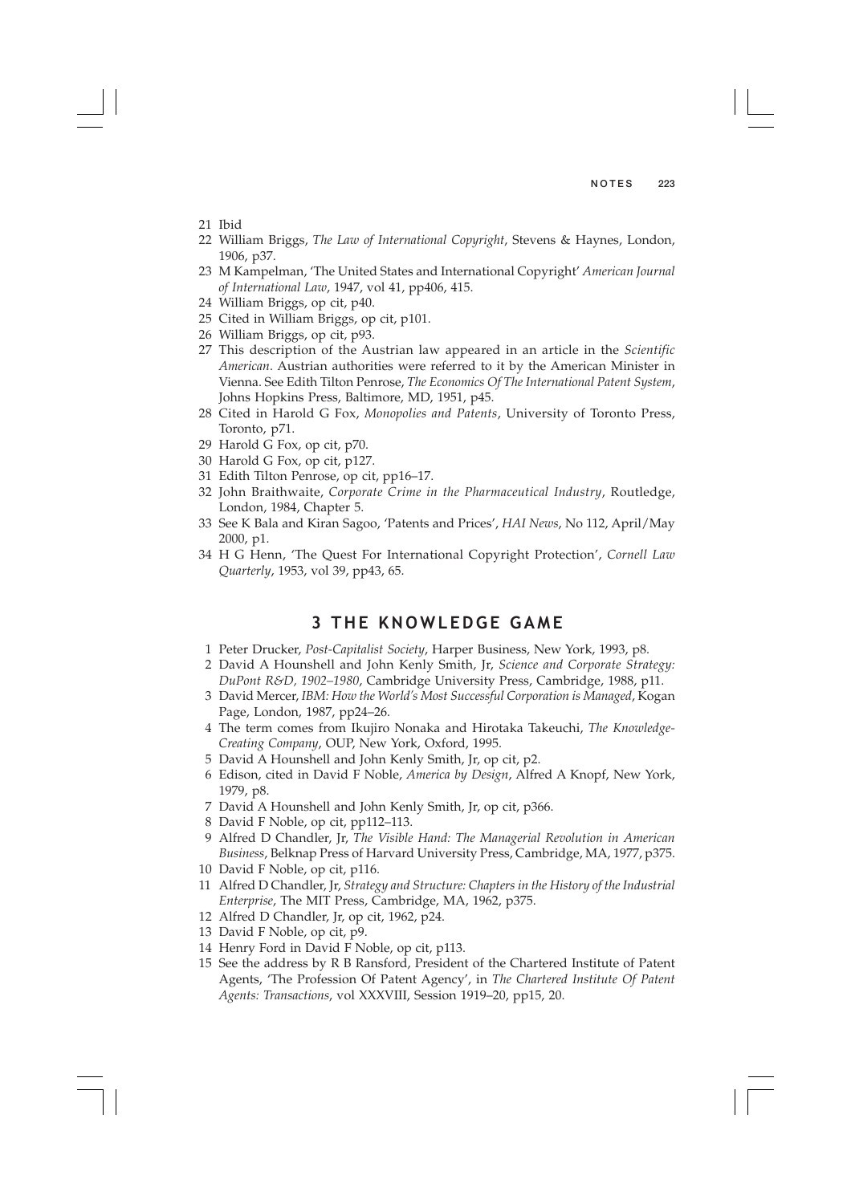21 Ibid

22 William Briggs, *The Law of International Copyright*, Stevens & Haynes, London, 1906, p37.

23 M Kampelman, 'The United States and International Copyright' *American Journal of International Law*, 1947, vol 41, pp406, 415.

24 William Briggs, op cit, p40.

25 Cited in William Briggs, op cit, p101.

26 William Briggs, op cit, p93.

27 This description of the Austrian law appeared in an article in the *Scientific American*. Austrian authorities were referred to it by the American Minister in Vienna. See Edith Tilton Penrose, *The Economics Of The International Patent System*, Johns Hopkins Press, Baltimore, MD, 1951, p45.

28 Cited in Harold G Fox, *Monopolies and Patents*, University of Toronto Press, Toronto, p71.

29 Harold G Fox, op cit, p70.

30 Harold G Fox, op cit, p127.

31 Edith Tilton Penrose, op cit, pp16–17.

32 John Braithwaite, *Corporate Crime in the Pharmaceutical Industry*, Routledge, London, 1984, Chapter 5.

33 See K Bala and Kiran Sagoo, 'Patents and Prices', *HAI News*, No 112, April/May 2000, p1.

34 H G Henn, 'The Quest For International Copyright Protection', *Cornell Law Quarterly*, 1953, vol 39, pp43, 65.

## 3 THE KNOWLEDGE GAME

1 Peter Drucker, *Post-Capitalist Society*, Harper Business, New York, 1993, p8.

2 David A Hounshell and John Kenly Smith, Jr, *Science and Corporate Strategy: DuPont R&D, 1902–1980*, Cambridge University Press, Cambridge, 1988, p11.

3 David Mercer, *IBM: How the World's Most Successful Corporation is Managed*, Kogan Page, London, 1987, pp24–26.

4 The term comes from Ikujiro Nonaka and Hirotaka Takeuchi, *The Knowledge-Creating Company*, OUP, New York, Oxford, 1995.

5 David A Hounshell and John Kenly Smith, Jr, op cit, p2.

6 Edison, cited in David F Noble, *America by Design*, Alfred A Knopf, New York, 1979, p8.

7 David A Hounshell and John Kenly Smith, Jr, op cit, p366.

8 David F Noble, op cit, pp112–113.

9 Alfred D Chandler, Jr, *The Visible Hand: The Managerial Revolution in American Business*, Belknap Press of Harvard University Press, Cambridge, MA, 1977, p375.

10 David F Noble, op cit, p116.

11 Alfred D Chandler, Jr, *Strategy and Structure: Chapters in the History of the Industrial Enterprise*, The MIT Press, Cambridge, MA, 1962, p375.

12 Alfred D Chandler, Jr, op cit, 1962, p24.

13 David F Noble, op cit, p9.

14 Henry Ford in David F Noble, op cit, p113.

15 See the address by R B Ransford, President of the Chartered Institute of Patent Agents, 'The Profession Of Patent Agency', in *The Chartered Institute Of Patent Agents: Transactions*, vol XXXVIII, Session 1919–20, pp15, 20.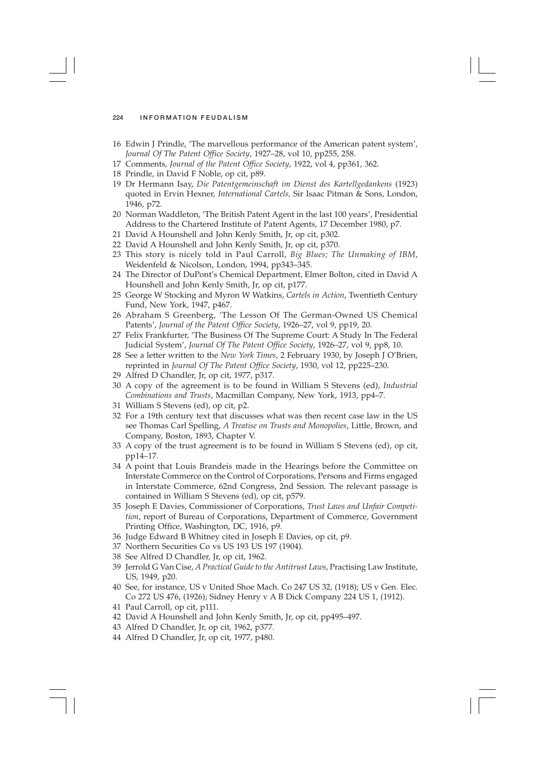16 Edwin J Prindle, 'The marvellous performance of the American patent system', *Journal Of The Patent Office Society*, 1927–28, vol 10, pp255, 258.
17 Comments, *Journal of the Patent Office Society*, 1922, vol 4, pp361, 362.
18 Prindle, in David F Noble, op cit, p89.
19 Dr Hermann Isay, *Die Patentgemeinschaft im Dienst des Kartellgedankens* (1923) quoted in Ervin Hexner, *International Cartels,* Sir Isaac Pitman & Sons, London, 1946, p72.
20 Norman Waddleton, 'The British Patent Agent in the last 100 years', Presidential Address to the Chartered Institute of Patent Agents, 17 December 1980, p7.
21 David A Hounshell and John Kenly Smith, Jr, op cit, p302.
22 David A Hounshell and John Kenly Smith, Jr, op cit, p370.
23 This story is nicely told in Paul Carroll, *Big Blues; The Unmaking of IBM*, Weidenfeld & Nicolson, London, 1994, pp343–345.
24 The Director of DuPont's Chemical Department, Elmer Bolton, cited in David A Hounshell and John Kenly Smith, Jr, op cit, p177.
25 George W Stocking and Myron W Watkins, *Cartels in Action*, Twentieth Century Fund, New York, 1947, p467.
26 Abraham S Greenberg, 'The Lesson Of The German-Owned US Chemical Patents', *Journal of the Patent Office Society*, 1926–27, vol 9, pp19, 20.
27 Felix Frankfurter, 'The Business Of The Supreme Court: A Study In The Federal Judicial System', *Journal Of The Patent Office Society*, 1926–27, vol 9, pp8, 10.
28 See a letter written to the *New York Times*, 2 February 1930, by Joseph J O'Brien, reprinted in *Journal Of The Patent Office Society*, 1930, vol 12, pp225–230.
29 Alfred D Chandler, Jr, op cit, 1977, p317.
30 A copy of the agreement is to be found in William S Stevens (ed), *Industrial Combinations and Trusts*, Macmillan Company, New York, 1913, pp4–7.
31 William S Stevens (ed), op cit, p2.
32 For a 19th century text that discusses what was then recent case law in the US see Thomas Carl Spelling, *A Treatise on Trusts and Monopolies*, Little, Brown, and Company, Boston, 1893, Chapter V.
33 A copy of the trust agreement is to be found in William S Stevens (ed), op cit, pp14–17.
34 A point that Louis Brandeis made in the Hearings before the Committee on Interstate Commerce on the Control of Corporations, Persons and Firms engaged in Interstate Commerce, 62nd Congress, 2nd Session. The relevant passage is contained in William S Stevens (ed), op cit, p579.
35 Joseph E Davies, Commissioner of Corporations, *Trust Laws and Unfair Competition*, report of Bureau of Corporations, Department of Commerce, Government Printing Office, Washington, DC, 1916, p9.
36 Judge Edward B Whitney cited in Joseph E Davies, op cit, p9.
37 Northern Securities Co vs US 193 US 197 (1904).
38 See Alfred D Chandler, Jr, op cit, 1962.
39 Jerrold G Van Cise, *A Practical Guide to the Antitrust Laws*, Practising Law Institute, US, 1949, p20.
40 See, for instance, US v United Shoe Mach. Co 247 US 32, (1918); US v Gen. Elec. Co 272 US 476, (1926); Sidney Henry v A B Dick Company 224 US 1, (1912).
41 Paul Carroll, op cit, p111.
42 David A Hounshell and John Kenly Smith, Jr, op cit, pp495–497.
43 Alfred D Chandler, Jr, op cit, 1962, p377.
44 Alfred D Chandler, Jr, op cit, 1977, p480.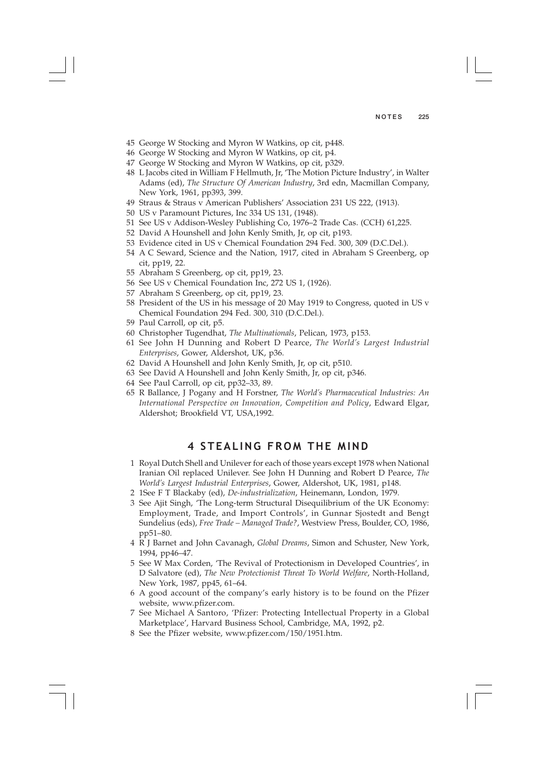45 George W Stocking and Myron W Watkins, op cit, p448.
46 George W Stocking and Myron W Watkins, op cit, p4.
47 George W Stocking and Myron W Watkins, op cit, p329.
48 L Jacobs cited in William F Hellmuth, Jr, 'The Motion Picture Industry', in Walter Adams (ed), *The Structure Of American Industry*, 3rd edn, Macmillan Company, New York, 1961, pp393, 399.
49 Straus & Straus v American Publishers' Association 231 US 222, (1913).
50 US v Paramount Pictures, Inc 334 US 131, (1948).
51 See US v Addison-Wesley Publishing Co, 1976–2 Trade Cas. (CCH) 61,225.
52 David A Hounshell and John Kenly Smith, Jr, op cit, p193.
53 Evidence cited in US v Chemical Foundation 294 Fed. 300, 309 (D.C.Del.).
54 A C Seward, Science and the Nation, 1917, cited in Abraham S Greenberg, op cit, pp19, 22.
55 Abraham S Greenberg, op cit, pp19, 23.
56 See US v Chemical Foundation Inc, 272 US 1, (1926).
57 Abraham S Greenberg, op cit, pp19, 23.
58 President of the US in his message of 20 May 1919 to Congress, quoted in US v Chemical Foundation 294 Fed. 300, 310 (D.C.Del.).
59 Paul Carroll, op cit, p5.
60 Christopher Tugendhat, *The Multinationals*, Pelican, 1973, p153.
61 See John H Dunning and Robert D Pearce, *The World's Largest Industrial Enterprises*, Gower, Aldershot, UK, p36.
62 David A Hounshell and John Kenly Smith, Jr, op cit, p510.
63 See David A Hounshell and John Kenly Smith, Jr, op cit, p346.
64 See Paul Carroll, op cit, pp32–33, 89.
65 R Ballance, J Pogany and H Forstner, *The World's Pharmaceutical Industries: An International Perspective on Innovation, Competition and Policy*, Edward Elgar, Aldershot; Brookfield VT, USA,1992.

## 4 STEALING FROM THE MIND

1 Royal Dutch Shell and Unilever for each of those years except 1978 when National Iranian Oil replaced Unilever. See John H Dunning and Robert D Pearce, *The World's Largest Industrial Enterprises*, Gower, Aldershot, UK, 1981, p148.
2 1See F T Blackaby (ed), *De-industrialization*, Heinemann, London, 1979.
3 See Ajit Singh, 'The Long-term Structural Disequilibrium of the UK Economy: Employment, Trade, and Import Controls', in Gunnar Sjostedt and Bengt Sundelius (eds), *Free Trade – Managed Trade?*, Westview Press, Boulder, CO, 1986, pp51–80.
4 R J Barnet and John Cavanagh, *Global Dreams*, Simon and Schuster, New York, 1994, pp46–47.
5 See W Max Corden, 'The Revival of Protectionism in Developed Countries', in D Salvatore (ed), *The New Protectionist Threat To World Welfare*, North-Holland, New York, 1987, pp45, 61–64.
6 A good account of the company's early history is to be found on the Pfizer website, www.pfizer.com.
7 See Michael A Santoro, 'Pfizer: Protecting Intellectual Property in a Global Marketplace', Harvard Business School, Cambridge, MA, 1992, p2.
8 See the Pfizer website, www.pfizer.com/150/1951.htm.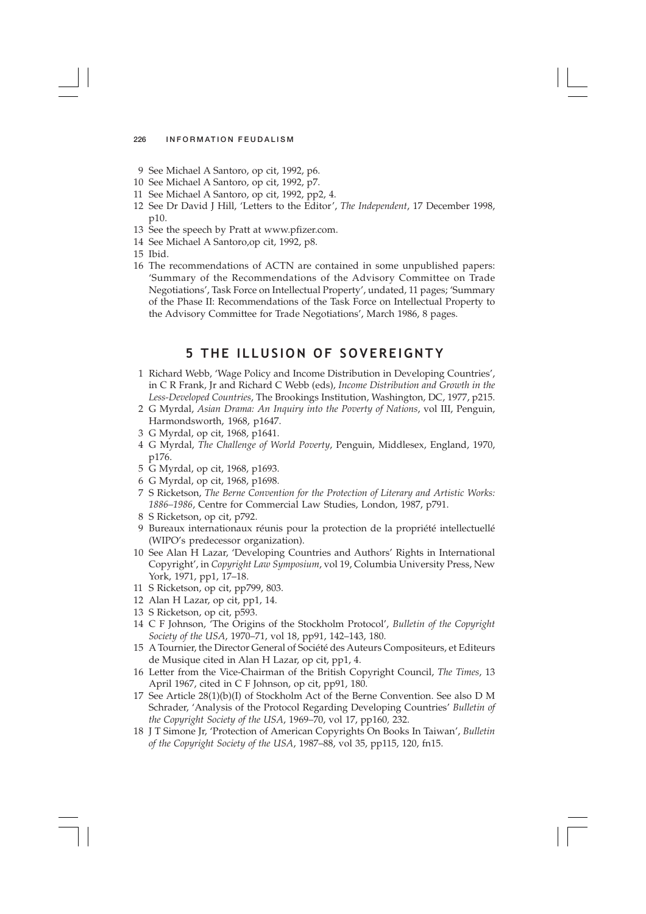9 See Michael A Santoro, op cit, 1992, p6.

10 See Michael A Santoro, op cit, 1992, p7.

11 See Michael A Santoro, op cit, 1992, pp2, 4.

12 See Dr David J Hill, 'Letters to the Editor', *The Independent*, 17 December 1998, p10.

13 See the speech by Pratt at www.pfizer.com.

14 See Michael A Santoro,op cit, 1992, p8.

15 Ibid.

16 The recommendations of ACTN are contained in some unpublished papers: 'Summary of the Recommendations of the Advisory Committee on Trade Negotiations', Task Force on Intellectual Property', undated, 11 pages; 'Summary of the Phase II: Recommendations of the Task Force on Intellectual Property to the Advisory Committee for Trade Negotiations', March 1986, 8 pages.

## 5 THE ILLUSION OF SOVEREIGNTY

1 Richard Webb, 'Wage Policy and Income Distribution in Developing Countries', in C R Frank, Jr and Richard C Webb (eds), *Income Distribution and Growth in the Less-Developed Countries*, The Brookings Institution, Washington, DC, 1977, p215.

2 G Myrdal, *Asian Drama: An Inquiry into the Poverty of Nations*, vol III, Penguin, Harmondsworth, 1968, p1647.

3 G Myrdal, op cit, 1968, p1641.

4 G Myrdal, *The Challenge of World Poverty*, Penguin, Middlesex, England, 1970, p176.

5 G Myrdal, op cit, 1968, p1693.

6 G Myrdal, op cit, 1968, p1698.

7 S Ricketson, *The Berne Convention for the Protection of Literary and Artistic Works: 1886–1986*, Centre for Commercial Law Studies, London, 1987, p791.

8 S Ricketson, op cit, p792.

9 Bureaux internationaux réunis pour la protection de la propriété intellectuellé (WIPO's predecessor organization).

10 See Alan H Lazar, 'Developing Countries and Authors' Rights in International Copyright', in *Copyright Law Symposium*, vol 19, Columbia University Press, New York, 1971, pp1, 17–18.

11 S Ricketson, op cit, pp799, 803.

12 Alan H Lazar, op cit, pp1, 14.

13 S Ricketson, op cit, p593.

14 C F Johnson, 'The Origins of the Stockholm Protocol', *Bulletin of the Copyright Society of the USA*, 1970–71, vol 18, pp91, 142–143, 180.

15 A Tournier, the Director General of Société des Auteurs Compositeurs, et Editeurs de Musique cited in Alan H Lazar, op cit, pp1, 4.

16 Letter from the Vice-Chairman of the British Copyright Council, *The Times*, 13 April 1967, cited in C F Johnson, op cit, pp91, 180.

17 See Article 28(1)(b)(I) of Stockholm Act of the Berne Convention. See also D M Schrader, 'Analysis of the Protocol Regarding Developing Countries' *Bulletin of the Copyright Society of the USA*, 1969–70, vol 17, pp160, 232.

18 J T Simone Jr, 'Protection of American Copyrights On Books In Taiwan', *Bulletin of the Copyright Society of the USA*, 1987–88, vol 35, pp115, 120, fn15.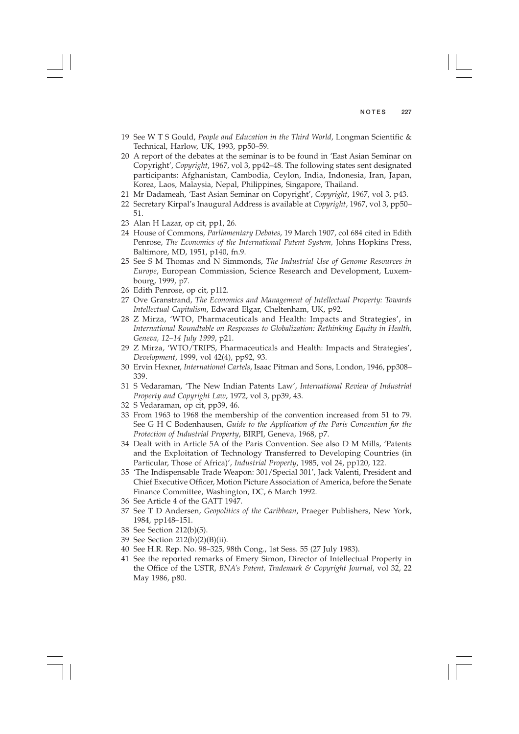19 See W T S Gould, *People and Education in the Third World*, Longman Scientific & Technical, Harlow, UK, 1993, pp50–59.

20 A report of the debates at the seminar is to be found in 'East Asian Seminar on Copyright', *Copyright*, 1967, vol 3, pp42–48. The following states sent designated participants: Afghanistan, Cambodia, Ceylon, India, Indonesia, Iran, Japan, Korea, Laos, Malaysia, Nepal, Philippines, Singapore, Thailand.

21 Mr Dadameah, 'East Asian Seminar on Copyright', *Copyright*, 1967, vol 3, p43.

22 Secretary Kirpal's Inaugural Address is available at *Copyright*, 1967, vol 3, pp50–51.

23 Alan H Lazar, op cit, pp1, 26.

24 House of Commons, *Parliamentary Debates*, 19 March 1907, col 684 cited in Edith Penrose, *The Economics of the International Patent System,* Johns Hopkins Press, Baltimore, MD, 1951, p140, fn.9.

25 See S M Thomas and N Simmonds, *The Industrial Use of Genome Resources in Europe*, European Commission, Science Research and Development, Luxembourg, 1999, p7.

26 Edith Penrose, op cit, p112.

27 Ove Granstrand, *The Economics and Management of Intellectual Property: Towards Intellectual Capitalism*, Edward Elgar, Cheltenham, UK, p92.

28 Z Mirza, 'WTO, Pharmaceuticals and Health: Impacts and Strategies', in *International Roundtable on Responses to Globalization: Rethinking Equity in Health, Geneva, 12–14 July 1999*, p21.

29 Z Mirza, 'WTO/TRIPS, Pharmaceuticals and Health: Impacts and Strategies', *Development*, 1999, vol 42(4), pp92, 93.

30 Ervin Hexner, *International Cartels*, Isaac Pitman and Sons, London, 1946, pp308–339.

31 S Vedaraman, 'The New Indian Patents Law', *International Review of Industrial Property and Copyright Law*, 1972, vol 3, pp39, 43.

32 S Vedaraman, op cit, pp39, 46.

33 From 1963 to 1968 the membership of the convention increased from 51 to 79. See G H C Bodenhausen, *Guide to the Application of the Paris Convention for the Protection of Industrial Property*, BIRPI, Geneva, 1968, p7.

34 Dealt with in Article 5A of the Paris Convention. See also D M Mills, 'Patents and the Exploitation of Technology Transferred to Developing Countries (in Particular, Those of Africa)', *Industrial Property*, 1985, vol 24, pp120, 122.

35 'The Indispensable Trade Weapon: 301/Special 301', Jack Valenti, President and Chief Executive Officer, Motion Picture Association of America, before the Senate Finance Committee, Washington, DC, 6 March 1992.

36 See Article 4 of the GATT 1947.

37 See T D Andersen, *Geopolitics of the Caribbean*, Praeger Publishers, New York, 1984, pp148–151.

38 See Section 212(b)(5).

39 See Section 212(b)(2)(B)(ii).

40 See H.R. Rep. No. 98–325, 98th Cong., 1st Sess. 55 (27 July 1983).

41 See the reported remarks of Emery Simon, Director of Intellectual Property in the Office of the USTR, *BNA's Patent, Trademark & Copyright Journal*, vol 32, 22 May 1986, p80.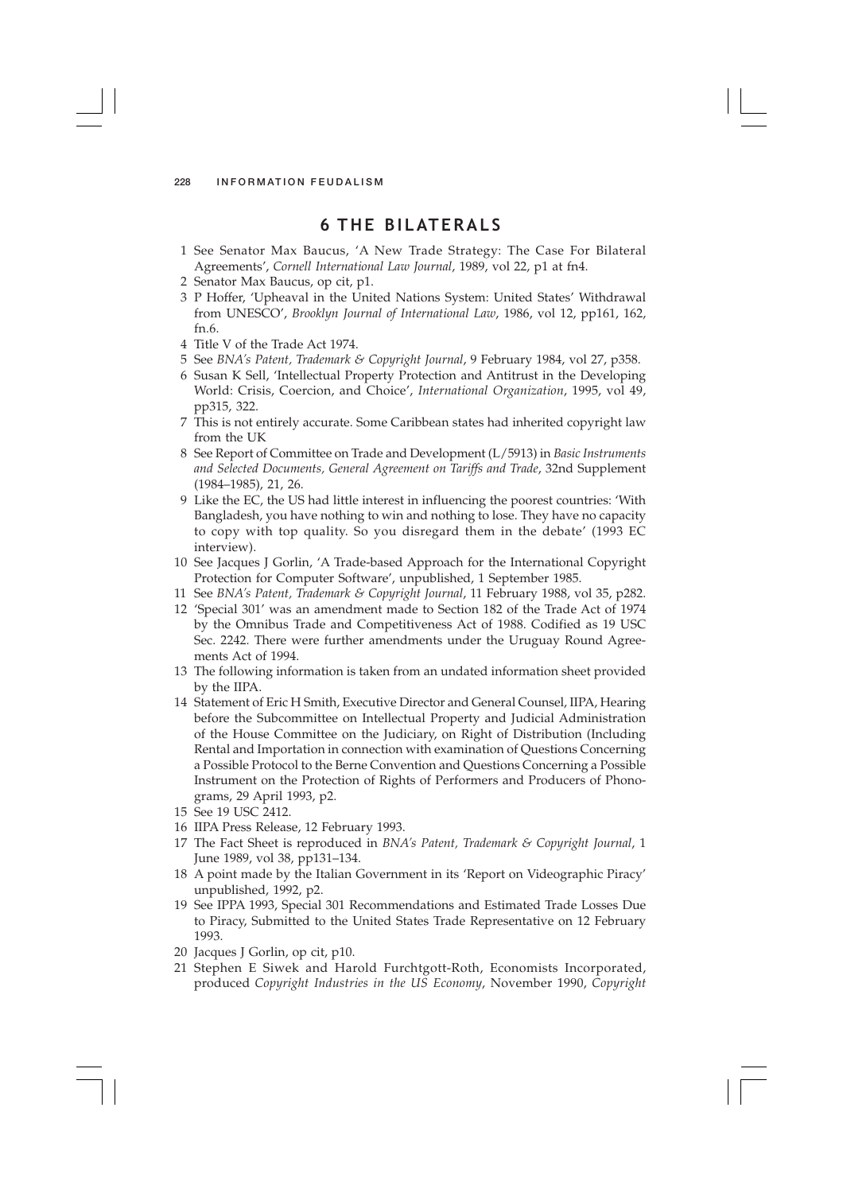## 6 THE BILATERALS

1. See Senator Max Baucus, 'A New Trade Strategy: The Case For Bilateral Agreements', *Cornell International Law Journal*, 1989, vol 22, p1 at fn4.
2. Senator Max Baucus, op cit, p1.
3. P Hoffer, 'Upheaval in the United Nations System: United States' Withdrawal from UNESCO', *Brooklyn Journal of International Law*, 1986, vol 12, pp161, 162, fn.6.
4. Title V of the Trade Act 1974.
5. See *BNA's Patent, Trademark & Copyright Journal*, 9 February 1984, vol 27, p358.
6. Susan K Sell, 'Intellectual Property Protection and Antitrust in the Developing World: Crisis, Coercion, and Choice', *International Organization*, 1995, vol 49, pp315, 322.
7. This is not entirely accurate. Some Caribbean states had inherited copyright law from the UK
8. See Report of Committee on Trade and Development (L/5913) in *Basic Instruments and Selected Documents, General Agreement on Tariffs and Trade*, 32nd Supplement (1984–1985), 21, 26.
9. Like the EC, the US had little interest in influencing the poorest countries: 'With Bangladesh, you have nothing to win and nothing to lose. They have no capacity to copy with top quality. So you disregard them in the debate' (1993 EC interview).
10. See Jacques J Gorlin, 'A Trade-based Approach for the International Copyright Protection for Computer Software', unpublished, 1 September 1985.
11. See *BNA's Patent, Trademark & Copyright Journal*, 11 February 1988, vol 35, p282.
12. 'Special 301' was an amendment made to Section 182 of the Trade Act of 1974 by the Omnibus Trade and Competitiveness Act of 1988. Codified as 19 USC Sec. 2242. There were further amendments under the Uruguay Round Agreements Act of 1994.
13. The following information is taken from an undated information sheet provided by the IIPA.
14. Statement of Eric H Smith, Executive Director and General Counsel, IIPA, Hearing before the Subcommittee on Intellectual Property and Judicial Administration of the House Committee on the Judiciary, on Right of Distribution (Including Rental and Importation in connection with examination of Questions Concerning a Possible Protocol to the Berne Convention and Questions Concerning a Possible Instrument on the Protection of Rights of Performers and Producers of Phonograms, 29 April 1993, p2.
15. See 19 USC 2412.
16. IIPA Press Release, 12 February 1993.
17. The Fact Sheet is reproduced in *BNA's Patent, Trademark & Copyright Journal*, 1 June 1989, vol 38, pp131–134.
18. A point made by the Italian Government in its 'Report on Videographic Piracy' unpublished, 1992, p2.
19. See IPPA 1993, Special 301 Recommendations and Estimated Trade Losses Due to Piracy, Submitted to the United States Trade Representative on 12 February 1993.
20. Jacques J Gorlin, op cit, p10.
21. Stephen E Siwek and Harold Furchtgott-Roth, Economists Incorporated, produced *Copyright Industries in the US Economy*, November 1990, *Copyright*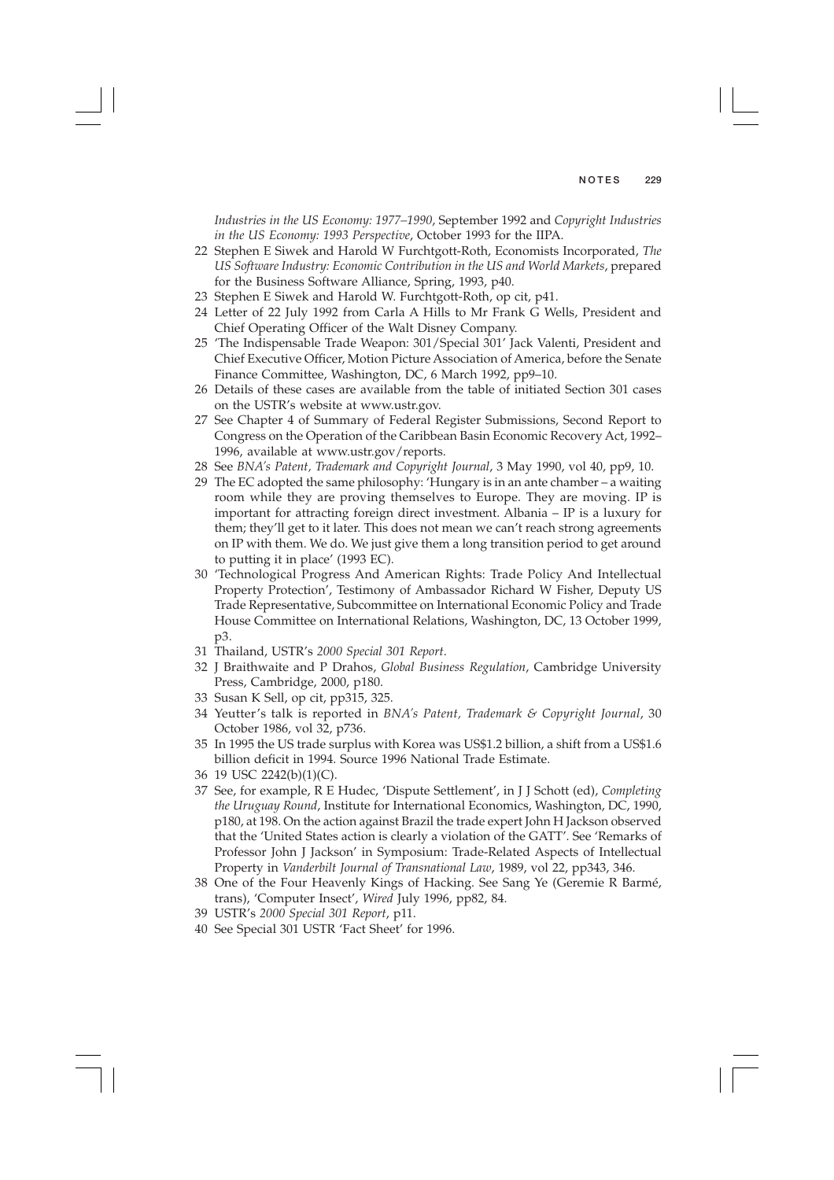*Industries in the US Economy: 1977–1990*, September 1992 and *Copyright Industries in the US Economy: 1993 Perspective*, October 1993 for the IIPA.

22 Stephen E Siwek and Harold W Furchtgott-Roth, Economists Incorporated, *The US Software Industry: Economic Contribution in the US and World Markets*, prepared for the Business Software Alliance, Spring, 1993, p40.

23 Stephen E Siwek and Harold W. Furchtgott-Roth, op cit, p41.

24 Letter of 22 July 1992 from Carla A Hills to Mr Frank G Wells, President and Chief Operating Officer of the Walt Disney Company.

25 'The Indispensable Trade Weapon: 301/Special 301' Jack Valenti, President and Chief Executive Officer, Motion Picture Association of America, before the Senate Finance Committee, Washington, DC, 6 March 1992, pp9–10.

26 Details of these cases are available from the table of initiated Section 301 cases on the USTR's website at www.ustr.gov.

27 See Chapter 4 of Summary of Federal Register Submissions, Second Report to Congress on the Operation of the Caribbean Basin Economic Recovery Act, 1992–1996, available at www.ustr.gov/reports.

28 See *BNA's Patent, Trademark and Copyright Journal*, 3 May 1990, vol 40, pp9, 10.

29 The EC adopted the same philosophy: 'Hungary is in an ante chamber – a waiting room while they are proving themselves to Europe. They are moving. IP is important for attracting foreign direct investment. Albania – IP is a luxury for them; they'll get to it later. This does not mean we can't reach strong agreements on IP with them. We do. We just give them a long transition period to get around to putting it in place' (1993 EC).

30 'Technological Progress And American Rights: Trade Policy And Intellectual Property Protection', Testimony of Ambassador Richard W Fisher, Deputy US Trade Representative, Subcommittee on International Economic Policy and Trade House Committee on International Relations, Washington, DC, 13 October 1999, p3.

31 Thailand, USTR's *2000 Special 301 Report*.

32 J Braithwaite and P Drahos, *Global Business Regulation*, Cambridge University Press, Cambridge, 2000, p180.

33 Susan K Sell, op cit, pp315, 325.

34 Yeutter's talk is reported in *BNA's Patent, Trademark & Copyright Journal*, 30 October 1986, vol 32, p736.

35 In 1995 the US trade surplus with Korea was US$1.2 billion, a shift from a US$1.6 billion deficit in 1994. Source 1996 National Trade Estimate.

36 19 USC 2242(b)(1)(C).

37 See, for example, R E Hudec, 'Dispute Settlement', in J J Schott (ed), *Completing the Uruguay Round*, Institute for International Economics, Washington, DC, 1990, p180, at 198. On the action against Brazil the trade expert John H Jackson observed that the 'United States action is clearly a violation of the GATT'. See 'Remarks of Professor John J Jackson' in Symposium: Trade-Related Aspects of Intellectual Property in *Vanderbilt Journal of Transnational Law*, 1989, vol 22, pp343, 346.

38 One of the Four Heavenly Kings of Hacking. See Sang Ye (Geremie R Barmé, trans), 'Computer Insect', *Wired* July 1996, pp82, 84.

39 USTR's *2000 Special 301 Report*, p11.

40 See Special 301 USTR 'Fact Sheet' for 1996.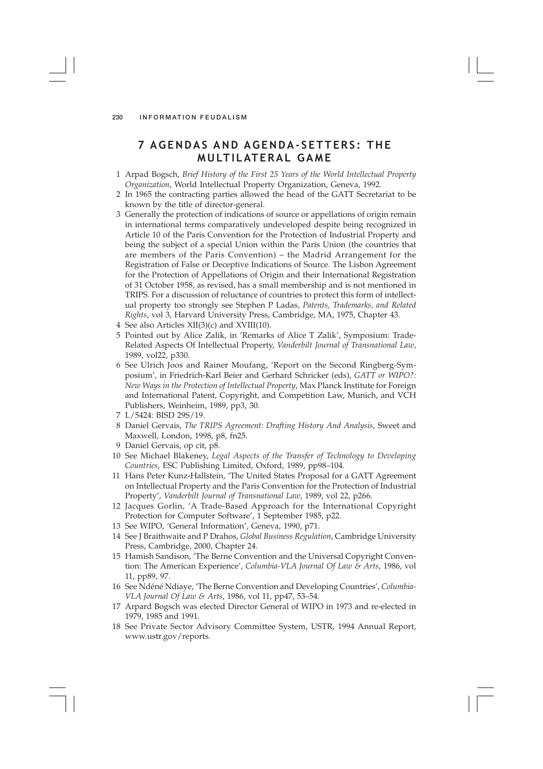## 7 AGENDAS AND AGENDA-SETTERS: THE MULTILATERAL GAME

1 Arpad Bogsch, *Brief History of the First 25 Years of the World Intellectual Property Organization*, World Intellectual Property Organization, Geneva, 1992.
2 In 1965 the contracting parties allowed the head of the GATT Secretariat to be known by the title of director-general.
3 Generally the protection of indications of source or appellations of origin remain in international terms comparatively undeveloped despite being recognized in Article 10 of the Paris Convention for the Protection of Industrial Property and being the subject of a special Union within the Paris Union (the countries that are members of the Paris Convention) – the Madrid Arrangement for the Registration of False or Deceptive Indications of Source. The Lisbon Agreement for the Protection of Appellations of Origin and their International Registration of 31 October 1958, as revised, has a small membership and is not mentioned in TRIPS. For a discussion of reluctance of countries to protect this form of intellectual property too strongly see Stephen P Ladas, *Patents, Trademarks, and Related Rights*, vol 3, Harvard University Press, Cambridge, MA, 1975, Chapter 43.
4 See also Articles XII(3)(c) and XVIII(10).
5 Pointed out by Alice Zalik, in 'Remarks of Alice T Zalik', Symposium: Trade-Related Aspects Of Intellectual Property, *Vanderbilt Journal of Transnational Law*, 1989, vol22, p330.
6 See Ulrich Joos and Rainer Moufang, 'Report on the Second Ringberg-Symposium', in Friedrich-Karl Beier and Gerhard Schricker (eds), *GATT or WIPO?: New Ways in the Protection of Intellectual Property*, Max Planck Institute for Foreign and International Patent, Copyright, and Competition Law, Munich, and VCH Publishers, Weinheim, 1989, pp3, 30.
7 L/5424: BISD 29S/19.
8 Daniel Gervais, *The TRIPS Agreement: Drafting History And Analysis*, Sweet and Maxwell, London, 1998, p8, fn25.
9 Daniel Gervais, op cit, p8.
10 See Michael Blakeney, *Legal Aspects of the Transfer of Technology to Developing Countries*, ESC Publishing Limited, Oxford, 1989, pp98–104.
11 Hans Peter Kunz-Hallstein, 'The United States Proposal for a GATT Agreement on Intellectual Property and the Paris Convention for the Protection of Industrial Property', *Vanderbilt Journal of Transnational Law*, 1989, vol 22, p266.
12 Jacques Gorlin, 'A Trade-Based Approach for the International Copyright Protection for Computer Software', 1 September 1985, p22.
13 See WIPO, 'General Information', Geneva, 1990, p71.
14 See J Braithwaite and P Drahos, *Global Business Regulation*, Cambridge University Press, Cambridge, 2000, Chapter 24.
15 Hamish Sandison, 'The Berne Convention and the Universal Copyright Convention: The American Experience', *Columbia-VLA Journal Of Law & Arts*, 1986, vol 11, pp89, 97.
16 See Ndéné Ndiaye, 'The Berne Convention and Developing Countries', *Columbia-VLA Journal Of Law & Arts*, 1986, vol 11, pp47, 53–54.
17 Arpard Bogsch was elected Director General of WIPO in 1973 and re-elected in 1979, 1985 and 1991.
18 See Private Sector Advisory Committee System, USTR, 1994 Annual Report, www.ustr.gov/reports.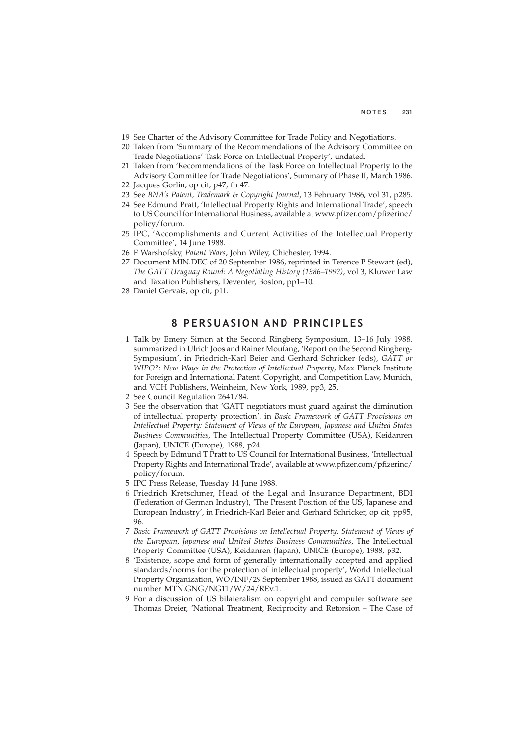19 See Charter of the Advisory Committee for Trade Policy and Negotiations.

20 Taken from 'Summary of the Recommendations of the Advisory Committee on Trade Negotiations' Task Force on Intellectual Property', undated.

21 Taken from 'Recommendations of the Task Force on Intellectual Property to the Advisory Committee for Trade Negotiations', Summary of Phase II, March 1986.

22 Jacques Gorlin, op cit, p47, fn 47.

23 See *BNA's Patent, Trademark & Copyright Journal*, 13 February 1986, vol 31, p285.

24 See Edmund Pratt, 'Intellectual Property Rights and International Trade', speech to US Council for International Business, available at www.pfizer.com/pfizerinc/policy/forum.

25 IPC, 'Accomplishments and Current Activities of the Intellectual Property Committee', 14 June 1988.

26 F Warshofsky, *Patent Wars*, John Wiley, Chichester, 1994.

27 Document MIN.DEC of 20 September 1986, reprinted in Terence P Stewart (ed), *The GATT Uruguay Round: A Negotiating History (1986–1992)*, vol 3, Kluwer Law and Taxation Publishers, Deventer, Boston, pp1–10.

28 Daniel Gervais, op cit, p11.

## 8 PERSUASION AND PRINCIPLES

1 Talk by Emery Simon at the Second Ringberg Symposium, 13–16 July 1988, summarized in Ulrich Joos and Rainer Moufang, 'Report on the Second Ringberg-Symposium', in Friedrich-Karl Beier and Gerhard Schricker (eds), *GATT or WIPO?: New Ways in the Protection of Intellectual Property*, Max Planck Institute for Foreign and International Patent, Copyright, and Competition Law, Munich, and VCH Publishers, Weinheim, New York, 1989, pp3, 25.

2 See Council Regulation 2641/84.

3 See the observation that 'GATT negotiators must guard against the diminution of intellectual property protection', in *Basic Framework of GATT Provisions on Intellectual Property: Statement of Views of the European, Japanese and United States Business Communities*, The Intellectual Property Committee (USA), Keidanren (Japan), UNICE (Europe), 1988, p24.

4 Speech by Edmund T Pratt to US Council for International Business, 'Intellectual Property Rights and International Trade', available at www.pfizer.com/pfizerinc/policy/forum.

5 IPC Press Release, Tuesday 14 June 1988.

6 Friedrich Kretschmer, Head of the Legal and Insurance Department, BDI (Federation of German Industry), 'The Present Position of the US, Japanese and European Industry', in Friedrich-Karl Beier and Gerhard Schricker, op cit, pp95, 96.

7 *Basic Framework of GATT Provisions on Intellectual Property: Statement of Views of the European, Japanese and United States Business Communities*, The Intellectual Property Committee (USA), Keidanren (Japan), UNICE (Europe), 1988, p32.

8 'Existence, scope and form of generally internationally accepted and applied standards/norms for the protection of intellectual property', World Intellectual Property Organization, WO/INF/29 September 1988, issued as GATT document number MTN.GNG/NG11/W/24/REv.1.

9 For a discussion of US bilateralism on copyright and computer software see Thomas Dreier, 'National Treatment, Reciprocity and Retorsion – The Case of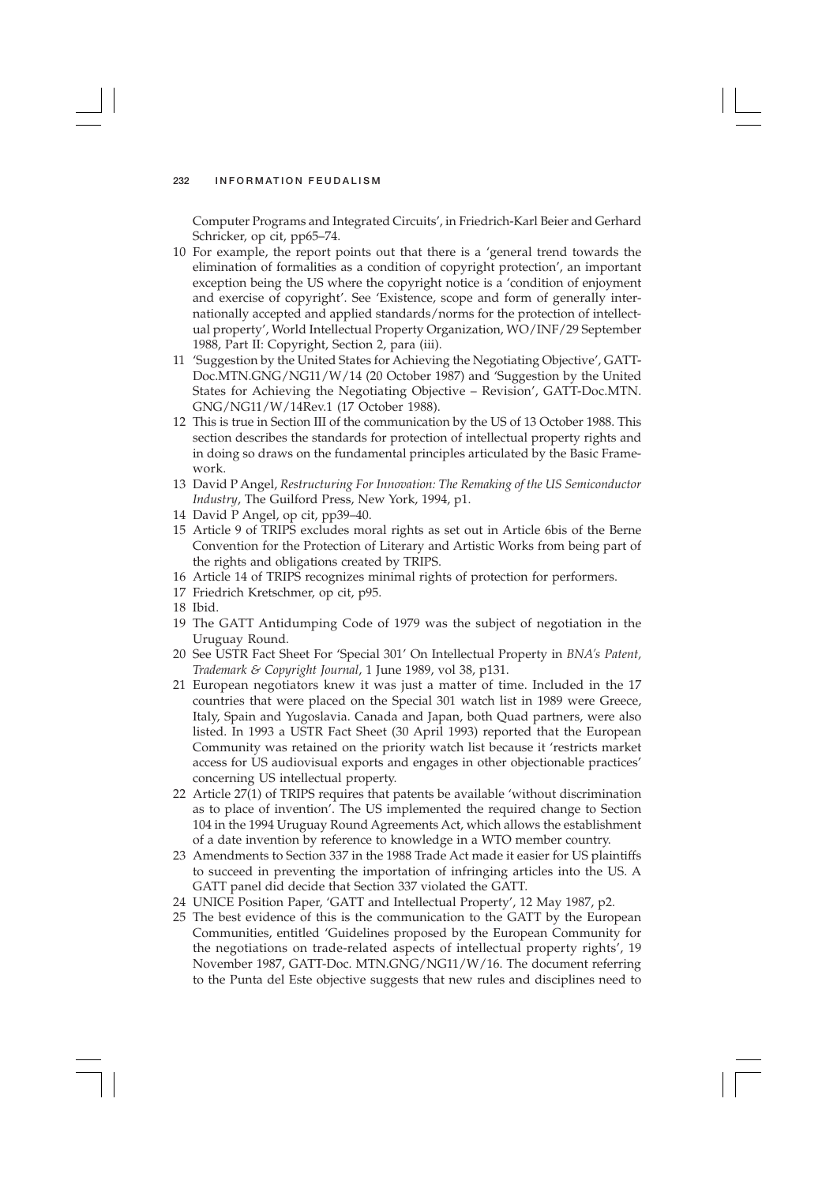Computer Programs and Integrated Circuits', in Friedrich-Karl Beier and Gerhard Schricker, op cit, pp65–74.

10 For example, the report points out that there is a 'general trend towards the elimination of formalities as a condition of copyright protection', an important exception being the US where the copyright notice is a 'condition of enjoyment and exercise of copyright'. See 'Existence, scope and form of generally internationally accepted and applied standards/norms for the protection of intellectual property', World Intellectual Property Organization, WO/INF/29 September 1988, Part II: Copyright, Section 2, para (iii).

11 'Suggestion by the United States for Achieving the Negotiating Objective', GATT-Doc.MTN.GNG/NG11/W/14 (20 October 1987) and 'Suggestion by the United States for Achieving the Negotiating Objective – Revision', GATT-Doc.MTN.GNG/NG11/W/14Rev.1 (17 October 1988).

12 This is true in Section III of the communication by the US of 13 October 1988. This section describes the standards for protection of intellectual property rights and in doing so draws on the fundamental principles articulated by the Basic Framework.

13 David P Angel, *Restructuring For Innovation: The Remaking of the US Semiconductor Industry*, The Guilford Press, New York, 1994, p1.

14 David P Angel, op cit, pp39–40.

15 Article 9 of TRIPS excludes moral rights as set out in Article 6bis of the Berne Convention for the Protection of Literary and Artistic Works from being part of the rights and obligations created by TRIPS.

16 Article 14 of TRIPS recognizes minimal rights of protection for performers.

17 Friedrich Kretschmer, op cit, p95.

18 Ibid.

19 The GATT Antidumping Code of 1979 was the subject of negotiation in the Uruguay Round.

20 See USTR Fact Sheet For 'Special 301' On Intellectual Property in *BNA's Patent, Trademark & Copyright Journal*, 1 June 1989, vol 38, p131.

21 European negotiators knew it was just a matter of time. Included in the 17 countries that were placed on the Special 301 watch list in 1989 were Greece, Italy, Spain and Yugoslavia. Canada and Japan, both Quad partners, were also listed. In 1993 a USTR Fact Sheet (30 April 1993) reported that the European Community was retained on the priority watch list because it 'restricts market access for US audiovisual exports and engages in other objectionable practices' concerning US intellectual property.

22 Article 27(1) of TRIPS requires that patents be available 'without discrimination as to place of invention'. The US implemented the required change to Section 104 in the 1994 Uruguay Round Agreements Act, which allows the establishment of a date invention by reference to knowledge in a WTO member country.

23 Amendments to Section 337 in the 1988 Trade Act made it easier for US plaintiffs to succeed in preventing the importation of infringing articles into the US. A GATT panel did decide that Section 337 violated the GATT.

24 UNICE Position Paper, 'GATT and Intellectual Property', 12 May 1987, p2.

25 The best evidence of this is the communication to the GATT by the European Communities, entitled 'Guidelines proposed by the European Community for the negotiations on trade-related aspects of intellectual property rights', 19 November 1987, GATT-Doc. MTN.GNG/NG11/W/16. The document referring to the Punta del Este objective suggests that new rules and disciplines need to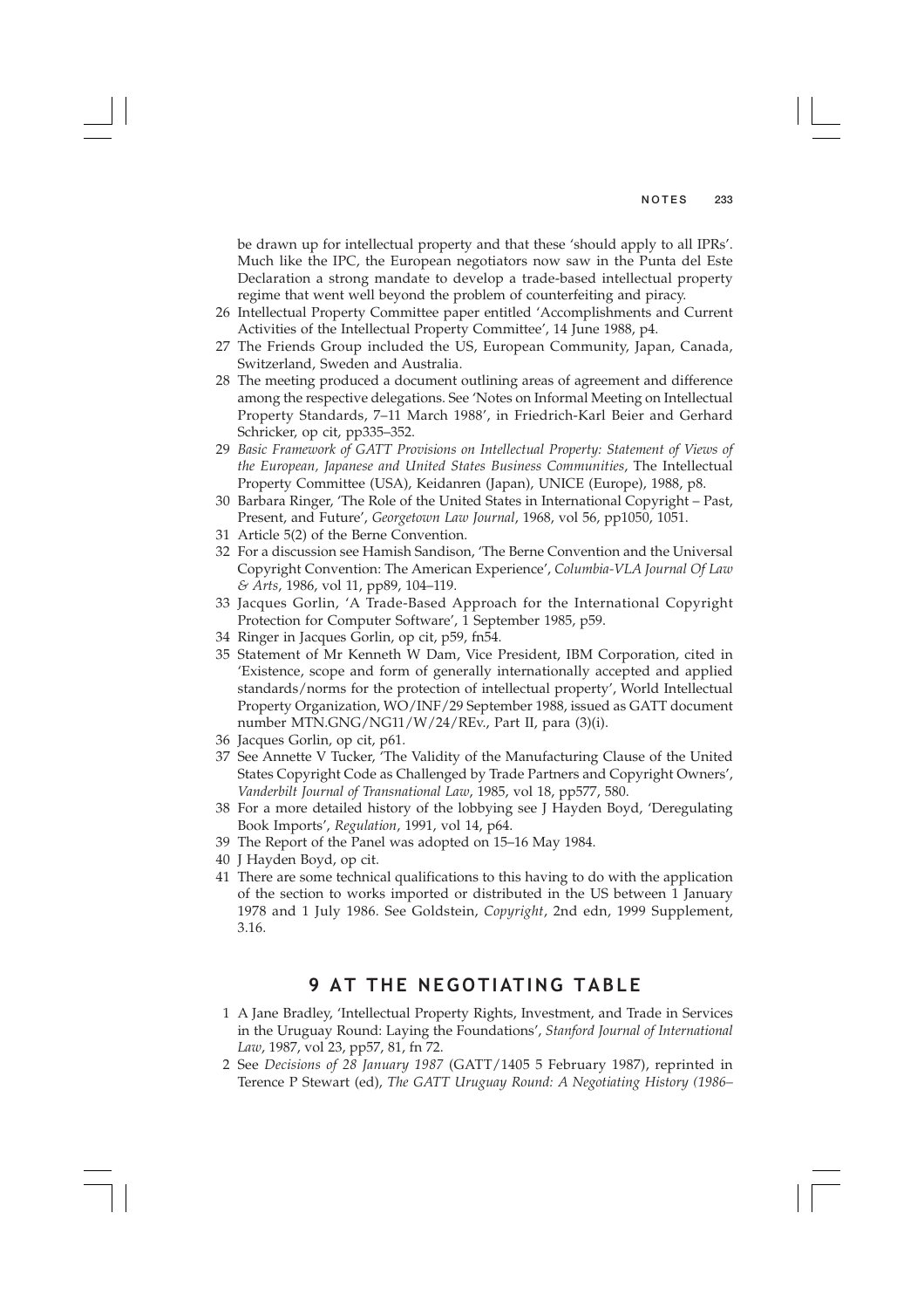be drawn up for intellectual property and that these 'should apply to all IPRs'. Much like the IPC, the European negotiators now saw in the Punta del Este Declaration a strong mandate to develop a trade-based intellectual property regime that went well beyond the problem of counterfeiting and piracy.

26 Intellectual Property Committee paper entitled 'Accomplishments and Current Activities of the Intellectual Property Committee', 14 June 1988, p4.

27 The Friends Group included the US, European Community, Japan, Canada, Switzerland, Sweden and Australia.

28 The meeting produced a document outlining areas of agreement and difference among the respective delegations. See 'Notes on Informal Meeting on Intellectual Property Standards, 7–11 March 1988', in Friedrich-Karl Beier and Gerhard Schricker, op cit, pp335–352.

29 *Basic Framework of GATT Provisions on Intellectual Property: Statement of Views of the European, Japanese and United States Business Communities*, The Intellectual Property Committee (USA), Keidanren (Japan), UNICE (Europe), 1988, p8.

30 Barbara Ringer, 'The Role of the United States in International Copyright – Past, Present, and Future', *Georgetown Law Journal*, 1968, vol 56, pp1050, 1051.

31 Article 5(2) of the Berne Convention.

32 For a discussion see Hamish Sandison, 'The Berne Convention and the Universal Copyright Convention: The American Experience', *Columbia-VLA Journal Of Law & Arts*, 1986, vol 11, pp89, 104–119.

33 Jacques Gorlin, 'A Trade-Based Approach for the International Copyright Protection for Computer Software', 1 September 1985, p59.

34 Ringer in Jacques Gorlin, op cit, p59, fn54.

35 Statement of Mr Kenneth W Dam, Vice President, IBM Corporation, cited in 'Existence, scope and form of generally internationally accepted and applied standards/norms for the protection of intellectual property', World Intellectual Property Organization, WO/INF/29 September 1988, issued as GATT document number MTN.GNG/NG11/W/24/REv., Part II, para (3)(i).

36 Jacques Gorlin, op cit, p61.

37 See Annette V Tucker, 'The Validity of the Manufacturing Clause of the United States Copyright Code as Challenged by Trade Partners and Copyright Owners', *Vanderbilt Journal of Transnational Law*, 1985, vol 18, pp577, 580.

38 For a more detailed history of the lobbying see J Hayden Boyd, 'Deregulating Book Imports', *Regulation*, 1991, vol 14, p64.

39 The Report of the Panel was adopted on 15–16 May 1984.

40 J Hayden Boyd, op cit.

41 There are some technical qualifications to this having to do with the application of the section to works imported or distributed in the US between 1 January 1978 and 1 July 1986. See Goldstein, *Copyright*, 2nd edn, 1999 Supplement, 3.16.

## 9 AT THE NEGOTIATING TABLE

1 A Jane Bradley, 'Intellectual Property Rights, Investment, and Trade in Services in the Uruguay Round: Laying the Foundations', *Stanford Journal of International Law*, 1987, vol 23, pp57, 81, fn 72.

2 See *Decisions of 28 January 1987* (GATT/1405 5 February 1987), reprinted in Terence P Stewart (ed), *The GATT Uruguay Round: A Negotiating History (1986–*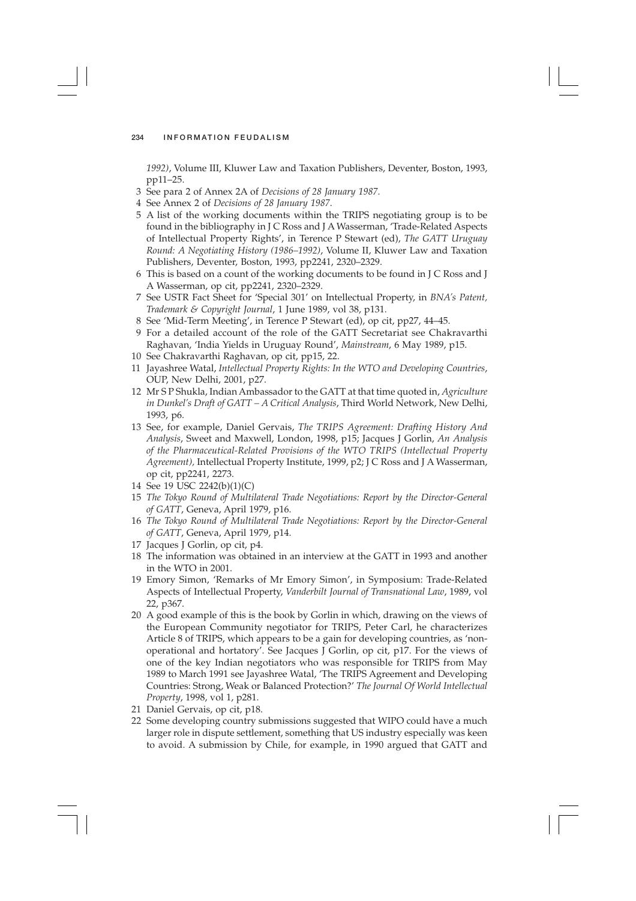*1992)*, Volume III, Kluwer Law and Taxation Publishers, Deventer, Boston, 1993, pp11–25.

3 See para 2 of Annex 2A of *Decisions of 28 January 1987*.

4 See Annex 2 of *Decisions of 28 January 1987*.

5 A list of the working documents within the TRIPS negotiating group is to be found in the bibliography in J C Ross and J A Wasserman, 'Trade-Related Aspects of Intellectual Property Rights', in Terence P Stewart (ed), *The GATT Uruguay Round: A Negotiating History (1986–1992)*, Volume II, Kluwer Law and Taxation Publishers, Deventer, Boston, 1993, pp2241, 2320–2329.

6 This is based on a count of the working documents to be found in J C Ross and J A Wasserman, op cit, pp2241, 2320–2329.

7 See USTR Fact Sheet for 'Special 301' on Intellectual Property, in *BNA's Patent, Trademark & Copyright Journal*, 1 June 1989, vol 38, p131.

8 See 'Mid-Term Meeting', in Terence P Stewart (ed), op cit, pp27, 44–45.

9 For a detailed account of the role of the GATT Secretariat see Chakravarthi Raghavan, 'India Yields in Uruguay Round', *Mainstream*, 6 May 1989, p15.

10 See Chakravarthi Raghavan, op cit, pp15, 22.

11 Jayashree Watal, *Intellectual Property Rights: In the WTO and Developing Countries*, OUP, New Delhi, 2001, p27.

12 Mr S P Shukla, Indian Ambassador to the GATT at that time quoted in, *Agriculture in Dunkel's Draft of GATT – A Critical Analysis*, Third World Network, New Delhi, 1993, p6.

13 See, for example, Daniel Gervais, *The TRIPS Agreement: Drafting History And Analysis*, Sweet and Maxwell, London, 1998, p15; Jacques J Gorlin, *An Analysis of the Pharmaceutical-Related Provisions of the WTO TRIPS (Intellectual Property Agreement)*, Intellectual Property Institute, 1999, p2; J C Ross and J A Wasserman, op cit, pp2241, 2273.

14 See 19 USC 2242(b)(1)(C)

15 *The Tokyo Round of Multilateral Trade Negotiations: Report by the Director-General of GATT*, Geneva, April 1979, p16.

16 *The Tokyo Round of Multilateral Trade Negotiations: Report by the Director-General of GATT*, Geneva, April 1979, p14.

17 Jacques J Gorlin, op cit, p4.

18 The information was obtained in an interview at the GATT in 1993 and another in the WTO in 2001.

19 Emory Simon, 'Remarks of Mr Emory Simon', in Symposium: Trade-Related Aspects of Intellectual Property, *Vanderbilt Journal of Transnational Law*, 1989, vol 22, p367.

20 A good example of this is the book by Gorlin in which, drawing on the views of the European Community negotiator for TRIPS, Peter Carl, he characterizes Article 8 of TRIPS, which appears to be a gain for developing countries, as 'non-operational and hortatory'. See Jacques J Gorlin, op cit, p17. For the views of one of the key Indian negotiators who was responsible for TRIPS from May 1989 to March 1991 see Jayashree Watal, 'The TRIPS Agreement and Developing Countries: Strong, Weak or Balanced Protection?' *The Journal Of World Intellectual Property*, 1998, vol 1, p281.

21 Daniel Gervais, op cit, p18.

22 Some developing country submissions suggested that WIPO could have a much larger role in dispute settlement, something that US industry especially was keen to avoid. A submission by Chile, for example, in 1990 argued that GATT and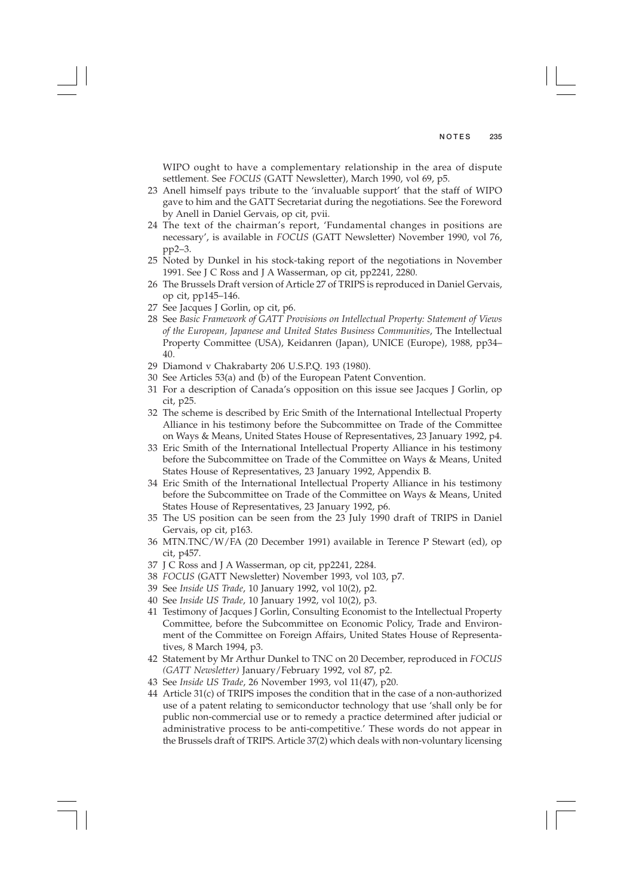WIPO ought to have a complementary relationship in the area of dispute settlement. See *FOCUS* (GATT Newsletter), March 1990, vol 69, p5.

23 Anell himself pays tribute to the 'invaluable support' that the staff of WIPO gave to him and the GATT Secretariat during the negotiations. See the Foreword by Anell in Daniel Gervais, op cit, pvii.

24 The text of the chairman's report, 'Fundamental changes in positions are necessary', is available in *FOCUS* (GATT Newsletter) November 1990, vol 76, pp2–3.

25 Noted by Dunkel in his stock-taking report of the negotiations in November 1991. See J C Ross and J A Wasserman, op cit, pp2241, 2280.

26 The Brussels Draft version of Article 27 of TRIPS is reproduced in Daniel Gervais, op cit, pp145–146.

27 See Jacques J Gorlin, op cit, p6.

28 See *Basic Framework of GATT Provisions on Intellectual Property: Statement of Views of the European, Japanese and United States Business Communities*, The Intellectual Property Committee (USA), Keidanren (Japan), UNICE (Europe), 1988, pp34–40.

29 Diamond v Chakrabarty 206 U.S.P.Q. 193 (1980).

30 See Articles 53(a) and (b) of the European Patent Convention.

31 For a description of Canada's opposition on this issue see Jacques J Gorlin, op cit, p25.

32 The scheme is described by Eric Smith of the International Intellectual Property Alliance in his testimony before the Subcommittee on Trade of the Committee on Ways & Means, United States House of Representatives, 23 January 1992, p4.

33 Eric Smith of the International Intellectual Property Alliance in his testimony before the Subcommittee on Trade of the Committee on Ways & Means, United States House of Representatives, 23 January 1992, Appendix B.

34 Eric Smith of the International Intellectual Property Alliance in his testimony before the Subcommittee on Trade of the Committee on Ways & Means, United States House of Representatives, 23 January 1992, p6.

35 The US position can be seen from the 23 July 1990 draft of TRIPS in Daniel Gervais, op cit, p163.

36 MTN.TNC/W/FA (20 December 1991) available in Terence P Stewart (ed), op cit, p457.

37 J C Ross and J A Wasserman, op cit, pp2241, 2284.

38 *FOCUS* (GATT Newsletter) November 1993, vol 103, p7.

39 See *Inside US Trade*, 10 January 1992, vol 10(2), p2.

40 See *Inside US Trade*, 10 January 1992, vol 10(2), p3.

41 Testimony of Jacques J Gorlin, Consulting Economist to the Intellectual Property Committee, before the Subcommittee on Economic Policy, Trade and Environment of the Committee on Foreign Affairs, United States House of Representatives, 8 March 1994, p3.

42 Statement by Mr Arthur Dunkel to TNC on 20 December, reproduced in *FOCUS (GATT Newsletter)* January/February 1992, vol 87, p2.

43 See *Inside US Trade*, 26 November 1993, vol 11(47), p20.

44 Article 31(c) of TRIPS imposes the condition that in the case of a non-authorized use of a patent relating to semiconductor technology that use 'shall only be for public non-commercial use or to remedy a practice determined after judicial or administrative process to be anti-competitive.' These words do not appear in the Brussels draft of TRIPS. Article 37(2) which deals with non-voluntary licensing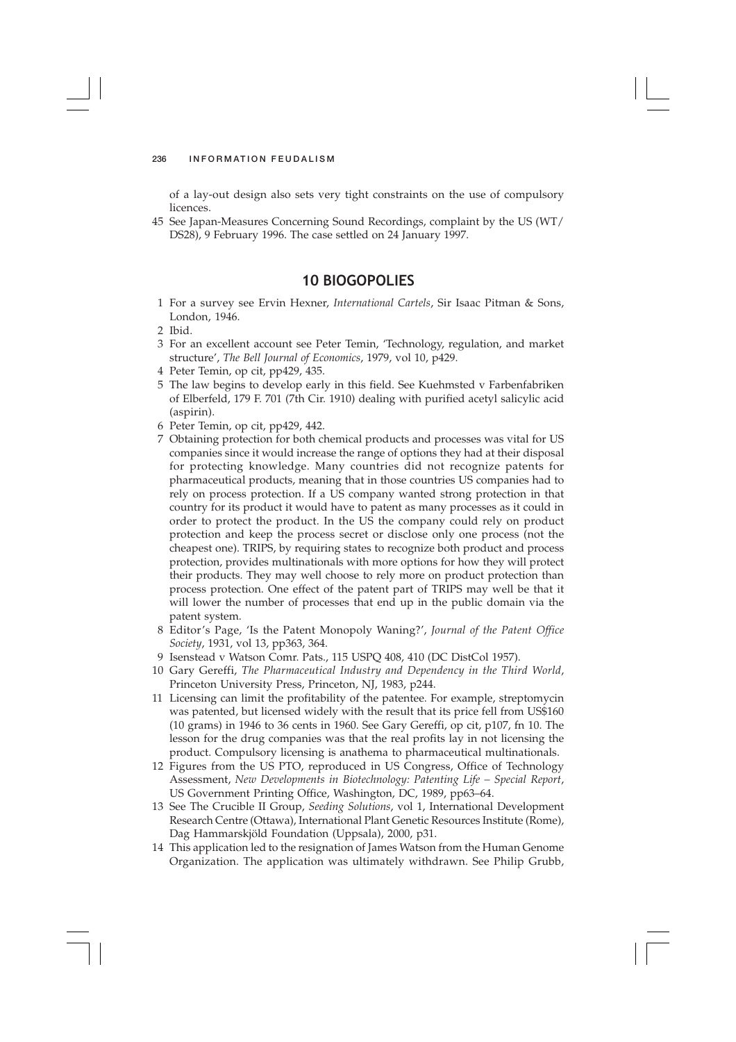of a lay-out design also sets very tight constraints on the use of compulsory licences.

45 See Japan-Measures Concerning Sound Recordings, complaint by the US (WT/DS28), 9 February 1996. The case settled on 24 January 1997.

## 10 BIOGOPOLIES

1 For a survey see Ervin Hexner, *International Cartels*, Sir Isaac Pitman & Sons, London, 1946.

2 Ibid.

3 For an excellent account see Peter Temin, 'Technology, regulation, and market structure', *The Bell Journal of Economics*, 1979, vol 10, p429.

4 Peter Temin, op cit, pp429, 435.

5 The law begins to develop early in this field. See Kuehmsted v Farbenfabriken of Elberfeld, 179 F. 701 (7th Cir. 1910) dealing with purified acetyl salicylic acid (aspirin).

6 Peter Temin, op cit, pp429, 442.

7 Obtaining protection for both chemical products and processes was vital for US companies since it would increase the range of options they had at their disposal for protecting knowledge. Many countries did not recognize patents for pharmaceutical products, meaning that in those countries US companies had to rely on process protection. If a US company wanted strong protection in that country for its product it would have to patent as many processes as it could in order to protect the product. In the US the company could rely on product protection and keep the process secret or disclose only one process (not the cheapest one). TRIPS, by requiring states to recognize both product and process protection, provides multinationals with more options for how they will protect their products. They may well choose to rely more on product protection than process protection. One effect of the patent part of TRIPS may well be that it will lower the number of processes that end up in the public domain via the patent system.

8 Editor's Page, 'Is the Patent Monopoly Waning?', *Journal of the Patent Office Society*, 1931, vol 13, pp363, 364.

9 Isenstead v Watson Comr. Pats., 115 USPQ 408, 410 (DC DistCol 1957).

10 Gary Gereffi, *The Pharmaceutical Industry and Dependency in the Third World*, Princeton University Press, Princeton, NJ, 1983, p244.

11 Licensing can limit the profitability of the patentee. For example, streptomycin was patented, but licensed widely with the result that its price fell from US$160 (10 grams) in 1946 to 36 cents in 1960. See Gary Gereffi, op cit, p107, fn 10. The lesson for the drug companies was that the real profits lay in not licensing the product. Compulsory licensing is anathema to pharmaceutical multinationals.

12 Figures from the US PTO, reproduced in US Congress, Office of Technology Assessment, *New Developments in Biotechnology: Patenting Life – Special Report*, US Government Printing Office, Washington, DC, 1989, pp63–64.

13 See The Crucible II Group, *Seeding Solutions*, vol 1, International Development Research Centre (Ottawa), International Plant Genetic Resources Institute (Rome), Dag Hammarskjöld Foundation (Uppsala), 2000, p31.

14 This application led to the resignation of James Watson from the Human Genome Organization. The application was ultimately withdrawn. See Philip Grubb,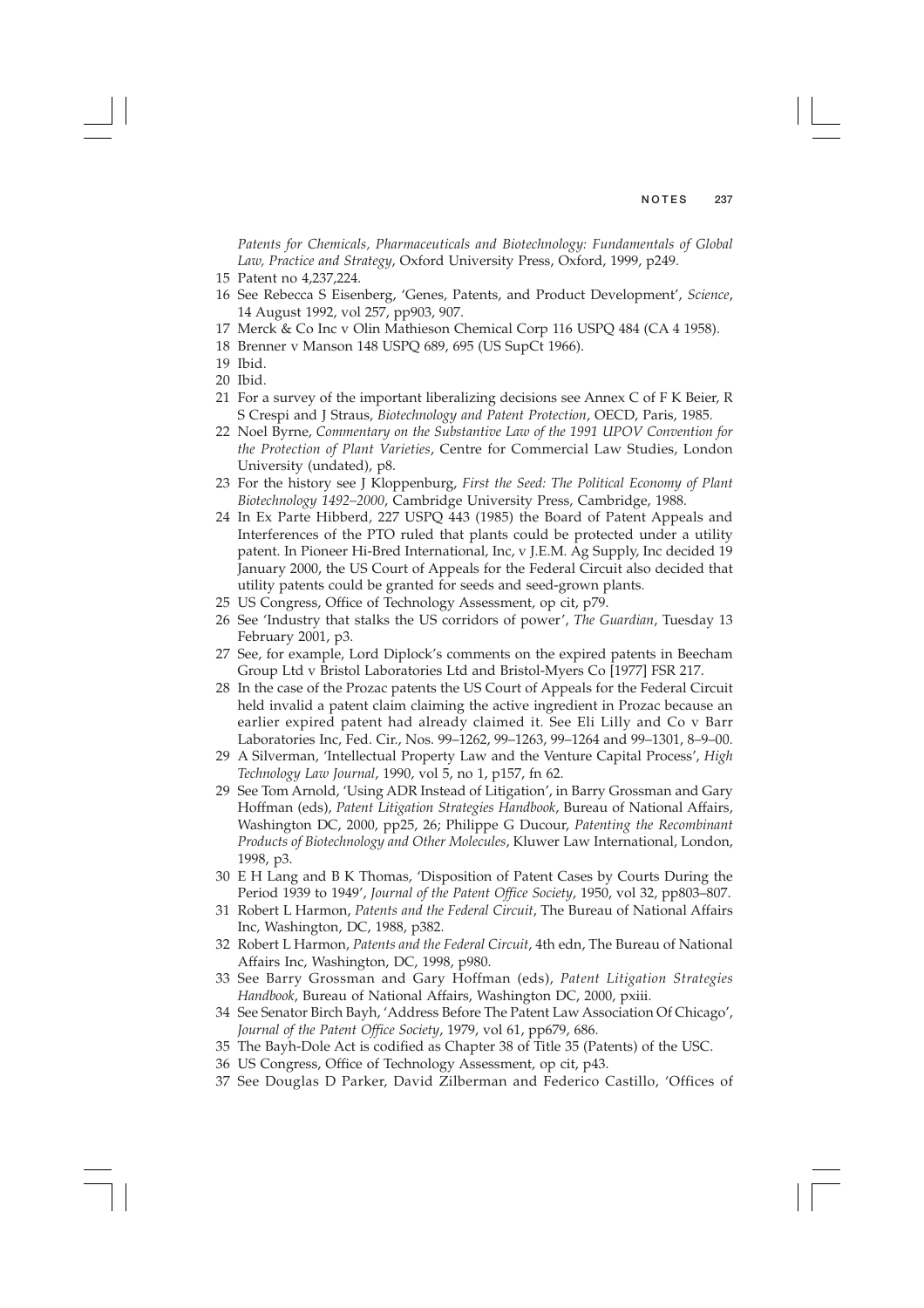*Patents for Chemicals, Pharmaceuticals and Biotechnology: Fundamentals of Global Law, Practice and Strategy*, Oxford University Press, Oxford, 1999, p249.

15 Patent no 4,237,224.

16 See Rebecca S Eisenberg, 'Genes, Patents, and Product Development', *Science*, 14 August 1992, vol 257, pp903, 907.

17 Merck & Co Inc v Olin Mathieson Chemical Corp 116 USPQ 484 (CA 4 1958).

18 Brenner v Manson 148 USPQ 689, 695 (US SupCt 1966).

19 Ibid.

20 Ibid.

21 For a survey of the important liberalizing decisions see Annex C of F K Beier, R S Crespi and J Straus, *Biotechnology and Patent Protection*, OECD, Paris, 1985.

22 Noel Byrne, *Commentary on the Substantive Law of the 1991 UPOV Convention for the Protection of Plant Varieties*, Centre for Commercial Law Studies, London University (undated), p8.

23 For the history see J Kloppenburg, *First the Seed: The Political Economy of Plant Biotechnology 1492–2000*, Cambridge University Press, Cambridge, 1988.

24 In Ex Parte Hibberd, 227 USPQ 443 (1985) the Board of Patent Appeals and Interferences of the PTO ruled that plants could be protected under a utility patent. In Pioneer Hi-Bred International, Inc, v J.E.M. Ag Supply, Inc decided 19 January 2000, the US Court of Appeals for the Federal Circuit also decided that utility patents could be granted for seeds and seed-grown plants.

25 US Congress, Office of Technology Assessment, op cit, p79.

26 See 'Industry that stalks the US corridors of power', *The Guardian*, Tuesday 13 February 2001, p3.

27 See, for example, Lord Diplock's comments on the expired patents in Beecham Group Ltd v Bristol Laboratories Ltd and Bristol-Myers Co [1977] FSR 217.

28 In the case of the Prozac patents the US Court of Appeals for the Federal Circuit held invalid a patent claim claiming the active ingredient in Prozac because an earlier expired patent had already claimed it. See Eli Lilly and Co v Barr Laboratories Inc, Fed. Cir., Nos. 99–1262, 99–1263, 99–1264 and 99–1301, 8–9–00.

29 A Silverman, 'Intellectual Property Law and the Venture Capital Process', *High Technology Law Journal*, 1990, vol 5, no 1, p157, fn 62.

29 See Tom Arnold, 'Using ADR Instead of Litigation', in Barry Grossman and Gary Hoffman (eds), *Patent Litigation Strategies Handbook*, Bureau of National Affairs, Washington DC, 2000, pp25, 26; Philippe G Ducour, *Patenting the Recombinant Products of Biotechnology and Other Molecules*, Kluwer Law International, London, 1998, p3.

30 E H Lang and B K Thomas, 'Disposition of Patent Cases by Courts During the Period 1939 to 1949', *Journal of the Patent Office Society*, 1950, vol 32, pp803–807.

31 Robert L Harmon, *Patents and the Federal Circuit*, The Bureau of National Affairs Inc, Washington, DC, 1988, p382.

32 Robert L Harmon, *Patents and the Federal Circuit*, 4th edn, The Bureau of National Affairs Inc, Washington, DC, 1998, p980.

33 See Barry Grossman and Gary Hoffman (eds), *Patent Litigation Strategies Handbook*, Bureau of National Affairs, Washington DC, 2000, pxiii.

34 See Senator Birch Bayh, 'Address Before The Patent Law Association Of Chicago', *Journal of the Patent Office Society*, 1979, vol 61, pp679, 686.

35 The Bayh-Dole Act is codified as Chapter 38 of Title 35 (Patents) of the USC.

36 US Congress, Office of Technology Assessment, op cit, p43.

37 See Douglas D Parker, David Zilberman and Federico Castillo, 'Offices of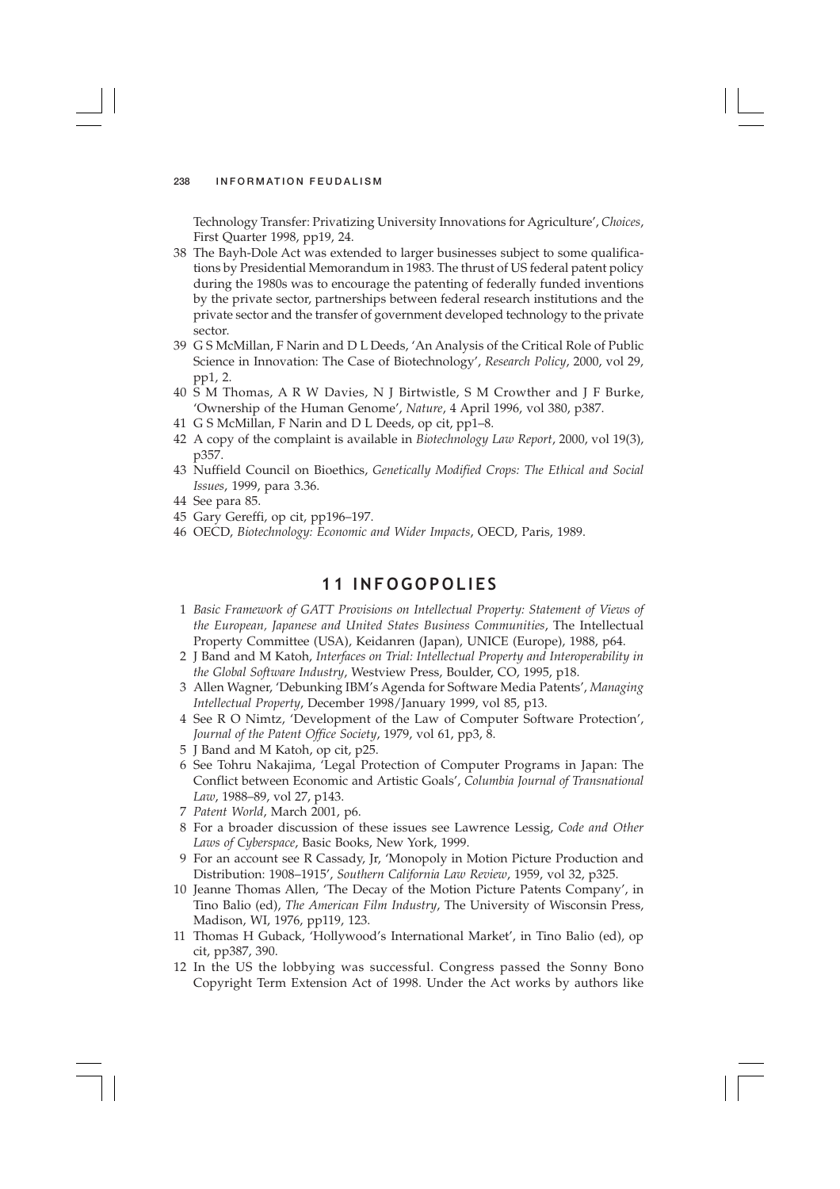Technology Transfer: Privatizing University Innovations for Agriculture', *Choices*, First Quarter 1998, pp19, 24.

38 The Bayh-Dole Act was extended to larger businesses subject to some qualifications by Presidential Memorandum in 1983. The thrust of US federal patent policy during the 1980s was to encourage the patenting of federally funded inventions by the private sector, partnerships between federal research institutions and the private sector and the transfer of government developed technology to the private sector.

39 G S McMillan, F Narin and D L Deeds, 'An Analysis of the Critical Role of Public Science in Innovation: The Case of Biotechnology', *Research Policy*, 2000, vol 29, pp1, 2.

40 S M Thomas, A R W Davies, N J Birtwistle, S M Crowther and J F Burke, 'Ownership of the Human Genome', *Nature*, 4 April 1996, vol 380, p387.

41 G S McMillan, F Narin and D L Deeds, op cit, pp1–8.

42 A copy of the complaint is available in *Biotechnology Law Report*, 2000, vol 19(3), p357.

43 Nuffield Council on Bioethics, *Genetically Modified Crops: The Ethical and Social Issues*, 1999, para 3.36.

44 See para 85.

45 Gary Gereffi, op cit, pp196–197.

46 OECD, *Biotechnology: Economic and Wider Impacts*, OECD, Paris, 1989.

## 11 INFOGOPOLIES

1 *Basic Framework of GATT Provisions on Intellectual Property: Statement of Views of the European, Japanese and United States Business Communities*, The Intellectual Property Committee (USA), Keidanren (Japan), UNICE (Europe), 1988, p64.

2 J Band and M Katoh, *Interfaces on Trial: Intellectual Property and Interoperability in the Global Software Industry*, Westview Press, Boulder, CO, 1995, p18.

3 Allen Wagner, 'Debunking IBM's Agenda for Software Media Patents', *Managing Intellectual Property*, December 1998/January 1999, vol 85, p13.

4 See R O Nimtz, 'Development of the Law of Computer Software Protection', *Journal of the Patent Office Society*, 1979, vol 61, pp3, 8.

5 J Band and M Katoh, op cit, p25.

6 See Tohru Nakajima, 'Legal Protection of Computer Programs in Japan: The Conflict between Economic and Artistic Goals', *Columbia Journal of Transnational Law*, 1988–89, vol 27, p143.

7 *Patent World*, March 2001, p6.

8 For a broader discussion of these issues see Lawrence Lessig, *Code and Other Laws of Cyberspace*, Basic Books, New York, 1999.

9 For an account see R Cassady, Jr, 'Monopoly in Motion Picture Production and Distribution: 1908–1915', *Southern California Law Review*, 1959, vol 32, p325.

10 Jeanne Thomas Allen, 'The Decay of the Motion Picture Patents Company', in Tino Balio (ed), *The American Film Industry*, The University of Wisconsin Press, Madison, WI, 1976, pp119, 123.

11 Thomas H Guback, 'Hollywood's International Market', in Tino Balio (ed), op cit, pp387, 390.

12 In the US the lobbying was successful. Congress passed the Sonny Bono Copyright Term Extension Act of 1998. Under the Act works by authors like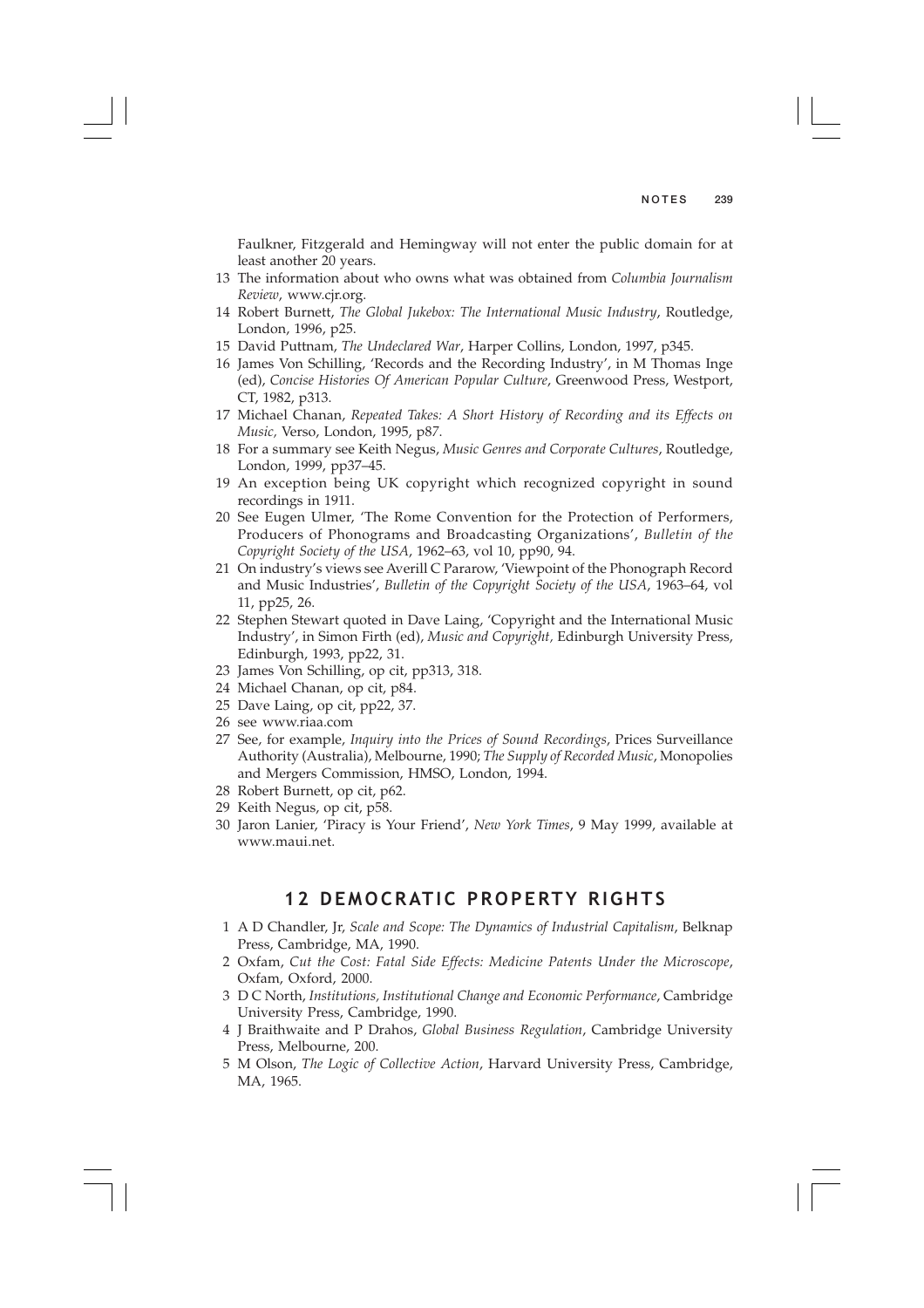Faulkner, Fitzgerald and Hemingway will not enter the public domain for at least another 20 years.

13 The information about who owns what was obtained from *Columbia Journalism Review*, www.cjr.org.
14 Robert Burnett, *The Global Jukebox: The International Music Industry*, Routledge, London, 1996, p25.
15 David Puttnam, *The Undeclared War*, Harper Collins, London, 1997, p345.
16 James Von Schilling, 'Records and the Recording Industry', in M Thomas Inge (ed), *Concise Histories Of American Popular Culture*, Greenwood Press, Westport, CT, 1982, p313.
17 Michael Chanan, *Repeated Takes: A Short History of Recording and its Effects on Music,* Verso, London, 1995, p87.
18 For a summary see Keith Negus, *Music Genres and Corporate Cultures*, Routledge, London, 1999, pp37–45.
19 An exception being UK copyright which recognized copyright in sound recordings in 1911.
20 See Eugen Ulmer, 'The Rome Convention for the Protection of Performers, Producers of Phonograms and Broadcasting Organizations', *Bulletin of the Copyright Society of the USA*, 1962–63, vol 10, pp90, 94.
21 On industry's views see Averill C Pararow, 'Viewpoint of the Phonograph Record and Music Industries', *Bulletin of the Copyright Society of the USA*, 1963–64, vol 11, pp25, 26.
22 Stephen Stewart quoted in Dave Laing, 'Copyright and the International Music Industry', in Simon Firth (ed), *Music and Copyright,* Edinburgh University Press, Edinburgh, 1993, pp22, 31.
23 James Von Schilling, op cit, pp313, 318.
24 Michael Chanan, op cit, p84.
25 Dave Laing, op cit, pp22, 37.
26 see www.riaa.com
27 See, for example, *Inquiry into the Prices of Sound Recordings*, Prices Surveillance Authority (Australia), Melbourne, 1990; *The Supply of Recorded Music*, Monopolies and Mergers Commission, HMSO, London, 1994.
28 Robert Burnett, op cit, p62.
29 Keith Negus, op cit, p58.
30 Jaron Lanier, 'Piracy is Your Friend', *New York Times*, 9 May 1999, available at www.maui.net.

## 12 DEMOCRATIC PROPERTY RIGHTS

1 A D Chandler, Jr, *Scale and Scope: The Dynamics of Industrial Capitalism*, Belknap Press, Cambridge, MA, 1990.
2 Oxfam, *Cut the Cost: Fatal Side Effects: Medicine Patents Under the Microscope*, Oxfam, Oxford, 2000.
3 D C North, *Institutions, Institutional Change and Economic Performance*, Cambridge University Press, Cambridge, 1990.
4 J Braithwaite and P Drahos, *Global Business Regulation*, Cambridge University Press, Melbourne, 200.
5 M Olson, *The Logic of Collective Action*, Harvard University Press, Cambridge, MA, 1965.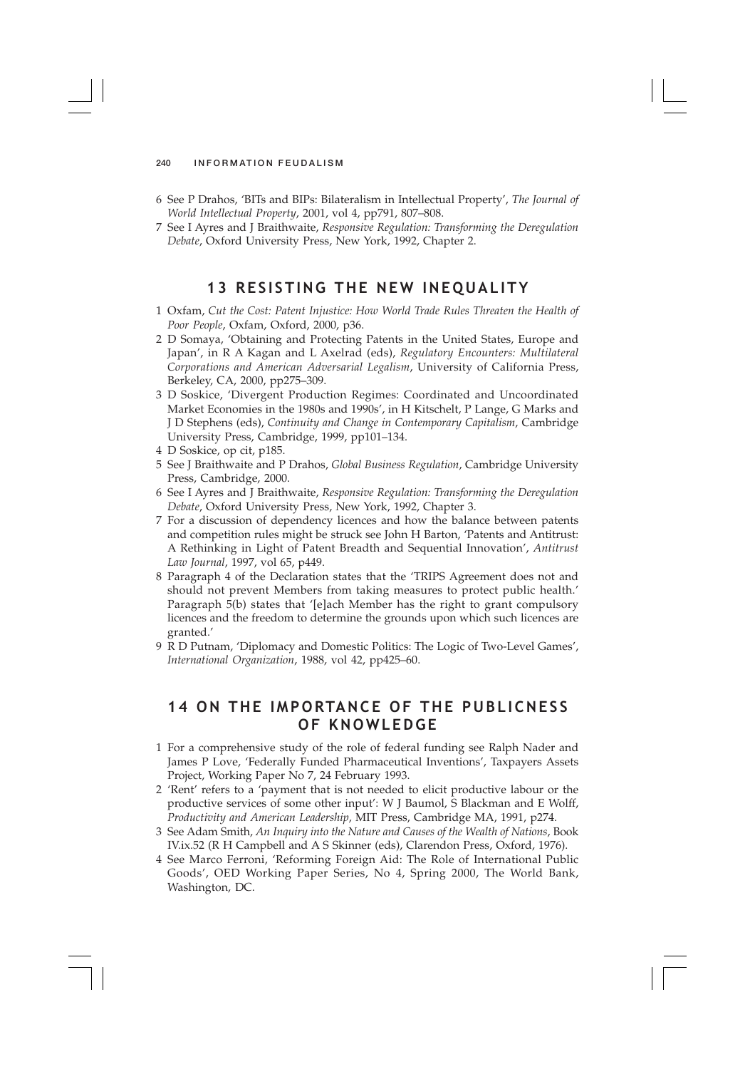6 See P Drahos, 'BITs and BIPs: Bilateralism in Intellectual Property', *The Journal of World Intellectual Property*, 2001, vol 4, pp791, 807–808.

7 See I Ayres and J Braithwaite, *Responsive Regulation: Transforming the Deregulation Debate*, Oxford University Press, New York, 1992, Chapter 2.

## 13 RESISTING THE NEW INEQUALITY

1 Oxfam, *Cut the Cost: Patent Injustice: How World Trade Rules Threaten the Health of Poor People*, Oxfam, Oxford, 2000, p36.

2 D Somaya, 'Obtaining and Protecting Patents in the United States, Europe and Japan', in R A Kagan and L Axelrad (eds), *Regulatory Encounters: Multilateral Corporations and American Adversarial Legalism*, University of California Press, Berkeley, CA, 2000, pp275–309.

3 D Soskice, 'Divergent Production Regimes: Coordinated and Uncoordinated Market Economies in the 1980s and 1990s', in H Kitschelt, P Lange, G Marks and J D Stephens (eds), *Continuity and Change in Contemporary Capitalism*, Cambridge University Press, Cambridge, 1999, pp101–134.

4 D Soskice, op cit, p185.

5 See J Braithwaite and P Drahos, *Global Business Regulation*, Cambridge University Press, Cambridge, 2000.

6 See I Ayres and J Braithwaite, *Responsive Regulation: Transforming the Deregulation Debate*, Oxford University Press, New York, 1992, Chapter 3.

7 For a discussion of dependency licences and how the balance between patents and competition rules might be struck see John H Barton, 'Patents and Antitrust: A Rethinking in Light of Patent Breadth and Sequential Innovation', *Antitrust Law Journal*, 1997, vol 65, p449.

8 Paragraph 4 of the Declaration states that the 'TRIPS Agreement does not and should not prevent Members from taking measures to protect public health.' Paragraph 5(b) states that '[e]ach Member has the right to grant compulsory licences and the freedom to determine the grounds upon which such licences are granted.'

9 R D Putnam, 'Diplomacy and Domestic Politics: The Logic of Two-Level Games', *International Organization*, 1988, vol 42, pp425–60.

## 14 ON THE IMPORTANCE OF THE PUBLICNESS OF KNOWLEDGE

1 For a comprehensive study of the role of federal funding see Ralph Nader and James P Love, 'Federally Funded Pharmaceutical Inventions', Taxpayers Assets Project, Working Paper No 7, 24 February 1993.

2 'Rent' refers to a 'payment that is not needed to elicit productive labour or the productive services of some other input': W J Baumol, S Blackman and E Wolff, *Productivity and American Leadership*, MIT Press, Cambridge MA, 1991, p274.

3 See Adam Smith, *An Inquiry into the Nature and Causes of the Wealth of Nations*, Book IV.ix.52 (R H Campbell and A S Skinner (eds), Clarendon Press, Oxford, 1976).

4 See Marco Ferroni, 'Reforming Foreign Aid: The Role of International Public Goods', OED Working Paper Series, No 4, Spring 2000, The World Bank, Washington, DC.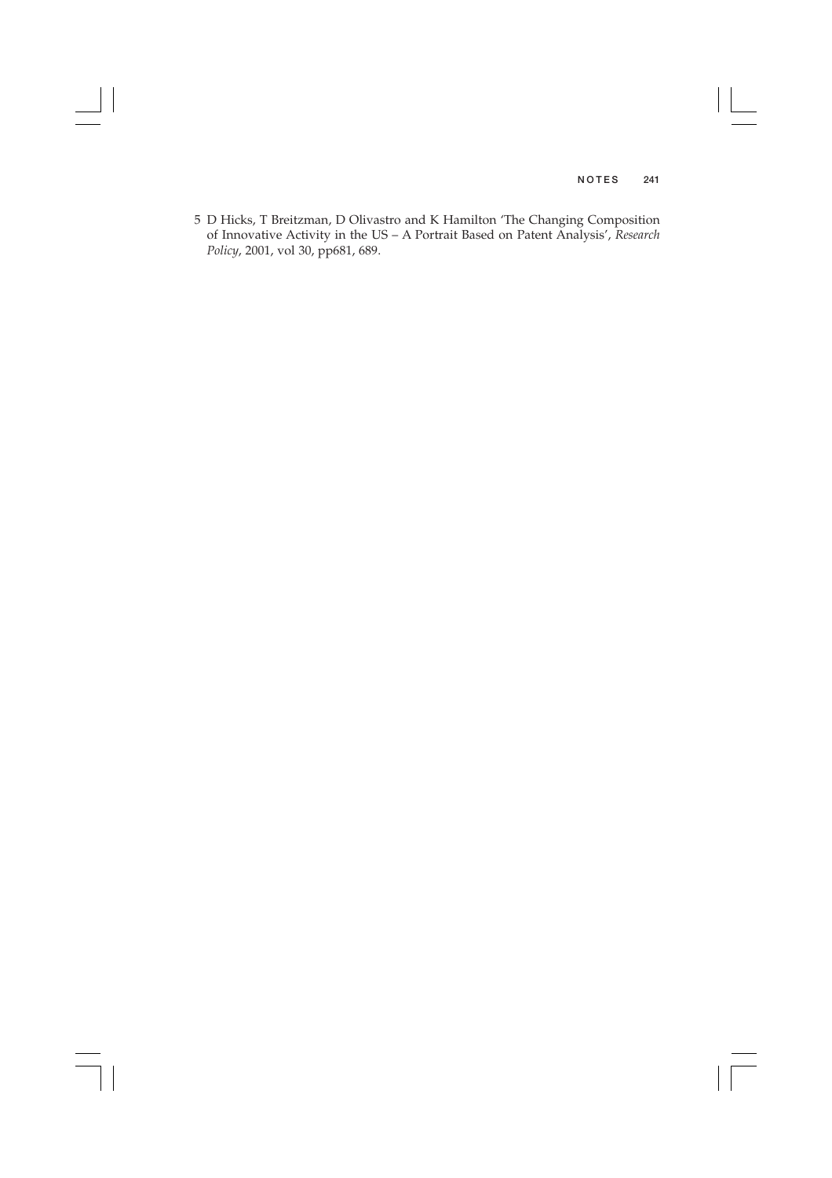5 D Hicks, T Breitzman, D Olivastro and K Hamilton 'The Changing Composition of Innovative Activity in the US – A Portrait Based on Patent Analysis', *Research Policy*, 2001, vol 30, pp681, 689.